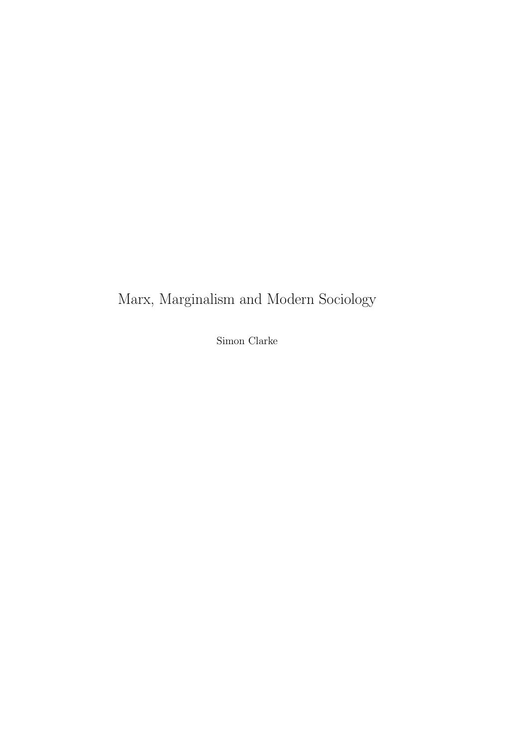# Marx, Marginalism and Modern Sociology

Simon Clarke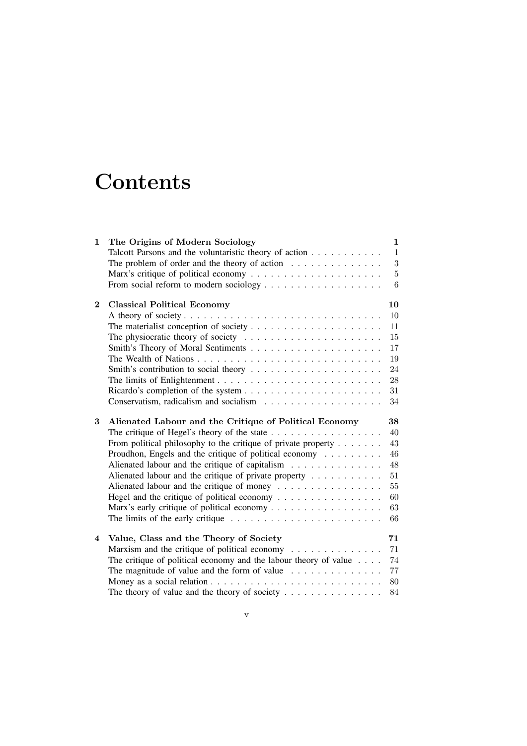# Contents

**1 The Origins of Modern Sociology** — **1**

- Talcott Parsons and the voluntaristic theory of action — 1
- The problem of order and the theory of action — 3
- Marx's critique of political economy — 5
- From social reform to modern sociology — 6

**2 Classical Political Economy** — **10**

- A theory of society — 10
- The materialist conception of society — 11
- The physiocratic theory of society — 15
- Smith's Theory of Moral Sentiments — 17
- The Wealth of Nations — 19
- Smith's contribution to social theory — 24
- The limits of Enlightenment — 28
- Ricardo's completion of the system — 31
- Conservatism, radicalism and socialism — 34

**3 Alienated Labour and the Critique of Political Economy** — **38**

- The critique of Hegel's theory of the state — 40
- From political philosophy to the critique of private property — 43
- Proudhon, Engels and the critique of political economy — 46
- Alienated labour and the critique of capitalism — 48
- Alienated labour and the critique of private property — 51
- Alienated labour and the critique of money — 55
- Hegel and the critique of political economy — 60
- Marx's early critique of political economy — 63
- The limits of the early critique — 66

**4 Value, Class and the Theory of Society** — **71**

- Marxism and the critique of political economy — 71
- The critique of political economy and the labour theory of value — 74
- The magnitude of value and the form of value — 77
- Money as a social relation — 80
- The theory of value and the theory of society — 84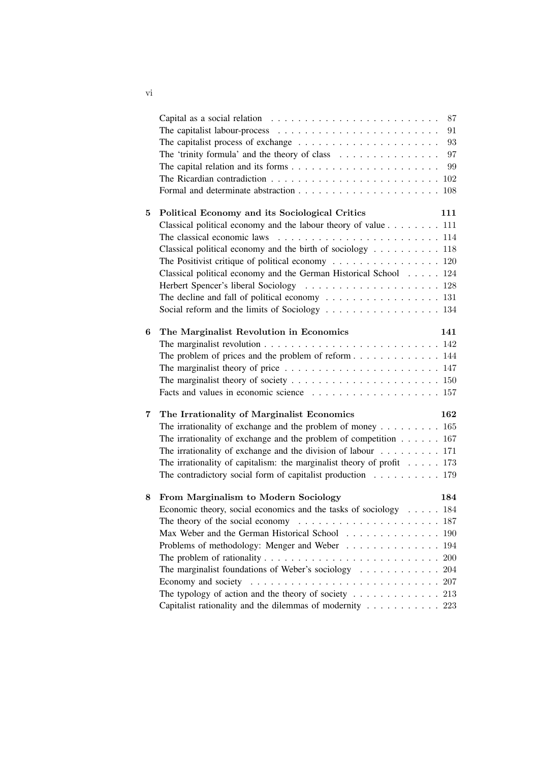Capital as a social relation 87
The capitalist labour-process 91
The capitalist process of exchange 93
The 'trinity formula' and the theory of class 97
The capital relation and its forms 99
The Ricardian contradiction 102
Formal and determinate abstraction 108

**5 Political Economy and its Sociological Critics 111**

Classical political economy and the labour theory of value 111
The classical economic laws 114
Classical political economy and the birth of sociology 118
The Positivist critique of political economy 120
Classical political economy and the German Historical School 124
Herbert Spencer's liberal Sociology 128
The decline and fall of political economy 131
Social reform and the limits of Sociology 134

**6 The Marginalist Revolution in Economics 141**

The marginalist revolution 142
The problem of prices and the problem of reform 144
The marginalist theory of price 147
The marginalist theory of society 150
Facts and values in economic science 157

**7 The Irrationality of Marginalist Economics 162**

The irrationality of exchange and the problem of money 165
The irrationality of exchange and the problem of competition 167
The irrationality of exchange and the division of labour 171
The irrationality of capitalism: the marginalist theory of profit 173
The contradictory social form of capitalist production 179

**8 From Marginalism to Modern Sociology 184**

Economic theory, social economics and the tasks of sociology 184
The theory of the social economy 187
Max Weber and the German Historical School 190
Problems of methodology: Menger and Weber 194
The problem of rationality 200
The marginalist foundations of Weber's sociology 204
Economy and society 207
The typology of action and the theory of society 213
Capitalist rationality and the dilemmas of modernity 223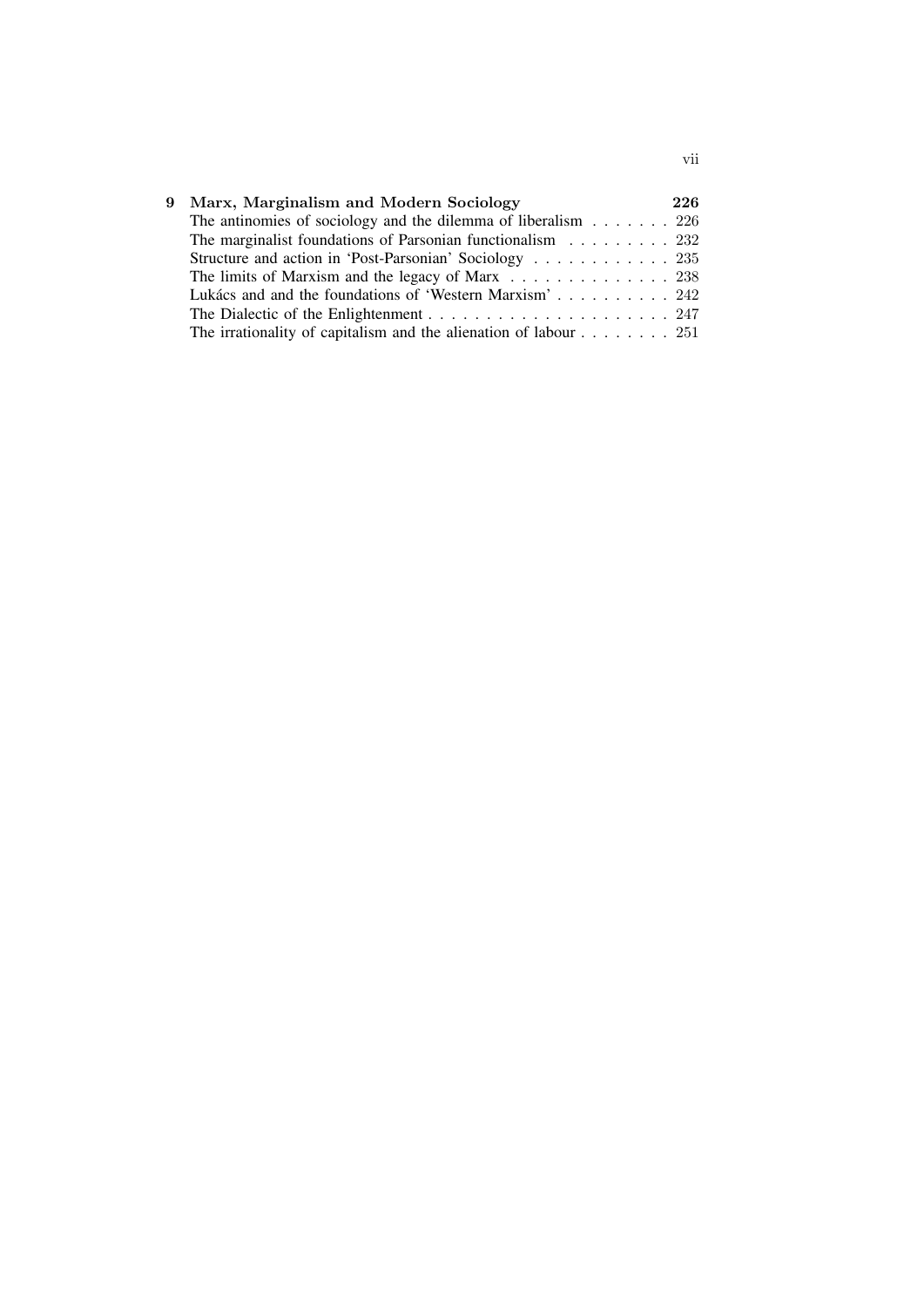**9 Marx, Marginalism and Modern Sociology** **226**

The antinomies of sociology and the dilemma of liberalism . . . . . . . 226
The marginalist foundations of Parsonian functionalism . . . . . . . . . 232
Structure and action in 'Post-Parsonian' Sociology . . . . . . . . . . . . 235
The limits of Marxism and the legacy of Marx . . . . . . . . . . . . . . 238
Lukács and and the foundations of 'Western Marxism' . . . . . . . . . . 242
The Dialectic of the Enlightenment . . . . . . . . . . . . . . . . . . . . . . 247
The irrationality of capitalism and the alienation of labour . . . . . . . . 251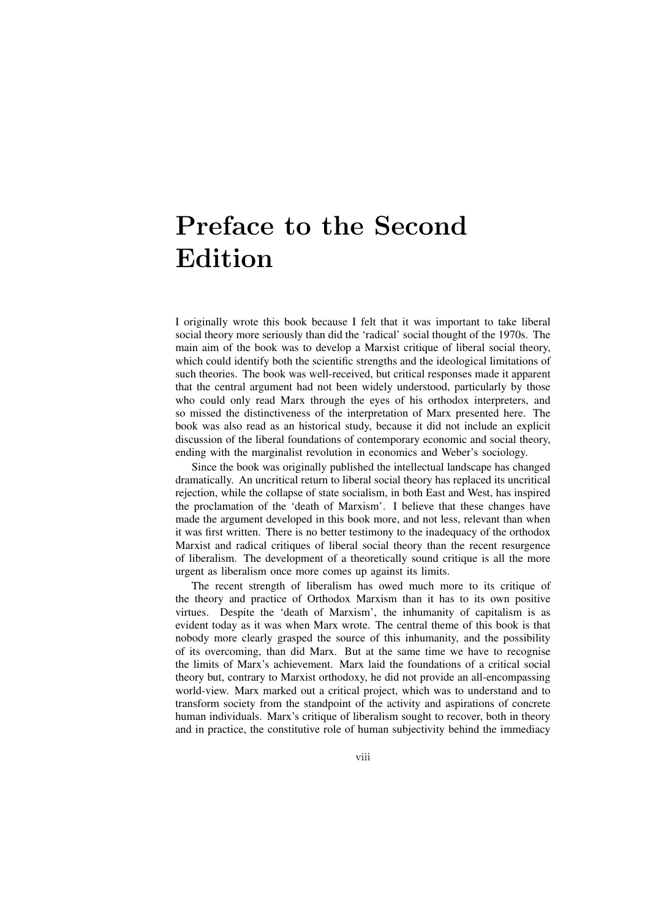# Preface to the Second Edition

I originally wrote this book because I felt that it was important to take liberal social theory more seriously than did the 'radical' social thought of the 1970s. The main aim of the book was to develop a Marxist critique of liberal social theory, which could identify both the scientific strengths and the ideological limitations of such theories. The book was well-received, but critical responses made it apparent that the central argument had not been widely understood, particularly by those who could only read Marx through the eyes of his orthodox interpreters, and so missed the distinctiveness of the interpretation of Marx presented here. The book was also read as an historical study, because it did not include an explicit discussion of the liberal foundations of contemporary economic and social theory, ending with the marginalist revolution in economics and Weber's sociology.

Since the book was originally published the intellectual landscape has changed dramatically. An uncritical return to liberal social theory has replaced its uncritical rejection, while the collapse of state socialism, in both East and West, has inspired the proclamation of the 'death of Marxism'. I believe that these changes have made the argument developed in this book more, and not less, relevant than when it was first written. There is no better testimony to the inadequacy of the orthodox Marxist and radical critiques of liberal social theory than the recent resurgence of liberalism. The development of a theoretically sound critique is all the more urgent as liberalism once more comes up against its limits.

The recent strength of liberalism has owed much more to its critique of the theory and practice of Orthodox Marxism than it has to its own positive virtues. Despite the 'death of Marxism', the inhumanity of capitalism is as evident today as it was when Marx wrote. The central theme of this book is that nobody more clearly grasped the source of this inhumanity, and the possibility of its overcoming, than did Marx. But at the same time we have to recognise the limits of Marx's achievement. Marx laid the foundations of a critical social theory but, contrary to Marxist orthodoxy, he did not provide an all-encompassing world-view. Marx marked out a critical project, which was to understand and to transform society from the standpoint of the activity and aspirations of concrete human individuals. Marx's critique of liberalism sought to recover, both in theory and in practice, the constitutive role of human subjectivity behind the immediacy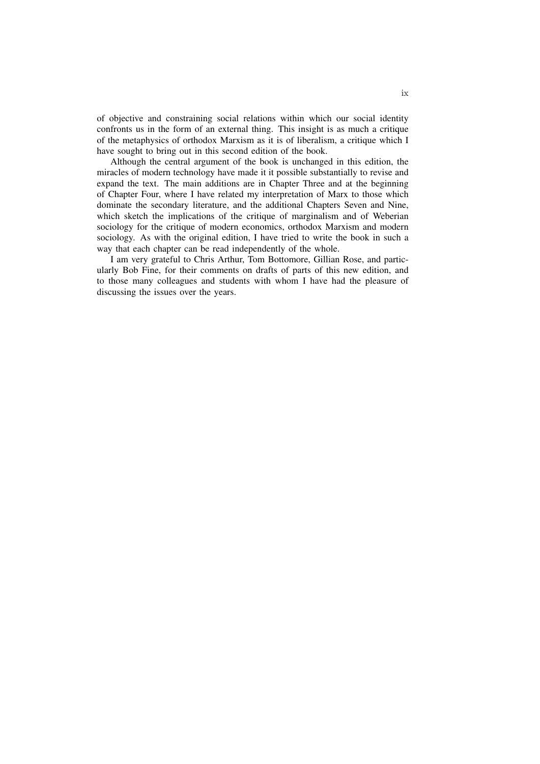of objective and constraining social relations within which our social identity confronts us in the form of an external thing. This insight is as much a critique of the metaphysics of orthodox Marxism as it is of liberalism, a critique which I have sought to bring out in this second edition of the book.

Although the central argument of the book is unchanged in this edition, the miracles of modern technology have made it it possible substantially to revise and expand the text. The main additions are in Chapter Three and at the beginning of Chapter Four, where I have related my interpretation of Marx to those which dominate the secondary literature, and the additional Chapters Seven and Nine, which sketch the implications of the critique of marginalism and of Weberian sociology for the critique of modern economics, orthodox Marxism and modern sociology. As with the original edition, I have tried to write the book in such a way that each chapter can be read independently of the whole.

I am very grateful to Chris Arthur, Tom Bottomore, Gillian Rose, and particularly Bob Fine, for their comments on drafts of parts of this new edition, and to those many colleagues and students with whom I have had the pleasure of discussing the issues over the years.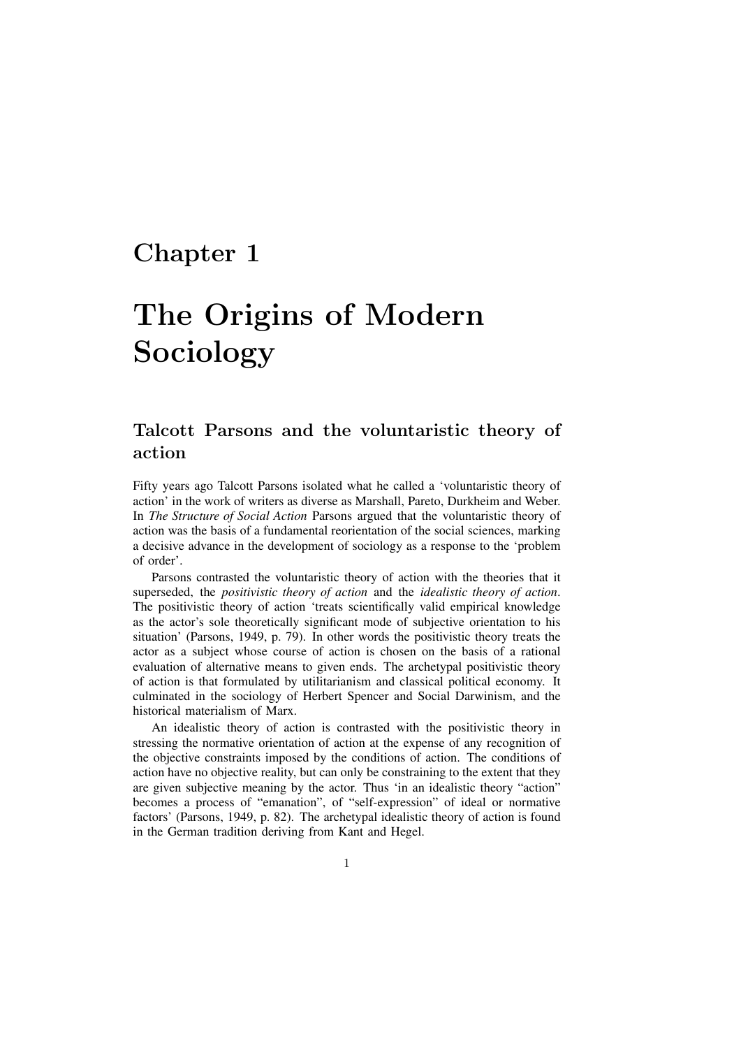# Chapter 1

# The Origins of Modern Sociology

## Talcott Parsons and the voluntaristic theory of action

Fifty years ago Talcott Parsons isolated what he called a 'voluntaristic theory of action' in the work of writers as diverse as Marshall, Pareto, Durkheim and Weber. In *The Structure of Social Action* Parsons argued that the voluntaristic theory of action was the basis of a fundamental reorientation of the social sciences, marking a decisive advance in the development of sociology as a response to the 'problem of order'.

Parsons contrasted the voluntaristic theory of action with the theories that it superseded, the *positivistic theory of action* and the *idealistic theory of action*. The positivistic theory of action 'treats scientifically valid empirical knowledge as the actor's sole theoretically significant mode of subjective orientation to his situation' (Parsons, 1949, p. 79). In other words the positivistic theory treats the actor as a subject whose course of action is chosen on the basis of a rational evaluation of alternative means to given ends. The archetypal positivistic theory of action is that formulated by utilitarianism and classical political economy. It culminated in the sociology of Herbert Spencer and Social Darwinism, and the historical materialism of Marx.

An idealistic theory of action is contrasted with the positivistic theory in stressing the normative orientation of action at the expense of any recognition of the objective constraints imposed by the conditions of action. The conditions of action have no objective reality, but can only be constraining to the extent that they are given subjective meaning by the actor. Thus 'in an idealistic theory "action" becomes a process of "emanation", of "self-expression" of ideal or normative factors' (Parsons, 1949, p. 82). The archetypal idealistic theory of action is found in the German tradition deriving from Kant and Hegel.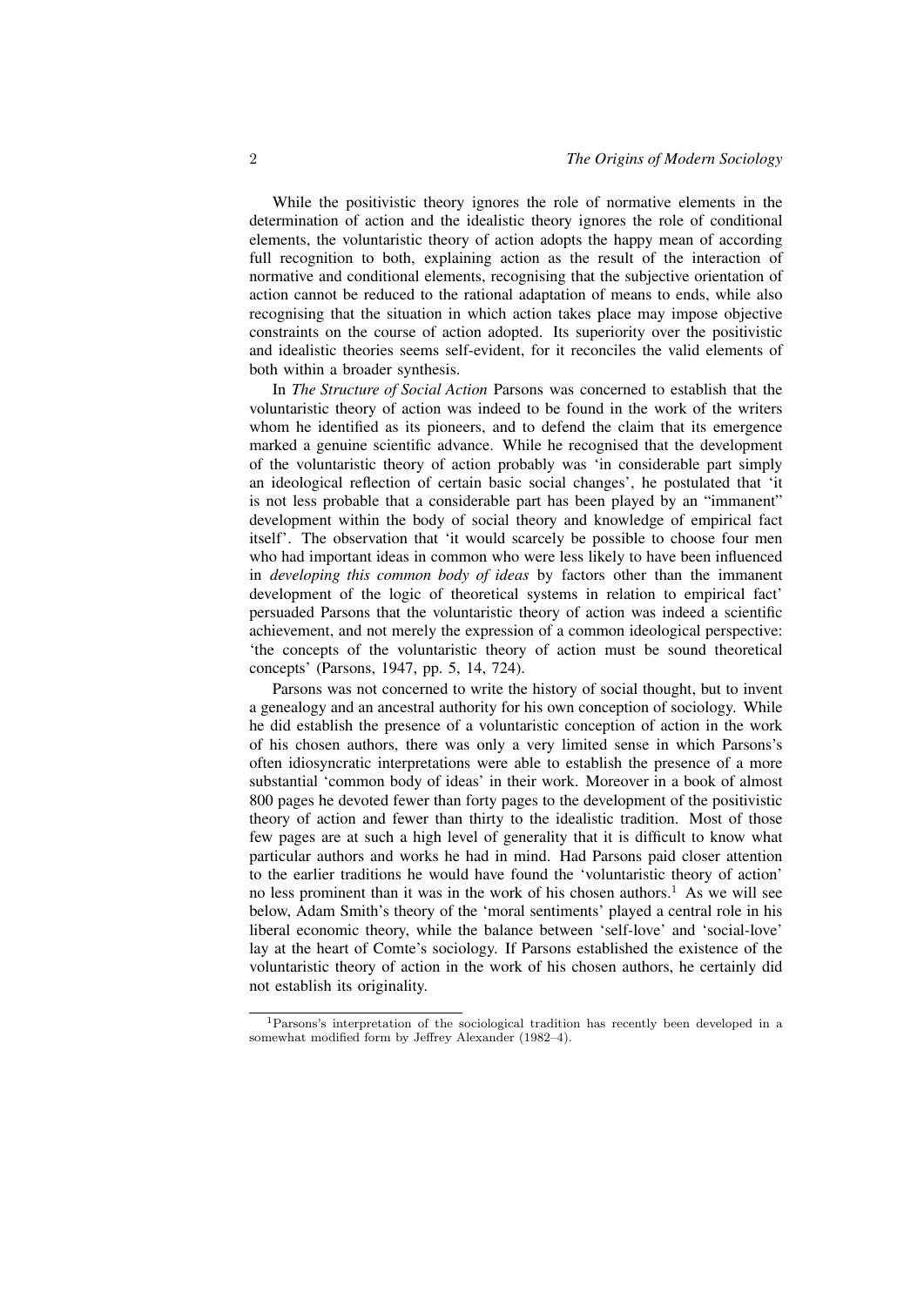While the positivistic theory ignores the role of normative elements in the determination of action and the idealistic theory ignores the role of conditional elements, the voluntaristic theory of action adopts the happy mean of according full recognition to both, explaining action as the result of the interaction of normative and conditional elements, recognising that the subjective orientation of action cannot be reduced to the rational adaptation of means to ends, while also recognising that the situation in which action takes place may impose objective constraints on the course of action adopted. Its superiority over the positivistic and idealistic theories seems self-evident, for it reconciles the valid elements of both within a broader synthesis.

In *The Structure of Social Action* Parsons was concerned to establish that the voluntaristic theory of action was indeed to be found in the work of the writers whom he identified as its pioneers, and to defend the claim that its emergence marked a genuine scientific advance. While he recognised that the development of the voluntaristic theory of action probably was 'in considerable part simply an ideological reflection of certain basic social changes', he postulated that 'it is not less probable that a considerable part has been played by an "immanent" development within the body of social theory and knowledge of empirical fact itself'. The observation that 'it would scarcely be possible to choose four men who had important ideas in common who were less likely to have been influenced in *developing this common body of ideas* by factors other than the immanent development of the logic of theoretical systems in relation to empirical fact' persuaded Parsons that the voluntaristic theory of action was indeed a scientific achievement, and not merely the expression of a common ideological perspective: 'the concepts of the voluntaristic theory of action must be sound theoretical concepts' (Parsons, 1947, pp. 5, 14, 724).

Parsons was not concerned to write the history of social thought, but to invent a genealogy and an ancestral authority for his own conception of sociology. While he did establish the presence of a voluntaristic conception of action in the work of his chosen authors, there was only a very limited sense in which Parsons's often idiosyncratic interpretations were able to establish the presence of a more substantial 'common body of ideas' in their work. Moreover in a book of almost 800 pages he devoted fewer than forty pages to the development of the positivistic theory of action and fewer than thirty to the idealistic tradition. Most of those few pages are at such a high level of generality that it is difficult to know what particular authors and works he had in mind. Had Parsons paid closer attention to the earlier traditions he would have found the 'voluntaristic theory of action' no less prominent than it was in the work of his chosen authors.[1] As we will see below, Adam Smith's theory of the 'moral sentiments' played a central role in his liberal economic theory, while the balance between 'self-love' and 'social-love' lay at the heart of Comte's sociology. If Parsons established the existence of the voluntaristic theory of action in the work of his chosen authors, he certainly did not establish its originality.

[1] Parsons's interpretation of the sociological tradition has recently been developed in a somewhat modified form by Jeffrey Alexander (1982–4).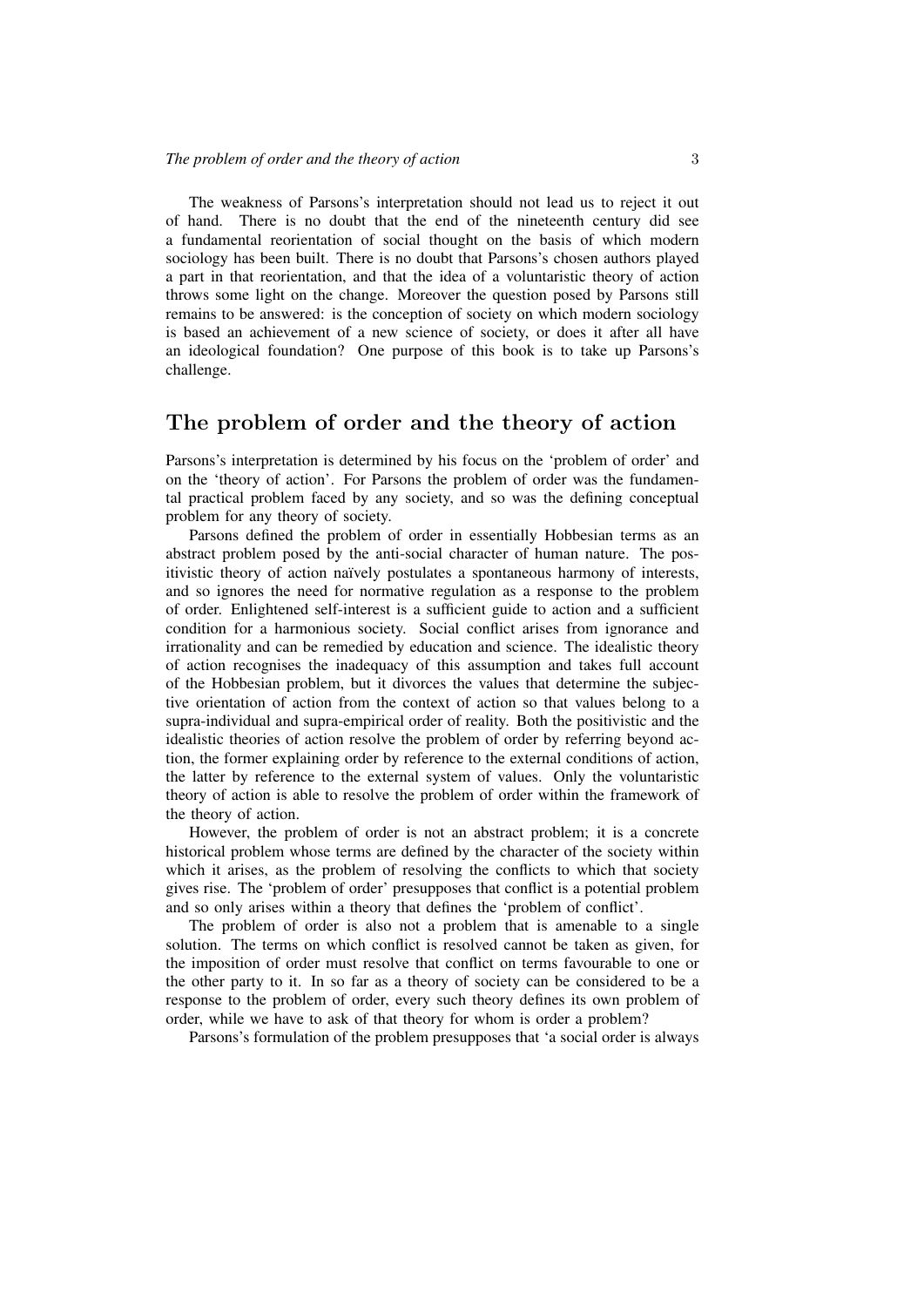The weakness of Parsons's interpretation should not lead us to reject it out of hand. There is no doubt that the end of the nineteenth century did see a fundamental reorientation of social thought on the basis of which modern sociology has been built. There is no doubt that Parsons's chosen authors played a part in that reorientation, and that the idea of a voluntaristic theory of action throws some light on the change. Moreover the question posed by Parsons still remains to be answered: is the conception of society on which modern sociology is based an achievement of a new science of society, or does it after all have an ideological foundation? One purpose of this book is to take up Parsons's challenge.

## The problem of order and the theory of action

Parsons's interpretation is determined by his focus on the 'problem of order' and on the 'theory of action'. For Parsons the problem of order was the fundamental practical problem faced by any society, and so was the defining conceptual problem for any theory of society.

Parsons defined the problem of order in essentially Hobbesian terms as an abstract problem posed by the anti-social character of human nature. The positivistic theory of action naïvely postulates a spontaneous harmony of interests, and so ignores the need for normative regulation as a response to the problem of order. Enlightened self-interest is a sufficient guide to action and a sufficient condition for a harmonious society. Social conflict arises from ignorance and irrationality and can be remedied by education and science. The idealistic theory of action recognises the inadequacy of this assumption and takes full account of the Hobbesian problem, but it divorces the values that determine the subjective orientation of action from the context of action so that values belong to a supra-individual and supra-empirical order of reality. Both the positivistic and the idealistic theories of action resolve the problem of order by referring beyond action, the former explaining order by reference to the external conditions of action, the latter by reference to the external system of values. Only the voluntaristic theory of action is able to resolve the problem of order within the framework of the theory of action.

However, the problem of order is not an abstract problem; it is a concrete historical problem whose terms are defined by the character of the society within which it arises, as the problem of resolving the conflicts to which that society gives rise. The 'problem of order' presupposes that conflict is a potential problem and so only arises within a theory that defines the 'problem of conflict'.

The problem of order is also not a problem that is amenable to a single solution. The terms on which conflict is resolved cannot be taken as given, for the imposition of order must resolve that conflict on terms favourable to one or the other party to it. In so far as a theory of society can be considered to be a response to the problem of order, every such theory defines its own problem of order, while we have to ask of that theory for whom is order a problem?

Parsons's formulation of the problem presupposes that 'a social order is always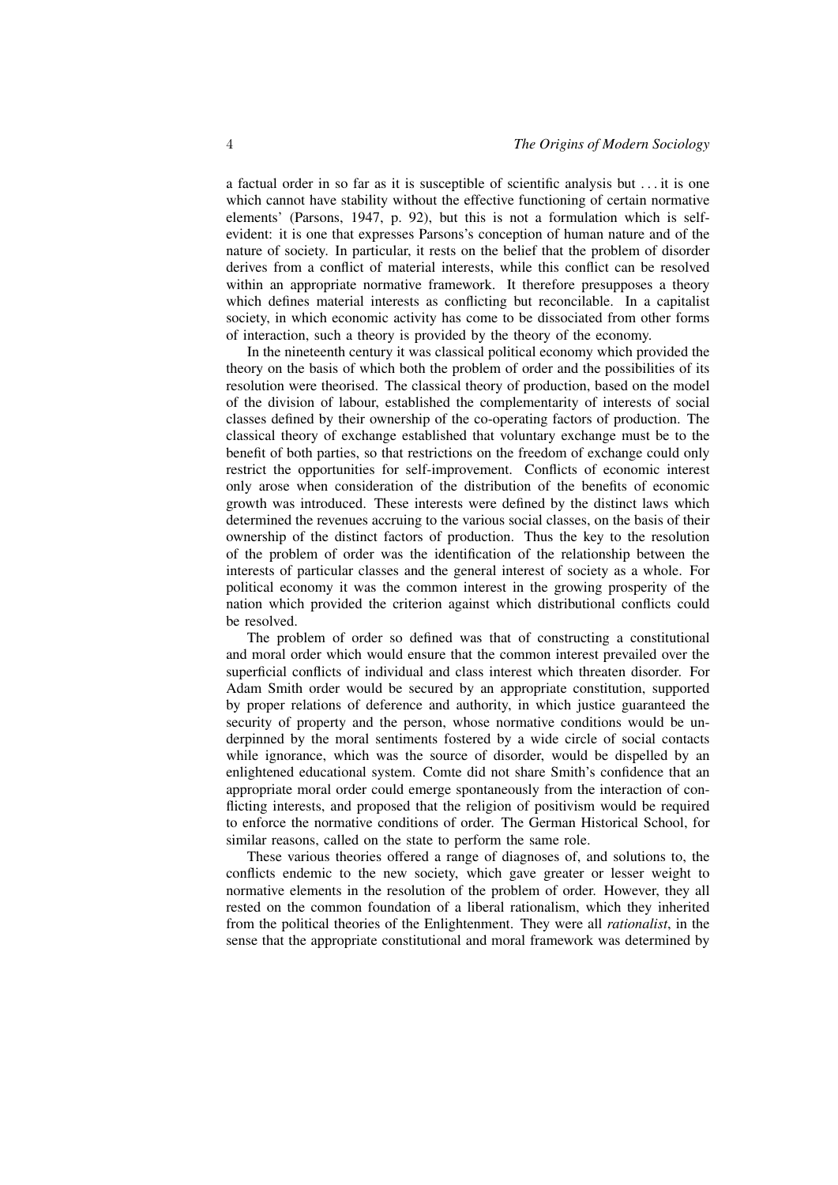a factual order in so far as it is susceptible of scientific analysis but . . . it is one which cannot have stability without the effective functioning of certain normative elements' (Parsons, 1947, p. 92), but this is not a formulation which is self-evident: it is one that expresses Parsons's conception of human nature and of the nature of society. In particular, it rests on the belief that the problem of disorder derives from a conflict of material interests, while this conflict can be resolved within an appropriate normative framework. It therefore presupposes a theory which defines material interests as conflicting but reconcilable. In a capitalist society, in which economic activity has come to be dissociated from other forms of interaction, such a theory is provided by the theory of the economy.

In the nineteenth century it was classical political economy which provided the theory on the basis of which both the problem of order and the possibilities of its resolution were theorised. The classical theory of production, based on the model of the division of labour, established the complementarity of interests of social classes defined by their ownership of the co-operating factors of production. The classical theory of exchange established that voluntary exchange must be to the benefit of both parties, so that restrictions on the freedom of exchange could only restrict the opportunities for self-improvement. Conflicts of economic interest only arose when consideration of the distribution of the benefits of economic growth was introduced. These interests were defined by the distinct laws which determined the revenues accruing to the various social classes, on the basis of their ownership of the distinct factors of production. Thus the key to the resolution of the problem of order was the identification of the relationship between the interests of particular classes and the general interest of society as a whole. For political economy it was the common interest in the growing prosperity of the nation which provided the criterion against which distributional conflicts could be resolved.

The problem of order so defined was that of constructing a constitutional and moral order which would ensure that the common interest prevailed over the superficial conflicts of individual and class interest which threaten disorder. For Adam Smith order would be secured by an appropriate constitution, supported by proper relations of deference and authority, in which justice guaranteed the security of property and the person, whose normative conditions would be underpinned by the moral sentiments fostered by a wide circle of social contacts while ignorance, which was the source of disorder, would be dispelled by an enlightened educational system. Comte did not share Smith's confidence that an appropriate moral order could emerge spontaneously from the interaction of conflicting interests, and proposed that the religion of positivism would be required to enforce the normative conditions of order. The German Historical School, for similar reasons, called on the state to perform the same role.

These various theories offered a range of diagnoses of, and solutions to, the conflicts endemic to the new society, which gave greater or lesser weight to normative elements in the resolution of the problem of order. However, they all rested on the common foundation of a liberal rationalism, which they inherited from the political theories of the Enlightenment. They were all *rationalist*, in the sense that the appropriate constitutional and moral framework was determined by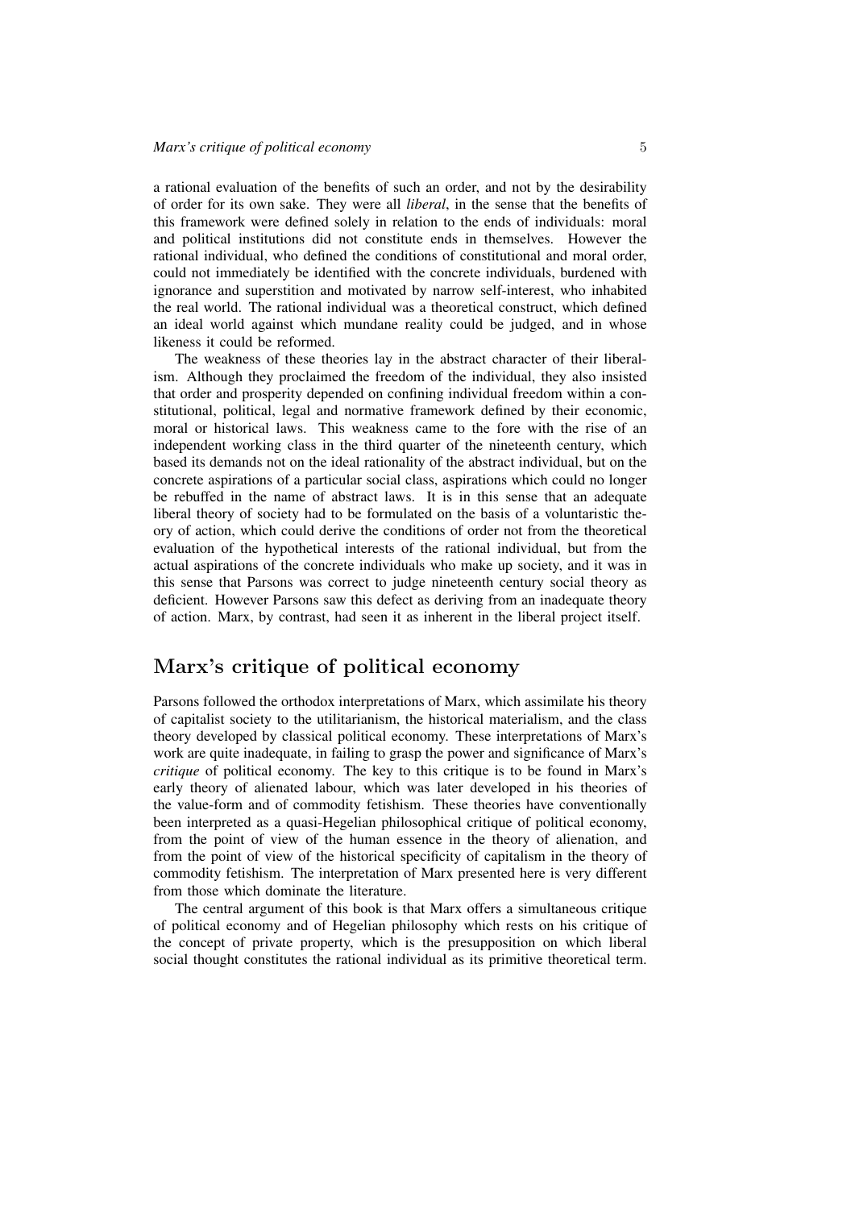a rational evaluation of the benefits of such an order, and not by the desirability of order for its own sake. They were all *liberal*, in the sense that the benefits of this framework were defined solely in relation to the ends of individuals: moral and political institutions did not constitute ends in themselves. However the rational individual, who defined the conditions of constitutional and moral order, could not immediately be identified with the concrete individuals, burdened with ignorance and superstition and motivated by narrow self-interest, who inhabited the real world. The rational individual was a theoretical construct, which defined an ideal world against which mundane reality could be judged, and in whose likeness it could be reformed.

The weakness of these theories lay in the abstract character of their liberalism. Although they proclaimed the freedom of the individual, they also insisted that order and prosperity depended on confining individual freedom within a constitutional, political, legal and normative framework defined by their economic, moral or historical laws. This weakness came to the fore with the rise of an independent working class in the third quarter of the nineteenth century, which based its demands not on the ideal rationality of the abstract individual, but on the concrete aspirations of a particular social class, aspirations which could no longer be rebuffed in the name of abstract laws. It is in this sense that an adequate liberal theory of society had to be formulated on the basis of a voluntaristic theory of action, which could derive the conditions of order not from the theoretical evaluation of the hypothetical interests of the rational individual, but from the actual aspirations of the concrete individuals who make up society, and it was in this sense that Parsons was correct to judge nineteenth century social theory as deficient. However Parsons saw this defect as deriving from an inadequate theory of action. Marx, by contrast, had seen it as inherent in the liberal project itself.

## Marx's critique of political economy

Parsons followed the orthodox interpretations of Marx, which assimilate his theory of capitalist society to the utilitarianism, the historical materialism, and the class theory developed by classical political economy. These interpretations of Marx's work are quite inadequate, in failing to grasp the power and significance of Marx's *critique* of political economy. The key to this critique is to be found in Marx's early theory of alienated labour, which was later developed in his theories of the value-form and of commodity fetishism. These theories have conventionally been interpreted as a quasi-Hegelian philosophical critique of political economy, from the point of view of the human essence in the theory of alienation, and from the point of view of the historical specificity of capitalism in the theory of commodity fetishism. The interpretation of Marx presented here is very different from those which dominate the literature.

The central argument of this book is that Marx offers a simultaneous critique of political economy and of Hegelian philosophy which rests on his critique of the concept of private property, which is the presupposition on which liberal social thought constitutes the rational individual as its primitive theoretical term.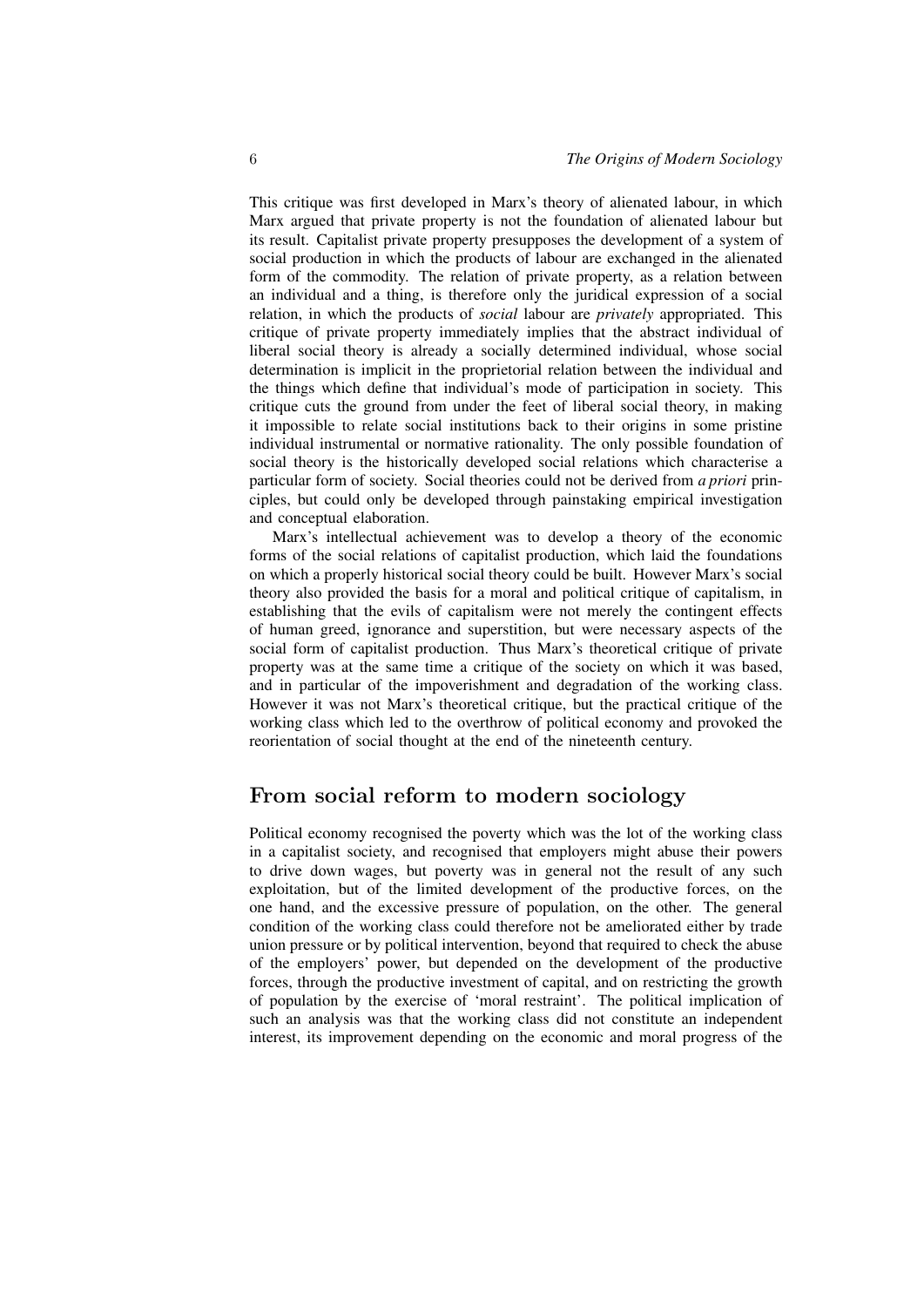This critique was first developed in Marx's theory of alienated labour, in which Marx argued that private property is not the foundation of alienated labour but its result. Capitalist private property presupposes the development of a system of social production in which the products of labour are exchanged in the alienated form of the commodity. The relation of private property, as a relation between an individual and a thing, is therefore only the juridical expression of a social relation, in which the products of *social* labour are *privately* appropriated. This critique of private property immediately implies that the abstract individual of liberal social theory is already a socially determined individual, whose social determination is implicit in the proprietorial relation between the individual and the things which define that individual's mode of participation in society. This critique cuts the ground from under the feet of liberal social theory, in making it impossible to relate social institutions back to their origins in some pristine individual instrumental or normative rationality. The only possible foundation of social theory is the historically developed social relations which characterise a particular form of society. Social theories could not be derived from *a priori* principles, but could only be developed through painstaking empirical investigation and conceptual elaboration.

Marx's intellectual achievement was to develop a theory of the economic forms of the social relations of capitalist production, which laid the foundations on which a properly historical social theory could be built. However Marx's social theory also provided the basis for a moral and political critique of capitalism, in establishing that the evils of capitalism were not merely the contingent effects of human greed, ignorance and superstition, but were necessary aspects of the social form of capitalist production. Thus Marx's theoretical critique of private property was at the same time a critique of the society on which it was based, and in particular of the impoverishment and degradation of the working class. However it was not Marx's theoretical critique, but the practical critique of the working class which led to the overthrow of political economy and provoked the reorientation of social thought at the end of the nineteenth century.

## From social reform to modern sociology

Political economy recognised the poverty which was the lot of the working class in a capitalist society, and recognised that employers might abuse their powers to drive down wages, but poverty was in general not the result of any such exploitation, but of the limited development of the productive forces, on the one hand, and the excessive pressure of population, on the other. The general condition of the working class could therefore not be ameliorated either by trade union pressure or by political intervention, beyond that required to check the abuse of the employers' power, but depended on the development of the productive forces, through the productive investment of capital, and on restricting the growth of population by the exercise of 'moral restraint'. The political implication of such an analysis was that the working class did not constitute an independent interest, its improvement depending on the economic and moral progress of the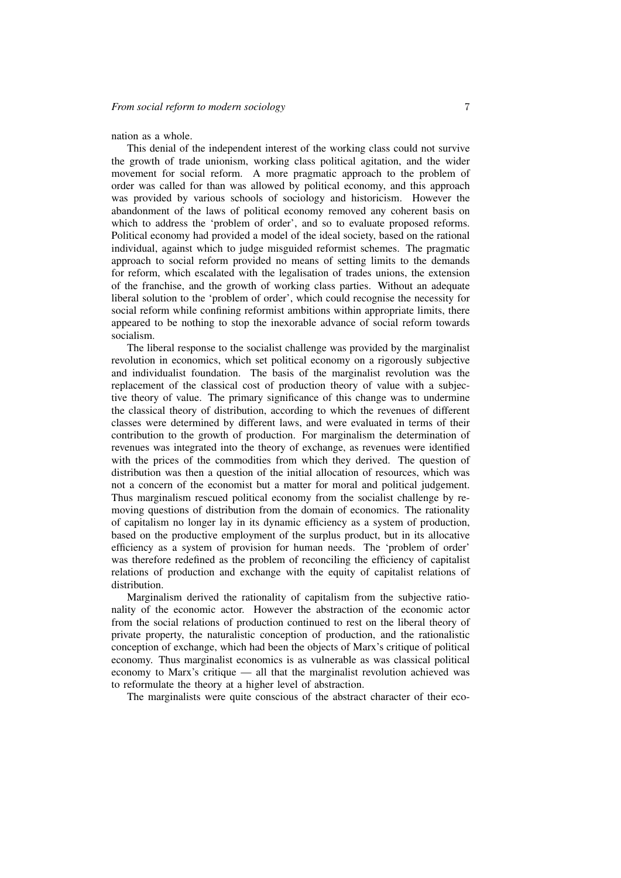nation as a whole.

This denial of the independent interest of the working class could not survive the growth of trade unionism, working class political agitation, and the wider movement for social reform. A more pragmatic approach to the problem of order was called for than was allowed by political economy, and this approach was provided by various schools of sociology and historicism. However the abandonment of the laws of political economy removed any coherent basis on which to address the 'problem of order', and so to evaluate proposed reforms. Political economy had provided a model of the ideal society, based on the rational individual, against which to judge misguided reformist schemes. The pragmatic approach to social reform provided no means of setting limits to the demands for reform, which escalated with the legalisation of trades unions, the extension of the franchise, and the growth of working class parties. Without an adequate liberal solution to the 'problem of order', which could recognise the necessity for social reform while confining reformist ambitions within appropriate limits, there appeared to be nothing to stop the inexorable advance of social reform towards socialism.

The liberal response to the socialist challenge was provided by the marginalist revolution in economics, which set political economy on a rigorously subjective and individualist foundation. The basis of the marginalist revolution was the replacement of the classical cost of production theory of value with a subjective theory of value. The primary significance of this change was to undermine the classical theory of distribution, according to which the revenues of different classes were determined by different laws, and were evaluated in terms of their contribution to the growth of production. For marginalism the determination of revenues was integrated into the theory of exchange, as revenues were identified with the prices of the commodities from which they derived. The question of distribution was then a question of the initial allocation of resources, which was not a concern of the economist but a matter for moral and political judgement. Thus marginalism rescued political economy from the socialist challenge by removing questions of distribution from the domain of economics. The rationality of capitalism no longer lay in its dynamic efficiency as a system of production, based on the productive employment of the surplus product, but in its allocative efficiency as a system of provision for human needs. The 'problem of order' was therefore redefined as the problem of reconciling the efficiency of capitalist relations of production and exchange with the equity of capitalist relations of distribution.

Marginalism derived the rationality of capitalism from the subjective rationality of the economic actor. However the abstraction of the economic actor from the social relations of production continued to rest on the liberal theory of private property, the naturalistic conception of production, and the rationalistic conception of exchange, which had been the objects of Marx's critique of political economy. Thus marginalist economics is as vulnerable as was classical political economy to Marx's critique — all that the marginalist revolution achieved was to reformulate the theory at a higher level of abstraction.

The marginalists were quite conscious of the abstract character of their eco-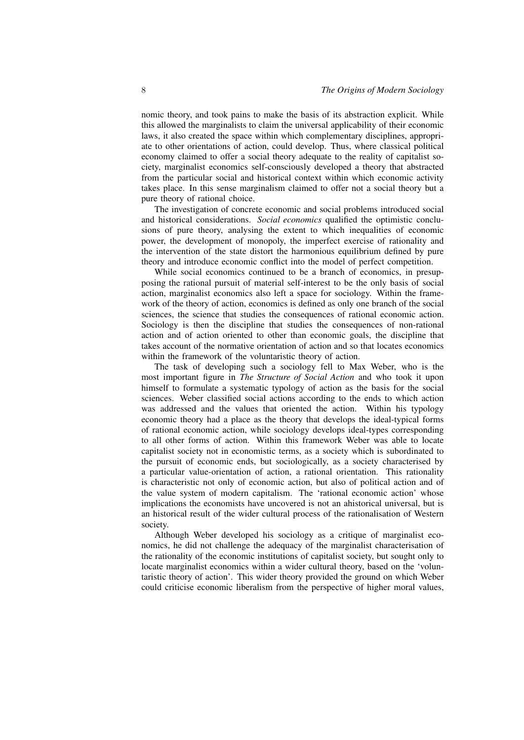nomic theory, and took pains to make the basis of its abstraction explicit. While this allowed the marginalists to claim the universal applicability of their economic laws, it also created the space within which complementary disciplines, appropriate to other orientations of action, could develop. Thus, where classical political economy claimed to offer a social theory adequate to the reality of capitalist society, marginalist economics self-consciously developed a theory that abstracted from the particular social and historical context within which economic activity takes place. In this sense marginalism claimed to offer not a social theory but a pure theory of rational choice.

The investigation of concrete economic and social problems introduced social and historical considerations. *Social economics* qualified the optimistic conclusions of pure theory, analysing the extent to which inequalities of economic power, the development of monopoly, the imperfect exercise of rationality and the intervention of the state distort the harmonious equilibrium defined by pure theory and introduce economic conflict into the model of perfect competition.

While social economics continued to be a branch of economics, in presupposing the rational pursuit of material self-interest to be the only basis of social action, marginalist economics also left a space for sociology. Within the framework of the theory of action, economics is defined as only one branch of the social sciences, the science that studies the consequences of rational economic action. Sociology is then the discipline that studies the consequences of non-rational action and of action oriented to other than economic goals, the discipline that takes account of the normative orientation of action and so that locates economics within the framework of the voluntaristic theory of action.

The task of developing such a sociology fell to Max Weber, who is the most important figure in *The Structure of Social Action* and who took it upon himself to formulate a systematic typology of action as the basis for the social sciences. Weber classified social actions according to the ends to which action was addressed and the values that oriented the action. Within his typology economic theory had a place as the theory that develops the ideal-typical forms of rational economic action, while sociology develops ideal-types corresponding to all other forms of action. Within this framework Weber was able to locate capitalist society not in economistic terms, as a society which is subordinated to the pursuit of economic ends, but sociologically, as a society characterised by a particular value-orientation of action, a rational orientation. This rationality is characteristic not only of economic action, but also of political action and of the value system of modern capitalism. The 'rational economic action' whose implications the economists have uncovered is not an ahistorical universal, but is an historical result of the wider cultural process of the rationalisation of Western society.

Although Weber developed his sociology as a critique of marginalist economics, he did not challenge the adequacy of the marginalist characterisation of the rationality of the economic institutions of capitalist society, but sought only to locate marginalist economics within a wider cultural theory, based on the 'voluntaristic theory of action'. This wider theory provided the ground on which Weber could criticise economic liberalism from the perspective of higher moral values,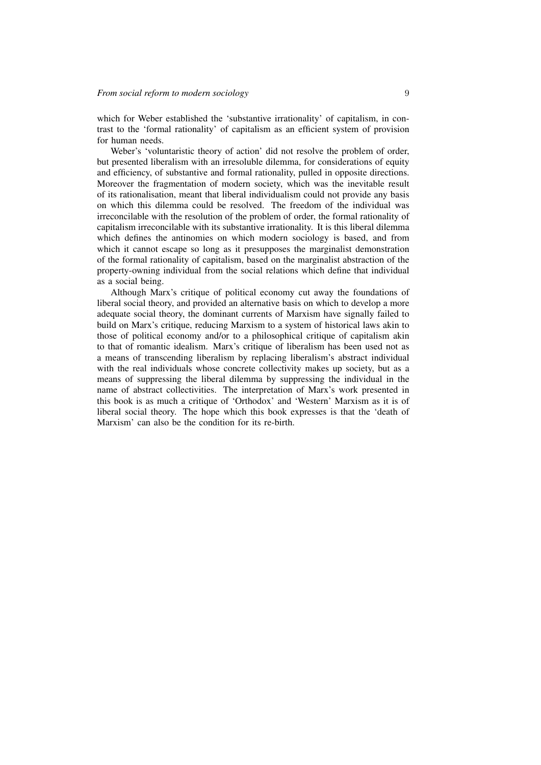which for Weber established the 'substantive irrationality' of capitalism, in contrast to the 'formal rationality' of capitalism as an efficient system of provision for human needs.

Weber's 'voluntaristic theory of action' did not resolve the problem of order, but presented liberalism with an irresoluble dilemma, for considerations of equity and efficiency, of substantive and formal rationality, pulled in opposite directions. Moreover the fragmentation of modern society, which was the inevitable result of its rationalisation, meant that liberal individualism could not provide any basis on which this dilemma could be resolved. The freedom of the individual was irreconcilable with the resolution of the problem of order, the formal rationality of capitalism irreconcilable with its substantive irrationality. It is this liberal dilemma which defines the antinomies on which modern sociology is based, and from which it cannot escape so long as it presupposes the marginalist demonstration of the formal rationality of capitalism, based on the marginalist abstraction of the property-owning individual from the social relations which define that individual as a social being.

Although Marx's critique of political economy cut away the foundations of liberal social theory, and provided an alternative basis on which to develop a more adequate social theory, the dominant currents of Marxism have signally failed to build on Marx's critique, reducing Marxism to a system of historical laws akin to those of political economy and/or to a philosophical critique of capitalism akin to that of romantic idealism. Marx's critique of liberalism has been used not as a means of transcending liberalism by replacing liberalism's abstract individual with the real individuals whose concrete collectivity makes up society, but as a means of suppressing the liberal dilemma by suppressing the individual in the name of abstract collectivities. The interpretation of Marx's work presented in this book is as much a critique of 'Orthodox' and 'Western' Marxism as it is of liberal social theory. The hope which this book expresses is that the 'death of Marxism' can also be the condition for its re-birth.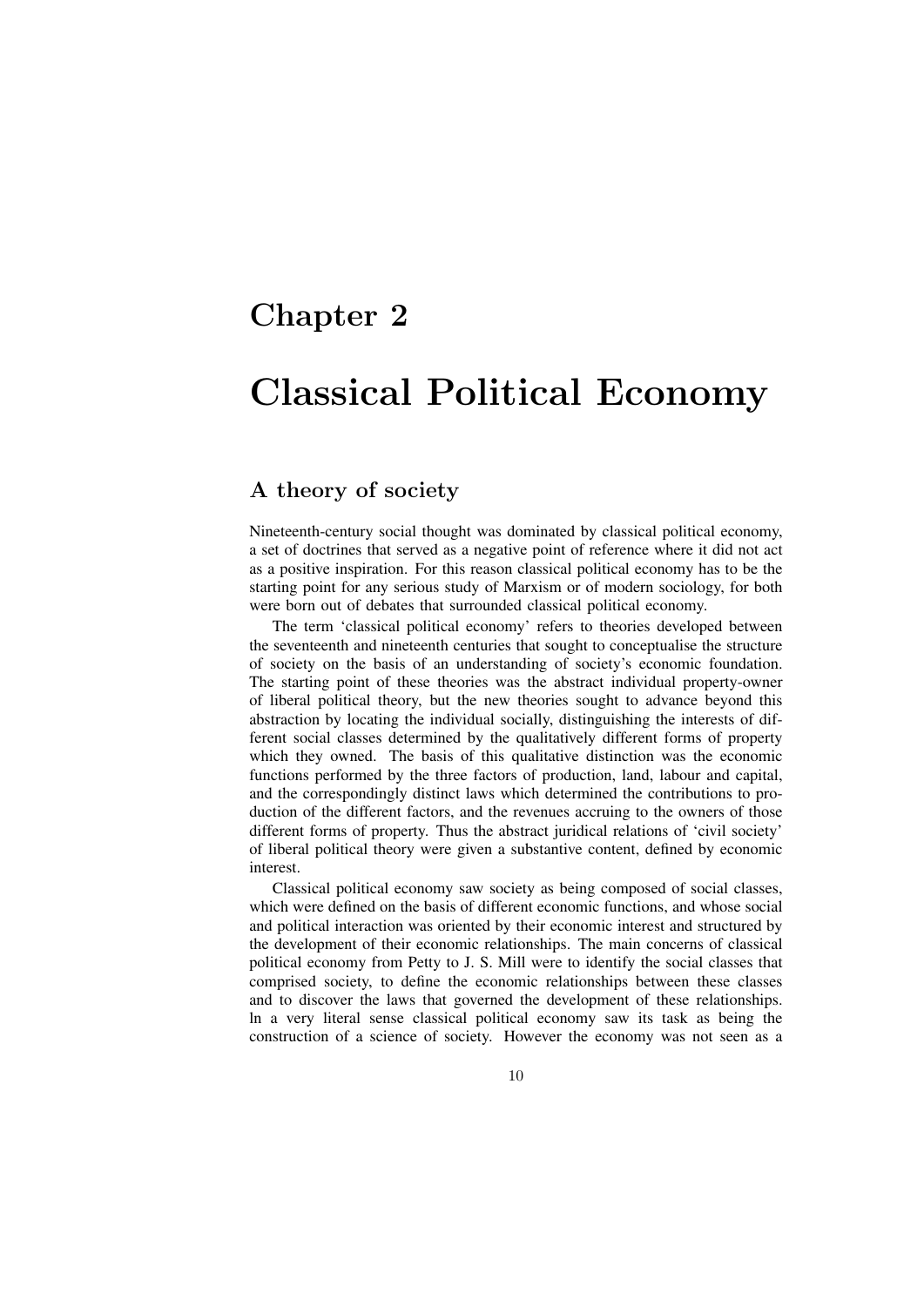# Chapter 2

# Classical Political Economy

## A theory of society

Nineteenth-century social thought was dominated by classical political economy, a set of doctrines that served as a negative point of reference where it did not act as a positive inspiration. For this reason classical political economy has to be the starting point for any serious study of Marxism or of modern sociology, for both were born out of debates that surrounded classical political economy.

The term 'classical political economy' refers to theories developed between the seventeenth and nineteenth centuries that sought to conceptualise the structure of society on the basis of an understanding of society's economic foundation. The starting point of these theories was the abstract individual property-owner of liberal political theory, but the new theories sought to advance beyond this abstraction by locating the individual socially, distinguishing the interests of different social classes determined by the qualitatively different forms of property which they owned. The basis of this qualitative distinction was the economic functions performed by the three factors of production, land, labour and capital, and the correspondingly distinct laws which determined the contributions to production of the different factors, and the revenues accruing to the owners of those different forms of property. Thus the abstract juridical relations of 'civil society' of liberal political theory were given a substantive content, defined by economic interest.

Classical political economy saw society as being composed of social classes, which were defined on the basis of different economic functions, and whose social and political interaction was oriented by their economic interest and structured by the development of their economic relationships. The main concerns of classical political economy from Petty to J. S. Mill were to identify the social classes that comprised society, to define the economic relationships between these classes and to discover the laws that governed the development of these relationships. ln a very literal sense classical political economy saw its task as being the construction of a science of society. However the economy was not seen as a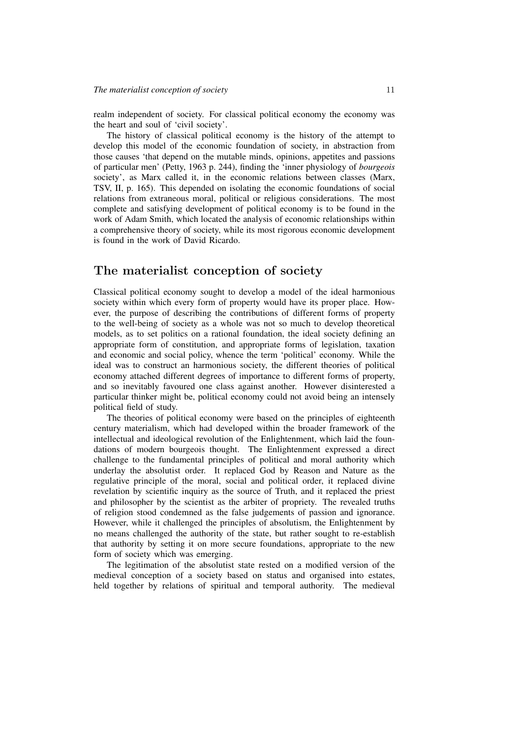realm independent of society. For classical political economy the economy was the heart and soul of 'civil society'.

The history of classical political economy is the history of the attempt to develop this model of the economic foundation of society, in abstraction from those causes 'that depend on the mutable minds, opinions, appetites and passions of particular men' (Petty, 1963 p. 244), finding the 'inner physiology of *bourgeois* society', as Marx called it, in the economic relations between classes (Marx, TSV, II, p. 165). This depended on isolating the economic foundations of social relations from extraneous moral, political or religious considerations. The most complete and satisfying development of political economy is to be found in the work of Adam Smith, which located the analysis of economic relationships within a comprehensive theory of society, while its most rigorous economic development is found in the work of David Ricardo.

## The materialist conception of society

Classical political economy sought to develop a model of the ideal harmonious society within which every form of property would have its proper place. However, the purpose of describing the contributions of different forms of property to the well-being of society as a whole was not so much to develop theoretical models, as to set politics on a rational foundation, the ideal society defining an appropriate form of constitution, and appropriate forms of legislation, taxation and economic and social policy, whence the term 'political' economy. While the ideal was to construct an harmonious society, the different theories of political economy attached different degrees of importance to different forms of property, and so inevitably favoured one class against another. However disinterested a particular thinker might be, political economy could not avoid being an intensely political field of study.

The theories of political economy were based on the principles of eighteenth century materialism, which had developed within the broader framework of the intellectual and ideological revolution of the Enlightenment, which laid the foundations of modern bourgeois thought. The Enlightenment expressed a direct challenge to the fundamental principles of political and moral authority which underlay the absolutist order. It replaced God by Reason and Nature as the regulative principle of the moral, social and political order, it replaced divine revelation by scientific inquiry as the source of Truth, and it replaced the priest and philosopher by the scientist as the arbiter of propriety. The revealed truths of religion stood condemned as the false judgements of passion and ignorance. However, while it challenged the principles of absolutism, the Enlightenment by no means challenged the authority of the state, but rather sought to re-establish that authority by setting it on more secure foundations, appropriate to the new form of society which was emerging.

The legitimation of the absolutist state rested on a modified version of the medieval conception of a society based on status and organised into estates, held together by relations of spiritual and temporal authority. The medieval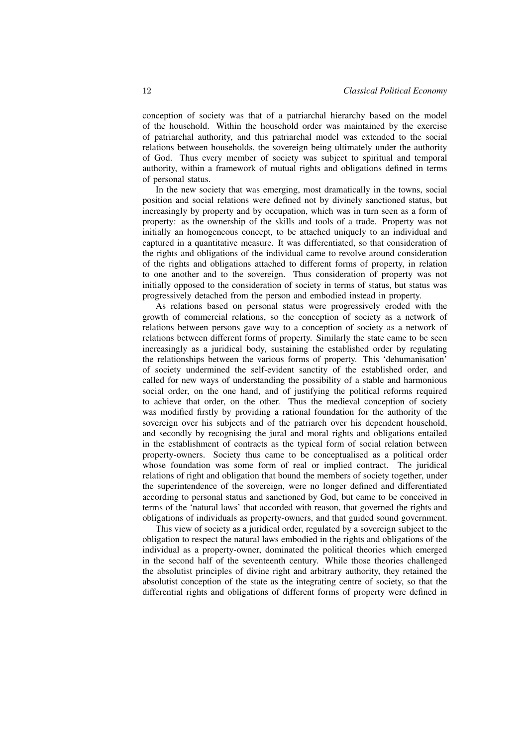conception of society was that of a patriarchal hierarchy based on the model of the household. Within the household order was maintained by the exercise of patriarchal authority, and this patriarchal model was extended to the social relations between households, the sovereign being ultimately under the authority of God. Thus every member of society was subject to spiritual and temporal authority, within a framework of mutual rights and obligations defined in terms of personal status.

In the new society that was emerging, most dramatically in the towns, social position and social relations were defined not by divinely sanctioned status, but increasingly by property and by occupation, which was in turn seen as a form of property: as the ownership of the skills and tools of a trade. Property was not initially an homogeneous concept, to be attached uniquely to an individual and captured in a quantitative measure. It was differentiated, so that consideration of the rights and obligations of the individual came to revolve around consideration of the rights and obligations attached to different forms of property, in relation to one another and to the sovereign. Thus consideration of property was not initially opposed to the consideration of society in terms of status, but status was progressively detached from the person and embodied instead in property.

As relations based on personal status were progressively eroded with the growth of commercial relations, so the conception of society as a network of relations between persons gave way to a conception of society as a network of relations between different forms of property. Similarly the state came to be seen increasingly as a juridical body, sustaining the established order by regulating the relationships between the various forms of property. This 'dehumanisation' of society undermined the self-evident sanctity of the established order, and called for new ways of understanding the possibility of a stable and harmonious social order, on the one hand, and of justifying the political reforms required to achieve that order, on the other. Thus the medieval conception of society was modified firstly by providing a rational foundation for the authority of the sovereign over his subjects and of the patriarch over his dependent household, and secondly by recognising the jural and moral rights and obligations entailed in the establishment of contracts as the typical form of social relation between property-owners. Society thus came to be conceptualised as a political order whose foundation was some form of real or implied contract. The juridical relations of right and obligation that bound the members of society together, under the superintendence of the sovereign, were no longer defined and differentiated according to personal status and sanctioned by God, but came to be conceived in terms of the 'natural laws' that accorded with reason, that governed the rights and obligations of individuals as property-owners, and that guided sound government.

This view of society as a juridical order, regulated by a sovereign subject to the obligation to respect the natural laws embodied in the rights and obligations of the individual as a property-owner, dominated the political theories which emerged in the second half of the seventeenth century. While those theories challenged the absolutist principles of divine right and arbitrary authority, they retained the absolutist conception of the state as the integrating centre of society, so that the differential rights and obligations of different forms of property were defined in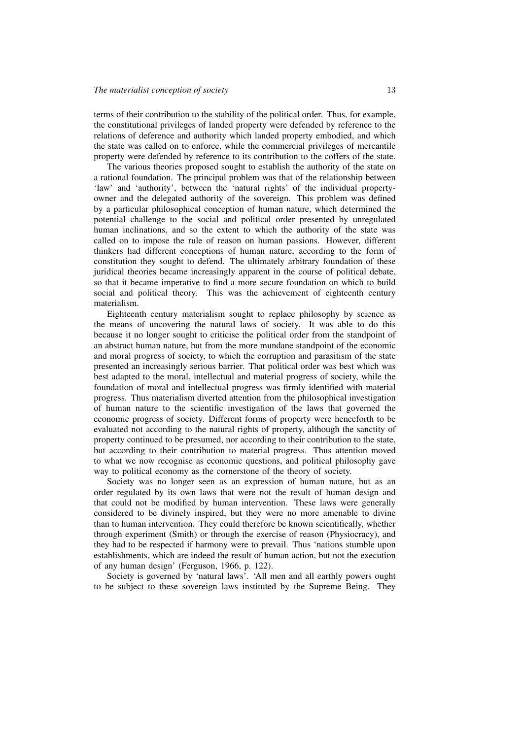terms of their contribution to the stability of the political order. Thus, for example, the constitutional privileges of landed property were defended by reference to the relations of deference and authority which landed property embodied, and which the state was called on to enforce, while the commercial privileges of mercantile property were defended by reference to its contribution to the coffers of the state.

The various theories proposed sought to establish the authority of the state on a rational foundation. The principal problem was that of the relationship between 'law' and 'authority', between the 'natural rights' of the individual property-owner and the delegated authority of the sovereign. This problem was defined by a particular philosophical conception of human nature, which determined the potential challenge to the social and political order presented by unregulated human inclinations, and so the extent to which the authority of the state was called on to impose the rule of reason on human passions. However, different thinkers had different conceptions of human nature, according to the form of constitution they sought to defend. The ultimately arbitrary foundation of these juridical theories became increasingly apparent in the course of political debate, so that it became imperative to find a more secure foundation on which to build social and political theory. This was the achievement of eighteenth century materialism.

Eighteenth century materialism sought to replace philosophy by science as the means of uncovering the natural laws of society. It was able to do this because it no longer sought to criticise the political order from the standpoint of an abstract human nature, but from the more mundane standpoint of the economic and moral progress of society, to which the corruption and parasitism of the state presented an increasingly serious barrier. That political order was best which was best adapted to the moral, intellectual and material progress of society, while the foundation of moral and intellectual progress was firmly identified with material progress. Thus materialism diverted attention from the philosophical investigation of human nature to the scientific investigation of the laws that governed the economic progress of society. Different forms of property were henceforth to be evaluated not according to the natural rights of property, although the sanctity of property continued to be presumed, nor according to their contribution to the state, but according to their contribution to material progress. Thus attention moved to what we now recognise as economic questions, and political philosophy gave way to political economy as the cornerstone of the theory of society.

Society was no longer seen as an expression of human nature, but as an order regulated by its own laws that were not the result of human design and that could not be modified by human intervention. These laws were generally considered to be divinely inspired, but they were no more amenable to divine than to human intervention. They could therefore be known scientifically, whether through experiment (Smith) or through the exercise of reason (Physiocracy), and they had to be respected if harmony were to prevail. Thus 'nations stumble upon establishments, which are indeed the result of human action, but not the execution of any human design' (Ferguson, 1966, p. 122).

Society is governed by 'natural laws'. 'All men and all earthly powers ought to be subject to these sovereign laws instituted by the Supreme Being. They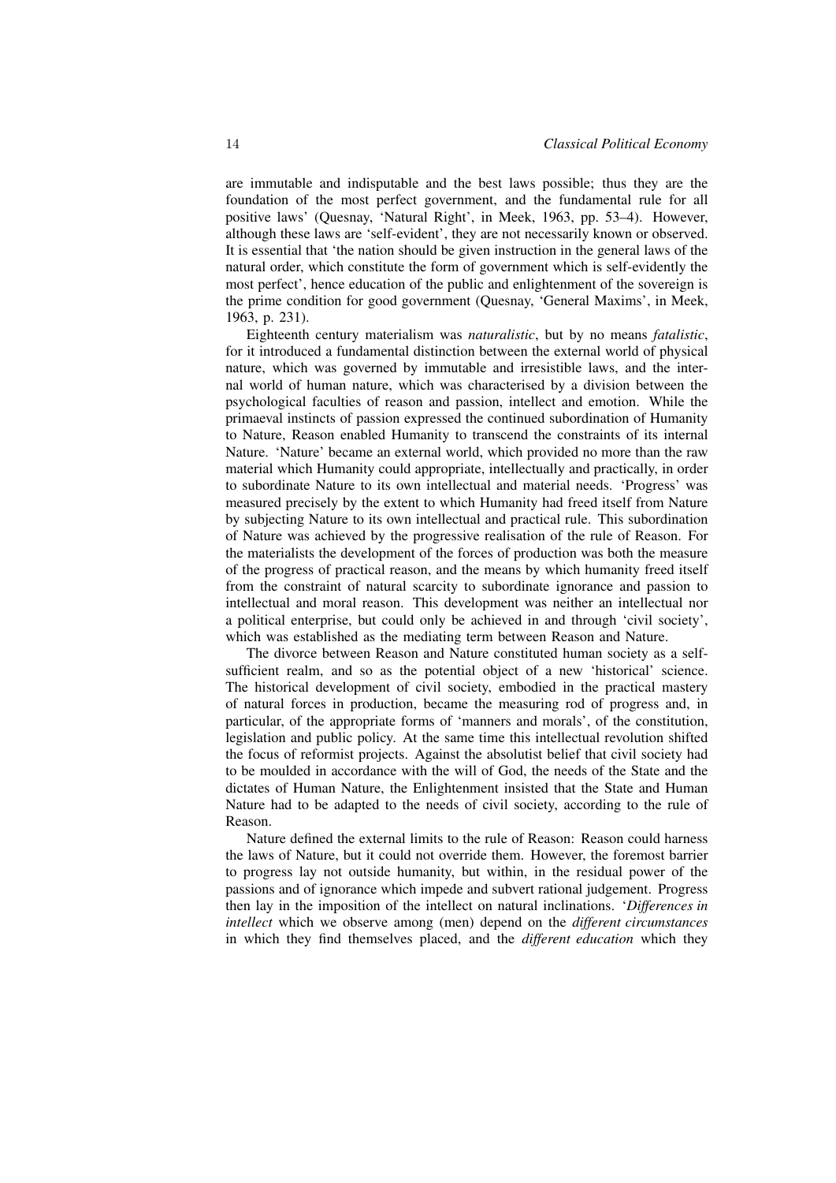are immutable and indisputable and the best laws possible; thus they are the foundation of the most perfect government, and the fundamental rule for all positive laws' (Quesnay, 'Natural Right', in Meek, 1963, pp. 53–4). However, although these laws are 'self-evident', they are not necessarily known or observed. It is essential that 'the nation should be given instruction in the general laws of the natural order, which constitute the form of government which is self-evidently the most perfect', hence education of the public and enlightenment of the sovereign is the prime condition for good government (Quesnay, 'General Maxims', in Meek, 1963, p. 231).

Eighteenth century materialism was *naturalistic*, but by no means *fatalistic*, for it introduced a fundamental distinction between the external world of physical nature, which was governed by immutable and irresistible laws, and the internal world of human nature, which was characterised by a division between the psychological faculties of reason and passion, intellect and emotion. While the primaeval instincts of passion expressed the continued subordination of Humanity to Nature, Reason enabled Humanity to transcend the constraints of its internal Nature. 'Nature' became an external world, which provided no more than the raw material which Humanity could appropriate, intellectually and practically, in order to subordinate Nature to its own intellectual and material needs. 'Progress' was measured precisely by the extent to which Humanity had freed itself from Nature by subjecting Nature to its own intellectual and practical rule. This subordination of Nature was achieved by the progressive realisation of the rule of Reason. For the materialists the development of the forces of production was both the measure of the progress of practical reason, and the means by which humanity freed itself from the constraint of natural scarcity to subordinate ignorance and passion to intellectual and moral reason. This development was neither an intellectual nor a political enterprise, but could only be achieved in and through 'civil society', which was established as the mediating term between Reason and Nature.

The divorce between Reason and Nature constituted human society as a self-sufficient realm, and so as the potential object of a new 'historical' science. The historical development of civil society, embodied in the practical mastery of natural forces in production, became the measuring rod of progress and, in particular, of the appropriate forms of 'manners and morals', of the constitution, legislation and public policy. At the same time this intellectual revolution shifted the focus of reformist projects. Against the absolutist belief that civil society had to be moulded in accordance with the will of God, the needs of the State and the dictates of Human Nature, the Enlightenment insisted that the State and Human Nature had to be adapted to the needs of civil society, according to the rule of Reason.

Nature defined the external limits to the rule of Reason: Reason could harness the laws of Nature, but it could not override them. However, the foremost barrier to progress lay not outside humanity, but within, in the residual power of the passions and of ignorance which impede and subvert rational judgement. Progress then lay in the imposition of the intellect on natural inclinations. '*Differences in intellect* which we observe among (men) depend on the *different circumstances* in which they find themselves placed, and the *different education* which they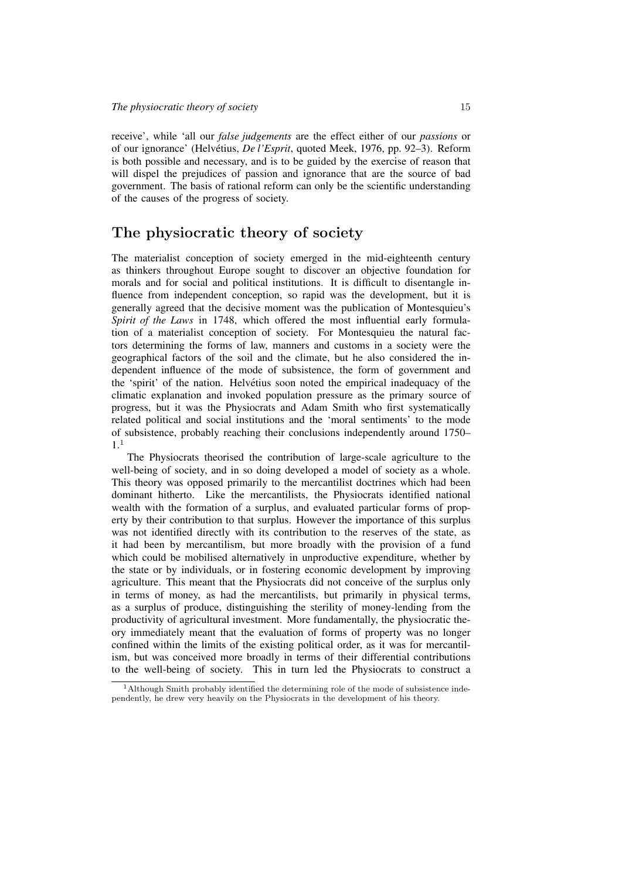receive', while 'all our *false judgements* are the effect either of our *passions* or of our ignorance' (Helvétius, *De l'Esprit*, quoted Meek, 1976, pp. 92–3). Reform is both possible and necessary, and is to be guided by the exercise of reason that will dispel the prejudices of passion and ignorance that are the source of bad government. The basis of rational reform can only be the scientific understanding of the causes of the progress of society.

## The physiocratic theory of society

The materialist conception of society emerged in the mid-eighteenth century as thinkers throughout Europe sought to discover an objective foundation for morals and for social and political institutions. It is difficult to disentangle influence from independent conception, so rapid was the development, but it is generally agreed that the decisive moment was the publication of Montesquieu's *Spirit of the Laws* in 1748, which offered the most influential early formulation of a materialist conception of society. For Montesquieu the natural factors determining the forms of law, manners and customs in a society were the geographical factors of the soil and the climate, but he also considered the independent influence of the mode of subsistence, the form of government and the 'spirit' of the nation. Helvétius soon noted the empirical inadequacy of the climatic explanation and invoked population pressure as the primary source of progress, but it was the Physiocrats and Adam Smith who first systematically related political and social institutions and the 'moral sentiments' to the mode of subsistence, probably reaching their conclusions independently around 1750–1.[1]

The Physiocrats theorised the contribution of large-scale agriculture to the well-being of society, and in so doing developed a model of society as a whole. This theory was opposed primarily to the mercantilist doctrines which had been dominant hitherto. Like the mercantilists, the Physiocrats identified national wealth with the formation of a surplus, and evaluated particular forms of property by their contribution to that surplus. However the importance of this surplus was not identified directly with its contribution to the reserves of the state, as it had been by mercantilism, but more broadly with the provision of a fund which could be mobilised alternatively in unproductive expenditure, whether by the state or by individuals, or in fostering economic development by improving agriculture. This meant that the Physiocrats did not conceive of the surplus only in terms of money, as had the mercantilists, but primarily in physical terms, as a surplus of produce, distinguishing the sterility of money-lending from the productivity of agricultural investment. More fundamentally, the physiocratic theory immediately meant that the evaluation of forms of property was no longer confined within the limits of the existing political order, as it was for mercantilism, but was conceived more broadly in terms of their differential contributions to the well-being of society. This in turn led the Physiocrats to construct a

[1] Although Smith probably identified the determining role of the mode of subsistence independently, he drew very heavily on the Physiocrats in the development of his theory.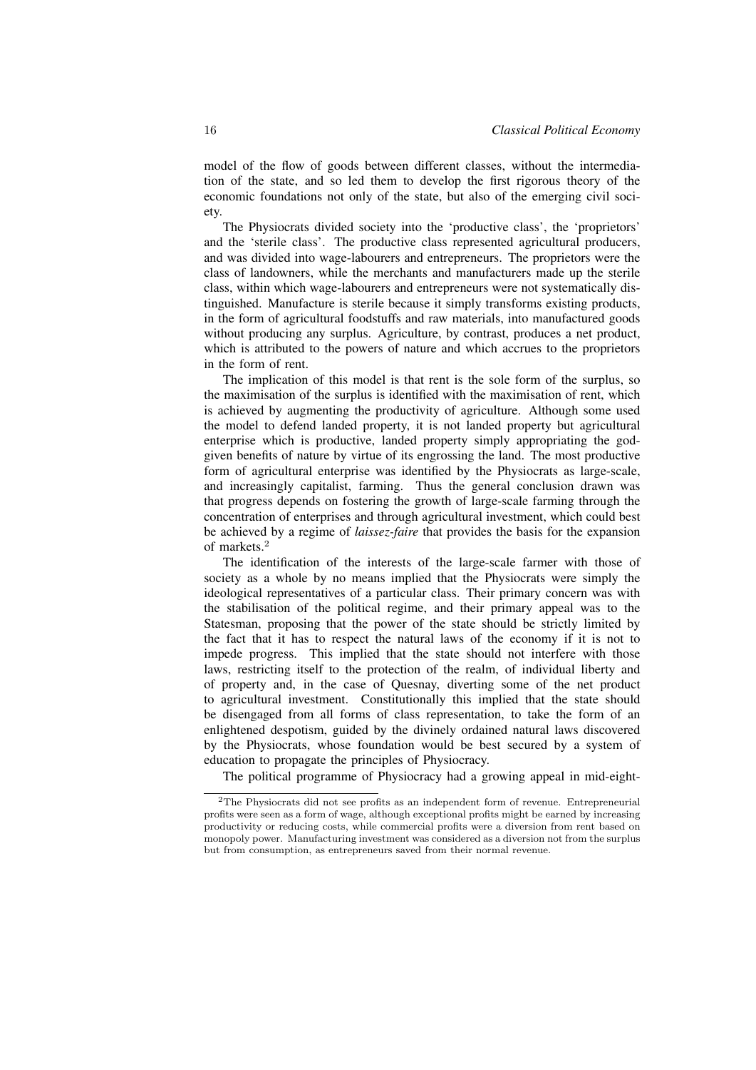model of the flow of goods between different classes, without the intermediation of the state, and so led them to develop the first rigorous theory of the economic foundations not only of the state, but also of the emerging civil society.

The Physiocrats divided society into the 'productive class', the 'proprietors' and the 'sterile class'. The productive class represented agricultural producers, and was divided into wage-labourers and entrepreneurs. The proprietors were the class of landowners, while the merchants and manufacturers made up the sterile class, within which wage-labourers and entrepreneurs were not systematically distinguished. Manufacture is sterile because it simply transforms existing products, in the form of agricultural foodstuffs and raw materials, into manufactured goods without producing any surplus. Agriculture, by contrast, produces a net product, which is attributed to the powers of nature and which accrues to the proprietors in the form of rent.

The implication of this model is that rent is the sole form of the surplus, so the maximisation of the surplus is identified with the maximisation of rent, which is achieved by augmenting the productivity of agriculture. Although some used the model to defend landed property, it is not landed property but agricultural enterprise which is productive, landed property simply appropriating the god-given benefits of nature by virtue of its engrossing the land. The most productive form of agricultural enterprise was identified by the Physiocrats as large-scale, and increasingly capitalist, farming. Thus the general conclusion drawn was that progress depends on fostering the growth of large-scale farming through the concentration of enterprises and through agricultural investment, which could best be achieved by a regime of *laissez-faire* that provides the basis for the expansion of markets.[2]

The identification of the interests of the large-scale farmer with those of society as a whole by no means implied that the Physiocrats were simply the ideological representatives of a particular class. Their primary concern was with the stabilisation of the political regime, and their primary appeal was to the Statesman, proposing that the power of the state should be strictly limited by the fact that it has to respect the natural laws of the economy if it is not to impede progress. This implied that the state should not interfere with those laws, restricting itself to the protection of the realm, of individual liberty and of property and, in the case of Quesnay, diverting some of the net product to agricultural investment. Constitutionally this implied that the state should be disengaged from all forms of class representation, to take the form of an enlightened despotism, guided by the divinely ordained natural laws discovered by the Physiocrats, whose foundation would be best secured by a system of education to propagate the principles of Physiocracy.

The political programme of Physiocracy had a growing appeal in mid-eight-

[2] The Physiocrats did not see profits as an independent form of revenue. Entrepreneurial profits were seen as a form of wage, although exceptional profits might be earned by increasing productivity or reducing costs, while commercial profits were a diversion from rent based on monopoly power. Manufacturing investment was considered as a diversion not from the surplus but from consumption, as entrepreneurs saved from their normal revenue.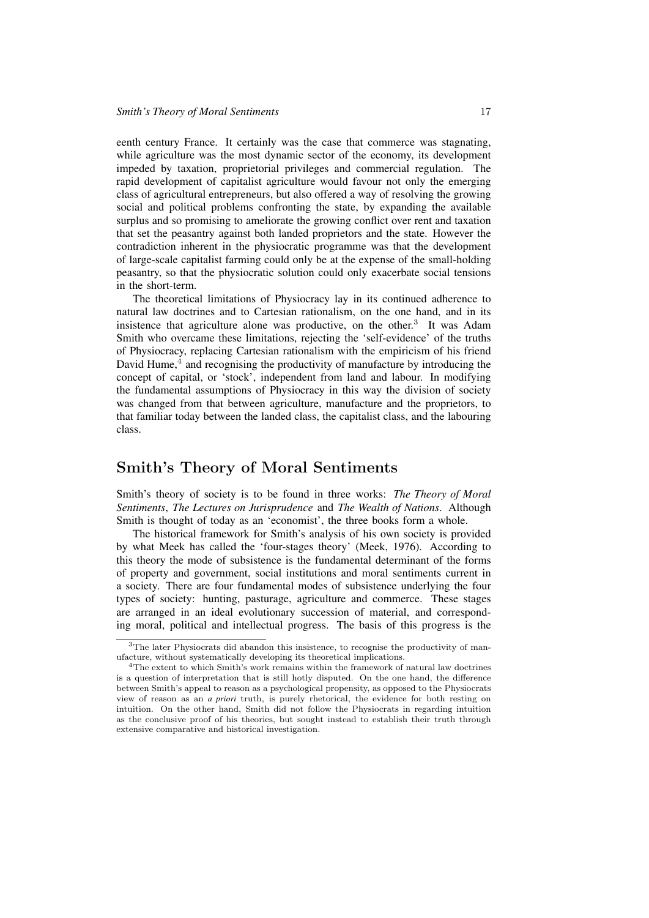eenth century France. It certainly was the case that commerce was stagnating, while agriculture was the most dynamic sector of the economy, its development impeded by taxation, proprietorial privileges and commercial regulation. The rapid development of capitalist agriculture would favour not only the emerging class of agricultural entrepreneurs, but also offered a way of resolving the growing social and political problems confronting the state, by expanding the available surplus and so promising to ameliorate the growing conflict over rent and taxation that set the peasantry against both landed proprietors and the state. However the contradiction inherent in the physiocratic programme was that the development of large-scale capitalist farming could only be at the expense of the small-holding peasantry, so that the physiocratic solution could only exacerbate social tensions in the short-term.

The theoretical limitations of Physiocracy lay in its continued adherence to natural law doctrines and to Cartesian rationalism, on the one hand, and in its insistence that agriculture alone was productive, on the other.[3] It was Adam Smith who overcame these limitations, rejecting the 'self-evidence' of the truths of Physiocracy, replacing Cartesian rationalism with the empiricism of his friend David Hume,[4] and recognising the productivity of manufacture by introducing the concept of capital, or 'stock', independent from land and labour. In modifying the fundamental assumptions of Physiocracy in this way the division of society was changed from that between agriculture, manufacture and the proprietors, to that familiar today between the landed class, the capitalist class, and the labouring class.

## Smith's Theory of Moral Sentiments

Smith's theory of society is to be found in three works: *The Theory of Moral Sentiments*, *The Lectures on Jurisprudence* and *The Wealth of Nations*. Although Smith is thought of today as an 'economist', the three books form a whole.

The historical framework for Smith's analysis of his own society is provided by what Meek has called the 'four-stages theory' (Meek, 1976). According to this theory the mode of subsistence is the fundamental determinant of the forms of property and government, social institutions and moral sentiments current in a society. There are four fundamental modes of subsistence underlying the four types of society: hunting, pasturage, agriculture and commerce. These stages are arranged in an ideal evolutionary succession of material, and corresponding moral, political and intellectual progress. The basis of this progress is the

---

[3] The later Physiocrats did abandon this insistence, to recognise the productivity of manufacture, without systematically developing its theoretical implications.

[4] The extent to which Smith's work remains within the framework of natural law doctrines is a question of interpretation that is still hotly disputed. On the one hand, the difference between Smith's appeal to reason as a psychological propensity, as opposed to the Physiocrats view of reason as an *a priori* truth, is purely rhetorical, the evidence for both resting on intuition. On the other hand, Smith did not follow the Physiocrats in regarding intuition as the conclusive proof of his theories, but sought instead to establish their truth through extensive comparative and historical investigation.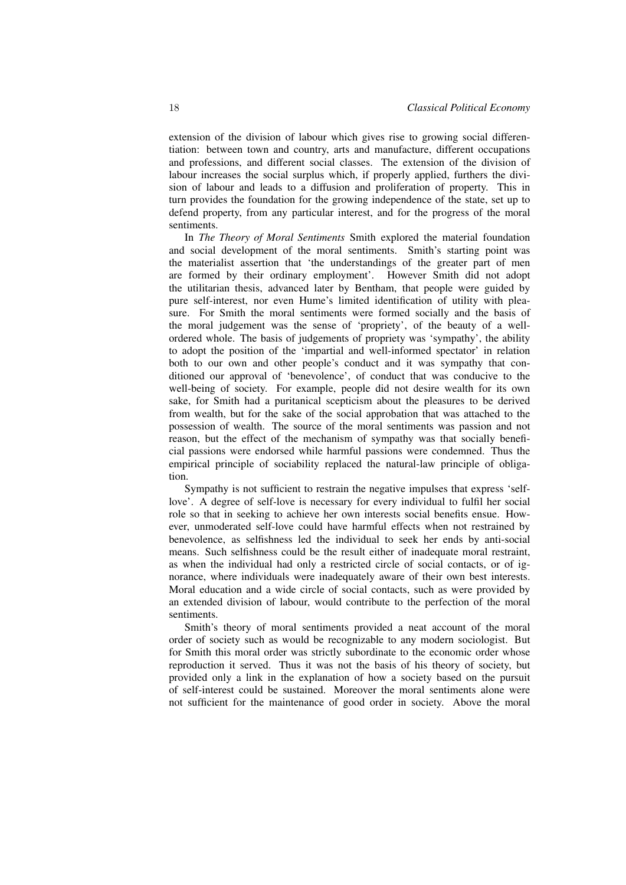extension of the division of labour which gives rise to growing social differentiation: between town and country, arts and manufacture, different occupations and professions, and different social classes. The extension of the division of labour increases the social surplus which, if properly applied, furthers the division of labour and leads to a diffusion and proliferation of property. This in turn provides the foundation for the growing independence of the state, set up to defend property, from any particular interest, and for the progress of the moral sentiments.

In *The Theory of Moral Sentiments* Smith explored the material foundation and social development of the moral sentiments. Smith's starting point was the materialist assertion that 'the understandings of the greater part of men are formed by their ordinary employment'. However Smith did not adopt the utilitarian thesis, advanced later by Bentham, that people were guided by pure self-interest, nor even Hume's limited identification of utility with pleasure. For Smith the moral sentiments were formed socially and the basis of the moral judgement was the sense of 'propriety', of the beauty of a well-ordered whole. The basis of judgements of propriety was 'sympathy', the ability to adopt the position of the 'impartial and well-informed spectator' in relation both to our own and other people's conduct and it was sympathy that conditioned our approval of 'benevolence', of conduct that was conducive to the well-being of society. For example, people did not desire wealth for its own sake, for Smith had a puritanical scepticism about the pleasures to be derived from wealth, but for the sake of the social approbation that was attached to the possession of wealth. The source of the moral sentiments was passion and not reason, but the effect of the mechanism of sympathy was that socially beneficial passions were endorsed while harmful passions were condemned. Thus the empirical principle of sociability replaced the natural-law principle of obligation.

Sympathy is not sufficient to restrain the negative impulses that express 'self-love'. A degree of self-love is necessary for every individual to fulfil her social role so that in seeking to achieve her own interests social benefits ensue. However, unmoderated self-love could have harmful effects when not restrained by benevolence, as selfishness led the individual to seek her ends by anti-social means. Such selfishness could be the result either of inadequate moral restraint, as when the individual had only a restricted circle of social contacts, or of ignorance, where individuals were inadequately aware of their own best interests. Moral education and a wide circle of social contacts, such as were provided by an extended division of labour, would contribute to the perfection of the moral sentiments.

Smith's theory of moral sentiments provided a neat account of the moral order of society such as would be recognizable to any modern sociologist. But for Smith this moral order was strictly subordinate to the economic order whose reproduction it served. Thus it was not the basis of his theory of society, but provided only a link in the explanation of how a society based on the pursuit of self-interest could be sustained. Moreover the moral sentiments alone were not sufficient for the maintenance of good order in society. Above the moral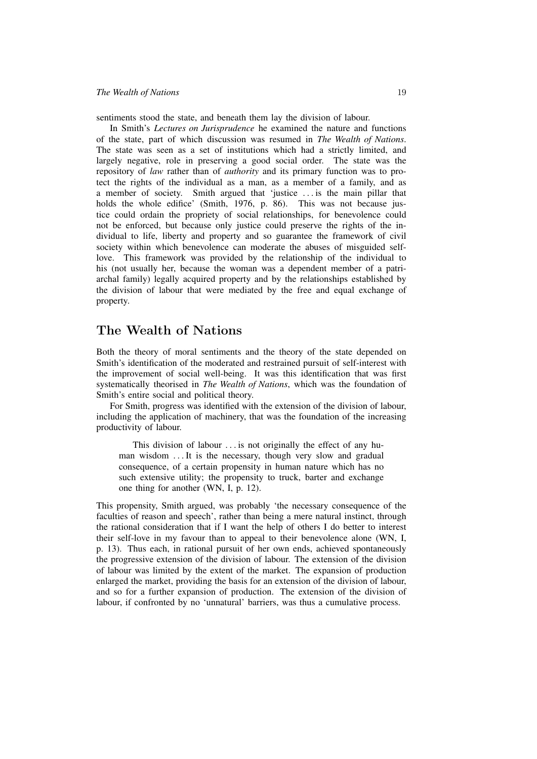sentiments stood the state, and beneath them lay the division of labour.

In Smith's *Lectures on Jurisprudence* he examined the nature and functions of the state, part of which discussion was resumed in *The Wealth of Nations*. The state was seen as a set of institutions which had a strictly limited, and largely negative, role in preserving a good social order. The state was the repository of *law* rather than of *authority* and its primary function was to protect the rights of the individual as a man, as a member of a family, and as a member of society. Smith argued that 'justice ... is the main pillar that holds the whole edifice' (Smith, 1976, p. 86). This was not because justice could ordain the propriety of social relationships, for benevolence could not be enforced, but because only justice could preserve the rights of the individual to life, liberty and property and so guarantee the framework of civil society within which benevolence can moderate the abuses of misguided self-love. This framework was provided by the relationship of the individual to his (not usually her, because the woman was a dependent member of a patriarchal family) legally acquired property and by the relationships established by the division of labour that were mediated by the free and equal exchange of property.

## The Wealth of Nations

Both the theory of moral sentiments and the theory of the state depended on Smith's identification of the moderated and restrained pursuit of self-interest with the improvement of social well-being. It was this identification that was first systematically theorised in *The Wealth of Nations*, which was the foundation of Smith's entire social and political theory.

For Smith, progress was identified with the extension of the division of labour, including the application of machinery, that was the foundation of the increasing productivity of labour.

> This division of labour ... is not originally the effect of any human wisdom ... It is the necessary, though very slow and gradual consequence, of a certain propensity in human nature which has no such extensive utility; the propensity to truck, barter and exchange one thing for another (WN, I, p. 12).

This propensity, Smith argued, was probably 'the necessary consequence of the faculties of reason and speech', rather than being a mere natural instinct, through the rational consideration that if I want the help of others I do better to interest their self-love in my favour than to appeal to their benevolence alone (WN, I, p. 13). Thus each, in rational pursuit of her own ends, achieved spontaneously the progressive extension of the division of labour. The extension of the division of labour was limited by the extent of the market. The expansion of production enlarged the market, providing the basis for an extension of the division of labour, and so for a further expansion of production. The extension of the division of labour, if confronted by no 'unnatural' barriers, was thus a cumulative process.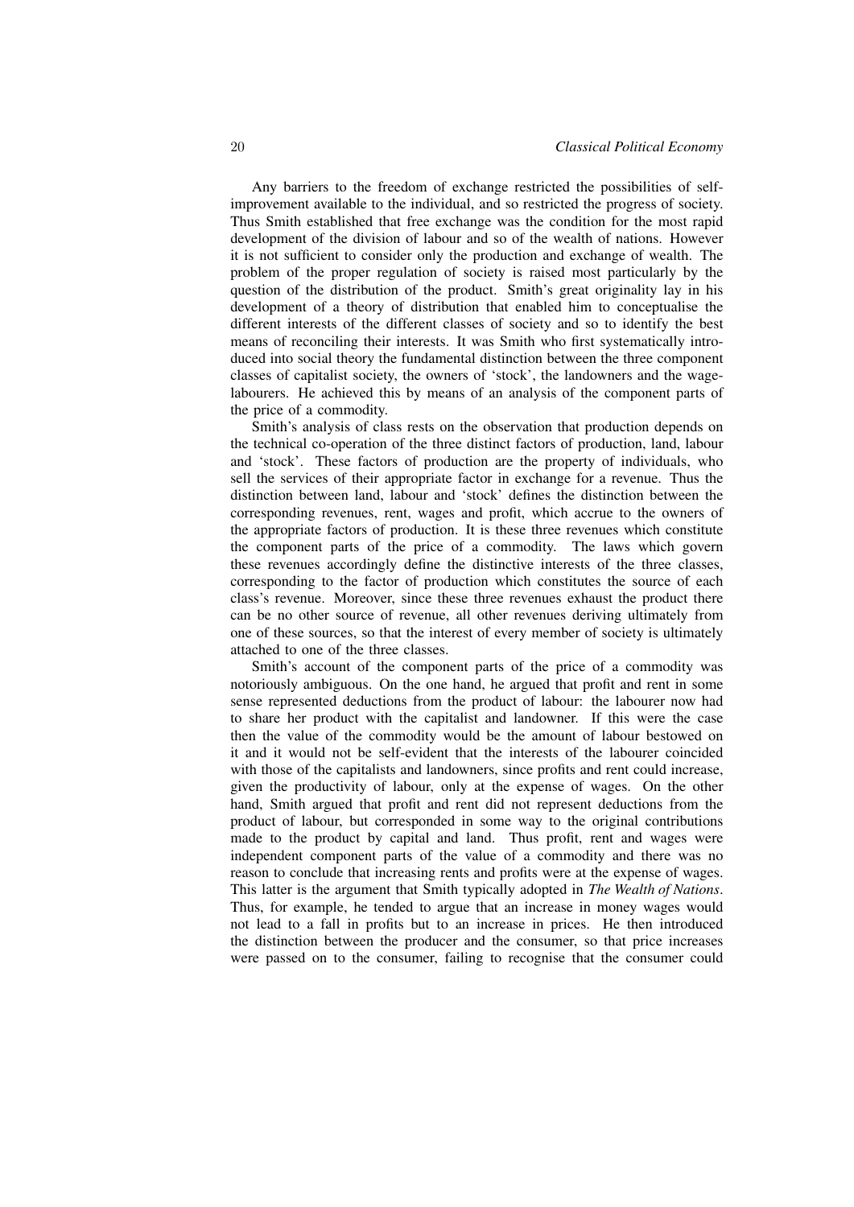Any barriers to the freedom of exchange restricted the possibilities of self-improvement available to the individual, and so restricted the progress of society. Thus Smith established that free exchange was the condition for the most rapid development of the division of labour and so of the wealth of nations. However it is not sufficient to consider only the production and exchange of wealth. The problem of the proper regulation of society is raised most particularly by the question of the distribution of the product. Smith's great originality lay in his development of a theory of distribution that enabled him to conceptualise the different interests of the different classes of society and so to identify the best means of reconciling their interests. It was Smith who first systematically introduced into social theory the fundamental distinction between the three component classes of capitalist society, the owners of 'stock', the landowners and the wage-labourers. He achieved this by means of an analysis of the component parts of the price of a commodity.

Smith's analysis of class rests on the observation that production depends on the technical co-operation of the three distinct factors of production, land, labour and 'stock'. These factors of production are the property of individuals, who sell the services of their appropriate factor in exchange for a revenue. Thus the distinction between land, labour and 'stock' defines the distinction between the corresponding revenues, rent, wages and profit, which accrue to the owners of the appropriate factors of production. It is these three revenues which constitute the component parts of the price of a commodity. The laws which govern these revenues accordingly define the distinctive interests of the three classes, corresponding to the factor of production which constitutes the source of each class's revenue. Moreover, since these three revenues exhaust the product there can be no other source of revenue, all other revenues deriving ultimately from one of these sources, so that the interest of every member of society is ultimately attached to one of the three classes.

Smith's account of the component parts of the price of a commodity was notoriously ambiguous. On the one hand, he argued that profit and rent in some sense represented deductions from the product of labour: the labourer now had to share her product with the capitalist and landowner. If this were the case then the value of the commodity would be the amount of labour bestowed on it and it would not be self-evident that the interests of the labourer coincided with those of the capitalists and landowners, since profits and rent could increase, given the productivity of labour, only at the expense of wages. On the other hand, Smith argued that profit and rent did not represent deductions from the product of labour, but corresponded in some way to the original contributions made to the product by capital and land. Thus profit, rent and wages were independent component parts of the value of a commodity and there was no reason to conclude that increasing rents and profits were at the expense of wages. This latter is the argument that Smith typically adopted in *The Wealth of Nations*. Thus, for example, he tended to argue that an increase in money wages would not lead to a fall in profits but to an increase in prices. He then introduced the distinction between the producer and the consumer, so that price increases were passed on to the consumer, failing to recognise that the consumer could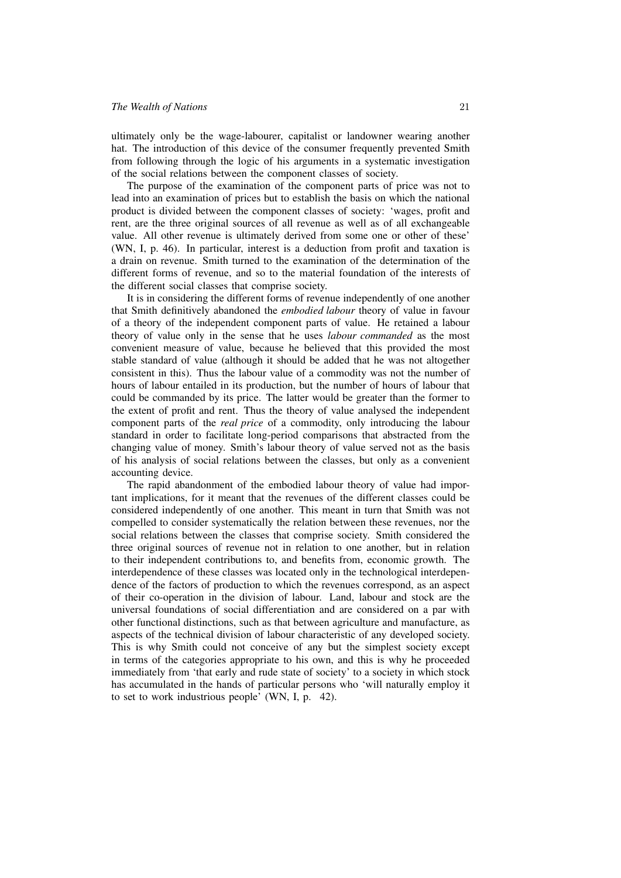ultimately only be the wage-labourer, capitalist or landowner wearing another hat. The introduction of this device of the consumer frequently prevented Smith from following through the logic of his arguments in a systematic investigation of the social relations between the component classes of society.

The purpose of the examination of the component parts of price was not to lead into an examination of prices but to establish the basis on which the national product is divided between the component classes of society: 'wages, profit and rent, are the three original sources of all revenue as well as of all exchangeable value. All other revenue is ultimately derived from some one or other of these' (WN, I, p. 46). In particular, interest is a deduction from profit and taxation is a drain on revenue. Smith turned to the examination of the determination of the different forms of revenue, and so to the material foundation of the interests of the different social classes that comprise society.

It is in considering the different forms of revenue independently of one another that Smith definitively abandoned the *embodied labour* theory of value in favour of a theory of the independent component parts of value. He retained a labour theory of value only in the sense that he uses *labour commanded* as the most convenient measure of value, because he believed that this provided the most stable standard of value (although it should be added that he was not altogether consistent in this). Thus the labour value of a commodity was not the number of hours of labour entailed in its production, but the number of hours of labour that could be commanded by its price. The latter would be greater than the former to the extent of profit and rent. Thus the theory of value analysed the independent component parts of the *real price* of a commodity, only introducing the labour standard in order to facilitate long-period comparisons that abstracted from the changing value of money. Smith's labour theory of value served not as the basis of his analysis of social relations between the classes, but only as a convenient accounting device.

The rapid abandonment of the embodied labour theory of value had important implications, for it meant that the revenues of the different classes could be considered independently of one another. This meant in turn that Smith was not compelled to consider systematically the relation between these revenues, nor the social relations between the classes that comprise society. Smith considered the three original sources of revenue not in relation to one another, but in relation to their independent contributions to, and benefits from, economic growth. The interdependence of these classes was located only in the technological interdependence of the factors of production to which the revenues correspond, as an aspect of their co-operation in the division of labour. Land, labour and stock are the universal foundations of social differentiation and are considered on a par with other functional distinctions, such as that between agriculture and manufacture, as aspects of the technical division of labour characteristic of any developed society. This is why Smith could not conceive of any but the simplest society except in terms of the categories appropriate to his own, and this is why he proceeded immediately from 'that early and rude state of society' to a society in which stock has accumulated in the hands of particular persons who 'will naturally employ it to set to work industrious people' (WN, I, p. 42).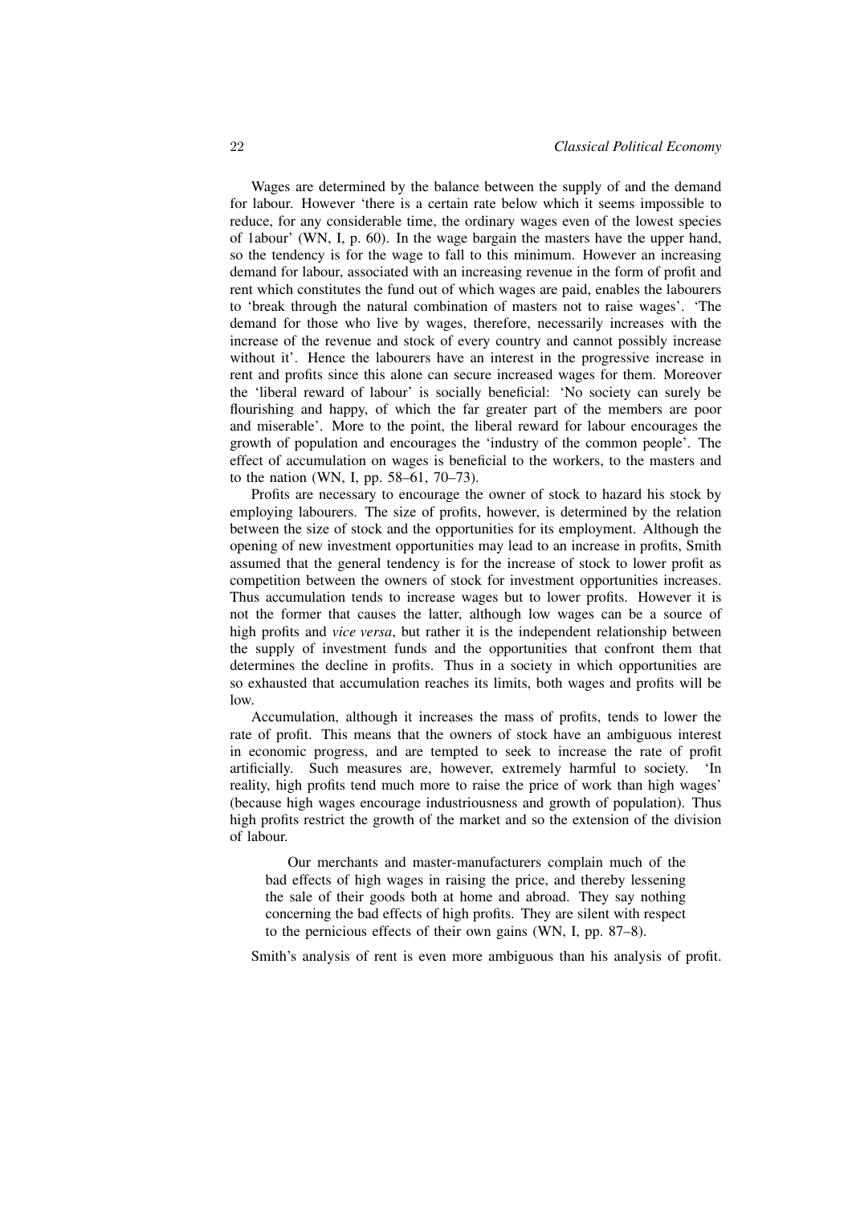Wages are determined by the balance between the supply of and the demand for labour. However 'there is a certain rate below which it seems impossible to reduce, for any considerable time, the ordinary wages even of the lowest species of 1abour' (WN, I, p. 60). In the wage bargain the masters have the upper hand, so the tendency is for the wage to fall to this minimum. However an increasing demand for labour, associated with an increasing revenue in the form of profit and rent which constitutes the fund out of which wages are paid, enables the labourers to 'break through the natural combination of masters not to raise wages'. 'The demand for those who live by wages, therefore, necessarily increases with the increase of the revenue and stock of every country and cannot possibly increase without it'. Hence the labourers have an interest in the progressive increase in rent and profits since this alone can secure increased wages for them. Moreover the 'liberal reward of labour' is socially beneficial: 'No society can surely be flourishing and happy, of which the far greater part of the members are poor and miserable'. More to the point, the liberal reward for labour encourages the growth of population and encourages the 'industry of the common people'. The effect of accumulation on wages is beneficial to the workers, to the masters and to the nation (WN, I, pp. 58–61, 70–73).

Profits are necessary to encourage the owner of stock to hazard his stock by employing labourers. The size of profits, however, is determined by the relation between the size of stock and the opportunities for its employment. Although the opening of new investment opportunities may lead to an increase in profits, Smith assumed that the general tendency is for the increase of stock to lower profit as competition between the owners of stock for investment opportunities increases. Thus accumulation tends to increase wages but to lower profits. However it is not the former that causes the latter, although low wages can be a source of high profits and *vice versa*, but rather it is the independent relationship between the supply of investment funds and the opportunities that confront them that determines the decline in profits. Thus in a society in which opportunities are so exhausted that accumulation reaches its limits, both wages and profits will be low.

Accumulation, although it increases the mass of profits, tends to lower the rate of profit. This means that the owners of stock have an ambiguous interest in economic progress, and are tempted to seek to increase the rate of profit artificially. Such measures are, however, extremely harmful to society. 'In reality, high profits tend much more to raise the price of work than high wages' (because high wages encourage industriousness and growth of population). Thus high profits restrict the growth of the market and so the extension of the division of labour.

> Our merchants and master-manufacturers complain much of the bad effects of high wages in raising the price, and thereby lessening the sale of their goods both at home and abroad. They say nothing concerning the bad effects of high profits. They are silent with respect to the pernicious effects of their own gains (WN, I, pp. 87–8).

Smith's analysis of rent is even more ambiguous than his analysis of profit.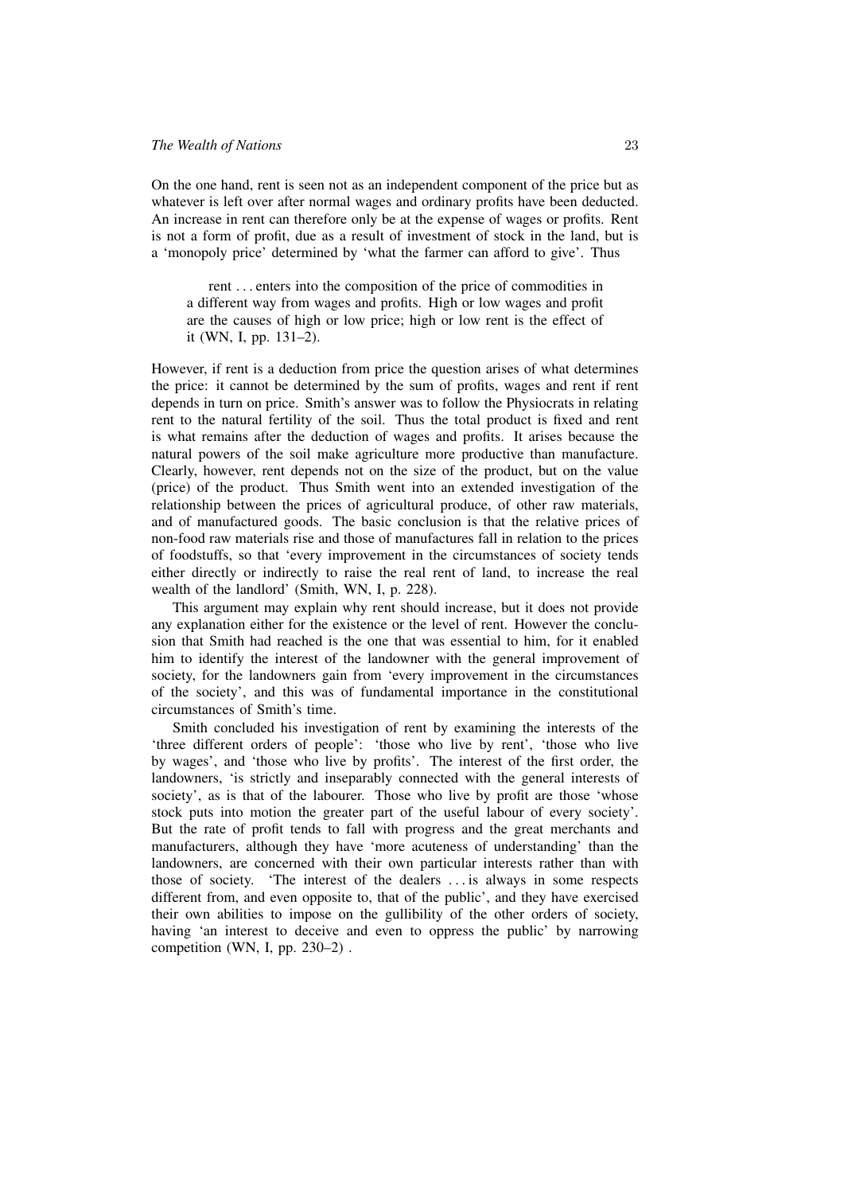On the one hand, rent is seen not as an independent component of the price but as whatever is left over after normal wages and ordinary profits have been deducted. An increase in rent can therefore only be at the expense of wages or profits. Rent is not a form of profit, due as a result of investment of stock in the land, but is a 'monopoly price' determined by 'what the farmer can afford to give'. Thus

> rent . . . enters into the composition of the price of commodities in a different way from wages and profits. High or low wages and profit are the causes of high or low price; high or low rent is the effect of it (WN, I, pp. 131–2).

However, if rent is a deduction from price the question arises of what determines the price: it cannot be determined by the sum of profits, wages and rent if rent depends in turn on price. Smith's answer was to follow the Physiocrats in relating rent to the natural fertility of the soil. Thus the total product is fixed and rent is what remains after the deduction of wages and profits. It arises because the natural powers of the soil make agriculture more productive than manufacture. Clearly, however, rent depends not on the size of the product, but on the value (price) of the product. Thus Smith went into an extended investigation of the relationship between the prices of agricultural produce, of other raw materials, and of manufactured goods. The basic conclusion is that the relative prices of non-food raw materials rise and those of manufactures fall in relation to the prices of foodstuffs, so that 'every improvement in the circumstances of society tends either directly or indirectly to raise the real rent of land, to increase the real wealth of the landlord' (Smith, WN, I, p. 228).

This argument may explain why rent should increase, but it does not provide any explanation either for the existence or the level of rent. However the conclusion that Smith had reached is the one that was essential to him, for it enabled him to identify the interest of the landowner with the general improvement of society, for the landowners gain from 'every improvement in the circumstances of the society', and this was of fundamental importance in the constitutional circumstances of Smith's time.

Smith concluded his investigation of rent by examining the interests of the 'three different orders of people': 'those who live by rent', 'those who live by wages', and 'those who live by profits'. The interest of the first order, the landowners, 'is strictly and inseparably connected with the general interests of society', as is that of the labourer. Those who live by profit are those 'whose stock puts into motion the greater part of the useful labour of every society'. But the rate of profit tends to fall with progress and the great merchants and manufacturers, although they have 'more acuteness of understanding' than the landowners, are concerned with their own particular interests rather than with those of society. 'The interest of the dealers . . . is always in some respects different from, and even opposite to, that of the public', and they have exercised their own abilities to impose on the gullibility of the other orders of society, having 'an interest to deceive and even to oppress the public' by narrowing competition (WN, I, pp. 230–2) .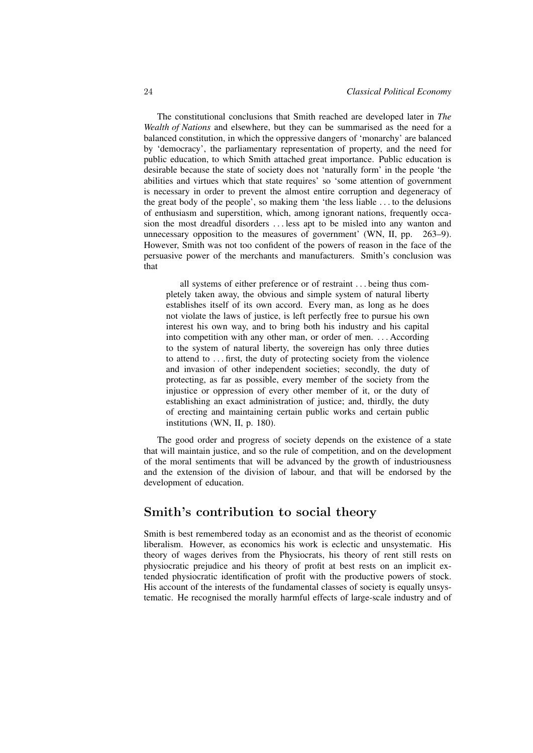The constitutional conclusions that Smith reached are developed later in *The Wealth of Nations* and elsewhere, but they can be summarised as the need for a balanced constitution, in which the oppressive dangers of 'monarchy' are balanced by 'democracy', the parliamentary representation of property, and the need for public education, to which Smith attached great importance. Public education is desirable because the state of society does not 'naturally form' in the people 'the abilities and virtues which that state requires' so 'some attention of government is necessary in order to prevent the almost entire corruption and degeneracy of the great body of the people', so making them 'the less liable ... to the delusions of enthusiasm and superstition, which, among ignorant nations, frequently occasion the most dreadful disorders ... less apt to be misled into any wanton and unnecessary opposition to the measures of government' (WN, II, pp. 263–9). However, Smith was not too confident of the powers of reason in the face of the persuasive power of the merchants and manufacturers. Smith's conclusion was that

> all systems of either preference or of restraint ... being thus completely taken away, the obvious and simple system of natural liberty establishes itself of its own accord. Every man, as long as he does not violate the laws of justice, is left perfectly free to pursue his own interest his own way, and to bring both his industry and his capital into competition with any other man, or order of men. ... According to the system of natural liberty, the sovereign has only three duties to attend to ... first, the duty of protecting society from the violence and invasion of other independent societies; secondly, the duty of protecting, as far as possible, every member of the society from the injustice or oppression of every other member of it, or the duty of establishing an exact administration of justice; and, thirdly, the duty of erecting and maintaining certain public works and certain public institutions (WN, II, p. 180).

The good order and progress of society depends on the existence of a state that will maintain justice, and so the rule of competition, and on the development of the moral sentiments that will be advanced by the growth of industriousness and the extension of the division of labour, and that will be endorsed by the development of education.

## Smith's contribution to social theory

Smith is best remembered today as an economist and as the theorist of economic liberalism. However, as economics his work is eclectic and unsystematic. His theory of wages derives from the Physiocrats, his theory of rent still rests on physiocratic prejudice and his theory of profit at best rests on an implicit extended physiocratic identification of profit with the productive powers of stock. His account of the interests of the fundamental classes of society is equally unsystematic. He recognised the morally harmful effects of large-scale industry and of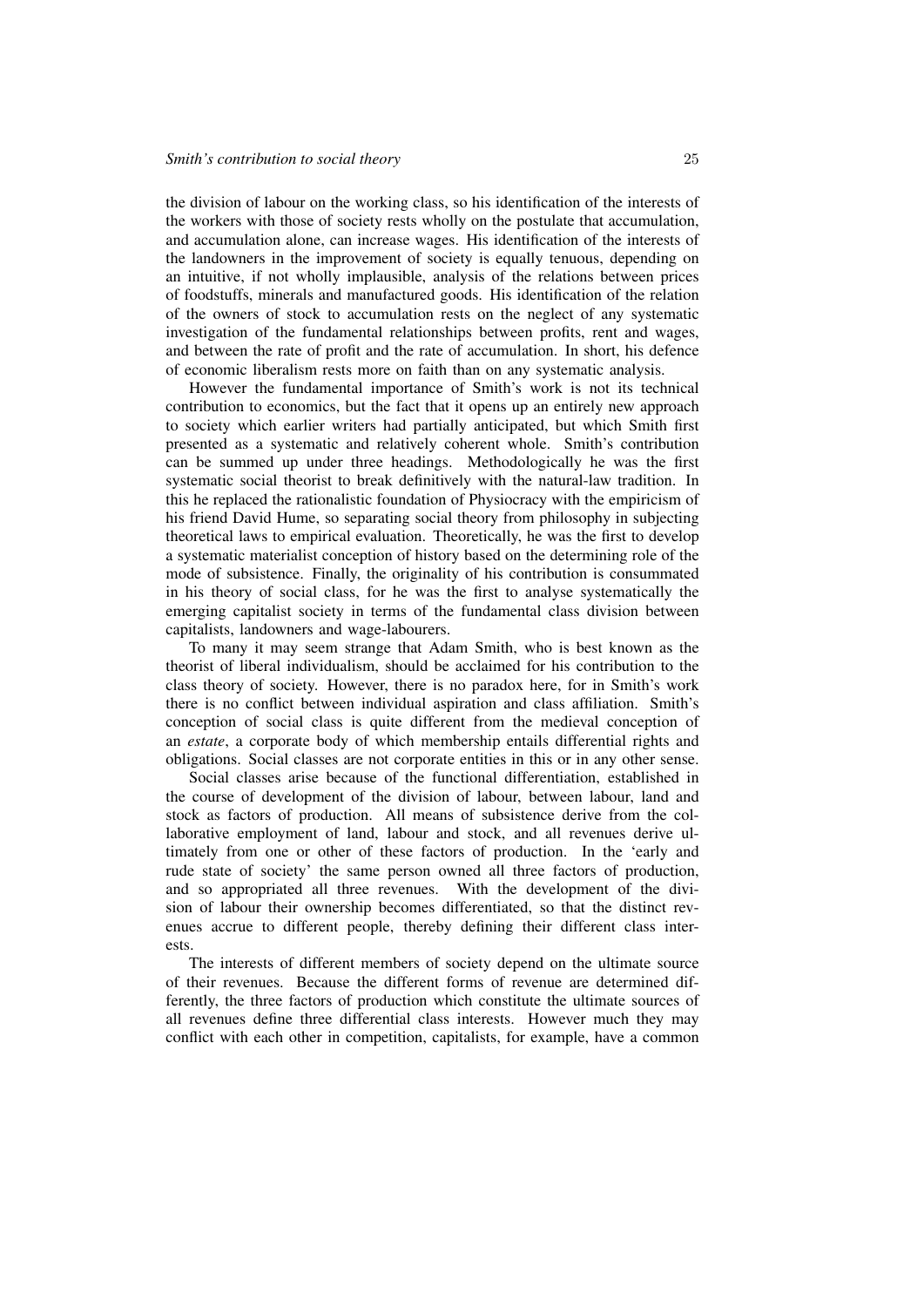the division of labour on the working class, so his identification of the interests of the workers with those of society rests wholly on the postulate that accumulation, and accumulation alone, can increase wages. His identification of the interests of the landowners in the improvement of society is equally tenuous, depending on an intuitive, if not wholly implausible, analysis of the relations between prices of foodstuffs, minerals and manufactured goods. His identification of the relation of the owners of stock to accumulation rests on the neglect of any systematic investigation of the fundamental relationships between profits, rent and wages, and between the rate of profit and the rate of accumulation. In short, his defence of economic liberalism rests more on faith than on any systematic analysis.

However the fundamental importance of Smith's work is not its technical contribution to economics, but the fact that it opens up an entirely new approach to society which earlier writers had partially anticipated, but which Smith first presented as a systematic and relatively coherent whole. Smith's contribution can be summed up under three headings. Methodologically he was the first systematic social theorist to break definitively with the natural-law tradition. In this he replaced the rationalistic foundation of Physiocracy with the empiricism of his friend David Hume, so separating social theory from philosophy in subjecting theoretical laws to empirical evaluation. Theoretically, he was the first to develop a systematic materialist conception of history based on the determining role of the mode of subsistence. Finally, the originality of his contribution is consummated in his theory of social class, for he was the first to analyse systematically the emerging capitalist society in terms of the fundamental class division between capitalists, landowners and wage-labourers.

To many it may seem strange that Adam Smith, who is best known as the theorist of liberal individualism, should be acclaimed for his contribution to the class theory of society. However, there is no paradox here, for in Smith's work there is no conflict between individual aspiration and class affiliation. Smith's conception of social class is quite different from the medieval conception of an *estate*, a corporate body of which membership entails differential rights and obligations. Social classes are not corporate entities in this or in any other sense.

Social classes arise because of the functional differentiation, established in the course of development of the division of labour, between labour, land and stock as factors of production. All means of subsistence derive from the collaborative employment of land, labour and stock, and all revenues derive ultimately from one or other of these factors of production. In the 'early and rude state of society' the same person owned all three factors of production, and so appropriated all three revenues. With the development of the division of labour their ownership becomes differentiated, so that the distinct revenues accrue to different people, thereby defining their different class interests.

The interests of different members of society depend on the ultimate source of their revenues. Because the different forms of revenue are determined differently, the three factors of production which constitute the ultimate sources of all revenues define three differential class interests. However much they may conflict with each other in competition, capitalists, for example, have a common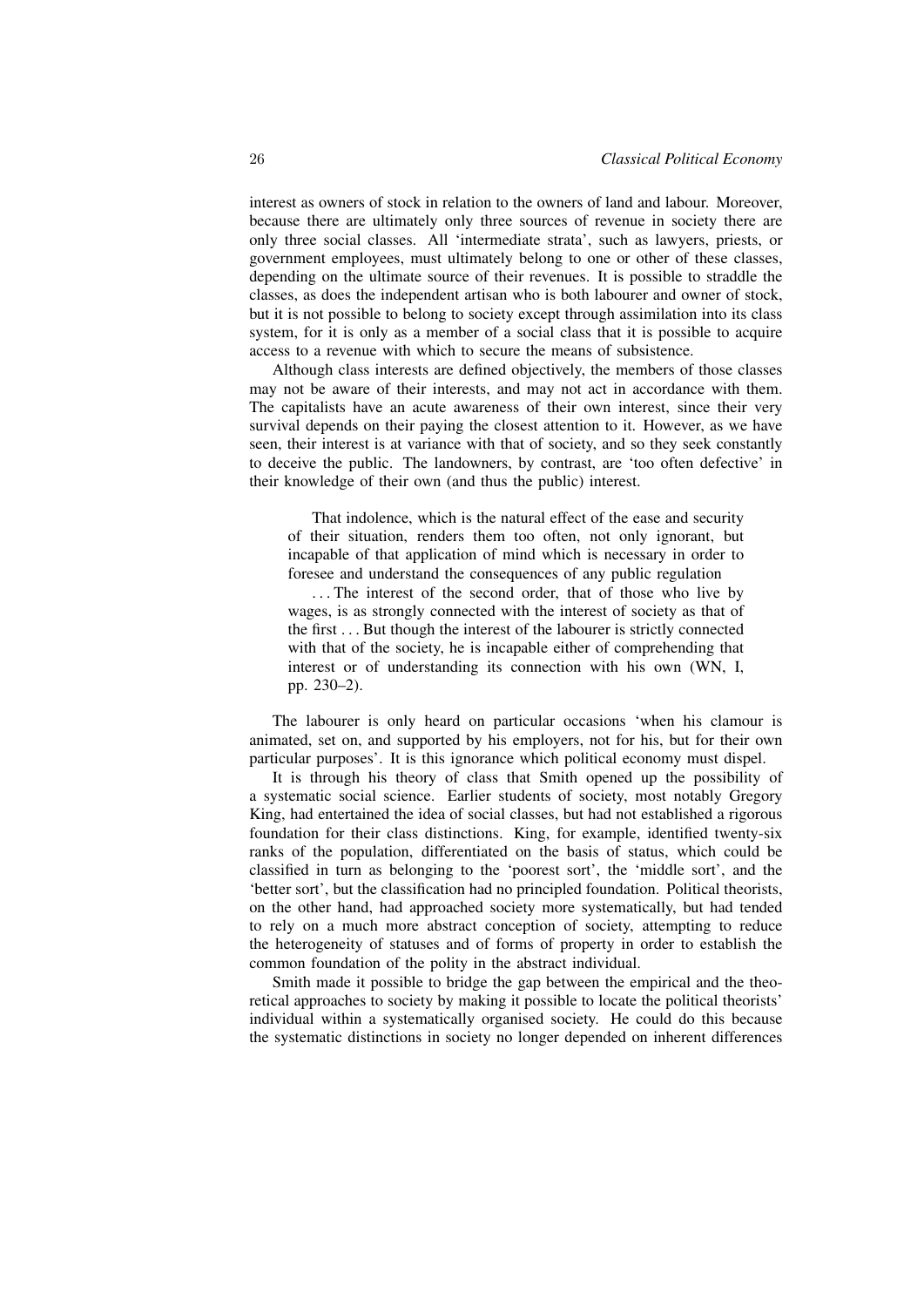interest as owners of stock in relation to the owners of land and labour. Moreover, because there are ultimately only three sources of revenue in society there are only three social classes. All 'intermediate strata', such as lawyers, priests, or government employees, must ultimately belong to one or other of these classes, depending on the ultimate source of their revenues. It is possible to straddle the classes, as does the independent artisan who is both labourer and owner of stock, but it is not possible to belong to society except through assimilation into its class system, for it is only as a member of a social class that it is possible to acquire access to a revenue with which to secure the means of subsistence.

Although class interests are defined objectively, the members of those classes may not be aware of their interests, and may not act in accordance with them. The capitalists have an acute awareness of their own interest, since their very survival depends on their paying the closest attention to it. However, as we have seen, their interest is at variance with that of society, and so they seek constantly to deceive the public. The landowners, by contrast, are 'too often defective' in their knowledge of their own (and thus the public) interest.

> That indolence, which is the natural effect of the ease and security of their situation, renders them too often, not only ignorant, but incapable of that application of mind which is necessary in order to foresee and understand the consequences of any public regulation
>
> . . . The interest of the second order, that of those who live by wages, is as strongly connected with the interest of society as that of the first . . . But though the interest of the labourer is strictly connected with that of the society, he is incapable either of comprehending that interest or of understanding its connection with his own (WN, I, pp. 230–2).

The labourer is only heard on particular occasions 'when his clamour is animated, set on, and supported by his employers, not for his, but for their own particular purposes'. It is this ignorance which political economy must dispel.

It is through his theory of class that Smith opened up the possibility of a systematic social science. Earlier students of society, most notably Gregory King, had entertained the idea of social classes, but had not established a rigorous foundation for their class distinctions. King, for example, identified twenty-six ranks of the population, differentiated on the basis of status, which could be classified in turn as belonging to the 'poorest sort', the 'middle sort', and the 'better sort', but the classification had no principled foundation. Political theorists, on the other hand, had approached society more systematically, but had tended to rely on a much more abstract conception of society, attempting to reduce the heterogeneity of statuses and of forms of property in order to establish the common foundation of the polity in the abstract individual.

Smith made it possible to bridge the gap between the empirical and the theoretical approaches to society by making it possible to locate the political theorists' individual within a systematically organised society. He could do this because the systematic distinctions in society no longer depended on inherent differences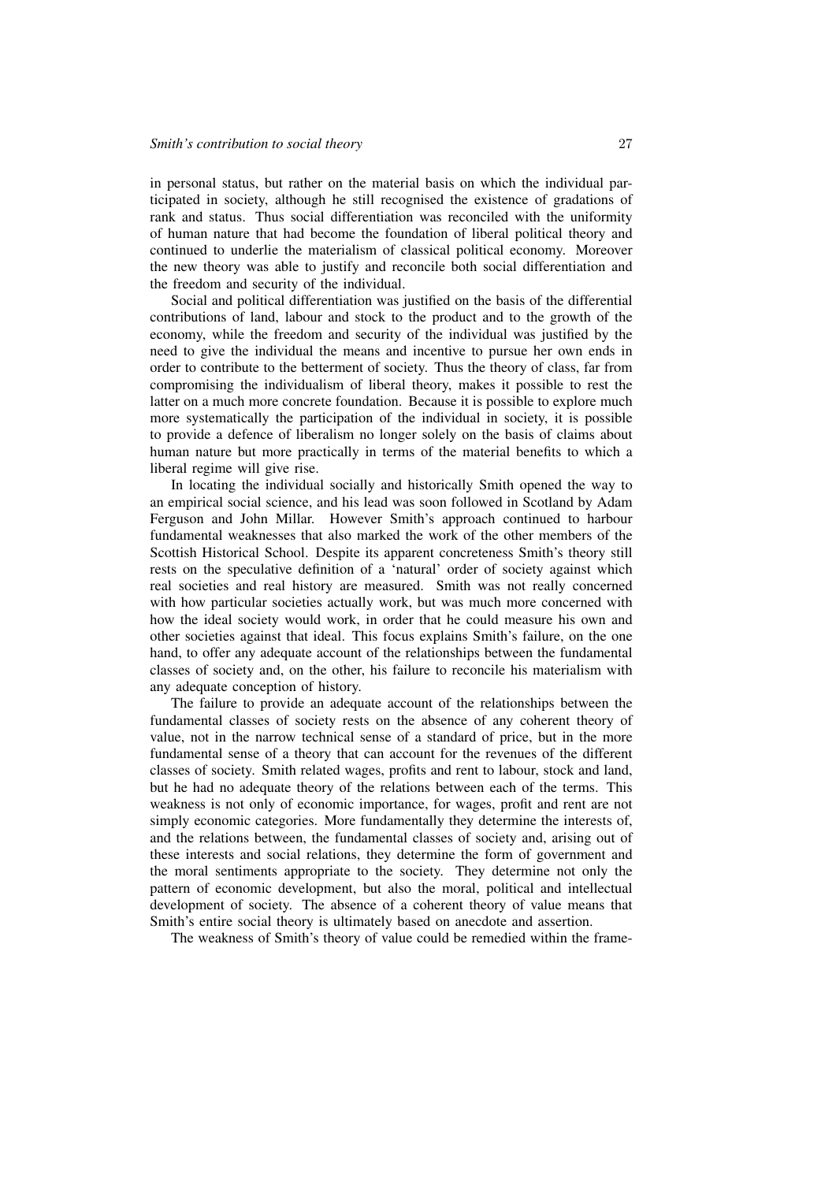in personal status, but rather on the material basis on which the individual participated in society, although he still recognised the existence of gradations of rank and status. Thus social differentiation was reconciled with the uniformity of human nature that had become the foundation of liberal political theory and continued to underlie the materialism of classical political economy. Moreover the new theory was able to justify and reconcile both social differentiation and the freedom and security of the individual.

Social and political differentiation was justified on the basis of the differential contributions of land, labour and stock to the product and to the growth of the economy, while the freedom and security of the individual was justified by the need to give the individual the means and incentive to pursue her own ends in order to contribute to the betterment of society. Thus the theory of class, far from compromising the individualism of liberal theory, makes it possible to rest the latter on a much more concrete foundation. Because it is possible to explore much more systematically the participation of the individual in society, it is possible to provide a defence of liberalism no longer solely on the basis of claims about human nature but more practically in terms of the material benefits to which a liberal regime will give rise.

In locating the individual socially and historically Smith opened the way to an empirical social science, and his lead was soon followed in Scotland by Adam Ferguson and John Millar. However Smith's approach continued to harbour fundamental weaknesses that also marked the work of the other members of the Scottish Historical School. Despite its apparent concreteness Smith's theory still rests on the speculative definition of a 'natural' order of society against which real societies and real history are measured. Smith was not really concerned with how particular societies actually work, but was much more concerned with how the ideal society would work, in order that he could measure his own and other societies against that ideal. This focus explains Smith's failure, on the one hand, to offer any adequate account of the relationships between the fundamental classes of society and, on the other, his failure to reconcile his materialism with any adequate conception of history.

The failure to provide an adequate account of the relationships between the fundamental classes of society rests on the absence of any coherent theory of value, not in the narrow technical sense of a standard of price, but in the more fundamental sense of a theory that can account for the revenues of the different classes of society. Smith related wages, profits and rent to labour, stock and land, but he had no adequate theory of the relations between each of the terms. This weakness is not only of economic importance, for wages, profit and rent are not simply economic categories. More fundamentally they determine the interests of, and the relations between, the fundamental classes of society and, arising out of these interests and social relations, they determine the form of government and the moral sentiments appropriate to the society. They determine not only the pattern of economic development, but also the moral, political and intellectual development of society. The absence of a coherent theory of value means that Smith's entire social theory is ultimately based on anecdote and assertion.

The weakness of Smith's theory of value could be remedied within the frame-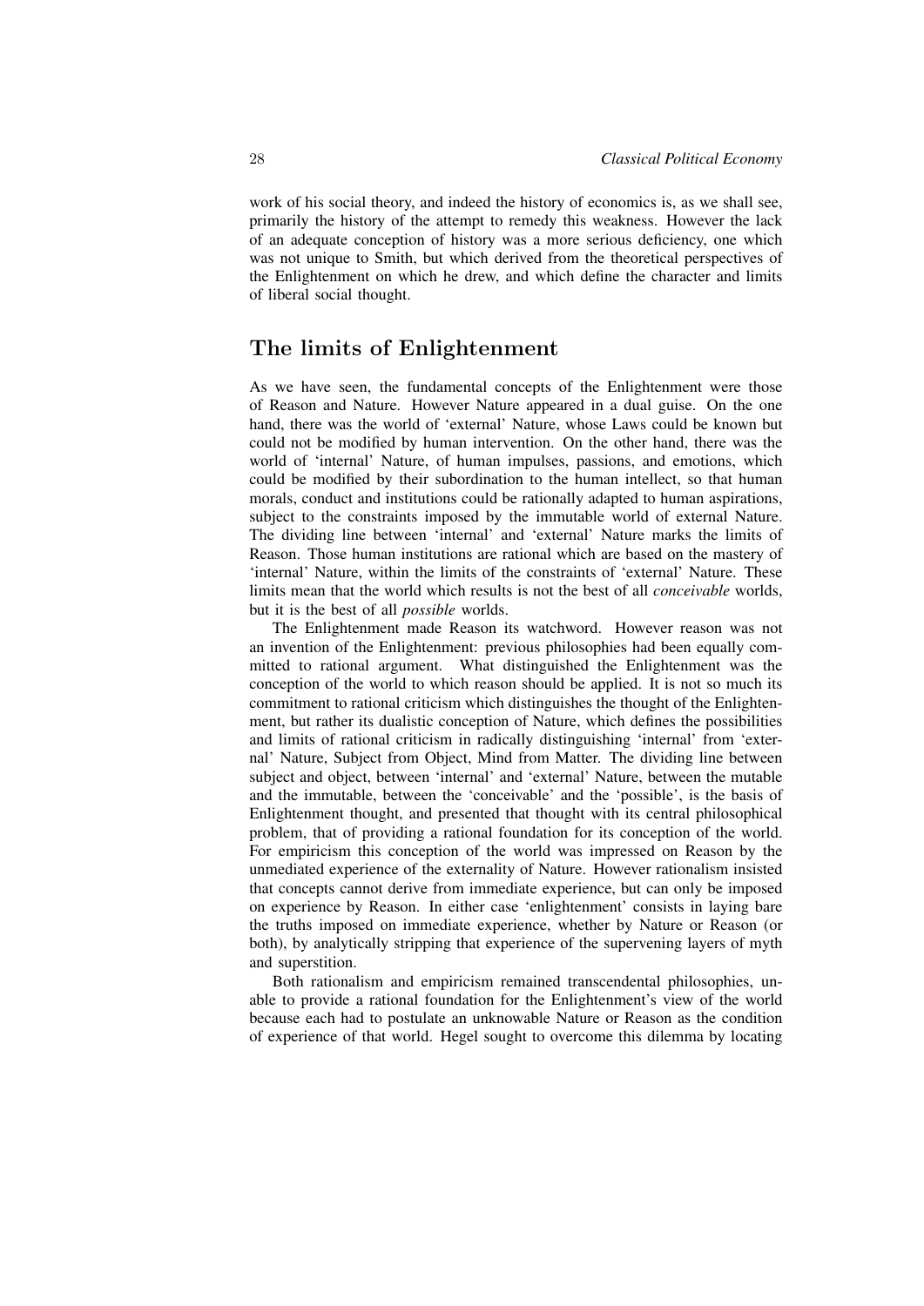work of his social theory, and indeed the history of economics is, as we shall see, primarily the history of the attempt to remedy this weakness. However the lack of an adequate conception of history was a more serious deficiency, one which was not unique to Smith, but which derived from the theoretical perspectives of the Enlightenment on which he drew, and which define the character and limits of liberal social thought.

## The limits of Enlightenment

As we have seen, the fundamental concepts of the Enlightenment were those of Reason and Nature. However Nature appeared in a dual guise. On the one hand, there was the world of 'external' Nature, whose Laws could be known but could not be modified by human intervention. On the other hand, there was the world of 'internal' Nature, of human impulses, passions, and emotions, which could be modified by their subordination to the human intellect, so that human morals, conduct and institutions could be rationally adapted to human aspirations, subject to the constraints imposed by the immutable world of external Nature. The dividing line between 'internal' and 'external' Nature marks the limits of Reason. Those human institutions are rational which are based on the mastery of 'internal' Nature, within the limits of the constraints of 'external' Nature. These limits mean that the world which results is not the best of all *conceivable* worlds, but it is the best of all *possible* worlds.

The Enlightenment made Reason its watchword. However reason was not an invention of the Enlightenment: previous philosophies had been equally committed to rational argument. What distinguished the Enlightenment was the conception of the world to which reason should be applied. It is not so much its commitment to rational criticism which distinguishes the thought of the Enlightenment, but rather its dualistic conception of Nature, which defines the possibilities and limits of rational criticism in radically distinguishing 'internal' from 'external' Nature, Subject from Object, Mind from Matter. The dividing line between subject and object, between 'internal' and 'external' Nature, between the mutable and the immutable, between the 'conceivable' and the 'possible', is the basis of Enlightenment thought, and presented that thought with its central philosophical problem, that of providing a rational foundation for its conception of the world. For empiricism this conception of the world was impressed on Reason by the unmediated experience of the externality of Nature. However rationalism insisted that concepts cannot derive from immediate experience, but can only be imposed on experience by Reason. In either case 'enlightenment' consists in laying bare the truths imposed on immediate experience, whether by Nature or Reason (or both), by analytically stripping that experience of the supervening layers of myth and superstition.

Both rationalism and empiricism remained transcendental philosophies, unable to provide a rational foundation for the Enlightenment's view of the world because each had to postulate an unknowable Nature or Reason as the condition of experience of that world. Hegel sought to overcome this dilemma by locating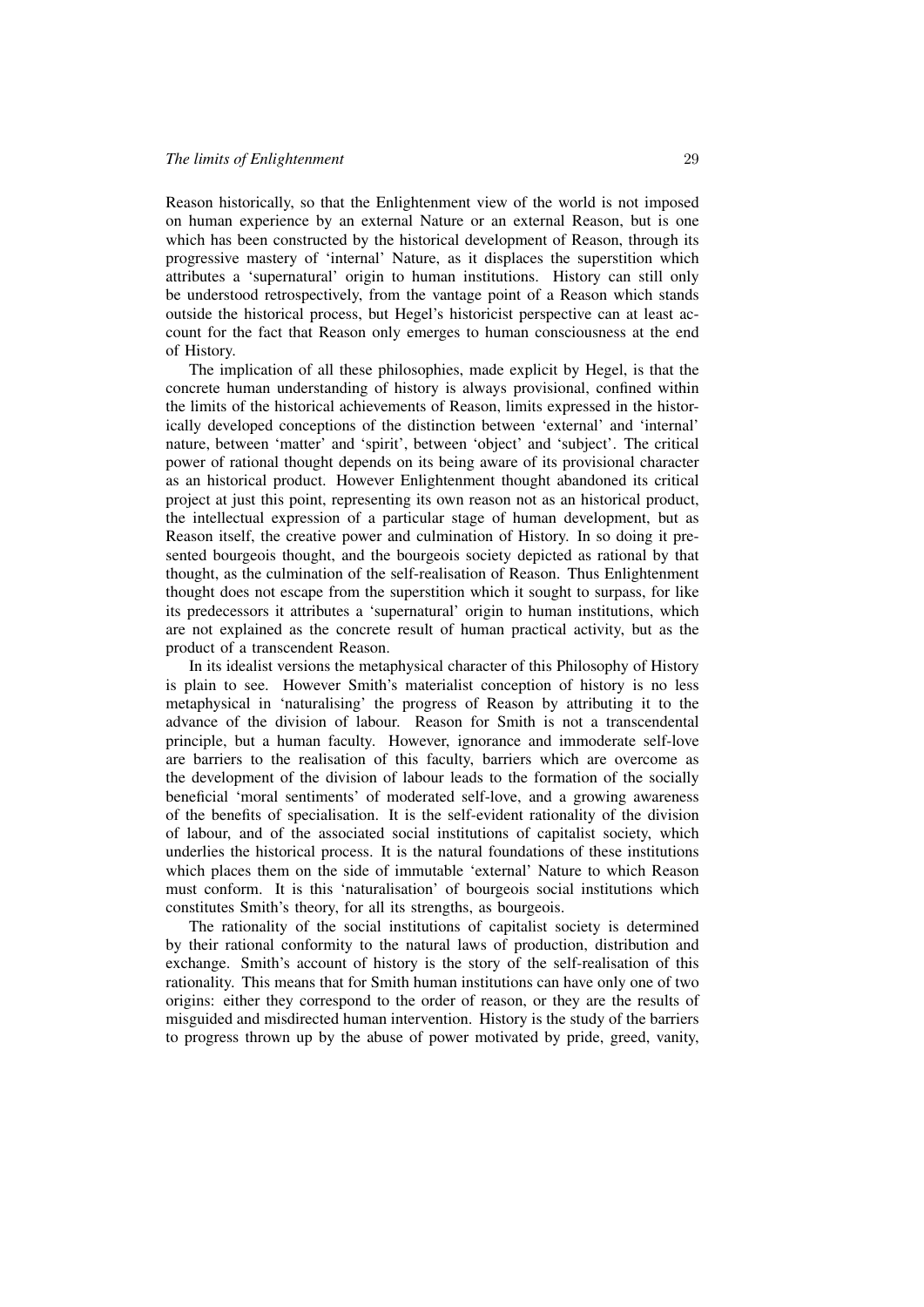Reason historically, so that the Enlightenment view of the world is not imposed on human experience by an external Nature or an external Reason, but is one which has been constructed by the historical development of Reason, through its progressive mastery of 'internal' Nature, as it displaces the superstition which attributes a 'supernatural' origin to human institutions. History can still only be understood retrospectively, from the vantage point of a Reason which stands outside the historical process, but Hegel's historicist perspective can at least account for the fact that Reason only emerges to human consciousness at the end of History.

The implication of all these philosophies, made explicit by Hegel, is that the concrete human understanding of history is always provisional, confined within the limits of the historical achievements of Reason, limits expressed in the historically developed conceptions of the distinction between 'external' and 'internal' nature, between 'matter' and 'spirit', between 'object' and 'subject'. The critical power of rational thought depends on its being aware of its provisional character as an historical product. However Enlightenment thought abandoned its critical project at just this point, representing its own reason not as an historical product, the intellectual expression of a particular stage of human development, but as Reason itself, the creative power and culmination of History. In so doing it presented bourgeois thought, and the bourgeois society depicted as rational by that thought, as the culmination of the self-realisation of Reason. Thus Enlightenment thought does not escape from the superstition which it sought to surpass, for like its predecessors it attributes a 'supernatural' origin to human institutions, which are not explained as the concrete result of human practical activity, but as the product of a transcendent Reason.

In its idealist versions the metaphysical character of this Philosophy of History is plain to see. However Smith's materialist conception of history is no less metaphysical in 'naturalising' the progress of Reason by attributing it to the advance of the division of labour. Reason for Smith is not a transcendental principle, but a human faculty. However, ignorance and immoderate self-love are barriers to the realisation of this faculty, barriers which are overcome as the development of the division of labour leads to the formation of the socially beneficial 'moral sentiments' of moderated self-love, and a growing awareness of the benefits of specialisation. It is the self-evident rationality of the division of labour, and of the associated social institutions of capitalist society, which underlies the historical process. It is the natural foundations of these institutions which places them on the side of immutable 'external' Nature to which Reason must conform. It is this 'naturalisation' of bourgeois social institutions which constitutes Smith's theory, for all its strengths, as bourgeois.

The rationality of the social institutions of capitalist society is determined by their rational conformity to the natural laws of production, distribution and exchange. Smith's account of history is the story of the self-realisation of this rationality. This means that for Smith human institutions can have only one of two origins: either they correspond to the order of reason, or they are the results of misguided and misdirected human intervention. History is the study of the barriers to progress thrown up by the abuse of power motivated by pride, greed, vanity,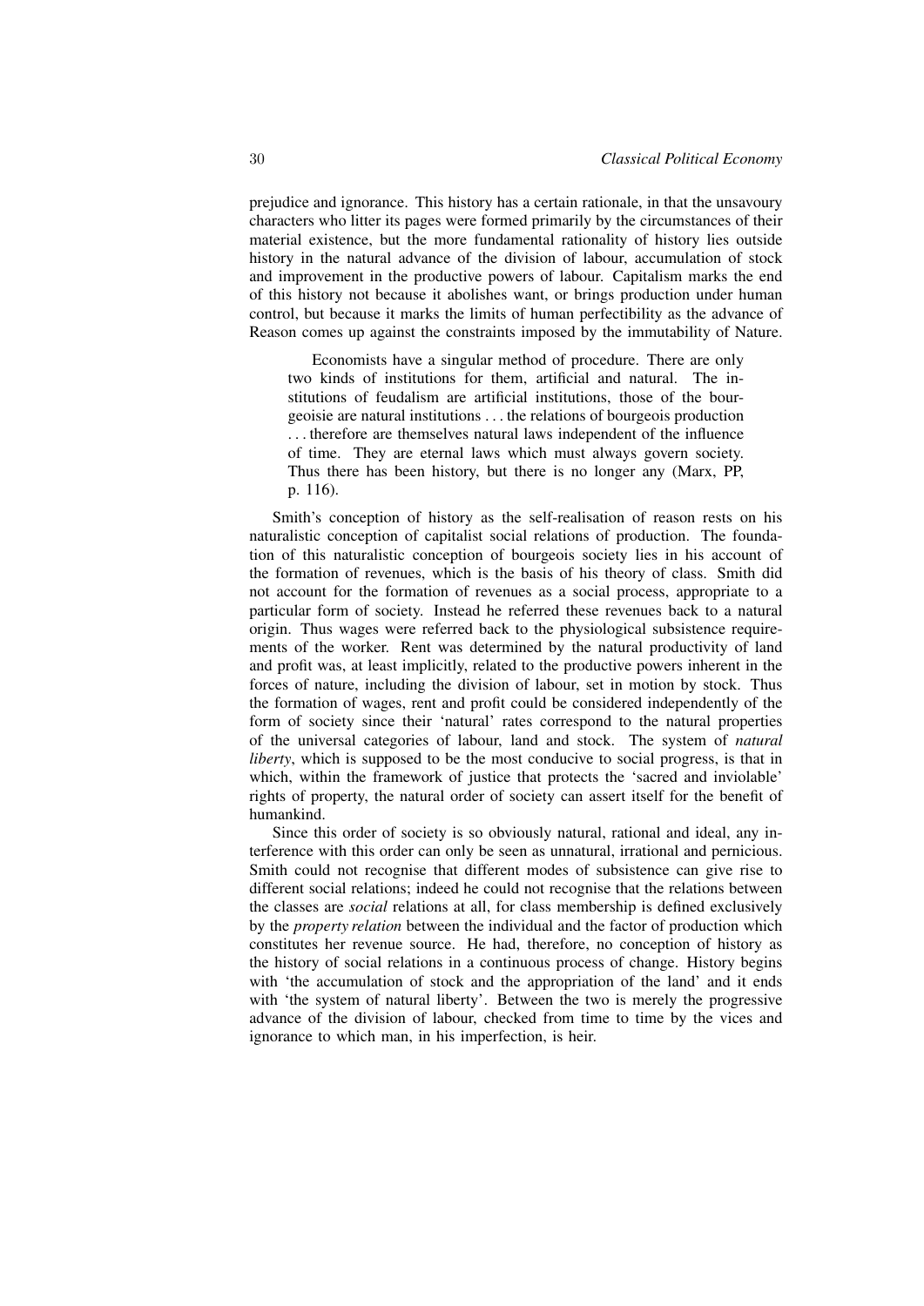prejudice and ignorance. This history has a certain rationale, in that the unsavoury characters who litter its pages were formed primarily by the circumstances of their material existence, but the more fundamental rationality of history lies outside history in the natural advance of the division of labour, accumulation of stock and improvement in the productive powers of labour. Capitalism marks the end of this history not because it abolishes want, or brings production under human control, but because it marks the limits of human perfectibility as the advance of Reason comes up against the constraints imposed by the immutability of Nature.

> Economists have a singular method of procedure. There are only two kinds of institutions for them, artificial and natural. The institutions of feudalism are artificial institutions, those of the bourgeoisie are natural institutions . . . the relations of bourgeois production . . . therefore are themselves natural laws independent of the influence of time. They are eternal laws which must always govern society. Thus there has been history, but there is no longer any (Marx, PP, p. 116).

Smith's conception of history as the self-realisation of reason rests on his naturalistic conception of capitalist social relations of production. The foundation of this naturalistic conception of bourgeois society lies in his account of the formation of revenues, which is the basis of his theory of class. Smith did not account for the formation of revenues as a social process, appropriate to a particular form of society. Instead he referred these revenues back to a natural origin. Thus wages were referred back to the physiological subsistence requirements of the worker. Rent was determined by the natural productivity of land and profit was, at least implicitly, related to the productive powers inherent in the forces of nature, including the division of labour, set in motion by stock. Thus the formation of wages, rent and profit could be considered independently of the form of society since their 'natural' rates correspond to the natural properties of the universal categories of labour, land and stock. The system of *natural liberty*, which is supposed to be the most conducive to social progress, is that in which, within the framework of justice that protects the 'sacred and inviolable' rights of property, the natural order of society can assert itself for the benefit of humankind.

Since this order of society is so obviously natural, rational and ideal, any interference with this order can only be seen as unnatural, irrational and pernicious. Smith could not recognise that different modes of subsistence can give rise to different social relations; indeed he could not recognise that the relations between the classes are *social* relations at all, for class membership is defined exclusively by the *property relation* between the individual and the factor of production which constitutes her revenue source. He had, therefore, no conception of history as the history of social relations in a continuous process of change. History begins with 'the accumulation of stock and the appropriation of the land' and it ends with 'the system of natural liberty'. Between the two is merely the progressive advance of the division of labour, checked from time to time by the vices and ignorance to which man, in his imperfection, is heir.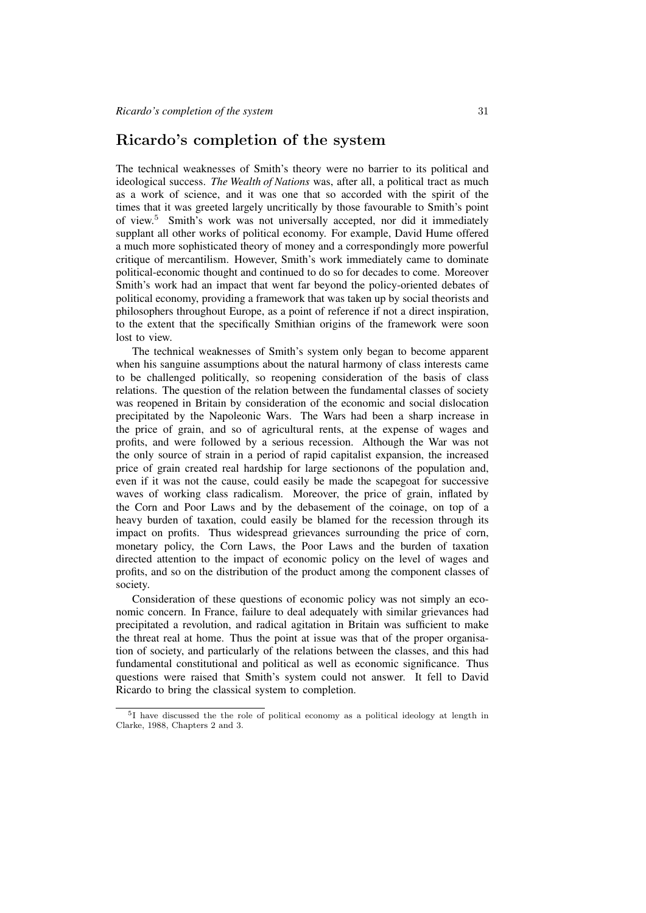## Ricardo's completion of the system

The technical weaknesses of Smith's theory were no barrier to its political and ideological success. *The Wealth of Nations* was, after all, a political tract as much as a work of science, and it was one that so accorded with the spirit of the times that it was greeted largely uncritically by those favourable to Smith's point of view.[5] Smith's work was not universally accepted, nor did it immediately supplant all other works of political economy. For example, David Hume offered a much more sophisticated theory of money and a correspondingly more powerful critique of mercantilism. However, Smith's work immediately came to dominate political-economic thought and continued to do so for decades to come. Moreover Smith's work had an impact that went far beyond the policy-oriented debates of political economy, providing a framework that was taken up by social theorists and philosophers throughout Europe, as a point of reference if not a direct inspiration, to the extent that the specifically Smithian origins of the framework were soon lost to view.

The technical weaknesses of Smith's system only began to become apparent when his sanguine assumptions about the natural harmony of class interests came to be challenged politically, so reopening consideration of the basis of class relations. The question of the relation between the fundamental classes of society was reopened in Britain by consideration of the economic and social dislocation precipitated by the Napoleonic Wars. The Wars had been a sharp increase in the price of grain, and so of agricultural rents, at the expense of wages and profits, and were followed by a serious recession. Although the War was not the only source of strain in a period of rapid capitalist expansion, the increased price of grain created real hardship for large sectionons of the population and, even if it was not the cause, could easily be made the scapegoat for successive waves of working class radicalism. Moreover, the price of grain, inflated by the Corn and Poor Laws and by the debasement of the coinage, on top of a heavy burden of taxation, could easily be blamed for the recession through its impact on profits. Thus widespread grievances surrounding the price of corn, monetary policy, the Corn Laws, the Poor Laws and the burden of taxation directed attention to the impact of economic policy on the level of wages and profits, and so on the distribution of the product among the component classes of society.

Consideration of these questions of economic policy was not simply an economic concern. In France, failure to deal adequately with similar grievances had precipitated a revolution, and radical agitation in Britain was sufficient to make the threat real at home. Thus the point at issue was that of the proper organisation of society, and particularly of the relations between the classes, and this had fundamental constitutional and political as well as economic significance. Thus questions were raised that Smith's system could not answer. It fell to David Ricardo to bring the classical system to completion.

[5] I have discussed the the role of political economy as a political ideology at length in Clarke, 1988, Chapters 2 and 3.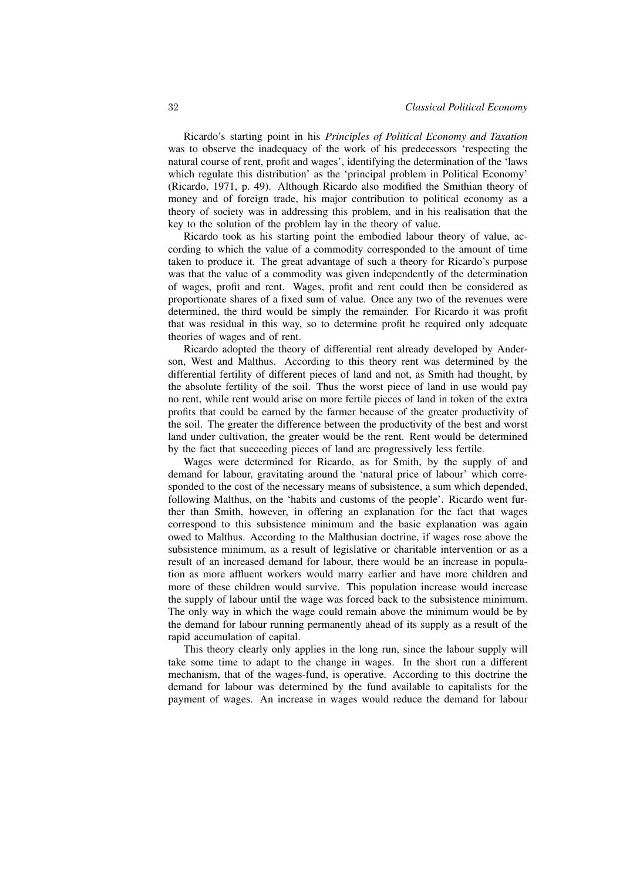Ricardo's starting point in his *Principles of Political Economy and Taxation* was to observe the inadequacy of the work of his predecessors 'respecting the natural course of rent, profit and wages', identifying the determination of the 'laws which regulate this distribution' as the 'principal problem in Political Economy' (Ricardo, 1971, p. 49). Although Ricardo also modified the Smithian theory of money and of foreign trade, his major contribution to political economy as a theory of society was in addressing this problem, and in his realisation that the key to the solution of the problem lay in the theory of value.

Ricardo took as his starting point the embodied labour theory of value, according to which the value of a commodity corresponded to the amount of time taken to produce it. The great advantage of such a theory for Ricardo's purpose was that the value of a commodity was given independently of the determination of wages, profit and rent. Wages, profit and rent could then be considered as proportionate shares of a fixed sum of value. Once any two of the revenues were determined, the third would be simply the remainder. For Ricardo it was profit that was residual in this way, so to determine profit he required only adequate theories of wages and of rent.

Ricardo adopted the theory of differential rent already developed by Anderson, West and Malthus. According to this theory rent was determined by the differential fertility of different pieces of land and not, as Smith had thought, by the absolute fertility of the soil. Thus the worst piece of land in use would pay no rent, while rent would arise on more fertile pieces of land in token of the extra profits that could be earned by the farmer because of the greater productivity of the soil. The greater the difference between the productivity of the best and worst land under cultivation, the greater would be the rent. Rent would be determined by the fact that succeeding pieces of land are progressively less fertile.

Wages were determined for Ricardo, as for Smith, by the supply of and demand for labour, gravitating around the 'natural price of labour' which corresponded to the cost of the necessary means of subsistence, a sum which depended, following Malthus, on the 'habits and customs of the people'. Ricardo went further than Smith, however, in offering an explanation for the fact that wages correspond to this subsistence minimum and the basic explanation was again owed to Malthus. According to the Malthusian doctrine, if wages rose above the subsistence minimum, as a result of legislative or charitable intervention or as a result of an increased demand for labour, there would be an increase in population as more affluent workers would marry earlier and have more children and more of these children would survive. This population increase would increase the supply of labour until the wage was forced back to the subsistence minimum. The only way in which the wage could remain above the minimum would be by the demand for labour running permanently ahead of its supply as a result of the rapid accumulation of capital.

This theory clearly only applies in the long run, since the labour supply will take some time to adapt to the change in wages. In the short run a different mechanism, that of the wages-fund, is operative. According to this doctrine the demand for labour was determined by the fund available to capitalists for the payment of wages. An increase in wages would reduce the demand for labour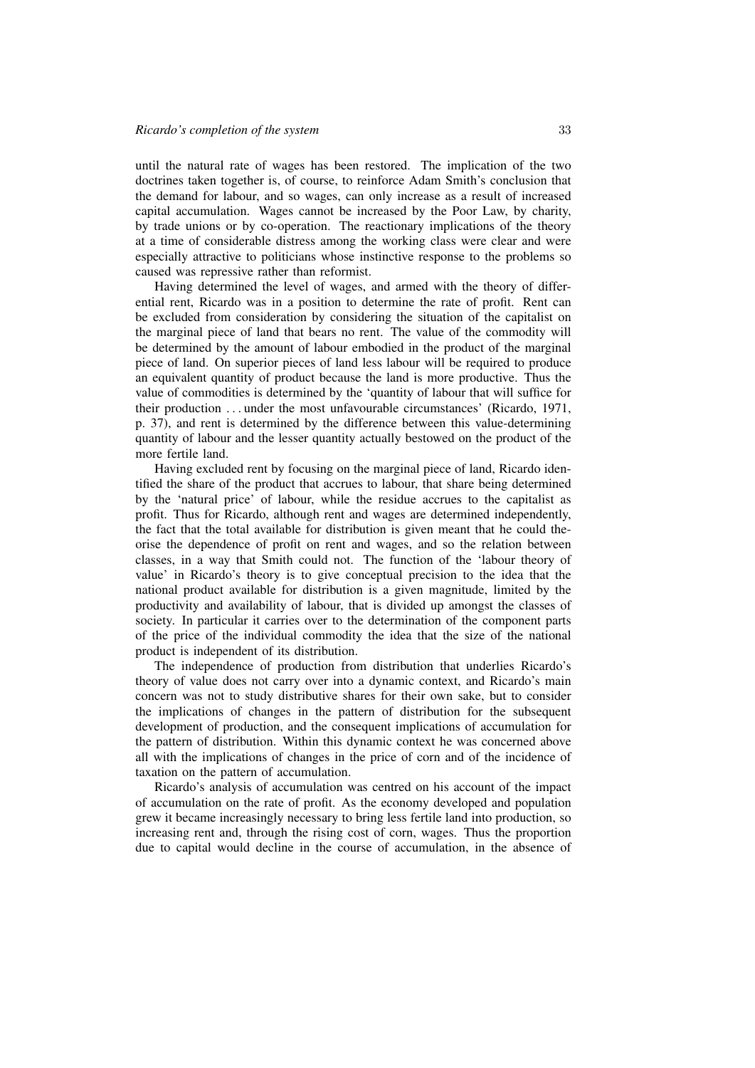until the natural rate of wages has been restored. The implication of the two doctrines taken together is, of course, to reinforce Adam Smith's conclusion that the demand for labour, and so wages, can only increase as a result of increased capital accumulation. Wages cannot be increased by the Poor Law, by charity, by trade unions or by co-operation. The reactionary implications of the theory at a time of considerable distress among the working class were clear and were especially attractive to politicians whose instinctive response to the problems so caused was repressive rather than reformist.

Having determined the level of wages, and armed with the theory of differential rent, Ricardo was in a position to determine the rate of profit. Rent can be excluded from consideration by considering the situation of the capitalist on the marginal piece of land that bears no rent. The value of the commodity will be determined by the amount of labour embodied in the product of the marginal piece of land. On superior pieces of land less labour will be required to produce an equivalent quantity of product because the land is more productive. Thus the value of commodities is determined by the 'quantity of labour that will suffice for their production . . . under the most unfavourable circumstances' (Ricardo, 1971, p. 37), and rent is determined by the difference between this value-determining quantity of labour and the lesser quantity actually bestowed on the product of the more fertile land.

Having excluded rent by focusing on the marginal piece of land, Ricardo identified the share of the product that accrues to labour, that share being determined by the 'natural price' of labour, while the residue accrues to the capitalist as profit. Thus for Ricardo, although rent and wages are determined independently, the fact that the total available for distribution is given meant that he could theorise the dependence of profit on rent and wages, and so the relation between classes, in a way that Smith could not. The function of the 'labour theory of value' in Ricardo's theory is to give conceptual precision to the idea that the national product available for distribution is a given magnitude, limited by the productivity and availability of labour, that is divided up amongst the classes of society. In particular it carries over to the determination of the component parts of the price of the individual commodity the idea that the size of the national product is independent of its distribution.

The independence of production from distribution that underlies Ricardo's theory of value does not carry over into a dynamic context, and Ricardo's main concern was not to study distributive shares for their own sake, but to consider the implications of changes in the pattern of distribution for the subsequent development of production, and the consequent implications of accumulation for the pattern of distribution. Within this dynamic context he was concerned above all with the implications of changes in the price of corn and of the incidence of taxation on the pattern of accumulation.

Ricardo's analysis of accumulation was centred on his account of the impact of accumulation on the rate of profit. As the economy developed and population grew it became increasingly necessary to bring less fertile land into production, so increasing rent and, through the rising cost of corn, wages. Thus the proportion due to capital would decline in the course of accumulation, in the absence of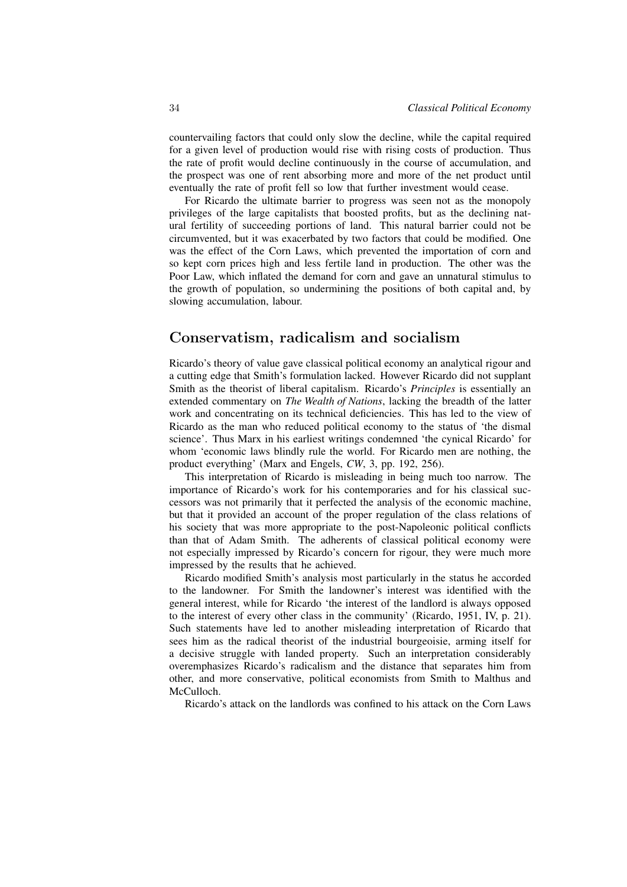countervailing factors that could only slow the decline, while the capital required for a given level of production would rise with rising costs of production. Thus the rate of profit would decline continuously in the course of accumulation, and the prospect was one of rent absorbing more and more of the net product until eventually the rate of profit fell so low that further investment would cease.

For Ricardo the ultimate barrier to progress was seen not as the monopoly privileges of the large capitalists that boosted profits, but as the declining natural fertility of succeeding portions of land. This natural barrier could not be circumvented, but it was exacerbated by two factors that could be modified. One was the effect of the Corn Laws, which prevented the importation of corn and so kept corn prices high and less fertile land in production. The other was the Poor Law, which inflated the demand for corn and gave an unnatural stimulus to the growth of population, so undermining the positions of both capital and, by slowing accumulation, labour.

## Conservatism, radicalism and socialism

Ricardo's theory of value gave classical political economy an analytical rigour and a cutting edge that Smith's formulation lacked. However Ricardo did not supplant Smith as the theorist of liberal capitalism. Ricardo's *Principles* is essentially an extended commentary on *The Wealth of Nations*, lacking the breadth of the latter work and concentrating on its technical deficiencies. This has led to the view of Ricardo as the man who reduced political economy to the status of 'the dismal science'. Thus Marx in his earliest writings condemned 'the cynical Ricardo' for whom 'economic laws blindly rule the world. For Ricardo men are nothing, the product everything' (Marx and Engels, *CW*, 3, pp. 192, 256).

This interpretation of Ricardo is misleading in being much too narrow. The importance of Ricardo's work for his contemporaries and for his classical successors was not primarily that it perfected the analysis of the economic machine, but that it provided an account of the proper regulation of the class relations of his society that was more appropriate to the post-Napoleonic political conflicts than that of Adam Smith. The adherents of classical political economy were not especially impressed by Ricardo's concern for rigour, they were much more impressed by the results that he achieved.

Ricardo modified Smith's analysis most particularly in the status he accorded to the landowner. For Smith the landowner's interest was identified with the general interest, while for Ricardo 'the interest of the landlord is always opposed to the interest of every other class in the community' (Ricardo, 1951, IV, p. 21). Such statements have led to another misleading interpretation of Ricardo that sees him as the radical theorist of the industrial bourgeoisie, arming itself for a decisive struggle with landed property. Such an interpretation considerably overemphasizes Ricardo's radicalism and the distance that separates him from other, and more conservative, political economists from Smith to Malthus and McCulloch.

Ricardo's attack on the landlords was confined to his attack on the Corn Laws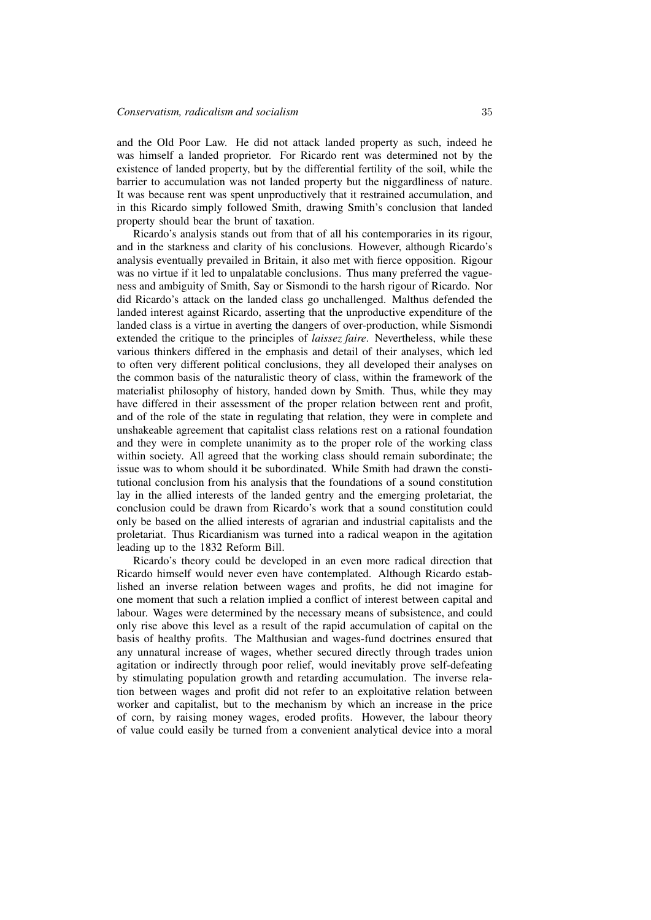and the Old Poor Law. He did not attack landed property as such, indeed he was himself a landed proprietor. For Ricardo rent was determined not by the existence of landed property, but by the differential fertility of the soil, while the barrier to accumulation was not landed property but the niggardliness of nature. It was because rent was spent unproductively that it restrained accumulation, and in this Ricardo simply followed Smith, drawing Smith's conclusion that landed property should bear the brunt of taxation.

Ricardo's analysis stands out from that of all his contemporaries in its rigour, and in the starkness and clarity of his conclusions. However, although Ricardo's analysis eventually prevailed in Britain, it also met with fierce opposition. Rigour was no virtue if it led to unpalatable conclusions. Thus many preferred the vagueness and ambiguity of Smith, Say or Sismondi to the harsh rigour of Ricardo. Nor did Ricardo's attack on the landed class go unchallenged. Malthus defended the landed interest against Ricardo, asserting that the unproductive expenditure of the landed class is a virtue in averting the dangers of over-production, while Sismondi extended the critique to the principles of *laissez faire*. Nevertheless, while these various thinkers differed in the emphasis and detail of their analyses, which led to often very different political conclusions, they all developed their analyses on the common basis of the naturalistic theory of class, within the framework of the materialist philosophy of history, handed down by Smith. Thus, while they may have differed in their assessment of the proper relation between rent and profit, and of the role of the state in regulating that relation, they were in complete and unshakeable agreement that capitalist class relations rest on a rational foundation and they were in complete unanimity as to the proper role of the working class within society. All agreed that the working class should remain subordinate; the issue was to whom should it be subordinated. While Smith had drawn the constitutional conclusion from his analysis that the foundations of a sound constitution lay in the allied interests of the landed gentry and the emerging proletariat, the conclusion could be drawn from Ricardo's work that a sound constitution could only be based on the allied interests of agrarian and industrial capitalists and the proletariat. Thus Ricardianism was turned into a radical weapon in the agitation leading up to the 1832 Reform Bill.

Ricardo's theory could be developed in an even more radical direction that Ricardo himself would never even have contemplated. Although Ricardo established an inverse relation between wages and profits, he did not imagine for one moment that such a relation implied a conflict of interest between capital and labour. Wages were determined by the necessary means of subsistence, and could only rise above this level as a result of the rapid accumulation of capital on the basis of healthy profits. The Malthusian and wages-fund doctrines ensured that any unnatural increase of wages, whether secured directly through trades union agitation or indirectly through poor relief, would inevitably prove self-defeating by stimulating population growth and retarding accumulation. The inverse relation between wages and profit did not refer to an exploitative relation between worker and capitalist, but to the mechanism by which an increase in the price of corn, by raising money wages, eroded profits. However, the labour theory of value could easily be turned from a convenient analytical device into a moral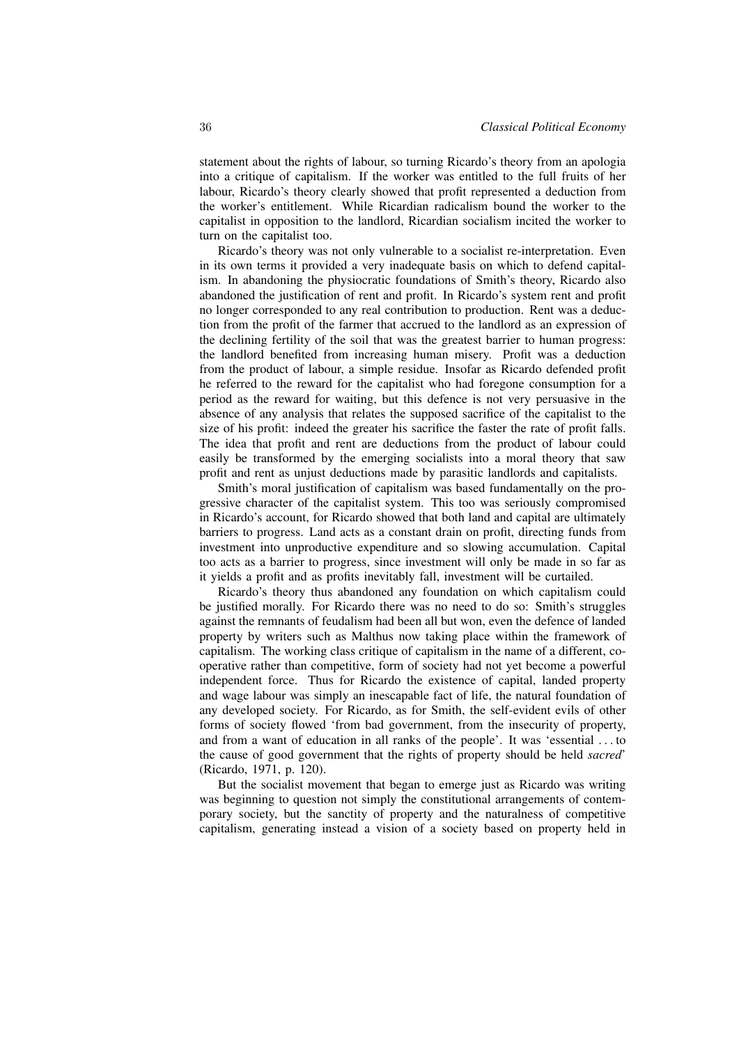statement about the rights of labour, so turning Ricardo's theory from an apologia into a critique of capitalism. If the worker was entitled to the full fruits of her labour, Ricardo's theory clearly showed that profit represented a deduction from the worker's entitlement. While Ricardian radicalism bound the worker to the capitalist in opposition to the landlord, Ricardian socialism incited the worker to turn on the capitalist too.

Ricardo's theory was not only vulnerable to a socialist re-interpretation. Even in its own terms it provided a very inadequate basis on which to defend capitalism. In abandoning the physiocratic foundations of Smith's theory, Ricardo also abandoned the justification of rent and profit. In Ricardo's system rent and profit no longer corresponded to any real contribution to production. Rent was a deduction from the profit of the farmer that accrued to the landlord as an expression of the declining fertility of the soil that was the greatest barrier to human progress: the landlord benefited from increasing human misery. Profit was a deduction from the product of labour, a simple residue. Insofar as Ricardo defended profit he referred to the reward for the capitalist who had foregone consumption for a period as the reward for waiting, but this defence is not very persuasive in the absence of any analysis that relates the supposed sacrifice of the capitalist to the size of his profit: indeed the greater his sacrifice the faster the rate of profit falls. The idea that profit and rent are deductions from the product of labour could easily be transformed by the emerging socialists into a moral theory that saw profit and rent as unjust deductions made by parasitic landlords and capitalists.

Smith's moral justification of capitalism was based fundamentally on the progressive character of the capitalist system. This too was seriously compromised in Ricardo's account, for Ricardo showed that both land and capital are ultimately barriers to progress. Land acts as a constant drain on profit, directing funds from investment into unproductive expenditure and so slowing accumulation. Capital too acts as a barrier to progress, since investment will only be made in so far as it yields a profit and as profits inevitably fall, investment will be curtailed.

Ricardo's theory thus abandoned any foundation on which capitalism could be justified morally. For Ricardo there was no need to do so: Smith's struggles against the remnants of feudalism had been all but won, even the defence of landed property by writers such as Malthus now taking place within the framework of capitalism. The working class critique of capitalism in the name of a different, co-operative rather than competitive, form of society had not yet become a powerful independent force. Thus for Ricardo the existence of capital, landed property and wage labour was simply an inescapable fact of life, the natural foundation of any developed society. For Ricardo, as for Smith, the self-evident evils of other forms of society flowed 'from bad government, from the insecurity of property, and from a want of education in all ranks of the people'. It was 'essential . . . to the cause of good government that the rights of property should be held *sacred*' (Ricardo, 1971, p. 120).

But the socialist movement that began to emerge just as Ricardo was writing was beginning to question not simply the constitutional arrangements of contemporary society, but the sanctity of property and the naturalness of competitive capitalism, generating instead a vision of a society based on property held in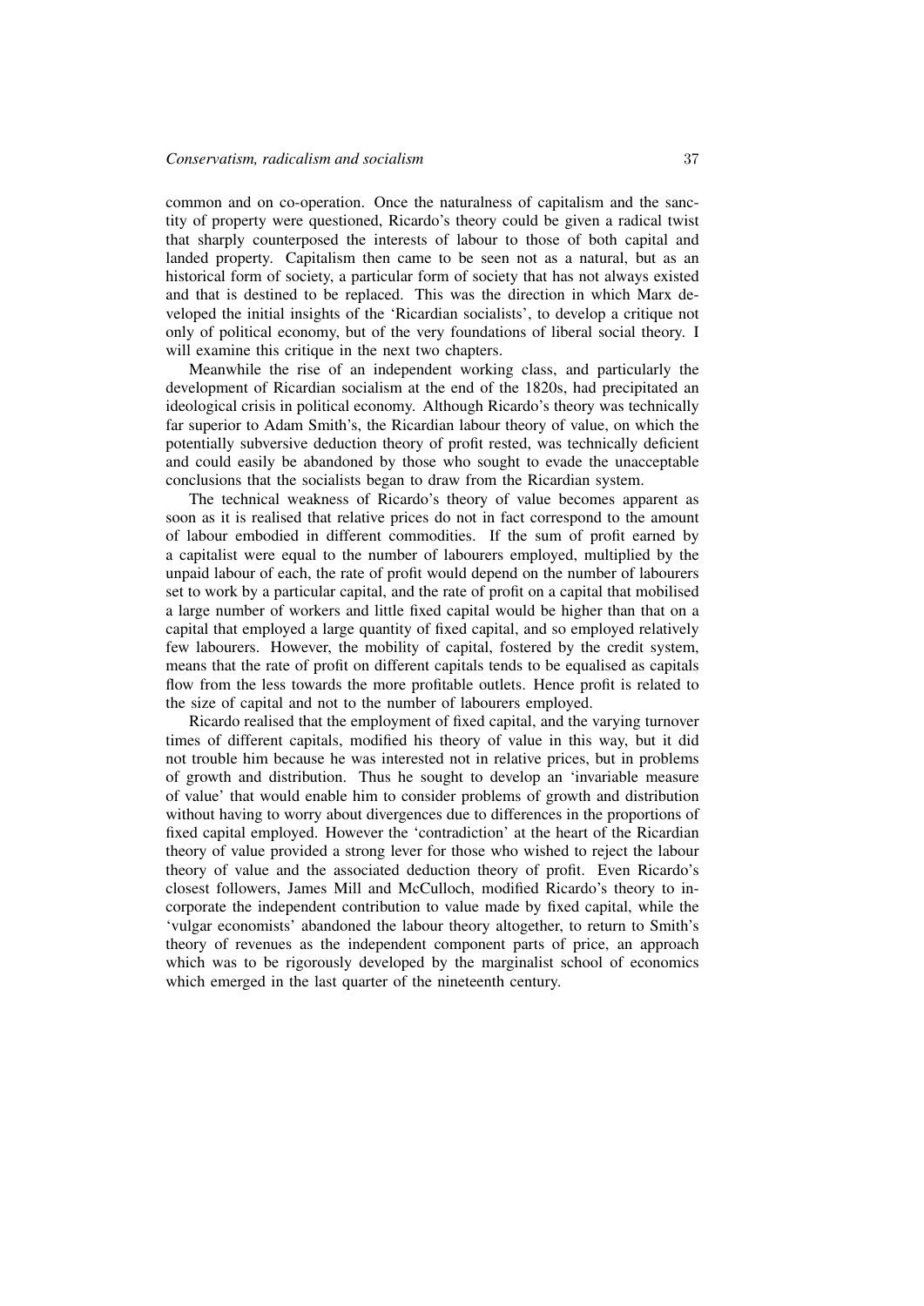common and on co-operation. Once the naturalness of capitalism and the sanctity of property were questioned, Ricardo's theory could be given a radical twist that sharply counterposed the interests of labour to those of both capital and landed property. Capitalism then came to be seen not as a natural, but as an historical form of society, a particular form of society that has not always existed and that is destined to be replaced. This was the direction in which Marx developed the initial insights of the 'Ricardian socialists', to develop a critique not only of political economy, but of the very foundations of liberal social theory. I will examine this critique in the next two chapters.

Meanwhile the rise of an independent working class, and particularly the development of Ricardian socialism at the end of the 1820s, had precipitated an ideological crisis in political economy. Although Ricardo's theory was technically far superior to Adam Smith's, the Ricardian labour theory of value, on which the potentially subversive deduction theory of profit rested, was technically deficient and could easily be abandoned by those who sought to evade the unacceptable conclusions that the socialists began to draw from the Ricardian system.

The technical weakness of Ricardo's theory of value becomes apparent as soon as it is realised that relative prices do not in fact correspond to the amount of labour embodied in different commodities. If the sum of profit earned by a capitalist were equal to the number of labourers employed, multiplied by the unpaid labour of each, the rate of profit would depend on the number of labourers set to work by a particular capital, and the rate of profit on a capital that mobilised a large number of workers and little fixed capital would be higher than that on a capital that employed a large quantity of fixed capital, and so employed relatively few labourers. However, the mobility of capital, fostered by the credit system, means that the rate of profit on different capitals tends to be equalised as capitals flow from the less towards the more profitable outlets. Hence profit is related to the size of capital and not to the number of labourers employed.

Ricardo realised that the employment of fixed capital, and the varying turnover times of different capitals, modified his theory of value in this way, but it did not trouble him because he was interested not in relative prices, but in problems of growth and distribution. Thus he sought to develop an 'invariable measure of value' that would enable him to consider problems of growth and distribution without having to worry about divergences due to differences in the proportions of fixed capital employed. However the 'contradiction' at the heart of the Ricardian theory of value provided a strong lever for those who wished to reject the labour theory of value and the associated deduction theory of profit. Even Ricardo's closest followers, James Mill and McCulloch, modified Ricardo's theory to incorporate the independent contribution to value made by fixed capital, while the 'vulgar economists' abandoned the labour theory altogether, to return to Smith's theory of revenues as the independent component parts of price, an approach which was to be rigorously developed by the marginalist school of economics which emerged in the last quarter of the nineteenth century.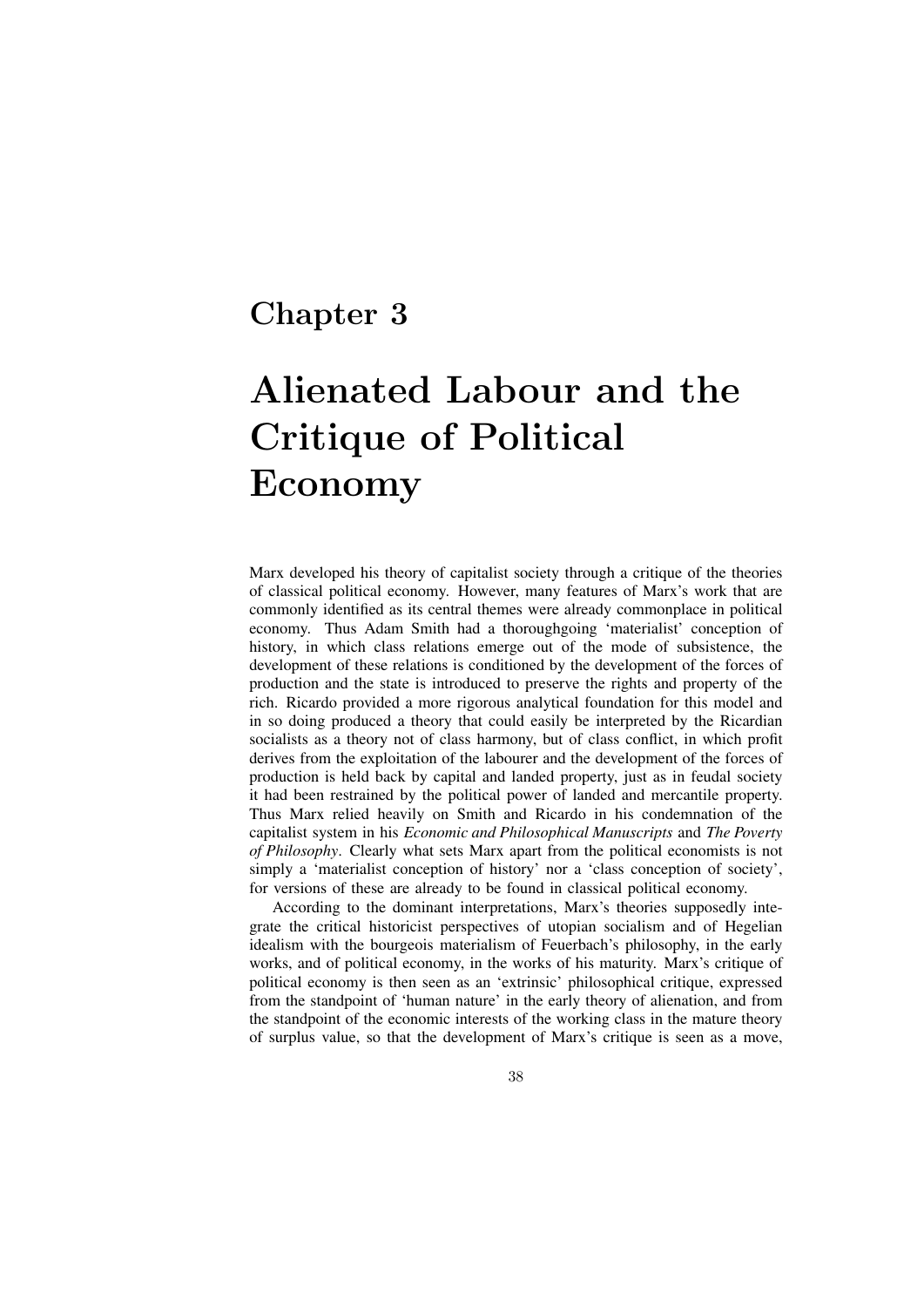# Chapter 3

# Alienated Labour and the Critique of Political Economy

Marx developed his theory of capitalist society through a critique of the theories of classical political economy. However, many features of Marx's work that are commonly identified as its central themes were already commonplace in political economy. Thus Adam Smith had a thoroughgoing 'materialist' conception of history, in which class relations emerge out of the mode of subsistence, the development of these relations is conditioned by the development of the forces of production and the state is introduced to preserve the rights and property of the rich. Ricardo provided a more rigorous analytical foundation for this model and in so doing produced a theory that could easily be interpreted by the Ricardian socialists as a theory not of class harmony, but of class conflict, in which profit derives from the exploitation of the labourer and the development of the forces of production is held back by capital and landed property, just as in feudal society it had been restrained by the political power of landed and mercantile property. Thus Marx relied heavily on Smith and Ricardo in his condemnation of the capitalist system in his *Economic and Philosophical Manuscripts* and *The Poverty of Philosophy*. Clearly what sets Marx apart from the political economists is not simply a 'materialist conception of history' nor a 'class conception of society', for versions of these are already to be found in classical political economy.

According to the dominant interpretations, Marx's theories supposedly integrate the critical historicist perspectives of utopian socialism and of Hegelian idealism with the bourgeois materialism of Feuerbach's philosophy, in the early works, and of political economy, in the works of his maturity. Marx's critique of political economy is then seen as an 'extrinsic' philosophical critique, expressed from the standpoint of 'human nature' in the early theory of alienation, and from the standpoint of the economic interests of the working class in the mature theory of surplus value, so that the development of Marx's critique is seen as a move,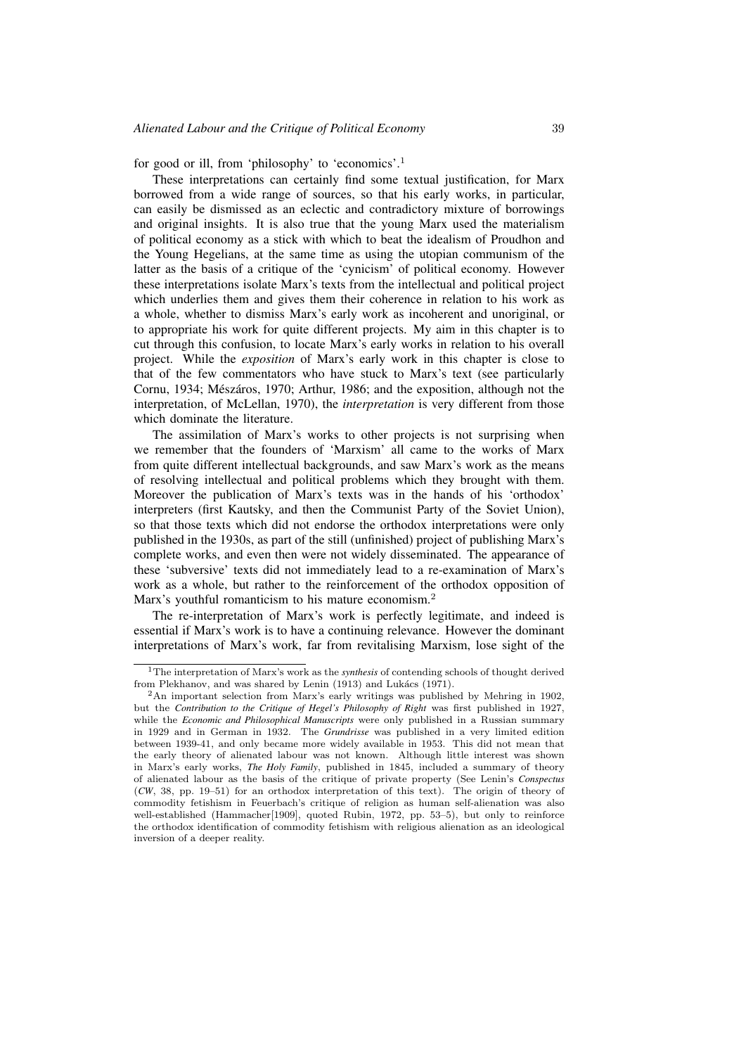for good or ill, from 'philosophy' to 'economics'.[1]

These interpretations can certainly find some textual justification, for Marx borrowed from a wide range of sources, so that his early works, in particular, can easily be dismissed as an eclectic and contradictory mixture of borrowings and original insights. It is also true that the young Marx used the materialism of political economy as a stick with which to beat the idealism of Proudhon and the Young Hegelians, at the same time as using the utopian communism of the latter as the basis of a critique of the 'cynicism' of political economy. However these interpretations isolate Marx's texts from the intellectual and political project which underlies them and gives them their coherence in relation to his work as a whole, whether to dismiss Marx's early work as incoherent and unoriginal, or to appropriate his work for quite different projects. My aim in this chapter is to cut through this confusion, to locate Marx's early works in relation to his overall project. While the *exposition* of Marx's early work in this chapter is close to that of the few commentators who have stuck to Marx's text (see particularly Cornu, 1934; Mészáros, 1970; Arthur, 1986; and the exposition, although not the interpretation, of McLellan, 1970), the *interpretation* is very different from those which dominate the literature.

The assimilation of Marx's works to other projects is not surprising when we remember that the founders of 'Marxism' all came to the works of Marx from quite different intellectual backgrounds, and saw Marx's work as the means of resolving intellectual and political problems which they brought with them. Moreover the publication of Marx's texts was in the hands of his 'orthodox' interpreters (first Kautsky, and then the Communist Party of the Soviet Union), so that those texts which did not endorse the orthodox interpretations were only published in the 1930s, as part of the still (unfinished) project of publishing Marx's complete works, and even then were not widely disseminated. The appearance of these 'subversive' texts did not immediately lead to a re-examination of Marx's work as a whole, but rather to the reinforcement of the orthodox opposition of Marx's youthful romanticism to his mature economism.[2]

The re-interpretation of Marx's work is perfectly legitimate, and indeed is essential if Marx's work is to have a continuing relevance. However the dominant interpretations of Marx's work, far from revitalising Marxism, lose sight of the

---

[1] The interpretation of Marx's work as the *synthesis* of contending schools of thought derived from Plekhanov, and was shared by Lenin (1913) and Lukács (1971).

[2] An important selection from Marx's early writings was published by Mehring in 1902, but the *Contribution to the Critique of Hegel's Philosophy of Right* was first published in 1927, while the *Economic and Philosophical Manuscripts* were only published in a Russian summary in 1929 and in German in 1932. The *Grundrisse* was published in a very limited edition between 1939-41, and only became more widely available in 1953. This did not mean that the early theory of alienated labour was not known. Although little interest was shown in Marx's early works, *The Holy Family*, published in 1845, included a summary of theory of alienated labour as the basis of the critique of private property (See Lenin's *Conspectus* (*CW*, 38, pp. 19–51) for an orthodox interpretation of this text). The origin of theory of commodity fetishism in Feuerbach's critique of religion as human self-alienation was also well-established (Hammacher[1909], quoted Rubin, 1972, pp. 53–5), but only to reinforce the orthodox identification of commodity fetishism with religious alienation as an ideological inversion of a deeper reality.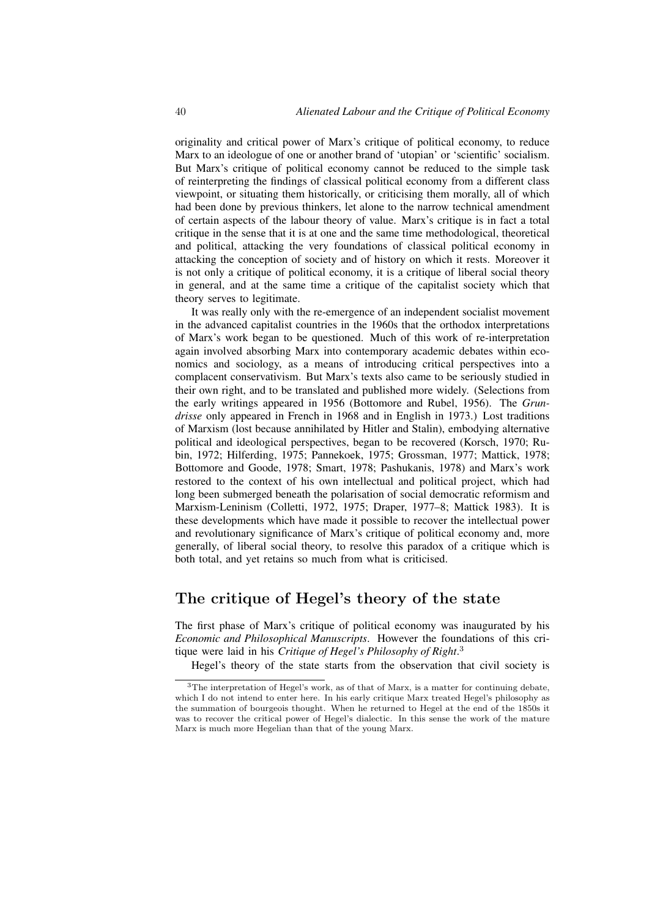originality and critical power of Marx's critique of political economy, to reduce Marx to an ideologue of one or another brand of 'utopian' or 'scientific' socialism. But Marx's critique of political economy cannot be reduced to the simple task of reinterpreting the findings of classical political economy from a different class viewpoint, or situating them historically, or criticising them morally, all of which had been done by previous thinkers, let alone to the narrow technical amendment of certain aspects of the labour theory of value. Marx's critique is in fact a total critique in the sense that it is at one and the same time methodological, theoretical and political, attacking the very foundations of classical political economy in attacking the conception of society and of history on which it rests. Moreover it is not only a critique of political economy, it is a critique of liberal social theory in general, and at the same time a critique of the capitalist society which that theory serves to legitimate.

It was really only with the re-emergence of an independent socialist movement in the advanced capitalist countries in the 1960s that the orthodox interpretations of Marx's work began to be questioned. Much of this work of re-interpretation again involved absorbing Marx into contemporary academic debates within economics and sociology, as a means of introducing critical perspectives into a complacent conservativism. But Marx's texts also came to be seriously studied in their own right, and to be translated and published more widely. (Selections from the early writings appeared in 1956 (Bottomore and Rubel, 1956). The *Grundrisse* only appeared in French in 1968 and in English in 1973.) Lost traditions of Marxism (lost because annihilated by Hitler and Stalin), embodying alternative political and ideological perspectives, began to be recovered (Korsch, 1970; Rubin, 1972; Hilferding, 1975; Pannekoek, 1975; Grossman, 1977; Mattick, 1978; Bottomore and Goode, 1978; Smart, 1978; Pashukanis, 1978) and Marx's work restored to the context of his own intellectual and political project, which had long been submerged beneath the polarisation of social democratic reformism and Marxism-Leninism (Colletti, 1972, 1975; Draper, 1977–8; Mattick 1983). It is these developments which have made it possible to recover the intellectual power and revolutionary significance of Marx's critique of political economy and, more generally, of liberal social theory, to resolve this paradox of a critique which is both total, and yet retains so much from what is criticised.

## The critique of Hegel's theory of the state

The first phase of Marx's critique of political economy was inaugurated by his *Economic and Philosophical Manuscripts*. However the foundations of this critique were laid in his *Critique of Hegel's Philosophy of Right*.[3]

Hegel's theory of the state starts from the observation that civil society is

[3] The interpretation of Hegel's work, as of that of Marx, is a matter for continuing debate, which I do not intend to enter here. In his early critique Marx treated Hegel's philosophy as the summation of bourgeois thought. When he returned to Hegel at the end of the 1850s it was to recover the critical power of Hegel's dialectic. In this sense the work of the mature Marx is much more Hegelian than that of the young Marx.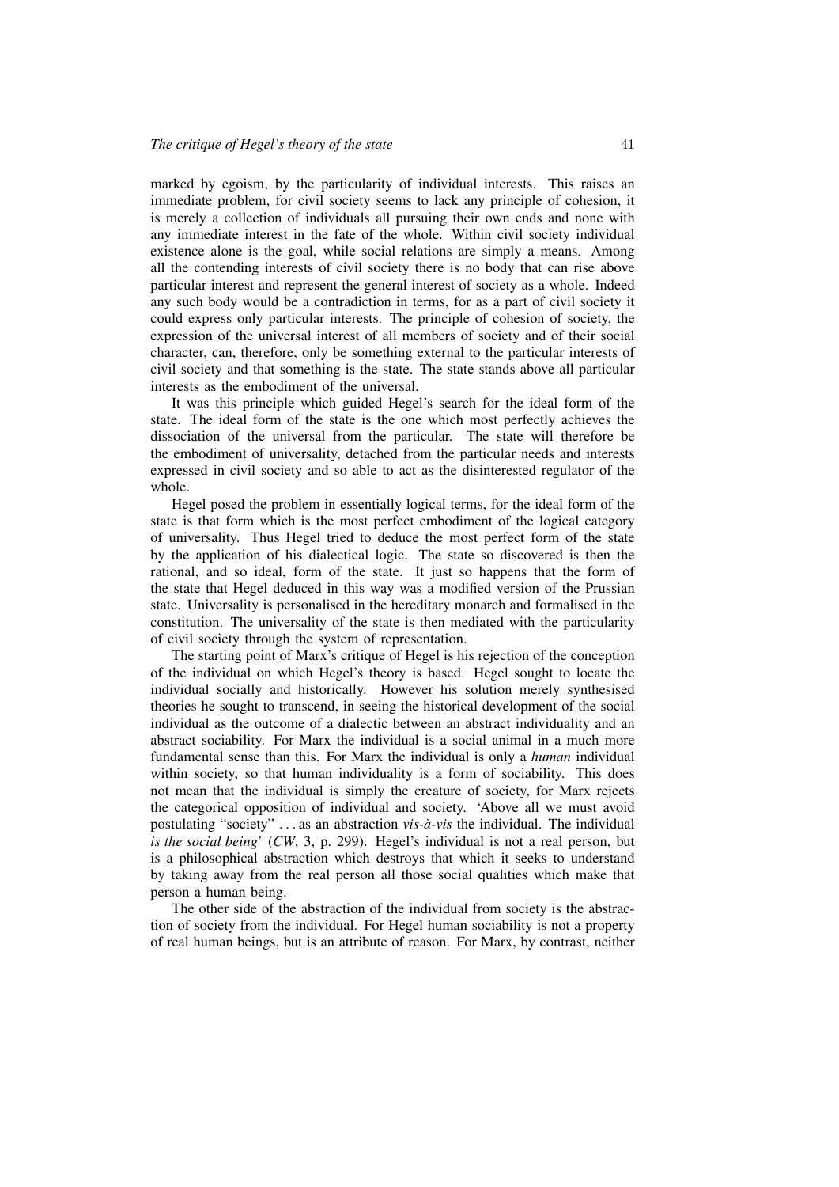marked by egoism, by the particularity of individual interests. This raises an immediate problem, for civil society seems to lack any principle of cohesion, it is merely a collection of individuals all pursuing their own ends and none with any immediate interest in the fate of the whole. Within civil society individual existence alone is the goal, while social relations are simply a means. Among all the contending interests of civil society there is no body that can rise above particular interest and represent the general interest of society as a whole. Indeed any such body would be a contradiction in terms, for as a part of civil society it could express only particular interests. The principle of cohesion of society, the expression of the universal interest of all members of society and of their social character, can, therefore, only be something external to the particular interests of civil society and that something is the state. The state stands above all particular interests as the embodiment of the universal.

It was this principle which guided Hegel's search for the ideal form of the state. The ideal form of the state is the one which most perfectly achieves the dissociation of the universal from the particular. The state will therefore be the embodiment of universality, detached from the particular needs and interests expressed in civil society and so able to act as the disinterested regulator of the whole.

Hegel posed the problem in essentially logical terms, for the ideal form of the state is that form which is the most perfect embodiment of the logical category of universality. Thus Hegel tried to deduce the most perfect form of the state by the application of his dialectical logic. The state so discovered is then the rational, and so ideal, form of the state. It just so happens that the form of the state that Hegel deduced in this way was a modified version of the Prussian state. Universality is personalised in the hereditary monarch and formalised in the constitution. The universality of the state is then mediated with the particularity of civil society through the system of representation.

The starting point of Marx's critique of Hegel is his rejection of the conception of the individual on which Hegel's theory is based. Hegel sought to locate the individual socially and historically. However his solution merely synthesised theories he sought to transcend, in seeing the historical development of the social individual as the outcome of a dialectic between an abstract individuality and an abstract sociability. For Marx the individual is a social animal in a much more fundamental sense than this. For Marx the individual is only a *human* individual within society, so that human individuality is a form of sociability. This does not mean that the individual is simply the creature of society, for Marx rejects the categorical opposition of individual and society. 'Above all we must avoid postulating "society" . . . as an abstraction *vis-à-vis* the individual. The individual *is the social being*' (*CW*, 3, p. 299). Hegel's individual is not a real person, but is a philosophical abstraction which destroys that which it seeks to understand by taking away from the real person all those social qualities which make that person a human being.

The other side of the abstraction of the individual from society is the abstraction of society from the individual. For Hegel human sociability is not a property of real human beings, but is an attribute of reason. For Marx, by contrast, neither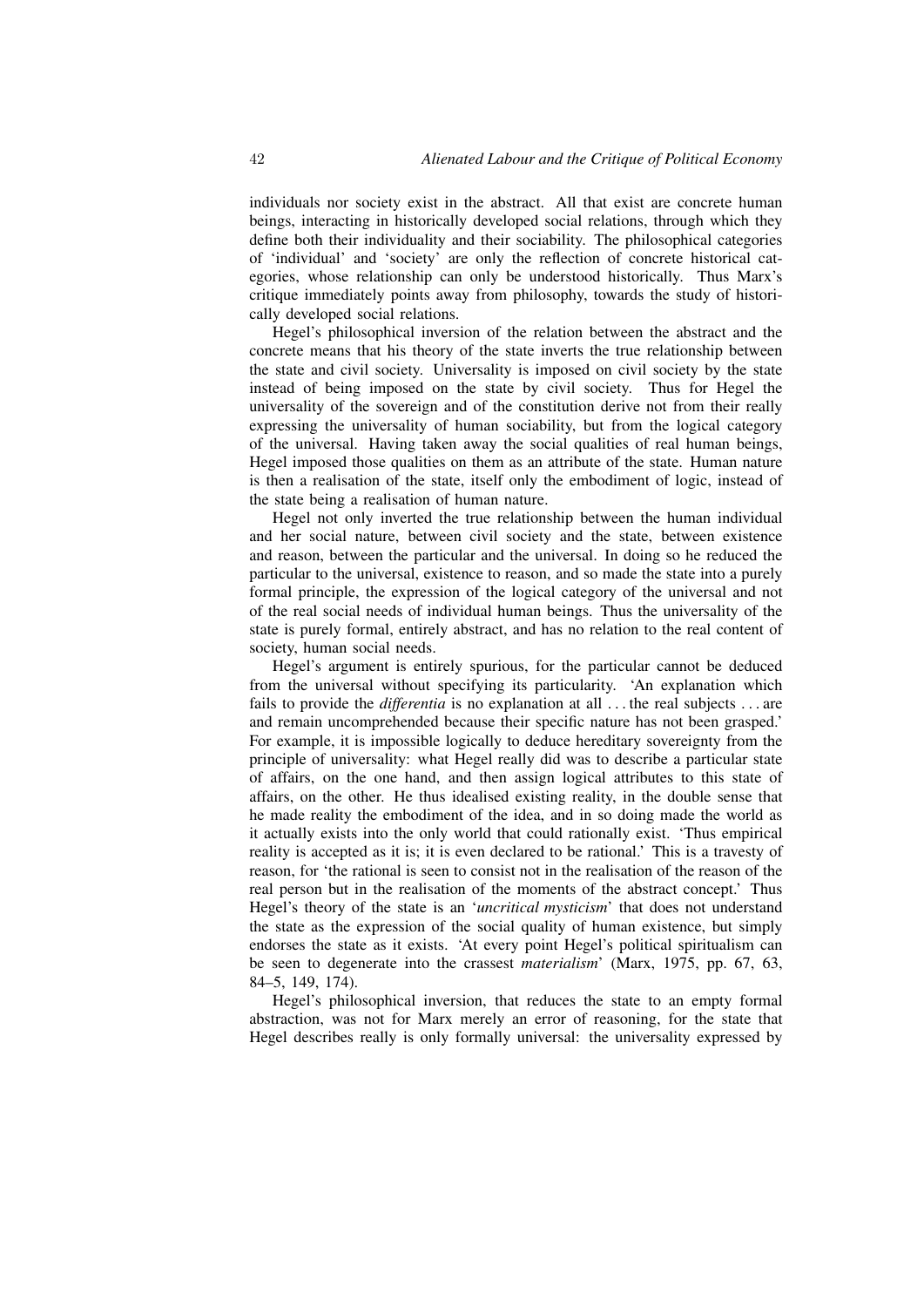individuals nor society exist in the abstract. All that exist are concrete human beings, interacting in historically developed social relations, through which they define both their individuality and their sociability. The philosophical categories of 'individual' and 'society' are only the reflection of concrete historical categories, whose relationship can only be understood historically. Thus Marx's critique immediately points away from philosophy, towards the study of historically developed social relations.

Hegel's philosophical inversion of the relation between the abstract and the concrete means that his theory of the state inverts the true relationship between the state and civil society. Universality is imposed on civil society by the state instead of being imposed on the state by civil society. Thus for Hegel the universality of the sovereign and of the constitution derive not from their really expressing the universality of human sociability, but from the logical category of the universal. Having taken away the social qualities of real human beings, Hegel imposed those qualities on them as an attribute of the state. Human nature is then a realisation of the state, itself only the embodiment of logic, instead of the state being a realisation of human nature.

Hegel not only inverted the true relationship between the human individual and her social nature, between civil society and the state, between existence and reason, between the particular and the universal. In doing so he reduced the particular to the universal, existence to reason, and so made the state into a purely formal principle, the expression of the logical category of the universal and not of the real social needs of individual human beings. Thus the universality of the state is purely formal, entirely abstract, and has no relation to the real content of society, human social needs.

Hegel's argument is entirely spurious, for the particular cannot be deduced from the universal without specifying its particularity. 'An explanation which fails to provide the *differentia* is no explanation at all . . . the real subjects . . . are and remain uncomprehended because their specific nature has not been grasped.' For example, it is impossible logically to deduce hereditary sovereignty from the principle of universality: what Hegel really did was to describe a particular state of affairs, on the one hand, and then assign logical attributes to this state of affairs, on the other. He thus idealised existing reality, in the double sense that he made reality the embodiment of the idea, and in so doing made the world as it actually exists into the only world that could rationally exist. 'Thus empirical reality is accepted as it is; it is even declared to be rational.' This is a travesty of reason, for 'the rational is seen to consist not in the realisation of the reason of the real person but in the realisation of the moments of the abstract concept.' Thus Hegel's theory of the state is an '*uncritical mysticism*' that does not understand the state as the expression of the social quality of human existence, but simply endorses the state as it exists. 'At every point Hegel's political spiritualism can be seen to degenerate into the crassest *materialism*' (Marx, 1975, pp. 67, 63, 84–5, 149, 174).

Hegel's philosophical inversion, that reduces the state to an empty formal abstraction, was not for Marx merely an error of reasoning, for the state that Hegel describes really is only formally universal: the universality expressed by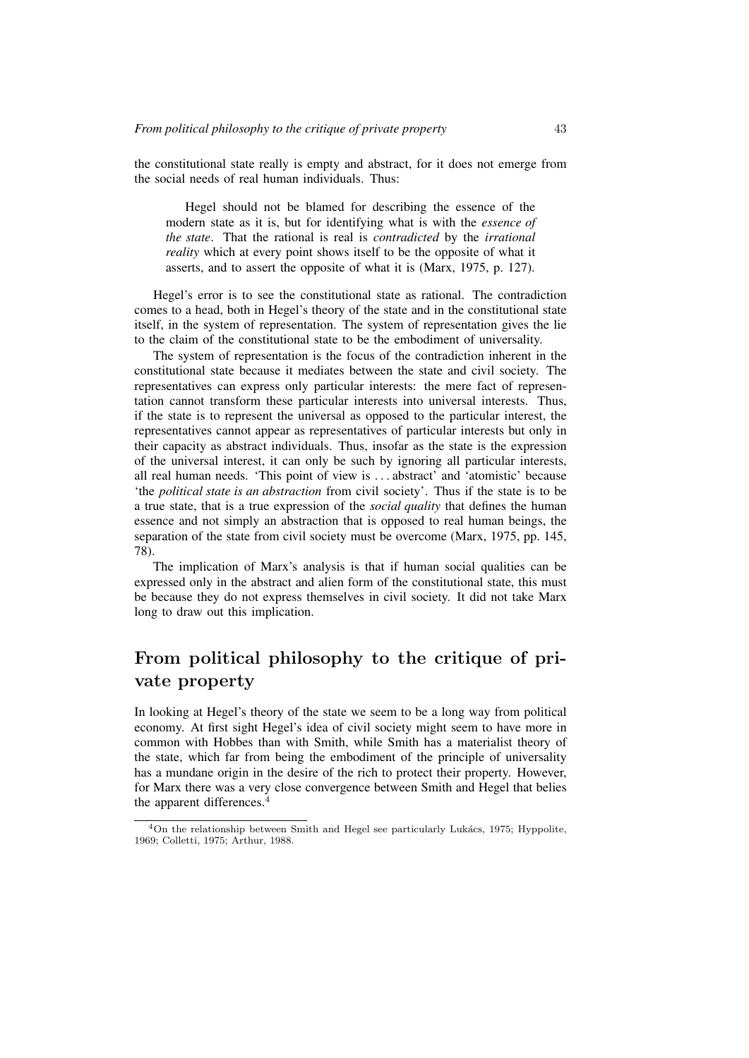the constitutional state really is empty and abstract, for it does not emerge from the social needs of real human individuals. Thus:

> Hegel should not be blamed for describing the essence of the modern state as it is, but for identifying what is with the *essence of the state*. That the rational is real is *contradicted* by the *irrational reality* which at every point shows itself to be the opposite of what it asserts, and to assert the opposite of what it is (Marx, 1975, p. 127).

Hegel's error is to see the constitutional state as rational. The contradiction comes to a head, both in Hegel's theory of the state and in the constitutional state itself, in the system of representation. The system of representation gives the lie to the claim of the constitutional state to be the embodiment of universality.

The system of representation is the focus of the contradiction inherent in the constitutional state because it mediates between the state and civil society. The representatives can express only particular interests: the mere fact of representation cannot transform these particular interests into universal interests. Thus, if the state is to represent the universal as opposed to the particular interest, the representatives cannot appear as representatives of particular interests but only in their capacity as abstract individuals. Thus, insofar as the state is the expression of the universal interest, it can only be such by ignoring all particular interests, all real human needs. 'This point of view is . . . abstract' and 'atomistic' because 'the *political state is an abstraction* from civil society'. Thus if the state is to be a true state, that is a true expression of the *social quality* that defines the human essence and not simply an abstraction that is opposed to real human beings, the separation of the state from civil society must be overcome (Marx, 1975, pp. 145, 78).

The implication of Marx's analysis is that if human social qualities can be expressed only in the abstract and alien form of the constitutional state, this must be because they do not express themselves in civil society. It did not take Marx long to draw out this implication.

## From political philosophy to the critique of private property

In looking at Hegel's theory of the state we seem to be a long way from political economy. At first sight Hegel's idea of civil society might seem to have more in common with Hobbes than with Smith, while Smith has a materialist theory of the state, which far from being the embodiment of the principle of universality has a mundane origin in the desire of the rich to protect their property. However, for Marx there was a very close convergence between Smith and Hegel that belies the apparent differences.[4]

[4] On the relationship between Smith and Hegel see particularly Lukács, 1975; Hyppolite, 1969; Colletti, 1975; Arthur, 1988.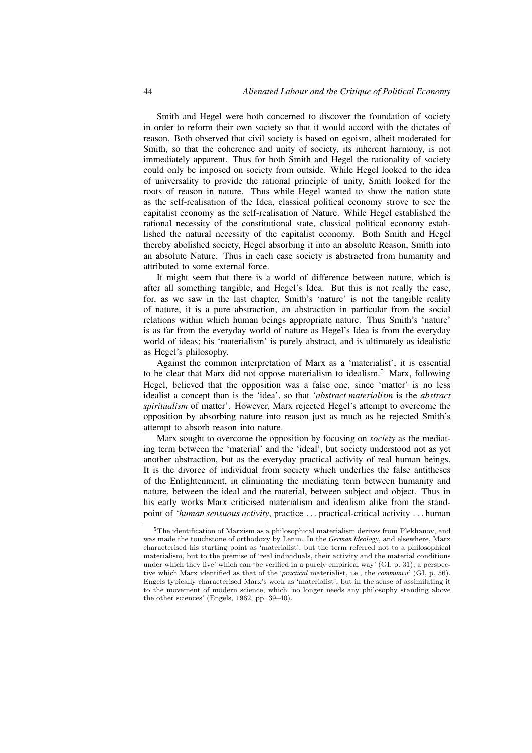Smith and Hegel were both concerned to discover the foundation of society in order to reform their own society so that it would accord with the dictates of reason. Both observed that civil society is based on egoism, albeit moderated for Smith, so that the coherence and unity of society, its inherent harmony, is not immediately apparent. Thus for both Smith and Hegel the rationality of society could only be imposed on society from outside. While Hegel looked to the idea of universality to provide the rational principle of unity, Smith looked for the roots of reason in nature. Thus while Hegel wanted to show the nation state as the self-realisation of the Idea, classical political economy strove to see the capitalist economy as the self-realisation of Nature. While Hegel established the rational necessity of the constitutional state, classical political economy established the natural necessity of the capitalist economy. Both Smith and Hegel thereby abolished society, Hegel absorbing it into an absolute Reason, Smith into an absolute Nature. Thus in each case society is abstracted from humanity and attributed to some external force.

It might seem that there is a world of difference between nature, which is after all something tangible, and Hegel's Idea. But this is not really the case, for, as we saw in the last chapter, Smith's 'nature' is not the tangible reality of nature, it is a pure abstraction, an abstraction in particular from the social relations within which human beings appropriate nature. Thus Smith's 'nature' is as far from the everyday world of nature as Hegel's Idea is from the everyday world of ideas; his 'materialism' is purely abstract, and is ultimately as idealistic as Hegel's philosophy.

Against the common interpretation of Marx as a 'materialist', it is essential to be clear that Marx did not oppose materialism to idealism.[5] Marx, following Hegel, believed that the opposition was a false one, since 'matter' is no less idealist a concept than is the 'idea', so that '*abstract materialism* is the *abstract spiritualism* of matter'. However, Marx rejected Hegel's attempt to overcome the opposition by absorbing nature into reason just as much as he rejected Smith's attempt to absorb reason into nature.

Marx sought to overcome the opposition by focusing on *society* as the mediating term between the 'material' and the 'ideal', but society understood not as yet another abstraction, but as the everyday practical activity of real human beings. It is the divorce of individual from society which underlies the false antitheses of the Enlightenment, in eliminating the mediating term between humanity and nature, between the ideal and the material, between subject and object. Thus in his early works Marx criticised materialism and idealism alike from the standpoint of '*human sensuous activity*, practice . . . practical-critical activity . . . human

[5]The identification of Marxism as a philosophical materialism derives from Plekhanov, and was made the touchstone of orthodoxy by Lenin. In the *German Ideology*, and elsewhere, Marx characterised his starting point as 'materialist', but the term referred not to a philosophical materialism, but to the premise of 'real individuals, their activity and the material conditions under which they live' which can 'be verified in a purely empirical way' (GI, p. 31), a perspective which Marx identified as that of the '*practical* materialist, i.e., the *communist*' (GI, p. 56). Engels typically characterised Marx's work as 'materialist', but in the sense of assimilating it to the movement of modern science, which 'no longer needs any philosophy standing above the other sciences' (Engels, 1962, pp. 39–40).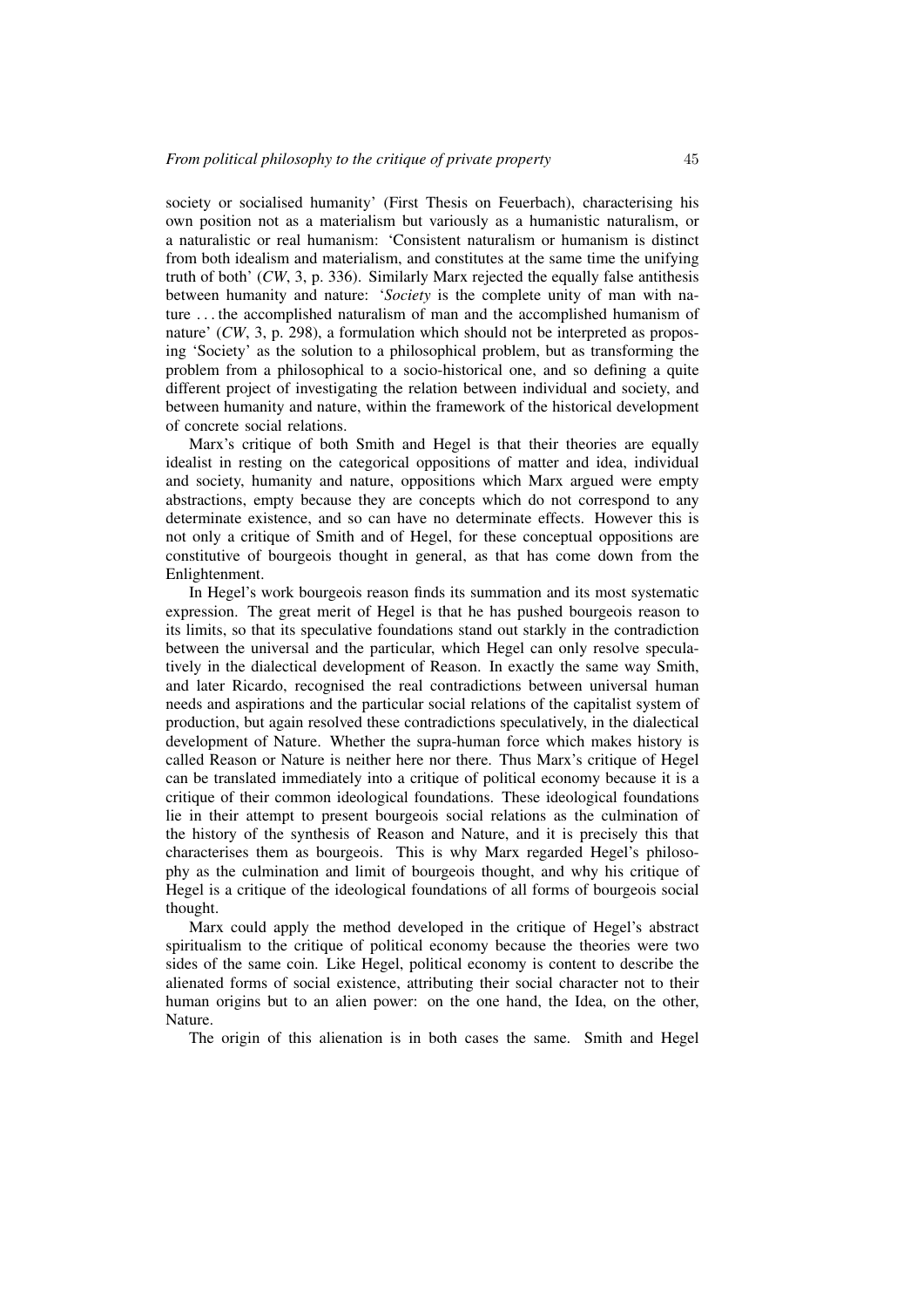society or socialised humanity' (First Thesis on Feuerbach), characterising his own position not as a materialism but variously as a humanistic naturalism, or a naturalistic or real humanism: 'Consistent naturalism or humanism is distinct from both idealism and materialism, and constitutes at the same time the unifying truth of both' (*CW*, 3, p. 336). Similarly Marx rejected the equally false antithesis between humanity and nature: '*Society* is the complete unity of man with nature . . . the accomplished naturalism of man and the accomplished humanism of nature' (*CW*, 3, p. 298), a formulation which should not be interpreted as proposing 'Society' as the solution to a philosophical problem, but as transforming the problem from a philosophical to a socio-historical one, and so defining a quite different project of investigating the relation between individual and society, and between humanity and nature, within the framework of the historical development of concrete social relations.

Marx's critique of both Smith and Hegel is that their theories are equally idealist in resting on the categorical oppositions of matter and idea, individual and society, humanity and nature, oppositions which Marx argued were empty abstractions, empty because they are concepts which do not correspond to any determinate existence, and so can have no determinate effects. However this is not only a critique of Smith and of Hegel, for these conceptual oppositions are constitutive of bourgeois thought in general, as that has come down from the Enlightenment.

In Hegel's work bourgeois reason finds its summation and its most systematic expression. The great merit of Hegel is that he has pushed bourgeois reason to its limits, so that its speculative foundations stand out starkly in the contradiction between the universal and the particular, which Hegel can only resolve speculatively in the dialectical development of Reason. In exactly the same way Smith, and later Ricardo, recognised the real contradictions between universal human needs and aspirations and the particular social relations of the capitalist system of production, but again resolved these contradictions speculatively, in the dialectical development of Nature. Whether the supra-human force which makes history is called Reason or Nature is neither here nor there. Thus Marx's critique of Hegel can be translated immediately into a critique of political economy because it is a critique of their common ideological foundations. These ideological foundations lie in their attempt to present bourgeois social relations as the culmination of the history of the synthesis of Reason and Nature, and it is precisely this that characterises them as bourgeois. This is why Marx regarded Hegel's philosophy as the culmination and limit of bourgeois thought, and why his critique of Hegel is a critique of the ideological foundations of all forms of bourgeois social thought.

Marx could apply the method developed in the critique of Hegel's abstract spiritualism to the critique of political economy because the theories were two sides of the same coin. Like Hegel, political economy is content to describe the alienated forms of social existence, attributing their social character not to their human origins but to an alien power: on the one hand, the Idea, on the other, Nature.

The origin of this alienation is in both cases the same. Smith and Hegel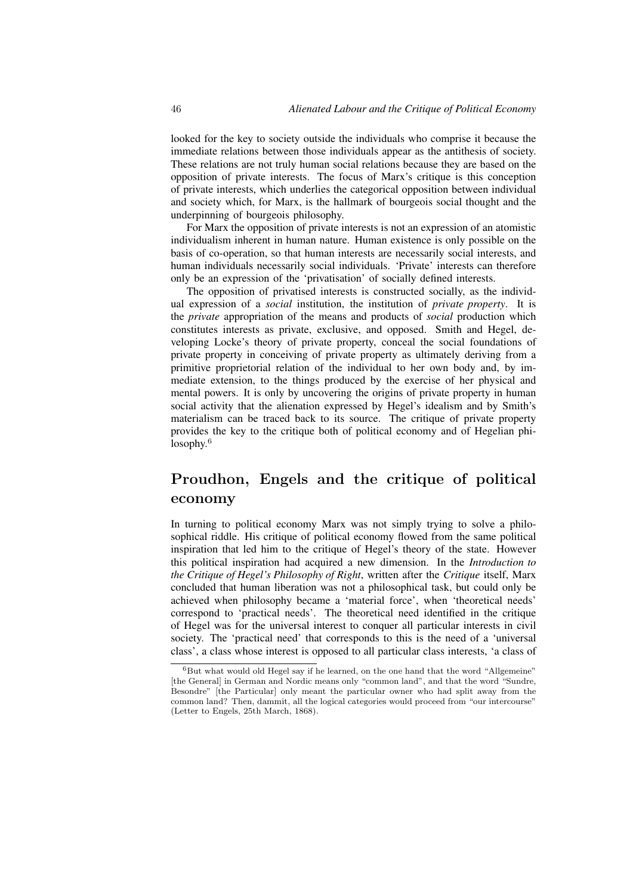looked for the key to society outside the individuals who comprise it because the immediate relations between those individuals appear as the antithesis of society. These relations are not truly human social relations because they are based on the opposition of private interests. The focus of Marx's critique is this conception of private interests, which underlies the categorical opposition between individual and society which, for Marx, is the hallmark of bourgeois social thought and the underpinning of bourgeois philosophy.

For Marx the opposition of private interests is not an expression of an atomistic individualism inherent in human nature. Human existence is only possible on the basis of co-operation, so that human interests are necessarily social interests, and human individuals necessarily social individuals. 'Private' interests can therefore only be an expression of the 'privatisation' of socially defined interests.

The opposition of privatised interests is constructed socially, as the individual expression of a *social* institution, the institution of *private property*. It is the *private* appropriation of the means and products of *social* production which constitutes interests as private, exclusive, and opposed. Smith and Hegel, developing Locke's theory of private property, conceal the social foundations of private property in conceiving of private property as ultimately deriving from a primitive proprietorial relation of the individual to her own body and, by immediate extension, to the things produced by the exercise of her physical and mental powers. It is only by uncovering the origins of private property in human social activity that the alienation expressed by Hegel's idealism and by Smith's materialism can be traced back to its source. The critique of private property provides the key to the critique both of political economy and of Hegelian philosophy.[6]

## Proudhon, Engels and the critique of political economy

In turning to political economy Marx was not simply trying to solve a philosophical riddle. His critique of political economy flowed from the same political inspiration that led him to the critique of Hegel's theory of the state. However this political inspiration had acquired a new dimension. In the *Introduction to the Critique of Hegel's Philosophy of Right*, written after the *Critique* itself, Marx concluded that human liberation was not a philosophical task, but could only be achieved when philosophy became a 'material force', when 'theoretical needs' correspond to 'practical needs'. The theoretical need identified in the critique of Hegel was for the universal interest to conquer all particular interests in civil society. The 'practical need' that corresponds to this is the need of a 'universal class', a class whose interest is opposed to all particular class interests, 'a class of

[6] But what would old Hegel say if he learned, on the one hand that the word "Allgemeine" [the General] in German and Nordic means only "common land", and that the word "Sundre, Besondre" [the Particular] only meant the particular owner who had split away from the common land? Then, dammit, all the logical categories would proceed from "our intercourse" (Letter to Engels, 25th March, 1868).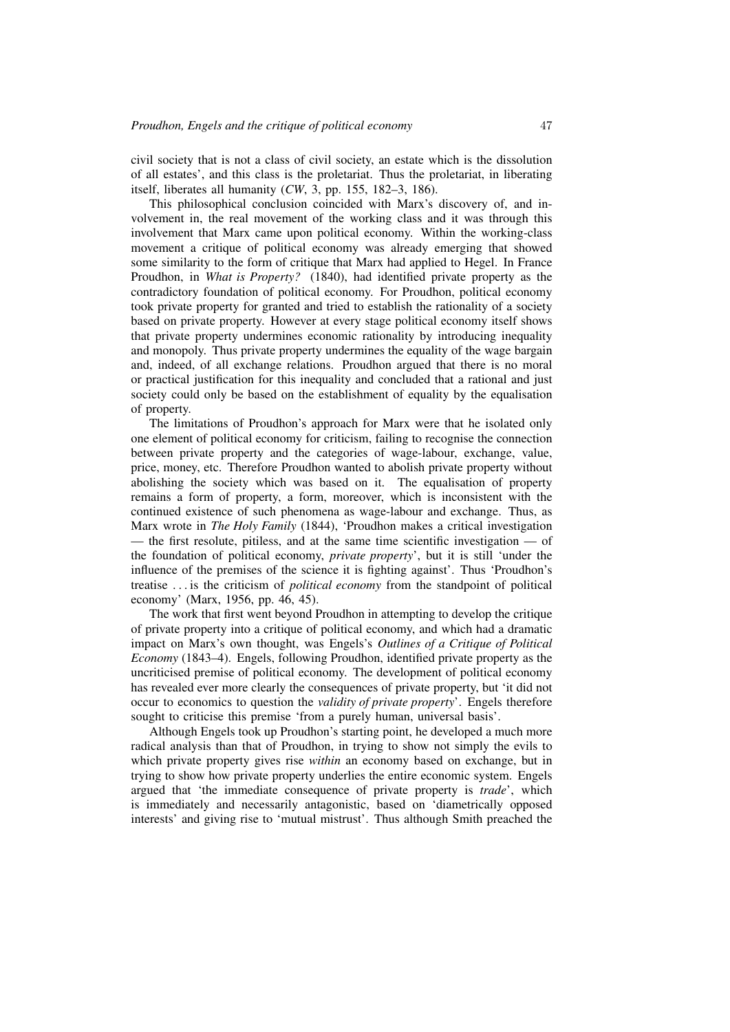civil society that is not a class of civil society, an estate which is the dissolution of all estates', and this class is the proletariat. Thus the proletariat, in liberating itself, liberates all humanity (*CW*, 3, pp. 155, 182–3, 186).

This philosophical conclusion coincided with Marx's discovery of, and involvement in, the real movement of the working class and it was through this involvement that Marx came upon political economy. Within the working-class movement a critique of political economy was already emerging that showed some similarity to the form of critique that Marx had applied to Hegel. In France Proudhon, in *What is Property?* (1840), had identified private property as the contradictory foundation of political economy. For Proudhon, political economy took private property for granted and tried to establish the rationality of a society based on private property. However at every stage political economy itself shows that private property undermines economic rationality by introducing inequality and monopoly. Thus private property undermines the equality of the wage bargain and, indeed, of all exchange relations. Proudhon argued that there is no moral or practical justification for this inequality and concluded that a rational and just society could only be based on the establishment of equality by the equalisation of property.

The limitations of Proudhon's approach for Marx were that he isolated only one element of political economy for criticism, failing to recognise the connection between private property and the categories of wage-labour, exchange, value, price, money, etc. Therefore Proudhon wanted to abolish private property without abolishing the society which was based on it. The equalisation of property remains a form of property, a form, moreover, which is inconsistent with the continued existence of such phenomena as wage-labour and exchange. Thus, as Marx wrote in *The Holy Family* (1844), 'Proudhon makes a critical investigation — the first resolute, pitiless, and at the same time scientific investigation — of the foundation of political economy, *private property*', but it is still 'under the influence of the premises of the science it is fighting against'. Thus 'Proudhon's treatise . . . is the criticism of *political economy* from the standpoint of political economy' (Marx, 1956, pp. 46, 45).

The work that first went beyond Proudhon in attempting to develop the critique of private property into a critique of political economy, and which had a dramatic impact on Marx's own thought, was Engels's *Outlines of a Critique of Political Economy* (1843–4). Engels, following Proudhon, identified private property as the uncriticised premise of political economy. The development of political economy has revealed ever more clearly the consequences of private property, but 'it did not occur to economics to question the *validity of private property*'. Engels therefore sought to criticise this premise 'from a purely human, universal basis'.

Although Engels took up Proudhon's starting point, he developed a much more radical analysis than that of Proudhon, in trying to show not simply the evils to which private property gives rise *within* an economy based on exchange, but in trying to show how private property underlies the entire economic system. Engels argued that 'the immediate consequence of private property is *trade*', which is immediately and necessarily antagonistic, based on 'diametrically opposed interests' and giving rise to 'mutual mistrust'. Thus although Smith preached the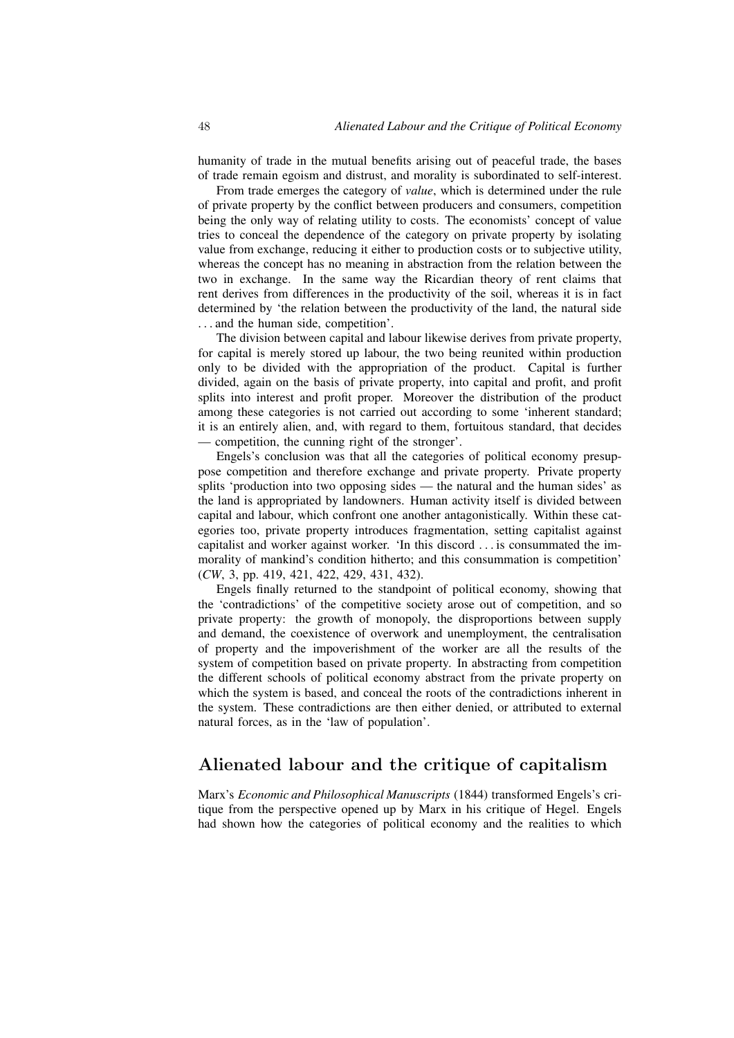humanity of trade in the mutual benefits arising out of peaceful trade, the bases of trade remain egoism and distrust, and morality is subordinated to self-interest.

From trade emerges the category of *value*, which is determined under the rule of private property by the conflict between producers and consumers, competition being the only way of relating utility to costs. The economists' concept of value tries to conceal the dependence of the category on private property by isolating value from exchange, reducing it either to production costs or to subjective utility, whereas the concept has no meaning in abstraction from the relation between the two in exchange. In the same way the Ricardian theory of rent claims that rent derives from differences in the productivity of the soil, whereas it is in fact determined by 'the relation between the productivity of the land, the natural side . . . and the human side, competition'.

The division between capital and labour likewise derives from private property, for capital is merely stored up labour, the two being reunited within production only to be divided with the appropriation of the product. Capital is further divided, again on the basis of private property, into capital and profit, and profit splits into interest and profit proper. Moreover the distribution of the product among these categories is not carried out according to some 'inherent standard; it is an entirely alien, and, with regard to them, fortuitous standard, that decides — competition, the cunning right of the stronger'.

Engels's conclusion was that all the categories of political economy presuppose competition and therefore exchange and private property. Private property splits 'production into two opposing sides — the natural and the human sides' as the land is appropriated by landowners. Human activity itself is divided between capital and labour, which confront one another antagonistically. Within these categories too, private property introduces fragmentation, setting capitalist against capitalist and worker against worker. 'In this discord . . . is consummated the immorality of mankind's condition hitherto; and this consummation is competition' (*CW*, 3, pp. 419, 421, 422, 429, 431, 432).

Engels finally returned to the standpoint of political economy, showing that the 'contradictions' of the competitive society arose out of competition, and so private property: the growth of monopoly, the disproportions between supply and demand, the coexistence of overwork and unemployment, the centralisation of property and the impoverishment of the worker are all the results of the system of competition based on private property. In abstracting from competition the different schools of political economy abstract from the private property on which the system is based, and conceal the roots of the contradictions inherent in the system. These contradictions are then either denied, or attributed to external natural forces, as in the 'law of population'.

## Alienated labour and the critique of capitalism

Marx's *Economic and Philosophical Manuscripts* (1844) transformed Engels's critique from the perspective opened up by Marx in his critique of Hegel. Engels had shown how the categories of political economy and the realities to which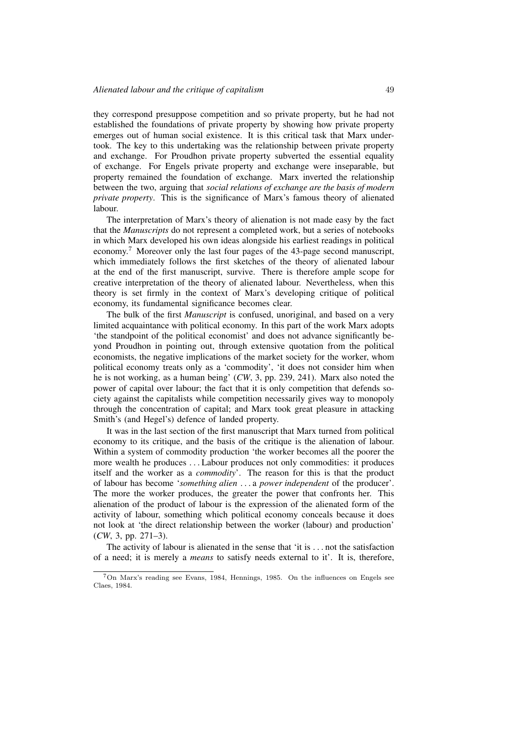they correspond presuppose competition and so private property, but he had not established the foundations of private property by showing how private property emerges out of human social existence. It is this critical task that Marx undertook. The key to this undertaking was the relationship between private property and exchange. For Proudhon private property subverted the essential equality of exchange. For Engels private property and exchange were inseparable, but property remained the foundation of exchange. Marx inverted the relationship between the two, arguing that *social relations of exchange are the basis of modern private property*. This is the significance of Marx's famous theory of alienated labour.

The interpretation of Marx's theory of alienation is not made easy by the fact that the *Manuscripts* do not represent a completed work, but a series of notebooks in which Marx developed his own ideas alongside his earliest readings in political economy.[7] Moreover only the last four pages of the 43-page second manuscript, which immediately follows the first sketches of the theory of alienated labour at the end of the first manuscript, survive. There is therefore ample scope for creative interpretation of the theory of alienated labour. Nevertheless, when this theory is set firmly in the context of Marx's developing critique of political economy, its fundamental significance becomes clear.

The bulk of the first *Manuscript* is confused, unoriginal, and based on a very limited acquaintance with political economy. In this part of the work Marx adopts 'the standpoint of the political economist' and does not advance significantly beyond Proudhon in pointing out, through extensive quotation from the political economists, the negative implications of the market society for the worker, whom political economy treats only as a 'commodity', 'it does not consider him when he is not working, as a human being' (*CW*, 3, pp. 239, 241). Marx also noted the power of capital over labour; the fact that it is only competition that defends society against the capitalists while competition necessarily gives way to monopoly through the concentration of capital; and Marx took great pleasure in attacking Smith's (and Hegel's) defence of landed property.

It was in the last section of the first manuscript that Marx turned from political economy to its critique, and the basis of the critique is the alienation of labour. Within a system of commodity production 'the worker becomes all the poorer the more wealth he produces . . . Labour produces not only commodities: it produces itself and the worker as a *commodity*'. The reason for this is that the product of labour has become '*something alien* . . . a *power independent* of the producer'. The more the worker produces, the greater the power that confronts her. This alienation of the product of labour is the expression of the alienated form of the activity of labour, something which political economy conceals because it does not look at 'the direct relationship between the worker (labour) and production' (*CW*, 3, pp. 271–3).

The activity of labour is alienated in the sense that 'it is . . . not the satisfaction of a need; it is merely a *means* to satisfy needs external to it'. It is, therefore,

[7] On Marx's reading see Evans, 1984, Hennings, 1985. On the influences on Engels see Claes, 1984.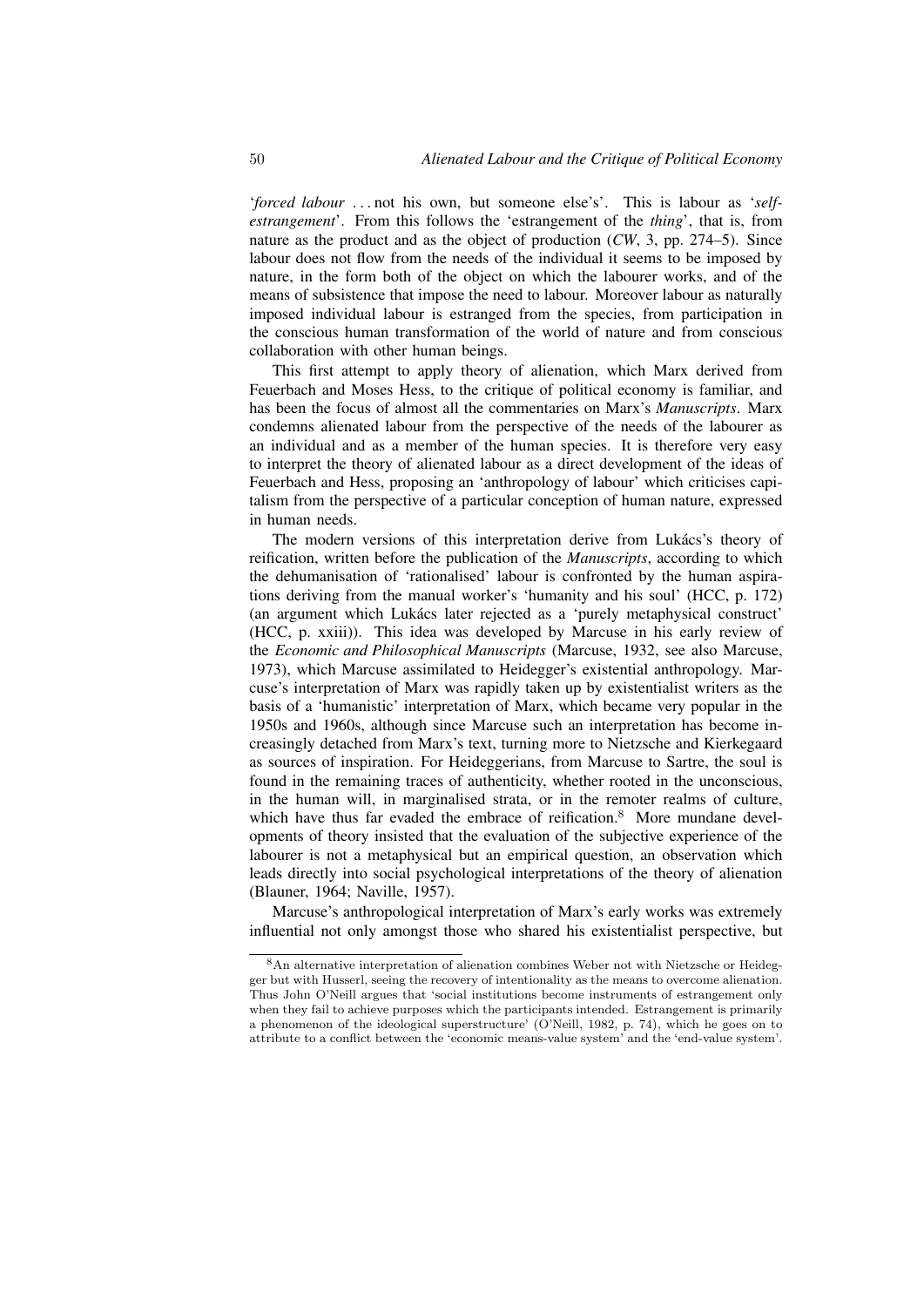'*forced labour* . . . not his own, but someone else's'. This is labour as '*self-estrangement*'. From this follows the 'estrangement of the *thing*', that is, from nature as the product and as the object of production (*CW*, 3, pp. 274–5). Since labour does not flow from the needs of the individual it seems to be imposed by nature, in the form both of the object on which the labourer works, and of the means of subsistence that impose the need to labour. Moreover labour as naturally imposed individual labour is estranged from the species, from participation in the conscious human transformation of the world of nature and from conscious collaboration with other human beings.

This first attempt to apply theory of alienation, which Marx derived from Feuerbach and Moses Hess, to the critique of political economy is familiar, and has been the focus of almost all the commentaries on Marx's *Manuscripts*. Marx condemns alienated labour from the perspective of the needs of the labourer as an individual and as a member of the human species. It is therefore very easy to interpret the theory of alienated labour as a direct development of the ideas of Feuerbach and Hess, proposing an 'anthropology of labour' which criticises capitalism from the perspective of a particular conception of human nature, expressed in human needs.

The modern versions of this interpretation derive from Lukács's theory of reification, written before the publication of the *Manuscripts*, according to which the dehumanisation of 'rationalised' labour is confronted by the human aspirations deriving from the manual worker's 'humanity and his soul' (HCC, p. 172) (an argument which Lukács later rejected as a 'purely metaphysical construct' (HCC, p. xxiii)). This idea was developed by Marcuse in his early review of the *Economic and Philosophical Manuscripts* (Marcuse, 1932, see also Marcuse, 1973), which Marcuse assimilated to Heidegger's existential anthropology. Marcuse's interpretation of Marx was rapidly taken up by existentialist writers as the basis of a 'humanistic' interpretation of Marx, which became very popular in the 1950s and 1960s, although since Marcuse such an interpretation has become increasingly detached from Marx's text, turning more to Nietzsche and Kierkegaard as sources of inspiration. For Heideggerians, from Marcuse to Sartre, the soul is found in the remaining traces of authenticity, whether rooted in the unconscious, in the human will, in marginalised strata, or in the remoter realms of culture, which have thus far evaded the embrace of reification.[8] More mundane developments of theory insisted that the evaluation of the subjective experience of the labourer is not a metaphysical but an empirical question, an observation which leads directly into social psychological interpretations of the theory of alienation (Blauner, 1964; Naville, 1957).

Marcuse's anthropological interpretation of Marx's early works was extremely influential not only amongst those who shared his existentialist perspective, but

[8] An alternative interpretation of alienation combines Weber not with Nietzsche or Heidegger but with Husserl, seeing the recovery of intentionality as the means to overcome alienation. Thus John O'Neill argues that 'social institutions become instruments of estrangement only when they fail to achieve purposes which the participants intended. Estrangement is primarily a phenomenon of the ideological superstructure' (O'Neill, 1982, p. 74), which he goes on to attribute to a conflict between the 'economic means-value system' and the 'end-value system'.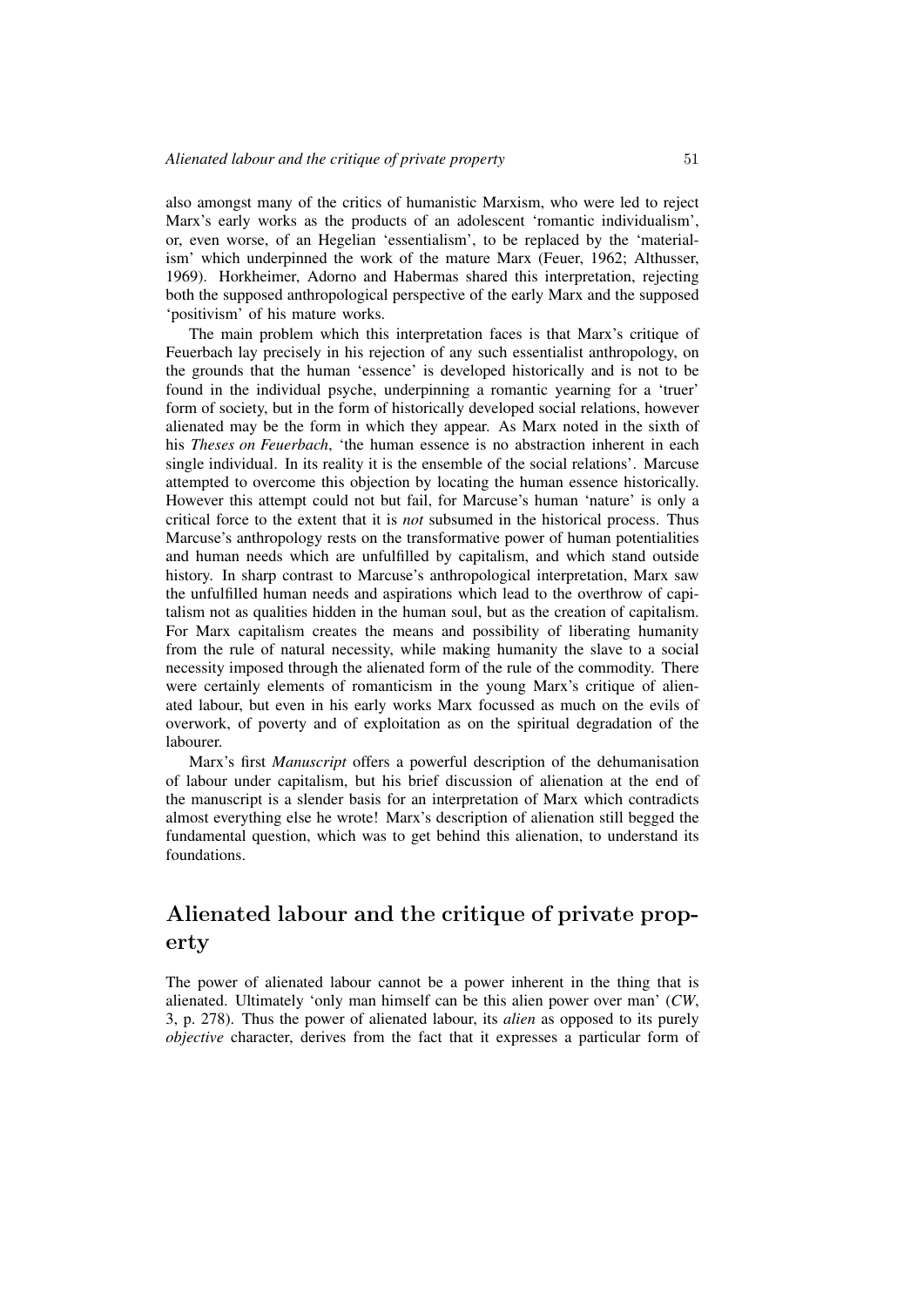also amongst many of the critics of humanistic Marxism, who were led to reject Marx's early works as the products of an adolescent 'romantic individualism', or, even worse, of an Hegelian 'essentialism', to be replaced by the 'materialism' which underpinned the work of the mature Marx (Feuer, 1962; Althusser, 1969). Horkheimer, Adorno and Habermas shared this interpretation, rejecting both the supposed anthropological perspective of the early Marx and the supposed 'positivism' of his mature works.

The main problem which this interpretation faces is that Marx's critique of Feuerbach lay precisely in his rejection of any such essentialist anthropology, on the grounds that the human 'essence' is developed historically and is not to be found in the individual psyche, underpinning a romantic yearning for a 'truer' form of society, but in the form of historically developed social relations, however alienated may be the form in which they appear. As Marx noted in the sixth of his *Theses on Feuerbach*, 'the human essence is no abstraction inherent in each single individual. In its reality it is the ensemble of the social relations'. Marcuse attempted to overcome this objection by locating the human essence historically. However this attempt could not but fail, for Marcuse's human 'nature' is only a critical force to the extent that it is *not* subsumed in the historical process. Thus Marcuse's anthropology rests on the transformative power of human potentialities and human needs which are unfulfilled by capitalism, and which stand outside history. In sharp contrast to Marcuse's anthropological interpretation, Marx saw the unfulfilled human needs and aspirations which lead to the overthrow of capitalism not as qualities hidden in the human soul, but as the creation of capitalism. For Marx capitalism creates the means and possibility of liberating humanity from the rule of natural necessity, while making humanity the slave to a social necessity imposed through the alienated form of the rule of the commodity. There were certainly elements of romanticism in the young Marx's critique of alienated labour, but even in his early works Marx focussed as much on the evils of overwork, of poverty and of exploitation as on the spiritual degradation of the labourer.

Marx's first *Manuscript* offers a powerful description of the dehumanisation of labour under capitalism, but his brief discussion of alienation at the end of the manuscript is a slender basis for an interpretation of Marx which contradicts almost everything else he wrote! Marx's description of alienation still begged the fundamental question, which was to get behind this alienation, to understand its foundations.

## Alienated labour and the critique of private property

The power of alienated labour cannot be a power inherent in the thing that is alienated. Ultimately 'only man himself can be this alien power over man' (*CW*, 3, p. 278). Thus the power of alienated labour, its *alien* as opposed to its purely *objective* character, derives from the fact that it expresses a particular form of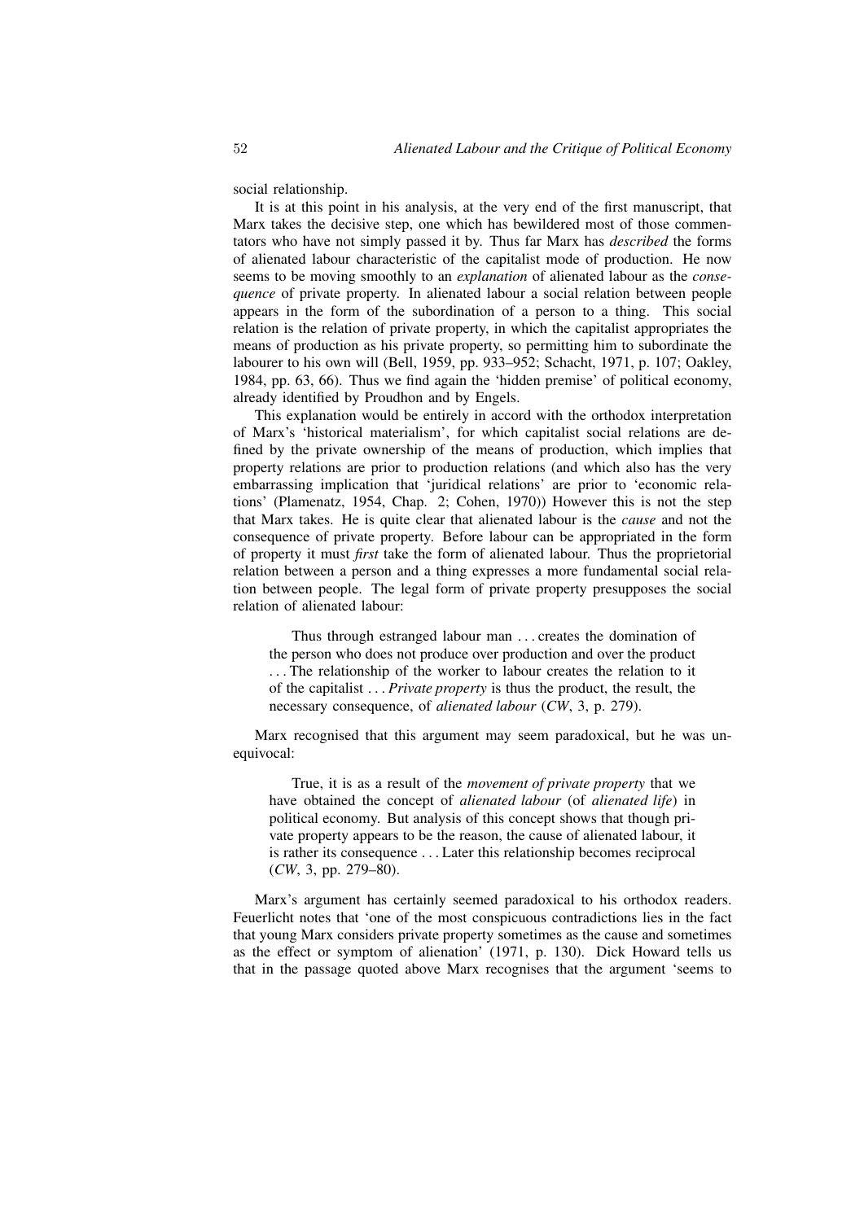social relationship.

It is at this point in his analysis, at the very end of the first manuscript, that Marx takes the decisive step, one which has bewildered most of those commentators who have not simply passed it by. Thus far Marx has *described* the forms of alienated labour characteristic of the capitalist mode of production. He now seems to be moving smoothly to an *explanation* of alienated labour as the *consequence* of private property. In alienated labour a social relation between people appears in the form of the subordination of a person to a thing. This social relation is the relation of private property, in which the capitalist appropriates the means of production as his private property, so permitting him to subordinate the labourer to his own will (Bell, 1959, pp. 933–952; Schacht, 1971, p. 107; Oakley, 1984, pp. 63, 66). Thus we find again the 'hidden premise' of political economy, already identified by Proudhon and by Engels.

This explanation would be entirely in accord with the orthodox interpretation of Marx's 'historical materialism', for which capitalist social relations are defined by the private ownership of the means of production, which implies that property relations are prior to production relations (and which also has the very embarrassing implication that 'juridical relations' are prior to 'economic relations' (Plamenatz, 1954, Chap. 2; Cohen, 1970)) However this is not the step that Marx takes. He is quite clear that alienated labour is the *cause* and not the consequence of private property. Before labour can be appropriated in the form of property it must *first* take the form of alienated labour. Thus the proprietorial relation between a person and a thing expresses a more fundamental social relation between people. The legal form of private property presupposes the social relation of alienated labour:

> Thus through estranged labour man . . . creates the domination of the person who does not produce over production and over the product . . . The relationship of the worker to labour creates the relation to it of the capitalist . . . *Private property* is thus the product, the result, the necessary consequence, of *alienated labour* (*CW*, 3, p. 279).

Marx recognised that this argument may seem paradoxical, but he was unequivocal:

> True, it is as a result of the *movement of private property* that we have obtained the concept of *alienated labour* (of *alienated life*) in political economy. But analysis of this concept shows that though private property appears to be the reason, the cause of alienated labour, it is rather its consequence . . . Later this relationship becomes reciprocal (*CW*, 3, pp. 279–80).

Marx's argument has certainly seemed paradoxical to his orthodox readers. Feuerlicht notes that 'one of the most conspicuous contradictions lies in the fact that young Marx considers private property sometimes as the cause and sometimes as the effect or symptom of alienation' (1971, p. 130). Dick Howard tells us that in the passage quoted above Marx recognises that the argument 'seems to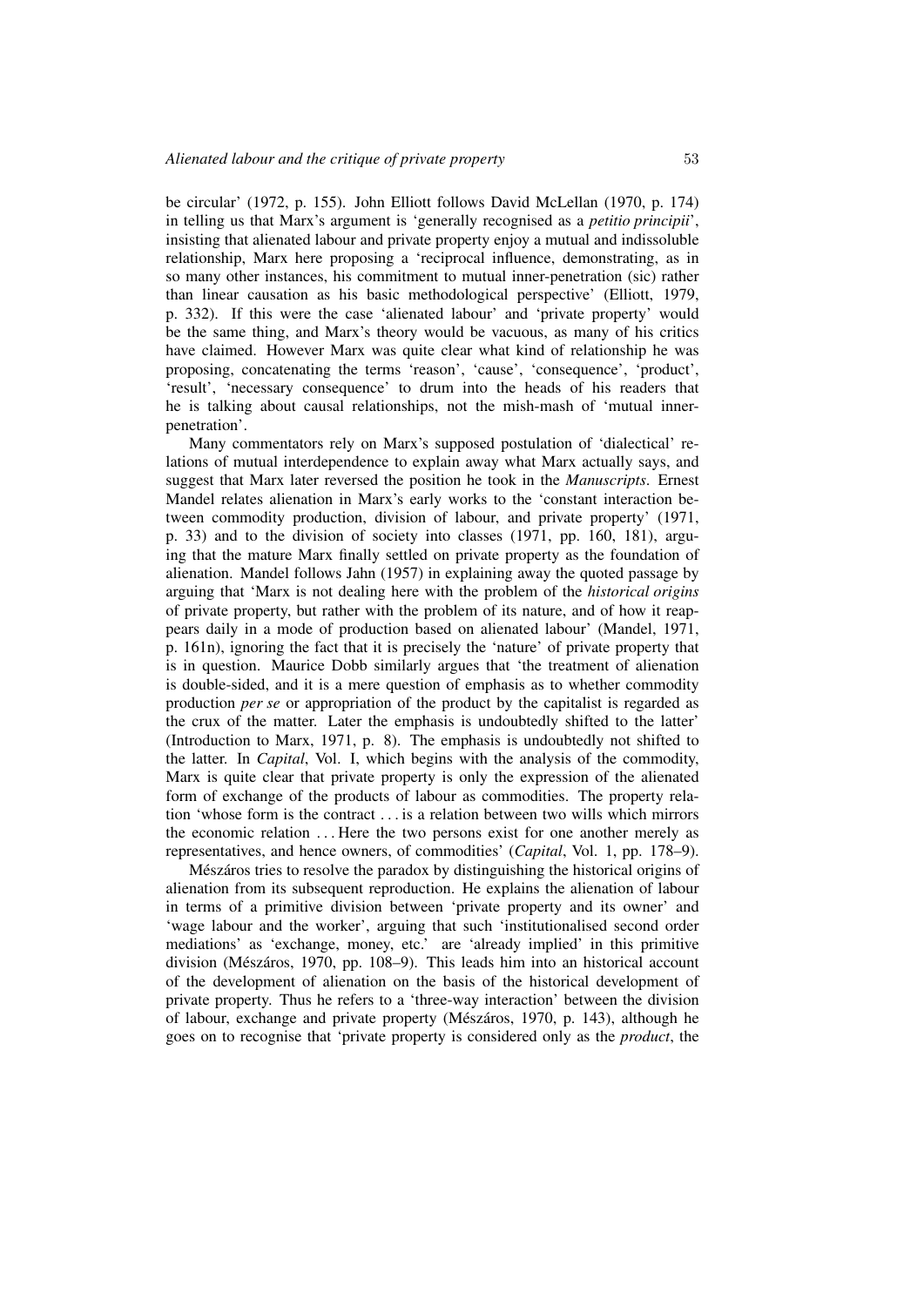be circular' (1972, p. 155). John Elliott follows David McLellan (1970, p. 174) in telling us that Marx's argument is 'generally recognised as a *petitio principii*', insisting that alienated labour and private property enjoy a mutual and indissoluble relationship, Marx here proposing a 'reciprocal influence, demonstrating, as in so many other instances, his commitment to mutual inner-penetration (sic) rather than linear causation as his basic methodological perspective' (Elliott, 1979, p. 332). If this were the case 'alienated labour' and 'private property' would be the same thing, and Marx's theory would be vacuous, as many of his critics have claimed. However Marx was quite clear what kind of relationship he was proposing, concatenating the terms 'reason', 'cause', 'consequence', 'product', 'result', 'necessary consequence' to drum into the heads of his readers that he is talking about causal relationships, not the mish-mash of 'mutual inner-penetration'.

Many commentators rely on Marx's supposed postulation of 'dialectical' relations of mutual interdependence to explain away what Marx actually says, and suggest that Marx later reversed the position he took in the *Manuscripts*. Ernest Mandel relates alienation in Marx's early works to the 'constant interaction between commodity production, division of labour, and private property' (1971, p. 33) and to the division of society into classes (1971, pp. 160, 181), arguing that the mature Marx finally settled on private property as the foundation of alienation. Mandel follows Jahn (1957) in explaining away the quoted passage by arguing that 'Marx is not dealing here with the problem of the *historical origins* of private property, but rather with the problem of its nature, and of how it reappears daily in a mode of production based on alienated labour' (Mandel, 1971, p. 161n), ignoring the fact that it is precisely the 'nature' of private property that is in question. Maurice Dobb similarly argues that 'the treatment of alienation is double-sided, and it is a mere question of emphasis as to whether commodity production *per se* or appropriation of the product by the capitalist is regarded as the crux of the matter. Later the emphasis is undoubtedly shifted to the latter' (Introduction to Marx, 1971, p. 8). The emphasis is undoubtedly not shifted to the latter. In *Capital*, Vol. I, which begins with the analysis of the commodity, Marx is quite clear that private property is only the expression of the alienated form of exchange of the products of labour as commodities. The property relation 'whose form is the contract . . . is a relation between two wills which mirrors the economic relation . . . Here the two persons exist for one another merely as representatives, and hence owners, of commodities' (*Capital*, Vol. 1, pp. 178–9).

Mészáros tries to resolve the paradox by distinguishing the historical origins of alienation from its subsequent reproduction. He explains the alienation of labour in terms of a primitive division between 'private property and its owner' and 'wage labour and the worker', arguing that such 'institutionalised second order mediations' as 'exchange, money, etc.' are 'already implied' in this primitive division (Mészáros, 1970, pp. 108–9). This leads him into an historical account of the development of alienation on the basis of the historical development of private property. Thus he refers to a 'three-way interaction' between the division of labour, exchange and private property (Mészáros, 1970, p. 143), although he goes on to recognise that 'private property is considered only as the *product*, the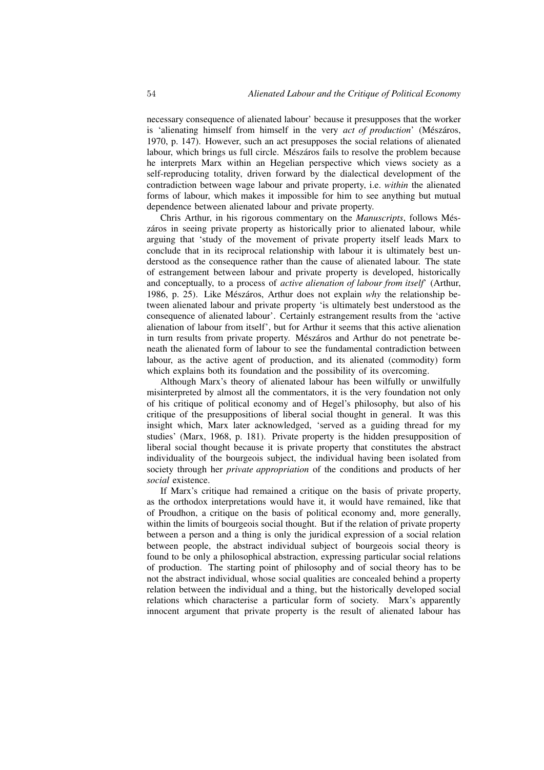necessary consequence of alienated labour' because it presupposes that the worker is 'alienating himself from himself in the very *act of production*' (Mészáros, 1970, p. 147). However, such an act presupposes the social relations of alienated labour, which brings us full circle. Mészáros fails to resolve the problem because he interprets Marx within an Hegelian perspective which views society as a self-reproducing totality, driven forward by the dialectical development of the contradiction between wage labour and private property, i.e. *within* the alienated forms of labour, which makes it impossible for him to see anything but mutual dependence between alienated labour and private property.

Chris Arthur, in his rigorous commentary on the *Manuscripts*, follows Mészáros in seeing private property as historically prior to alienated labour, while arguing that 'study of the movement of private property itself leads Marx to conclude that in its reciprocal relationship with labour it is ultimately best understood as the consequence rather than the cause of alienated labour. The state of estrangement between labour and private property is developed, historically and conceptually, to a process of *active alienation of labour from itself*' (Arthur, 1986, p. 25). Like Mészáros, Arthur does not explain *why* the relationship between alienated labour and private property 'is ultimately best understood as the consequence of alienated labour'. Certainly estrangement results from the 'active alienation of labour from itself', but for Arthur it seems that this active alienation in turn results from private property. Mészáros and Arthur do not penetrate beneath the alienated form of labour to see the fundamental contradiction between labour, as the active agent of production, and its alienated (commodity) form which explains both its foundation and the possibility of its overcoming.

Although Marx's theory of alienated labour has been wilfully or unwilfully misinterpreted by almost all the commentators, it is the very foundation not only of his critique of political economy and of Hegel's philosophy, but also of his critique of the presuppositions of liberal social thought in general. It was this insight which, Marx later acknowledged, 'served as a guiding thread for my studies' (Marx, 1968, p. 181). Private property is the hidden presupposition of liberal social thought because it is private property that constitutes the abstract individuality of the bourgeois subject, the individual having been isolated from society through her *private appropriation* of the conditions and products of her *social* existence.

If Marx's critique had remained a critique on the basis of private property, as the orthodox interpretations would have it, it would have remained, like that of Proudhon, a critique on the basis of political economy and, more generally, within the limits of bourgeois social thought. But if the relation of private property between a person and a thing is only the juridical expression of a social relation between people, the abstract individual subject of bourgeois social theory is found to be only a philosophical abstraction, expressing particular social relations of production. The starting point of philosophy and of social theory has to be not the abstract individual, whose social qualities are concealed behind a property relation between the individual and a thing, but the historically developed social relations which characterise a particular form of society. Marx's apparently innocent argument that private property is the result of alienated labour has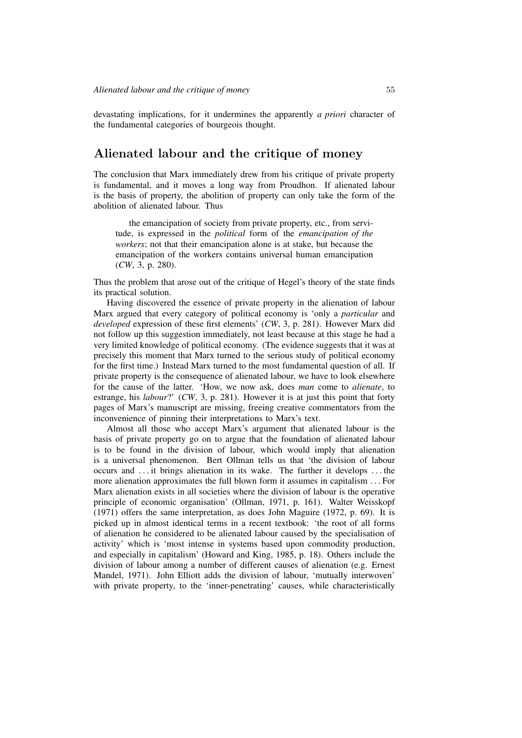devastating implications, for it undermines the apparently *a priori* character of the fundamental categories of bourgeois thought.

## Alienated labour and the critique of money

The conclusion that Marx immediately drew from his critique of private property is fundamental, and it moves a long way from Proudhon. If alienated labour is the basis of property, the abolition of property can only take the form of the abolition of alienated labour. Thus

> the emancipation of society from private property, etc., from servitude, is expressed in the *political* form of the *emancipation of the workers*; not that their emancipation alone is at stake, but because the emancipation of the workers contains universal human emancipation (*CW*, 3, p. 280).

Thus the problem that arose out of the critique of Hegel's theory of the state finds its practical solution.

Having discovered the essence of private property in the alienation of labour Marx argued that every category of political economy is 'only a *particular* and *developed* expression of these first elements' (*CW*, 3, p. 281). However Marx did not follow up this suggestion immediately, not least because at this stage he had a very limited knowledge of political economy. (The evidence suggests that it was at precisely this moment that Marx turned to the serious study of political economy for the first time.) Instead Marx turned to the most fundamental question of all. If private property is the consequence of alienated labour, we have to look elsewhere for the cause of the latter. 'How, we now ask, does *man* come to *alienate*, to estrange, his *labour*?' (*CW*, 3, p. 281). However it is at just this point that forty pages of Marx's manuscript are missing, freeing creative commentators from the inconvenience of pinning their interpretations to Marx's text.

Almost all those who accept Marx's argument that alienated labour is the basis of private property go on to argue that the foundation of alienated labour is to be found in the division of labour, which would imply that alienation is a universal phenomenon. Bert Ollman tells us that 'the division of labour occurs and ... it brings alienation in its wake. The further it develops ... the more alienation approximates the full blown form it assumes in capitalism ... For Marx alienation exists in all societies where the division of labour is the operative principle of economic organisation' (Ollman, 1971, p. 161). Walter Weisskopf (1971) offers the same interpretation, as does John Maguire (1972, p. 69). It is picked up in almost identical terms in a recent textbook: 'the root of all forms of alienation he considered to be alienated labour caused by the specialisation of activity' which is 'most intense in systems based upon commodity production, and especially in capitalism' (Howard and King, 1985, p. 18). Others include the division of labour among a number of different causes of alienation (e.g. Ernest Mandel, 1971). John Elliott adds the division of labour, 'mutually interwoven' with private property, to the 'inner-penetrating' causes, while characteristically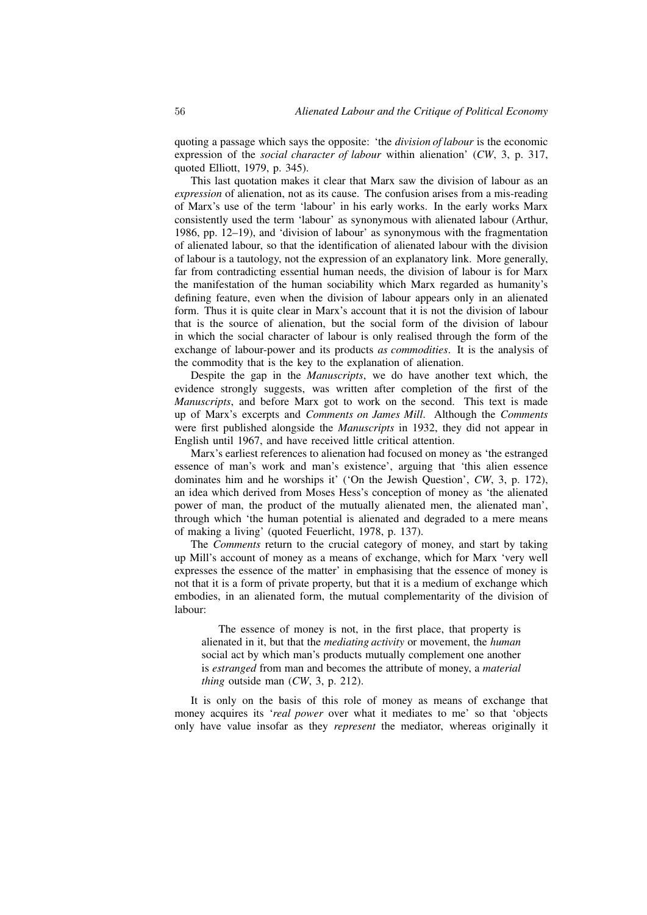quoting a passage which says the opposite: 'the *division of labour* is the economic expression of the *social character of labour* within alienation' (*CW*, 3, p. 317, quoted Elliott, 1979, p. 345).

This last quotation makes it clear that Marx saw the division of labour as an *expression* of alienation, not as its cause. The confusion arises from a mis-reading of Marx's use of the term 'labour' in his early works. In the early works Marx consistently used the term 'labour' as synonymous with alienated labour (Arthur, 1986, pp. 12–19), and 'division of labour' as synonymous with the fragmentation of alienated labour, so that the identification of alienated labour with the division of labour is a tautology, not the expression of an explanatory link. More generally, far from contradicting essential human needs, the division of labour is for Marx the manifestation of the human sociability which Marx regarded as humanity's defining feature, even when the division of labour appears only in an alienated form. Thus it is quite clear in Marx's account that it is not the division of labour that is the source of alienation, but the social form of the division of labour in which the social character of labour is only realised through the form of the exchange of labour-power and its products *as commodities*. It is the analysis of the commodity that is the key to the explanation of alienation.

Despite the gap in the *Manuscripts*, we do have another text which, the evidence strongly suggests, was written after completion of the first of the *Manuscripts*, and before Marx got to work on the second. This text is made up of Marx's excerpts and *Comments on James Mill*. Although the *Comments* were first published alongside the *Manuscripts* in 1932, they did not appear in English until 1967, and have received little critical attention.

Marx's earliest references to alienation had focused on money as 'the estranged essence of man's work and man's existence', arguing that 'this alien essence dominates him and he worships it' ('On the Jewish Question', *CW*, 3, p. 172), an idea which derived from Moses Hess's conception of money as 'the alienated power of man, the product of the mutually alienated men, the alienated man', through which 'the human potential is alienated and degraded to a mere means of making a living' (quoted Feuerlicht, 1978, p. 137).

The *Comments* return to the crucial category of money, and start by taking up Mill's account of money as a means of exchange, which for Marx 'very well expresses the essence of the matter' in emphasising that the essence of money is not that it is a form of private property, but that it is a medium of exchange which embodies, in an alienated form, the mutual complementarity of the division of labour:

> The essence of money is not, in the first place, that property is alienated in it, but that the *mediating activity* or movement, the *human* social act by which man's products mutually complement one another is *estranged* from man and becomes the attribute of money, a *material thing* outside man (*CW*, 3, p. 212).

It is only on the basis of this role of money as means of exchange that money acquires its '*real power* over what it mediates to me' so that 'objects only have value insofar as they *represent* the mediator, whereas originally it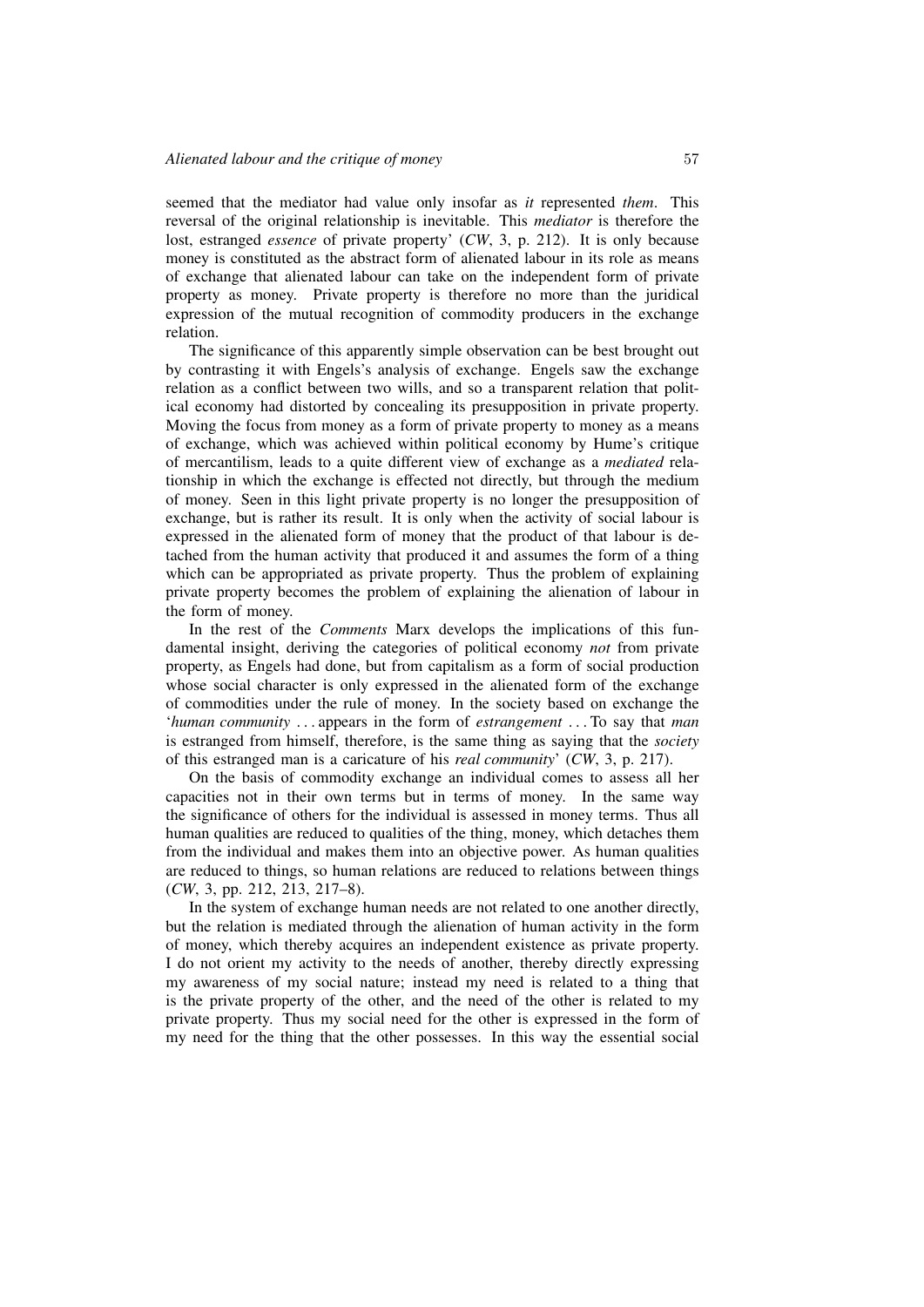seemed that the mediator had value only insofar as *it* represented *them*. This reversal of the original relationship is inevitable. This *mediator* is therefore the lost, estranged *essence* of private property' (*CW*, 3, p. 212). It is only because money is constituted as the abstract form of alienated labour in its role as means of exchange that alienated labour can take on the independent form of private property as money. Private property is therefore no more than the juridical expression of the mutual recognition of commodity producers in the exchange relation.

The significance of this apparently simple observation can be best brought out by contrasting it with Engels's analysis of exchange. Engels saw the exchange relation as a conflict between two wills, and so a transparent relation that political economy had distorted by concealing its presupposition in private property. Moving the focus from money as a form of private property to money as a means of exchange, which was achieved within political economy by Hume's critique of mercantilism, leads to a quite different view of exchange as a *mediated* relationship in which the exchange is effected not directly, but through the medium of money. Seen in this light private property is no longer the presupposition of exchange, but is rather its result. It is only when the activity of social labour is expressed in the alienated form of money that the product of that labour is detached from the human activity that produced it and assumes the form of a thing which can be appropriated as private property. Thus the problem of explaining private property becomes the problem of explaining the alienation of labour in the form of money.

In the rest of the *Comments* Marx develops the implications of this fundamental insight, deriving the categories of political economy *not* from private property, as Engels had done, but from capitalism as a form of social production whose social character is only expressed in the alienated form of the exchange of commodities under the rule of money. In the society based on exchange the '*human community* ... appears in the form of *estrangement* ... To say that *man* is estranged from himself, therefore, is the same thing as saying that the *society* of this estranged man is a caricature of his *real community*' (*CW*, 3, p. 217).

On the basis of commodity exchange an individual comes to assess all her capacities not in their own terms but in terms of money. In the same way the significance of others for the individual is assessed in money terms. Thus all human qualities are reduced to qualities of the thing, money, which detaches them from the individual and makes them into an objective power. As human qualities are reduced to things, so human relations are reduced to relations between things (*CW*, 3, pp. 212, 213, 217–8).

In the system of exchange human needs are not related to one another directly, but the relation is mediated through the alienation of human activity in the form of money, which thereby acquires an independent existence as private property. I do not orient my activity to the needs of another, thereby directly expressing my awareness of my social nature; instead my need is related to a thing that is the private property of the other, and the need of the other is related to my private property. Thus my social need for the other is expressed in the form of my need for the thing that the other possesses. In this way the essential social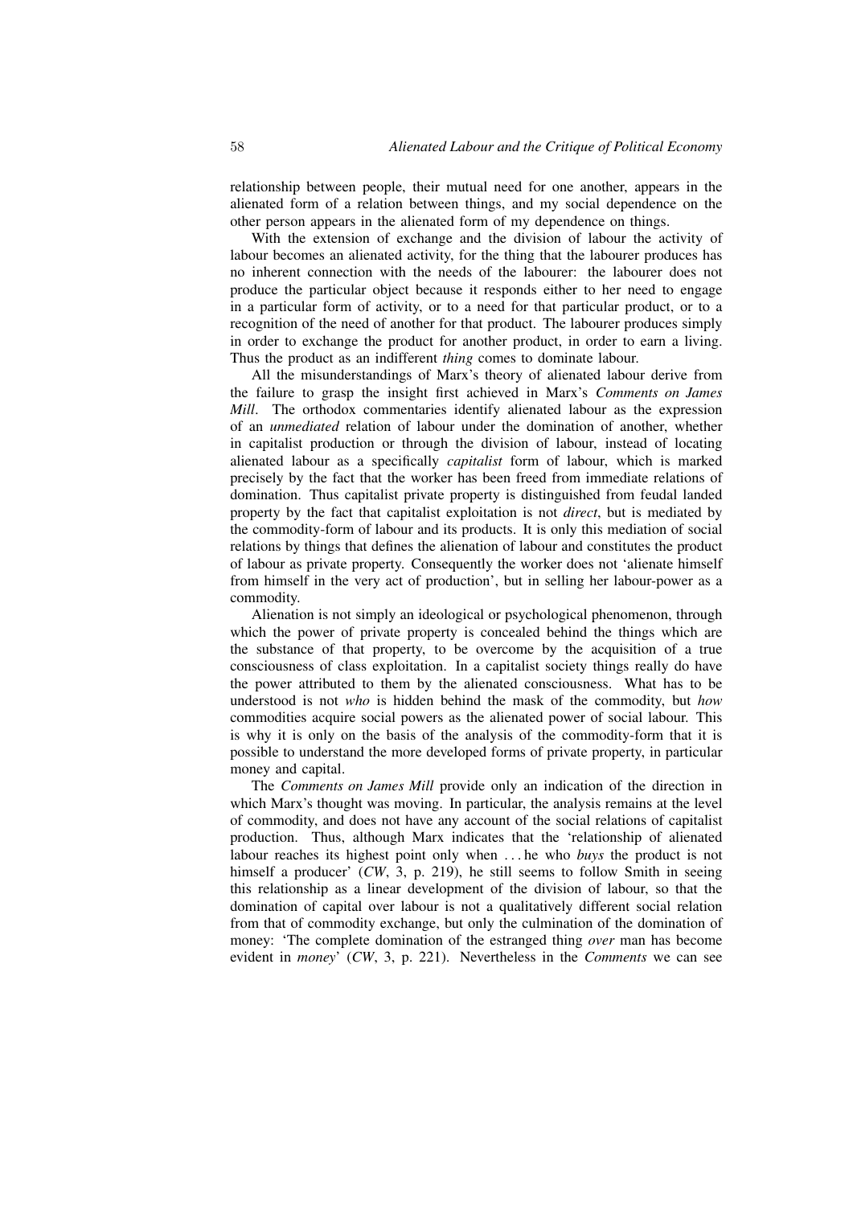relationship between people, their mutual need for one another, appears in the alienated form of a relation between things, and my social dependence on the other person appears in the alienated form of my dependence on things.

With the extension of exchange and the division of labour the activity of labour becomes an alienated activity, for the thing that the labourer produces has no inherent connection with the needs of the labourer: the labourer does not produce the particular object because it responds either to her need to engage in a particular form of activity, or to a need for that particular product, or to a recognition of the need of another for that product. The labourer produces simply in order to exchange the product for another product, in order to earn a living. Thus the product as an indifferent *thing* comes to dominate labour.

All the misunderstandings of Marx's theory of alienated labour derive from the failure to grasp the insight first achieved in Marx's *Comments on James Mill*. The orthodox commentaries identify alienated labour as the expression of an *unmediated* relation of labour under the domination of another, whether in capitalist production or through the division of labour, instead of locating alienated labour as a specifically *capitalist* form of labour, which is marked precisely by the fact that the worker has been freed from immediate relations of domination. Thus capitalist private property is distinguished from feudal landed property by the fact that capitalist exploitation is not *direct*, but is mediated by the commodity-form of labour and its products. It is only this mediation of social relations by things that defines the alienation of labour and constitutes the product of labour as private property. Consequently the worker does not 'alienate himself from himself in the very act of production', but in selling her labour-power as a commodity.

Alienation is not simply an ideological or psychological phenomenon, through which the power of private property is concealed behind the things which are the substance of that property, to be overcome by the acquisition of a true consciousness of class exploitation. In a capitalist society things really do have the power attributed to them by the alienated consciousness. What has to be understood is not *who* is hidden behind the mask of the commodity, but *how* commodities acquire social powers as the alienated power of social labour. This is why it is only on the basis of the analysis of the commodity-form that it is possible to understand the more developed forms of private property, in particular money and capital.

The *Comments on James Mill* provide only an indication of the direction in which Marx's thought was moving. In particular, the analysis remains at the level of commodity, and does not have any account of the social relations of capitalist production. Thus, although Marx indicates that the 'relationship of alienated labour reaches its highest point only when . . . he who *buys* the product is not himself a producer' (*CW*, 3, p. 219), he still seems to follow Smith in seeing this relationship as a linear development of the division of labour, so that the domination of capital over labour is not a qualitatively different social relation from that of commodity exchange, but only the culmination of the domination of money: 'The complete domination of the estranged thing *over* man has become evident in *money*' (*CW*, 3, p. 221). Nevertheless in the *Comments* we can see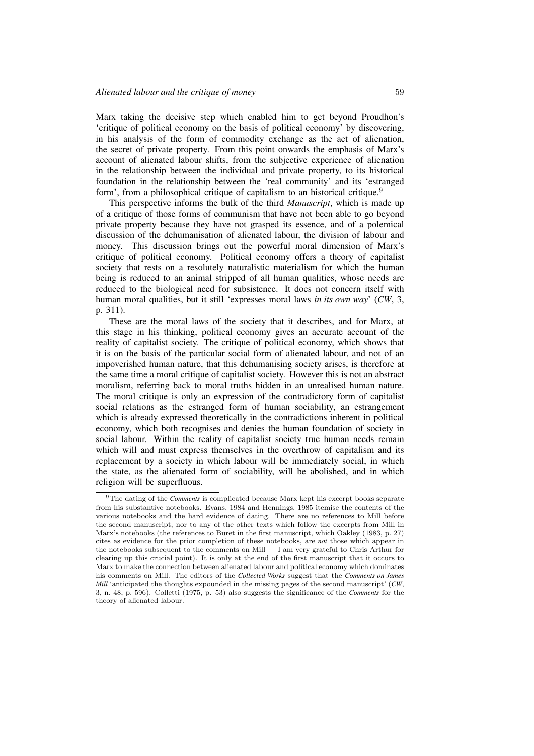Marx taking the decisive step which enabled him to get beyond Proudhon's 'critique of political economy on the basis of political economy' by discovering, in his analysis of the form of commodity exchange as the act of alienation, the secret of private property. From this point onwards the emphasis of Marx's account of alienated labour shifts, from the subjective experience of alienation in the relationship between the individual and private property, to its historical foundation in the relationship between the 'real community' and its 'estranged form', from a philosophical critique of capitalism to an historical critique.[9]

This perspective informs the bulk of the third *Manuscript*, which is made up of a critique of those forms of communism that have not been able to go beyond private property because they have not grasped its essence, and of a polemical discussion of the dehumanisation of alienated labour, the division of labour and money. This discussion brings out the powerful moral dimension of Marx's critique of political economy. Political economy offers a theory of capitalist society that rests on a resolutely naturalistic materialism for which the human being is reduced to an animal stripped of all human qualities, whose needs are reduced to the biological need for subsistence. It does not concern itself with human moral qualities, but it still 'expresses moral laws *in its own way*' (*CW*, 3, p. 311).

These are the moral laws of the society that it describes, and for Marx, at this stage in his thinking, political economy gives an accurate account of the reality of capitalist society. The critique of political economy, which shows that it is on the basis of the particular social form of alienated labour, and not of an impoverished human nature, that this dehumanising society arises, is therefore at the same time a moral critique of capitalist society. However this is not an abstract moralism, referring back to moral truths hidden in an unrealised human nature. The moral critique is only an expression of the contradictory form of capitalist social relations as the estranged form of human sociability, an estrangement which is already expressed theoretically in the contradictions inherent in political economy, which both recognises and denies the human foundation of society in social labour. Within the reality of capitalist society true human needs remain which will and must express themselves in the overthrow of capitalism and its replacement by a society in which labour will be immediately social, in which the state, as the alienated form of sociability, will be abolished, and in which religion will be superfluous.

---

[9] The dating of the *Comments* is complicated because Marx kept his excerpt books separate from his substantive notebooks. Evans, 1984 and Hennings, 1985 itemise the contents of the various notebooks and the hard evidence of dating. There are no references to Mill before the second manuscript, nor to any of the other texts which follow the excerpts from Mill in Marx's notebooks (the references to Buret in the first manuscript, which Oakley (1983, p. 27) cites as evidence for the prior completion of these notebooks, are *not* those which appear in the notebooks subsequent to the comments on Mill — I am very grateful to Chris Arthur for clearing up this crucial point). It is only at the end of the first manuscript that it occurs to Marx to make the connection between alienated labour and political economy which dominates his comments on Mill. The editors of the *Collected Works* suggest that the *Comments on James Mill* 'anticipated the thoughts expounded in the missing pages of the second manuscript' (*CW*, 3, n. 48, p. 596). Colletti (1975, p. 53) also suggests the significance of the *Comments* for the theory of alienated labour.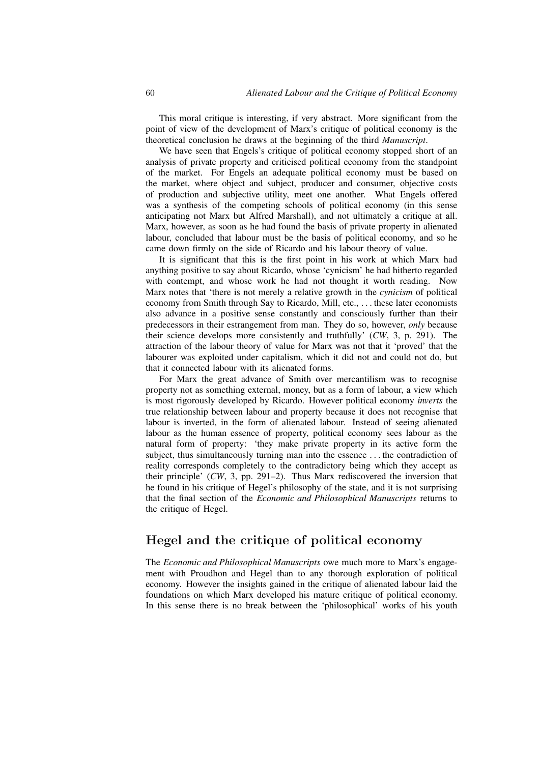This moral critique is interesting, if very abstract. More significant from the point of view of the development of Marx's critique of political economy is the theoretical conclusion he draws at the beginning of the third *Manuscript*.

We have seen that Engels's critique of political economy stopped short of an analysis of private property and criticised political economy from the standpoint of the market. For Engels an adequate political economy must be based on the market, where object and subject, producer and consumer, objective costs of production and subjective utility, meet one another. What Engels offered was a synthesis of the competing schools of political economy (in this sense anticipating not Marx but Alfred Marshall), and not ultimately a critique at all. Marx, however, as soon as he had found the basis of private property in alienated labour, concluded that labour must be the basis of political economy, and so he came down firmly on the side of Ricardo and his labour theory of value.

It is significant that this is the first point in his work at which Marx had anything positive to say about Ricardo, whose 'cynicism' he had hitherto regarded with contempt, and whose work he had not thought it worth reading. Now Marx notes that 'there is not merely a relative growth in the *cynicism* of political economy from Smith through Say to Ricardo, Mill, etc., ... these later economists also advance in a positive sense constantly and consciously further than their predecessors in their estrangement from man. They do so, however, *only* because their science develops more consistently and truthfully' (*CW*, 3, p. 291). The attraction of the labour theory of value for Marx was not that it 'proved' that the labourer was exploited under capitalism, which it did not and could not do, but that it connected labour with its alienated forms.

For Marx the great advance of Smith over mercantilism was to recognise property not as something external, money, but as a form of labour, a view which is most rigorously developed by Ricardo. However political economy *inverts* the true relationship between labour and property because it does not recognise that labour is inverted, in the form of alienated labour. Instead of seeing alienated labour as the human essence of property, political economy sees labour as the natural form of property: 'they make private property in its active form the subject, thus simultaneously turning man into the essence ... the contradiction of reality corresponds completely to the contradictory being which they accept as their principle' (*CW*, 3, pp. 291–2). Thus Marx rediscovered the inversion that he found in his critique of Hegel's philosophy of the state, and it is not surprising that the final section of the *Economic and Philosophical Manuscripts* returns to the critique of Hegel.

## Hegel and the critique of political economy

The *Economic and Philosophical Manuscripts* owe much more to Marx's engagement with Proudhon and Hegel than to any thorough exploration of political economy. However the insights gained in the critique of alienated labour laid the foundations on which Marx developed his mature critique of political economy. In this sense there is no break between the 'philosophical' works of his youth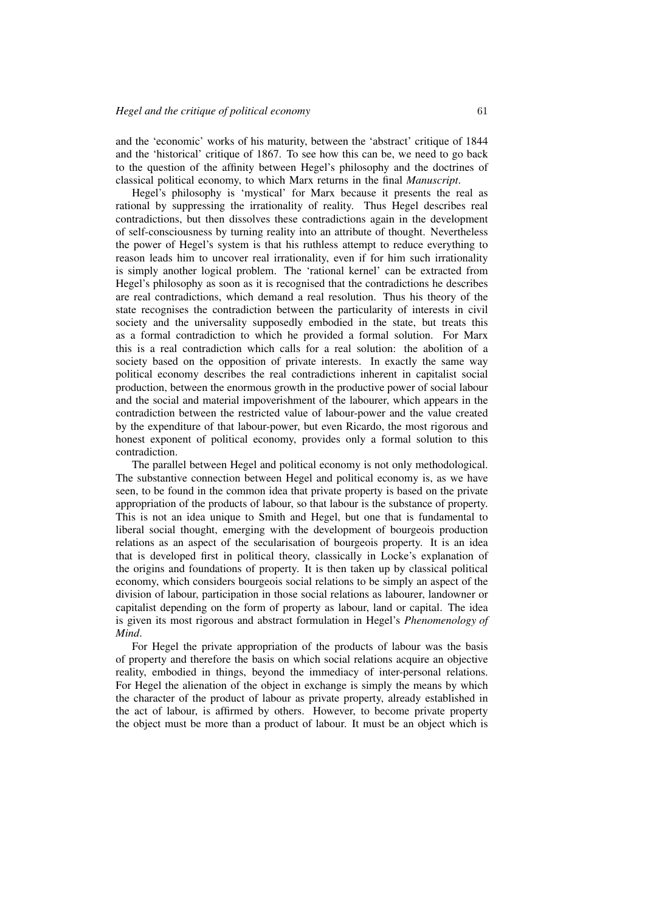and the 'economic' works of his maturity, between the 'abstract' critique of 1844 and the 'historical' critique of 1867. To see how this can be, we need to go back to the question of the affinity between Hegel's philosophy and the doctrines of classical political economy, to which Marx returns in the final *Manuscript*.

Hegel's philosophy is 'mystical' for Marx because it presents the real as rational by suppressing the irrationality of reality. Thus Hegel describes real contradictions, but then dissolves these contradictions again in the development of self-consciousness by turning reality into an attribute of thought. Nevertheless the power of Hegel's system is that his ruthless attempt to reduce everything to reason leads him to uncover real irrationality, even if for him such irrationality is simply another logical problem. The 'rational kernel' can be extracted from Hegel's philosophy as soon as it is recognised that the contradictions he describes are real contradictions, which demand a real resolution. Thus his theory of the state recognises the contradiction between the particularity of interests in civil society and the universality supposedly embodied in the state, but treats this as a formal contradiction to which he provided a formal solution. For Marx this is a real contradiction which calls for a real solution: the abolition of a society based on the opposition of private interests. In exactly the same way political economy describes the real contradictions inherent in capitalist social production, between the enormous growth in the productive power of social labour and the social and material impoverishment of the labourer, which appears in the contradiction between the restricted value of labour-power and the value created by the expenditure of that labour-power, but even Ricardo, the most rigorous and honest exponent of political economy, provides only a formal solution to this contradiction.

The parallel between Hegel and political economy is not only methodological. The substantive connection between Hegel and political economy is, as we have seen, to be found in the common idea that private property is based on the private appropriation of the products of labour, so that labour is the substance of property. This is not an idea unique to Smith and Hegel, but one that is fundamental to liberal social thought, emerging with the development of bourgeois production relations as an aspect of the secularisation of bourgeois property. It is an idea that is developed first in political theory, classically in Locke's explanation of the origins and foundations of property. It is then taken up by classical political economy, which considers bourgeois social relations to be simply an aspect of the division of labour, participation in those social relations as labourer, landowner or capitalist depending on the form of property as labour, land or capital. The idea is given its most rigorous and abstract formulation in Hegel's *Phenomenology of Mind*.

For Hegel the private appropriation of the products of labour was the basis of property and therefore the basis on which social relations acquire an objective reality, embodied in things, beyond the immediacy of inter-personal relations. For Hegel the alienation of the object in exchange is simply the means by which the character of the product of labour as private property, already established in the act of labour, is affirmed by others. However, to become private property the object must be more than a product of labour. It must be an object which is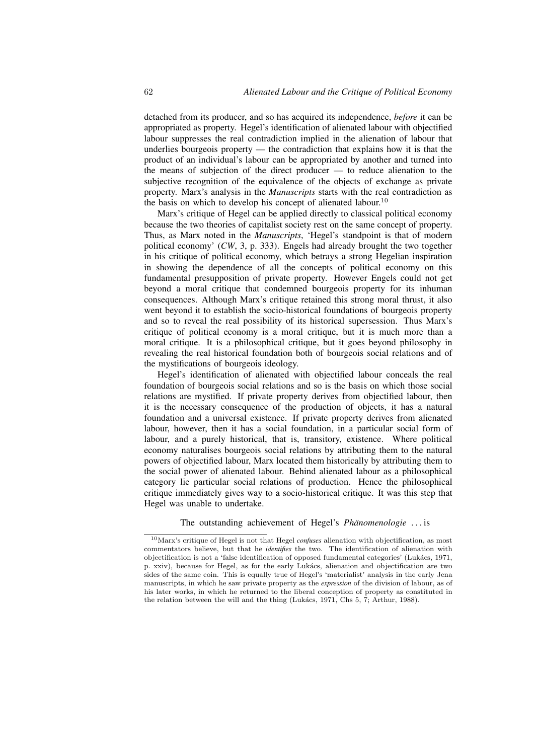detached from its producer, and so has acquired its independence, *before* it can be appropriated as property. Hegel's identification of alienated labour with objectified labour suppresses the real contradiction implied in the alienation of labour that underlies bourgeois property — the contradiction that explains how it is that the product of an individual's labour can be appropriated by another and turned into the means of subjection of the direct producer — to reduce alienation to the subjective recognition of the equivalence of the objects of exchange as private property. Marx's analysis in the *Manuscripts* starts with the real contradiction as the basis on which to develop his concept of alienated labour.[10]

Marx's critique of Hegel can be applied directly to classical political economy because the two theories of capitalist society rest on the same concept of property. Thus, as Marx noted in the *Manuscripts*, 'Hegel's standpoint is that of modern political economy' (*CW*, 3, p. 333). Engels had already brought the two together in his critique of political economy, which betrays a strong Hegelian inspiration in showing the dependence of all the concepts of political economy on this fundamental presupposition of private property. However Engels could not get beyond a moral critique that condemned bourgeois property for its inhuman consequences. Although Marx's critique retained this strong moral thrust, it also went beyond it to establish the socio-historical foundations of bourgeois property and so to reveal the real possibility of its historical supersession. Thus Marx's critique of political economy is a moral critique, but it is much more than a moral critique. It is a philosophical critique, but it goes beyond philosophy in revealing the real historical foundation both of bourgeois social relations and of the mystifications of bourgeois ideology.

Hegel's identification of alienated with objectified labour conceals the real foundation of bourgeois social relations and so is the basis on which those social relations are mystified. If private property derives from objectified labour, then it is the necessary consequence of the production of objects, it has a natural foundation and a universal existence. If private property derives from alienated labour, however, then it has a social foundation, in a particular social form of labour, and a purely historical, that is, transitory, existence. Where political economy naturalises bourgeois social relations by attributing them to the natural powers of objectified labour, Marx located them historically by attributing them to the social power of alienated labour. Behind alienated labour as a philosophical category lie particular social relations of production. Hence the philosophical critique immediately gives way to a socio-historical critique. It was this step that Hegel was unable to undertake.

The outstanding achievement of Hegel's *Phänomenologie* . . . is

[10] Marx's critique of Hegel is not that Hegel *confuses* alienation with objectification, as most commentators believe, but that he *identifies* the two. The identification of alienation with objectification is not a 'false identification of opposed fundamental categories' (Lukács, 1971, p. xxiv), because for Hegel, as for the early Lukács, alienation and objectification are two sides of the same coin. This is equally true of Hegel's 'materialist' analysis in the early Jena manuscripts, in which he saw private property as the *expression* of the division of labour, as of his later works, in which he returned to the liberal conception of property as constituted in the relation between the will and the thing (Lukács, 1971, Chs 5, 7; Arthur, 1988).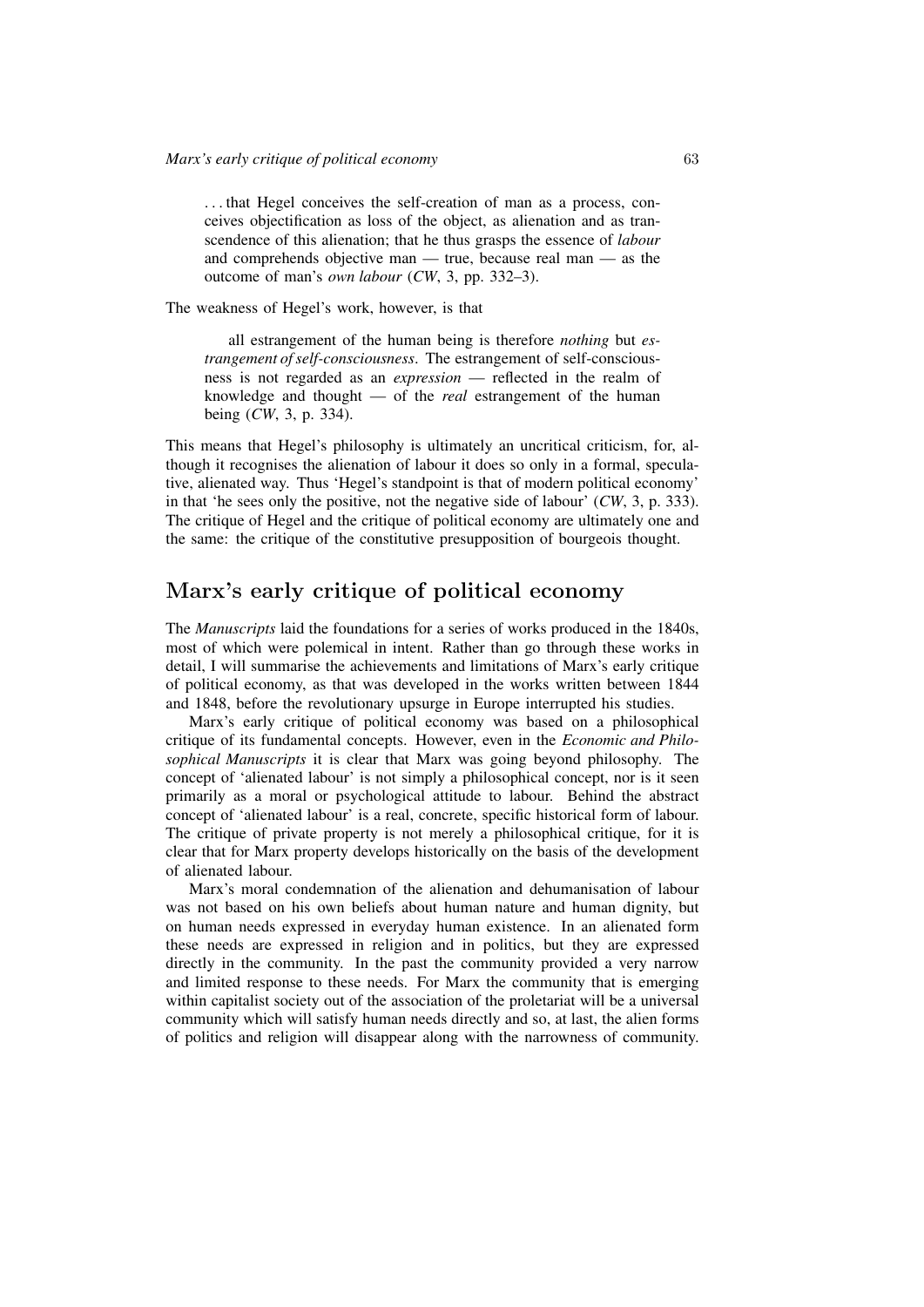> . . . that Hegel conceives the self-creation of man as a process, conceives objectification as loss of the object, as alienation and as transcendence of this alienation; that he thus grasps the essence of *labour* and comprehends objective man — true, because real man — as the outcome of man's *own labour* (*CW*, 3, pp. 332–3).

The weakness of Hegel's work, however, is that

> all estrangement of the human being is therefore *nothing* but *estrangement of self-consciousness*. The estrangement of self-consciousness is not regarded as an *expression* — reflected in the realm of knowledge and thought — of the *real* estrangement of the human being (*CW*, 3, p. 334).

This means that Hegel's philosophy is ultimately an uncritical criticism, for, although it recognises the alienation of labour it does so only in a formal, speculative, alienated way. Thus 'Hegel's standpoint is that of modern political economy' in that 'he sees only the positive, not the negative side of labour' (*CW*, 3, p. 333). The critique of Hegel and the critique of political economy are ultimately one and the same: the critique of the constitutive presupposition of bourgeois thought.

## Marx's early critique of political economy

The *Manuscripts* laid the foundations for a series of works produced in the 1840s, most of which were polemical in intent. Rather than go through these works in detail, I will summarise the achievements and limitations of Marx's early critique of political economy, as that was developed in the works written between 1844 and 1848, before the revolutionary upsurge in Europe interrupted his studies.

Marx's early critique of political economy was based on a philosophical critique of its fundamental concepts. However, even in the *Economic and Philosophical Manuscripts* it is clear that Marx was going beyond philosophy. The concept of 'alienated labour' is not simply a philosophical concept, nor is it seen primarily as a moral or psychological attitude to labour. Behind the abstract concept of 'alienated labour' is a real, concrete, specific historical form of labour. The critique of private property is not merely a philosophical critique, for it is clear that for Marx property develops historically on the basis of the development of alienated labour.

Marx's moral condemnation of the alienation and dehumanisation of labour was not based on his own beliefs about human nature and human dignity, but on human needs expressed in everyday human existence. In an alienated form these needs are expressed in religion and in politics, but they are expressed directly in the community. In the past the community provided a very narrow and limited response to these needs. For Marx the community that is emerging within capitalist society out of the association of the proletariat will be a universal community which will satisfy human needs directly and so, at last, the alien forms of politics and religion will disappear along with the narrowness of community.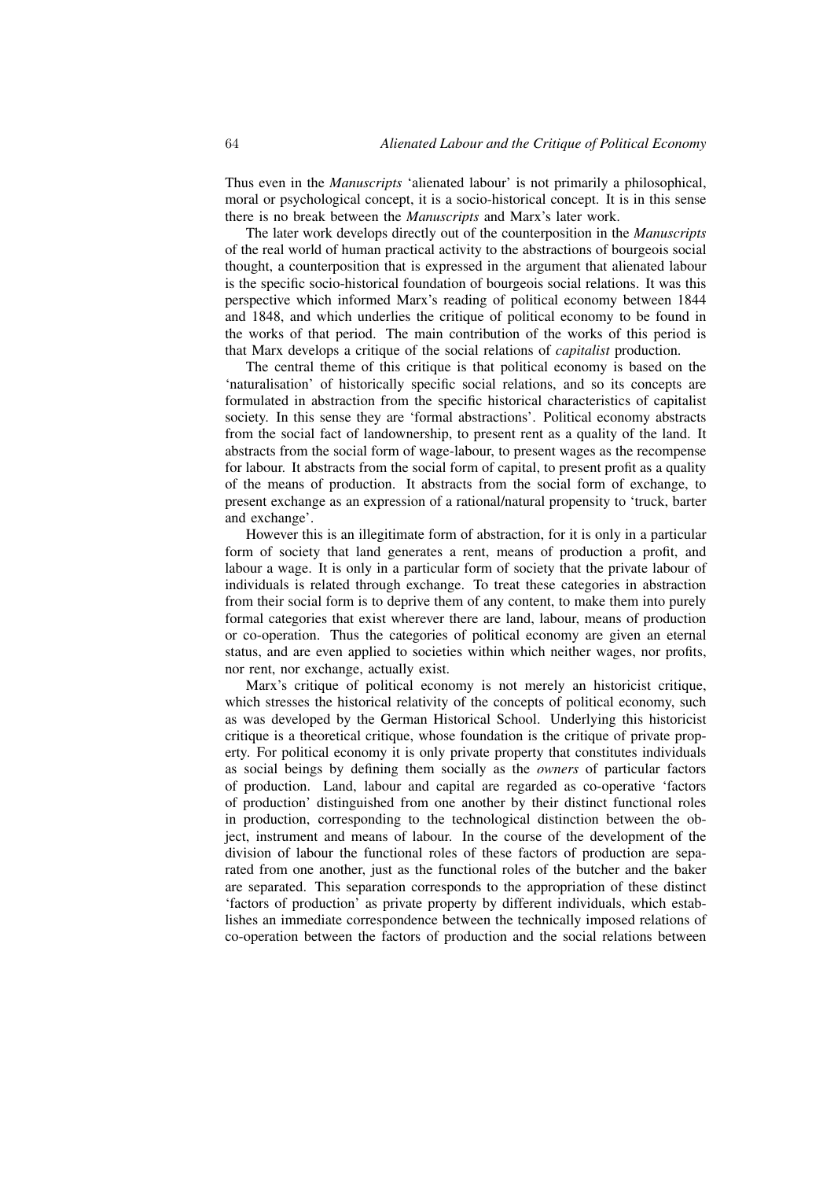Thus even in the *Manuscripts* 'alienated labour' is not primarily a philosophical, moral or psychological concept, it is a socio-historical concept. It is in this sense there is no break between the *Manuscripts* and Marx's later work.

The later work develops directly out of the counterposition in the *Manuscripts* of the real world of human practical activity to the abstractions of bourgeois social thought, a counterposition that is expressed in the argument that alienated labour is the specific socio-historical foundation of bourgeois social relations. It was this perspective which informed Marx's reading of political economy between 1844 and 1848, and which underlies the critique of political economy to be found in the works of that period. The main contribution of the works of this period is that Marx develops a critique of the social relations of *capitalist* production.

The central theme of this critique is that political economy is based on the 'naturalisation' of historically specific social relations, and so its concepts are formulated in abstraction from the specific historical characteristics of capitalist society. In this sense they are 'formal abstractions'. Political economy abstracts from the social fact of landownership, to present rent as a quality of the land. It abstracts from the social form of wage-labour, to present wages as the recompense for labour. It abstracts from the social form of capital, to present profit as a quality of the means of production. It abstracts from the social form of exchange, to present exchange as an expression of a rational/natural propensity to 'truck, barter and exchange'.

However this is an illegitimate form of abstraction, for it is only in a particular form of society that land generates a rent, means of production a profit, and labour a wage. It is only in a particular form of society that the private labour of individuals is related through exchange. To treat these categories in abstraction from their social form is to deprive them of any content, to make them into purely formal categories that exist wherever there are land, labour, means of production or co-operation. Thus the categories of political economy are given an eternal status, and are even applied to societies within which neither wages, nor profits, nor rent, nor exchange, actually exist.

Marx's critique of political economy is not merely an historicist critique, which stresses the historical relativity of the concepts of political economy, such as was developed by the German Historical School. Underlying this historicist critique is a theoretical critique, whose foundation is the critique of private property. For political economy it is only private property that constitutes individuals as social beings by defining them socially as the *owners* of particular factors of production. Land, labour and capital are regarded as co-operative 'factors of production' distinguished from one another by their distinct functional roles in production, corresponding to the technological distinction between the object, instrument and means of labour. In the course of the development of the division of labour the functional roles of these factors of production are separated from one another, just as the functional roles of the butcher and the baker are separated. This separation corresponds to the appropriation of these distinct 'factors of production' as private property by different individuals, which establishes an immediate correspondence between the technically imposed relations of co-operation between the factors of production and the social relations between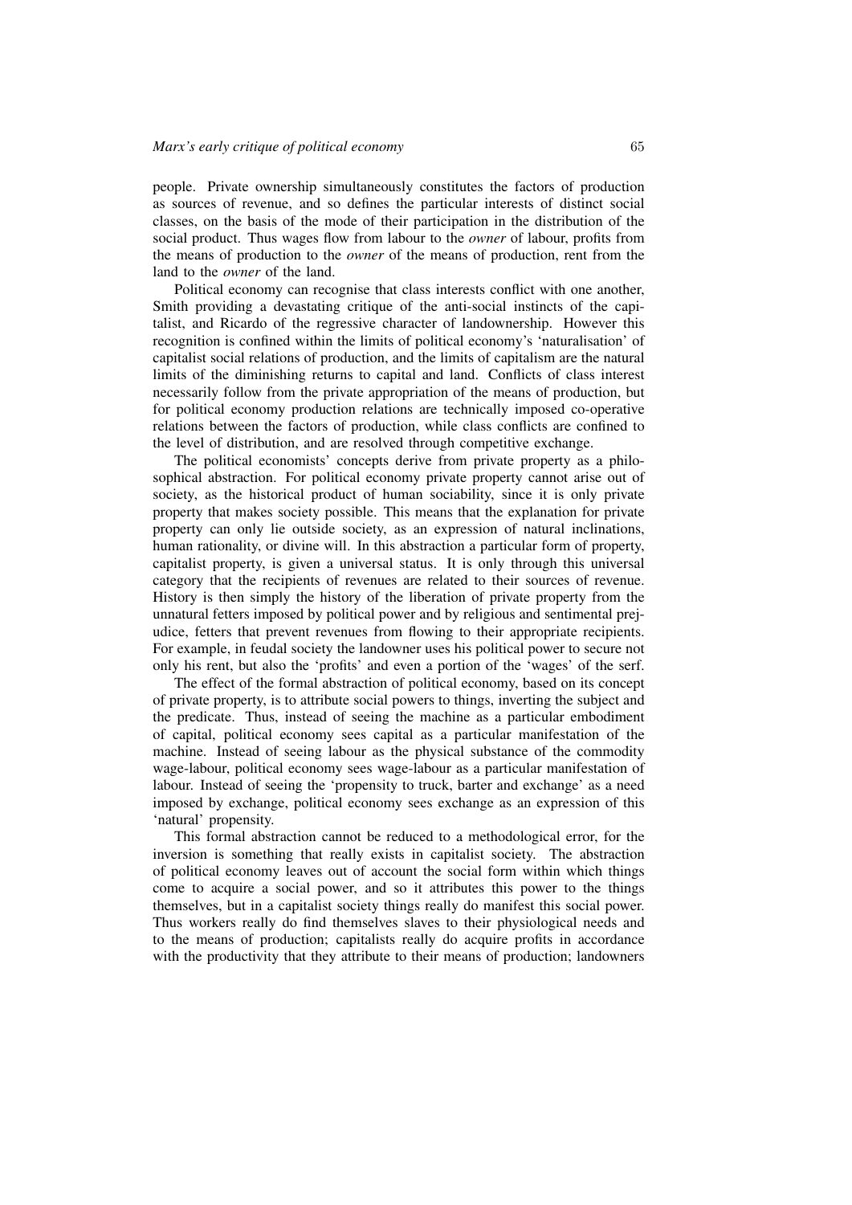people. Private ownership simultaneously constitutes the factors of production as sources of revenue, and so defines the particular interests of distinct social classes, on the basis of the mode of their participation in the distribution of the social product. Thus wages flow from labour to the *owner* of labour, profits from the means of production to the *owner* of the means of production, rent from the land to the *owner* of the land.

Political economy can recognise that class interests conflict with one another, Smith providing a devastating critique of the anti-social instincts of the capitalist, and Ricardo of the regressive character of landownership. However this recognition is confined within the limits of political economy's 'naturalisation' of capitalist social relations of production, and the limits of capitalism are the natural limits of the diminishing returns to capital and land. Conflicts of class interest necessarily follow from the private appropriation of the means of production, but for political economy production relations are technically imposed co-operative relations between the factors of production, while class conflicts are confined to the level of distribution, and are resolved through competitive exchange.

The political economists' concepts derive from private property as a philosophical abstraction. For political economy private property cannot arise out of society, as the historical product of human sociability, since it is only private property that makes society possible. This means that the explanation for private property can only lie outside society, as an expression of natural inclinations, human rationality, or divine will. In this abstraction a particular form of property, capitalist property, is given a universal status. It is only through this universal category that the recipients of revenues are related to their sources of revenue. History is then simply the history of the liberation of private property from the unnatural fetters imposed by political power and by religious and sentimental prejudice, fetters that prevent revenues from flowing to their appropriate recipients. For example, in feudal society the landowner uses his political power to secure not only his rent, but also the 'profits' and even a portion of the 'wages' of the serf.

The effect of the formal abstraction of political economy, based on its concept of private property, is to attribute social powers to things, inverting the subject and the predicate. Thus, instead of seeing the machine as a particular embodiment of capital, political economy sees capital as a particular manifestation of the machine. Instead of seeing labour as the physical substance of the commodity wage-labour, political economy sees wage-labour as a particular manifestation of labour. Instead of seeing the 'propensity to truck, barter and exchange' as a need imposed by exchange, political economy sees exchange as an expression of this 'natural' propensity.

This formal abstraction cannot be reduced to a methodological error, for the inversion is something that really exists in capitalist society. The abstraction of political economy leaves out of account the social form within which things come to acquire a social power, and so it attributes this power to the things themselves, but in a capitalist society things really do manifest this social power. Thus workers really do find themselves slaves to their physiological needs and to the means of production; capitalists really do acquire profits in accordance with the productivity that they attribute to their means of production; landowners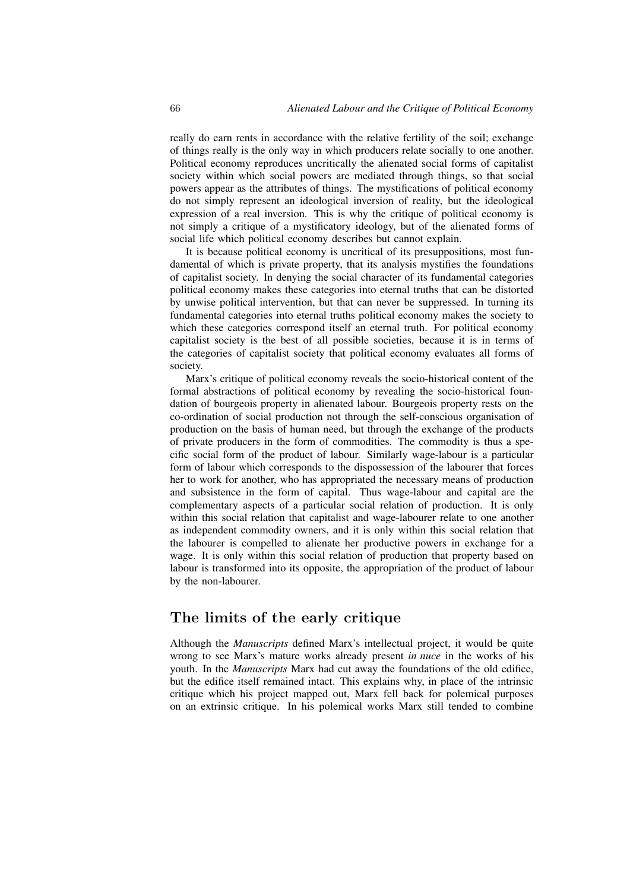really do earn rents in accordance with the relative fertility of the soil; exchange of things really is the only way in which producers relate socially to one another. Political economy reproduces uncritically the alienated social forms of capitalist society within which social powers are mediated through things, so that social powers appear as the attributes of things. The mystifications of political economy do not simply represent an ideological inversion of reality, but the ideological expression of a real inversion. This is why the critique of political economy is not simply a critique of a mystificatory ideology, but of the alienated forms of social life which political economy describes but cannot explain.

It is because political economy is uncritical of its presuppositions, most fundamental of which is private property, that its analysis mystifies the foundations of capitalist society. In denying the social character of its fundamental categories political economy makes these categories into eternal truths that can be distorted by unwise political intervention, but that can never be suppressed. In turning its fundamental categories into eternal truths political economy makes the society to which these categories correspond itself an eternal truth. For political economy capitalist society is the best of all possible societies, because it is in terms of the categories of capitalist society that political economy evaluates all forms of society.

Marx's critique of political economy reveals the socio-historical content of the formal abstractions of political economy by revealing the socio-historical foundation of bourgeois property in alienated labour. Bourgeois property rests on the co-ordination of social production not through the self-conscious organisation of production on the basis of human need, but through the exchange of the products of private producers in the form of commodities. The commodity is thus a specific social form of the product of labour. Similarly wage-labour is a particular form of labour which corresponds to the dispossession of the labourer that forces her to work for another, who has appropriated the necessary means of production and subsistence in the form of capital. Thus wage-labour and capital are the complementary aspects of a particular social relation of production. It is only within this social relation that capitalist and wage-labourer relate to one another as independent commodity owners, and it is only within this social relation that the labourer is compelled to alienate her productive powers in exchange for a wage. It is only within this social relation of production that property based on labour is transformed into its opposite, the appropriation of the product of labour by the non-labourer.

## The limits of the early critique

Although the *Manuscripts* defined Marx's intellectual project, it would be quite wrong to see Marx's mature works already present *in nuce* in the works of his youth. In the *Manuscripts* Marx had cut away the foundations of the old edifice, but the edifice itself remained intact. This explains why, in place of the intrinsic critique which his project mapped out, Marx fell back for polemical purposes on an extrinsic critique. In his polemical works Marx still tended to combine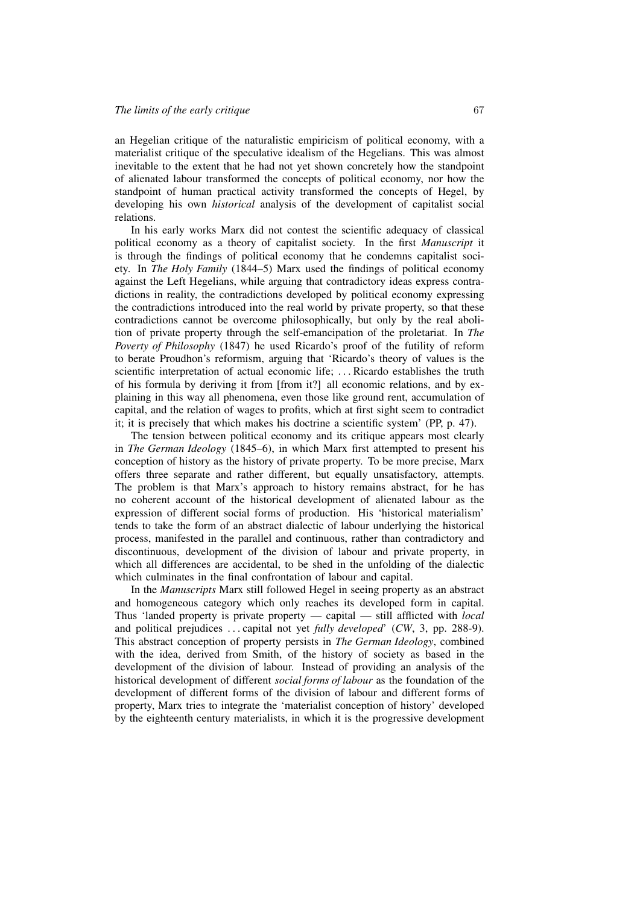an Hegelian critique of the naturalistic empiricism of political economy, with a materialist critique of the speculative idealism of the Hegelians. This was almost inevitable to the extent that he had not yet shown concretely how the standpoint of alienated labour transformed the concepts of political economy, nor how the standpoint of human practical activity transformed the concepts of Hegel, by developing his own *historical* analysis of the development of capitalist social relations.

In his early works Marx did not contest the scientific adequacy of classical political economy as a theory of capitalist society. In the first *Manuscript* it is through the findings of political economy that he condemns capitalist society. In *The Holy Family* (1844–5) Marx used the findings of political economy against the Left Hegelians, while arguing that contradictory ideas express contradictions in reality, the contradictions developed by political economy expressing the contradictions introduced into the real world by private property, so that these contradictions cannot be overcome philosophically, but only by the real abolition of private property through the self-emancipation of the proletariat. In *The Poverty of Philosophy* (1847) he used Ricardo's proof of the futility of reform to berate Proudhon's reformism, arguing that 'Ricardo's theory of values is the scientific interpretation of actual economic life; . . . Ricardo establishes the truth of his formula by deriving it from [from it?] all economic relations, and by explaining in this way all phenomena, even those like ground rent, accumulation of capital, and the relation of wages to profits, which at first sight seem to contradict it; it is precisely that which makes his doctrine a scientific system' (PP, p. 47).

The tension between political economy and its critique appears most clearly in *The German Ideology* (1845–6), in which Marx first attempted to present his conception of history as the history of private property. To be more precise, Marx offers three separate and rather different, but equally unsatisfactory, attempts. The problem is that Marx's approach to history remains abstract, for he has no coherent account of the historical development of alienated labour as the expression of different social forms of production. His 'historical materialism' tends to take the form of an abstract dialectic of labour underlying the historical process, manifested in the parallel and continuous, rather than contradictory and discontinuous, development of the division of labour and private property, in which all differences are accidental, to be shed in the unfolding of the dialectic which culminates in the final confrontation of labour and capital.

In the *Manuscripts* Marx still followed Hegel in seeing property as an abstract and homogeneous category which only reaches its developed form in capital. Thus 'landed property is private property — capital — still afflicted with *local* and political prejudices . . . capital not yet *fully developed*' (*CW*, 3, pp. 288-9). This abstract conception of property persists in *The German Ideology*, combined with the idea, derived from Smith, of the history of society as based in the development of the division of labour. Instead of providing an analysis of the historical development of different *social forms of labour* as the foundation of the development of different forms of the division of labour and different forms of property, Marx tries to integrate the 'materialist conception of history' developed by the eighteenth century materialists, in which it is the progressive development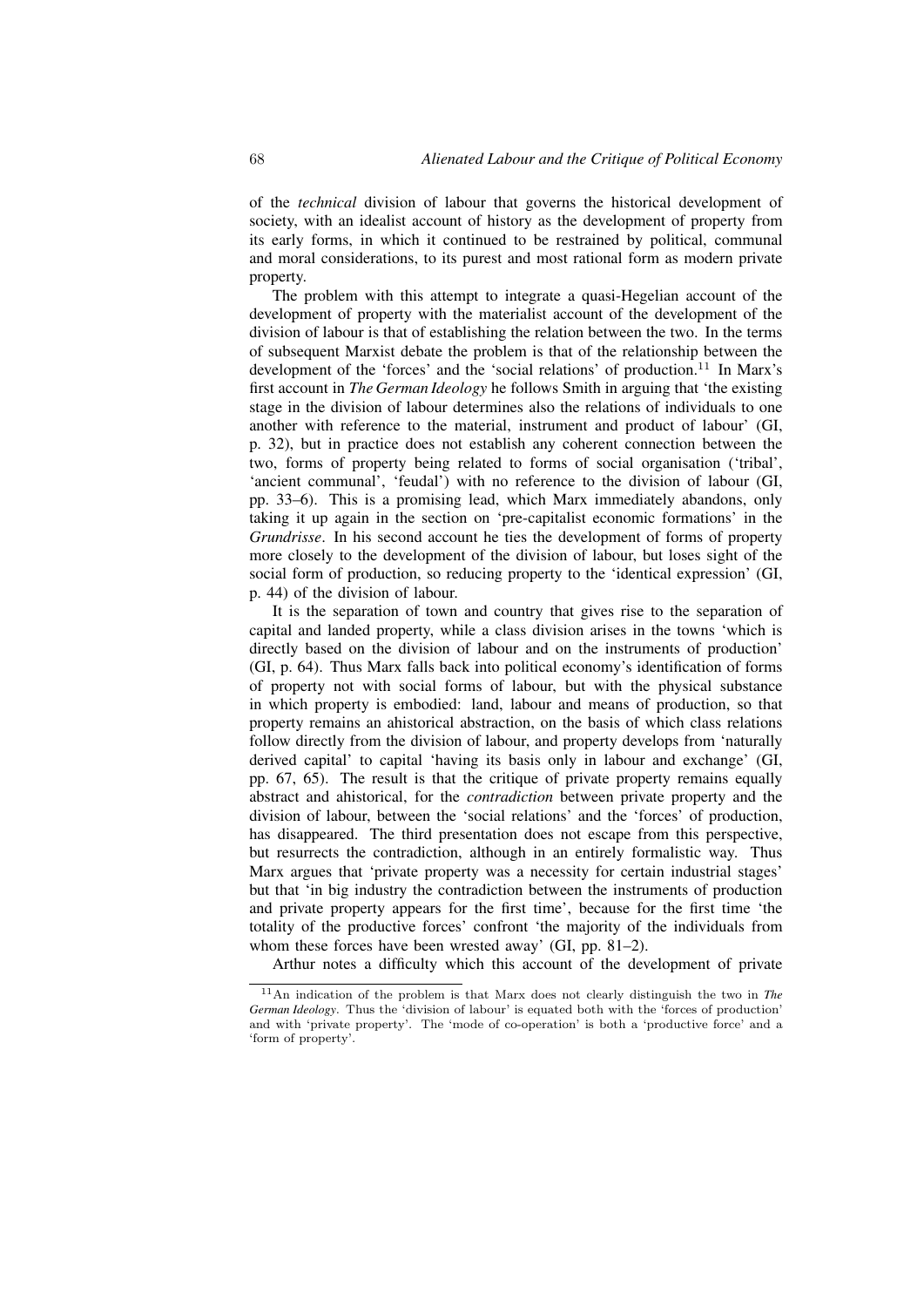of the *technical* division of labour that governs the historical development of society, with an idealist account of history as the development of property from its early forms, in which it continued to be restrained by political, communal and moral considerations, to its purest and most rational form as modern private property.

The problem with this attempt to integrate a quasi-Hegelian account of the development of property with the materialist account of the development of the division of labour is that of establishing the relation between the two. In the terms of subsequent Marxist debate the problem is that of the relationship between the development of the 'forces' and the 'social relations' of production.[11] In Marx's first account in *The German Ideology* he follows Smith in arguing that 'the existing stage in the division of labour determines also the relations of individuals to one another with reference to the material, instrument and product of labour' (GI, p. 32), but in practice does not establish any coherent connection between the two, forms of property being related to forms of social organisation ('tribal', 'ancient communal', 'feudal') with no reference to the division of labour (GI, pp. 33–6). This is a promising lead, which Marx immediately abandons, only taking it up again in the section on 'pre-capitalist economic formations' in the *Grundrisse*. In his second account he ties the development of forms of property more closely to the development of the division of labour, but loses sight of the social form of production, so reducing property to the 'identical expression' (GI, p. 44) of the division of labour.

It is the separation of town and country that gives rise to the separation of capital and landed property, while a class division arises in the towns 'which is directly based on the division of labour and on the instruments of production' (GI, p. 64). Thus Marx falls back into political economy's identification of forms of property not with social forms of labour, but with the physical substance in which property is embodied: land, labour and means of production, so that property remains an ahistorical abstraction, on the basis of which class relations follow directly from the division of labour, and property develops from 'naturally derived capital' to capital 'having its basis only in labour and exchange' (GI, pp. 67, 65). The result is that the critique of private property remains equally abstract and ahistorical, for the *contradiction* between private property and the division of labour, between the 'social relations' and the 'forces' of production, has disappeared. The third presentation does not escape from this perspective, but resurrects the contradiction, although in an entirely formalistic way. Thus Marx argues that 'private property was a necessity for certain industrial stages' but that 'in big industry the contradiction between the instruments of production and private property appears for the first time', because for the first time 'the totality of the productive forces' confront 'the majority of the individuals from whom these forces have been wrested away' (GI, pp. 81–2).

Arthur notes a difficulty which this account of the development of private

---

[11] An indication of the problem is that Marx does not clearly distinguish the two in *The German Ideology*. Thus the 'division of labour' is equated both with the 'forces of production' and with 'private property'. The 'mode of co-operation' is both a 'productive force' and a 'form of property'.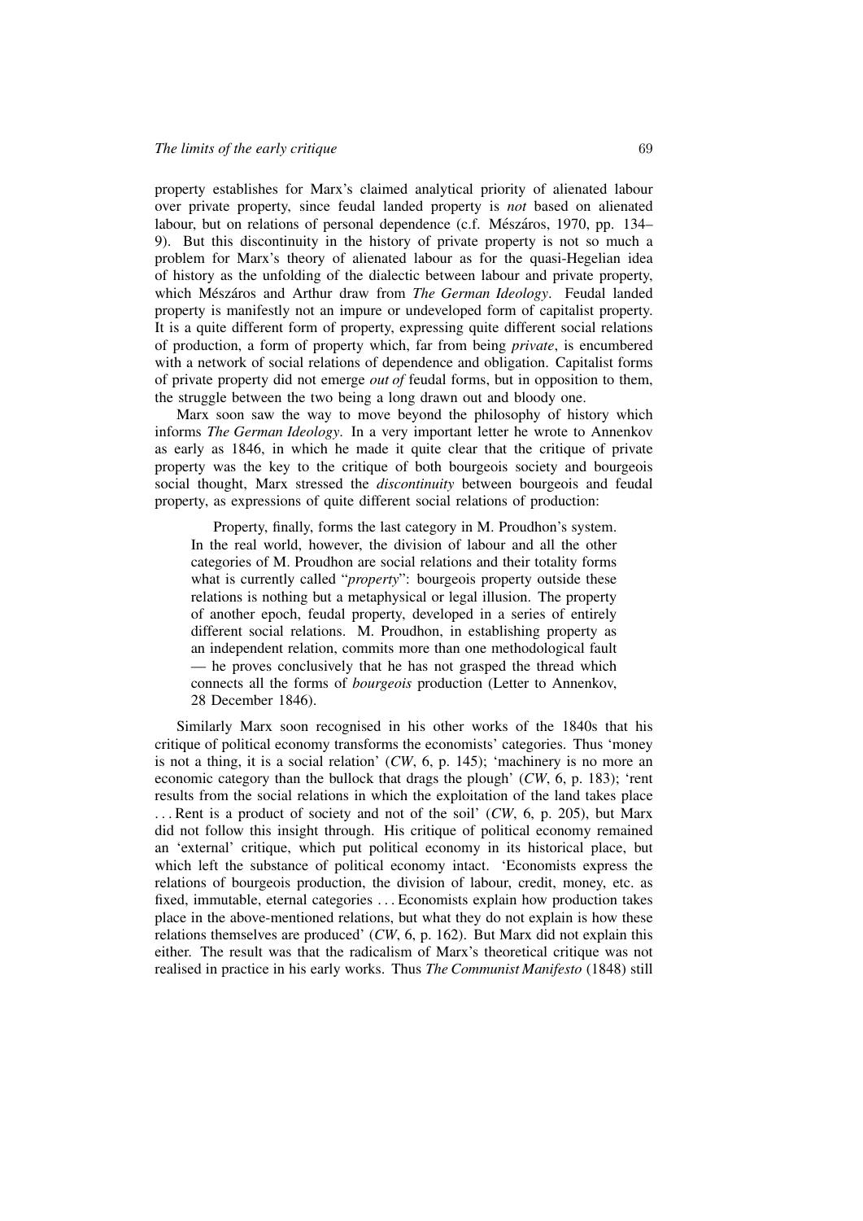property establishes for Marx's claimed analytical priority of alienated labour over private property, since feudal landed property is *not* based on alienated labour, but on relations of personal dependence (c.f. Mészáros, 1970, pp. 134–9). But this discontinuity in the history of private property is not so much a problem for Marx's theory of alienated labour as for the quasi-Hegelian idea of history as the unfolding of the dialectic between labour and private property, which Mészáros and Arthur draw from *The German Ideology*. Feudal landed property is manifestly not an impure or undeveloped form of capitalist property. It is a quite different form of property, expressing quite different social relations of production, a form of property which, far from being *private*, is encumbered with a network of social relations of dependence and obligation. Capitalist forms of private property did not emerge *out of* feudal forms, but in opposition to them, the struggle between the two being a long drawn out and bloody one.

Marx soon saw the way to move beyond the philosophy of history which informs *The German Ideology*. In a very important letter he wrote to Annenkov as early as 1846, in which he made it quite clear that the critique of private property was the key to the critique of both bourgeois society and bourgeois social thought, Marx stressed the *discontinuity* between bourgeois and feudal property, as expressions of quite different social relations of production:

> Property, finally, forms the last category in M. Proudhon's system. In the real world, however, the division of labour and all the other categories of M. Proudhon are social relations and their totality forms what is currently called "*property*": bourgeois property outside these relations is nothing but a metaphysical or legal illusion. The property of another epoch, feudal property, developed in a series of entirely different social relations. M. Proudhon, in establishing property as an independent relation, commits more than one methodological fault — he proves conclusively that he has not grasped the thread which connects all the forms of *bourgeois* production (Letter to Annenkov, 28 December 1846).

Similarly Marx soon recognised in his other works of the 1840s that his critique of political economy transforms the economists' categories. Thus 'money is not a thing, it is a social relation' (*CW*, 6, p. 145); 'machinery is no more an economic category than the bullock that drags the plough' (*CW*, 6, p. 183); 'rent results from the social relations in which the exploitation of the land takes place ... Rent is a product of society and not of the soil' (*CW*, 6, p. 205), but Marx did not follow this insight through. His critique of political economy remained an 'external' critique, which put political economy in its historical place, but which left the substance of political economy intact. 'Economists express the relations of bourgeois production, the division of labour, credit, money, etc. as fixed, immutable, eternal categories ... Economists explain how production takes place in the above-mentioned relations, but what they do not explain is how these relations themselves are produced' (*CW*, 6, p. 162). But Marx did not explain this either. The result was that the radicalism of Marx's theoretical critique was not realised in practice in his early works. Thus *The Communist Manifesto* (1848) still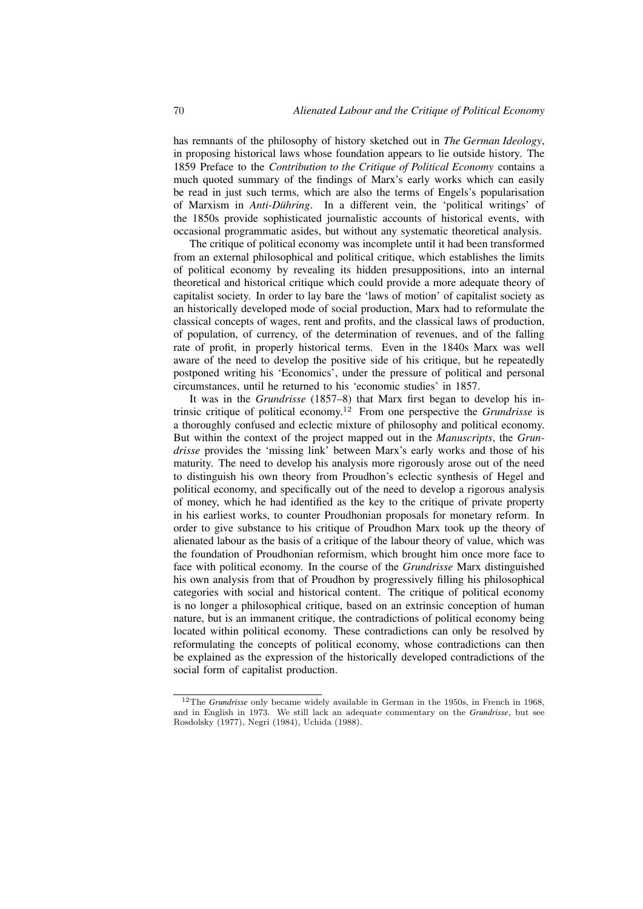has remnants of the philosophy of history sketched out in *The German Ideology*, in proposing historical laws whose foundation appears to lie outside history. The 1859 Preface to the *Contribution to the Critique of Political Economy* contains a much quoted summary of the findings of Marx's early works which can easily be read in just such terms, which are also the terms of Engels's popularisation of Marxism in *Anti-Dühring*. In a different vein, the 'political writings' of the 1850s provide sophisticated journalistic accounts of historical events, with occasional programmatic asides, but without any systematic theoretical analysis.

The critique of political economy was incomplete until it had been transformed from an external philosophical and political critique, which establishes the limits of political economy by revealing its hidden presuppositions, into an internal theoretical and historical critique which could provide a more adequate theory of capitalist society. In order to lay bare the 'laws of motion' of capitalist society as an historically developed mode of social production, Marx had to reformulate the classical concepts of wages, rent and profits, and the classical laws of production, of population, of currency, of the determination of revenues, and of the falling rate of profit, in properly historical terms. Even in the 1840s Marx was well aware of the need to develop the positive side of his critique, but he repeatedly postponed writing his 'Economics', under the pressure of political and personal circumstances, until he returned to his 'economic studies' in 1857.

It was in the *Grundrisse* (1857–8) that Marx first began to develop his intrinsic critique of political economy.[12] From one perspective the *Grundrisse* is a thoroughly confused and eclectic mixture of philosophy and political economy. But within the context of the project mapped out in the *Manuscripts*, the *Grundrisse* provides the 'missing link' between Marx's early works and those of his maturity. The need to develop his analysis more rigorously arose out of the need to distinguish his own theory from Proudhon's eclectic synthesis of Hegel and political economy, and specifically out of the need to develop a rigorous analysis of money, which he had identified as the key to the critique of private property in his earliest works, to counter Proudhonian proposals for monetary reform. In order to give substance to his critique of Proudhon Marx took up the theory of alienated labour as the basis of a critique of the labour theory of value, which was the foundation of Proudhonian reformism, which brought him once more face to face with political economy. In the course of the *Grundrisse* Marx distinguished his own analysis from that of Proudhon by progressively filling his philosophical categories with social and historical content. The critique of political economy is no longer a philosophical critique, based on an extrinsic conception of human nature, but is an immanent critique, the contradictions of political economy being located within political economy. These contradictions can only be resolved by reformulating the concepts of political economy, whose contradictions can then be explained as the expression of the historically developed contradictions of the social form of capitalist production.

[12] The *Grundrisse* only became widely available in German in the 1950s, in French in 1968, and in English in 1973. We still lack an adequate commentary on the *Grundrisse*, but see Rosdolsky (1977), Negri (1984), Uchida (1988).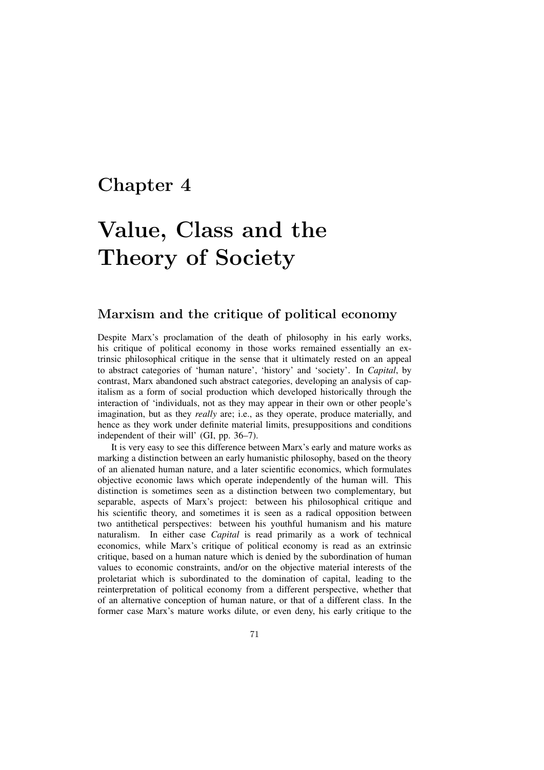# Chapter 4

# Value, Class and the Theory of Society

## Marxism and the critique of political economy

Despite Marx's proclamation of the death of philosophy in his early works, his critique of political economy in those works remained essentially an extrinsic philosophical critique in the sense that it ultimately rested on an appeal to abstract categories of 'human nature', 'history' and 'society'. In *Capital*, by contrast, Marx abandoned such abstract categories, developing an analysis of capitalism as a form of social production which developed historically through the interaction of 'individuals, not as they may appear in their own or other people's imagination, but as they *really* are; i.e., as they operate, produce materially, and hence as they work under definite material limits, presuppositions and conditions independent of their will' (GI, pp. 36–7).

It is very easy to see this difference between Marx's early and mature works as marking a distinction between an early humanistic philosophy, based on the theory of an alienated human nature, and a later scientific economics, which formulates objective economic laws which operate independently of the human will. This distinction is sometimes seen as a distinction between two complementary, but separable, aspects of Marx's project: between his philosophical critique and his scientific theory, and sometimes it is seen as a radical opposition between two antithetical perspectives: between his youthful humanism and his mature naturalism. In either case *Capital* is read primarily as a work of technical economics, while Marx's critique of political economy is read as an extrinsic critique, based on a human nature which is denied by the subordination of human values to economic constraints, and/or on the objective material interests of the proletariat which is subordinated to the domination of capital, leading to the reinterpretation of political economy from a different perspective, whether that of an alternative conception of human nature, or that of a different class. In the former case Marx's mature works dilute, or even deny, his early critique to the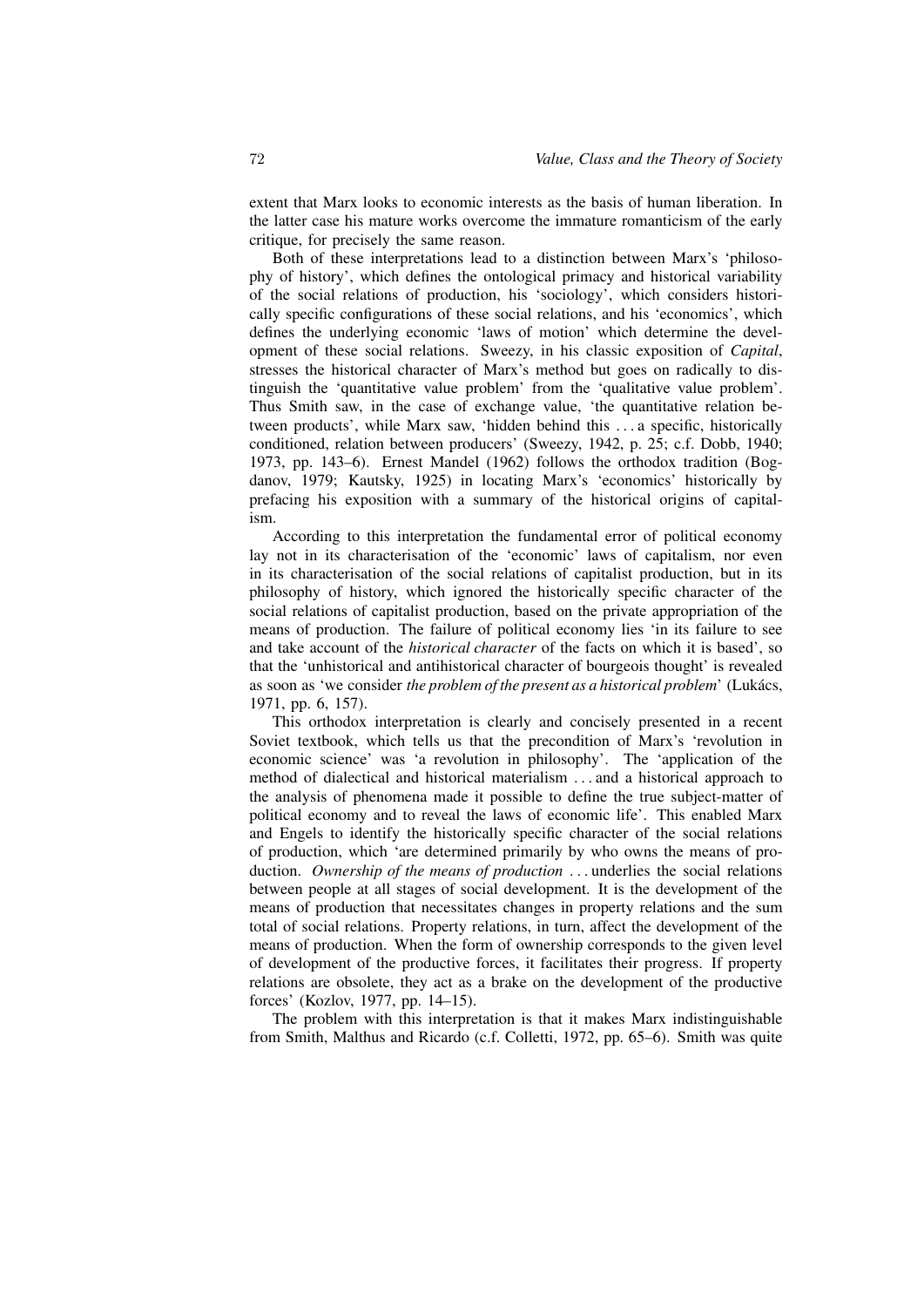extent that Marx looks to economic interests as the basis of human liberation. In the latter case his mature works overcome the immature romanticism of the early critique, for precisely the same reason.

Both of these interpretations lead to a distinction between Marx's 'philosophy of history', which defines the ontological primacy and historical variability of the social relations of production, his 'sociology', which considers historically specific configurations of these social relations, and his 'economics', which defines the underlying economic 'laws of motion' which determine the development of these social relations. Sweezy, in his classic exposition of *Capital*, stresses the historical character of Marx's method but goes on radically to distinguish the 'quantitative value problem' from the 'qualitative value problem'. Thus Smith saw, in the case of exchange value, 'the quantitative relation between products', while Marx saw, 'hidden behind this . . . a specific, historically conditioned, relation between producers' (Sweezy, 1942, p. 25; c.f. Dobb, 1940; 1973, pp. 143–6). Ernest Mandel (1962) follows the orthodox tradition (Bogdanov, 1979; Kautsky, 1925) in locating Marx's 'economics' historically by prefacing his exposition with a summary of the historical origins of capitalism.

According to this interpretation the fundamental error of political economy lay not in its characterisation of the 'economic' laws of capitalism, nor even in its characterisation of the social relations of capitalist production, but in its philosophy of history, which ignored the historically specific character of the social relations of capitalist production, based on the private appropriation of the means of production. The failure of political economy lies 'in its failure to see and take account of the *historical character* of the facts on which it is based', so that the 'unhistorical and antihistorical character of bourgeois thought' is revealed as soon as 'we consider *the problem of the present as a historical problem*' (Lukács, 1971, pp. 6, 157).

This orthodox interpretation is clearly and concisely presented in a recent Soviet textbook, which tells us that the precondition of Marx's 'revolution in economic science' was 'a revolution in philosophy'. The 'application of the method of dialectical and historical materialism . . . and a historical approach to the analysis of phenomena made it possible to define the true subject-matter of political economy and to reveal the laws of economic life'. This enabled Marx and Engels to identify the historically specific character of the social relations of production, which 'are determined primarily by who owns the means of production. *Ownership of the means of production* . . . underlies the social relations between people at all stages of social development. It is the development of the means of production that necessitates changes in property relations and the sum total of social relations. Property relations, in turn, affect the development of the means of production. When the form of ownership corresponds to the given level of development of the productive forces, it facilitates their progress. If property relations are obsolete, they act as a brake on the development of the productive forces' (Kozlov, 1977, pp. 14–15).

The problem with this interpretation is that it makes Marx indistinguishable from Smith, Malthus and Ricardo (c.f. Colletti, 1972, pp. 65–6). Smith was quite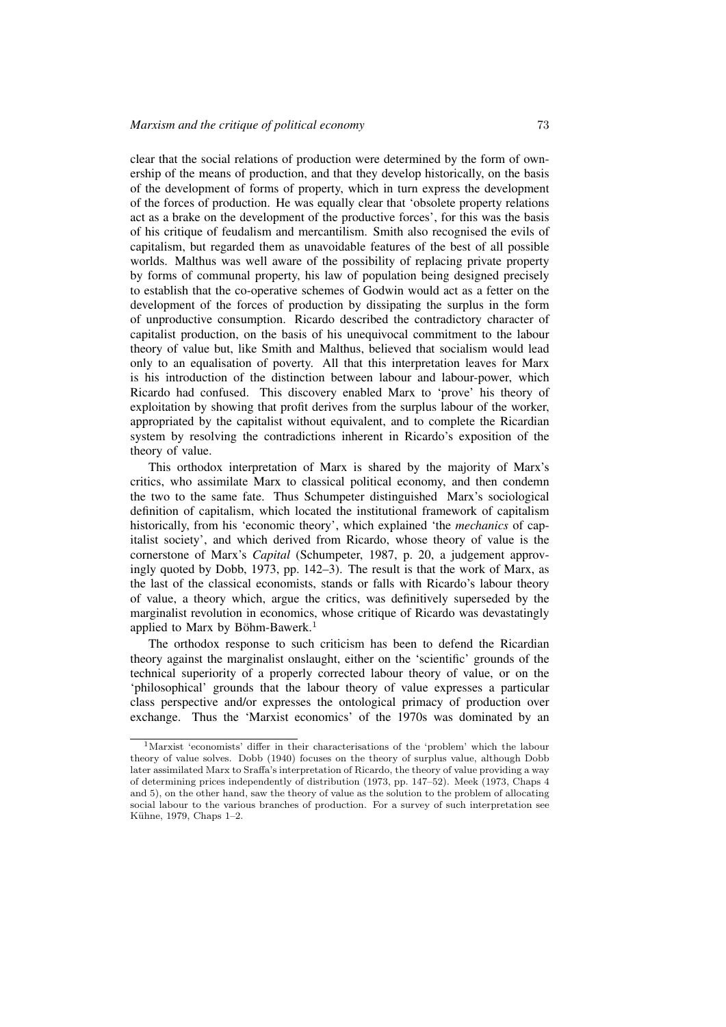clear that the social relations of production were determined by the form of ownership of the means of production, and that they develop historically, on the basis of the development of forms of property, which in turn express the development of the forces of production. He was equally clear that 'obsolete property relations act as a brake on the development of the productive forces', for this was the basis of his critique of feudalism and mercantilism. Smith also recognised the evils of capitalism, but regarded them as unavoidable features of the best of all possible worlds. Malthus was well aware of the possibility of replacing private property by forms of communal property, his law of population being designed precisely to establish that the co-operative schemes of Godwin would act as a fetter on the development of the forces of production by dissipating the surplus in the form of unproductive consumption. Ricardo described the contradictory character of capitalist production, on the basis of his unequivocal commitment to the labour theory of value but, like Smith and Malthus, believed that socialism would lead only to an equalisation of poverty. All that this interpretation leaves for Marx is his introduction of the distinction between labour and labour-power, which Ricardo had confused. This discovery enabled Marx to 'prove' his theory of exploitation by showing that profit derives from the surplus labour of the worker, appropriated by the capitalist without equivalent, and to complete the Ricardian system by resolving the contradictions inherent in Ricardo's exposition of the theory of value.

This orthodox interpretation of Marx is shared by the majority of Marx's critics, who assimilate Marx to classical political economy, and then condemn the two to the same fate. Thus Schumpeter distinguished Marx's sociological definition of capitalism, which located the institutional framework of capitalism historically, from his 'economic theory', which explained 'the *mechanics* of capitalist society', and which derived from Ricardo, whose theory of value is the cornerstone of Marx's *Capital* (Schumpeter, 1987, p. 20, a judgement approvingly quoted by Dobb, 1973, pp. 142–3). The result is that the work of Marx, as the last of the classical economists, stands or falls with Ricardo's labour theory of value, a theory which, argue the critics, was definitively superseded by the marginalist revolution in economics, whose critique of Ricardo was devastatingly applied to Marx by Böhm-Bawerk.[1]

The orthodox response to such criticism has been to defend the Ricardian theory against the marginalist onslaught, either on the 'scientific' grounds of the technical superiority of a properly corrected labour theory of value, or on the 'philosophical' grounds that the labour theory of value expresses a particular class perspective and/or expresses the ontological primacy of production over exchange. Thus the 'Marxist economics' of the 1970s was dominated by an

[1] Marxist 'economists' differ in their characterisations of the 'problem' which the labour theory of value solves. Dobb (1940) focuses on the theory of surplus value, although Dobb later assimilated Marx to Sraffa's interpretation of Ricardo, the theory of value providing a way of determining prices independently of distribution (1973, pp. 147–52). Meek (1973, Chaps 4 and 5), on the other hand, saw the theory of value as the solution to the problem of allocating social labour to the various branches of production. For a survey of such interpretation see Kühne, 1979, Chaps 1–2.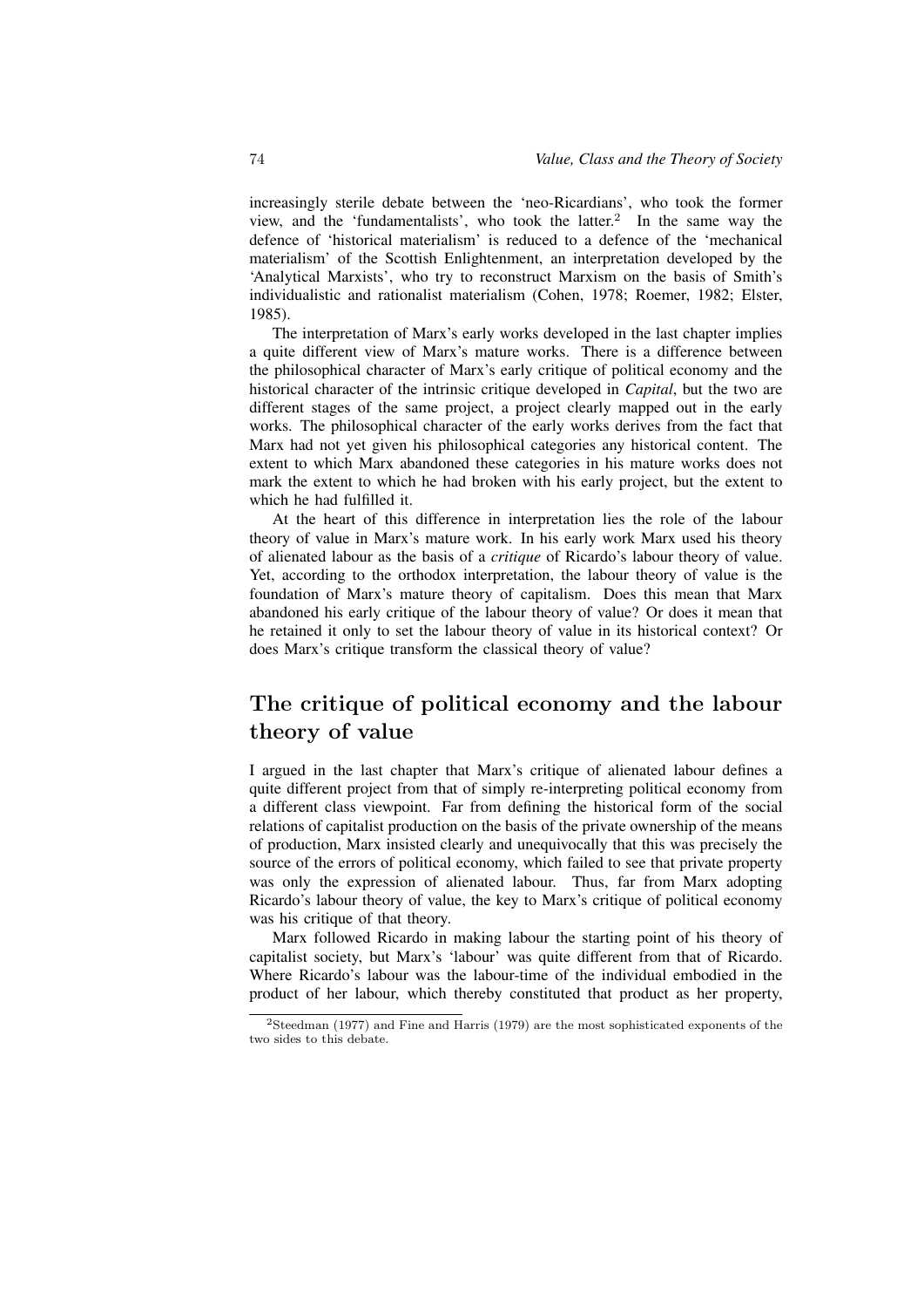increasingly sterile debate between the 'neo-Ricardians', who took the former view, and the 'fundamentalists', who took the latter.[2] In the same way the defence of 'historical materialism' is reduced to a defence of the 'mechanical materialism' of the Scottish Enlightenment, an interpretation developed by the 'Analytical Marxists', who try to reconstruct Marxism on the basis of Smith's individualistic and rationalist materialism (Cohen, 1978; Roemer, 1982; Elster, 1985).

The interpretation of Marx's early works developed in the last chapter implies a quite different view of Marx's mature works. There is a difference between the philosophical character of Marx's early critique of political economy and the historical character of the intrinsic critique developed in *Capital*, but the two are different stages of the same project, a project clearly mapped out in the early works. The philosophical character of the early works derives from the fact that Marx had not yet given his philosophical categories any historical content. The extent to which Marx abandoned these categories in his mature works does not mark the extent to which he had broken with his early project, but the extent to which he had fulfilled it.

At the heart of this difference in interpretation lies the role of the labour theory of value in Marx's mature work. In his early work Marx used his theory of alienated labour as the basis of a *critique* of Ricardo's labour theory of value. Yet, according to the orthodox interpretation, the labour theory of value is the foundation of Marx's mature theory of capitalism. Does this mean that Marx abandoned his early critique of the labour theory of value? Or does it mean that he retained it only to set the labour theory of value in its historical context? Or does Marx's critique transform the classical theory of value?

## The critique of political economy and the labour theory of value

I argued in the last chapter that Marx's critique of alienated labour defines a quite different project from that of simply re-interpreting political economy from a different class viewpoint. Far from defining the historical form of the social relations of capitalist production on the basis of the private ownership of the means of production, Marx insisted clearly and unequivocally that this was precisely the source of the errors of political economy, which failed to see that private property was only the expression of alienated labour. Thus, far from Marx adopting Ricardo's labour theory of value, the key to Marx's critique of political economy was his critique of that theory.

Marx followed Ricardo in making labour the starting point of his theory of capitalist society, but Marx's 'labour' was quite different from that of Ricardo. Where Ricardo's labour was the labour-time of the individual embodied in the product of her labour, which thereby constituted that product as her property,

[2] Steedman (1977) and Fine and Harris (1979) are the most sophisticated exponents of the two sides to this debate.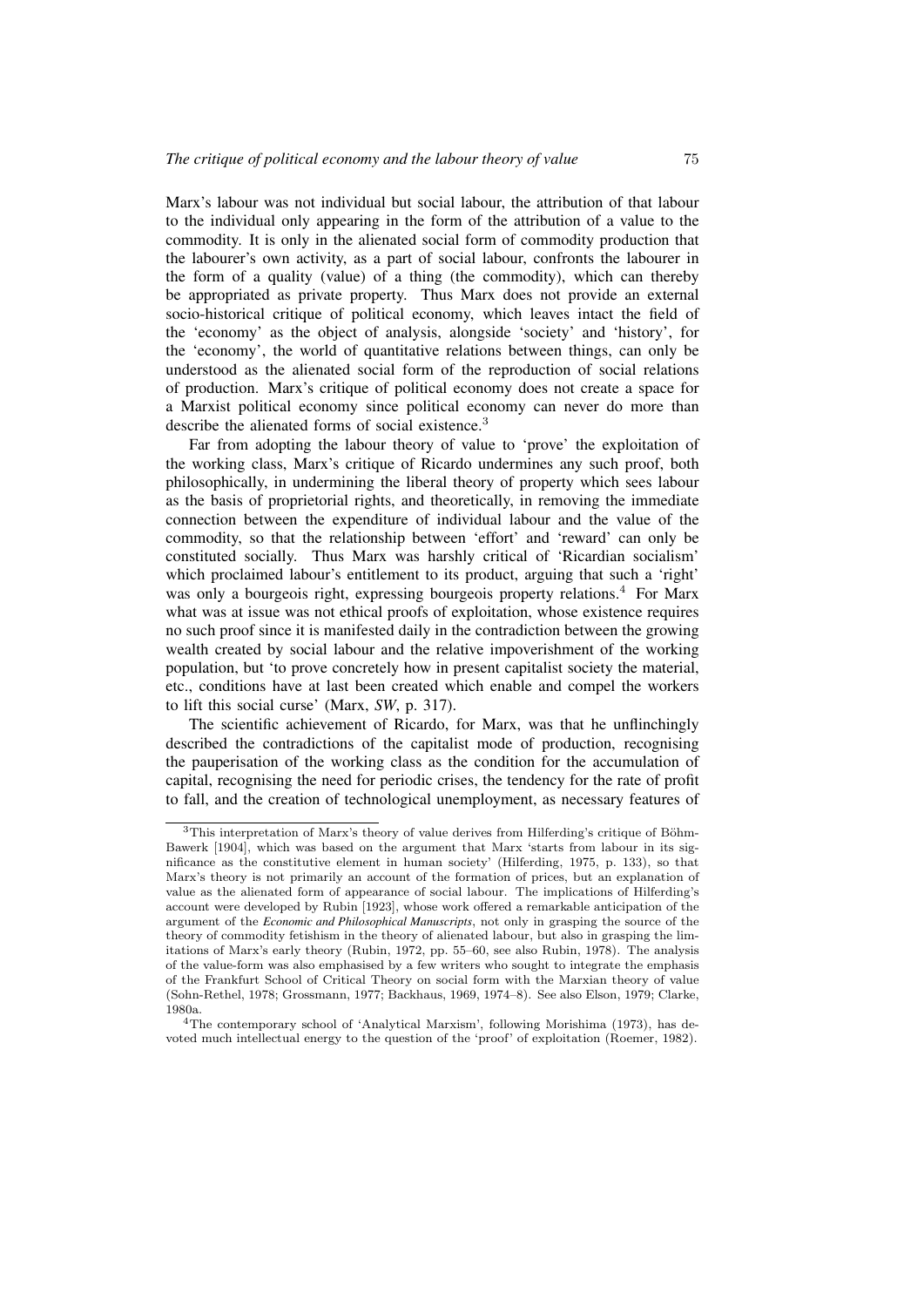Marx's labour was not individual but social labour, the attribution of that labour to the individual only appearing in the form of the attribution of a value to the commodity. It is only in the alienated social form of commodity production that the labourer's own activity, as a part of social labour, confronts the labourer in the form of a quality (value) of a thing (the commodity), which can thereby be appropriated as private property. Thus Marx does not provide an external socio-historical critique of political economy, which leaves intact the field of the 'economy' as the object of analysis, alongside 'society' and 'history', for the 'economy', the world of quantitative relations between things, can only be understood as the alienated social form of the reproduction of social relations of production. Marx's critique of political economy does not create a space for a Marxist political economy since political economy can never do more than describe the alienated forms of social existence.[3]

Far from adopting the labour theory of value to 'prove' the exploitation of the working class, Marx's critique of Ricardo undermines any such proof, both philosophically, in undermining the liberal theory of property which sees labour as the basis of proprietorial rights, and theoretically, in removing the immediate connection between the expenditure of individual labour and the value of the commodity, so that the relationship between 'effort' and 'reward' can only be constituted socially. Thus Marx was harshly critical of 'Ricardian socialism' which proclaimed labour's entitlement to its product, arguing that such a 'right' was only a bourgeois right, expressing bourgeois property relations.[4] For Marx what was at issue was not ethical proofs of exploitation, whose existence requires no such proof since it is manifested daily in the contradiction between the growing wealth created by social labour and the relative impoverishment of the working population, but 'to prove concretely how in present capitalist society the material, etc., conditions have at last been created which enable and compel the workers to lift this social curse' (Marx, *SW*, p. 317).

The scientific achievement of Ricardo, for Marx, was that he unflinchingly described the contradictions of the capitalist mode of production, recognising the pauperisation of the working class as the condition for the accumulation of capital, recognising the need for periodic crises, the tendency for the rate of profit to fall, and the creation of technological unemployment, as necessary features of

---

[3] This interpretation of Marx's theory of value derives from Hilferding's critique of Böhm-Bawerk [1904], which was based on the argument that Marx 'starts from labour in its significance as the constitutive element in human society' (Hilferding, 1975, p. 133), so that Marx's theory is not primarily an account of the formation of prices, but an explanation of value as the alienated form of appearance of social labour. The implications of Hilferding's account were developed by Rubin [1923], whose work offered a remarkable anticipation of the argument of the *Economic and Philosophical Manuscripts*, not only in grasping the source of the theory of commodity fetishism in the theory of alienated labour, but also in grasping the limitations of Marx's early theory (Rubin, 1972, pp. 55–60, see also Rubin, 1978). The analysis of the value-form was also emphasised by a few writers who sought to integrate the emphasis of the Frankfurt School of Critical Theory on social form with the Marxian theory of value (Sohn-Rethel, 1978; Grossmann, 1977; Backhaus, 1969, 1974–8). See also Elson, 1979; Clarke, 1980a.

[4] The contemporary school of 'Analytical Marxism', following Morishima (1973), has devoted much intellectual energy to the question of the 'proof' of exploitation (Roemer, 1982).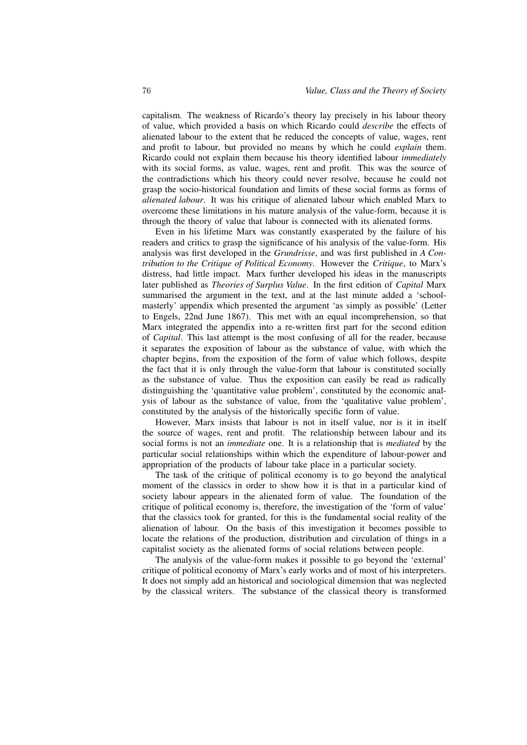capitalism. The weakness of Ricardo's theory lay precisely in his labour theory of value, which provided a basis on which Ricardo could *describe* the effects of alienated labour to the extent that he reduced the concepts of value, wages, rent and profit to labour, but provided no means by which he could *explain* them. Ricardo could not explain them because his theory identified labour *immediately* with its social forms, as value, wages, rent and profit. This was the source of the contradictions which his theory could never resolve, because he could not grasp the socio-historical foundation and limits of these social forms as forms of *alienated labour*. It was his critique of alienated labour which enabled Marx to overcome these limitations in his mature analysis of the value-form, because it is through the theory of value that labour is connected with its alienated forms.

Even in his lifetime Marx was constantly exasperated by the failure of his readers and critics to grasp the significance of his analysis of the value-form. His analysis was first developed in the *Grundrisse*, and was first published in *A Contribution to the Critique of Political Economy*. However the *Critique*, to Marx's distress, had little impact. Marx further developed his ideas in the manuscripts later published as *Theories of Surplus Value*. In the first edition of *Capital* Marx summarised the argument in the text, and at the last minute added a 'schoolmasterly' appendix which presented the argument 'as simply as possible' (Letter to Engels, 22nd June 1867). This met with an equal incomprehension, so that Marx integrated the appendix into a re-written first part for the second edition of *Capital*. This last attempt is the most confusing of all for the reader, because it separates the exposition of labour as the substance of value, with which the chapter begins, from the exposition of the form of value which follows, despite the fact that it is only through the value-form that labour is constituted socially as the substance of value. Thus the exposition can easily be read as radically distinguishing the 'quantitative value problem', constituted by the economic analysis of labour as the substance of value, from the 'qualitative value problem', constituted by the analysis of the historically specific form of value.

However, Marx insists that labour is not in itself value, nor is it in itself the source of wages, rent and profit. The relationship between labour and its social forms is not an *immediate* one. It is a relationship that is *mediated* by the particular social relationships within which the expenditure of labour-power and appropriation of the products of labour take place in a particular society.

The task of the critique of political economy is to go beyond the analytical moment of the classics in order to show how it is that in a particular kind of society labour appears in the alienated form of value. The foundation of the critique of political economy is, therefore, the investigation of the 'form of value' that the classics took for granted, for this is the fundamental social reality of the alienation of labour. On the basis of this investigation it becomes possible to locate the relations of the production, distribution and circulation of things in a capitalist society as the alienated forms of social relations between people.

The analysis of the value-form makes it possible to go beyond the 'external' critique of political economy of Marx's early works and of most of his interpreters. It does not simply add an historical and sociological dimension that was neglected by the classical writers. The substance of the classical theory is transformed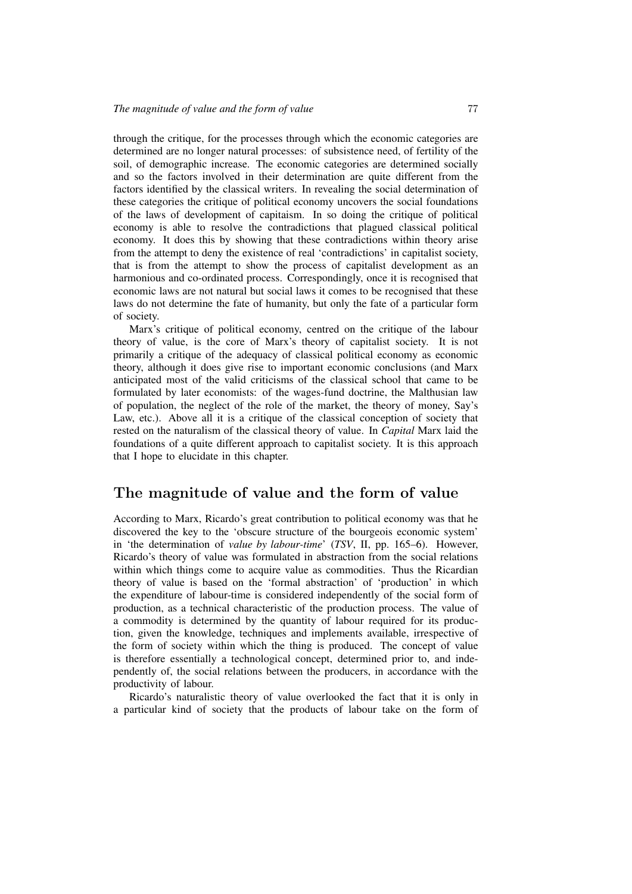through the critique, for the processes through which the economic categories are determined are no longer natural processes: of subsistence need, of fertility of the soil, of demographic increase. The economic categories are determined socially and so the factors involved in their determination are quite different from the factors identified by the classical writers. In revealing the social determination of these categories the critique of political economy uncovers the social foundations of the laws of development of capitaism. In so doing the critique of political economy is able to resolve the contradictions that plagued classical political economy. It does this by showing that these contradictions within theory arise from the attempt to deny the existence of real 'contradictions' in capitalist society, that is from the attempt to show the process of capitalist development as an harmonious and co-ordinated process. Correspondingly, once it is recognised that economic laws are not natural but social laws it comes to be recognised that these laws do not determine the fate of humanity, but only the fate of a particular form of society.

Marx's critique of political economy, centred on the critique of the labour theory of value, is the core of Marx's theory of capitalist society. It is not primarily a critique of the adequacy of classical political economy as economic theory, although it does give rise to important economic conclusions (and Marx anticipated most of the valid criticisms of the classical school that came to be formulated by later economists: of the wages-fund doctrine, the Malthusian law of population, the neglect of the role of the market, the theory of money, Say's Law, etc.). Above all it is a critique of the classical conception of society that rested on the naturalism of the classical theory of value. In *Capital* Marx laid the foundations of a quite different approach to capitalist society. It is this approach that I hope to elucidate in this chapter.

## The magnitude of value and the form of value

According to Marx, Ricardo's great contribution to political economy was that he discovered the key to the 'obscure structure of the bourgeois economic system' in 'the determination of *value by labour-time*' (*TSV*, II, pp. 165–6). However, Ricardo's theory of value was formulated in abstraction from the social relations within which things come to acquire value as commodities. Thus the Ricardian theory of value is based on the 'formal abstraction' of 'production' in which the expenditure of labour-time is considered independently of the social form of production, as a technical characteristic of the production process. The value of a commodity is determined by the quantity of labour required for its production, given the knowledge, techniques and implements available, irrespective of the form of society within which the thing is produced. The concept of value is therefore essentially a technological concept, determined prior to, and independently of, the social relations between the producers, in accordance with the productivity of labour.

Ricardo's naturalistic theory of value overlooked the fact that it is only in a particular kind of society that the products of labour take on the form of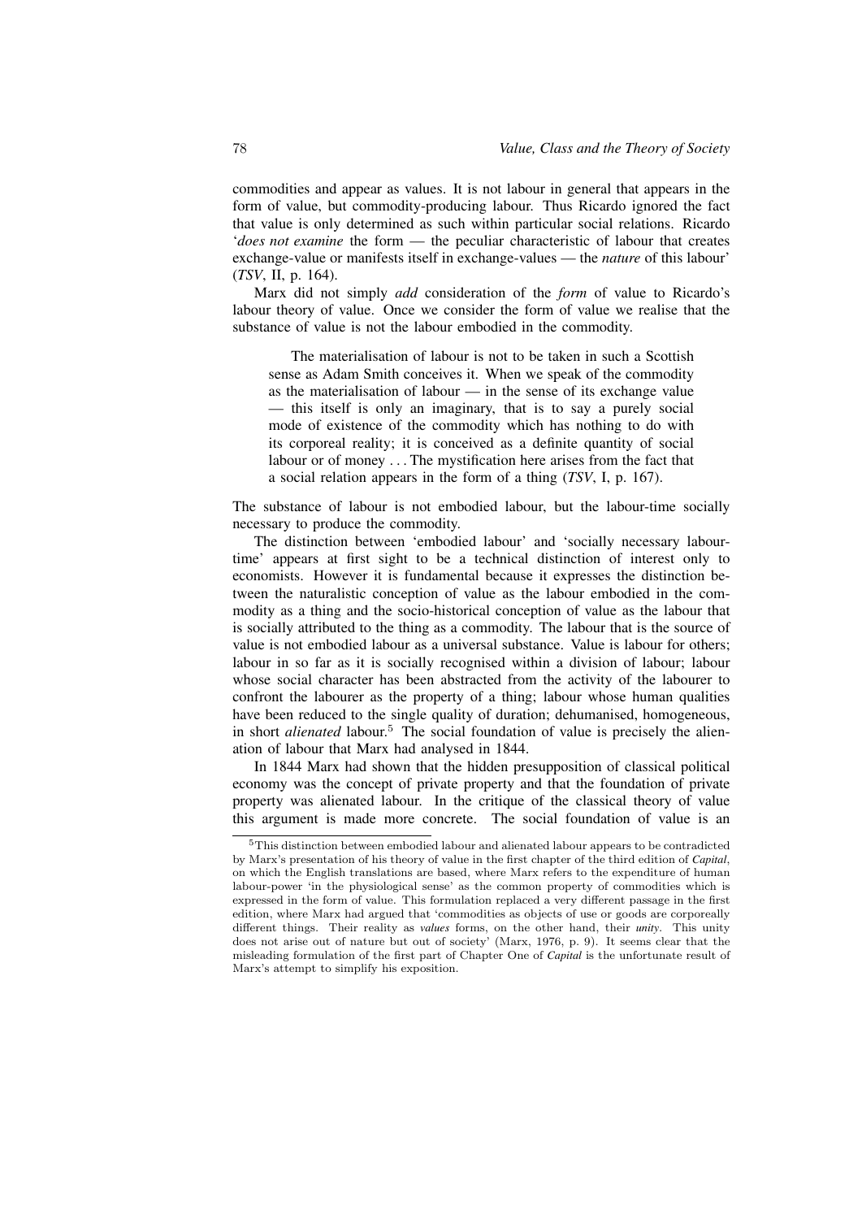commodities and appear as values. It is not labour in general that appears in the form of value, but commodity-producing labour. Thus Ricardo ignored the fact that value is only determined as such within particular social relations. Ricardo '*does not examine* the form — the peculiar characteristic of labour that creates exchange-value or manifests itself in exchange-values — the *nature* of this labour' (*TSV*, II, p. 164).

Marx did not simply *add* consideration of the *form* of value to Ricardo's labour theory of value. Once we consider the form of value we realise that the substance of value is not the labour embodied in the commodity.

> The materialisation of labour is not to be taken in such a Scottish sense as Adam Smith conceives it. When we speak of the commodity as the materialisation of labour — in the sense of its exchange value — this itself is only an imaginary, that is to say a purely social mode of existence of the commodity which has nothing to do with its corporeal reality; it is conceived as a definite quantity of social labour or of money . . . The mystification here arises from the fact that a social relation appears in the form of a thing (*TSV*, I, p. 167).

The substance of labour is not embodied labour, but the labour-time socially necessary to produce the commodity.

The distinction between 'embodied labour' and 'socially necessary labour-time' appears at first sight to be a technical distinction of interest only to economists. However it is fundamental because it expresses the distinction between the naturalistic conception of value as the labour embodied in the commodity as a thing and the socio-historical conception of value as the labour that is socially attributed to the thing as a commodity. The labour that is the source of value is not embodied labour as a universal substance. Value is labour for others; labour in so far as it is socially recognised within a division of labour; labour whose social character has been abstracted from the activity of the labourer to confront the labourer as the property of a thing; labour whose human qualities have been reduced to the single quality of duration; dehumanised, homogeneous, in short *alienated* labour.[5] The social foundation of value is precisely the alienation of labour that Marx had analysed in 1844.

In 1844 Marx had shown that the hidden presupposition of classical political economy was the concept of private property and that the foundation of private property was alienated labour. In the critique of the classical theory of value this argument is made more concrete. The social foundation of value is an

---

[5] This distinction between embodied labour and alienated labour appears to be contradicted by Marx's presentation of his theory of value in the first chapter of the third edition of *Capital*, on which the English translations are based, where Marx refers to the expenditure of human labour-power 'in the physiological sense' as the common property of commodities which is expressed in the form of value. This formulation replaced a very different passage in the first edition, where Marx had argued that 'commodities as objects of use or goods are corporeally different things. Their reality as *values* forms, on the other hand, their *unity*. This unity does not arise out of nature but out of society' (Marx, 1976, p. 9). It seems clear that the misleading formulation of the first part of Chapter One of *Capital* is the unfortunate result of Marx's attempt to simplify his exposition.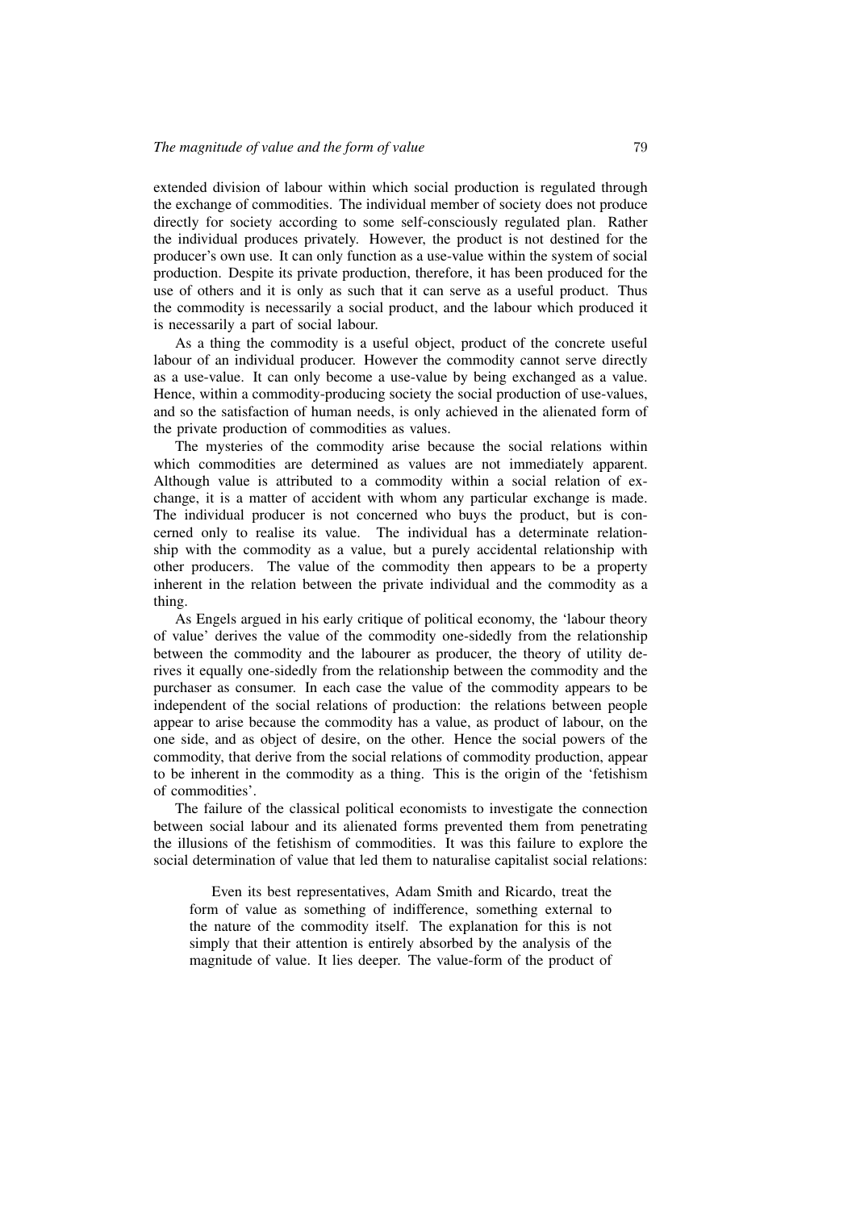extended division of labour within which social production is regulated through the exchange of commodities. The individual member of society does not produce directly for society according to some self-consciously regulated plan. Rather the individual produces privately. However, the product is not destined for the producer's own use. It can only function as a use-value within the system of social production. Despite its private production, therefore, it has been produced for the use of others and it is only as such that it can serve as a useful product. Thus the commodity is necessarily a social product, and the labour which produced it is necessarily a part of social labour.

As a thing the commodity is a useful object, product of the concrete useful labour of an individual producer. However the commodity cannot serve directly as a use-value. It can only become a use-value by being exchanged as a value. Hence, within a commodity-producing society the social production of use-values, and so the satisfaction of human needs, is only achieved in the alienated form of the private production of commodities as values.

The mysteries of the commodity arise because the social relations within which commodities are determined as values are not immediately apparent. Although value is attributed to a commodity within a social relation of exchange, it is a matter of accident with whom any particular exchange is made. The individual producer is not concerned who buys the product, but is concerned only to realise its value. The individual has a determinate relationship with the commodity as a value, but a purely accidental relationship with other producers. The value of the commodity then appears to be a property inherent in the relation between the private individual and the commodity as a thing.

As Engels argued in his early critique of political economy, the 'labour theory of value' derives the value of the commodity one-sidedly from the relationship between the commodity and the labourer as producer, the theory of utility derives it equally one-sidedly from the relationship between the commodity and the purchaser as consumer. In each case the value of the commodity appears to be independent of the social relations of production: the relations between people appear to arise because the commodity has a value, as product of labour, on the one side, and as object of desire, on the other. Hence the social powers of the commodity, that derive from the social relations of commodity production, appear to be inherent in the commodity as a thing. This is the origin of the 'fetishism of commodities'.

The failure of the classical political economists to investigate the connection between social labour and its alienated forms prevented them from penetrating the illusions of the fetishism of commodities. It was this failure to explore the social determination of value that led them to naturalise capitalist social relations:

> Even its best representatives, Adam Smith and Ricardo, treat the form of value as something of indifference, something external to the nature of the commodity itself. The explanation for this is not simply that their attention is entirely absorbed by the analysis of the magnitude of value. It lies deeper. The value-form of the product of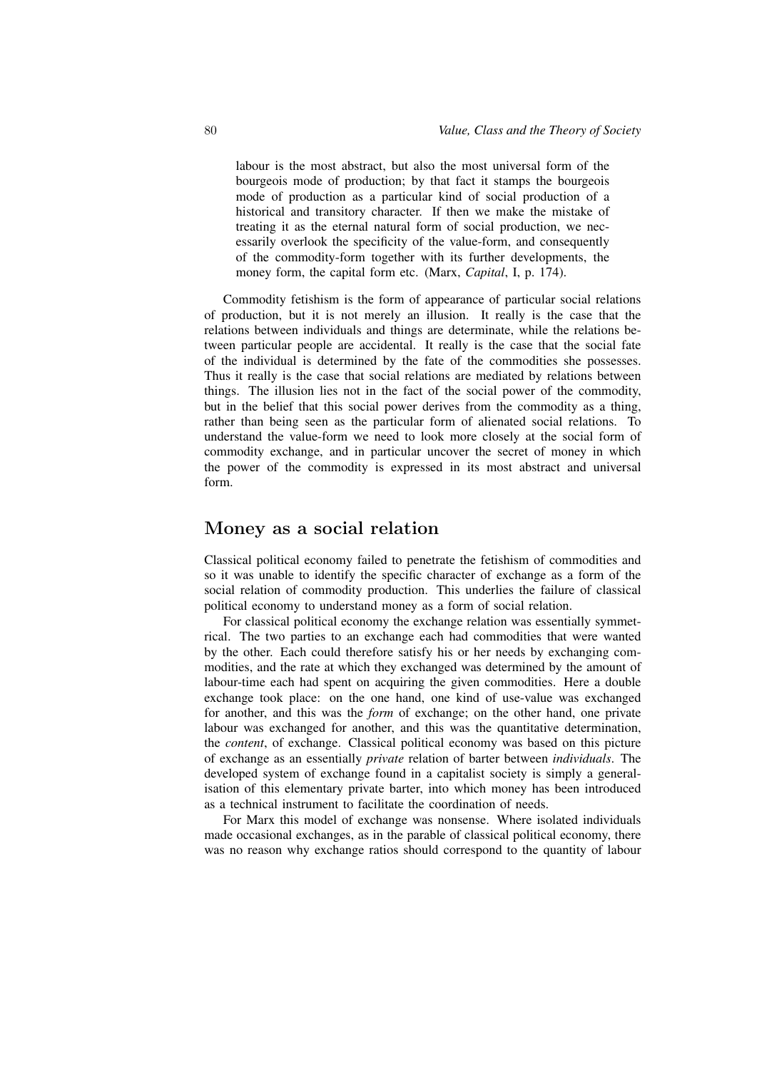> labour is the most abstract, but also the most universal form of the bourgeois mode of production; by that fact it stamps the bourgeois mode of production as a particular kind of social production of a historical and transitory character. If then we make the mistake of treating it as the eternal natural form of social production, we necessarily overlook the specificity of the value-form, and consequently of the commodity-form together with its further developments, the money form, the capital form etc. (Marx, *Capital*, I, p. 174).

Commodity fetishism is the form of appearance of particular social relations of production, but it is not merely an illusion. It really is the case that the relations between individuals and things are determinate, while the relations between particular people are accidental. It really is the case that the social fate of the individual is determined by the fate of the commodities she possesses. Thus it really is the case that social relations are mediated by relations between things. The illusion lies not in the fact of the social power of the commodity, but in the belief that this social power derives from the commodity as a thing, rather than being seen as the particular form of alienated social relations. To understand the value-form we need to look more closely at the social form of commodity exchange, and in particular uncover the secret of money in which the power of the commodity is expressed in its most abstract and universal form.

## Money as a social relation

Classical political economy failed to penetrate the fetishism of commodities and so it was unable to identify the specific character of exchange as a form of the social relation of commodity production. This underlies the failure of classical political economy to understand money as a form of social relation.

For classical political economy the exchange relation was essentially symmetrical. The two parties to an exchange each had commodities that were wanted by the other. Each could therefore satisfy his or her needs by exchanging commodities, and the rate at which they exchanged was determined by the amount of labour-time each had spent on acquiring the given commodities. Here a double exchange took place: on the one hand, one kind of use-value was exchanged for another, and this was the *form* of exchange; on the other hand, one private labour was exchanged for another, and this was the quantitative determination, the *content*, of exchange. Classical political economy was based on this picture of exchange as an essentially *private* relation of barter between *individuals*. The developed system of exchange found in a capitalist society is simply a generalisation of this elementary private barter, into which money has been introduced as a technical instrument to facilitate the coordination of needs.

For Marx this model of exchange was nonsense. Where isolated individuals made occasional exchanges, as in the parable of classical political economy, there was no reason why exchange ratios should correspond to the quantity of labour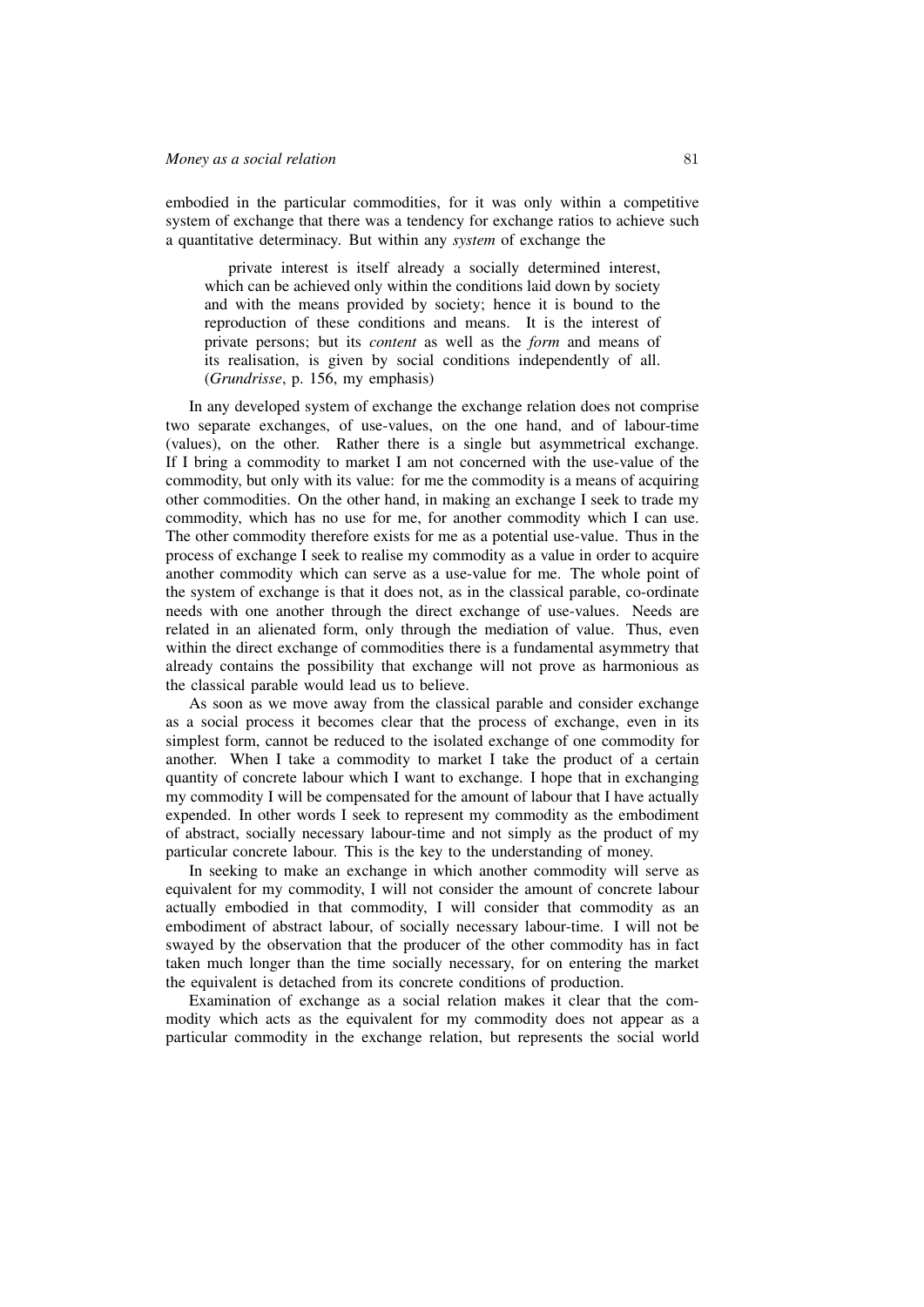embodied in the particular commodities, for it was only within a competitive system of exchange that there was a tendency for exchange ratios to achieve such a quantitative determinacy. But within any *system* of exchange the

> private interest is itself already a socially determined interest, which can be achieved only within the conditions laid down by society and with the means provided by society; hence it is bound to the reproduction of these conditions and means. It is the interest of private persons; but its *content* as well as the *form* and means of its realisation, is given by social conditions independently of all. (*Grundrisse*, p. 156, my emphasis)

In any developed system of exchange the exchange relation does not comprise two separate exchanges, of use-values, on the one hand, and of labour-time (values), on the other. Rather there is a single but asymmetrical exchange. If I bring a commodity to market I am not concerned with the use-value of the commodity, but only with its value: for me the commodity is a means of acquiring other commodities. On the other hand, in making an exchange I seek to trade my commodity, which has no use for me, for another commodity which I can use. The other commodity therefore exists for me as a potential use-value. Thus in the process of exchange I seek to realise my commodity as a value in order to acquire another commodity which can serve as a use-value for me. The whole point of the system of exchange is that it does not, as in the classical parable, co-ordinate needs with one another through the direct exchange of use-values. Needs are related in an alienated form, only through the mediation of value. Thus, even within the direct exchange of commodities there is a fundamental asymmetry that already contains the possibility that exchange will not prove as harmonious as the classical parable would lead us to believe.

As soon as we move away from the classical parable and consider exchange as a social process it becomes clear that the process of exchange, even in its simplest form, cannot be reduced to the isolated exchange of one commodity for another. When I take a commodity to market I take the product of a certain quantity of concrete labour which I want to exchange. I hope that in exchanging my commodity I will be compensated for the amount of labour that I have actually expended. In other words I seek to represent my commodity as the embodiment of abstract, socially necessary labour-time and not simply as the product of my particular concrete labour. This is the key to the understanding of money.

In seeking to make an exchange in which another commodity will serve as equivalent for my commodity, I will not consider the amount of concrete labour actually embodied in that commodity, I will consider that commodity as an embodiment of abstract labour, of socially necessary labour-time. I will not be swayed by the observation that the producer of the other commodity has in fact taken much longer than the time socially necessary, for on entering the market the equivalent is detached from its concrete conditions of production.

Examination of exchange as a social relation makes it clear that the commodity which acts as the equivalent for my commodity does not appear as a particular commodity in the exchange relation, but represents the social world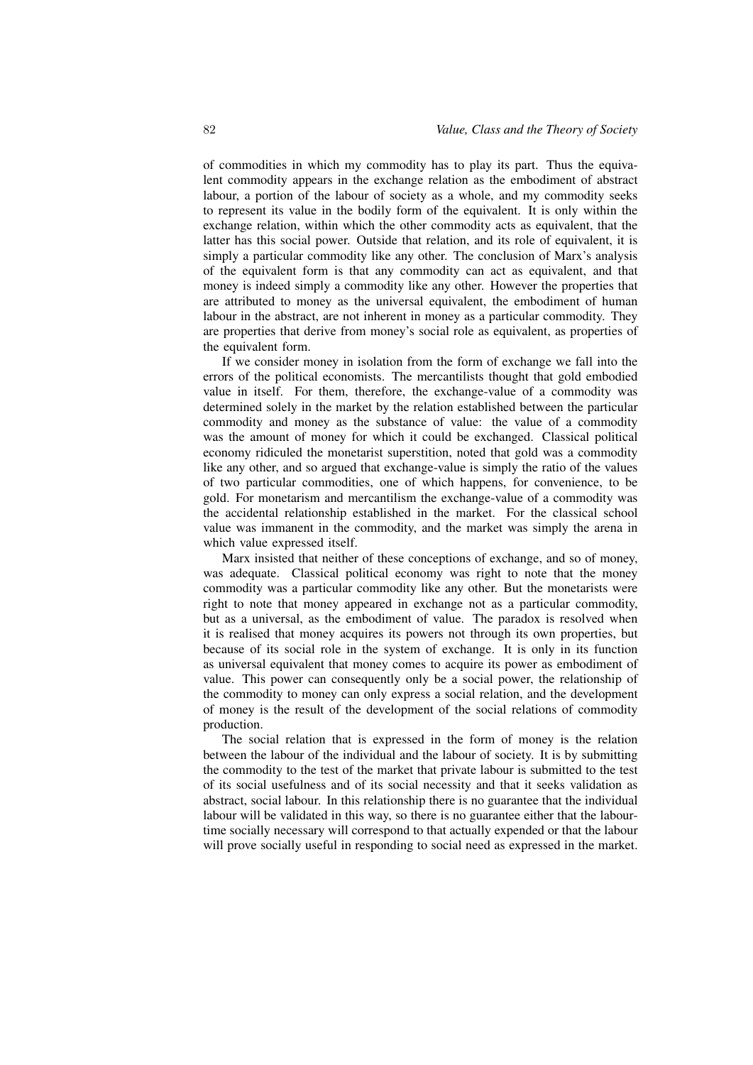of commodities in which my commodity has to play its part. Thus the equivalent commodity appears in the exchange relation as the embodiment of abstract labour, a portion of the labour of society as a whole, and my commodity seeks to represent its value in the bodily form of the equivalent. It is only within the exchange relation, within which the other commodity acts as equivalent, that the latter has this social power. Outside that relation, and its role of equivalent, it is simply a particular commodity like any other. The conclusion of Marx's analysis of the equivalent form is that any commodity can act as equivalent, and that money is indeed simply a commodity like any other. However the properties that are attributed to money as the universal equivalent, the embodiment of human labour in the abstract, are not inherent in money as a particular commodity. They are properties that derive from money's social role as equivalent, as properties of the equivalent form.

If we consider money in isolation from the form of exchange we fall into the errors of the political economists. The mercantilists thought that gold embodied value in itself. For them, therefore, the exchange-value of a commodity was determined solely in the market by the relation established between the particular commodity and money as the substance of value: the value of a commodity was the amount of money for which it could be exchanged. Classical political economy ridiculed the monetarist superstition, noted that gold was a commodity like any other, and so argued that exchange-value is simply the ratio of the values of two particular commodities, one of which happens, for convenience, to be gold. For monetarism and mercantilism the exchange-value of a commodity was the accidental relationship established in the market. For the classical school value was immanent in the commodity, and the market was simply the arena in which value expressed itself.

Marx insisted that neither of these conceptions of exchange, and so of money, was adequate. Classical political economy was right to note that the money commodity was a particular commodity like any other. But the monetarists were right to note that money appeared in exchange not as a particular commodity, but as a universal, as the embodiment of value. The paradox is resolved when it is realised that money acquires its powers not through its own properties, but because of its social role in the system of exchange. It is only in its function as universal equivalent that money comes to acquire its power as embodiment of value. This power can consequently only be a social power, the relationship of the commodity to money can only express a social relation, and the development of money is the result of the development of the social relations of commodity production.

The social relation that is expressed in the form of money is the relation between the labour of the individual and the labour of society. It is by submitting the commodity to the test of the market that private labour is submitted to the test of its social usefulness and of its social necessity and that it seeks validation as abstract, social labour. In this relationship there is no guarantee that the individual labour will be validated in this way, so there is no guarantee either that the labour-time socially necessary will correspond to that actually expended or that the labour will prove socially useful in responding to social need as expressed in the market.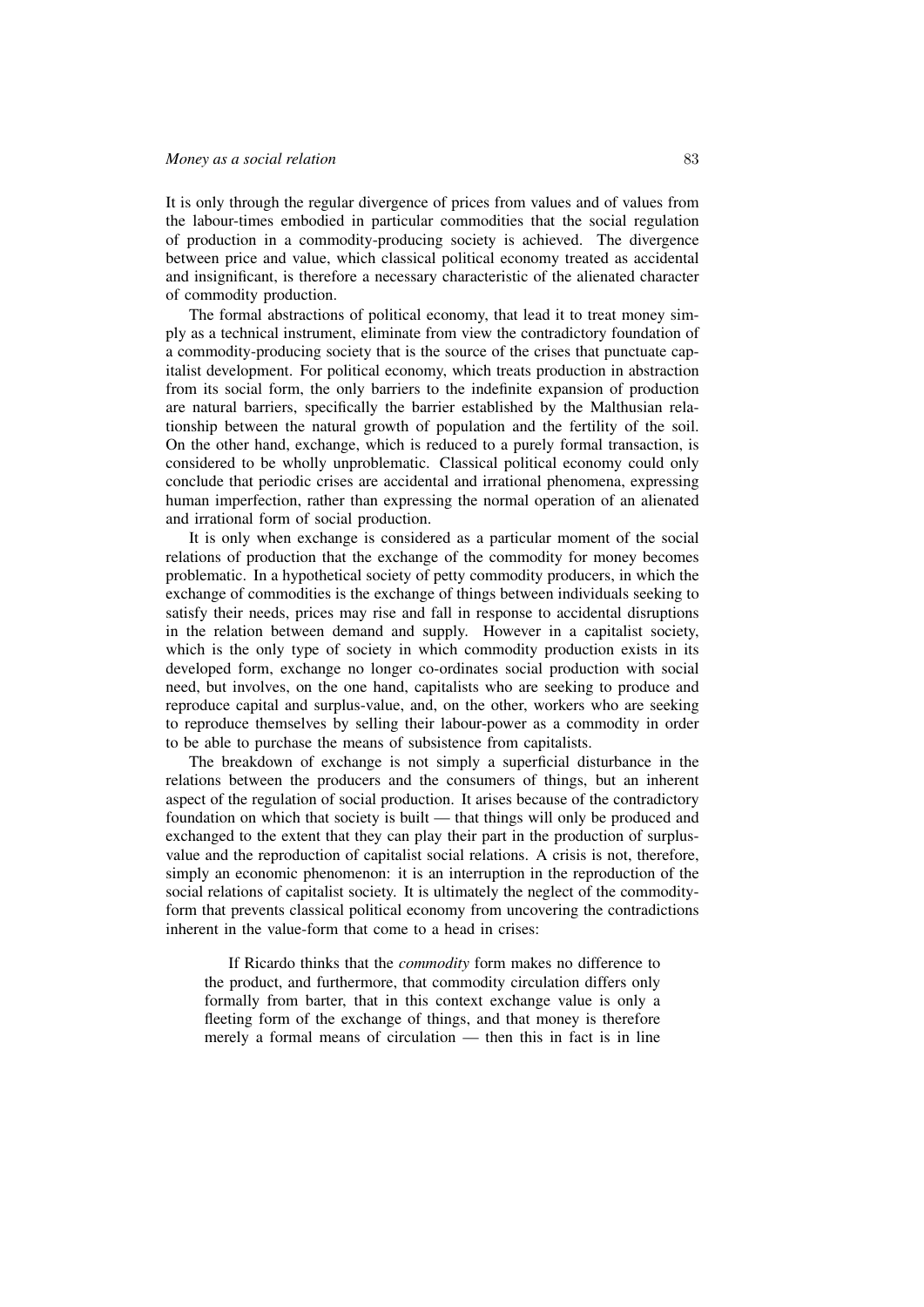It is only through the regular divergence of prices from values and of values from the labour-times embodied in particular commodities that the social regulation of production in a commodity-producing society is achieved. The divergence between price and value, which classical political economy treated as accidental and insignificant, is therefore a necessary characteristic of the alienated character of commodity production.

The formal abstractions of political economy, that lead it to treat money simply as a technical instrument, eliminate from view the contradictory foundation of a commodity-producing society that is the source of the crises that punctuate capitalist development. For political economy, which treats production in abstraction from its social form, the only barriers to the indefinite expansion of production are natural barriers, specifically the barrier established by the Malthusian relationship between the natural growth of population and the fertility of the soil. On the other hand, exchange, which is reduced to a purely formal transaction, is considered to be wholly unproblematic. Classical political economy could only conclude that periodic crises are accidental and irrational phenomena, expressing human imperfection, rather than expressing the normal operation of an alienated and irrational form of social production.

It is only when exchange is considered as a particular moment of the social relations of production that the exchange of the commodity for money becomes problematic. In a hypothetical society of petty commodity producers, in which the exchange of commodities is the exchange of things between individuals seeking to satisfy their needs, prices may rise and fall in response to accidental disruptions in the relation between demand and supply. However in a capitalist society, which is the only type of society in which commodity production exists in its developed form, exchange no longer co-ordinates social production with social need, but involves, on the one hand, capitalists who are seeking to produce and reproduce capital and surplus-value, and, on the other, workers who are seeking to reproduce themselves by selling their labour-power as a commodity in order to be able to purchase the means of subsistence from capitalists.

The breakdown of exchange is not simply a superficial disturbance in the relations between the producers and the consumers of things, but an inherent aspect of the regulation of social production. It arises because of the contradictory foundation on which that society is built — that things will only be produced and exchanged to the extent that they can play their part in the production of surplus-value and the reproduction of capitalist social relations. A crisis is not, therefore, simply an economic phenomenon: it is an interruption in the reproduction of the social relations of capitalist society. It is ultimately the neglect of the commodity-form that prevents classical political economy from uncovering the contradictions inherent in the value-form that come to a head in crises:

> If Ricardo thinks that the *commodity* form makes no difference to the product, and furthermore, that commodity circulation differs only formally from barter, that in this context exchange value is only a fleeting form of the exchange of things, and that money is therefore merely a formal means of circulation — then this in fact is in line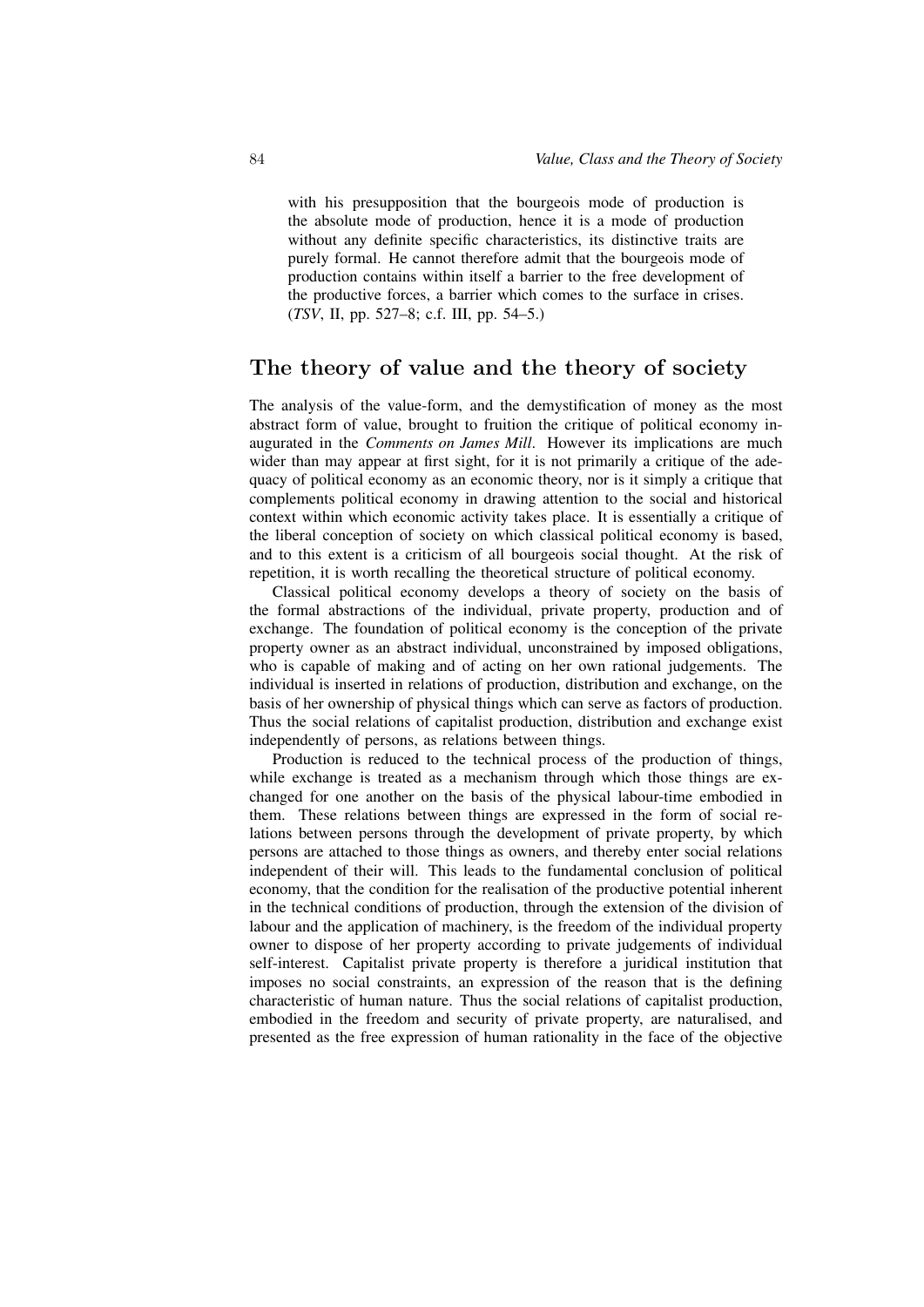> with his presupposition that the bourgeois mode of production is the absolute mode of production, hence it is a mode of production without any definite specific characteristics, its distinctive traits are purely formal. He cannot therefore admit that the bourgeois mode of production contains within itself a barrier to the free development of the productive forces, a barrier which comes to the surface in crises. (*TSV*, II, pp. 527–8; c.f. III, pp. 54–5.)

## The theory of value and the theory of society

The analysis of the value-form, and the demystification of money as the most abstract form of value, brought to fruition the critique of political economy inaugurated in the *Comments on James Mill*. However its implications are much wider than may appear at first sight, for it is not primarily a critique of the adequacy of political economy as an economic theory, nor is it simply a critique that complements political economy in drawing attention to the social and historical context within which economic activity takes place. It is essentially a critique of the liberal conception of society on which classical political economy is based, and to this extent is a criticism of all bourgeois social thought. At the risk of repetition, it is worth recalling the theoretical structure of political economy.

Classical political economy develops a theory of society on the basis of the formal abstractions of the individual, private property, production and of exchange. The foundation of political economy is the conception of the private property owner as an abstract individual, unconstrained by imposed obligations, who is capable of making and of acting on her own rational judgements. The individual is inserted in relations of production, distribution and exchange, on the basis of her ownership of physical things which can serve as factors of production. Thus the social relations of capitalist production, distribution and exchange exist independently of persons, as relations between things.

Production is reduced to the technical process of the production of things, while exchange is treated as a mechanism through which those things are exchanged for one another on the basis of the physical labour-time embodied in them. These relations between things are expressed in the form of social relations between persons through the development of private property, by which persons are attached to those things as owners, and thereby enter social relations independent of their will. This leads to the fundamental conclusion of political economy, that the condition for the realisation of the productive potential inherent in the technical conditions of production, through the extension of the division of labour and the application of machinery, is the freedom of the individual property owner to dispose of her property according to private judgements of individual self-interest. Capitalist private property is therefore a juridical institution that imposes no social constraints, an expression of the reason that is the defining characteristic of human nature. Thus the social relations of capitalist production, embodied in the freedom and security of private property, are naturalised, and presented as the free expression of human rationality in the face of the objective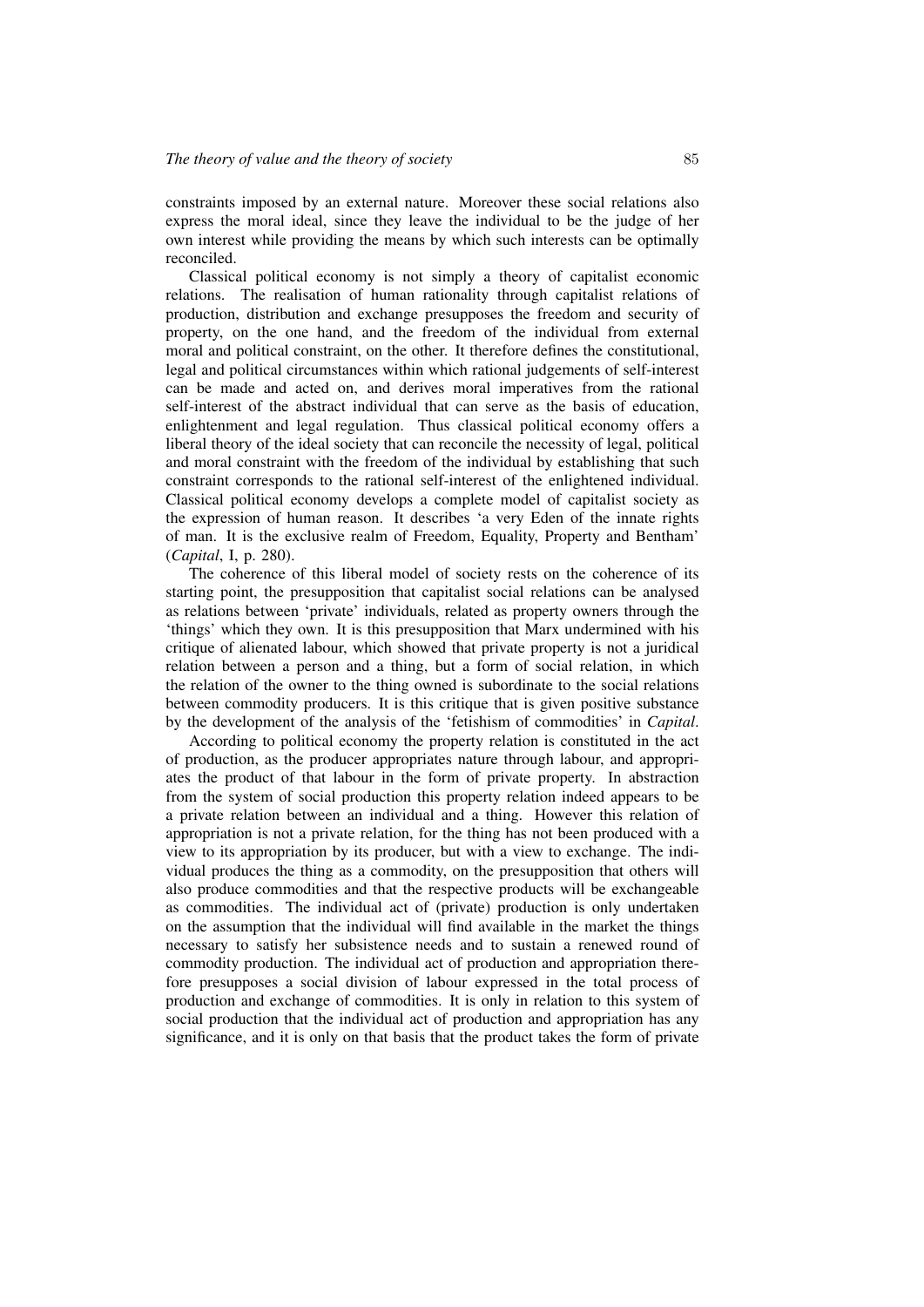constraints imposed by an external nature. Moreover these social relations also express the moral ideal, since they leave the individual to be the judge of her own interest while providing the means by which such interests can be optimally reconciled.

Classical political economy is not simply a theory of capitalist economic relations. The realisation of human rationality through capitalist relations of production, distribution and exchange presupposes the freedom and security of property, on the one hand, and the freedom of the individual from external moral and political constraint, on the other. It therefore defines the constitutional, legal and political circumstances within which rational judgements of self-interest can be made and acted on, and derives moral imperatives from the rational self-interest of the abstract individual that can serve as the basis of education, enlightenment and legal regulation. Thus classical political economy offers a liberal theory of the ideal society that can reconcile the necessity of legal, political and moral constraint with the freedom of the individual by establishing that such constraint corresponds to the rational self-interest of the enlightened individual. Classical political economy develops a complete model of capitalist society as the expression of human reason. It describes 'a very Eden of the innate rights of man. It is the exclusive realm of Freedom, Equality, Property and Bentham' (*Capital*, I, p. 280).

The coherence of this liberal model of society rests on the coherence of its starting point, the presupposition that capitalist social relations can be analysed as relations between 'private' individuals, related as property owners through the 'things' which they own. It is this presupposition that Marx undermined with his critique of alienated labour, which showed that private property is not a juridical relation between a person and a thing, but a form of social relation, in which the relation of the owner to the thing owned is subordinate to the social relations between commodity producers. It is this critique that is given positive substance by the development of the analysis of the 'fetishism of commodities' in *Capital*.

According to political economy the property relation is constituted in the act of production, as the producer appropriates nature through labour, and appropriates the product of that labour in the form of private property. In abstraction from the system of social production this property relation indeed appears to be a private relation between an individual and a thing. However this relation of appropriation is not a private relation, for the thing has not been produced with a view to its appropriation by its producer, but with a view to exchange. The individual produces the thing as a commodity, on the presupposition that others will also produce commodities and that the respective products will be exchangeable as commodities. The individual act of (private) production is only undertaken on the assumption that the individual will find available in the market the things necessary to satisfy her subsistence needs and to sustain a renewed round of commodity production. The individual act of production and appropriation therefore presupposes a social division of labour expressed in the total process of production and exchange of commodities. It is only in relation to this system of social production that the individual act of production and appropriation has any significance, and it is only on that basis that the product takes the form of private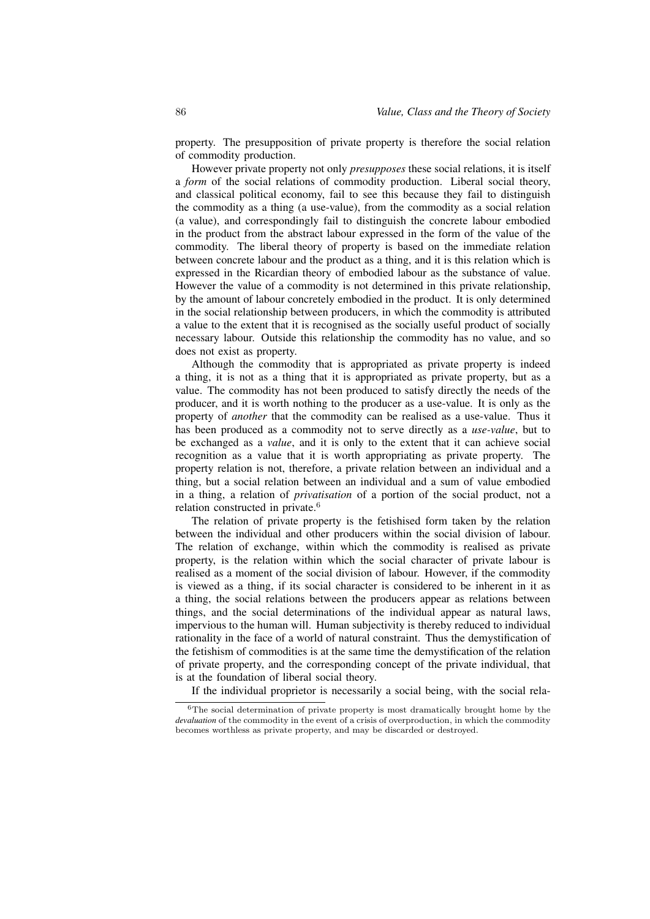property. The presupposition of private property is therefore the social relation of commodity production.

However private property not only *presupposes* these social relations, it is itself a *form* of the social relations of commodity production. Liberal social theory, and classical political economy, fail to see this because they fail to distinguish the commodity as a thing (a use-value), from the commodity as a social relation (a value), and correspondingly fail to distinguish the concrete labour embodied in the product from the abstract labour expressed in the form of the value of the commodity. The liberal theory of property is based on the immediate relation between concrete labour and the product as a thing, and it is this relation which is expressed in the Ricardian theory of embodied labour as the substance of value. However the value of a commodity is not determined in this private relationship, by the amount of labour concretely embodied in the product. It is only determined in the social relationship between producers, in which the commodity is attributed a value to the extent that it is recognised as the socially useful product of socially necessary labour. Outside this relationship the commodity has no value, and so does not exist as property.

Although the commodity that is appropriated as private property is indeed a thing, it is not as a thing that it is appropriated as private property, but as a value. The commodity has not been produced to satisfy directly the needs of the producer, and it is worth nothing to the producer as a use-value. It is only as the property of *another* that the commodity can be realised as a use-value. Thus it has been produced as a commodity not to serve directly as a *use-value*, but to be exchanged as a *value*, and it is only to the extent that it can achieve social recognition as a value that it is worth appropriating as private property. The property relation is not, therefore, a private relation between an individual and a thing, but a social relation between an individual and a sum of value embodied in a thing, a relation of *privatisation* of a portion of the social product, not a relation constructed in private.[6]

The relation of private property is the fetishised form taken by the relation between the individual and other producers within the social division of labour. The relation of exchange, within which the commodity is realised as private property, is the relation within which the social character of private labour is realised as a moment of the social division of labour. However, if the commodity is viewed as a thing, if its social character is considered to be inherent in it as a thing, the social relations between the producers appear as relations between things, and the social determinations of the individual appear as natural laws, impervious to the human will. Human subjectivity is thereby reduced to individual rationality in the face of a world of natural constraint. Thus the demystification of the fetishism of commodities is at the same time the demystification of the relation of private property, and the corresponding concept of the private individual, that is at the foundation of liberal social theory.

If the individual proprietor is necessarily a social being, with the social rela-

[6] The social determination of private property is most dramatically brought home by the *devaluation* of the commodity in the event of a crisis of overproduction, in which the commodity becomes worthless as private property, and may be discarded or destroyed.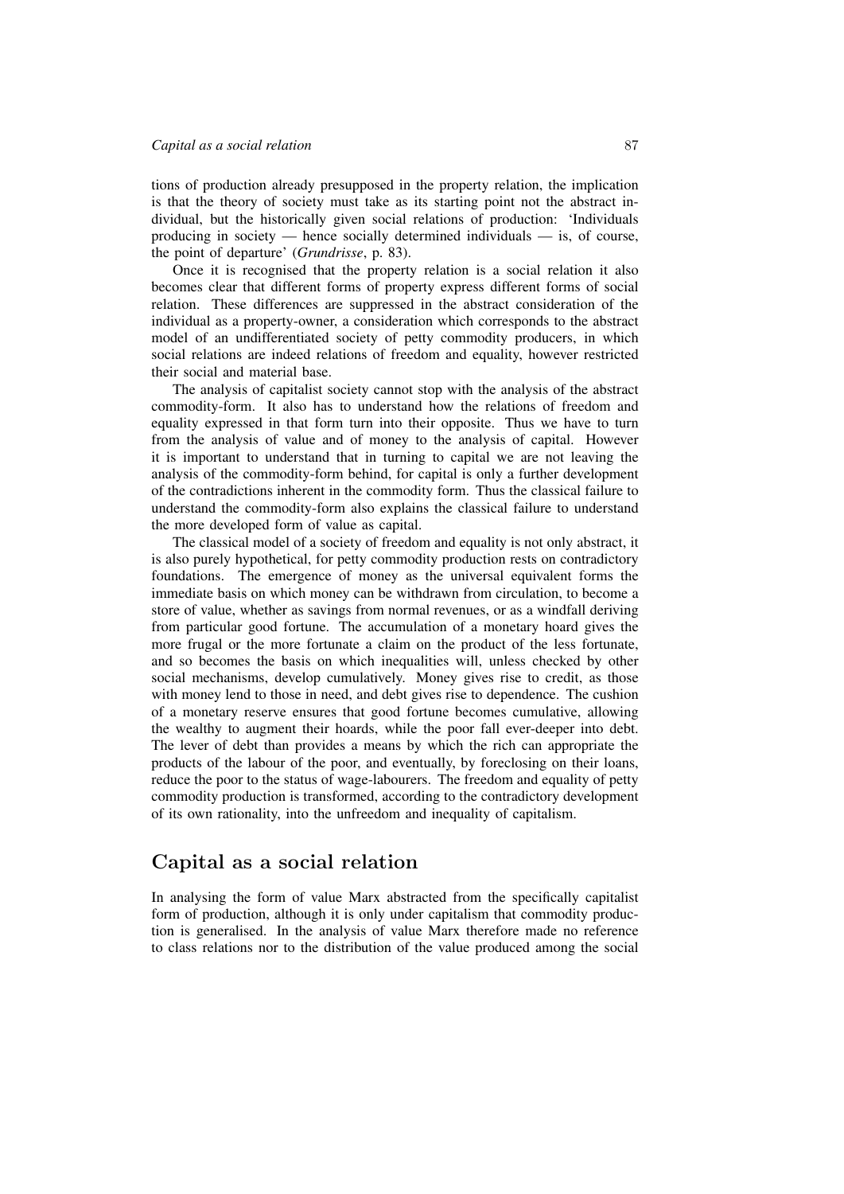tions of production already presupposed in the property relation, the implication is that the theory of society must take as its starting point not the abstract individual, but the historically given social relations of production: 'Individuals producing in society — hence socially determined individuals — is, of course, the point of departure' (*Grundrisse*, p. 83).

Once it is recognised that the property relation is a social relation it also becomes clear that different forms of property express different forms of social relation. These differences are suppressed in the abstract consideration of the individual as a property-owner, a consideration which corresponds to the abstract model of an undifferentiated society of petty commodity producers, in which social relations are indeed relations of freedom and equality, however restricted their social and material base.

The analysis of capitalist society cannot stop with the analysis of the abstract commodity-form. It also has to understand how the relations of freedom and equality expressed in that form turn into their opposite. Thus we have to turn from the analysis of value and of money to the analysis of capital. However it is important to understand that in turning to capital we are not leaving the analysis of the commodity-form behind, for capital is only a further development of the contradictions inherent in the commodity form. Thus the classical failure to understand the commodity-form also explains the classical failure to understand the more developed form of value as capital.

The classical model of a society of freedom and equality is not only abstract, it is also purely hypothetical, for petty commodity production rests on contradictory foundations. The emergence of money as the universal equivalent forms the immediate basis on which money can be withdrawn from circulation, to become a store of value, whether as savings from normal revenues, or as a windfall deriving from particular good fortune. The accumulation of a monetary hoard gives the more frugal or the more fortunate a claim on the product of the less fortunate, and so becomes the basis on which inequalities will, unless checked by other social mechanisms, develop cumulatively. Money gives rise to credit, as those with money lend to those in need, and debt gives rise to dependence. The cushion of a monetary reserve ensures that good fortune becomes cumulative, allowing the wealthy to augment their hoards, while the poor fall ever-deeper into debt. The lever of debt than provides a means by which the rich can appropriate the products of the labour of the poor, and eventually, by foreclosing on their loans, reduce the poor to the status of wage-labourers. The freedom and equality of petty commodity production is transformed, according to the contradictory development of its own rationality, into the unfreedom and inequality of capitalism.

## Capital as a social relation

In analysing the form of value Marx abstracted from the specifically capitalist form of production, although it is only under capitalism that commodity production is generalised. In the analysis of value Marx therefore made no reference to class relations nor to the distribution of the value produced among the social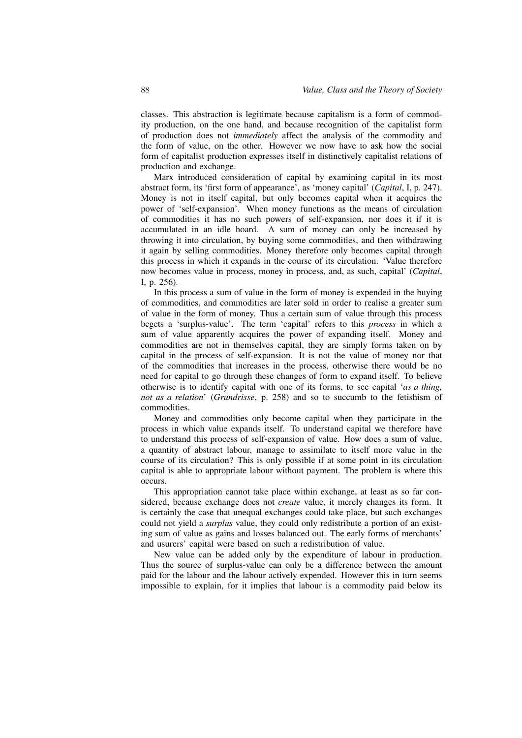classes. This abstraction is legitimate because capitalism is a form of commodity production, on the one hand, and because recognition of the capitalist form of production does not *immediately* affect the analysis of the commodity and the form of value, on the other. However we now have to ask how the social form of capitalist production expresses itself in distinctively capitalist relations of production and exchange.

Marx introduced consideration of capital by examining capital in its most abstract form, its 'first form of appearance', as 'money capital' (*Capital*, I, p. 247). Money is not in itself capital, but only becomes capital when it acquires the power of 'self-expansion'. When money functions as the means of circulation of commodities it has no such powers of self-expansion, nor does it if it is accumulated in an idle hoard. A sum of money can only be increased by throwing it into circulation, by buying some commodities, and then withdrawing it again by selling commodities. Money therefore only becomes capital through this process in which it expands in the course of its circulation. 'Value therefore now becomes value in process, money in process, and, as such, capital' (*Capital*, I, p. 256).

In this process a sum of value in the form of money is expended in the buying of commodities, and commodities are later sold in order to realise a greater sum of value in the form of money. Thus a certain sum of value through this process begets a 'surplus-value'. The term 'capital' refers to this *process* in which a sum of value apparently acquires the power of expanding itself. Money and commodities are not in themselves capital, they are simply forms taken on by capital in the process of self-expansion. It is not the value of money nor that of the commodities that increases in the process, otherwise there would be no need for capital to go through these changes of form to expand itself. To believe otherwise is to identify capital with one of its forms, to see capital '*as a thing, not as a relation*' (*Grundrisse*, p. 258) and so to succumb to the fetishism of commodities.

Money and commodities only become capital when they participate in the process in which value expands itself. To understand capital we therefore have to understand this process of self-expansion of value. How does a sum of value, a quantity of abstract labour, manage to assimilate to itself more value in the course of its circulation? This is only possible if at some point in its circulation capital is able to appropriate labour without payment. The problem is where this occurs.

This appropriation cannot take place within exchange, at least as so far considered, because exchange does not *create* value, it merely changes its form. It is certainly the case that unequal exchanges could take place, but such exchanges could not yield a *surplus* value, they could only redistribute a portion of an existing sum of value as gains and losses balanced out. The early forms of merchants' and usurers' capital were based on such a redistribution of value.

New value can be added only by the expenditure of labour in production. Thus the source of surplus-value can only be a difference between the amount paid for the labour and the labour actively expended. However this in turn seems impossible to explain, for it implies that labour is a commodity paid below its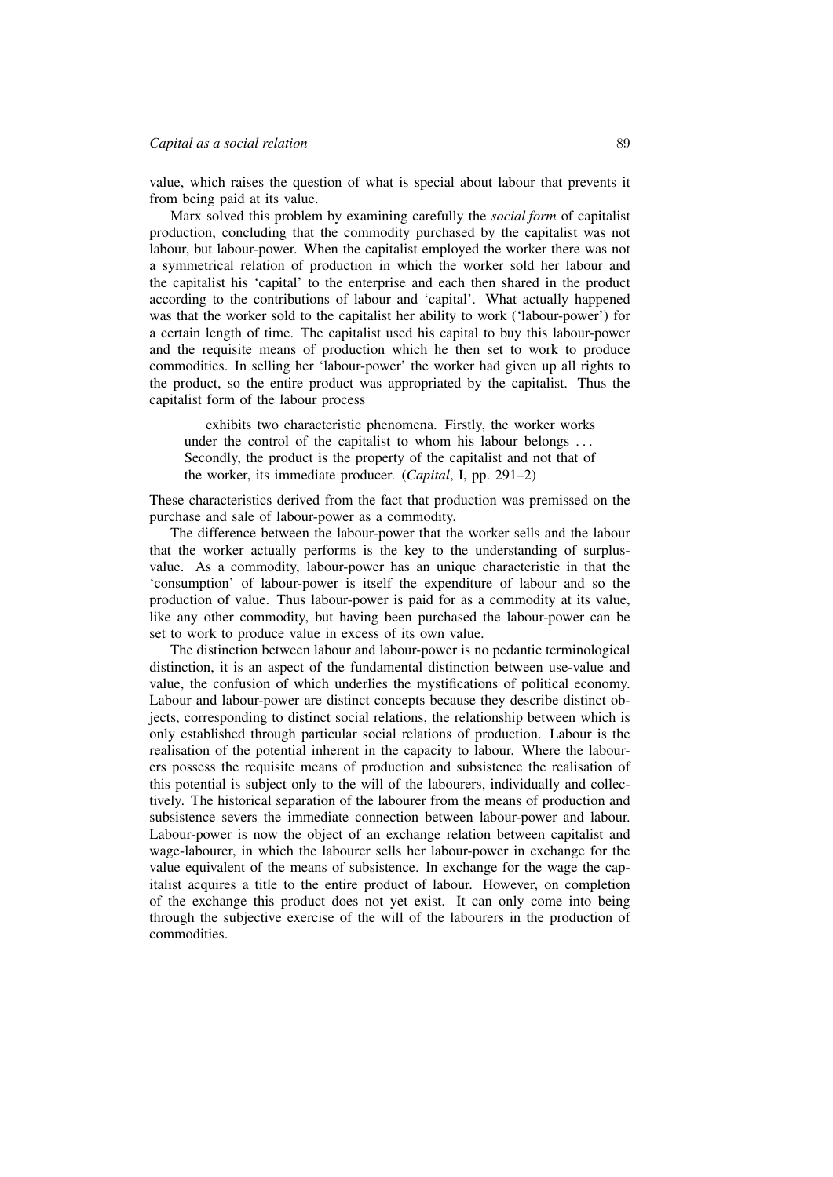value, which raises the question of what is special about labour that prevents it from being paid at its value.

Marx solved this problem by examining carefully the *social form* of capitalist production, concluding that the commodity purchased by the capitalist was not labour, but labour-power. When the capitalist employed the worker there was not a symmetrical relation of production in which the worker sold her labour and the capitalist his 'capital' to the enterprise and each then shared in the product according to the contributions of labour and 'capital'. What actually happened was that the worker sold to the capitalist her ability to work ('labour-power') for a certain length of time. The capitalist used his capital to buy this labour-power and the requisite means of production which he then set to work to produce commodities. In selling her 'labour-power' the worker had given up all rights to the product, so the entire product was appropriated by the capitalist. Thus the capitalist form of the labour process

> exhibits two characteristic phenomena. Firstly, the worker works under the control of the capitalist to whom his labour belongs . . . Secondly, the product is the property of the capitalist and not that of the worker, its immediate producer. (*Capital*, I, pp. 291–2)

These characteristics derived from the fact that production was premissed on the purchase and sale of labour-power as a commodity.

The difference between the labour-power that the worker sells and the labour that the worker actually performs is the key to the understanding of surplus-value. As a commodity, labour-power has an unique characteristic in that the 'consumption' of labour-power is itself the expenditure of labour and so the production of value. Thus labour-power is paid for as a commodity at its value, like any other commodity, but having been purchased the labour-power can be set to work to produce value in excess of its own value.

The distinction between labour and labour-power is no pedantic terminological distinction, it is an aspect of the fundamental distinction between use-value and value, the confusion of which underlies the mystifications of political economy. Labour and labour-power are distinct concepts because they describe distinct objects, corresponding to distinct social relations, the relationship between which is only established through particular social relations of production. Labour is the realisation of the potential inherent in the capacity to labour. Where the labourers possess the requisite means of production and subsistence the realisation of this potential is subject only to the will of the labourers, individually and collectively. The historical separation of the labourer from the means of production and subsistence severs the immediate connection between labour-power and labour. Labour-power is now the object of an exchange relation between capitalist and wage-labourer, in which the labourer sells her labour-power in exchange for the value equivalent of the means of subsistence. In exchange for the wage the capitalist acquires a title to the entire product of labour. However, on completion of the exchange this product does not yet exist. It can only come into being through the subjective exercise of the will of the labourers in the production of commodities.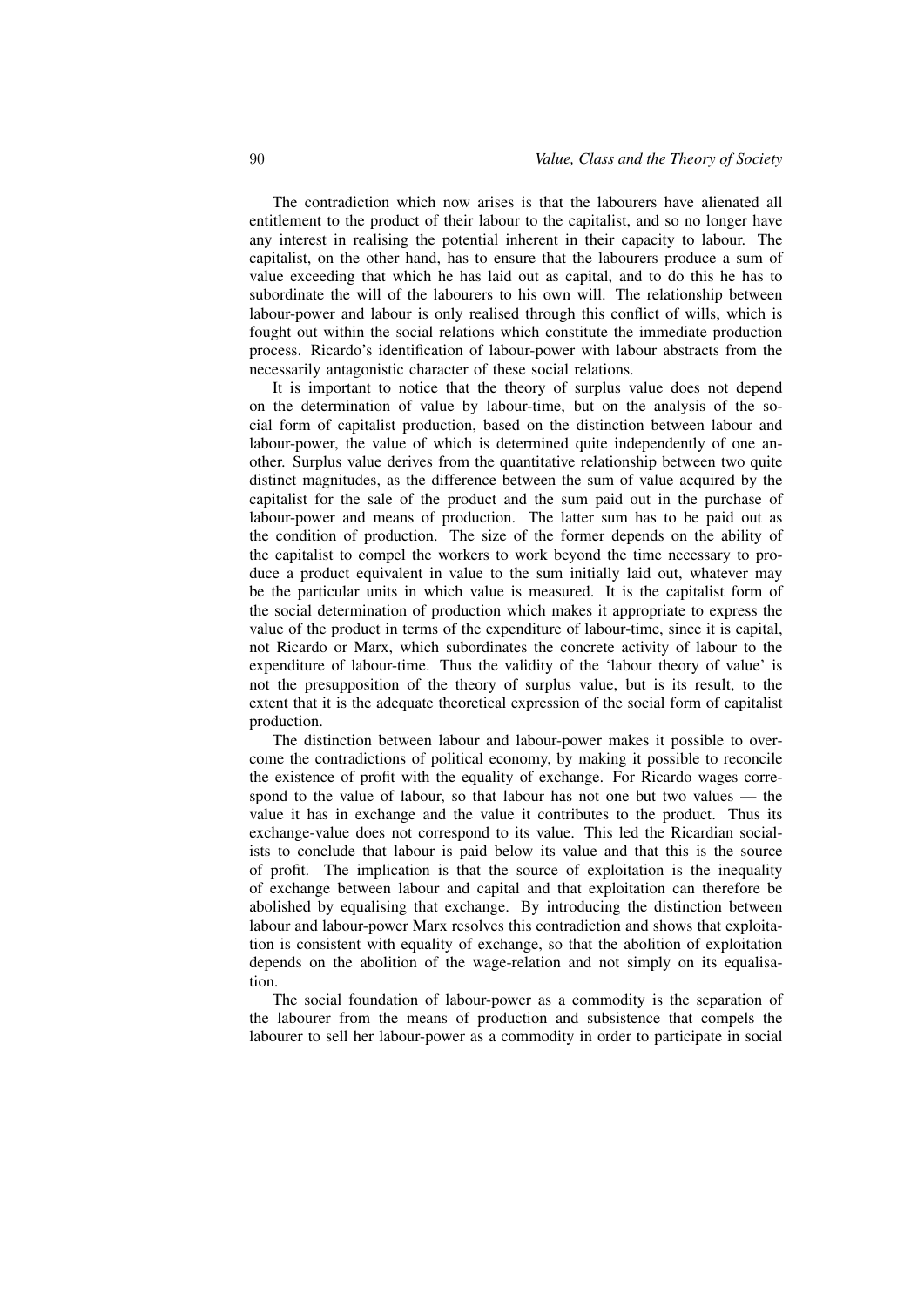The contradiction which now arises is that the labourers have alienated all entitlement to the product of their labour to the capitalist, and so no longer have any interest in realising the potential inherent in their capacity to labour. The capitalist, on the other hand, has to ensure that the labourers produce a sum of value exceeding that which he has laid out as capital, and to do this he has to subordinate the will of the labourers to his own will. The relationship between labour-power and labour is only realised through this conflict of wills, which is fought out within the social relations which constitute the immediate production process. Ricardo's identification of labour-power with labour abstracts from the necessarily antagonistic character of these social relations.

It is important to notice that the theory of surplus value does not depend on the determination of value by labour-time, but on the analysis of the social form of capitalist production, based on the distinction between labour and labour-power, the value of which is determined quite independently of one another. Surplus value derives from the quantitative relationship between two quite distinct magnitudes, as the difference between the sum of value acquired by the capitalist for the sale of the product and the sum paid out in the purchase of labour-power and means of production. The latter sum has to be paid out as the condition of production. The size of the former depends on the ability of the capitalist to compel the workers to work beyond the time necessary to produce a product equivalent in value to the sum initially laid out, whatever may be the particular units in which value is measured. It is the capitalist form of the social determination of production which makes it appropriate to express the value of the product in terms of the expenditure of labour-time, since it is capital, not Ricardo or Marx, which subordinates the concrete activity of labour to the expenditure of labour-time. Thus the validity of the 'labour theory of value' is not the presupposition of the theory of surplus value, but is its result, to the extent that it is the adequate theoretical expression of the social form of capitalist production.

The distinction between labour and labour-power makes it possible to overcome the contradictions of political economy, by making it possible to reconcile the existence of profit with the equality of exchange. For Ricardo wages correspond to the value of labour, so that labour has not one but two values — the value it has in exchange and the value it contributes to the product. Thus its exchange-value does not correspond to its value. This led the Ricardian socialists to conclude that labour is paid below its value and that this is the source of profit. The implication is that the source of exploitation is the inequality of exchange between labour and capital and that exploitation can therefore be abolished by equalising that exchange. By introducing the distinction between labour and labour-power Marx resolves this contradiction and shows that exploitation is consistent with equality of exchange, so that the abolition of exploitation depends on the abolition of the wage-relation and not simply on its equalisation.

The social foundation of labour-power as a commodity is the separation of the labourer from the means of production and subsistence that compels the labourer to sell her labour-power as a commodity in order to participate in social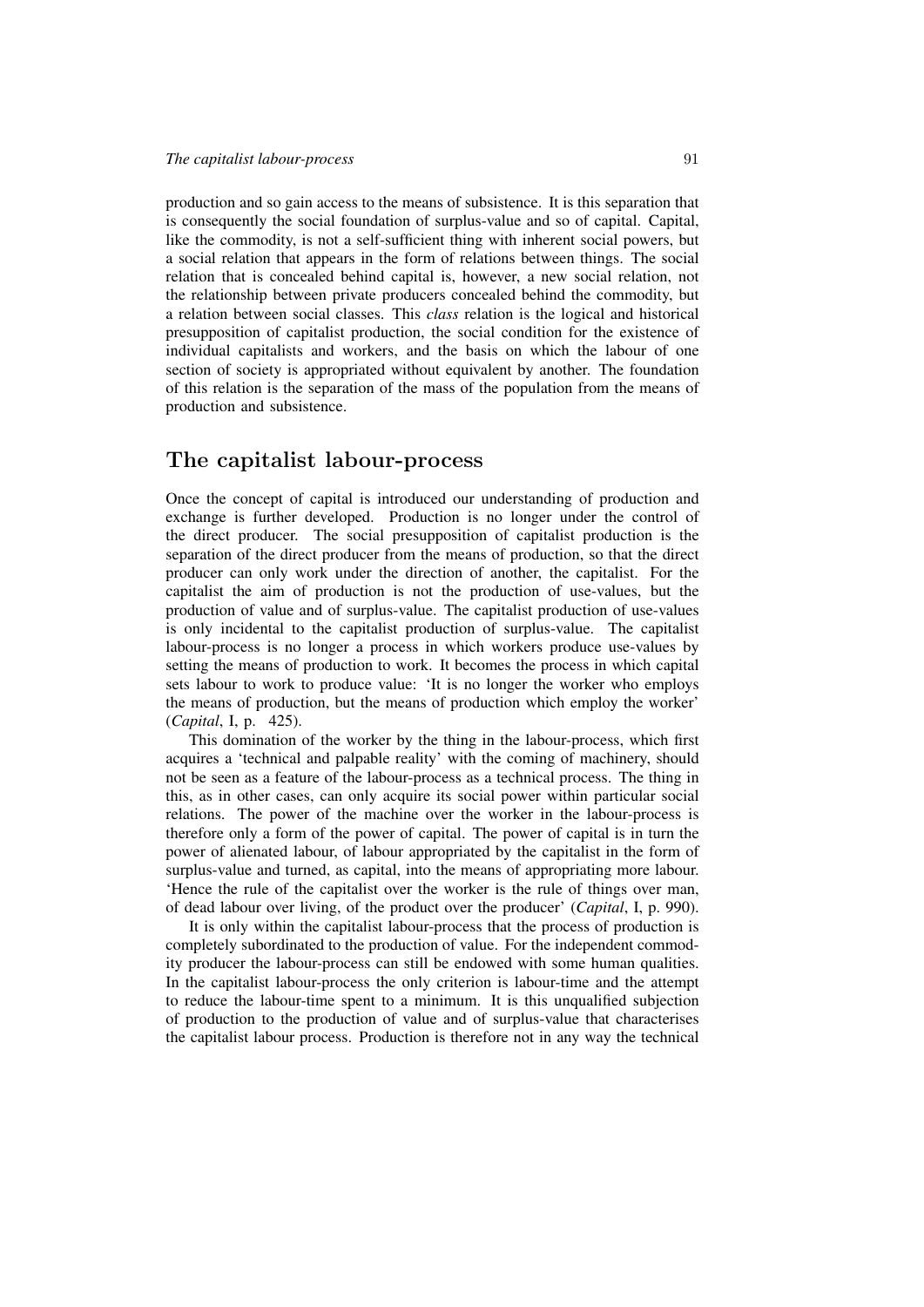production and so gain access to the means of subsistence. It is this separation that is consequently the social foundation of surplus-value and so of capital. Capital, like the commodity, is not a self-sufficient thing with inherent social powers, but a social relation that appears in the form of relations between things. The social relation that is concealed behind capital is, however, a new social relation, not the relationship between private producers concealed behind the commodity, but a relation between social classes. This *class* relation is the logical and historical presupposition of capitalist production, the social condition for the existence of individual capitalists and workers, and the basis on which the labour of one section of society is appropriated without equivalent by another. The foundation of this relation is the separation of the mass of the population from the means of production and subsistence.

## The capitalist labour-process

Once the concept of capital is introduced our understanding of production and exchange is further developed. Production is no longer under the control of the direct producer. The social presupposition of capitalist production is the separation of the direct producer from the means of production, so that the direct producer can only work under the direction of another, the capitalist. For the capitalist the aim of production is not the production of use-values, but the production of value and of surplus-value. The capitalist production of use-values is only incidental to the capitalist production of surplus-value. The capitalist labour-process is no longer a process in which workers produce use-values by setting the means of production to work. It becomes the process in which capital sets labour to work to produce value: 'It is no longer the worker who employs the means of production, but the means of production which employ the worker' (*Capital*, I, p. 425).

This domination of the worker by the thing in the labour-process, which first acquires a 'technical and palpable reality' with the coming of machinery, should not be seen as a feature of the labour-process as a technical process. The thing in this, as in other cases, can only acquire its social power within particular social relations. The power of the machine over the worker in the labour-process is therefore only a form of the power of capital. The power of capital is in turn the power of alienated labour, of labour appropriated by the capitalist in the form of surplus-value and turned, as capital, into the means of appropriating more labour. 'Hence the rule of the capitalist over the worker is the rule of things over man, of dead labour over living, of the product over the producer' (*Capital*, I, p. 990).

It is only within the capitalist labour-process that the process of production is completely subordinated to the production of value. For the independent commodity producer the labour-process can still be endowed with some human qualities. In the capitalist labour-process the only criterion is labour-time and the attempt to reduce the labour-time spent to a minimum. It is this unqualified subjection of production to the production of value and of surplus-value that characterises the capitalist labour process. Production is therefore not in any way the technical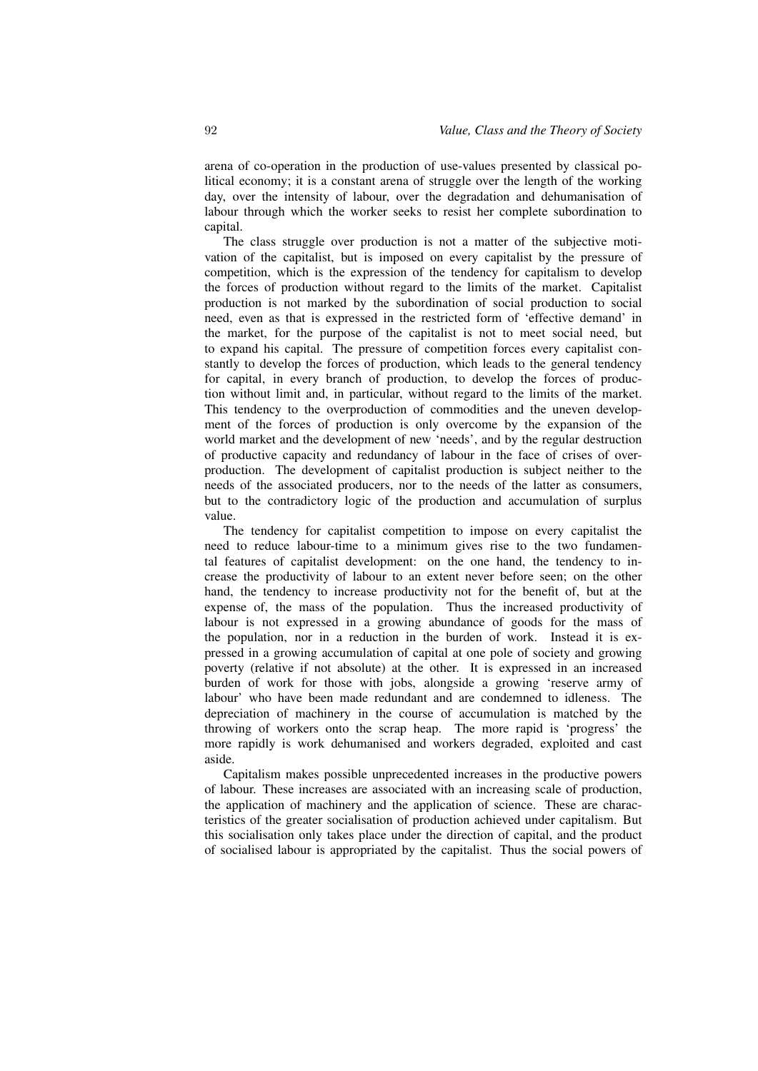arena of co-operation in the production of use-values presented by classical political economy; it is a constant arena of struggle over the length of the working day, over the intensity of labour, over the degradation and dehumanisation of labour through which the worker seeks to resist her complete subordination to capital.

The class struggle over production is not a matter of the subjective motivation of the capitalist, but is imposed on every capitalist by the pressure of competition, which is the expression of the tendency for capitalism to develop the forces of production without regard to the limits of the market. Capitalist production is not marked by the subordination of social production to social need, even as that is expressed in the restricted form of 'effective demand' in the market, for the purpose of the capitalist is not to meet social need, but to expand his capital. The pressure of competition forces every capitalist constantly to develop the forces of production, which leads to the general tendency for capital, in every branch of production, to develop the forces of production without limit and, in particular, without regard to the limits of the market. This tendency to the overproduction of commodities and the uneven development of the forces of production is only overcome by the expansion of the world market and the development of new 'needs', and by the regular destruction of productive capacity and redundancy of labour in the face of crises of overproduction. The development of capitalist production is subject neither to the needs of the associated producers, nor to the needs of the latter as consumers, but to the contradictory logic of the production and accumulation of surplus value.

The tendency for capitalist competition to impose on every capitalist the need to reduce labour-time to a minimum gives rise to the two fundamental features of capitalist development: on the one hand, the tendency to increase the productivity of labour to an extent never before seen; on the other hand, the tendency to increase productivity not for the benefit of, but at the expense of, the mass of the population. Thus the increased productivity of labour is not expressed in a growing abundance of goods for the mass of the population, nor in a reduction in the burden of work. Instead it is expressed in a growing accumulation of capital at one pole of society and growing poverty (relative if not absolute) at the other. It is expressed in an increased burden of work for those with jobs, alongside a growing 'reserve army of labour' who have been made redundant and are condemned to idleness. The depreciation of machinery in the course of accumulation is matched by the throwing of workers onto the scrap heap. The more rapid is 'progress' the more rapidly is work dehumanised and workers degraded, exploited and cast aside.

Capitalism makes possible unprecedented increases in the productive powers of labour. These increases are associated with an increasing scale of production, the application of machinery and the application of science. These are characteristics of the greater socialisation of production achieved under capitalism. But this socialisation only takes place under the direction of capital, and the product of socialised labour is appropriated by the capitalist. Thus the social powers of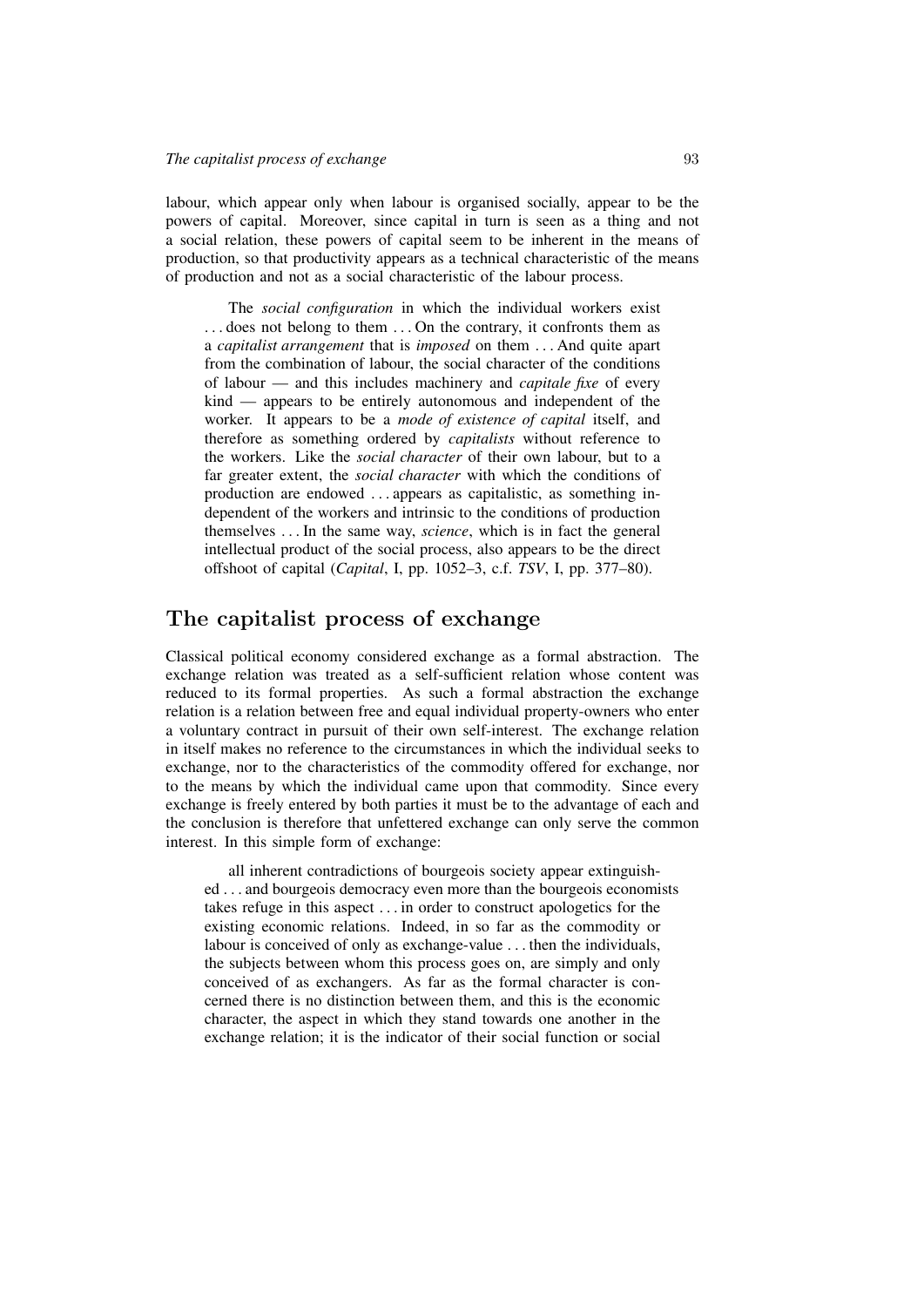labour, which appear only when labour is organised socially, appear to be the powers of capital. Moreover, since capital in turn is seen as a thing and not a social relation, these powers of capital seem to be inherent in the means of production, so that productivity appears as a technical characteristic of the means of production and not as a social characteristic of the labour process.

> The *social configuration* in which the individual workers exist . . . does not belong to them . . . On the contrary, it confronts them as a *capitalist arrangement* that is *imposed* on them . . . And quite apart from the combination of labour, the social character of the conditions of labour — and this includes machinery and *capitale fixe* of every kind — appears to be entirely autonomous and independent of the worker. It appears to be a *mode of existence of capital* itself, and therefore as something ordered by *capitalists* without reference to the workers. Like the *social character* of their own labour, but to a far greater extent, the *social character* with which the conditions of production are endowed . . . appears as capitalistic, as something independent of the workers and intrinsic to the conditions of production themselves . . . In the same way, *science*, which is in fact the general intellectual product of the social process, also appears to be the direct offshoot of capital (*Capital*, I, pp. 1052–3, c.f. *TSV*, I, pp. 377–80).

## The capitalist process of exchange

Classical political economy considered exchange as a formal abstraction. The exchange relation was treated as a self-sufficient relation whose content was reduced to its formal properties. As such a formal abstraction the exchange relation is a relation between free and equal individual property-owners who enter a voluntary contract in pursuit of their own self-interest. The exchange relation in itself makes no reference to the circumstances in which the individual seeks to exchange, nor to the characteristics of the commodity offered for exchange, nor to the means by which the individual came upon that commodity. Since every exchange is freely entered by both parties it must be to the advantage of each and the conclusion is therefore that unfettered exchange can only serve the common interest. In this simple form of exchange:

> all inherent contradictions of bourgeois society appear extinguished . . . and bourgeois democracy even more than the bourgeois economists takes refuge in this aspect . . . in order to construct apologetics for the existing economic relations. Indeed, in so far as the commodity or labour is conceived of only as exchange-value . . . then the individuals, the subjects between whom this process goes on, are simply and only conceived of as exchangers. As far as the formal character is concerned there is no distinction between them, and this is the economic character, the aspect in which they stand towards one another in the exchange relation; it is the indicator of their social function or social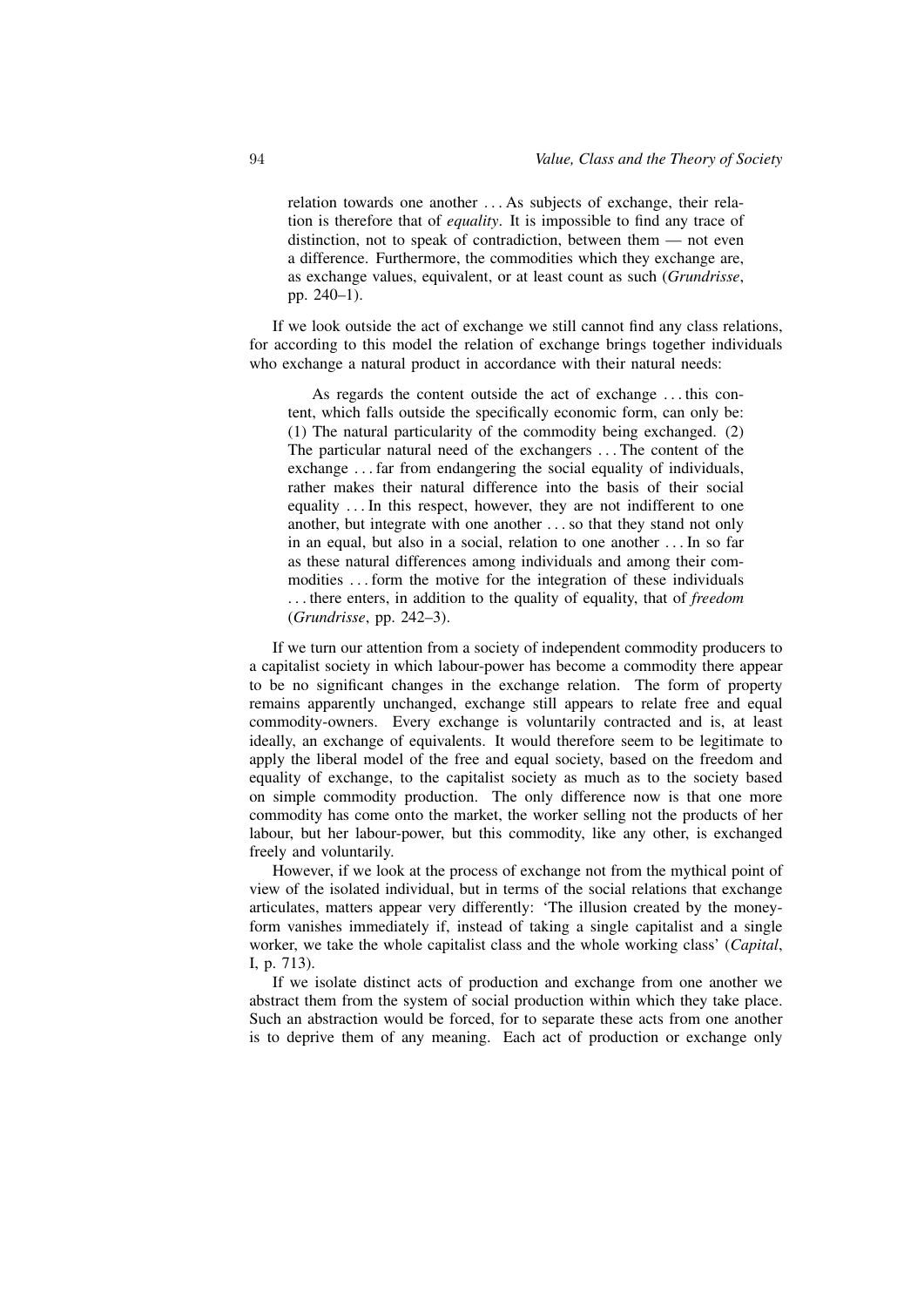> relation towards one another . . . As subjects of exchange, their relation is therefore that of *equality*. It is impossible to find any trace of distinction, not to speak of contradiction, between them — not even a difference. Furthermore, the commodities which they exchange are, as exchange values, equivalent, or at least count as such (*Grundrisse*, pp. 240–1).

If we look outside the act of exchange we still cannot find any class relations, for according to this model the relation of exchange brings together individuals who exchange a natural product in accordance with their natural needs:

> As regards the content outside the act of exchange . . . this content, which falls outside the specifically economic form, can only be: (1) The natural particularity of the commodity being exchanged. (2) The particular natural need of the exchangers . . . The content of the exchange . . . far from endangering the social equality of individuals, rather makes their natural difference into the basis of their social equality . . . In this respect, however, they are not indifferent to one another, but integrate with one another . . . so that they stand not only in an equal, but also in a social, relation to one another . . . In so far as these natural differences among individuals and among their commodities . . . form the motive for the integration of these individuals . . . there enters, in addition to the quality of equality, that of *freedom* (*Grundrisse*, pp. 242–3).

If we turn our attention from a society of independent commodity producers to a capitalist society in which labour-power has become a commodity there appear to be no significant changes in the exchange relation. The form of property remains apparently unchanged, exchange still appears to relate free and equal commodity-owners. Every exchange is voluntarily contracted and is, at least ideally, an exchange of equivalents. It would therefore seem to be legitimate to apply the liberal model of the free and equal society, based on the freedom and equality of exchange, to the capitalist society as much as to the society based on simple commodity production. The only difference now is that one more commodity has come onto the market, the worker selling not the products of her labour, but her labour-power, but this commodity, like any other, is exchanged freely and voluntarily.

However, if we look at the process of exchange not from the mythical point of view of the isolated individual, but in terms of the social relations that exchange articulates, matters appear very differently: 'The illusion created by the money-form vanishes immediately if, instead of taking a single capitalist and a single worker, we take the whole capitalist class and the whole working class' (*Capital*, I, p. 713).

If we isolate distinct acts of production and exchange from one another we abstract them from the system of social production within which they take place. Such an abstraction would be forced, for to separate these acts from one another is to deprive them of any meaning. Each act of production or exchange only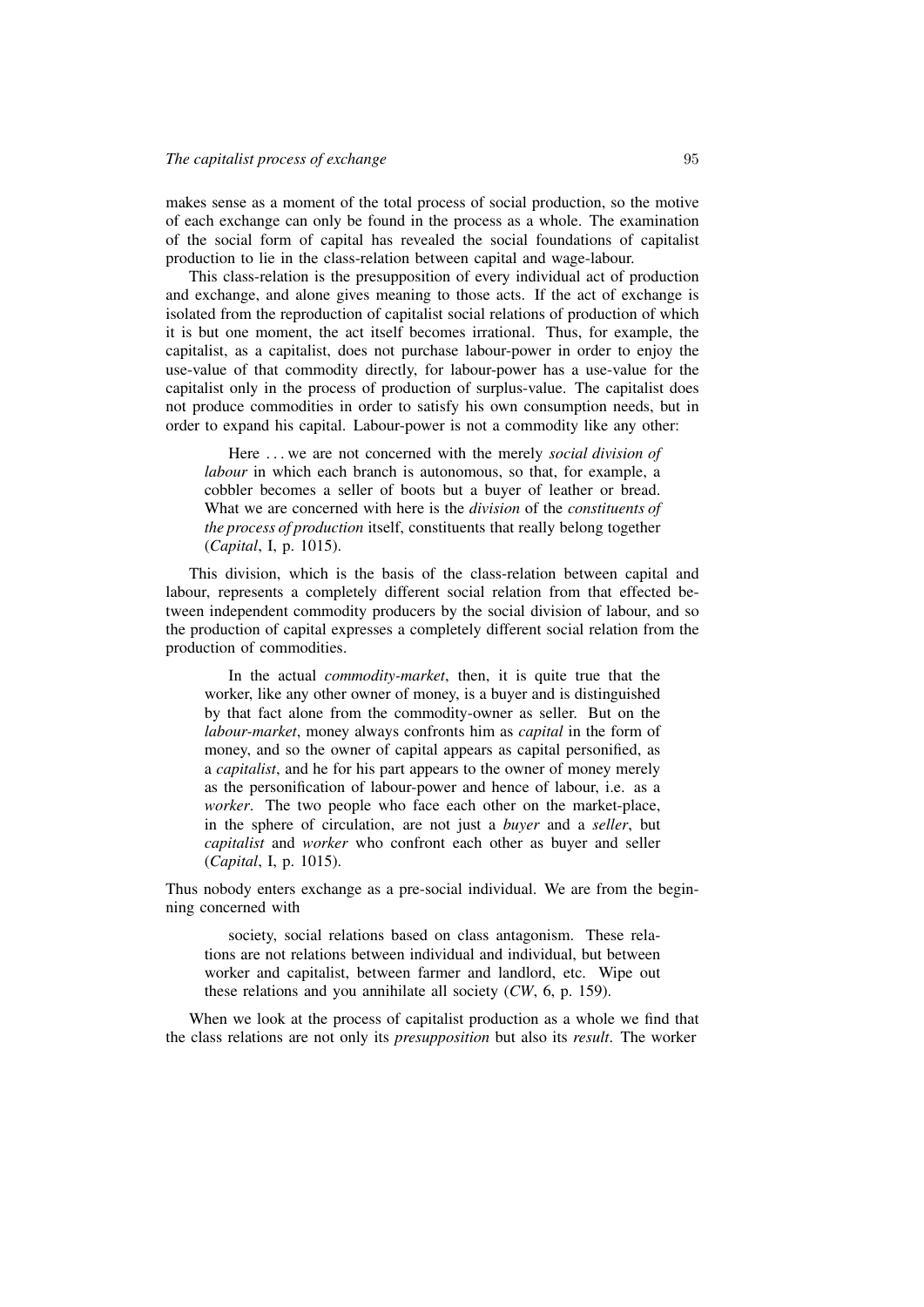makes sense as a moment of the total process of social production, so the motive of each exchange can only be found in the process as a whole. The examination of the social form of capital has revealed the social foundations of capitalist production to lie in the class-relation between capital and wage-labour.

This class-relation is the presupposition of every individual act of production and exchange, and alone gives meaning to those acts. If the act of exchange is isolated from the reproduction of capitalist social relations of production of which it is but one moment, the act itself becomes irrational. Thus, for example, the capitalist, as a capitalist, does not purchase labour-power in order to enjoy the use-value of that commodity directly, for labour-power has a use-value for the capitalist only in the process of production of surplus-value. The capitalist does not produce commodities in order to satisfy his own consumption needs, but in order to expand his capital. Labour-power is not a commodity like any other:

> Here . . . we are not concerned with the merely *social division of labour* in which each branch is autonomous, so that, for example, a cobbler becomes a seller of boots but a buyer of leather or bread. What we are concerned with here is the *division* of the *constituents of the process of production* itself, constituents that really belong together (*Capital*, I, p. 1015).

This division, which is the basis of the class-relation between capital and labour, represents a completely different social relation from that effected between independent commodity producers by the social division of labour, and so the production of capital expresses a completely different social relation from the production of commodities.

> In the actual *commodity-market*, then, it is quite true that the worker, like any other owner of money, is a buyer and is distinguished by that fact alone from the commodity-owner as seller. But on the *labour-market*, money always confronts him as *capital* in the form of money, and so the owner of capital appears as capital personified, as a *capitalist*, and he for his part appears to the owner of money merely as the personification of labour-power and hence of labour, i.e. as a *worker*. The two people who face each other on the market-place, in the sphere of circulation, are not just a *buyer* and a *seller*, but *capitalist* and *worker* who confront each other as buyer and seller (*Capital*, I, p. 1015).

Thus nobody enters exchange as a pre-social individual. We are from the beginning concerned with

> society, social relations based on class antagonism. These relations are not relations between individual and individual, but between worker and capitalist, between farmer and landlord, etc. Wipe out these relations and you annihilate all society (*CW*, 6, p. 159).

When we look at the process of capitalist production as a whole we find that the class relations are not only its *presupposition* but also its *result*. The worker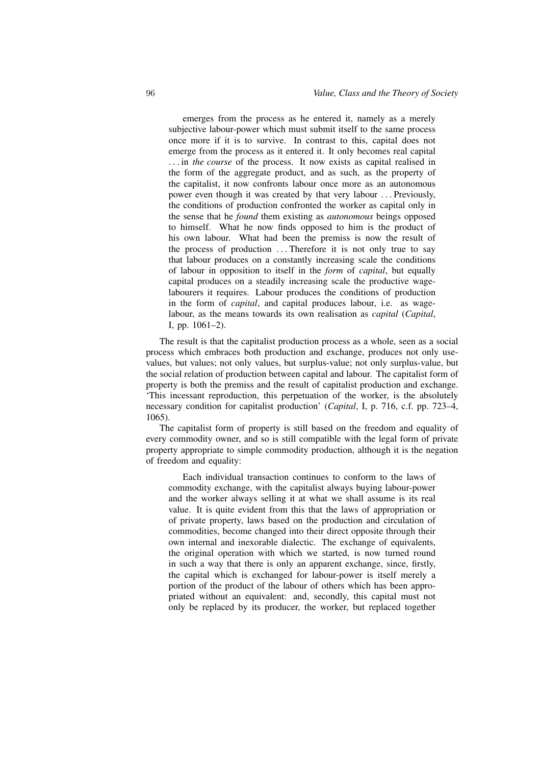> emerges from the process as he entered it, namely as a merely subjective labour-power which must submit itself to the same process once more if it is to survive. In contrast to this, capital does not emerge from the process as it entered it. It only becomes real capital . . . in *the course* of the process. It now exists as capital realised in the form of the aggregate product, and as such, as the property of the capitalist, it now confronts labour once more as an autonomous power even though it was created by that very labour . . . Previously, the conditions of production confronted the worker as capital only in the sense that he *found* them existing as *autonomous* beings opposed to himself. What he now finds opposed to him is the product of his own labour. What had been the premiss is now the result of the process of production . . . Therefore it is not only true to say that labour produces on a constantly increasing scale the conditions of labour in opposition to itself in the *form* of *capital*, but equally capital produces on a steadily increasing scale the productive wage-labourers it requires. Labour produces the conditions of production in the form of *capital*, and capital produces labour, i.e. as wage-labour, as the means towards its own realisation as *capital* (*Capital*, I, pp. 1061–2).

The result is that the capitalist production process as a whole, seen as a social process which embraces both production and exchange, produces not only use-values, but values; not only values, but surplus-value; not only surplus-value, but the social relation of production between capital and labour. The capitalist form of property is both the premiss and the result of capitalist production and exchange. 'This incessant reproduction, this perpetuation of the worker, is the absolutely necessary condition for capitalist production' (*Capital*, I, p. 716, c.f. pp. 723–4, 1065).

The capitalist form of property is still based on the freedom and equality of every commodity owner, and so is still compatible with the legal form of private property appropriate to simple commodity production, although it is the negation of freedom and equality:

> Each individual transaction continues to conform to the laws of commodity exchange, with the capitalist always buying labour-power and the worker always selling it at what we shall assume is its real value. It is quite evident from this that the laws of appropriation or of private property, laws based on the production and circulation of commodities, become changed into their direct opposite through their own internal and inexorable dialectic. The exchange of equivalents, the original operation with which we started, is now turned round in such a way that there is only an apparent exchange, since, firstly, the capital which is exchanged for labour-power is itself merely a portion of the product of the labour of others which has been appropriated without an equivalent: and, secondly, this capital must not only be replaced by its producer, the worker, but replaced together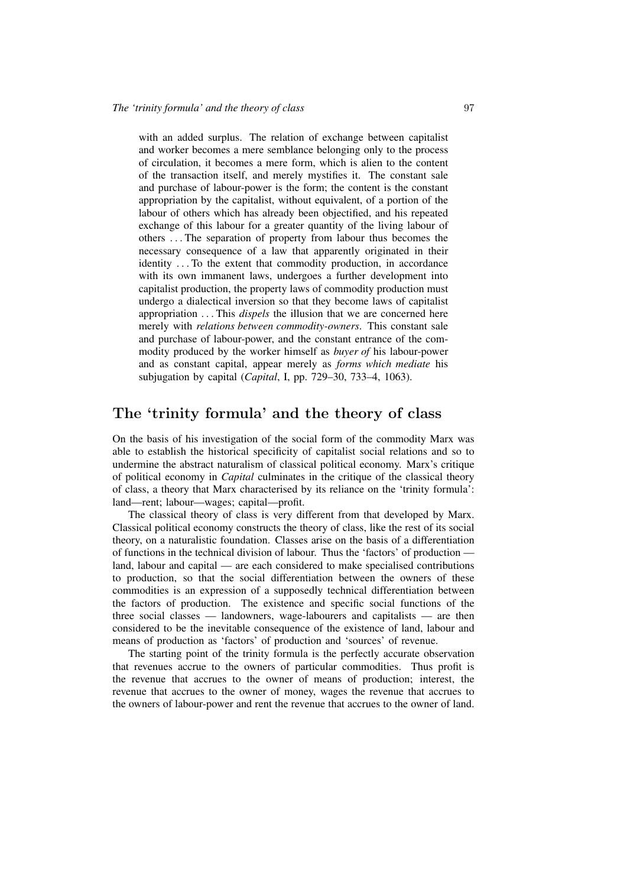> with an added surplus. The relation of exchange between capitalist and worker becomes a mere semblance belonging only to the process of circulation, it becomes a mere form, which is alien to the content of the transaction itself, and merely mystifies it. The constant sale and purchase of labour-power is the form; the content is the constant appropriation by the capitalist, without equivalent, of a portion of the labour of others which has already been objectified, and his repeated exchange of this labour for a greater quantity of the living labour of others . . . The separation of property from labour thus becomes the necessary consequence of a law that apparently originated in their identity . . . To the extent that commodity production, in accordance with its own immanent laws, undergoes a further development into capitalist production, the property laws of commodity production must undergo a dialectical inversion so that they become laws of capitalist appropriation . . . This *dispels* the illusion that we are concerned here merely with *relations between commodity-owners*. This constant sale and purchase of labour-power, and the constant entrance of the commodity produced by the worker himself as *buyer of* his labour-power and as constant capital, appear merely as *forms which mediate* his subjugation by capital (*Capital*, I, pp. 729–30, 733–4, 1063).

## The 'trinity formula' and the theory of class

On the basis of his investigation of the social form of the commodity Marx was able to establish the historical specificity of capitalist social relations and so to undermine the abstract naturalism of classical political economy. Marx's critique of political economy in *Capital* culminates in the critique of the classical theory of class, a theory that Marx characterised by its reliance on the 'trinity formula': land—rent; labour—wages; capital—profit.

The classical theory of class is very different from that developed by Marx. Classical political economy constructs the theory of class, like the rest of its social theory, on a naturalistic foundation. Classes arise on the basis of a differentiation of functions in the technical division of labour. Thus the 'factors' of production — land, labour and capital — are each considered to make specialised contributions to production, so that the social differentiation between the owners of these commodities is an expression of a supposedly technical differentiation between the factors of production. The existence and specific social functions of the three social classes — landowners, wage-labourers and capitalists — are then considered to be the inevitable consequence of the existence of land, labour and means of production as 'factors' of production and 'sources' of revenue.

The starting point of the trinity formula is the perfectly accurate observation that revenues accrue to the owners of particular commodities. Thus profit is the revenue that accrues to the owner of means of production; interest, the revenue that accrues to the owner of money, wages the revenue that accrues to the owners of labour-power and rent the revenue that accrues to the owner of land.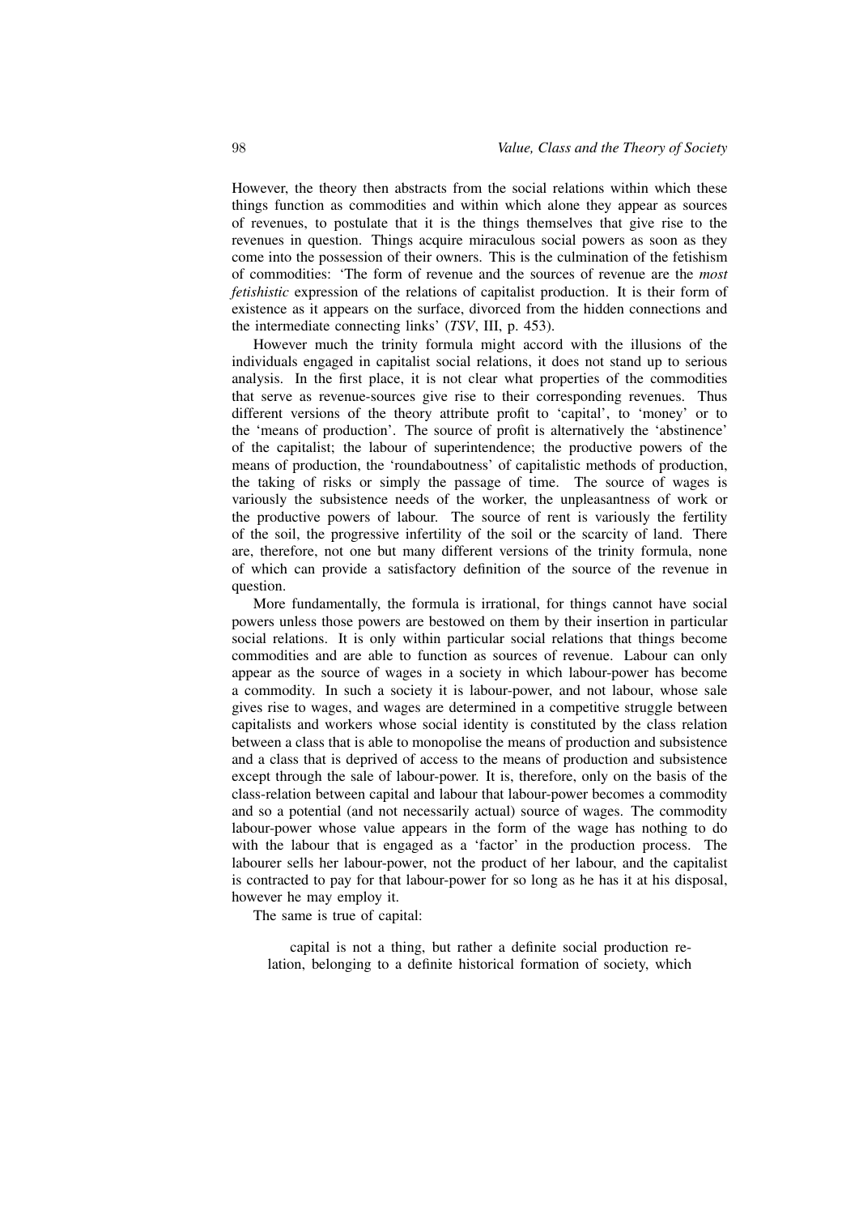However, the theory then abstracts from the social relations within which these things function as commodities and within which alone they appear as sources of revenues, to postulate that it is the things themselves that give rise to the revenues in question. Things acquire miraculous social powers as soon as they come into the possession of their owners. This is the culmination of the fetishism of commodities: 'The form of revenue and the sources of revenue are the *most fetishistic* expression of the relations of capitalist production. It is their form of existence as it appears on the surface, divorced from the hidden connections and the intermediate connecting links' (*TSV*, III, p. 453).

However much the trinity formula might accord with the illusions of the individuals engaged in capitalist social relations, it does not stand up to serious analysis. In the first place, it is not clear what properties of the commodities that serve as revenue-sources give rise to their corresponding revenues. Thus different versions of the theory attribute profit to 'capital', to 'money' or to the 'means of production'. The source of profit is alternatively the 'abstinence' of the capitalist; the labour of superintendence; the productive powers of the means of production, the 'roundaboutness' of capitalistic methods of production, the taking of risks or simply the passage of time. The source of wages is variously the subsistence needs of the worker, the unpleasantness of work or the productive powers of labour. The source of rent is variously the fertility of the soil, the progressive infertility of the soil or the scarcity of land. There are, therefore, not one but many different versions of the trinity formula, none of which can provide a satisfactory definition of the source of the revenue in question.

More fundamentally, the formula is irrational, for things cannot have social powers unless those powers are bestowed on them by their insertion in particular social relations. It is only within particular social relations that things become commodities and are able to function as sources of revenue. Labour can only appear as the source of wages in a society in which labour-power has become a commodity. In such a society it is labour-power, and not labour, whose sale gives rise to wages, and wages are determined in a competitive struggle between capitalists and workers whose social identity is constituted by the class relation between a class that is able to monopolise the means of production and subsistence and a class that is deprived of access to the means of production and subsistence except through the sale of labour-power. It is, therefore, only on the basis of the class-relation between capital and labour that labour-power becomes a commodity and so a potential (and not necessarily actual) source of wages. The commodity labour-power whose value appears in the form of the wage has nothing to do with the labour that is engaged as a 'factor' in the production process. The labourer sells her labour-power, not the product of her labour, and the capitalist is contracted to pay for that labour-power for so long as he has it at his disposal, however he may employ it.

The same is true of capital:

> capital is not a thing, but rather a definite social production relation, belonging to a definite historical formation of society, which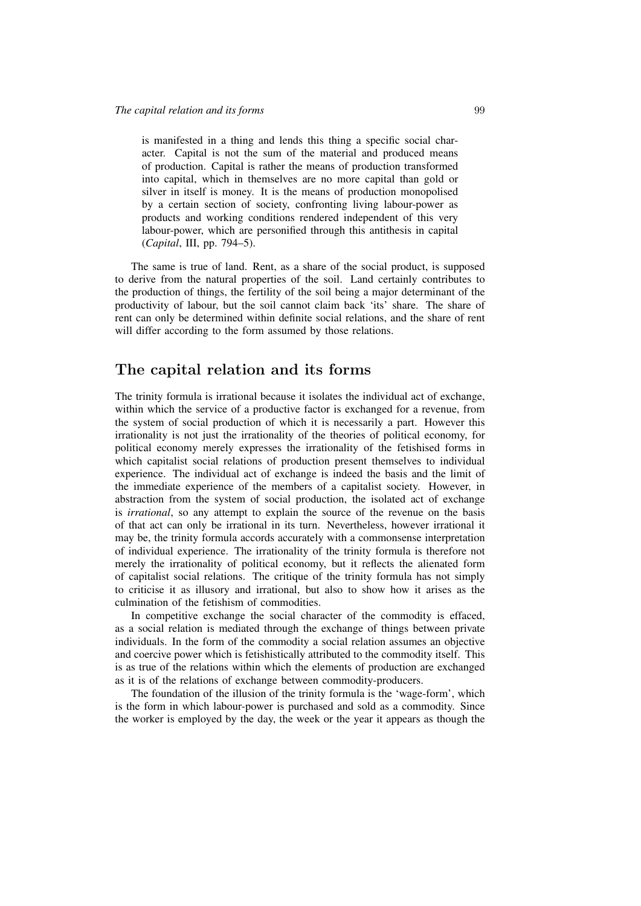> is manifested in a thing and lends this thing a specific social character. Capital is not the sum of the material and produced means of production. Capital is rather the means of production transformed into capital, which in themselves are no more capital than gold or silver in itself is money. It is the means of production monopolised by a certain section of society, confronting living labour-power as products and working conditions rendered independent of this very labour-power, which are personified through this antithesis in capital (*Capital*, III, pp. 794–5).

The same is true of land. Rent, as a share of the social product, is supposed to derive from the natural properties of the soil. Land certainly contributes to the production of things, the fertility of the soil being a major determinant of the productivity of labour, but the soil cannot claim back 'its' share. The share of rent can only be determined within definite social relations, and the share of rent will differ according to the form assumed by those relations.

## The capital relation and its forms

The trinity formula is irrational because it isolates the individual act of exchange, within which the service of a productive factor is exchanged for a revenue, from the system of social production of which it is necessarily a part. However this irrationality is not just the irrationality of the theories of political economy, for political economy merely expresses the irrationality of the fetishised forms in which capitalist social relations of production present themselves to individual experience. The individual act of exchange is indeed the basis and the limit of the immediate experience of the members of a capitalist society. However, in abstraction from the system of social production, the isolated act of exchange is *irrational*, so any attempt to explain the source of the revenue on the basis of that act can only be irrational in its turn. Nevertheless, however irrational it may be, the trinity formula accords accurately with a commonsense interpretation of individual experience. The irrationality of the trinity formula is therefore not merely the irrationality of political economy, but it reflects the alienated form of capitalist social relations. The critique of the trinity formula has not simply to criticise it as illusory and irrational, but also to show how it arises as the culmination of the fetishism of commodities.

In competitive exchange the social character of the commodity is effaced, as a social relation is mediated through the exchange of things between private individuals. In the form of the commodity a social relation assumes an objective and coercive power which is fetishistically attributed to the commodity itself. This is as true of the relations within which the elements of production are exchanged as it is of the relations of exchange between commodity-producers.

The foundation of the illusion of the trinity formula is the 'wage-form', which is the form in which labour-power is purchased and sold as a commodity. Since the worker is employed by the day, the week or the year it appears as though the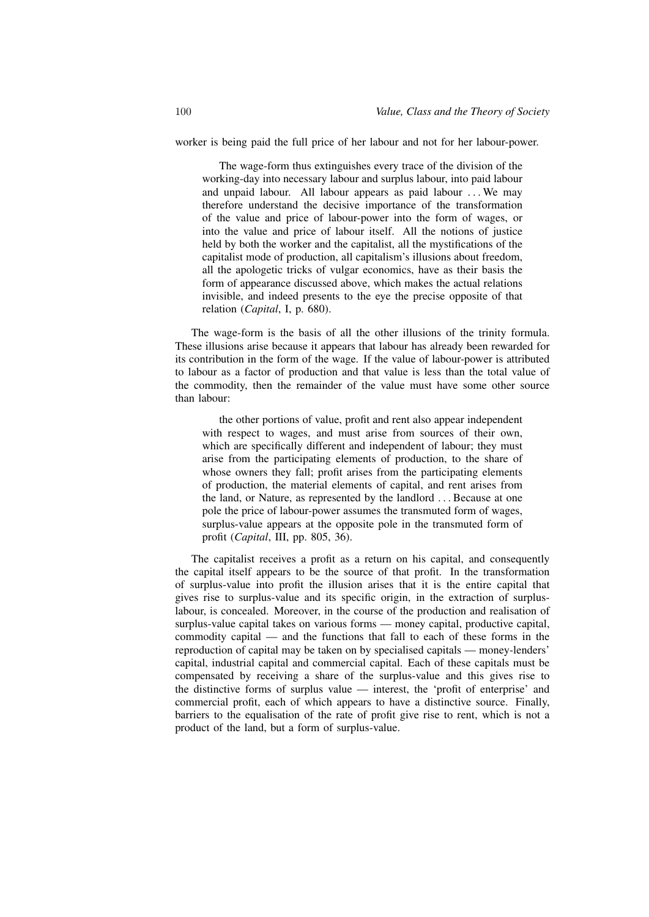worker is being paid the full price of her labour and not for her labour-power.

> The wage-form thus extinguishes every trace of the division of the working-day into necessary labour and surplus labour, into paid labour and unpaid labour. All labour appears as paid labour . . . We may therefore understand the decisive importance of the transformation of the value and price of labour-power into the form of wages, or into the value and price of labour itself. All the notions of justice held by both the worker and the capitalist, all the mystifications of the capitalist mode of production, all capitalism's illusions about freedom, all the apologetic tricks of vulgar economics, have as their basis the form of appearance discussed above, which makes the actual relations invisible, and indeed presents to the eye the precise opposite of that relation (*Capital*, I, p. 680).

The wage-form is the basis of all the other illusions of the trinity formula. These illusions arise because it appears that labour has already been rewarded for its contribution in the form of the wage. If the value of labour-power is attributed to labour as a factor of production and that value is less than the total value of the commodity, then the remainder of the value must have some other source than labour:

> the other portions of value, profit and rent also appear independent with respect to wages, and must arise from sources of their own, which are specifically different and independent of labour; they must arise from the participating elements of production, to the share of whose owners they fall; profit arises from the participating elements of production, the material elements of capital, and rent arises from the land, or Nature, as represented by the landlord . . . Because at one pole the price of labour-power assumes the transmuted form of wages, surplus-value appears at the opposite pole in the transmuted form of profit (*Capital*, III, pp. 805, 36).

The capitalist receives a profit as a return on his capital, and consequently the capital itself appears to be the source of that profit. In the transformation of surplus-value into profit the illusion arises that it is the entire capital that gives rise to surplus-value and its specific origin, in the extraction of surplus-labour, is concealed. Moreover, in the course of the production and realisation of surplus-value capital takes on various forms — money capital, productive capital, commodity capital — and the functions that fall to each of these forms in the reproduction of capital may be taken on by specialised capitals — money-lenders' capital, industrial capital and commercial capital. Each of these capitals must be compensated by receiving a share of the surplus-value and this gives rise to the distinctive forms of surplus value — interest, the 'profit of enterprise' and commercial profit, each of which appears to have a distinctive source. Finally, barriers to the equalisation of the rate of profit give rise to rent, which is not a product of the land, but a form of surplus-value.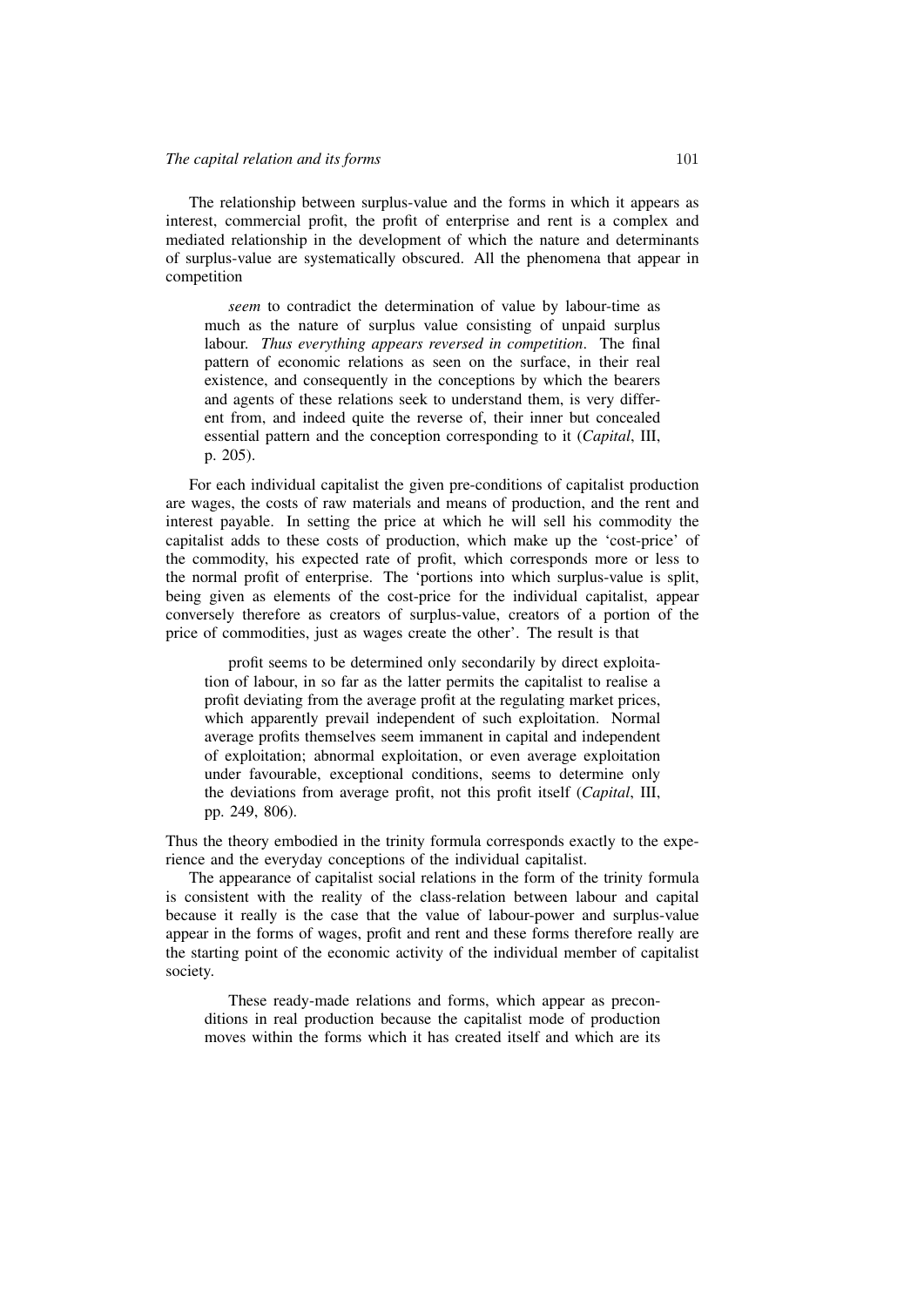The relationship between surplus-value and the forms in which it appears as interest, commercial profit, the profit of enterprise and rent is a complex and mediated relationship in the development of which the nature and determinants of surplus-value are systematically obscured. All the phenomena that appear in competition

> *seem* to contradict the determination of value by labour-time as much as the nature of surplus value consisting of unpaid surplus labour. *Thus everything appears reversed in competition*. The final pattern of economic relations as seen on the surface, in their real existence, and consequently in the conceptions by which the bearers and agents of these relations seek to understand them, is very different from, and indeed quite the reverse of, their inner but concealed essential pattern and the conception corresponding to it (*Capital*, III, p. 205).

For each individual capitalist the given pre-conditions of capitalist production are wages, the costs of raw materials and means of production, and the rent and interest payable. In setting the price at which he will sell his commodity the capitalist adds to these costs of production, which make up the 'cost-price' of the commodity, his expected rate of profit, which corresponds more or less to the normal profit of enterprise. The 'portions into which surplus-value is split, being given as elements of the cost-price for the individual capitalist, appear conversely therefore as creators of surplus-value, creators of a portion of the price of commodities, just as wages create the other'. The result is that

> profit seems to be determined only secondarily by direct exploitation of labour, in so far as the latter permits the capitalist to realise a profit deviating from the average profit at the regulating market prices, which apparently prevail independent of such exploitation. Normal average profits themselves seem immanent in capital and independent of exploitation; abnormal exploitation, or even average exploitation under favourable, exceptional conditions, seems to determine only the deviations from average profit, not this profit itself (*Capital*, III, pp. 249, 806).

Thus the theory embodied in the trinity formula corresponds exactly to the experience and the everyday conceptions of the individual capitalist.

The appearance of capitalist social relations in the form of the trinity formula is consistent with the reality of the class-relation between labour and capital because it really is the case that the value of labour-power and surplus-value appear in the forms of wages, profit and rent and these forms therefore really are the starting point of the economic activity of the individual member of capitalist society.

> These ready-made relations and forms, which appear as preconditions in real production because the capitalist mode of production moves within the forms which it has created itself and which are its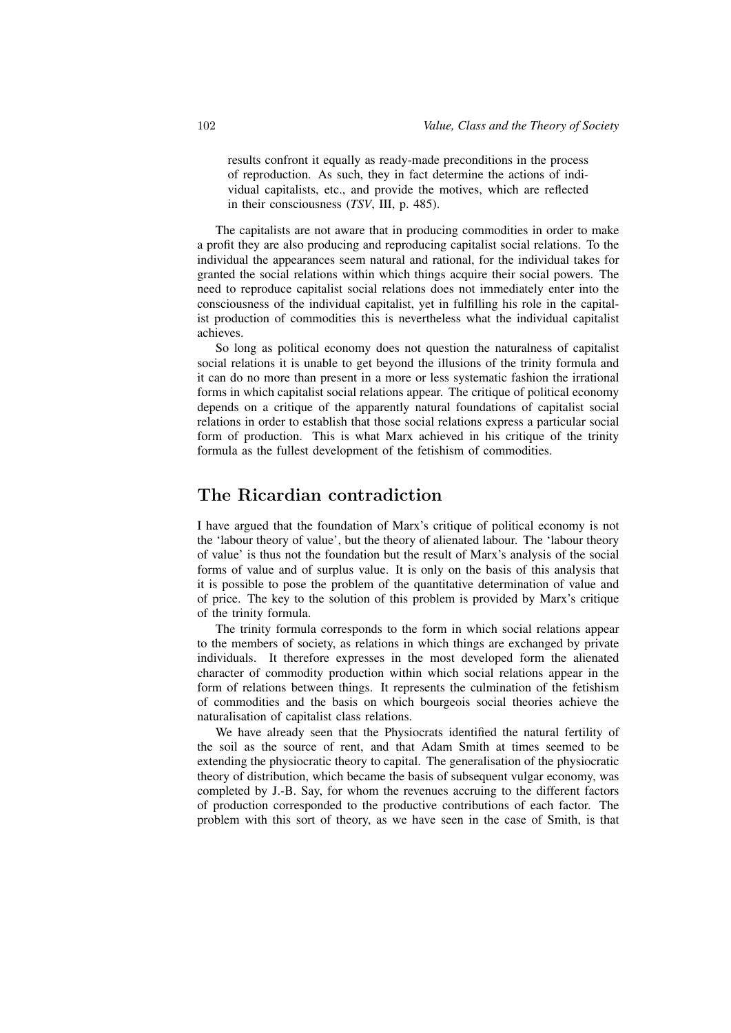> results confront it equally as ready-made preconditions in the process of reproduction. As such, they in fact determine the actions of individual capitalists, etc., and provide the motives, which are reflected in their consciousness (*TSV*, III, p. 485).

The capitalists are not aware that in producing commodities in order to make a profit they are also producing and reproducing capitalist social relations. To the individual the appearances seem natural and rational, for the individual takes for granted the social relations within which things acquire their social powers. The need to reproduce capitalist social relations does not immediately enter into the consciousness of the individual capitalist, yet in fulfilling his role in the capitalist production of commodities this is nevertheless what the individual capitalist achieves.

So long as political economy does not question the naturalness of capitalist social relations it is unable to get beyond the illusions of the trinity formula and it can do no more than present in a more or less systematic fashion the irrational forms in which capitalist social relations appear. The critique of political economy depends on a critique of the apparently natural foundations of capitalist social relations in order to establish that those social relations express a particular social form of production. This is what Marx achieved in his critique of the trinity formula as the fullest development of the fetishism of commodities.

## The Ricardian contradiction

I have argued that the foundation of Marx's critique of political economy is not the 'labour theory of value', but the theory of alienated labour. The 'labour theory of value' is thus not the foundation but the result of Marx's analysis of the social forms of value and of surplus value. It is only on the basis of this analysis that it is possible to pose the problem of the quantitative determination of value and of price. The key to the solution of this problem is provided by Marx's critique of the trinity formula.

The trinity formula corresponds to the form in which social relations appear to the members of society, as relations in which things are exchanged by private individuals. It therefore expresses in the most developed form the alienated character of commodity production within which social relations appear in the form of relations between things. It represents the culmination of the fetishism of commodities and the basis on which bourgeois social theories achieve the naturalisation of capitalist class relations.

We have already seen that the Physiocrats identified the natural fertility of the soil as the source of rent, and that Adam Smith at times seemed to be extending the physiocratic theory to capital. The generalisation of the physiocratic theory of distribution, which became the basis of subsequent vulgar economy, was completed by J.-B. Say, for whom the revenues accruing to the different factors of production corresponded to the productive contributions of each factor. The problem with this sort of theory, as we have seen in the case of Smith, is that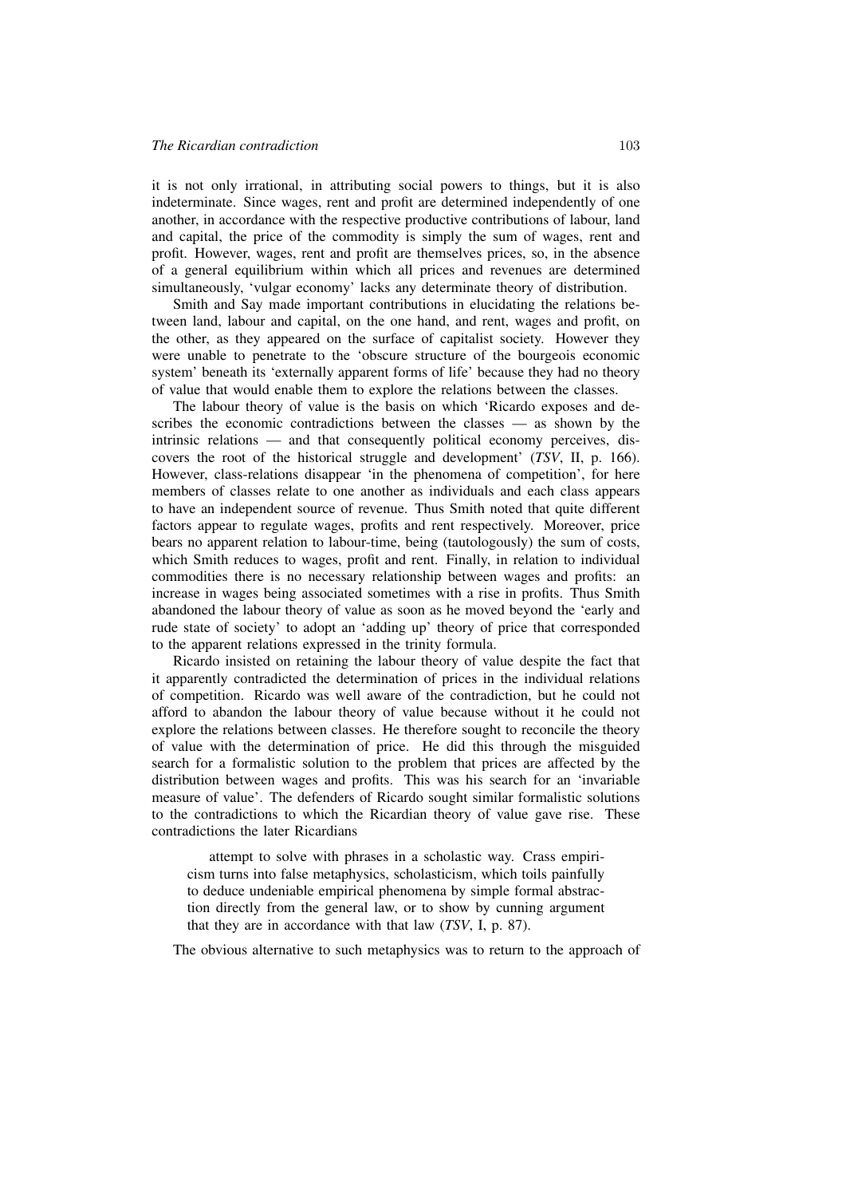it is not only irrational, in attributing social powers to things, but it is also indeterminate. Since wages, rent and profit are determined independently of one another, in accordance with the respective productive contributions of labour, land and capital, the price of the commodity is simply the sum of wages, rent and profit. However, wages, rent and profit are themselves prices, so, in the absence of a general equilibrium within which all prices and revenues are determined simultaneously, 'vulgar economy' lacks any determinate theory of distribution.

Smith and Say made important contributions in elucidating the relations between land, labour and capital, on the one hand, and rent, wages and profit, on the other, as they appeared on the surface of capitalist society. However they were unable to penetrate to the 'obscure structure of the bourgeois economic system' beneath its 'externally apparent forms of life' because they had no theory of value that would enable them to explore the relations between the classes.

The labour theory of value is the basis on which 'Ricardo exposes and describes the economic contradictions between the classes — as shown by the intrinsic relations — and that consequently political economy perceives, discovers the root of the historical struggle and development' (*TSV*, II, p. 166). However, class-relations disappear 'in the phenomena of competition', for here members of classes relate to one another as individuals and each class appears to have an independent source of revenue. Thus Smith noted that quite different factors appear to regulate wages, profits and rent respectively. Moreover, price bears no apparent relation to labour-time, being (tautologously) the sum of costs, which Smith reduces to wages, profit and rent. Finally, in relation to individual commodities there is no necessary relationship between wages and profits: an increase in wages being associated sometimes with a rise in profits. Thus Smith abandoned the labour theory of value as soon as he moved beyond the 'early and rude state of society' to adopt an 'adding up' theory of price that corresponded to the apparent relations expressed in the trinity formula.

Ricardo insisted on retaining the labour theory of value despite the fact that it apparently contradicted the determination of prices in the individual relations of competition. Ricardo was well aware of the contradiction, but he could not afford to abandon the labour theory of value because without it he could not explore the relations between classes. He therefore sought to reconcile the theory of value with the determination of price. He did this through the misguided search for a formalistic solution to the problem that prices are affected by the distribution between wages and profits. This was his search for an 'invariable measure of value'. The defenders of Ricardo sought similar formalistic solutions to the contradictions to which the Ricardian theory of value gave rise. These contradictions the later Ricardians

> attempt to solve with phrases in a scholastic way. Crass empiricism turns into false metaphysics, scholasticism, which toils painfully to deduce undeniable empirical phenomena by simple formal abstraction directly from the general law, or to show by cunning argument that they are in accordance with that law (*TSV*, I, p. 87).

The obvious alternative to such metaphysics was to return to the approach of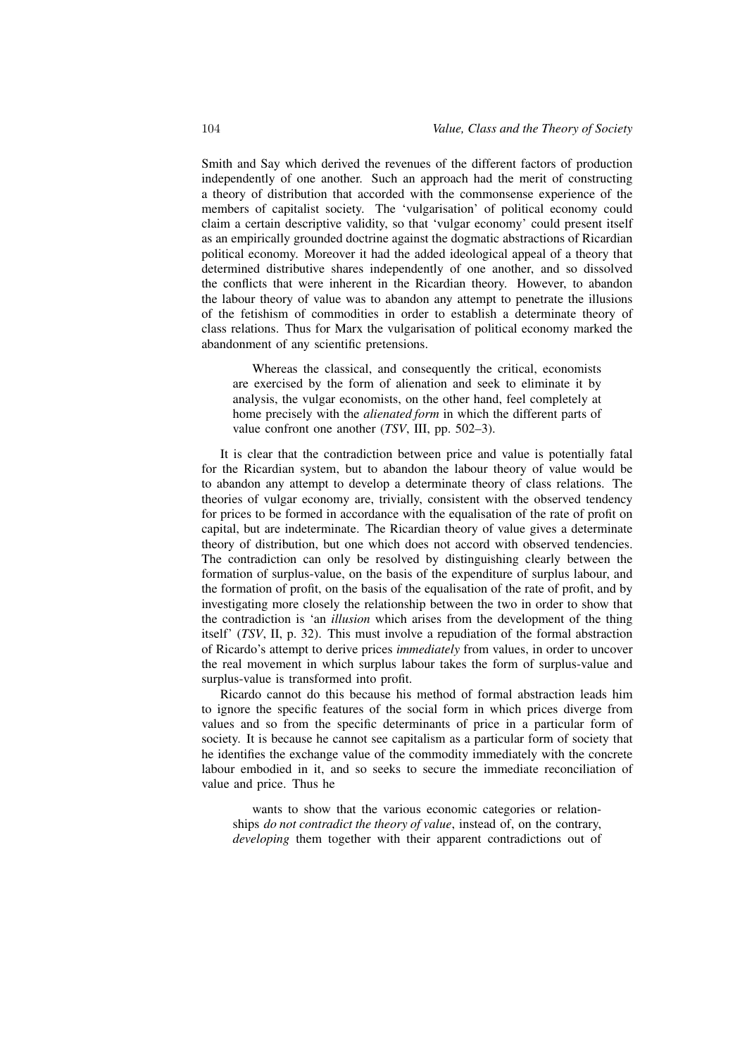Smith and Say which derived the revenues of the different factors of production independently of one another. Such an approach had the merit of constructing a theory of distribution that accorded with the commonsense experience of the members of capitalist society. The 'vulgarisation' of political economy could claim a certain descriptive validity, so that 'vulgar economy' could present itself as an empirically grounded doctrine against the dogmatic abstractions of Ricardian political economy. Moreover it had the added ideological appeal of a theory that determined distributive shares independently of one another, and so dissolved the conflicts that were inherent in the Ricardian theory. However, to abandon the labour theory of value was to abandon any attempt to penetrate the illusions of the fetishism of commodities in order to establish a determinate theory of class relations. Thus for Marx the vulgarisation of political economy marked the abandonment of any scientific pretensions.

> Whereas the classical, and consequently the critical, economists are exercised by the form of alienation and seek to eliminate it by analysis, the vulgar economists, on the other hand, feel completely at home precisely with the *alienated form* in which the different parts of value confront one another (*TSV*, III, pp. 502–3).

It is clear that the contradiction between price and value is potentially fatal for the Ricardian system, but to abandon the labour theory of value would be to abandon any attempt to develop a determinate theory of class relations. The theories of vulgar economy are, trivially, consistent with the observed tendency for prices to be formed in accordance with the equalisation of the rate of profit on capital, but are indeterminate. The Ricardian theory of value gives a determinate theory of distribution, but one which does not accord with observed tendencies. The contradiction can only be resolved by distinguishing clearly between the formation of surplus-value, on the basis of the expenditure of surplus labour, and the formation of profit, on the basis of the equalisation of the rate of profit, and by investigating more closely the relationship between the two in order to show that the contradiction is 'an *illusion* which arises from the development of the thing itself' (*TSV*, II, p. 32). This must involve a repudiation of the formal abstraction of Ricardo's attempt to derive prices *immediately* from values, in order to uncover the real movement in which surplus labour takes the form of surplus-value and surplus-value is transformed into profit.

Ricardo cannot do this because his method of formal abstraction leads him to ignore the specific features of the social form in which prices diverge from values and so from the specific determinants of price in a particular form of society. It is because he cannot see capitalism as a particular form of society that he identifies the exchange value of the commodity immediately with the concrete labour embodied in it, and so seeks to secure the immediate reconciliation of value and price. Thus he

> wants to show that the various economic categories or relationships *do not contradict the theory of value*, instead of, on the contrary, *developing* them together with their apparent contradictions out of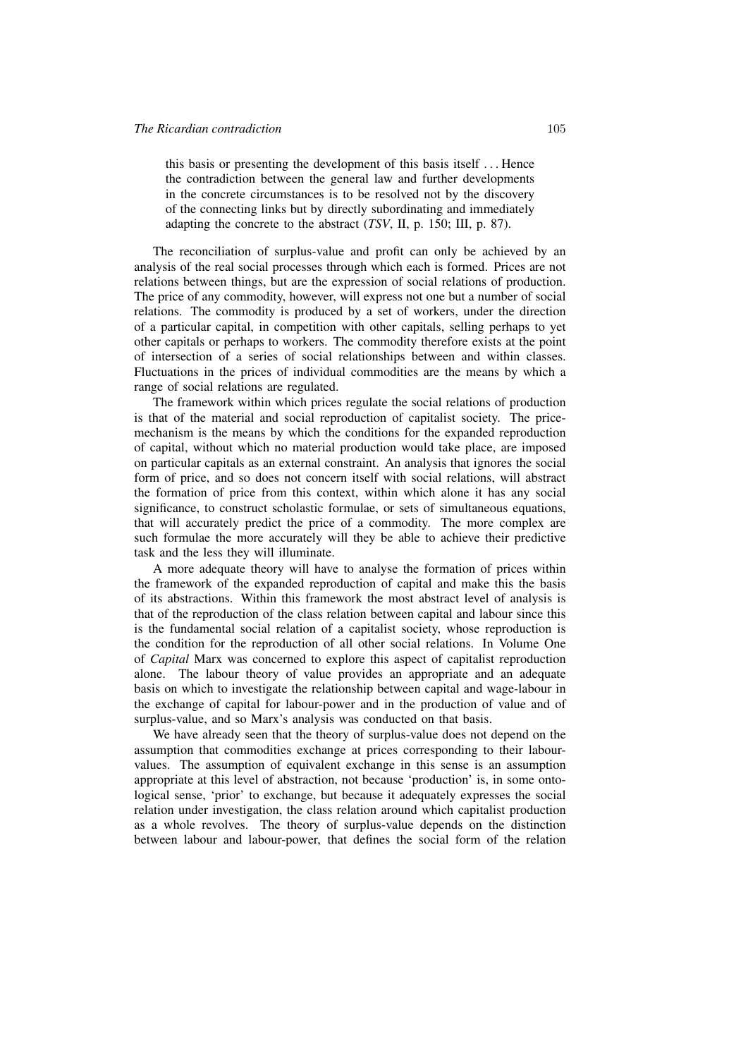> this basis or presenting the development of this basis itself . . . Hence the contradiction between the general law and further developments in the concrete circumstances is to be resolved not by the discovery of the connecting links but by directly subordinating and immediately adapting the concrete to the abstract (*TSV*, II, p. 150; III, p. 87).

The reconciliation of surplus-value and profit can only be achieved by an analysis of the real social processes through which each is formed. Prices are not relations between things, but are the expression of social relations of production. The price of any commodity, however, will express not one but a number of social relations. The commodity is produced by a set of workers, under the direction of a particular capital, in competition with other capitals, selling perhaps to yet other capitals or perhaps to workers. The commodity therefore exists at the point of intersection of a series of social relationships between and within classes. Fluctuations in the prices of individual commodities are the means by which a range of social relations are regulated.

The framework within which prices regulate the social relations of production is that of the material and social reproduction of capitalist society. The price-mechanism is the means by which the conditions for the expanded reproduction of capital, without which no material production would take place, are imposed on particular capitals as an external constraint. An analysis that ignores the social form of price, and so does not concern itself with social relations, will abstract the formation of price from this context, within which alone it has any social significance, to construct scholastic formulae, or sets of simultaneous equations, that will accurately predict the price of a commodity. The more complex are such formulae the more accurately will they be able to achieve their predictive task and the less they will illuminate.

A more adequate theory will have to analyse the formation of prices within the framework of the expanded reproduction of capital and make this the basis of its abstractions. Within this framework the most abstract level of analysis is that of the reproduction of the class relation between capital and labour since this is the fundamental social relation of a capitalist society, whose reproduction is the condition for the reproduction of all other social relations. In Volume One of *Capital* Marx was concerned to explore this aspect of capitalist reproduction alone. The labour theory of value provides an appropriate and an adequate basis on which to investigate the relationship between capital and wage-labour in the exchange of capital for labour-power and in the production of value and of surplus-value, and so Marx's analysis was conducted on that basis.

We have already seen that the theory of surplus-value does not depend on the assumption that commodities exchange at prices corresponding to their labour-values. The assumption of equivalent exchange in this sense is an assumption appropriate at this level of abstraction, not because 'production' is, in some ontological sense, 'prior' to exchange, but because it adequately expresses the social relation under investigation, the class relation around which capitalist production as a whole revolves. The theory of surplus-value depends on the distinction between labour and labour-power, that defines the social form of the relation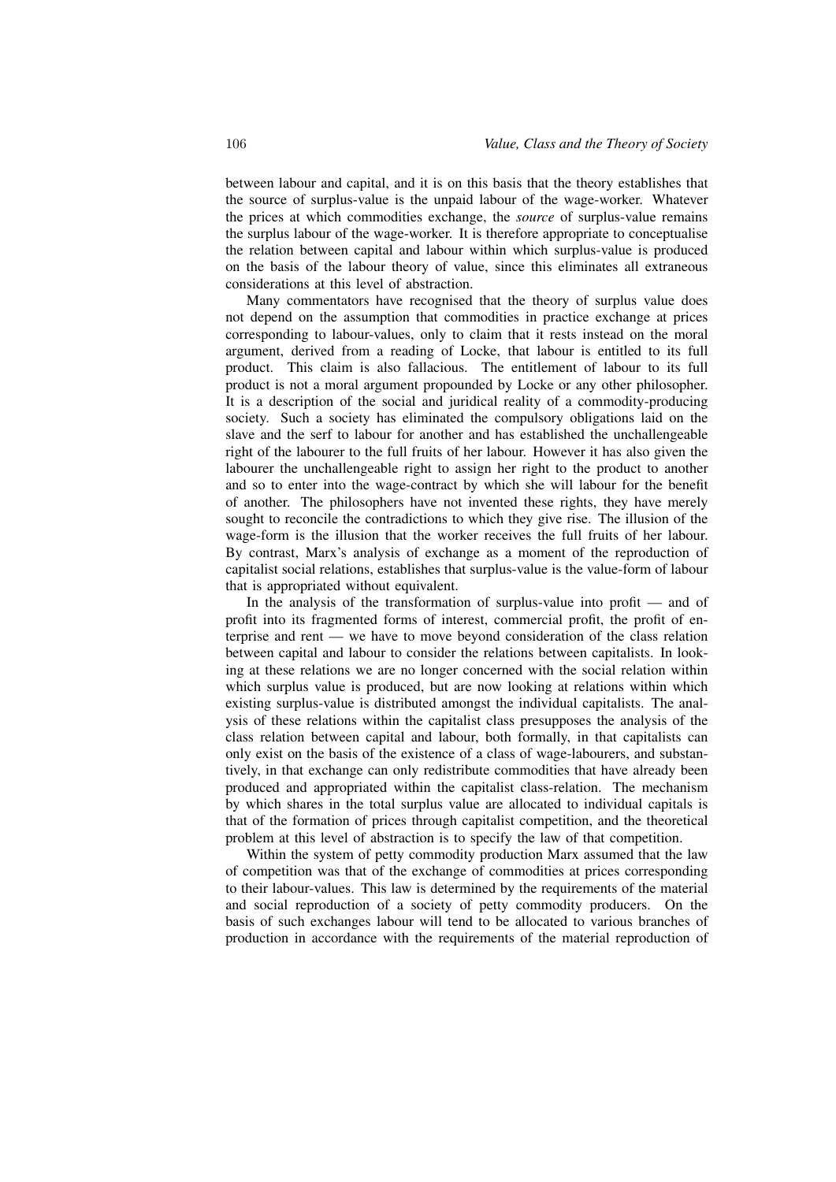between labour and capital, and it is on this basis that the theory establishes that the source of surplus-value is the unpaid labour of the wage-worker. Whatever the prices at which commodities exchange, the *source* of surplus-value remains the surplus labour of the wage-worker. It is therefore appropriate to conceptualise the relation between capital and labour within which surplus-value is produced on the basis of the labour theory of value, since this eliminates all extraneous considerations at this level of abstraction.

Many commentators have recognised that the theory of surplus value does not depend on the assumption that commodities in practice exchange at prices corresponding to labour-values, only to claim that it rests instead on the moral argument, derived from a reading of Locke, that labour is entitled to its full product. This claim is also fallacious. The entitlement of labour to its full product is not a moral argument propounded by Locke or any other philosopher. It is a description of the social and juridical reality of a commodity-producing society. Such a society has eliminated the compulsory obligations laid on the slave and the serf to labour for another and has established the unchallengeable right of the labourer to the full fruits of her labour. However it has also given the labourer the unchallengeable right to assign her right to the product to another and so to enter into the wage-contract by which she will labour for the benefit of another. The philosophers have not invented these rights, they have merely sought to reconcile the contradictions to which they give rise. The illusion of the wage-form is the illusion that the worker receives the full fruits of her labour. By contrast, Marx's analysis of exchange as a moment of the reproduction of capitalist social relations, establishes that surplus-value is the value-form of labour that is appropriated without equivalent.

In the analysis of the transformation of surplus-value into profit — and of profit into its fragmented forms of interest, commercial profit, the profit of enterprise and rent — we have to move beyond consideration of the class relation between capital and labour to consider the relations between capitalists. In looking at these relations we are no longer concerned with the social relation within which surplus value is produced, but are now looking at relations within which existing surplus-value is distributed amongst the individual capitalists. The analysis of these relations within the capitalist class presupposes the analysis of the class relation between capital and labour, both formally, in that capitalists can only exist on the basis of the existence of a class of wage-labourers, and substantively, in that exchange can only redistribute commodities that have already been produced and appropriated within the capitalist class-relation. The mechanism by which shares in the total surplus value are allocated to individual capitals is that of the formation of prices through capitalist competition, and the theoretical problem at this level of abstraction is to specify the law of that competition.

Within the system of petty commodity production Marx assumed that the law of competition was that of the exchange of commodities at prices corresponding to their labour-values. This law is determined by the requirements of the material and social reproduction of a society of petty commodity producers. On the basis of such exchanges labour will tend to be allocated to various branches of production in accordance with the requirements of the material reproduction of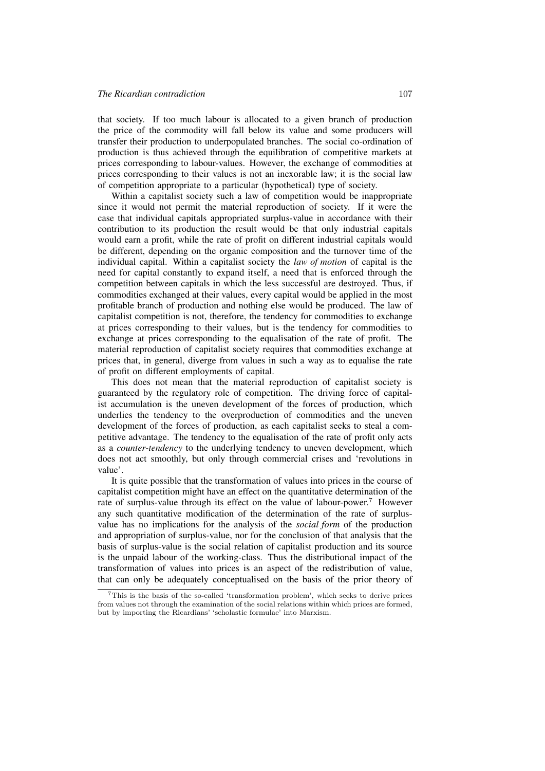that society. If too much labour is allocated to a given branch of production the price of the commodity will fall below its value and some producers will transfer their production to underpopulated branches. The social co-ordination of production is thus achieved through the equilibration of competitive markets at prices corresponding to labour-values. However, the exchange of commodities at prices corresponding to their values is not an inexorable law; it is the social law of competition appropriate to a particular (hypothetical) type of society.

Within a capitalist society such a law of competition would be inappropriate since it would not permit the material reproduction of society. If it were the case that individual capitals appropriated surplus-value in accordance with their contribution to its production the result would be that only industrial capitals would earn a profit, while the rate of profit on different industrial capitals would be different, depending on the organic composition and the turnover time of the individual capital. Within a capitalist society the *law of motion* of capital is the need for capital constantly to expand itself, a need that is enforced through the competition between capitals in which the less successful are destroyed. Thus, if commodities exchanged at their values, every capital would be applied in the most profitable branch of production and nothing else would be produced. The law of capitalist competition is not, therefore, the tendency for commodities to exchange at prices corresponding to their values, but is the tendency for commodities to exchange at prices corresponding to the equalisation of the rate of profit. The material reproduction of capitalist society requires that commodities exchange at prices that, in general, diverge from values in such a way as to equalise the rate of profit on different employments of capital.

This does not mean that the material reproduction of capitalist society is guaranteed by the regulatory role of competition. The driving force of capitalist accumulation is the uneven development of the forces of production, which underlies the tendency to the overproduction of commodities and the uneven development of the forces of production, as each capitalist seeks to steal a competitive advantage. The tendency to the equalisation of the rate of profit only acts as a *counter-tendency* to the underlying tendency to uneven development, which does not act smoothly, but only through commercial crises and 'revolutions in value'.

It is quite possible that the transformation of values into prices in the course of capitalist competition might have an effect on the quantitative determination of the rate of surplus-value through its effect on the value of labour-power.[7] However any such quantitative modification of the determination of the rate of surplus-value has no implications for the analysis of the *social form* of the production and appropriation of surplus-value, nor for the conclusion of that analysis that the basis of surplus-value is the social relation of capitalist production and its source is the unpaid labour of the working-class. Thus the distributional impact of the transformation of values into prices is an aspect of the redistribution of value, that can only be adequately conceptualised on the basis of the prior theory of

[7]This is the basis of the so-called 'transformation problem', which seeks to derive prices from values not through the examination of the social relations within which prices are formed, but by importing the Ricardians' 'scholastic formulae' into Marxism.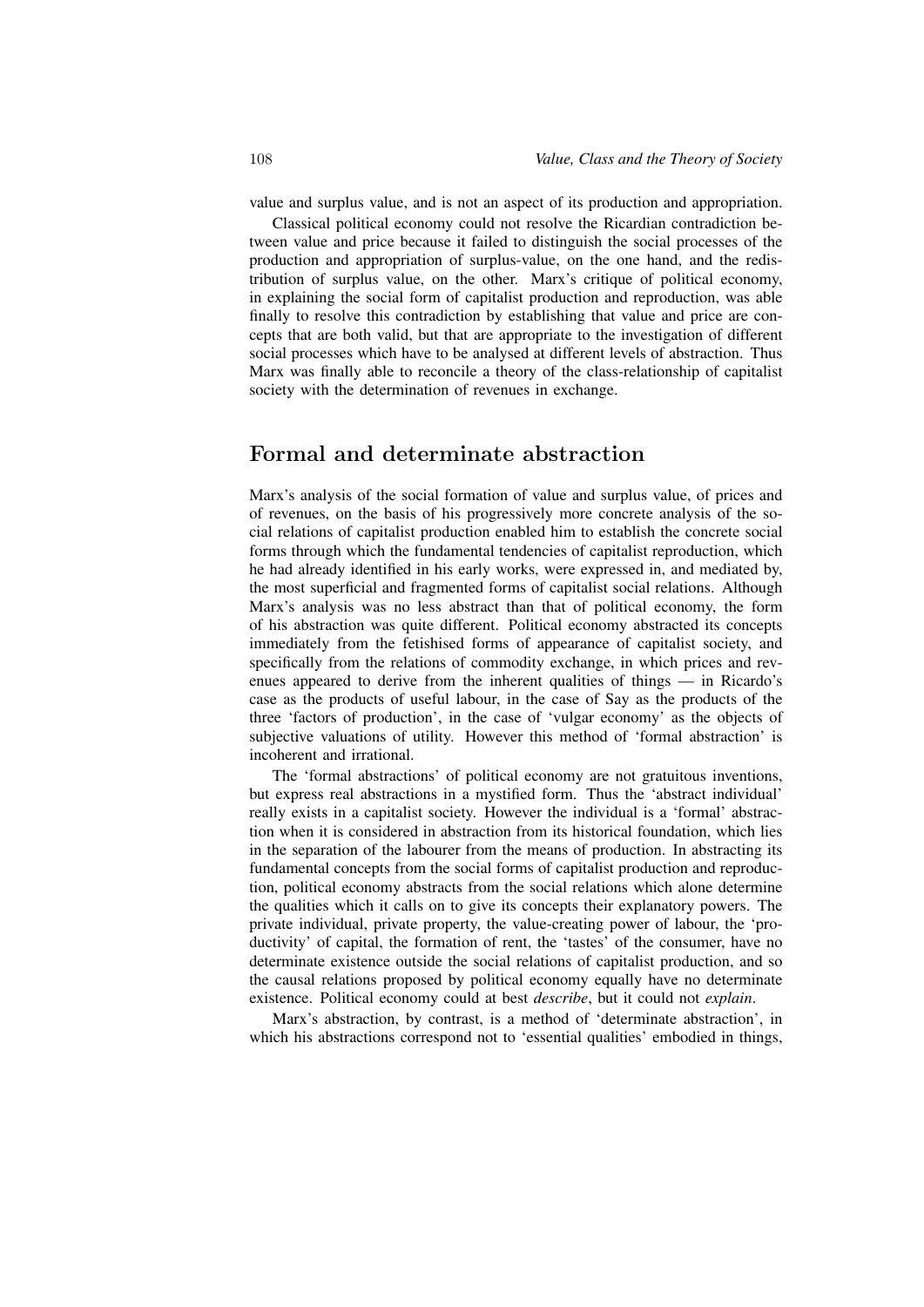value and surplus value, and is not an aspect of its production and appropriation.

Classical political economy could not resolve the Ricardian contradiction between value and price because it failed to distinguish the social processes of the production and appropriation of surplus-value, on the one hand, and the redistribution of surplus value, on the other. Marx's critique of political economy, in explaining the social form of capitalist production and reproduction, was able finally to resolve this contradiction by establishing that value and price are concepts that are both valid, but that are appropriate to the investigation of different social processes which have to be analysed at different levels of abstraction. Thus Marx was finally able to reconcile a theory of the class-relationship of capitalist society with the determination of revenues in exchange.

## Formal and determinate abstraction

Marx's analysis of the social formation of value and surplus value, of prices and of revenues, on the basis of his progressively more concrete analysis of the social relations of capitalist production enabled him to establish the concrete social forms through which the fundamental tendencies of capitalist reproduction, which he had already identified in his early works, were expressed in, and mediated by, the most superficial and fragmented forms of capitalist social relations. Although Marx's analysis was no less abstract than that of political economy, the form of his abstraction was quite different. Political economy abstracted its concepts immediately from the fetishised forms of appearance of capitalist society, and specifically from the relations of commodity exchange, in which prices and revenues appeared to derive from the inherent qualities of things — in Ricardo's case as the products of useful labour, in the case of Say as the products of the three 'factors of production', in the case of 'vulgar economy' as the objects of subjective valuations of utility. However this method of 'formal abstraction' is incoherent and irrational.

The 'formal abstractions' of political economy are not gratuitous inventions, but express real abstractions in a mystified form. Thus the 'abstract individual' really exists in a capitalist society. However the individual is a 'formal' abstraction when it is considered in abstraction from its historical foundation, which lies in the separation of the labourer from the means of production. In abstracting its fundamental concepts from the social forms of capitalist production and reproduction, political economy abstracts from the social relations which alone determine the qualities which it calls on to give its concepts their explanatory powers. The private individual, private property, the value-creating power of labour, the 'productivity' of capital, the formation of rent, the 'tastes' of the consumer, have no determinate existence outside the social relations of capitalist production, and so the causal relations proposed by political economy equally have no determinate existence. Political economy could at best *describe*, but it could not *explain*.

Marx's abstraction, by contrast, is a method of 'determinate abstraction', in which his abstractions correspond not to 'essential qualities' embodied in things,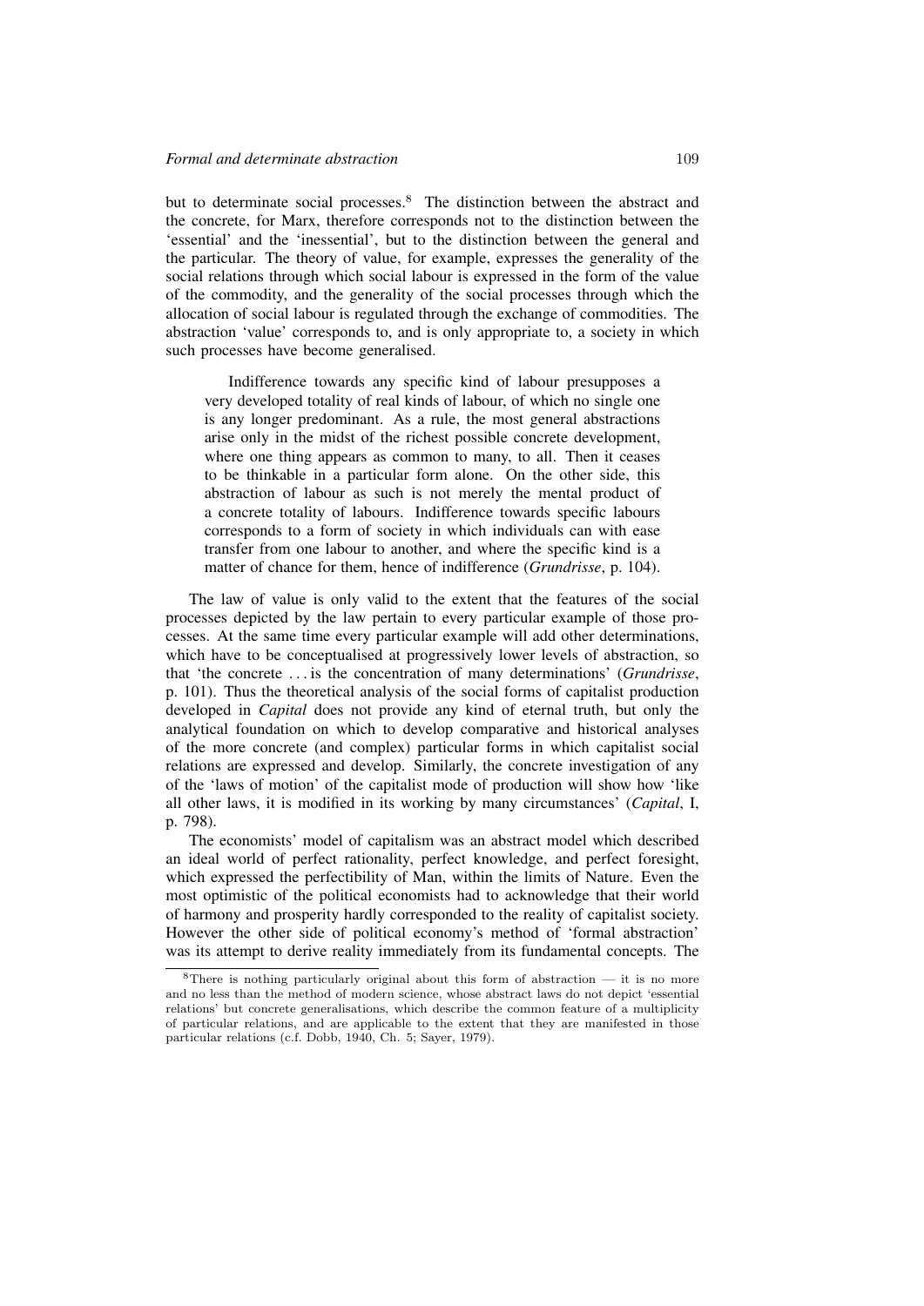but to determinate social processes.[8] The distinction between the abstract and the concrete, for Marx, therefore corresponds not to the distinction between the 'essential' and the 'inessential', but to the distinction between the general and the particular. The theory of value, for example, expresses the generality of the social relations through which social labour is expressed in the form of the value of the commodity, and the generality of the social processes through which the allocation of social labour is regulated through the exchange of commodities. The abstraction 'value' corresponds to, and is only appropriate to, a society in which such processes have become generalised.

> Indifference towards any specific kind of labour presupposes a very developed totality of real kinds of labour, of which no single one is any longer predominant. As a rule, the most general abstractions arise only in the midst of the richest possible concrete development, where one thing appears as common to many, to all. Then it ceases to be thinkable in a particular form alone. On the other side, this abstraction of labour as such is not merely the mental product of a concrete totality of labours. Indifference towards specific labours corresponds to a form of society in which individuals can with ease transfer from one labour to another, and where the specific kind is a matter of chance for them, hence of indifference (*Grundrisse*, p. 104).

The law of value is only valid to the extent that the features of the social processes depicted by the law pertain to every particular example of those processes. At the same time every particular example will add other determinations, which have to be conceptualised at progressively lower levels of abstraction, so that 'the concrete . . . is the concentration of many determinations' (*Grundrisse*, p. 101). Thus the theoretical analysis of the social forms of capitalist production developed in *Capital* does not provide any kind of eternal truth, but only the analytical foundation on which to develop comparative and historical analyses of the more concrete (and complex) particular forms in which capitalist social relations are expressed and develop. Similarly, the concrete investigation of any of the 'laws of motion' of the capitalist mode of production will show how 'like all other laws, it is modified in its working by many circumstances' (*Capital*, I, p. 798).

The economists' model of capitalism was an abstract model which described an ideal world of perfect rationality, perfect knowledge, and perfect foresight, which expressed the perfectibility of Man, within the limits of Nature. Even the most optimistic of the political economists had to acknowledge that their world of harmony and prosperity hardly corresponded to the reality of capitalist society. However the other side of political economy's method of 'formal abstraction' was its attempt to derive reality immediately from its fundamental concepts. The

[8] There is nothing particularly original about this form of abstraction — it is no more and no less than the method of modern science, whose abstract laws do not depict 'essential relations' but concrete generalisations, which describe the common feature of a multiplicity of particular relations, and are applicable to the extent that they are manifested in those particular relations (c.f. Dobb, 1940, Ch. 5; Sayer, 1979).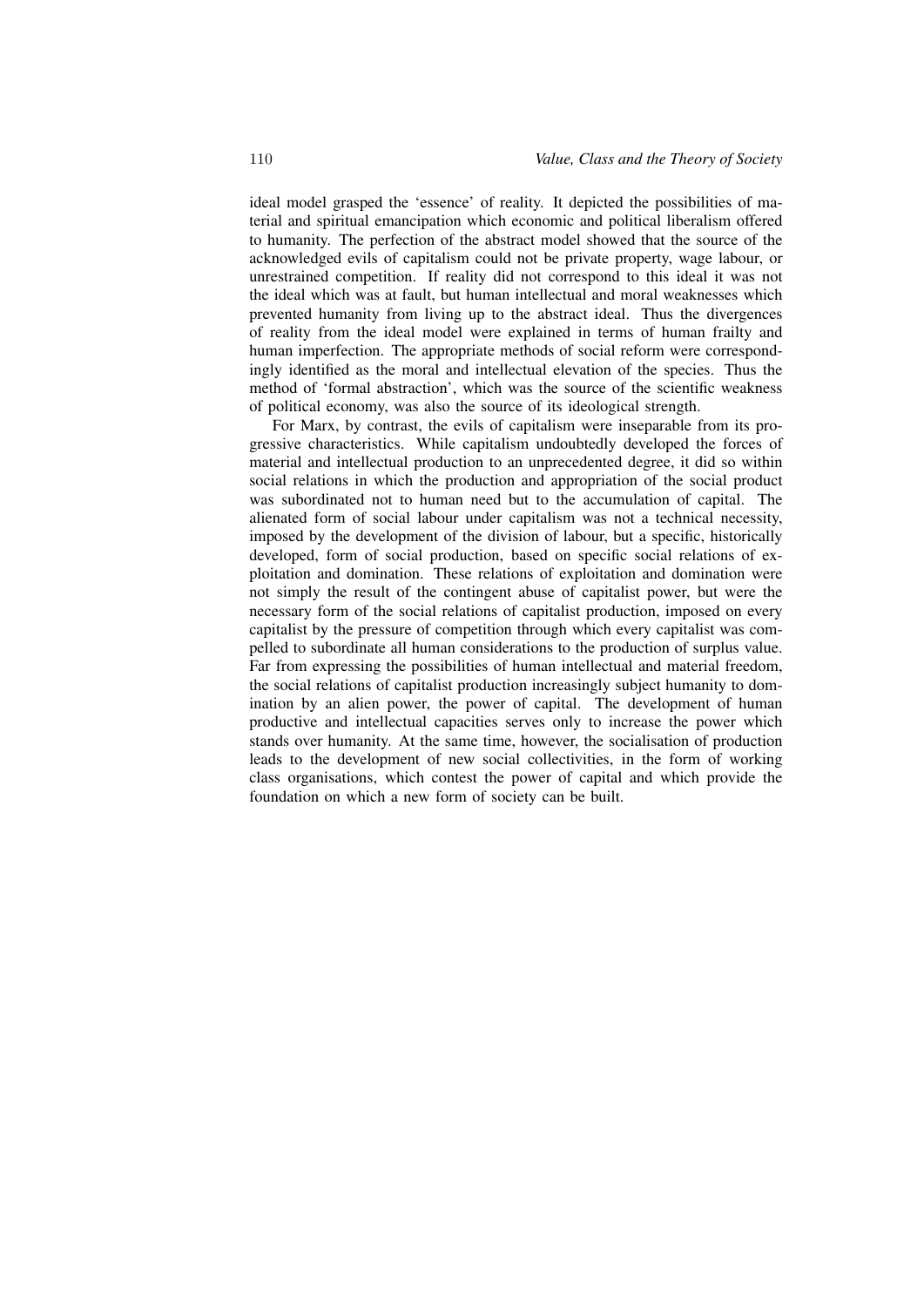ideal model grasped the 'essence' of reality. It depicted the possibilities of material and spiritual emancipation which economic and political liberalism offered to humanity. The perfection of the abstract model showed that the source of the acknowledged evils of capitalism could not be private property, wage labour, or unrestrained competition. If reality did not correspond to this ideal it was not the ideal which was at fault, but human intellectual and moral weaknesses which prevented humanity from living up to the abstract ideal. Thus the divergences of reality from the ideal model were explained in terms of human frailty and human imperfection. The appropriate methods of social reform were correspondingly identified as the moral and intellectual elevation of the species. Thus the method of 'formal abstraction', which was the source of the scientific weakness of political economy, was also the source of its ideological strength.

For Marx, by contrast, the evils of capitalism were inseparable from its progressive characteristics. While capitalism undoubtedly developed the forces of material and intellectual production to an unprecedented degree, it did so within social relations in which the production and appropriation of the social product was subordinated not to human need but to the accumulation of capital. The alienated form of social labour under capitalism was not a technical necessity, imposed by the development of the division of labour, but a specific, historically developed, form of social production, based on specific social relations of exploitation and domination. These relations of exploitation and domination were not simply the result of the contingent abuse of capitalist power, but were the necessary form of the social relations of capitalist production, imposed on every capitalist by the pressure of competition through which every capitalist was compelled to subordinate all human considerations to the production of surplus value. Far from expressing the possibilities of human intellectual and material freedom, the social relations of capitalist production increasingly subject humanity to domination by an alien power, the power of capital. The development of human productive and intellectual capacities serves only to increase the power which stands over humanity. At the same time, however, the socialisation of production leads to the development of new social collectivities, in the form of working class organisations, which contest the power of capital and which provide the foundation on which a new form of society can be built.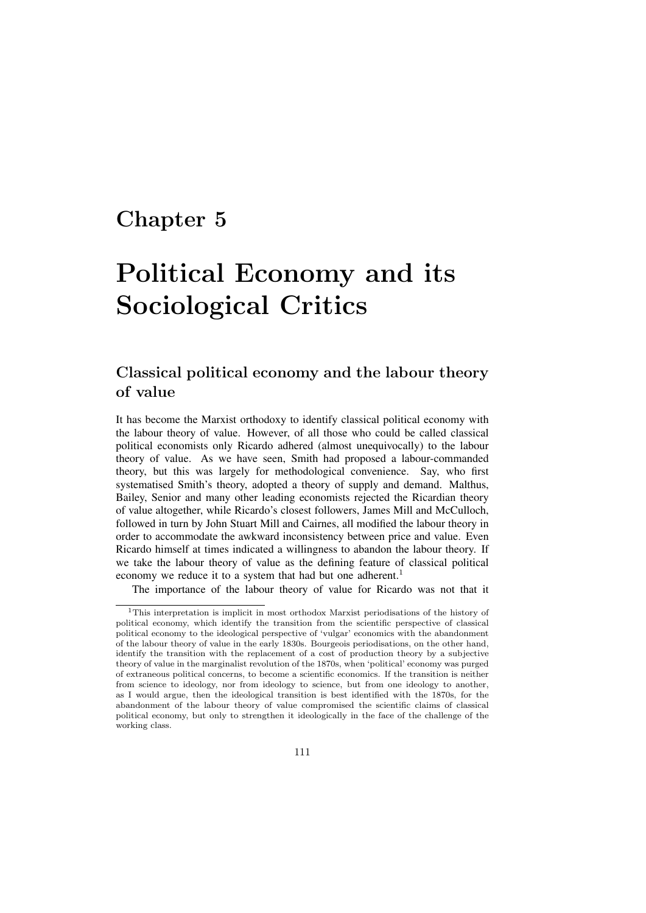# Chapter 5

# Political Economy and its Sociological Critics

## Classical political economy and the labour theory of value

It has become the Marxist orthodoxy to identify classical political economy with the labour theory of value. However, of all those who could be called classical political economists only Ricardo adhered (almost unequivocally) to the labour theory of value. As we have seen, Smith had proposed a labour-commanded theory, but this was largely for methodological convenience. Say, who first systematised Smith's theory, adopted a theory of supply and demand. Malthus, Bailey, Senior and many other leading economists rejected the Ricardian theory of value altogether, while Ricardo's closest followers, James Mill and McCulloch, followed in turn by John Stuart Mill and Cairnes, all modified the labour theory in order to accommodate the awkward inconsistency between price and value. Even Ricardo himself at times indicated a willingness to abandon the labour theory. If we take the labour theory of value as the defining feature of classical political economy we reduce it to a system that had but one adherent.[1]

The importance of the labour theory of value for Ricardo was not that it

[1] This interpretation is implicit in most orthodox Marxist periodisations of the history of political economy, which identify the transition from the scientific perspective of classical political economy to the ideological perspective of 'vulgar' economics with the abandonment of the labour theory of value in the early 1830s. Bourgeois periodisations, on the other hand, identify the transition with the replacement of a cost of production theory by a subjective theory of value in the marginalist revolution of the 1870s, when 'political' economy was purged of extraneous political concerns, to become a scientific economics. If the transition is neither from science to ideology, nor from ideology to science, but from one ideology to another, as I would argue, then the ideological transition is best identified with the 1870s, for the abandonment of the labour theory of value compromised the scientific claims of classical political economy, but only to strengthen it ideologically in the face of the challenge of the working class.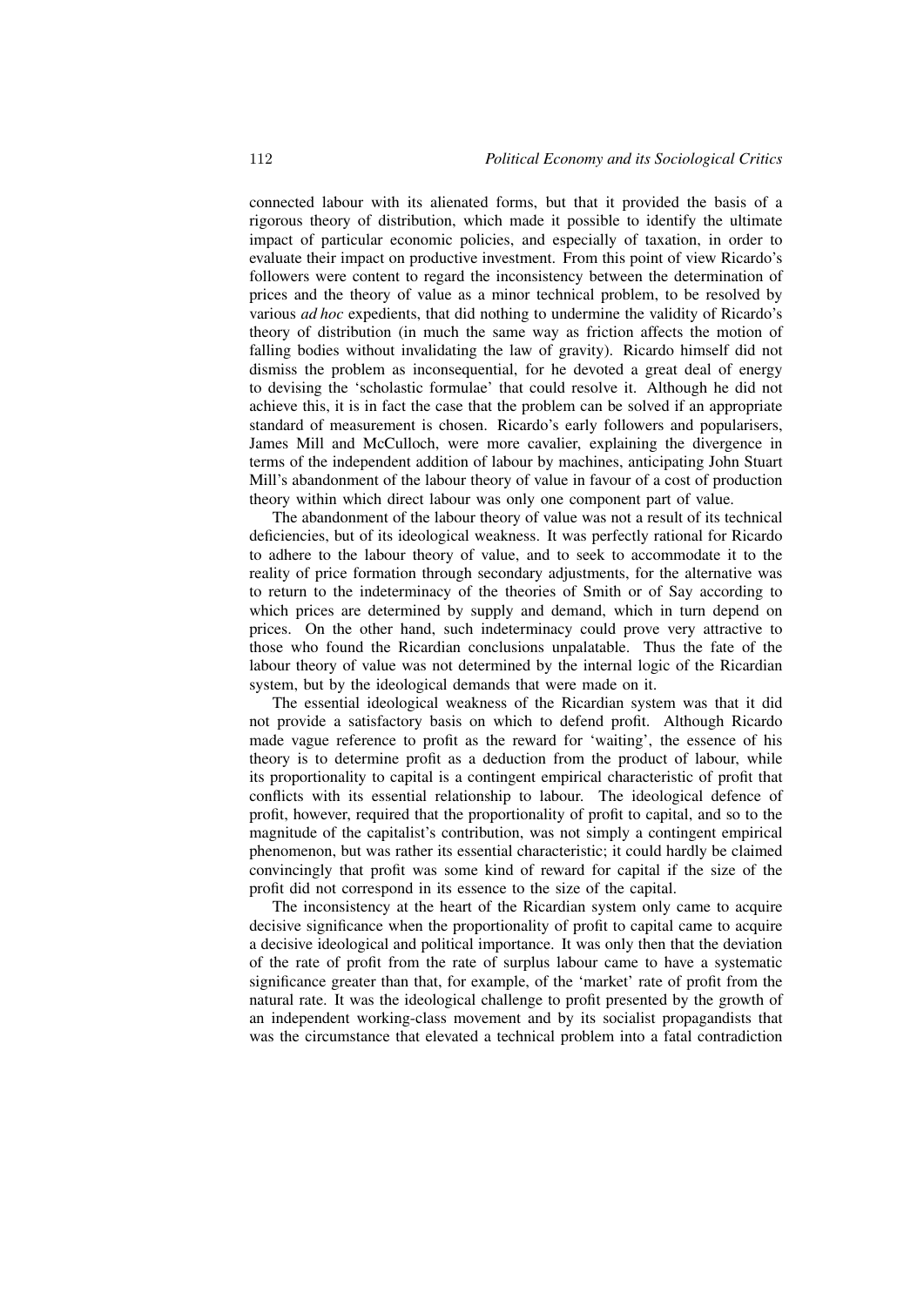connected labour with its alienated forms, but that it provided the basis of a rigorous theory of distribution, which made it possible to identify the ultimate impact of particular economic policies, and especially of taxation, in order to evaluate their impact on productive investment. From this point of view Ricardo's followers were content to regard the inconsistency between the determination of prices and the theory of value as a minor technical problem, to be resolved by various *ad hoc* expedients, that did nothing to undermine the validity of Ricardo's theory of distribution (in much the same way as friction affects the motion of falling bodies without invalidating the law of gravity). Ricardo himself did not dismiss the problem as inconsequential, for he devoted a great deal of energy to devising the 'scholastic formulae' that could resolve it. Although he did not achieve this, it is in fact the case that the problem can be solved if an appropriate standard of measurement is chosen. Ricardo's early followers and popularisers, James Mill and McCulloch, were more cavalier, explaining the divergence in terms of the independent addition of labour by machines, anticipating John Stuart Mill's abandonment of the labour theory of value in favour of a cost of production theory within which direct labour was only one component part of value.

The abandonment of the labour theory of value was not a result of its technical deficiencies, but of its ideological weakness. It was perfectly rational for Ricardo to adhere to the labour theory of value, and to seek to accommodate it to the reality of price formation through secondary adjustments, for the alternative was to return to the indeterminacy of the theories of Smith or of Say according to which prices are determined by supply and demand, which in turn depend on prices. On the other hand, such indeterminacy could prove very attractive to those who found the Ricardian conclusions unpalatable. Thus the fate of the labour theory of value was not determined by the internal logic of the Ricardian system, but by the ideological demands that were made on it.

The essential ideological weakness of the Ricardian system was that it did not provide a satisfactory basis on which to defend profit. Although Ricardo made vague reference to profit as the reward for 'waiting', the essence of his theory is to determine profit as a deduction from the product of labour, while its proportionality to capital is a contingent empirical characteristic of profit that conflicts with its essential relationship to labour. The ideological defence of profit, however, required that the proportionality of profit to capital, and so to the magnitude of the capitalist's contribution, was not simply a contingent empirical phenomenon, but was rather its essential characteristic; it could hardly be claimed convincingly that profit was some kind of reward for capital if the size of the profit did not correspond in its essence to the size of the capital.

The inconsistency at the heart of the Ricardian system only came to acquire decisive significance when the proportionality of profit to capital came to acquire a decisive ideological and political importance. It was only then that the deviation of the rate of profit from the rate of surplus labour came to have a systematic significance greater than that, for example, of the 'market' rate of profit from the natural rate. It was the ideological challenge to profit presented by the growth of an independent working-class movement and by its socialist propagandists that was the circumstance that elevated a technical problem into a fatal contradiction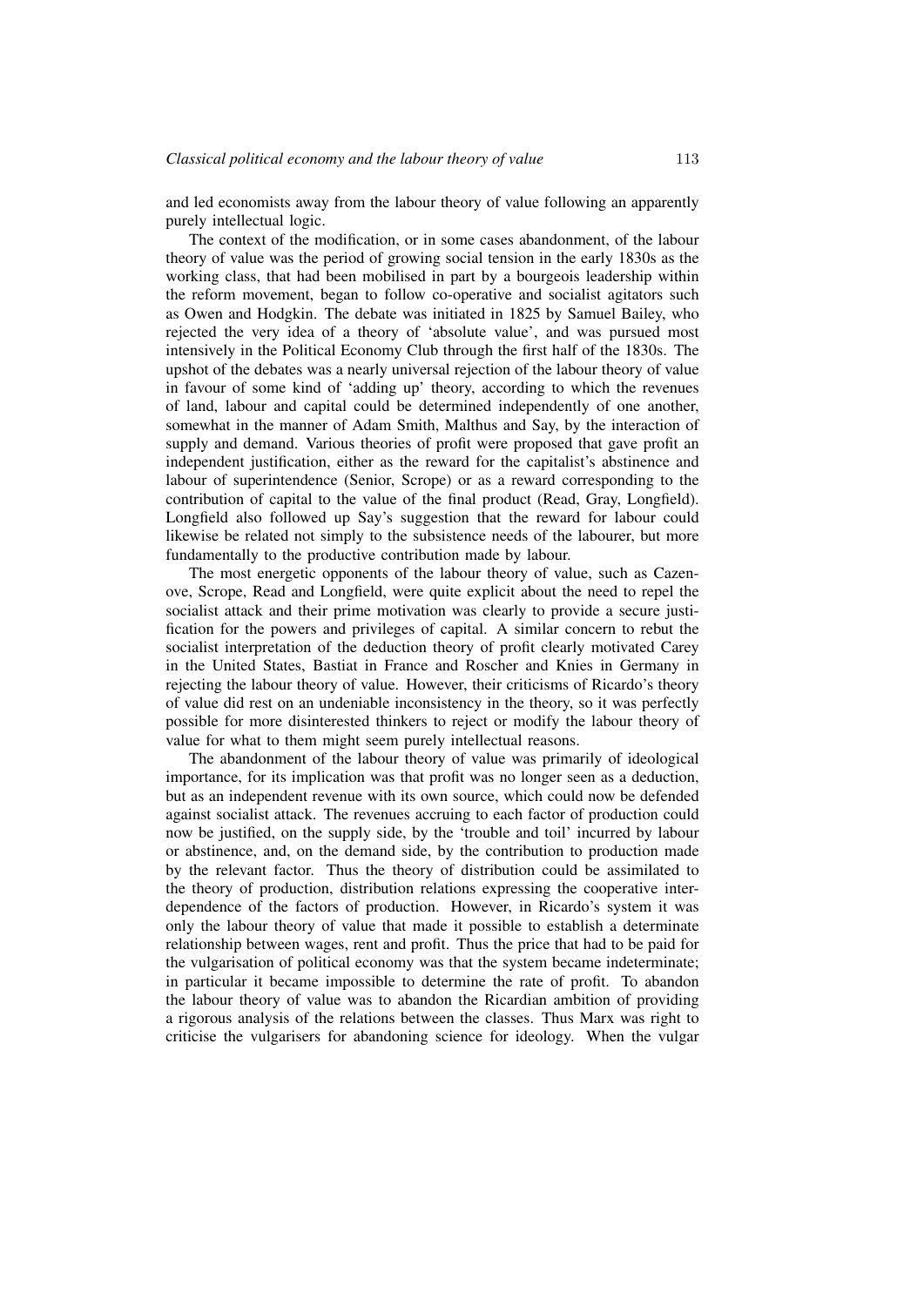and led economists away from the labour theory of value following an apparently purely intellectual logic.

The context of the modification, or in some cases abandonment, of the labour theory of value was the period of growing social tension in the early 1830s as the working class, that had been mobilised in part by a bourgeois leadership within the reform movement, began to follow co-operative and socialist agitators such as Owen and Hodgkin. The debate was initiated in 1825 by Samuel Bailey, who rejected the very idea of a theory of 'absolute value', and was pursued most intensively in the Political Economy Club through the first half of the 1830s. The upshot of the debates was a nearly universal rejection of the labour theory of value in favour of some kind of 'adding up' theory, according to which the revenues of land, labour and capital could be determined independently of one another, somewhat in the manner of Adam Smith, Malthus and Say, by the interaction of supply and demand. Various theories of profit were proposed that gave profit an independent justification, either as the reward for the capitalist's abstinence and labour of superintendence (Senior, Scrope) or as a reward corresponding to the contribution of capital to the value of the final product (Read, Gray, Longfield). Longfield also followed up Say's suggestion that the reward for labour could likewise be related not simply to the subsistence needs of the labourer, but more fundamentally to the productive contribution made by labour.

The most energetic opponents of the labour theory of value, such as Cazenove, Scrope, Read and Longfield, were quite explicit about the need to repel the socialist attack and their prime motivation was clearly to provide a secure justification for the powers and privileges of capital. A similar concern to rebut the socialist interpretation of the deduction theory of profit clearly motivated Carey in the United States, Bastiat in France and Roscher and Knies in Germany in rejecting the labour theory of value. However, their criticisms of Ricardo's theory of value did rest on an undeniable inconsistency in the theory, so it was perfectly possible for more disinterested thinkers to reject or modify the labour theory of value for what to them might seem purely intellectual reasons.

The abandonment of the labour theory of value was primarily of ideological importance, for its implication was that profit was no longer seen as a deduction, but as an independent revenue with its own source, which could now be defended against socialist attack. The revenues accruing to each factor of production could now be justified, on the supply side, by the 'trouble and toil' incurred by labour or abstinence, and, on the demand side, by the contribution to production made by the relevant factor. Thus the theory of distribution could be assimilated to the theory of production, distribution relations expressing the cooperative interdependence of the factors of production. However, in Ricardo's system it was only the labour theory of value that made it possible to establish a determinate relationship between wages, rent and profit. Thus the price that had to be paid for the vulgarisation of political economy was that the system became indeterminate; in particular it became impossible to determine the rate of profit. To abandon the labour theory of value was to abandon the Ricardian ambition of providing a rigorous analysis of the relations between the classes. Thus Marx was right to criticise the vulgarisers for abandoning science for ideology. When the vulgar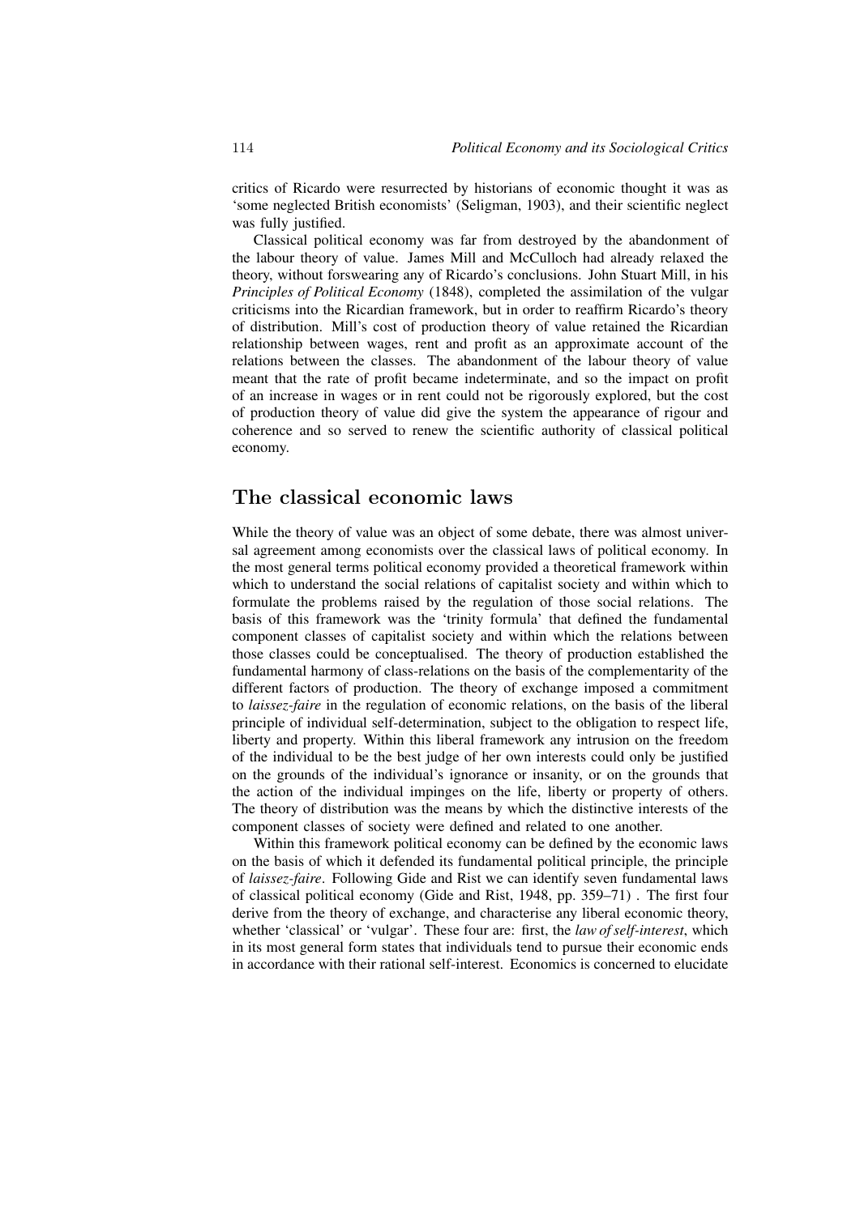critics of Ricardo were resurrected by historians of economic thought it was as 'some neglected British economists' (Seligman, 1903), and their scientific neglect was fully justified.

Classical political economy was far from destroyed by the abandonment of the labour theory of value. James Mill and McCulloch had already relaxed the theory, without forswearing any of Ricardo's conclusions. John Stuart Mill, in his *Principles of Political Economy* (1848), completed the assimilation of the vulgar criticisms into the Ricardian framework, but in order to reaffirm Ricardo's theory of distribution. Mill's cost of production theory of value retained the Ricardian relationship between wages, rent and profit as an approximate account of the relations between the classes. The abandonment of the labour theory of value meant that the rate of profit became indeterminate, and so the impact on profit of an increase in wages or in rent could not be rigorously explored, but the cost of production theory of value did give the system the appearance of rigour and coherence and so served to renew the scientific authority of classical political economy.

## The classical economic laws

While the theory of value was an object of some debate, there was almost universal agreement among economists over the classical laws of political economy. In the most general terms political economy provided a theoretical framework within which to understand the social relations of capitalist society and within which to formulate the problems raised by the regulation of those social relations. The basis of this framework was the 'trinity formula' that defined the fundamental component classes of capitalist society and within which the relations between those classes could be conceptualised. The theory of production established the fundamental harmony of class-relations on the basis of the complementarity of the different factors of production. The theory of exchange imposed a commitment to *laissez-faire* in the regulation of economic relations, on the basis of the liberal principle of individual self-determination, subject to the obligation to respect life, liberty and property. Within this liberal framework any intrusion on the freedom of the individual to be the best judge of her own interests could only be justified on the grounds of the individual's ignorance or insanity, or on the grounds that the action of the individual impinges on the life, liberty or property of others. The theory of distribution was the means by which the distinctive interests of the component classes of society were defined and related to one another.

Within this framework political economy can be defined by the economic laws on the basis of which it defended its fundamental political principle, the principle of *laissez-faire*. Following Gide and Rist we can identify seven fundamental laws of classical political economy (Gide and Rist, 1948, pp. 359–71) . The first four derive from the theory of exchange, and characterise any liberal economic theory, whether 'classical' or 'vulgar'. These four are: first, the *law of self-interest*, which in its most general form states that individuals tend to pursue their economic ends in accordance with their rational self-interest. Economics is concerned to elucidate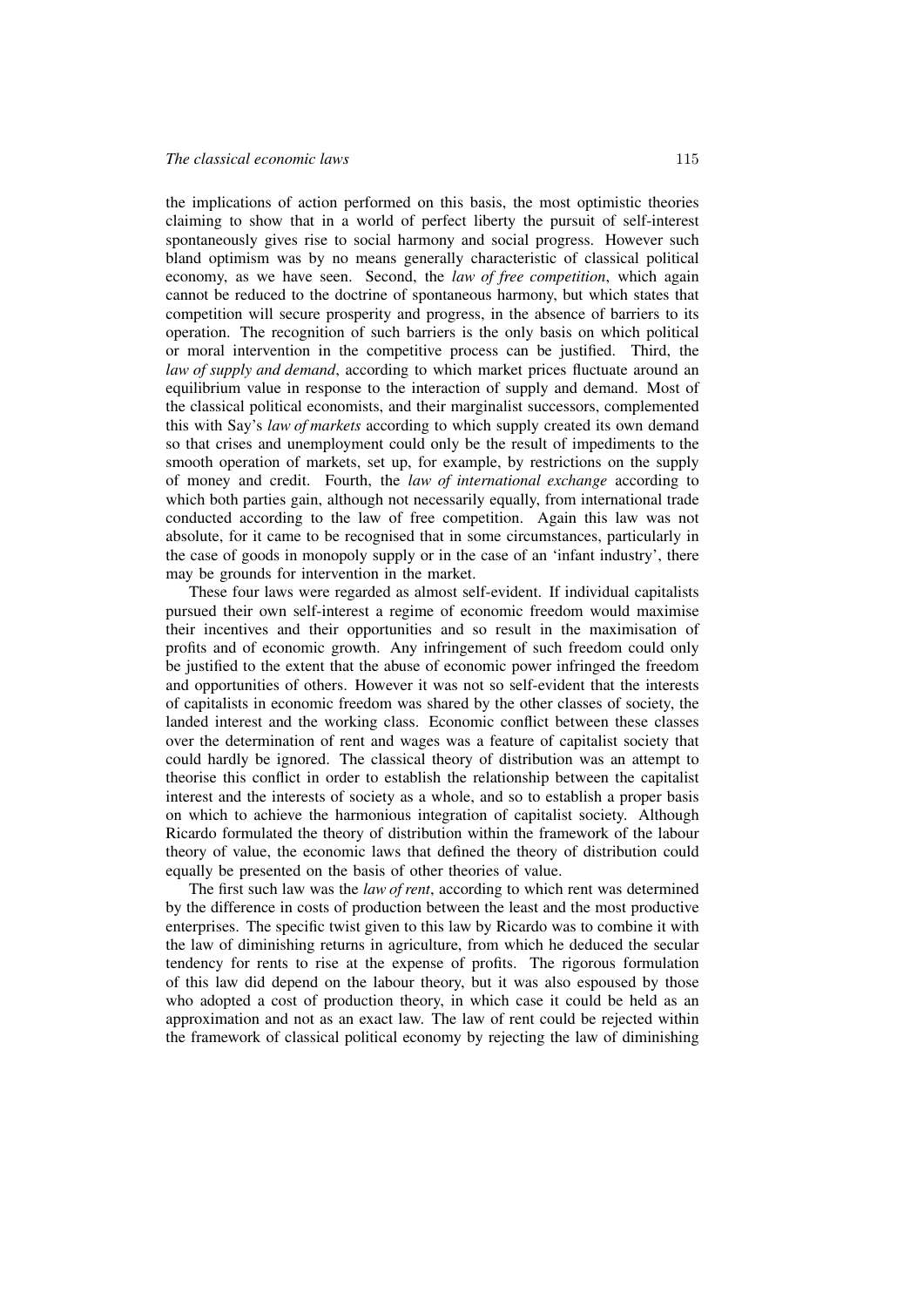the implications of action performed on this basis, the most optimistic theories claiming to show that in a world of perfect liberty the pursuit of self-interest spontaneously gives rise to social harmony and social progress. However such bland optimism was by no means generally characteristic of classical political economy, as we have seen. Second, the *law of free competition*, which again cannot be reduced to the doctrine of spontaneous harmony, but which states that competition will secure prosperity and progress, in the absence of barriers to its operation. The recognition of such barriers is the only basis on which political or moral intervention in the competitive process can be justified. Third, the *law of supply and demand*, according to which market prices fluctuate around an equilibrium value in response to the interaction of supply and demand. Most of the classical political economists, and their marginalist successors, complemented this with Say's *law of markets* according to which supply created its own demand so that crises and unemployment could only be the result of impediments to the smooth operation of markets, set up, for example, by restrictions on the supply of money and credit. Fourth, the *law of international exchange* according to which both parties gain, although not necessarily equally, from international trade conducted according to the law of free competition. Again this law was not absolute, for it came to be recognised that in some circumstances, particularly in the case of goods in monopoly supply or in the case of an 'infant industry', there may be grounds for intervention in the market.

These four laws were regarded as almost self-evident. If individual capitalists pursued their own self-interest a regime of economic freedom would maximise their incentives and their opportunities and so result in the maximisation of profits and of economic growth. Any infringement of such freedom could only be justified to the extent that the abuse of economic power infringed the freedom and opportunities of others. However it was not so self-evident that the interests of capitalists in economic freedom was shared by the other classes of society, the landed interest and the working class. Economic conflict between these classes over the determination of rent and wages was a feature of capitalist society that could hardly be ignored. The classical theory of distribution was an attempt to theorise this conflict in order to establish the relationship between the capitalist interest and the interests of society as a whole, and so to establish a proper basis on which to achieve the harmonious integration of capitalist society. Although Ricardo formulated the theory of distribution within the framework of the labour theory of value, the economic laws that defined the theory of distribution could equally be presented on the basis of other theories of value.

The first such law was the *law of rent*, according to which rent was determined by the difference in costs of production between the least and the most productive enterprises. The specific twist given to this law by Ricardo was to combine it with the law of diminishing returns in agriculture, from which he deduced the secular tendency for rents to rise at the expense of profits. The rigorous formulation of this law did depend on the labour theory, but it was also espoused by those who adopted a cost of production theory, in which case it could be held as an approximation and not as an exact law. The law of rent could be rejected within the framework of classical political economy by rejecting the law of diminishing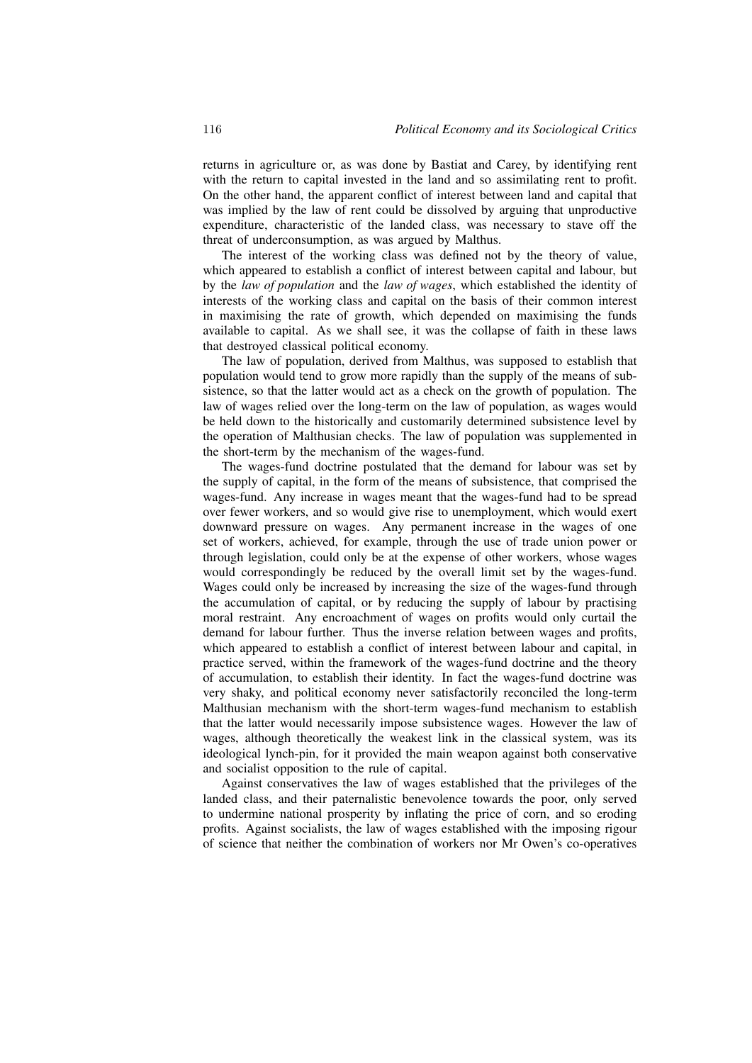returns in agriculture or, as was done by Bastiat and Carey, by identifying rent with the return to capital invested in the land and so assimilating rent to profit. On the other hand, the apparent conflict of interest between land and capital that was implied by the law of rent could be dissolved by arguing that unproductive expenditure, characteristic of the landed class, was necessary to stave off the threat of underconsumption, as was argued by Malthus.

The interest of the working class was defined not by the theory of value, which appeared to establish a conflict of interest between capital and labour, but by the *law of population* and the *law of wages*, which established the identity of interests of the working class and capital on the basis of their common interest in maximising the rate of growth, which depended on maximising the funds available to capital. As we shall see, it was the collapse of faith in these laws that destroyed classical political economy.

The law of population, derived from Malthus, was supposed to establish that population would tend to grow more rapidly than the supply of the means of subsistence, so that the latter would act as a check on the growth of population. The law of wages relied over the long-term on the law of population, as wages would be held down to the historically and customarily determined subsistence level by the operation of Malthusian checks. The law of population was supplemented in the short-term by the mechanism of the wages-fund.

The wages-fund doctrine postulated that the demand for labour was set by the supply of capital, in the form of the means of subsistence, that comprised the wages-fund. Any increase in wages meant that the wages-fund had to be spread over fewer workers, and so would give rise to unemployment, which would exert downward pressure on wages. Any permanent increase in the wages of one set of workers, achieved, for example, through the use of trade union power or through legislation, could only be at the expense of other workers, whose wages would correspondingly be reduced by the overall limit set by the wages-fund. Wages could only be increased by increasing the size of the wages-fund through the accumulation of capital, or by reducing the supply of labour by practising moral restraint. Any encroachment of wages on profits would only curtail the demand for labour further. Thus the inverse relation between wages and profits, which appeared to establish a conflict of interest between labour and capital, in practice served, within the framework of the wages-fund doctrine and the theory of accumulation, to establish their identity. In fact the wages-fund doctrine was very shaky, and political economy never satisfactorily reconciled the long-term Malthusian mechanism with the short-term wages-fund mechanism to establish that the latter would necessarily impose subsistence wages. However the law of wages, although theoretically the weakest link in the classical system, was its ideological lynch-pin, for it provided the main weapon against both conservative and socialist opposition to the rule of capital.

Against conservatives the law of wages established that the privileges of the landed class, and their paternalistic benevolence towards the poor, only served to undermine national prosperity by inflating the price of corn, and so eroding profits. Against socialists, the law of wages established with the imposing rigour of science that neither the combination of workers nor Mr Owen's co-operatives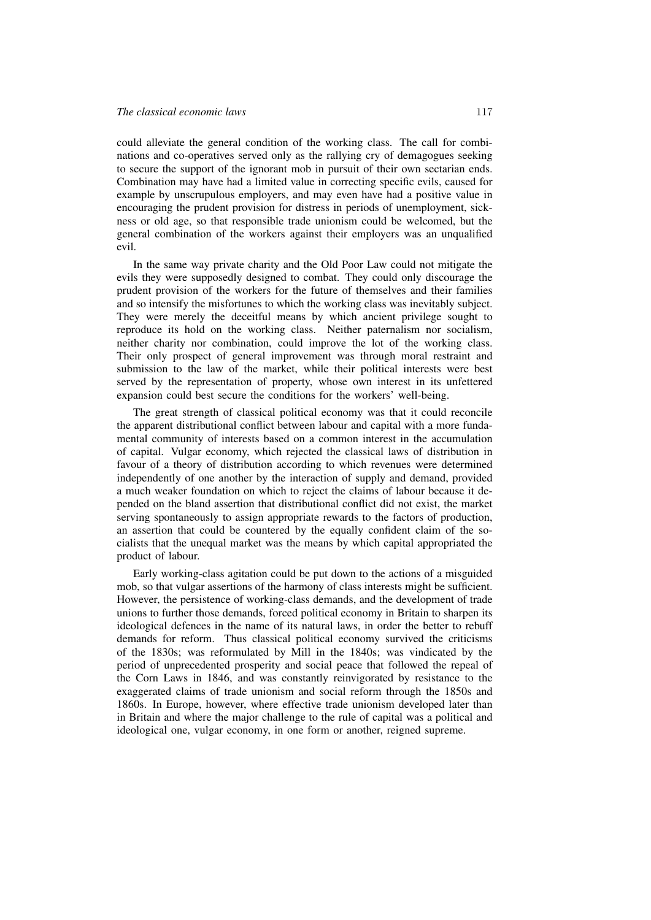could alleviate the general condition of the working class. The call for combinations and co-operatives served only as the rallying cry of demagogues seeking to secure the support of the ignorant mob in pursuit of their own sectarian ends. Combination may have had a limited value in correcting specific evils, caused for example by unscrupulous employers, and may even have had a positive value in encouraging the prudent provision for distress in periods of unemployment, sickness or old age, so that responsible trade unionism could be welcomed, but the general combination of the workers against their employers was an unqualified evil.

In the same way private charity and the Old Poor Law could not mitigate the evils they were supposedly designed to combat. They could only discourage the prudent provision of the workers for the future of themselves and their families and so intensify the misfortunes to which the working class was inevitably subject. They were merely the deceitful means by which ancient privilege sought to reproduce its hold on the working class. Neither paternalism nor socialism, neither charity nor combination, could improve the lot of the working class. Their only prospect of general improvement was through moral restraint and submission to the law of the market, while their political interests were best served by the representation of property, whose own interest in its unfettered expansion could best secure the conditions for the workers' well-being.

The great strength of classical political economy was that it could reconcile the apparent distributional conflict between labour and capital with a more fundamental community of interests based on a common interest in the accumulation of capital. Vulgar economy, which rejected the classical laws of distribution in favour of a theory of distribution according to which revenues were determined independently of one another by the interaction of supply and demand, provided a much weaker foundation on which to reject the claims of labour because it depended on the bland assertion that distributional conflict did not exist, the market serving spontaneously to assign appropriate rewards to the factors of production, an assertion that could be countered by the equally confident claim of the socialists that the unequal market was the means by which capital appropriated the product of labour.

Early working-class agitation could be put down to the actions of a misguided mob, so that vulgar assertions of the harmony of class interests might be sufficient. However, the persistence of working-class demands, and the development of trade unions to further those demands, forced political economy in Britain to sharpen its ideological defences in the name of its natural laws, in order the better to rebuff demands for reform. Thus classical political economy survived the criticisms of the 1830s; was reformulated by Mill in the 1840s; was vindicated by the period of unprecedented prosperity and social peace that followed the repeal of the Corn Laws in 1846, and was constantly reinvigorated by resistance to the exaggerated claims of trade unionism and social reform through the 1850s and 1860s. In Europe, however, where effective trade unionism developed later than in Britain and where the major challenge to the rule of capital was a political and ideological one, vulgar economy, in one form or another, reigned supreme.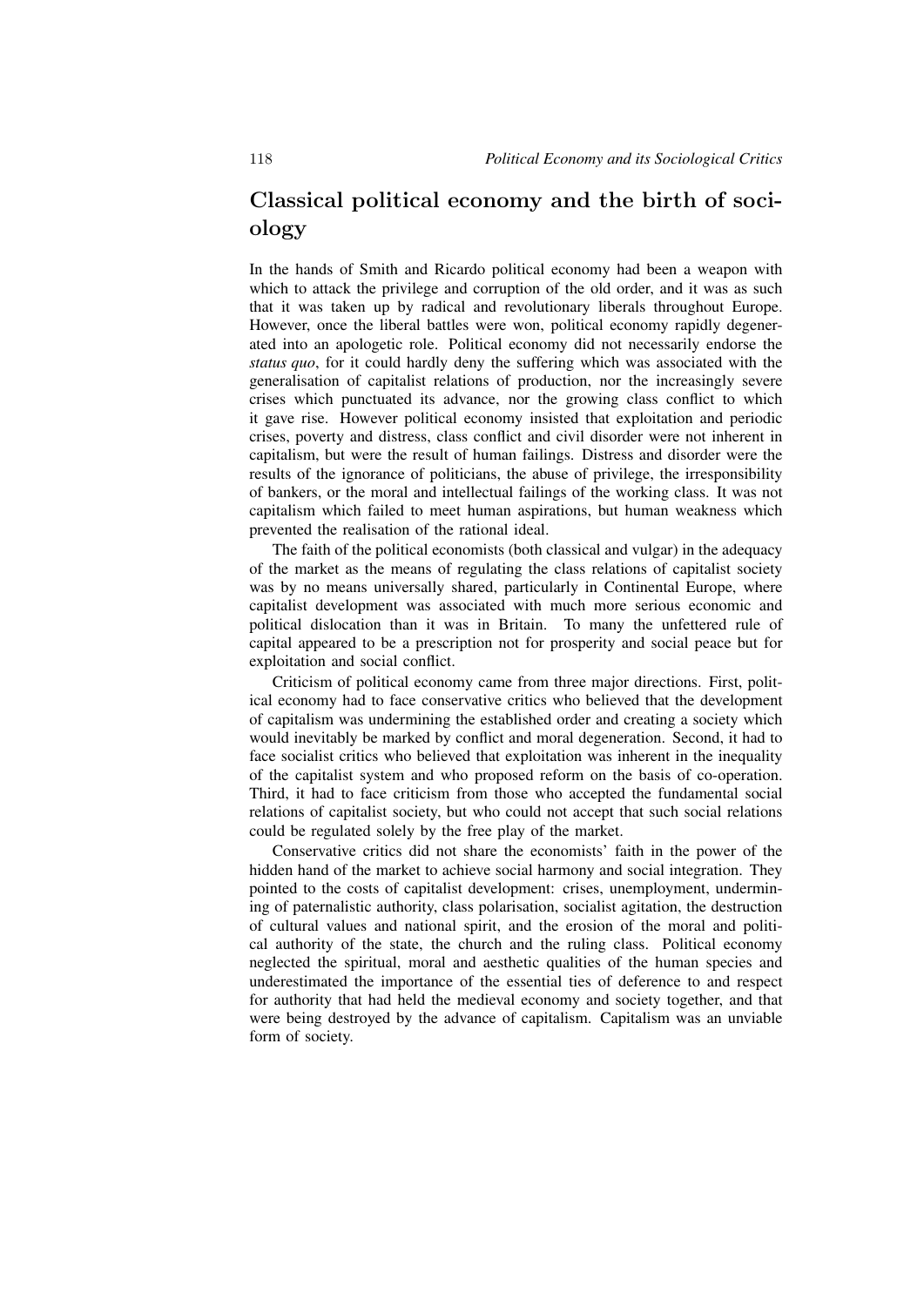## Classical political economy and the birth of sociology

In the hands of Smith and Ricardo political economy had been a weapon with which to attack the privilege and corruption of the old order, and it was as such that it was taken up by radical and revolutionary liberals throughout Europe. However, once the liberal battles were won, political economy rapidly degenerated into an apologetic role. Political economy did not necessarily endorse the *status quo*, for it could hardly deny the suffering which was associated with the generalisation of capitalist relations of production, nor the increasingly severe crises which punctuated its advance, nor the growing class conflict to which it gave rise. However political economy insisted that exploitation and periodic crises, poverty and distress, class conflict and civil disorder were not inherent in capitalism, but were the result of human failings. Distress and disorder were the results of the ignorance of politicians, the abuse of privilege, the irresponsibility of bankers, or the moral and intellectual failings of the working class. It was not capitalism which failed to meet human aspirations, but human weakness which prevented the realisation of the rational ideal.

The faith of the political economists (both classical and vulgar) in the adequacy of the market as the means of regulating the class relations of capitalist society was by no means universally shared, particularly in Continental Europe, where capitalist development was associated with much more serious economic and political dislocation than it was in Britain. To many the unfettered rule of capital appeared to be a prescription not for prosperity and social peace but for exploitation and social conflict.

Criticism of political economy came from three major directions. First, political economy had to face conservative critics who believed that the development of capitalism was undermining the established order and creating a society which would inevitably be marked by conflict and moral degeneration. Second, it had to face socialist critics who believed that exploitation was inherent in the inequality of the capitalist system and who proposed reform on the basis of co-operation. Third, it had to face criticism from those who accepted the fundamental social relations of capitalist society, but who could not accept that such social relations could be regulated solely by the free play of the market.

Conservative critics did not share the economists' faith in the power of the hidden hand of the market to achieve social harmony and social integration. They pointed to the costs of capitalist development: crises, unemployment, undermining of paternalistic authority, class polarisation, socialist agitation, the destruction of cultural values and national spirit, and the erosion of the moral and political authority of the state, the church and the ruling class. Political economy neglected the spiritual, moral and aesthetic qualities of the human species and underestimated the importance of the essential ties of deference to and respect for authority that had held the medieval economy and society together, and that were being destroyed by the advance of capitalism. Capitalism was an unviable form of society.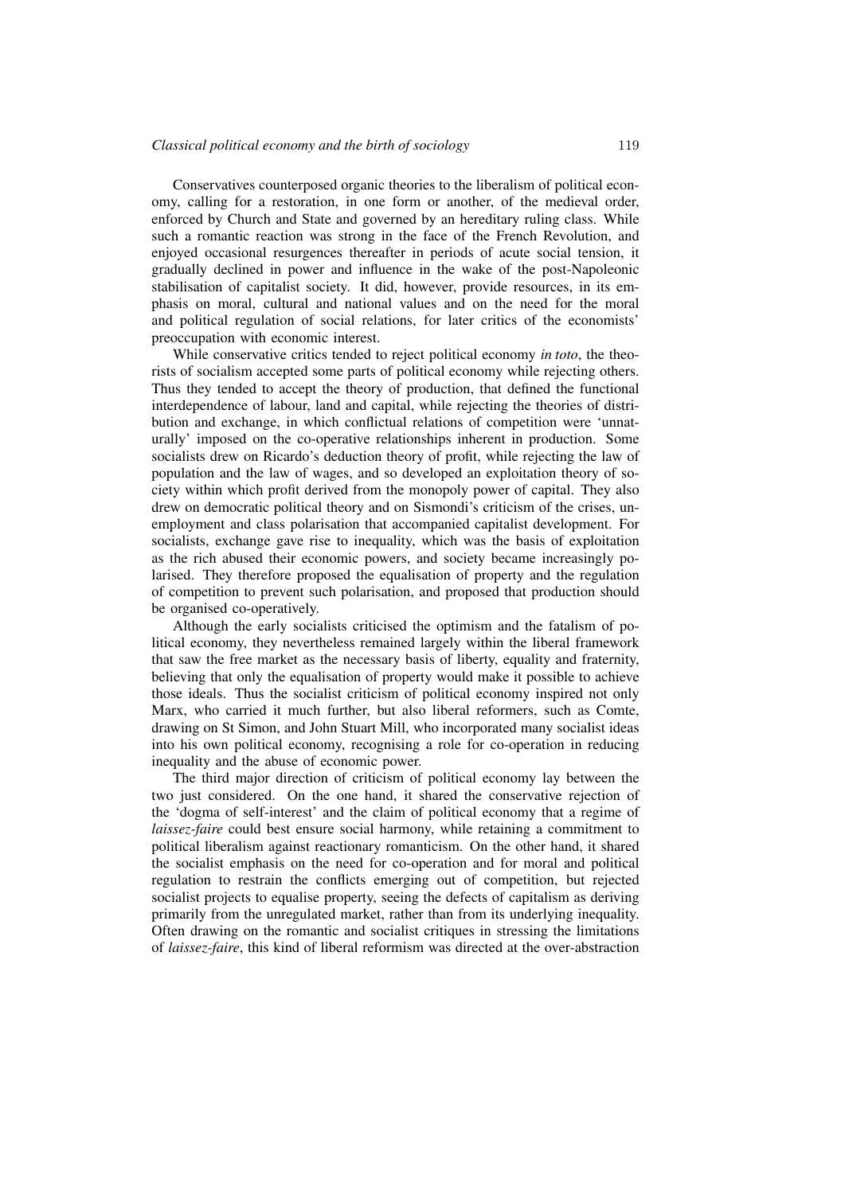Conservatives counterposed organic theories to the liberalism of political economy, calling for a restoration, in one form or another, of the medieval order, enforced by Church and State and governed by an hereditary ruling class. While such a romantic reaction was strong in the face of the French Revolution, and enjoyed occasional resurgences thereafter in periods of acute social tension, it gradually declined in power and influence in the wake of the post-Napoleonic stabilisation of capitalist society. It did, however, provide resources, in its emphasis on moral, cultural and national values and on the need for the moral and political regulation of social relations, for later critics of the economists' preoccupation with economic interest.

While conservative critics tended to reject political economy *in toto*, the theorists of socialism accepted some parts of political economy while rejecting others. Thus they tended to accept the theory of production, that defined the functional interdependence of labour, land and capital, while rejecting the theories of distribution and exchange, in which conflictual relations of competition were 'unnaturally' imposed on the co-operative relationships inherent in production. Some socialists drew on Ricardo's deduction theory of profit, while rejecting the law of population and the law of wages, and so developed an exploitation theory of society within which profit derived from the monopoly power of capital. They also drew on democratic political theory and on Sismondi's criticism of the crises, unemployment and class polarisation that accompanied capitalist development. For socialists, exchange gave rise to inequality, which was the basis of exploitation as the rich abused their economic powers, and society became increasingly polarised. They therefore proposed the equalisation of property and the regulation of competition to prevent such polarisation, and proposed that production should be organised co-operatively.

Although the early socialists criticised the optimism and the fatalism of political economy, they nevertheless remained largely within the liberal framework that saw the free market as the necessary basis of liberty, equality and fraternity, believing that only the equalisation of property would make it possible to achieve those ideals. Thus the socialist criticism of political economy inspired not only Marx, who carried it much further, but also liberal reformers, such as Comte, drawing on St Simon, and John Stuart Mill, who incorporated many socialist ideas into his own political economy, recognising a role for co-operation in reducing inequality and the abuse of economic power.

The third major direction of criticism of political economy lay between the two just considered. On the one hand, it shared the conservative rejection of the 'dogma of self-interest' and the claim of political economy that a regime of *laissez-faire* could best ensure social harmony, while retaining a commitment to political liberalism against reactionary romanticism. On the other hand, it shared the socialist emphasis on the need for co-operation and for moral and political regulation to restrain the conflicts emerging out of competition, but rejected socialist projects to equalise property, seeing the defects of capitalism as deriving primarily from the unregulated market, rather than from its underlying inequality. Often drawing on the romantic and socialist critiques in stressing the limitations of *laissez-faire*, this kind of liberal reformism was directed at the over-abstraction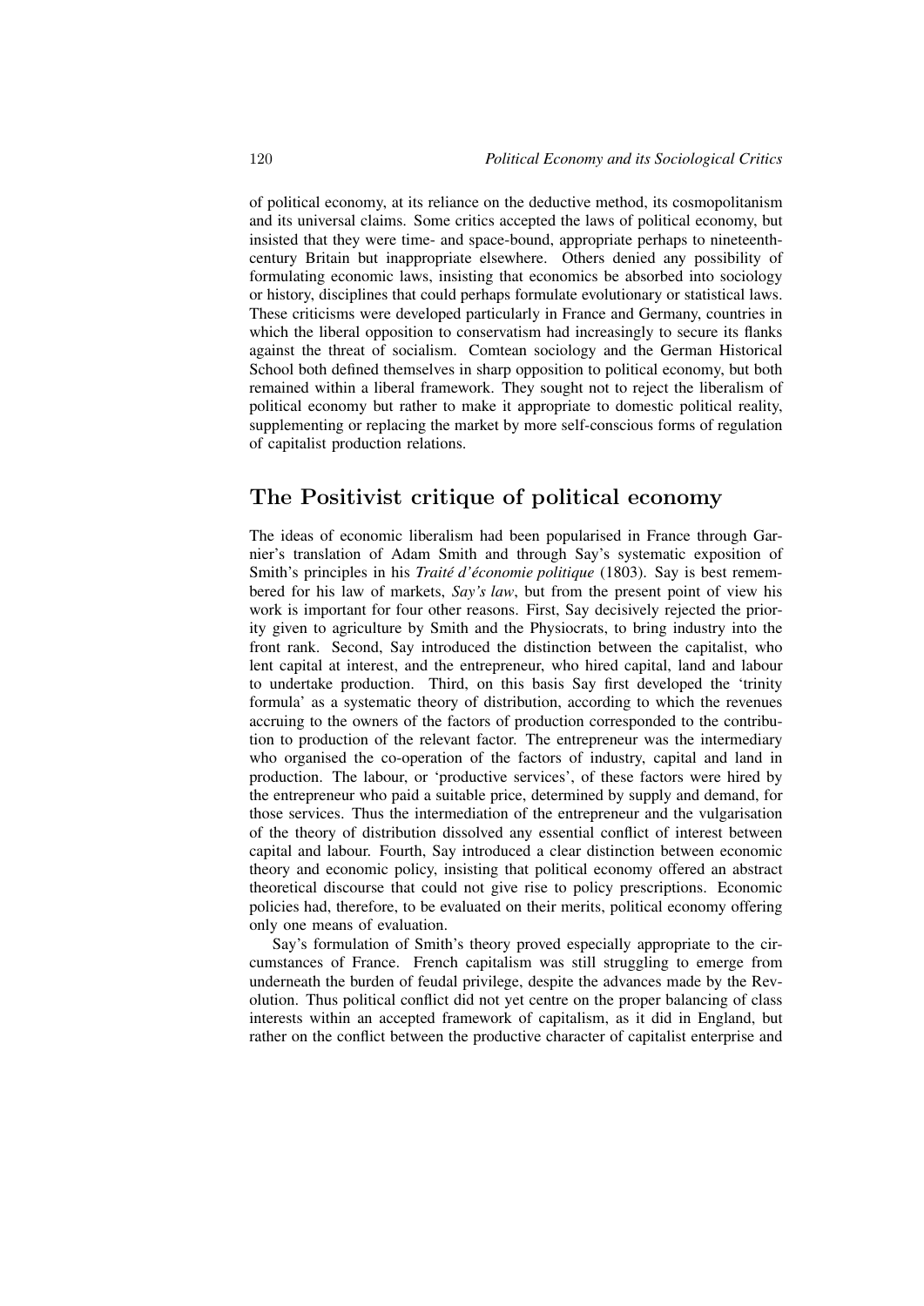of political economy, at its reliance on the deductive method, its cosmopolitanism and its universal claims. Some critics accepted the laws of political economy, but insisted that they were time- and space-bound, appropriate perhaps to nineteenth-century Britain but inappropriate elsewhere. Others denied any possibility of formulating economic laws, insisting that economics be absorbed into sociology or history, disciplines that could perhaps formulate evolutionary or statistical laws. These criticisms were developed particularly in France and Germany, countries in which the liberal opposition to conservatism had increasingly to secure its flanks against the threat of socialism. Comtean sociology and the German Historical School both defined themselves in sharp opposition to political economy, but both remained within a liberal framework. They sought not to reject the liberalism of political economy but rather to make it appropriate to domestic political reality, supplementing or replacing the market by more self-conscious forms of regulation of capitalist production relations.

## The Positivist critique of political economy

The ideas of economic liberalism had been popularised in France through Garnier's translation of Adam Smith and through Say's systematic exposition of Smith's principles in his *Traité d'économie politique* (1803). Say is best remembered for his law of markets, *Say's law*, but from the present point of view his work is important for four other reasons. First, Say decisively rejected the priority given to agriculture by Smith and the Physiocrats, to bring industry into the front rank. Second, Say introduced the distinction between the capitalist, who lent capital at interest, and the entrepreneur, who hired capital, land and labour to undertake production. Third, on this basis Say first developed the 'trinity formula' as a systematic theory of distribution, according to which the revenues accruing to the owners of the factors of production corresponded to the contribution to production of the relevant factor. The entrepreneur was the intermediary who organised the co-operation of the factors of industry, capital and land in production. The labour, or 'productive services', of these factors were hired by the entrepreneur who paid a suitable price, determined by supply and demand, for those services. Thus the intermediation of the entrepreneur and the vulgarisation of the theory of distribution dissolved any essential conflict of interest between capital and labour. Fourth, Say introduced a clear distinction between economic theory and economic policy, insisting that political economy offered an abstract theoretical discourse that could not give rise to policy prescriptions. Economic policies had, therefore, to be evaluated on their merits, political economy offering only one means of evaluation.

Say's formulation of Smith's theory proved especially appropriate to the circumstances of France. French capitalism was still struggling to emerge from underneath the burden of feudal privilege, despite the advances made by the Revolution. Thus political conflict did not yet centre on the proper balancing of class interests within an accepted framework of capitalism, as it did in England, but rather on the conflict between the productive character of capitalist enterprise and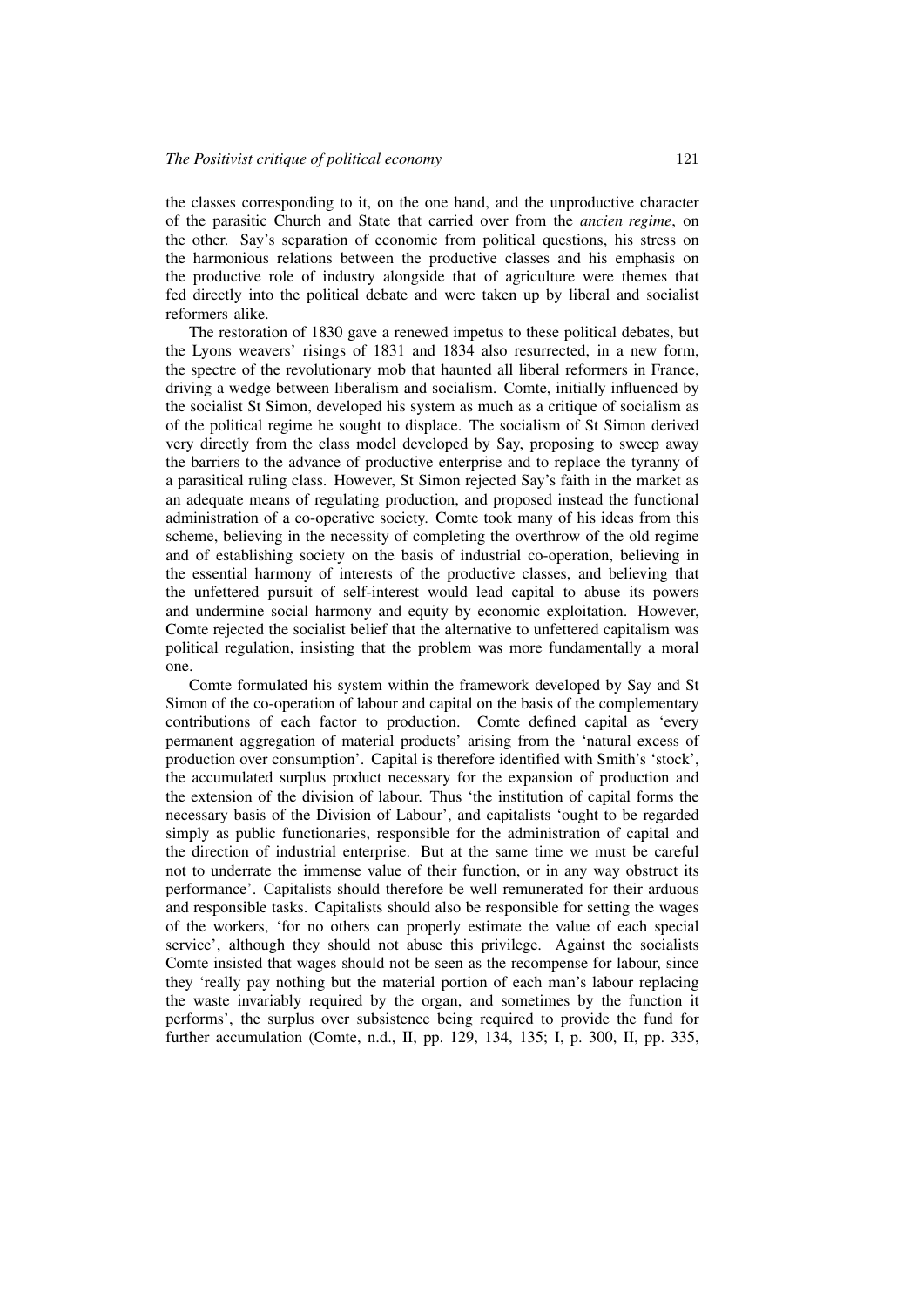the classes corresponding to it, on the one hand, and the unproductive character of the parasitic Church and State that carried over from the *ancien regime*, on the other. Say's separation of economic from political questions, his stress on the harmonious relations between the productive classes and his emphasis on the productive role of industry alongside that of agriculture were themes that fed directly into the political debate and were taken up by liberal and socialist reformers alike.

The restoration of 1830 gave a renewed impetus to these political debates, but the Lyons weavers' risings of 1831 and 1834 also resurrected, in a new form, the spectre of the revolutionary mob that haunted all liberal reformers in France, driving a wedge between liberalism and socialism. Comte, initially influenced by the socialist St Simon, developed his system as much as a critique of socialism as of the political regime he sought to displace. The socialism of St Simon derived very directly from the class model developed by Say, proposing to sweep away the barriers to the advance of productive enterprise and to replace the tyranny of a parasitical ruling class. However, St Simon rejected Say's faith in the market as an adequate means of regulating production, and proposed instead the functional administration of a co-operative society. Comte took many of his ideas from this scheme, believing in the necessity of completing the overthrow of the old regime and of establishing society on the basis of industrial co-operation, believing in the essential harmony of interests of the productive classes, and believing that the unfettered pursuit of self-interest would lead capital to abuse its powers and undermine social harmony and equity by economic exploitation. However, Comte rejected the socialist belief that the alternative to unfettered capitalism was political regulation, insisting that the problem was more fundamentally a moral one.

Comte formulated his system within the framework developed by Say and St Simon of the co-operation of labour and capital on the basis of the complementary contributions of each factor to production. Comte defined capital as 'every permanent aggregation of material products' arising from the 'natural excess of production over consumption'. Capital is therefore identified with Smith's 'stock', the accumulated surplus product necessary for the expansion of production and the extension of the division of labour. Thus 'the institution of capital forms the necessary basis of the Division of Labour', and capitalists 'ought to be regarded simply as public functionaries, responsible for the administration of capital and the direction of industrial enterprise. But at the same time we must be careful not to underrate the immense value of their function, or in any way obstruct its performance'. Capitalists should therefore be well remunerated for their arduous and responsible tasks. Capitalists should also be responsible for setting the wages of the workers, 'for no others can properly estimate the value of each special service', although they should not abuse this privilege. Against the socialists Comte insisted that wages should not be seen as the recompense for labour, since they 'really pay nothing but the material portion of each man's labour replacing the waste invariably required by the organ, and sometimes by the function it performs', the surplus over subsistence being required to provide the fund for further accumulation (Comte, n.d., II, pp. 129, 134, 135; I, p. 300, II, pp. 335,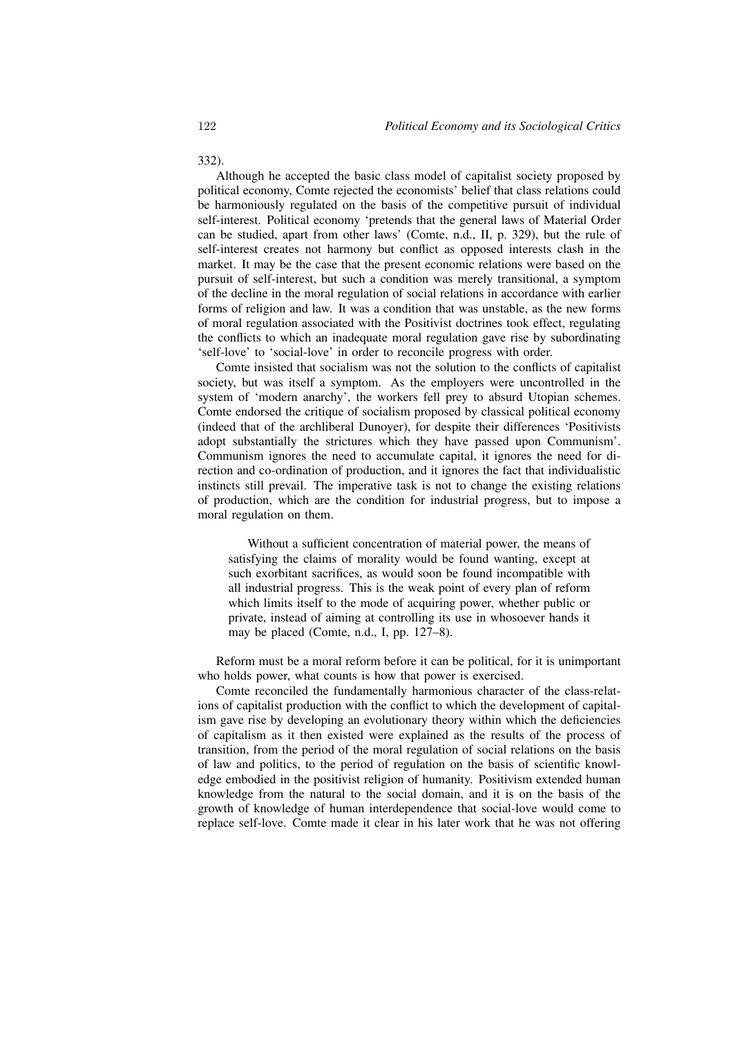332).

Although he accepted the basic class model of capitalist society proposed by political economy, Comte rejected the economists' belief that class relations could be harmoniously regulated on the basis of the competitive pursuit of individual self-interest. Political economy 'pretends that the general laws of Material Order can be studied, apart from other laws' (Comte, n.d., II, p. 329), but the rule of self-interest creates not harmony but conflict as opposed interests clash in the market. It may be the case that the present economic relations were based on the pursuit of self-interest, but such a condition was merely transitional, a symptom of the decline in the moral regulation of social relations in accordance with earlier forms of religion and law. It was a condition that was unstable, as the new forms of moral regulation associated with the Positivist doctrines took effect, regulating the conflicts to which an inadequate moral regulation gave rise by subordinating 'self-love' to 'social-love' in order to reconcile progress with order.

Comte insisted that socialism was not the solution to the conflicts of capitalist society, but was itself a symptom. As the employers were uncontrolled in the system of 'modern anarchy', the workers fell prey to absurd Utopian schemes. Comte endorsed the critique of socialism proposed by classical political economy (indeed that of the archliberal Dunoyer), for despite their differences 'Positivists adopt substantially the strictures which they have passed upon Communism'. Communism ignores the need to accumulate capital, it ignores the need for direction and co-ordination of production, and it ignores the fact that individualistic instincts still prevail. The imperative task is not to change the existing relations of production, which are the condition for industrial progress, but to impose a moral regulation on them.

> Without a sufficient concentration of material power, the means of satisfying the claims of morality would be found wanting, except at such exorbitant sacrifices, as would soon be found incompatible with all industrial progress. This is the weak point of every plan of reform which limits itself to the mode of acquiring power, whether public or private, instead of aiming at controlling its use in whosoever hands it may be placed (Comte, n.d., I, pp. 127–8).

Reform must be a moral reform before it can be political, for it is unimportant who holds power, what counts is how that power is exercised.

Comte reconciled the fundamentally harmonious character of the class-relations of capitalist production with the conflict to which the development of capitalism gave rise by developing an evolutionary theory within which the deficiencies of capitalism as it then existed were explained as the results of the process of transition, from the period of the moral regulation of social relations on the basis of law and politics, to the period of regulation on the basis of scientific knowledge embodied in the positivist religion of humanity. Positivism extended human knowledge from the natural to the social domain, and it is on the basis of the growth of knowledge of human interdependence that social-love would come to replace self-love. Comte made it clear in his later work that he was not offering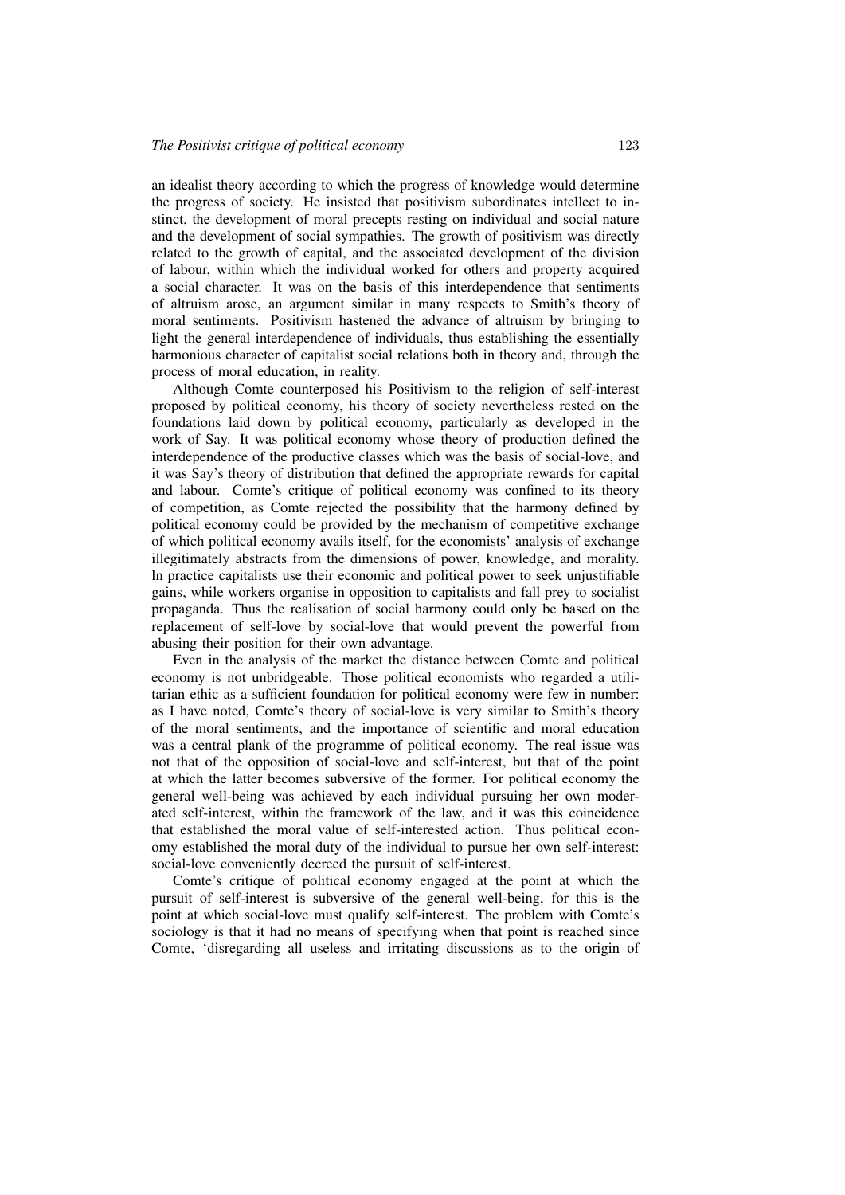an idealist theory according to which the progress of knowledge would determine the progress of society. He insisted that positivism subordinates intellect to instinct, the development of moral precepts resting on individual and social nature and the development of social sympathies. The growth of positivism was directly related to the growth of capital, and the associated development of the division of labour, within which the individual worked for others and property acquired a social character. It was on the basis of this interdependence that sentiments of altruism arose, an argument similar in many respects to Smith's theory of moral sentiments. Positivism hastened the advance of altruism by bringing to light the general interdependence of individuals, thus establishing the essentially harmonious character of capitalist social relations both in theory and, through the process of moral education, in reality.

Although Comte counterposed his Positivism to the religion of self-interest proposed by political economy, his theory of society nevertheless rested on the foundations laid down by political economy, particularly as developed in the work of Say. It was political economy whose theory of production defined the interdependence of the productive classes which was the basis of social-love, and it was Say's theory of distribution that defined the appropriate rewards for capital and labour. Comte's critique of political economy was confined to its theory of competition, as Comte rejected the possibility that the harmony defined by political economy could be provided by the mechanism of competitive exchange of which political economy avails itself, for the economists' analysis of exchange illegitimately abstracts from the dimensions of power, knowledge, and morality. In practice capitalists use their economic and political power to seek unjustifiable gains, while workers organise in opposition to capitalists and fall prey to socialist propaganda. Thus the realisation of social harmony could only be based on the replacement of self-love by social-love that would prevent the powerful from abusing their position for their own advantage.

Even in the analysis of the market the distance between Comte and political economy is not unbridgeable. Those political economists who regarded a utilitarian ethic as a sufficient foundation for political economy were few in number: as I have noted, Comte's theory of social-love is very similar to Smith's theory of the moral sentiments, and the importance of scientific and moral education was a central plank of the programme of political economy. The real issue was not that of the opposition of social-love and self-interest, but that of the point at which the latter becomes subversive of the former. For political economy the general well-being was achieved by each individual pursuing her own moderated self-interest, within the framework of the law, and it was this coincidence that established the moral value of self-interested action. Thus political economy established the moral duty of the individual to pursue her own self-interest: social-love conveniently decreed the pursuit of self-interest.

Comte's critique of political economy engaged at the point at which the pursuit of self-interest is subversive of the general well-being, for this is the point at which social-love must qualify self-interest. The problem with Comte's sociology is that it had no means of specifying when that point is reached since Comte, 'disregarding all useless and irritating discussions as to the origin of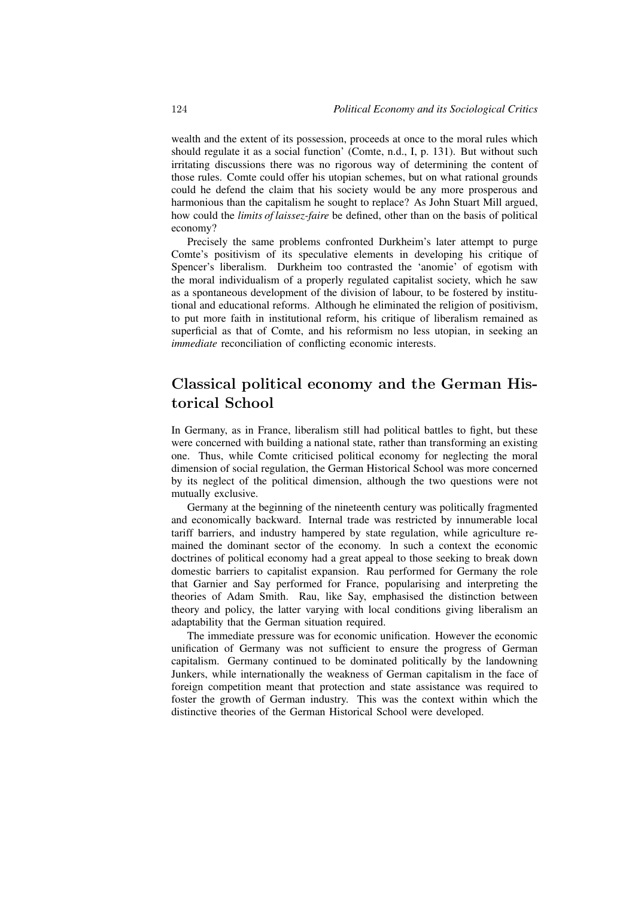wealth and the extent of its possession, proceeds at once to the moral rules which should regulate it as a social function' (Comte, n.d., I, p. 131). But without such irritating discussions there was no rigorous way of determining the content of those rules. Comte could offer his utopian schemes, but on what rational grounds could he defend the claim that his society would be any more prosperous and harmonious than the capitalism he sought to replace? As John Stuart Mill argued, how could the *limits of laissez-faire* be defined, other than on the basis of political economy?

Precisely the same problems confronted Durkheim's later attempt to purge Comte's positivism of its speculative elements in developing his critique of Spencer's liberalism. Durkheim too contrasted the 'anomie' of egotism with the moral individualism of a properly regulated capitalist society, which he saw as a spontaneous development of the division of labour, to be fostered by institutional and educational reforms. Although he eliminated the religion of positivism, to put more faith in institutional reform, his critique of liberalism remained as superficial as that of Comte, and his reformism no less utopian, in seeking an *immediate* reconciliation of conflicting economic interests.

## Classical political economy and the German Historical School

In Germany, as in France, liberalism still had political battles to fight, but these were concerned with building a national state, rather than transforming an existing one. Thus, while Comte criticised political economy for neglecting the moral dimension of social regulation, the German Historical School was more concerned by its neglect of the political dimension, although the two questions were not mutually exclusive.

Germany at the beginning of the nineteenth century was politically fragmented and economically backward. Internal trade was restricted by innumerable local tariff barriers, and industry hampered by state regulation, while agriculture remained the dominant sector of the economy. ln such a context the economic doctrines of political economy had a great appeal to those seeking to break down domestic barriers to capitalist expansion. Rau performed for Germany the role that Garnier and Say performed for France, popularising and interpreting the theories of Adam Smith. Rau, like Say, emphasised the distinction between theory and policy, the latter varying with local conditions giving liberalism an adaptability that the German situation required.

The immediate pressure was for economic unification. However the economic unification of Germany was not sufficient to ensure the progress of German capitalism. Germany continued to be dominated politically by the landowning Junkers, while internationally the weakness of German capitalism in the face of foreign competition meant that protection and state assistance was required to foster the growth of German industry. This was the context within which the distinctive theories of the German Historical School were developed.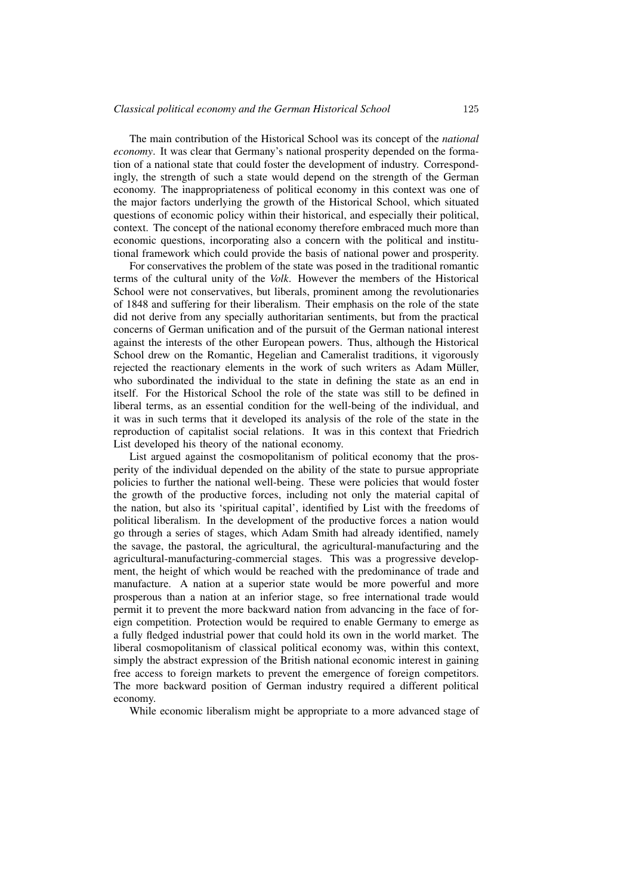The main contribution of the Historical School was its concept of the *national economy*. It was clear that Germany's national prosperity depended on the formation of a national state that could foster the development of industry. Correspondingly, the strength of such a state would depend on the strength of the German economy. The inappropriateness of political economy in this context was one of the major factors underlying the growth of the Historical School, which situated questions of economic policy within their historical, and especially their political, context. The concept of the national economy therefore embraced much more than economic questions, incorporating also a concern with the political and institutional framework which could provide the basis of national power and prosperity.

For conservatives the problem of the state was posed in the traditional romantic terms of the cultural unity of the *Volk*. However the members of the Historical School were not conservatives, but liberals, prominent among the revolutionaries of 1848 and suffering for their liberalism. Their emphasis on the role of the state did not derive from any specially authoritarian sentiments, but from the practical concerns of German unification and of the pursuit of the German national interest against the interests of the other European powers. Thus, although the Historical School drew on the Romantic, Hegelian and Cameralist traditions, it vigorously rejected the reactionary elements in the work of such writers as Adam Müller, who subordinated the individual to the state in defining the state as an end in itself. For the Historical School the role of the state was still to be defined in liberal terms, as an essential condition for the well-being of the individual, and it was in such terms that it developed its analysis of the role of the state in the reproduction of capitalist social relations. It was in this context that Friedrich List developed his theory of the national economy.

List argued against the cosmopolitanism of political economy that the prosperity of the individual depended on the ability of the state to pursue appropriate policies to further the national well-being. These were policies that would foster the growth of the productive forces, including not only the material capital of the nation, but also its 'spiritual capital', identified by List with the freedoms of political liberalism. In the development of the productive forces a nation would go through a series of stages, which Adam Smith had already identified, namely the savage, the pastoral, the agricultural, the agricultural-manufacturing and the agricultural-manufacturing-commercial stages. This was a progressive development, the height of which would be reached with the predominance of trade and manufacture. A nation at a superior state would be more powerful and more prosperous than a nation at an inferior stage, so free international trade would permit it to prevent the more backward nation from advancing in the face of foreign competition. Protection would be required to enable Germany to emerge as a fully fledged industrial power that could hold its own in the world market. The liberal cosmopolitanism of classical political economy was, within this context, simply the abstract expression of the British national economic interest in gaining free access to foreign markets to prevent the emergence of foreign competitors. The more backward position of German industry required a different political economy.

While economic liberalism might be appropriate to a more advanced stage of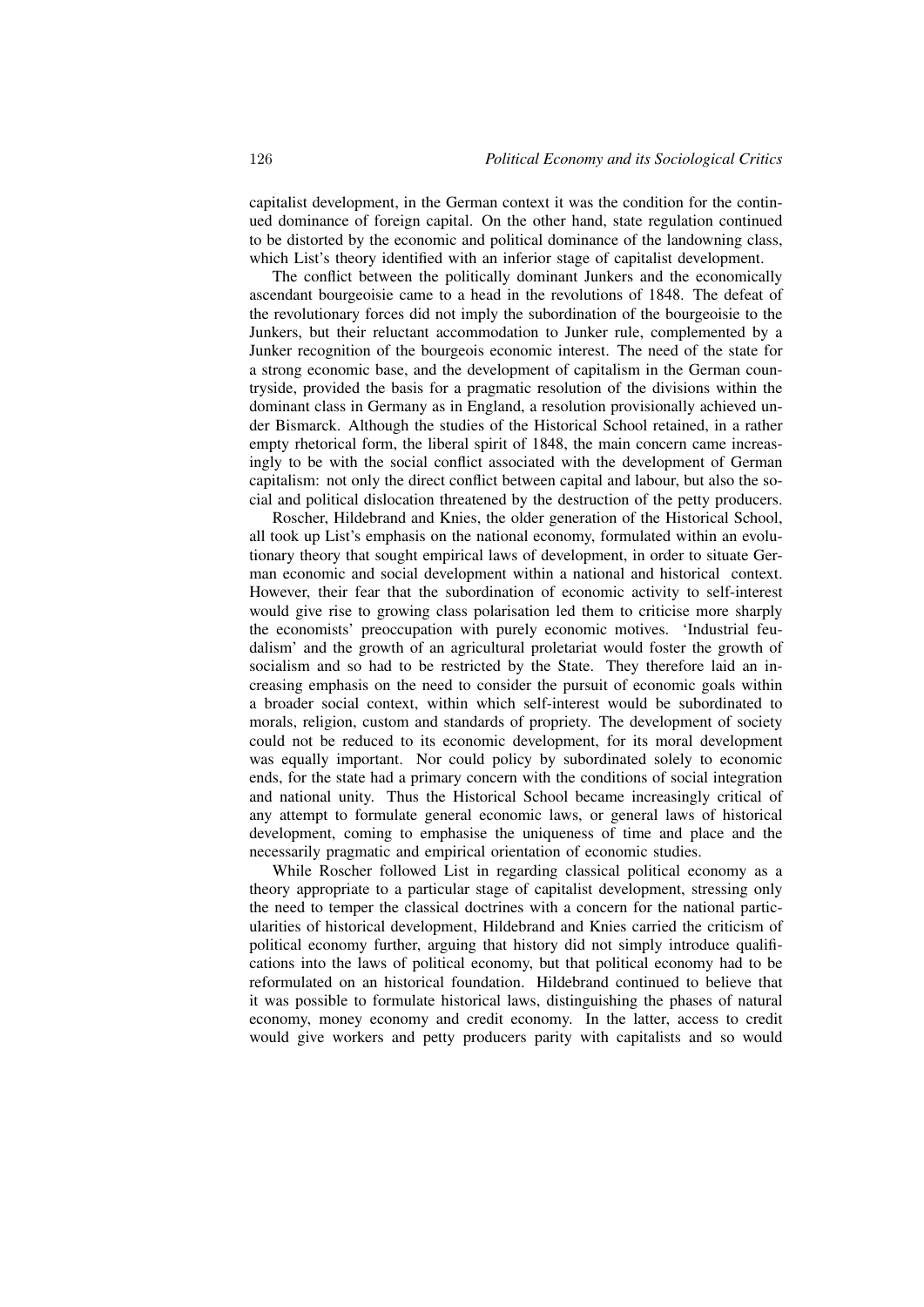capitalist development, in the German context it was the condition for the continued dominance of foreign capital. On the other hand, state regulation continued to be distorted by the economic and political dominance of the landowning class, which List's theory identified with an inferior stage of capitalist development.

The conflict between the politically dominant Junkers and the economically ascendant bourgeoisie came to a head in the revolutions of 1848. The defeat of the revolutionary forces did not imply the subordination of the bourgeoisie to the Junkers, but their reluctant accommodation to Junker rule, complemented by a Junker recognition of the bourgeois economic interest. The need of the state for a strong economic base, and the development of capitalism in the German countryside, provided the basis for a pragmatic resolution of the divisions within the dominant class in Germany as in England, a resolution provisionally achieved under Bismarck. Although the studies of the Historical School retained, in a rather empty rhetorical form, the liberal spirit of 1848, the main concern came increasingly to be with the social conflict associated with the development of German capitalism: not only the direct conflict between capital and labour, but also the social and political dislocation threatened by the destruction of the petty producers.

Roscher, Hildebrand and Knies, the older generation of the Historical School, all took up List's emphasis on the national economy, formulated within an evolutionary theory that sought empirical laws of development, in order to situate German economic and social development within a national and historical context. However, their fear that the subordination of economic activity to self-interest would give rise to growing class polarisation led them to criticise more sharply the economists' preoccupation with purely economic motives. 'Industrial feudalism' and the growth of an agricultural proletariat would foster the growth of socialism and so had to be restricted by the State. They therefore laid an increasing emphasis on the need to consider the pursuit of economic goals within a broader social context, within which self-interest would be subordinated to morals, religion, custom and standards of propriety. The development of society could not be reduced to its economic development, for its moral development was equally important. Nor could policy by subordinated solely to economic ends, for the state had a primary concern with the conditions of social integration and national unity. Thus the Historical School became increasingly critical of any attempt to formulate general economic laws, or general laws of historical development, coming to emphasise the uniqueness of time and place and the necessarily pragmatic and empirical orientation of economic studies.

While Roscher followed List in regarding classical political economy as a theory appropriate to a particular stage of capitalist development, stressing only the need to temper the classical doctrines with a concern for the national particularities of historical development, Hildebrand and Knies carried the criticism of political economy further, arguing that history did not simply introduce qualifications into the laws of political economy, but that political economy had to be reformulated on an historical foundation. Hildebrand continued to believe that it was possible to formulate historical laws, distinguishing the phases of natural economy, money economy and credit economy. In the latter, access to credit would give workers and petty producers parity with capitalists and so would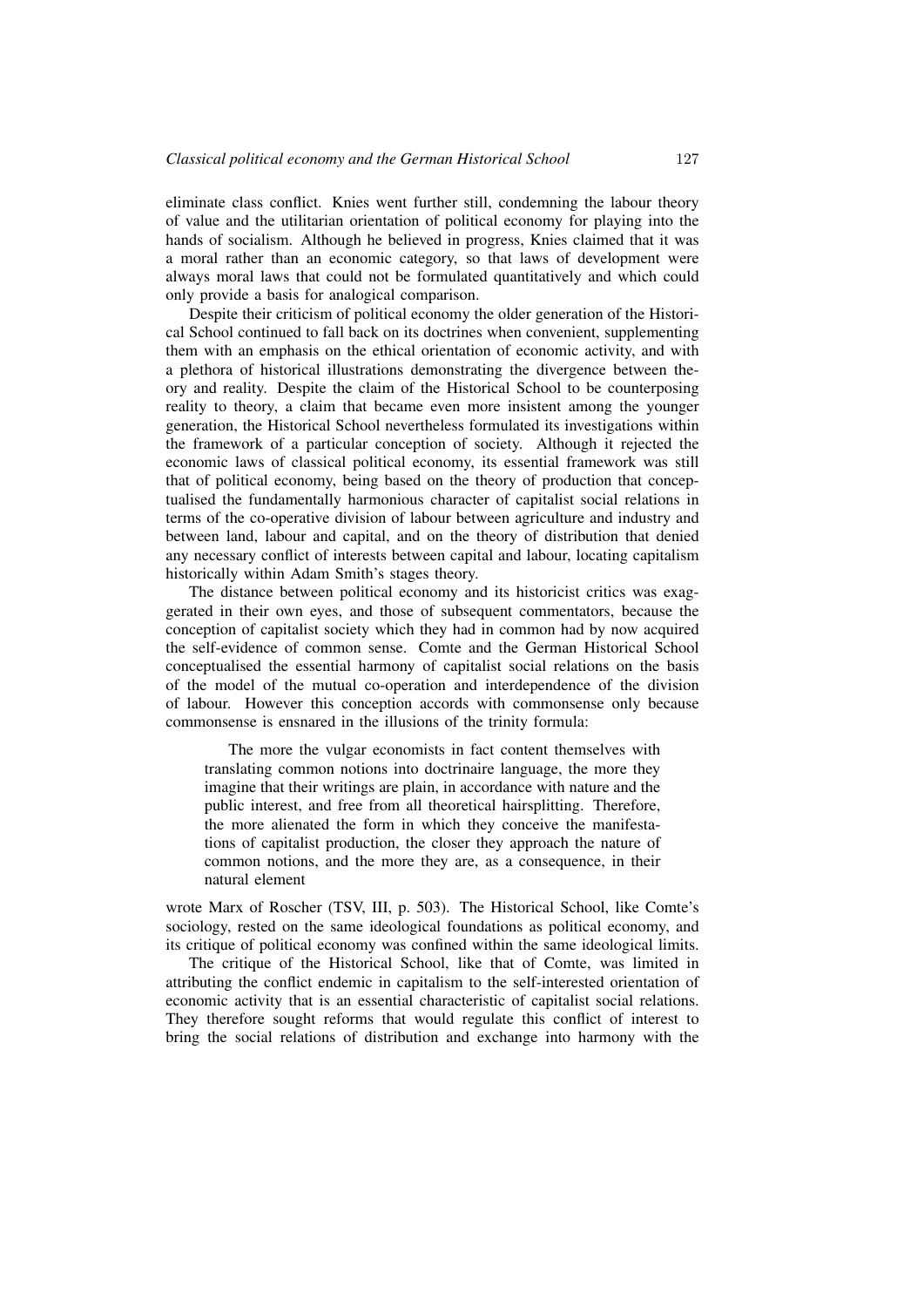eliminate class conflict. Knies went further still, condemning the labour theory of value and the utilitarian orientation of political economy for playing into the hands of socialism. Although he believed in progress, Knies claimed that it was a moral rather than an economic category, so that laws of development were always moral laws that could not be formulated quantitatively and which could only provide a basis for analogical comparison.

Despite their criticism of political economy the older generation of the Historical School continued to fall back on its doctrines when convenient, supplementing them with an emphasis on the ethical orientation of economic activity, and with a plethora of historical illustrations demonstrating the divergence between theory and reality. Despite the claim of the Historical School to be counterposing reality to theory, a claim that became even more insistent among the younger generation, the Historical School nevertheless formulated its investigations within the framework of a particular conception of society. Although it rejected the economic laws of classical political economy, its essential framework was still that of political economy, being based on the theory of production that conceptualised the fundamentally harmonious character of capitalist social relations in terms of the co-operative division of labour between agriculture and industry and between land, labour and capital, and on the theory of distribution that denied any necessary conflict of interests between capital and labour, locating capitalism historically within Adam Smith's stages theory.

The distance between political economy and its historicist critics was exaggerated in their own eyes, and those of subsequent commentators, because the conception of capitalist society which they had in common had by now acquired the self-evidence of common sense. Comte and the German Historical School conceptualised the essential harmony of capitalist social relations on the basis of the model of the mutual co-operation and interdependence of the division of labour. However this conception accords with commonsense only because commonsense is ensnared in the illusions of the trinity formula:

> The more the vulgar economists in fact content themselves with translating common notions into doctrinaire language, the more they imagine that their writings are plain, in accordance with nature and the public interest, and free from all theoretical hairsplitting. Therefore, the more alienated the form in which they conceive the manifestations of capitalist production, the closer they approach the nature of common notions, and the more they are, as a consequence, in their natural element

wrote Marx of Roscher (TSV, III, p. 503). The Historical School, like Comte's sociology, rested on the same ideological foundations as political economy, and its critique of political economy was confined within the same ideological limits.

The critique of the Historical School, like that of Comte, was limited in attributing the conflict endemic in capitalism to the self-interested orientation of economic activity that is an essential characteristic of capitalist social relations. They therefore sought reforms that would regulate this conflict of interest to bring the social relations of distribution and exchange into harmony with the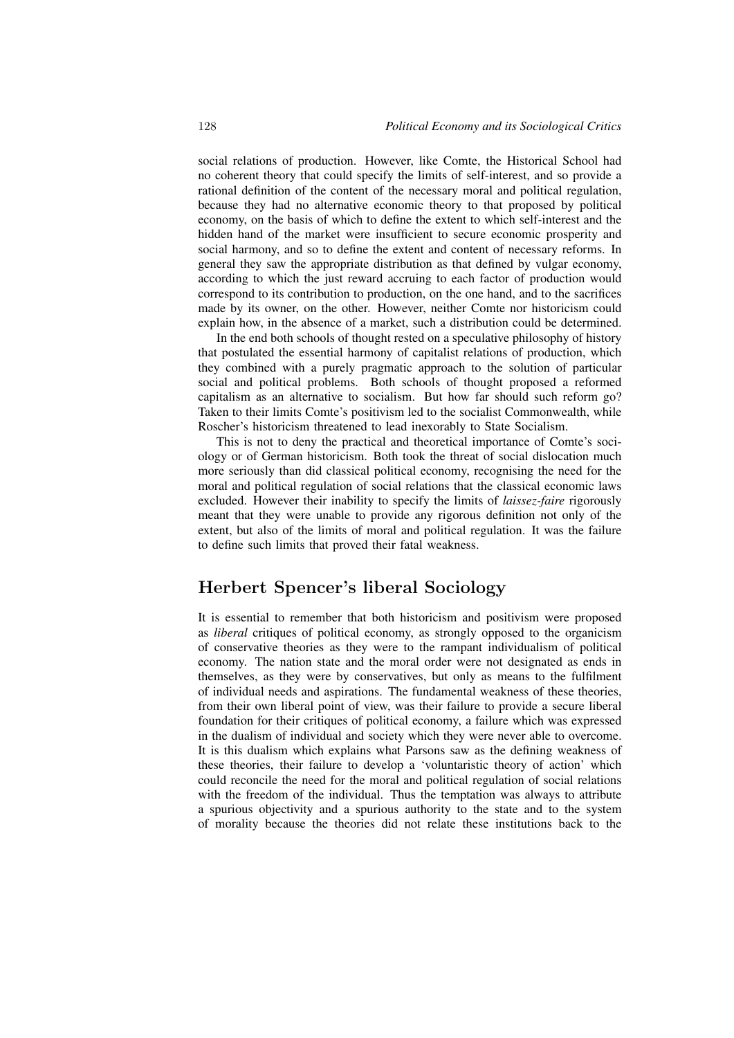social relations of production. However, like Comte, the Historical School had no coherent theory that could specify the limits of self-interest, and so provide a rational definition of the content of the necessary moral and political regulation, because they had no alternative economic theory to that proposed by political economy, on the basis of which to define the extent to which self-interest and the hidden hand of the market were insufficient to secure economic prosperity and social harmony, and so to define the extent and content of necessary reforms. In general they saw the appropriate distribution as that defined by vulgar economy, according to which the just reward accruing to each factor of production would correspond to its contribution to production, on the one hand, and to the sacrifices made by its owner, on the other. However, neither Comte nor historicism could explain how, in the absence of a market, such a distribution could be determined.

In the end both schools of thought rested on a speculative philosophy of history that postulated the essential harmony of capitalist relations of production, which they combined with a purely pragmatic approach to the solution of particular social and political problems. Both schools of thought proposed a reformed capitalism as an alternative to socialism. But how far should such reform go? Taken to their limits Comte's positivism led to the socialist Commonwealth, while Roscher's historicism threatened to lead inexorably to State Socialism.

This is not to deny the practical and theoretical importance of Comte's sociology or of German historicism. Both took the threat of social dislocation much more seriously than did classical political economy, recognising the need for the moral and political regulation of social relations that the classical economic laws excluded. However their inability to specify the limits of *laissez-faire* rigorously meant that they were unable to provide any rigorous definition not only of the extent, but also of the limits of moral and political regulation. It was the failure to define such limits that proved their fatal weakness.

## Herbert Spencer's liberal Sociology

It is essential to remember that both historicism and positivism were proposed as *liberal* critiques of political economy, as strongly opposed to the organicism of conservative theories as they were to the rampant individualism of political economy. The nation state and the moral order were not designated as ends in themselves, as they were by conservatives, but only as means to the fulfilment of individual needs and aspirations. The fundamental weakness of these theories, from their own liberal point of view, was their failure to provide a secure liberal foundation for their critiques of political economy, a failure which was expressed in the dualism of individual and society which they were never able to overcome. It is this dualism which explains what Parsons saw as the defining weakness of these theories, their failure to develop a 'voluntaristic theory of action' which could reconcile the need for the moral and political regulation of social relations with the freedom of the individual. Thus the temptation was always to attribute a spurious objectivity and a spurious authority to the state and to the system of morality because the theories did not relate these institutions back to the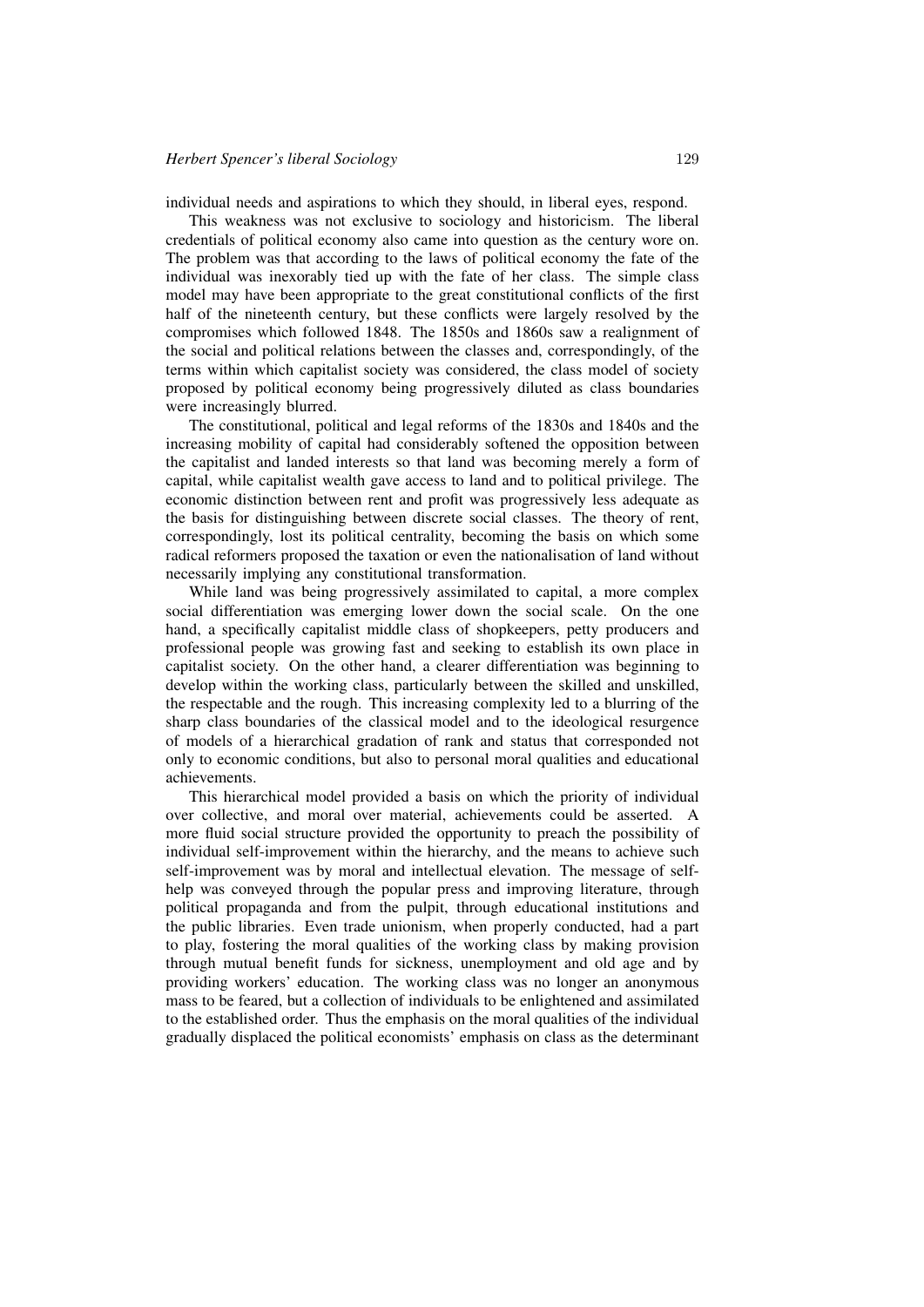individual needs and aspirations to which they should, in liberal eyes, respond.

This weakness was not exclusive to sociology and historicism. The liberal credentials of political economy also came into question as the century wore on. The problem was that according to the laws of political economy the fate of the individual was inexorably tied up with the fate of her class. The simple class model may have been appropriate to the great constitutional conflicts of the first half of the nineteenth century, but these conflicts were largely resolved by the compromises which followed 1848. The 1850s and 1860s saw a realignment of the social and political relations between the classes and, correspondingly, of the terms within which capitalist society was considered, the class model of society proposed by political economy being progressively diluted as class boundaries were increasingly blurred.

The constitutional, political and legal reforms of the 1830s and 1840s and the increasing mobility of capital had considerably softened the opposition between the capitalist and landed interests so that land was becoming merely a form of capital, while capitalist wealth gave access to land and to political privilege. The economic distinction between rent and profit was progressively less adequate as the basis for distinguishing between discrete social classes. The theory of rent, correspondingly, lost its political centrality, becoming the basis on which some radical reformers proposed the taxation or even the nationalisation of land without necessarily implying any constitutional transformation.

While land was being progressively assimilated to capital, a more complex social differentiation was emerging lower down the social scale. On the one hand, a specifically capitalist middle class of shopkeepers, petty producers and professional people was growing fast and seeking to establish its own place in capitalist society. On the other hand, a clearer differentiation was beginning to develop within the working class, particularly between the skilled and unskilled, the respectable and the rough. This increasing complexity led to a blurring of the sharp class boundaries of the classical model and to the ideological resurgence of models of a hierarchical gradation of rank and status that corresponded not only to economic conditions, but also to personal moral qualities and educational achievements.

This hierarchical model provided a basis on which the priority of individual over collective, and moral over material, achievements could be asserted. A more fluid social structure provided the opportunity to preach the possibility of individual self-improvement within the hierarchy, and the means to achieve such self-improvement was by moral and intellectual elevation. The message of self-help was conveyed through the popular press and improving literature, through political propaganda and from the pulpit, through educational institutions and the public libraries. Even trade unionism, when properly conducted, had a part to play, fostering the moral qualities of the working class by making provision through mutual benefit funds for sickness, unemployment and old age and by providing workers' education. The working class was no longer an anonymous mass to be feared, but a collection of individuals to be enlightened and assimilated to the established order. Thus the emphasis on the moral qualities of the individual gradually displaced the political economists' emphasis on class as the determinant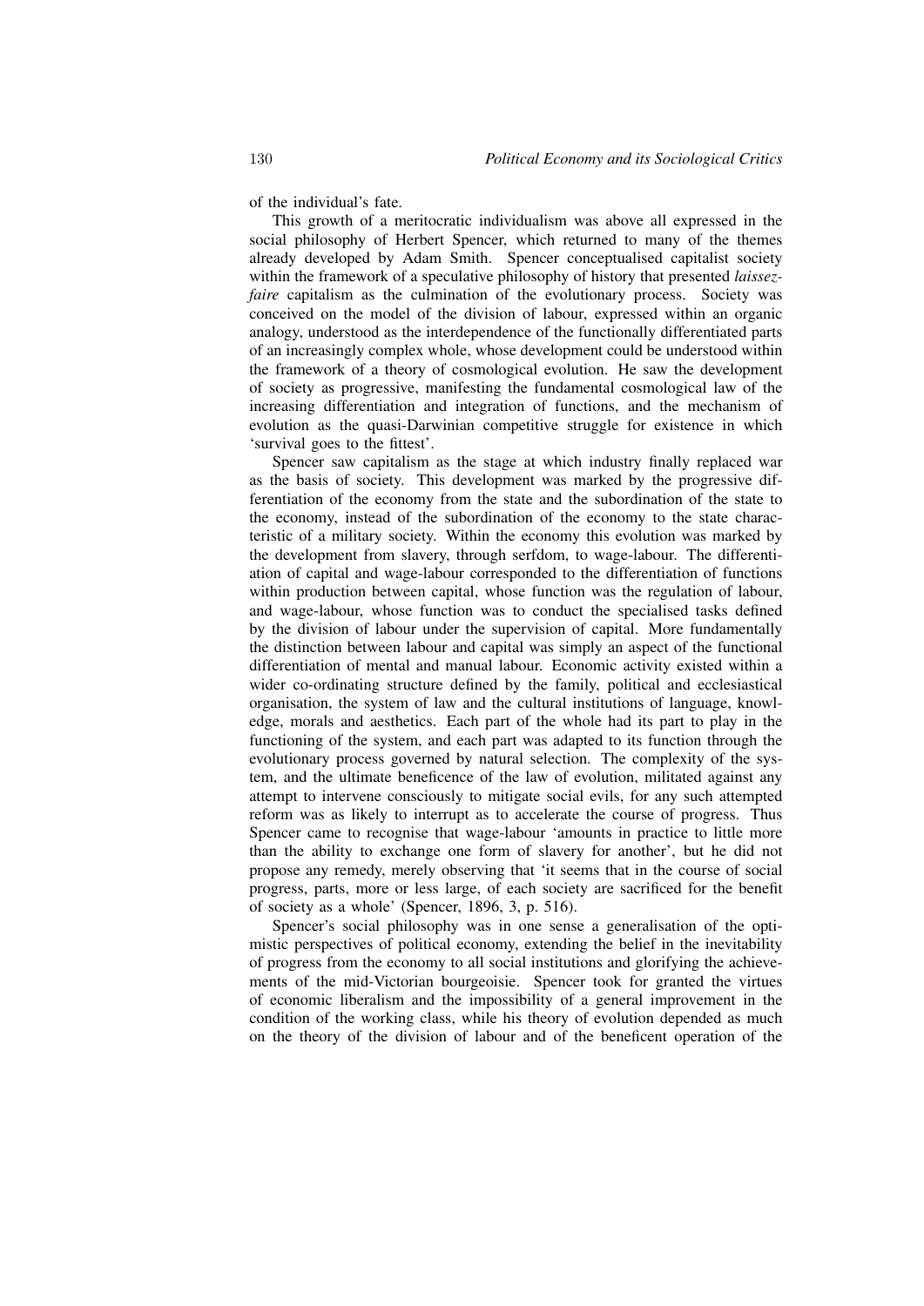of the individual's fate.

This growth of a meritocratic individualism was above all expressed in the social philosophy of Herbert Spencer, which returned to many of the themes already developed by Adam Smith. Spencer conceptualised capitalist society within the framework of a speculative philosophy of history that presented *laissez-faire* capitalism as the culmination of the evolutionary process. Society was conceived on the model of the division of labour, expressed within an organic analogy, understood as the interdependence of the functionally differentiated parts of an increasingly complex whole, whose development could be understood within the framework of a theory of cosmological evolution. He saw the development of society as progressive, manifesting the fundamental cosmological law of the increasing differentiation and integration of functions, and the mechanism of evolution as the quasi-Darwinian competitive struggle for existence in which 'survival goes to the fittest'.

Spencer saw capitalism as the stage at which industry finally replaced war as the basis of society. This development was marked by the progressive differentiation of the economy from the state and the subordination of the state to the economy, instead of the subordination of the economy to the state characteristic of a military society. Within the economy this evolution was marked by the development from slavery, through serfdom, to wage-labour. The differentiation of capital and wage-labour corresponded to the differentiation of functions within production between capital, whose function was the regulation of labour, and wage-labour, whose function was to conduct the specialised tasks defined by the division of labour under the supervision of capital. More fundamentally the distinction between labour and capital was simply an aspect of the functional differentiation of mental and manual labour. Economic activity existed within a wider co-ordinating structure defined by the family, political and ecclesiastical organisation, the system of law and the cultural institutions of language, knowledge, morals and aesthetics. Each part of the whole had its part to play in the functioning of the system, and each part was adapted to its function through the evolutionary process governed by natural selection. The complexity of the system, and the ultimate beneficence of the law of evolution, militated against any attempt to intervene consciously to mitigate social evils, for any such attempted reform was as likely to interrupt as to accelerate the course of progress. Thus Spencer came to recognise that wage-labour 'amounts in practice to little more than the ability to exchange one form of slavery for another', but he did not propose any remedy, merely observing that 'it seems that in the course of social progress, parts, more or less large, of each society are sacrificed for the benefit of society as a whole' (Spencer, 1896, 3, p. 516).

Spencer's social philosophy was in one sense a generalisation of the optimistic perspectives of political economy, extending the belief in the inevitability of progress from the economy to all social institutions and glorifying the achievements of the mid-Victorian bourgeoisie. Spencer took for granted the virtues of economic liberalism and the impossibility of a general improvement in the condition of the working class, while his theory of evolution depended as much on the theory of the division of labour and of the beneficent operation of the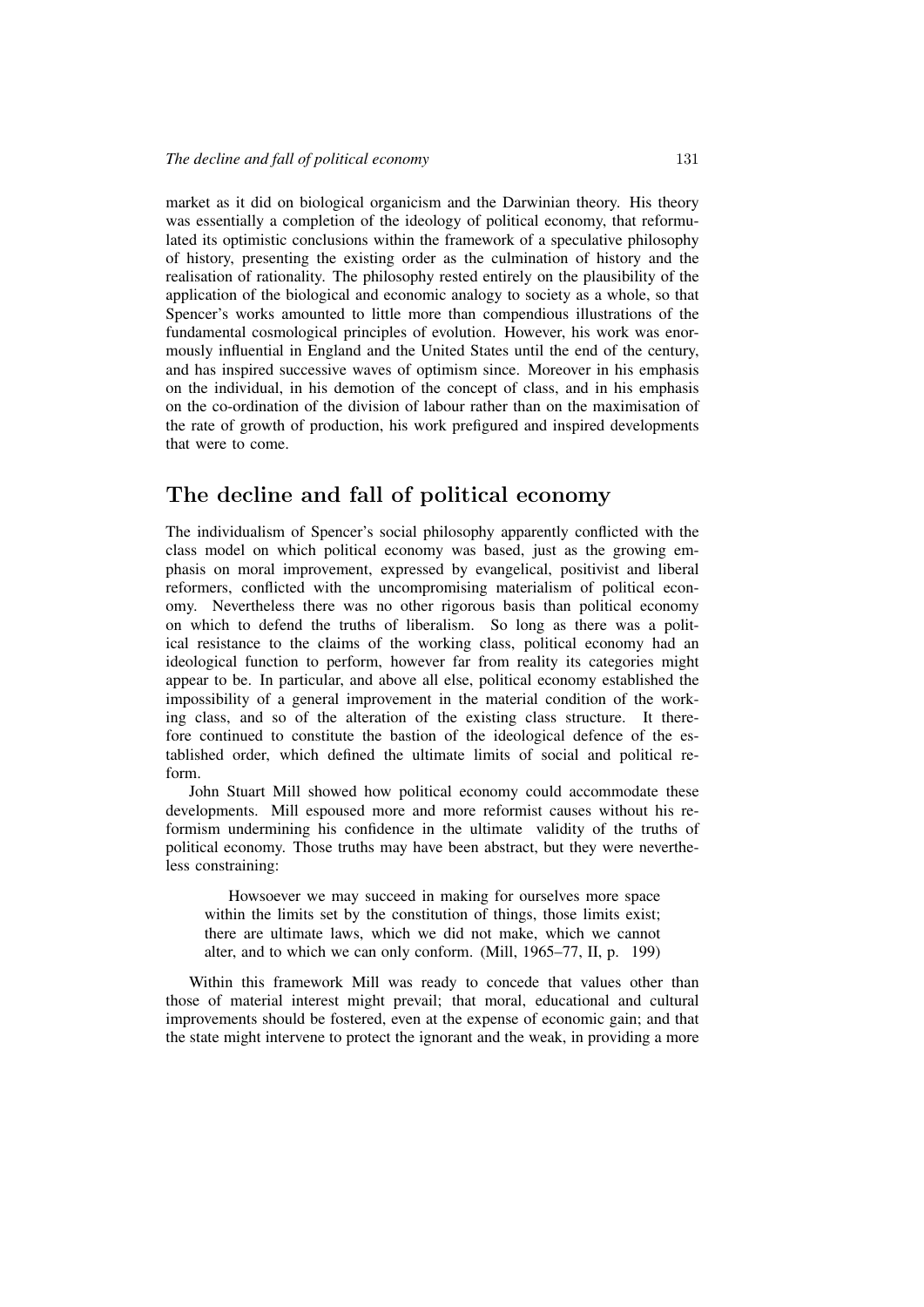market as it did on biological organicism and the Darwinian theory. His theory was essentially a completion of the ideology of political economy, that reformulated its optimistic conclusions within the framework of a speculative philosophy of history, presenting the existing order as the culmination of history and the realisation of rationality. The philosophy rested entirely on the plausibility of the application of the biological and economic analogy to society as a whole, so that Spencer's works amounted to little more than compendious illustrations of the fundamental cosmological principles of evolution. However, his work was enormously influential in England and the United States until the end of the century, and has inspired successive waves of optimism since. Moreover in his emphasis on the individual, in his demotion of the concept of class, and in his emphasis on the co-ordination of the division of labour rather than on the maximisation of the rate of growth of production, his work prefigured and inspired developments that were to come.

## The decline and fall of political economy

The individualism of Spencer's social philosophy apparently conflicted with the class model on which political economy was based, just as the growing emphasis on moral improvement, expressed by evangelical, positivist and liberal reformers, conflicted with the uncompromising materialism of political economy. Nevertheless there was no other rigorous basis than political economy on which to defend the truths of liberalism. So long as there was a political resistance to the claims of the working class, political economy had an ideological function to perform, however far from reality its categories might appear to be. In particular, and above all else, political economy established the impossibility of a general improvement in the material condition of the working class, and so of the alteration of the existing class structure. It therefore continued to constitute the bastion of the ideological defence of the established order, which defined the ultimate limits of social and political reform.

John Stuart Mill showed how political economy could accommodate these developments. Mill espoused more and more reformist causes without his reformism undermining his confidence in the ultimate validity of the truths of political economy. Those truths may have been abstract, but they were nevertheless constraining:

> Howsoever we may succeed in making for ourselves more space within the limits set by the constitution of things, those limits exist; there are ultimate laws, which we did not make, which we cannot alter, and to which we can only conform. (Mill, 1965–77, II, p. 199)

Within this framework Mill was ready to concede that values other than those of material interest might prevail; that moral, educational and cultural improvements should be fostered, even at the expense of economic gain; and that the state might intervene to protect the ignorant and the weak, in providing a more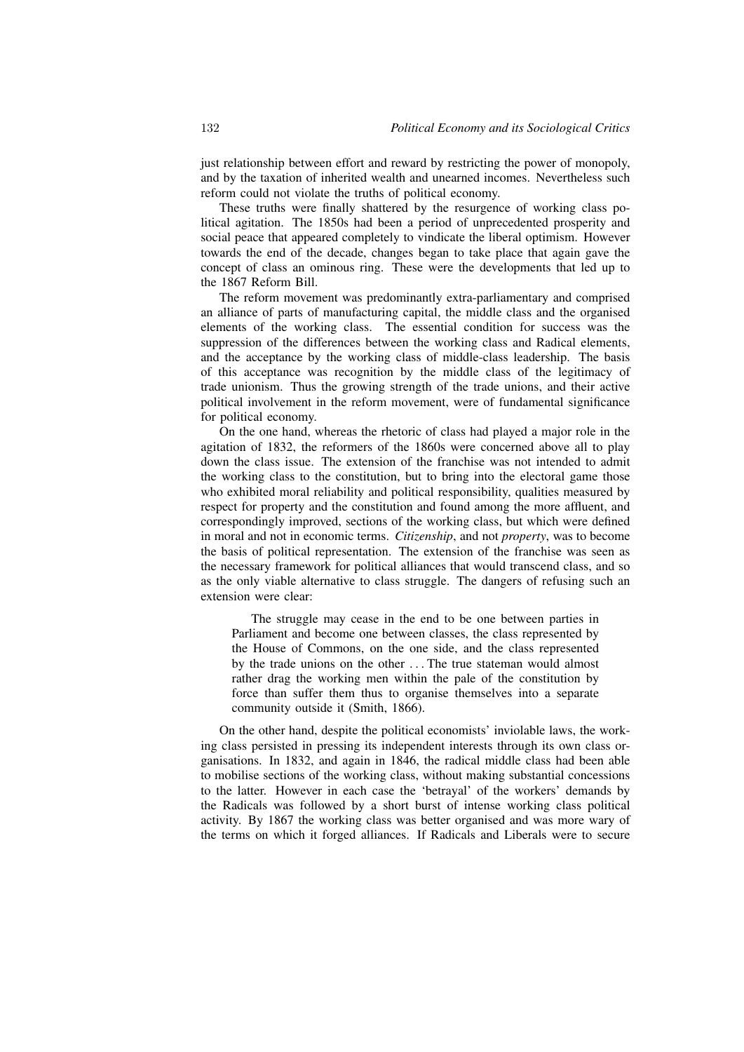just relationship between effort and reward by restricting the power of monopoly, and by the taxation of inherited wealth and unearned incomes. Nevertheless such reform could not violate the truths of political economy.

These truths were finally shattered by the resurgence of working class political agitation. The 1850s had been a period of unprecedented prosperity and social peace that appeared completely to vindicate the liberal optimism. However towards the end of the decade, changes began to take place that again gave the concept of class an ominous ring. These were the developments that led up to the 1867 Reform Bill.

The reform movement was predominantly extra-parliamentary and comprised an alliance of parts of manufacturing capital, the middle class and the organised elements of the working class. The essential condition for success was the suppression of the differences between the working class and Radical elements, and the acceptance by the working class of middle-class leadership. The basis of this acceptance was recognition by the middle class of the legitimacy of trade unionism. Thus the growing strength of the trade unions, and their active political involvement in the reform movement, were of fundamental significance for political economy.

On the one hand, whereas the rhetoric of class had played a major role in the agitation of 1832, the reformers of the 1860s were concerned above all to play down the class issue. The extension of the franchise was not intended to admit the working class to the constitution, but to bring into the electoral game those who exhibited moral reliability and political responsibility, qualities measured by respect for property and the constitution and found among the more affluent, and correspondingly improved, sections of the working class, but which were defined in moral and not in economic terms. *Citizenship*, and not *property*, was to become the basis of political representation. The extension of the franchise was seen as the necessary framework for political alliances that would transcend class, and so as the only viable alternative to class struggle. The dangers of refusing such an extension were clear:

> The struggle may cease in the end to be one between parties in Parliament and become one between classes, the class represented by the House of Commons, on the one side, and the class represented by the trade unions on the other . . . The true statesman would almost rather drag the working men within the pale of the constitution by force than suffer them thus to organise themselves into a separate community outside it (Smith, 1866).

On the other hand, despite the political economists' inviolable laws, the working class persisted in pressing its independent interests through its own class organisations. In 1832, and again in 1846, the radical middle class had been able to mobilise sections of the working class, without making substantial concessions to the latter. However in each case the 'betrayal' of the workers' demands by the Radicals was followed by a short burst of intense working class political activity. By 1867 the working class was better organised and was more wary of the terms on which it forged alliances. If Radicals and Liberals were to secure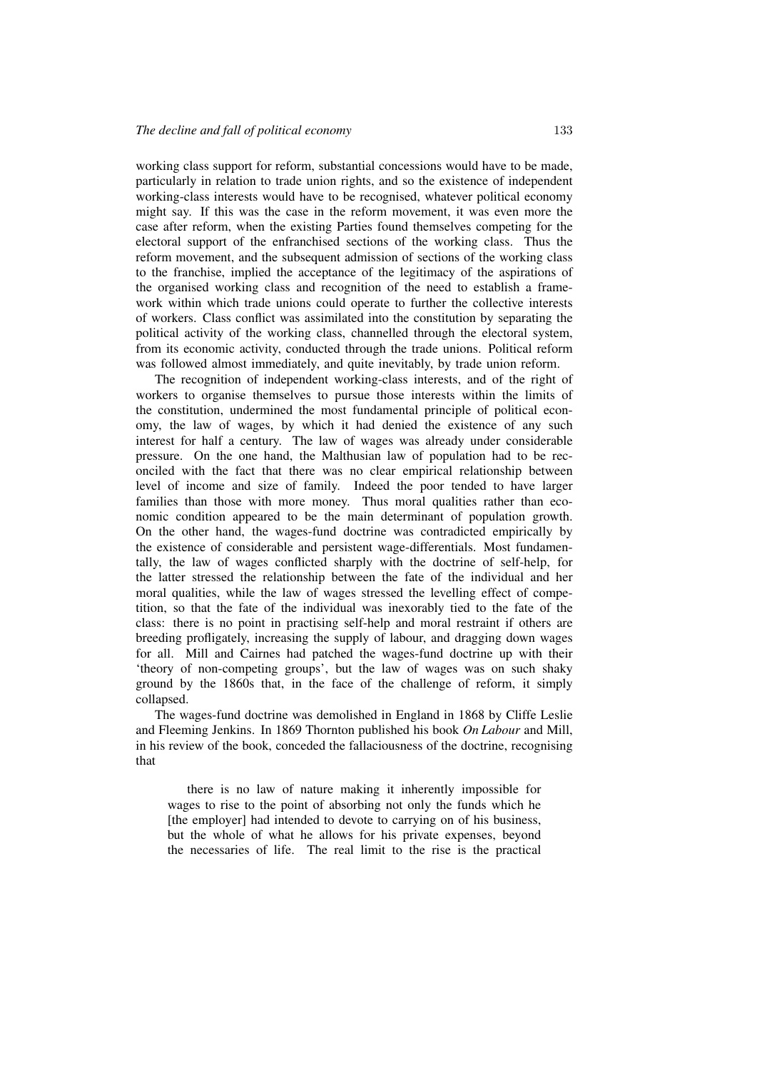working class support for reform, substantial concessions would have to be made, particularly in relation to trade union rights, and so the existence of independent working-class interests would have to be recognised, whatever political economy might say. If this was the case in the reform movement, it was even more the case after reform, when the existing Parties found themselves competing for the electoral support of the enfranchised sections of the working class. Thus the reform movement, and the subsequent admission of sections of the working class to the franchise, implied the acceptance of the legitimacy of the aspirations of the organised working class and recognition of the need to establish a framework within which trade unions could operate to further the collective interests of workers. Class conflict was assimilated into the constitution by separating the political activity of the working class, channelled through the electoral system, from its economic activity, conducted through the trade unions. Political reform was followed almost immediately, and quite inevitably, by trade union reform.

The recognition of independent working-class interests, and of the right of workers to organise themselves to pursue those interests within the limits of the constitution, undermined the most fundamental principle of political economy, the law of wages, by which it had denied the existence of any such interest for half a century. The law of wages was already under considerable pressure. On the one hand, the Malthusian law of population had to be reconciled with the fact that there was no clear empirical relationship between level of income and size of family. Indeed the poor tended to have larger families than those with more money. Thus moral qualities rather than economic condition appeared to be the main determinant of population growth. On the other hand, the wages-fund doctrine was contradicted empirically by the existence of considerable and persistent wage-differentials. Most fundamentally, the law of wages conflicted sharply with the doctrine of self-help, for the latter stressed the relationship between the fate of the individual and her moral qualities, while the law of wages stressed the levelling effect of competition, so that the fate of the individual was inexorably tied to the fate of the class: there is no point in practising self-help and moral restraint if others are breeding profligately, increasing the supply of labour, and dragging down wages for all. Mill and Cairnes had patched the wages-fund doctrine up with their 'theory of non-competing groups', but the law of wages was on such shaky ground by the 1860s that, in the face of the challenge of reform, it simply collapsed.

The wages-fund doctrine was demolished in England in 1868 by Cliffe Leslie and Fleeming Jenkins. In 1869 Thornton published his book *On Labour* and Mill, in his review of the book, conceded the fallaciousness of the doctrine, recognising that

> there is no law of nature making it inherently impossible for wages to rise to the point of absorbing not only the funds which he [the employer] had intended to devote to carrying on of his business, but the whole of what he allows for his private expenses, beyond the necessaries of life. The real limit to the rise is the practical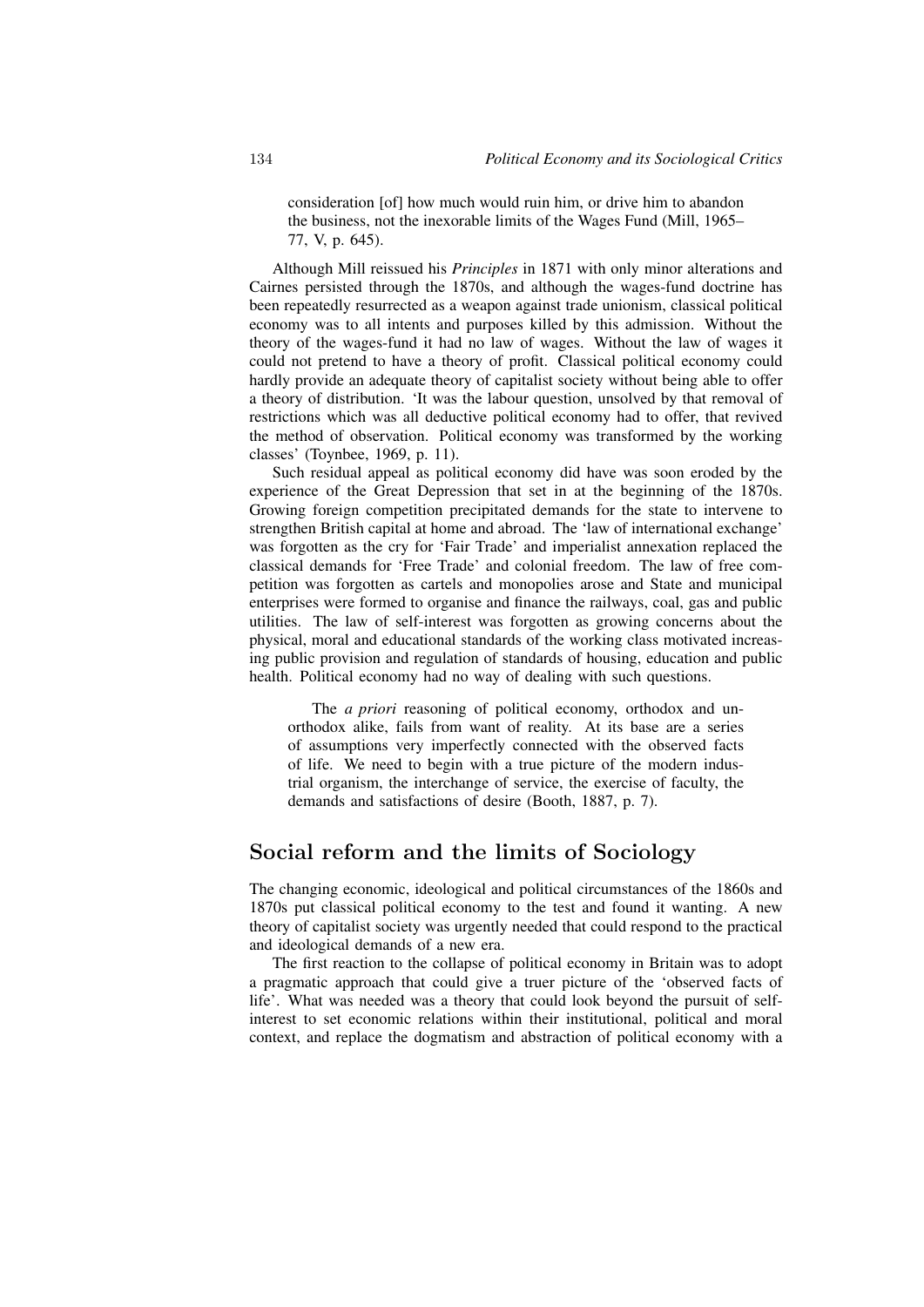> consideration [of] how much would ruin him, or drive him to abandon the business, not the inexorable limits of the Wages Fund (Mill, 1965–77, V, p. 645).

Although Mill reissued his *Principles* in 1871 with only minor alterations and Cairnes persisted through the 1870s, and although the wages-fund doctrine has been repeatedly resurrected as a weapon against trade unionism, classical political economy was to all intents and purposes killed by this admission. Without the theory of the wages-fund it had no law of wages. Without the law of wages it could not pretend to have a theory of profit. Classical political economy could hardly provide an adequate theory of capitalist society without being able to offer a theory of distribution. 'It was the labour question, unsolved by that removal of restrictions which was all deductive political economy had to offer, that revived the method of observation. Political economy was transformed by the working classes' (Toynbee, 1969, p. 11).

Such residual appeal as political economy did have was soon eroded by the experience of the Great Depression that set in at the beginning of the 1870s. Growing foreign competition precipitated demands for the state to intervene to strengthen British capital at home and abroad. The 'law of international exchange' was forgotten as the cry for 'Fair Trade' and imperialist annexation replaced the classical demands for 'Free Trade' and colonial freedom. The law of free competition was forgotten as cartels and monopolies arose and State and municipal enterprises were formed to organise and finance the railways, coal, gas and public utilities. The law of self-interest was forgotten as growing concerns about the physical, moral and educational standards of the working class motivated increasing public provision and regulation of standards of housing, education and public health. Political economy had no way of dealing with such questions.

> The *a priori* reasoning of political economy, orthodox and unorthodox alike, fails from want of reality. At its base are a series of assumptions very imperfectly connected with the observed facts of life. We need to begin with a true picture of the modern industrial organism, the interchange of service, the exercise of faculty, the demands and satisfactions of desire (Booth, 1887, p. 7).

## Social reform and the limits of Sociology

The changing economic, ideological and political circumstances of the 1860s and 1870s put classical political economy to the test and found it wanting. A new theory of capitalist society was urgently needed that could respond to the practical and ideological demands of a new era.

The first reaction to the collapse of political economy in Britain was to adopt a pragmatic approach that could give a truer picture of the 'observed facts of life'. What was needed was a theory that could look beyond the pursuit of self-interest to set economic relations within their institutional, political and moral context, and replace the dogmatism and abstraction of political economy with a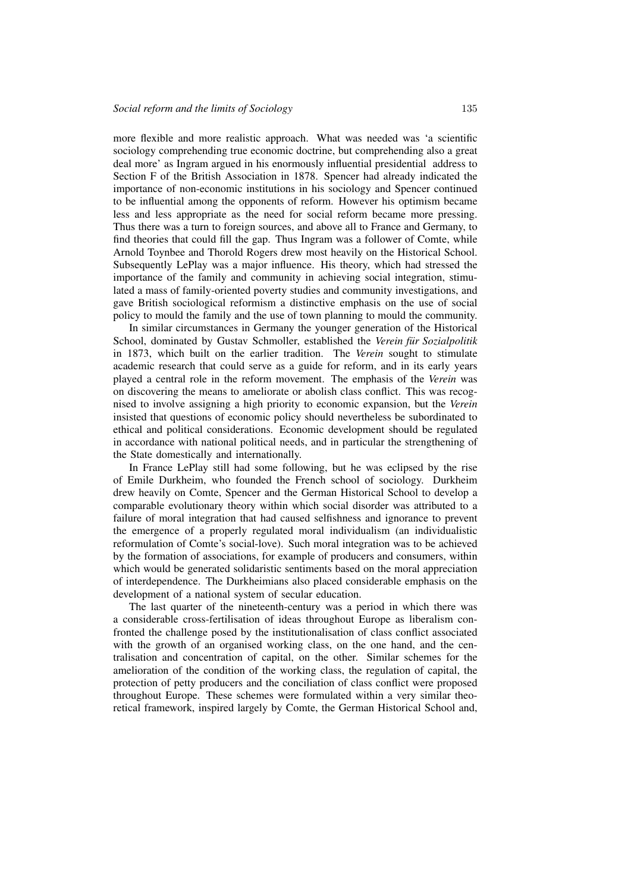more flexible and more realistic approach. What was needed was 'a scientific sociology comprehending true economic doctrine, but comprehending also a great deal more' as Ingram argued in his enormously influential presidential address to Section F of the British Association in 1878. Spencer had already indicated the importance of non-economic institutions in his sociology and Spencer continued to be influential among the opponents of reform. However his optimism became less and less appropriate as the need for social reform became more pressing. Thus there was a turn to foreign sources, and above all to France and Germany, to find theories that could fill the gap. Thus Ingram was a follower of Comte, while Arnold Toynbee and Thorold Rogers drew most heavily on the Historical School. Subsequently LePlay was a major influence. His theory, which had stressed the importance of the family and community in achieving social integration, stimulated a mass of family-oriented poverty studies and community investigations, and gave British sociological reformism a distinctive emphasis on the use of social policy to mould the family and the use of town planning to mould the community.

In similar circumstances in Germany the younger generation of the Historical School, dominated by Gustav Schmoller, established the *Verein für Sozialpolitik* in 1873, which built on the earlier tradition. The *Verein* sought to stimulate academic research that could serve as a guide for reform, and in its early years played a central role in the reform movement. The emphasis of the *Verein* was on discovering the means to ameliorate or abolish class conflict. This was recognised to involve assigning a high priority to economic expansion, but the *Verein* insisted that questions of economic policy should nevertheless be subordinated to ethical and political considerations. Economic development should be regulated in accordance with national political needs, and in particular the strengthening of the State domestically and internationally.

In France LePlay still had some following, but he was eclipsed by the rise of Emile Durkheim, who founded the French school of sociology. Durkheim drew heavily on Comte, Spencer and the German Historical School to develop a comparable evolutionary theory within which social disorder was attributed to a failure of moral integration that had caused selfishness and ignorance to prevent the emergence of a properly regulated moral individualism (an individualistic reformulation of Comte's social-love). Such moral integration was to be achieved by the formation of associations, for example of producers and consumers, within which would be generated solidaristic sentiments based on the moral appreciation of interdependence. The Durkheimians also placed considerable emphasis on the development of a national system of secular education.

The last quarter of the nineteenth-century was a period in which there was a considerable cross-fertilisation of ideas throughout Europe as liberalism confronted the challenge posed by the institutionalisation of class conflict associated with the growth of an organised working class, on the one hand, and the centralisation and concentration of capital, on the other. Similar schemes for the amelioration of the condition of the working class, the regulation of capital, the protection of petty producers and the conciliation of class conflict were proposed throughout Europe. These schemes were formulated within a very similar theoretical framework, inspired largely by Comte, the German Historical School and,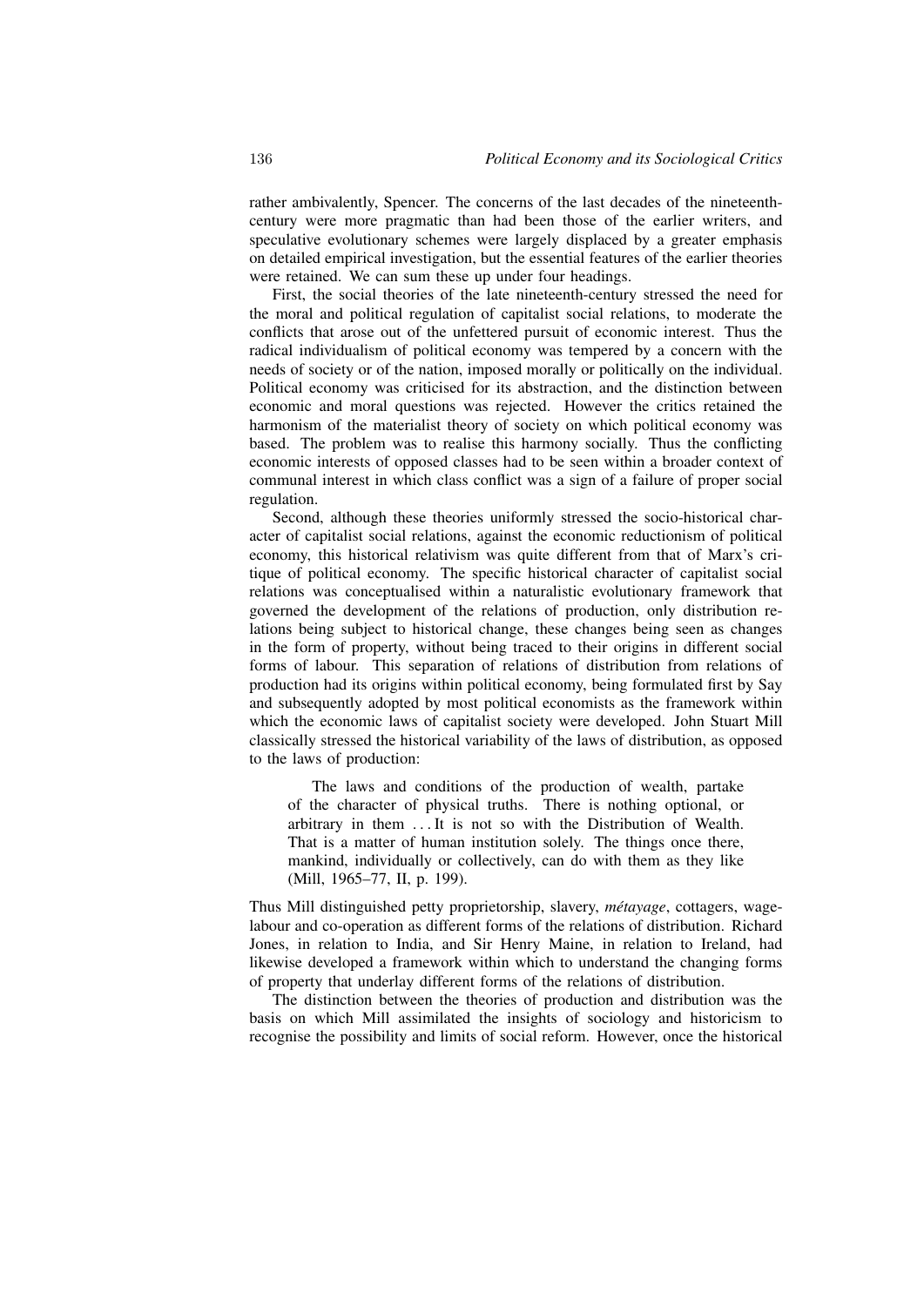rather ambivalently, Spencer. The concerns of the last decades of the nineteenth-century were more pragmatic than had been those of the earlier writers, and speculative evolutionary schemes were largely displaced by a greater emphasis on detailed empirical investigation, but the essential features of the earlier theories were retained. We can sum these up under four headings.

First, the social theories of the late nineteenth-century stressed the need for the moral and political regulation of capitalist social relations, to moderate the conflicts that arose out of the unfettered pursuit of economic interest. Thus the radical individualism of political economy was tempered by a concern with the needs of society or of the nation, imposed morally or politically on the individual. Political economy was criticised for its abstraction, and the distinction between economic and moral questions was rejected. However the critics retained the harmonism of the materialist theory of society on which political economy was based. The problem was to realise this harmony socially. Thus the conflicting economic interests of opposed classes had to be seen within a broader context of communal interest in which class conflict was a sign of a failure of proper social regulation.

Second, although these theories uniformly stressed the socio-historical character of capitalist social relations, against the economic reductionism of political economy, this historical relativism was quite different from that of Marx's critique of political economy. The specific historical character of capitalist social relations was conceptualised within a naturalistic evolutionary framework that governed the development of the relations of production, only distribution relations being subject to historical change, these changes being seen as changes in the form of property, without being traced to their origins in different social forms of labour. This separation of relations of distribution from relations of production had its origins within political economy, being formulated first by Say and subsequently adopted by most political economists as the framework within which the economic laws of capitalist society were developed. John Stuart Mill classically stressed the historical variability of the laws of distribution, as opposed to the laws of production:

> The laws and conditions of the production of wealth, partake of the character of physical truths. There is nothing optional, or arbitrary in them . . . It is not so with the Distribution of Wealth. That is a matter of human institution solely. The things once there, mankind, individually or collectively, can do with them as they like (Mill, 1965–77, II, p. 199).

Thus Mill distinguished petty proprietorship, slavery, *métayage*, cottagers, wage-labour and co-operation as different forms of the relations of distribution. Richard Jones, in relation to India, and Sir Henry Maine, in relation to Ireland, had likewise developed a framework within which to understand the changing forms of property that underlay different forms of the relations of distribution.

The distinction between the theories of production and distribution was the basis on which Mill assimilated the insights of sociology and historicism to recognise the possibility and limits of social reform. However, once the historical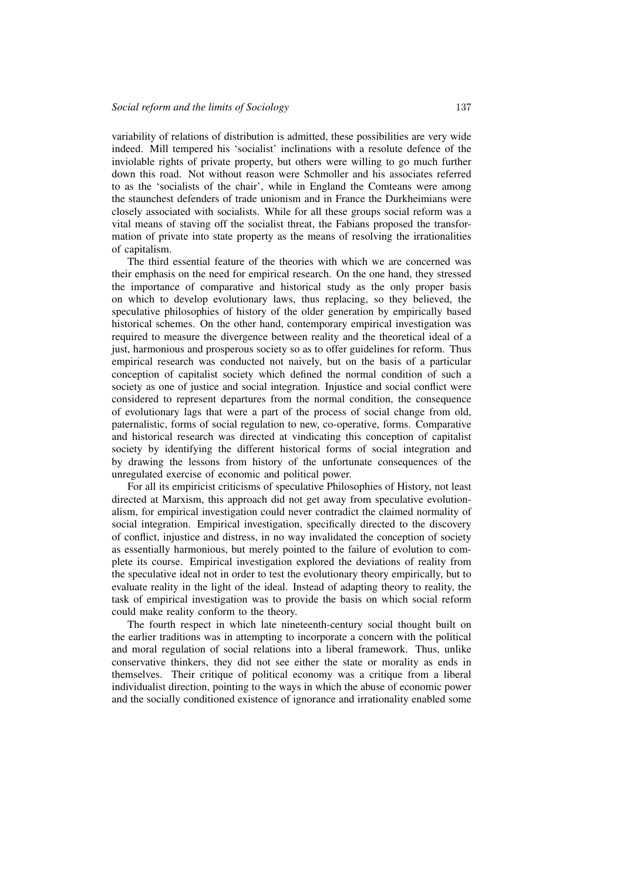variability of relations of distribution is admitted, these possibilities are very wide indeed. Mill tempered his 'socialist' inclinations with a resolute defence of the inviolable rights of private property, but others were willing to go much further down this road. Not without reason were Schmoller and his associates referred to as the 'socialists of the chair', while in England the Comteans were among the staunchest defenders of trade unionism and in France the Durkheimians were closely associated with socialists. While for all these groups social reform was a vital means of staving off the socialist threat, the Fabians proposed the transformation of private into state property as the means of resolving the irrationalities of capitalism.

The third essential feature of the theories with which we are concerned was their emphasis on the need for empirical research. On the one hand, they stressed the importance of comparative and historical study as the only proper basis on which to develop evolutionary laws, thus replacing, so they believed, the speculative philosophies of history of the older generation by empirically based historical schemes. On the other hand, contemporary empirical investigation was required to measure the divergence between reality and the theoretical ideal of a just, harmonious and prosperous society so as to offer guidelines for reform. Thus empirical research was conducted not naively, but on the basis of a particular conception of capitalist society which defined the normal condition of such a society as one of justice and social integration. Injustice and social conflict were considered to represent departures from the normal condition, the consequence of evolutionary lags that were a part of the process of social change from old, paternalistic, forms of social regulation to new, co-operative, forms. Comparative and historical research was directed at vindicating this conception of capitalist society by identifying the different historical forms of social integration and by drawing the lessons from history of the unfortunate consequences of the unregulated exercise of economic and political power.

For all its empiricist criticisms of speculative Philosophies of History, not least directed at Marxism, this approach did not get away from speculative evolutionalism, for empirical investigation could never contradict the claimed normality of social integration. Empirical investigation, specifically directed to the discovery of conflict, injustice and distress, in no way invalidated the conception of society as essentially harmonious, but merely pointed to the failure of evolution to complete its course. Empirical investigation explored the deviations of reality from the speculative ideal not in order to test the evolutionary theory empirically, but to evaluate reality in the light of the ideal. Instead of adapting theory to reality, the task of empirical investigation was to provide the basis on which social reform could make reality conform to the theory.

The fourth respect in which late nineteenth-century social thought built on the earlier traditions was in attempting to incorporate a concern with the political and moral regulation of social relations into a liberal framework. Thus, unlike conservative thinkers, they did not see either the state or morality as ends in themselves. Their critique of political economy was a critique from a liberal individualist direction, pointing to the ways in which the abuse of economic power and the socially conditioned existence of ignorance and irrationality enabled some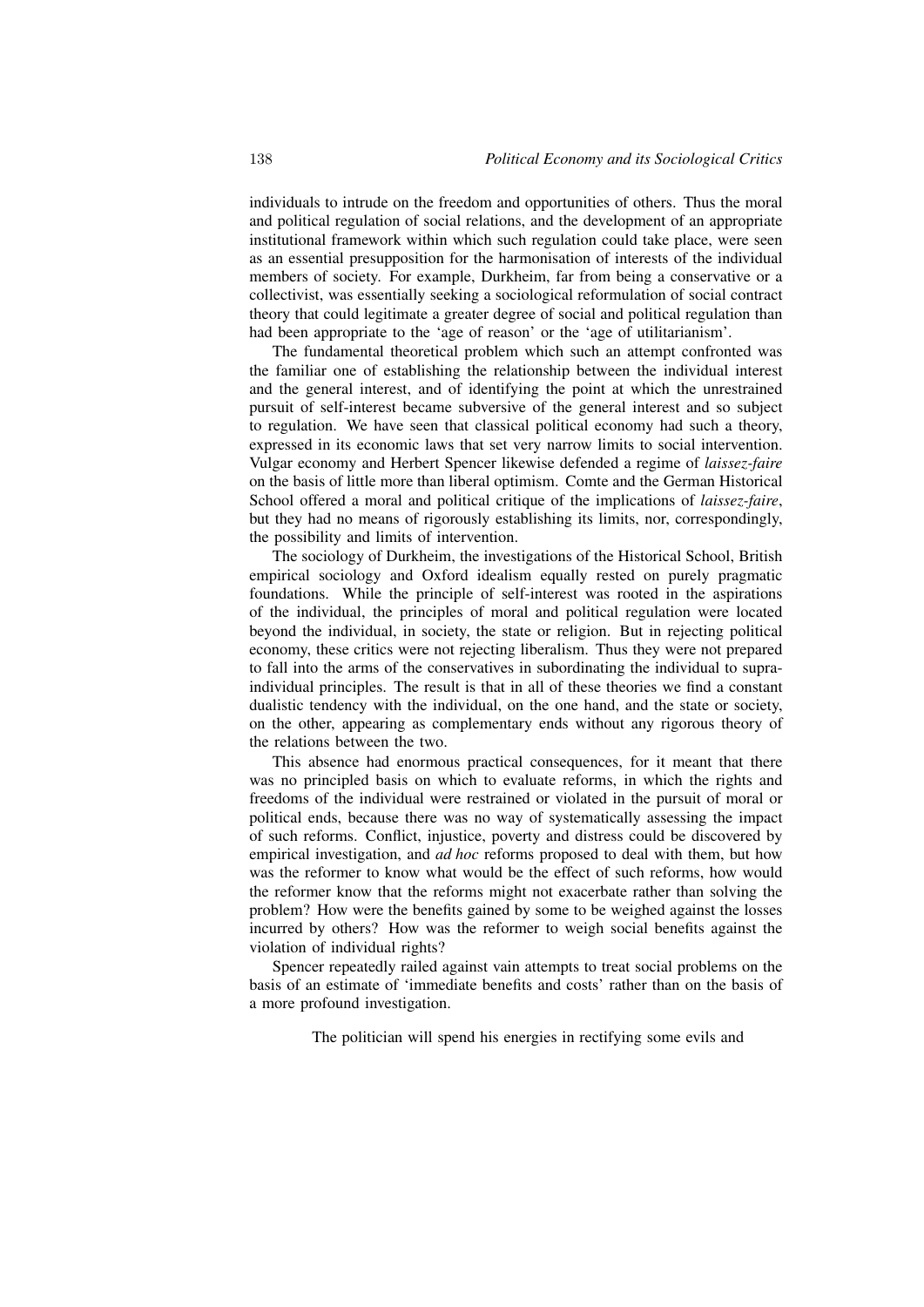individuals to intrude on the freedom and opportunities of others. Thus the moral and political regulation of social relations, and the development of an appropriate institutional framework within which such regulation could take place, were seen as an essential presupposition for the harmonisation of interests of the individual members of society. For example, Durkheim, far from being a conservative or a collectivist, was essentially seeking a sociological reformulation of social contract theory that could legitimate a greater degree of social and political regulation than had been appropriate to the 'age of reason' or the 'age of utilitarianism'.

The fundamental theoretical problem which such an attempt confronted was the familiar one of establishing the relationship between the individual interest and the general interest, and of identifying the point at which the unrestrained pursuit of self-interest became subversive of the general interest and so subject to regulation. We have seen that classical political economy had such a theory, expressed in its economic laws that set very narrow limits to social intervention. Vulgar economy and Herbert Spencer likewise defended a regime of *laissez-faire* on the basis of little more than liberal optimism. Comte and the German Historical School offered a moral and political critique of the implications of *laissez-faire*, but they had no means of rigorously establishing its limits, nor, correspondingly, the possibility and limits of intervention.

The sociology of Durkheim, the investigations of the Historical School, British empirical sociology and Oxford idealism equally rested on purely pragmatic foundations. While the principle of self-interest was rooted in the aspirations of the individual, the principles of moral and political regulation were located beyond the individual, in society, the state or religion. But in rejecting political economy, these critics were not rejecting liberalism. Thus they were not prepared to fall into the arms of the conservatives in subordinating the individual to supra-individual principles. The result is that in all of these theories we find a constant dualistic tendency with the individual, on the one hand, and the state or society, on the other, appearing as complementary ends without any rigorous theory of the relations between the two.

This absence had enormous practical consequences, for it meant that there was no principled basis on which to evaluate reforms, in which the rights and freedoms of the individual were restrained or violated in the pursuit of moral or political ends, because there was no way of systematically assessing the impact of such reforms. Conflict, injustice, poverty and distress could be discovered by empirical investigation, and *ad hoc* reforms proposed to deal with them, but how was the reformer to know what would be the effect of such reforms, how would the reformer know that the reforms might not exacerbate rather than solving the problem? How were the benefits gained by some to be weighed against the losses incurred by others? How was the reformer to weigh social benefits against the violation of individual rights?

Spencer repeatedly railed against vain attempts to treat social problems on the basis of an estimate of 'immediate benefits and costs' rather than on the basis of a more profound investigation.

> The politician will spend his energies in rectifying some evils and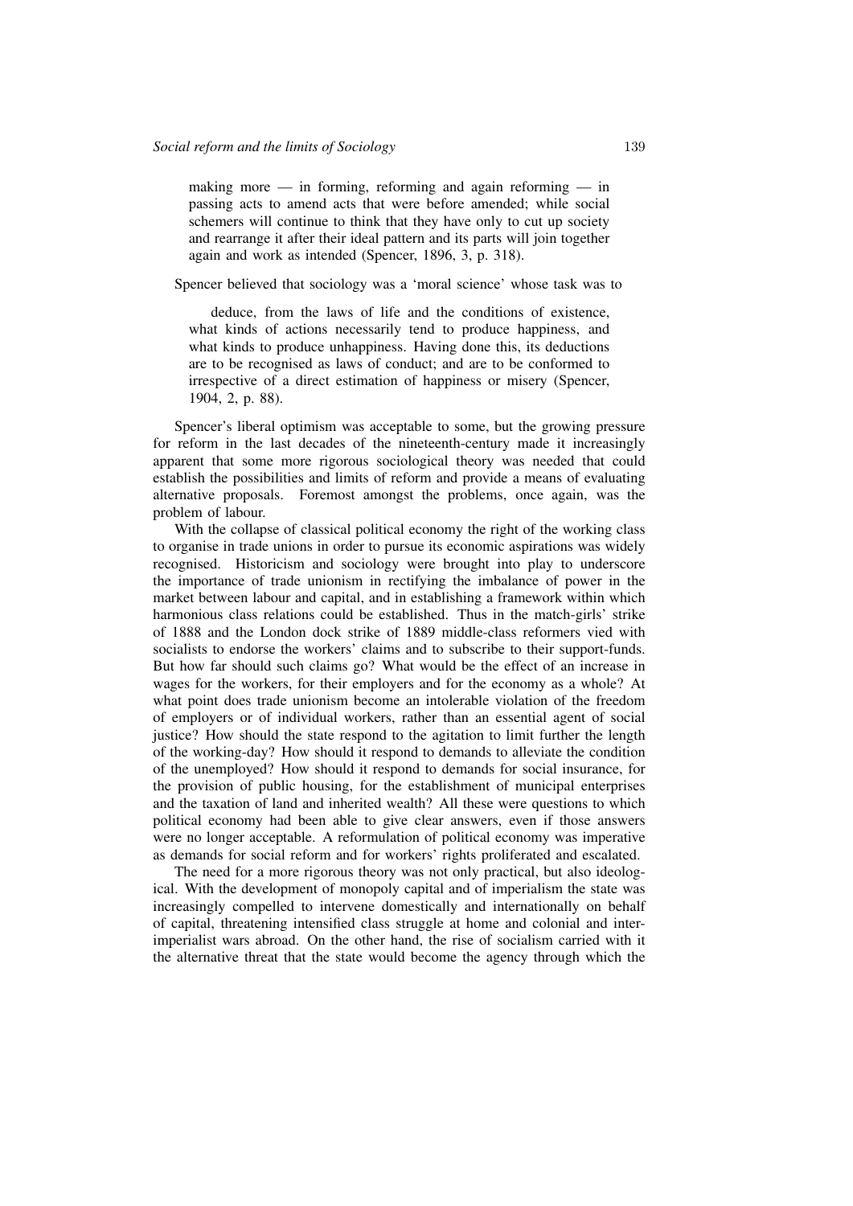> making more — in forming, reforming and again reforming — in passing acts to amend acts that were before amended; while social schemers will continue to think that they have only to cut up society and rearrange it after their ideal pattern and its parts will join together again and work as intended (Spencer, 1896, 3, p. 318).

Spencer believed that sociology was a 'moral science' whose task was to

> deduce, from the laws of life and the conditions of existence, what kinds of actions necessarily tend to produce happiness, and what kinds to produce unhappiness. Having done this, its deductions are to be recognised as laws of conduct; and are to be conformed to irrespective of a direct estimation of happiness or misery (Spencer, 1904, 2, p. 88).

Spencer's liberal optimism was acceptable to some, but the growing pressure for reform in the last decades of the nineteenth-century made it increasingly apparent that some more rigorous sociological theory was needed that could establish the possibilities and limits of reform and provide a means of evaluating alternative proposals. Foremost amongst the problems, once again, was the problem of labour.

With the collapse of classical political economy the right of the working class to organise in trade unions in order to pursue its economic aspirations was widely recognised. Historicism and sociology were brought into play to underscore the importance of trade unionism in rectifying the imbalance of power in the market between labour and capital, and in establishing a framework within which harmonious class relations could be established. Thus in the match-girls' strike of 1888 and the London dock strike of 1889 middle-class reformers vied with socialists to endorse the workers' claims and to subscribe to their support-funds. But how far should such claims go? What would be the effect of an increase in wages for the workers, for their employers and for the economy as a whole? At what point does trade unionism become an intolerable violation of the freedom of employers or of individual workers, rather than an essential agent of social justice? How should the state respond to the agitation to limit further the length of the working-day? How should it respond to demands to alleviate the condition of the unemployed? How should it respond to demands for social insurance, for the provision of public housing, for the establishment of municipal enterprises and the taxation of land and inherited wealth? All these were questions to which political economy had been able to give clear answers, even if those answers were no longer acceptable. A reformulation of political economy was imperative as demands for social reform and for workers' rights proliferated and escalated.

The need for a more rigorous theory was not only practical, but also ideological. With the development of monopoly capital and of imperialism the state was increasingly compelled to intervene domestically and internationally on behalf of capital, threatening intensified class struggle at home and colonial and inter-imperialist wars abroad. On the other hand, the rise of socialism carried with it the alternative threat that the state would become the agency through which the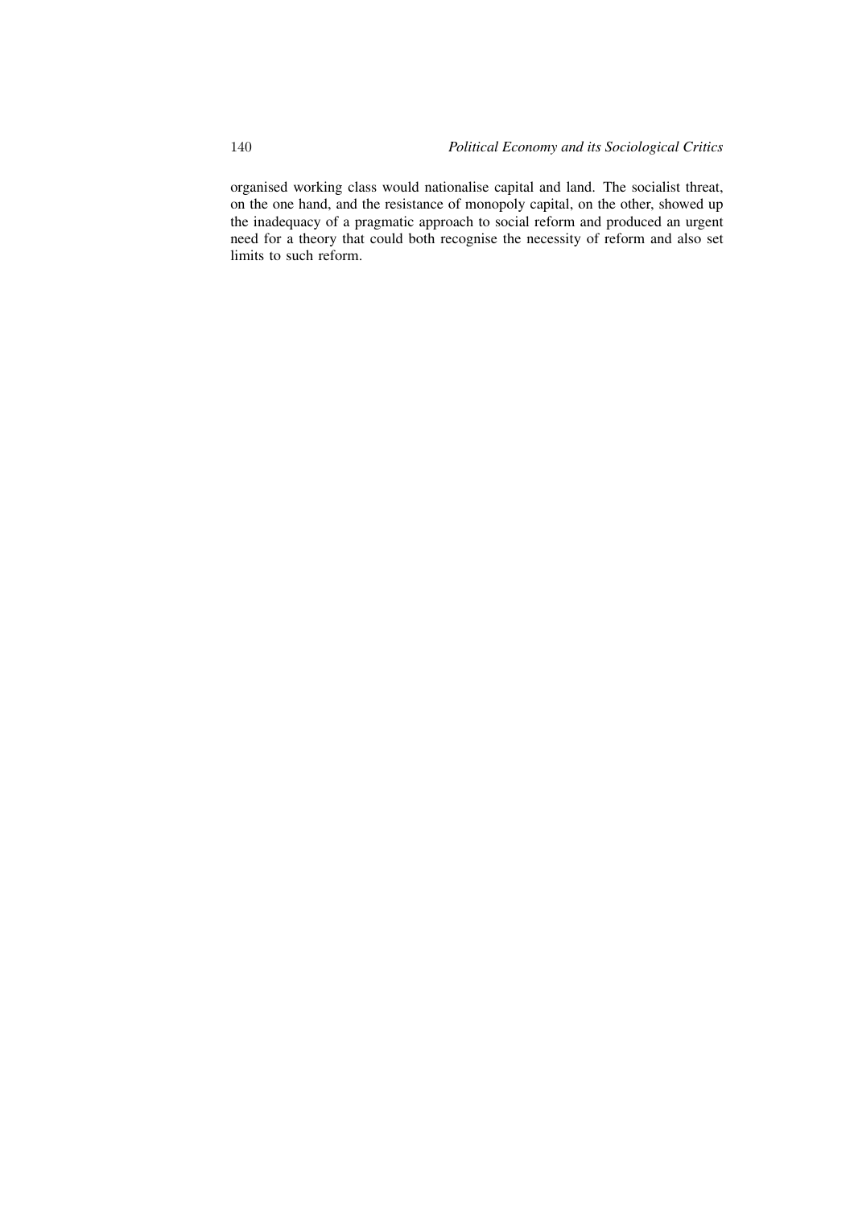organised working class would nationalise capital and land. The socialist threat, on the one hand, and the resistance of monopoly capital, on the other, showed up the inadequacy of a pragmatic approach to social reform and produced an urgent need for a theory that could both recognise the necessity of reform and also set limits to such reform.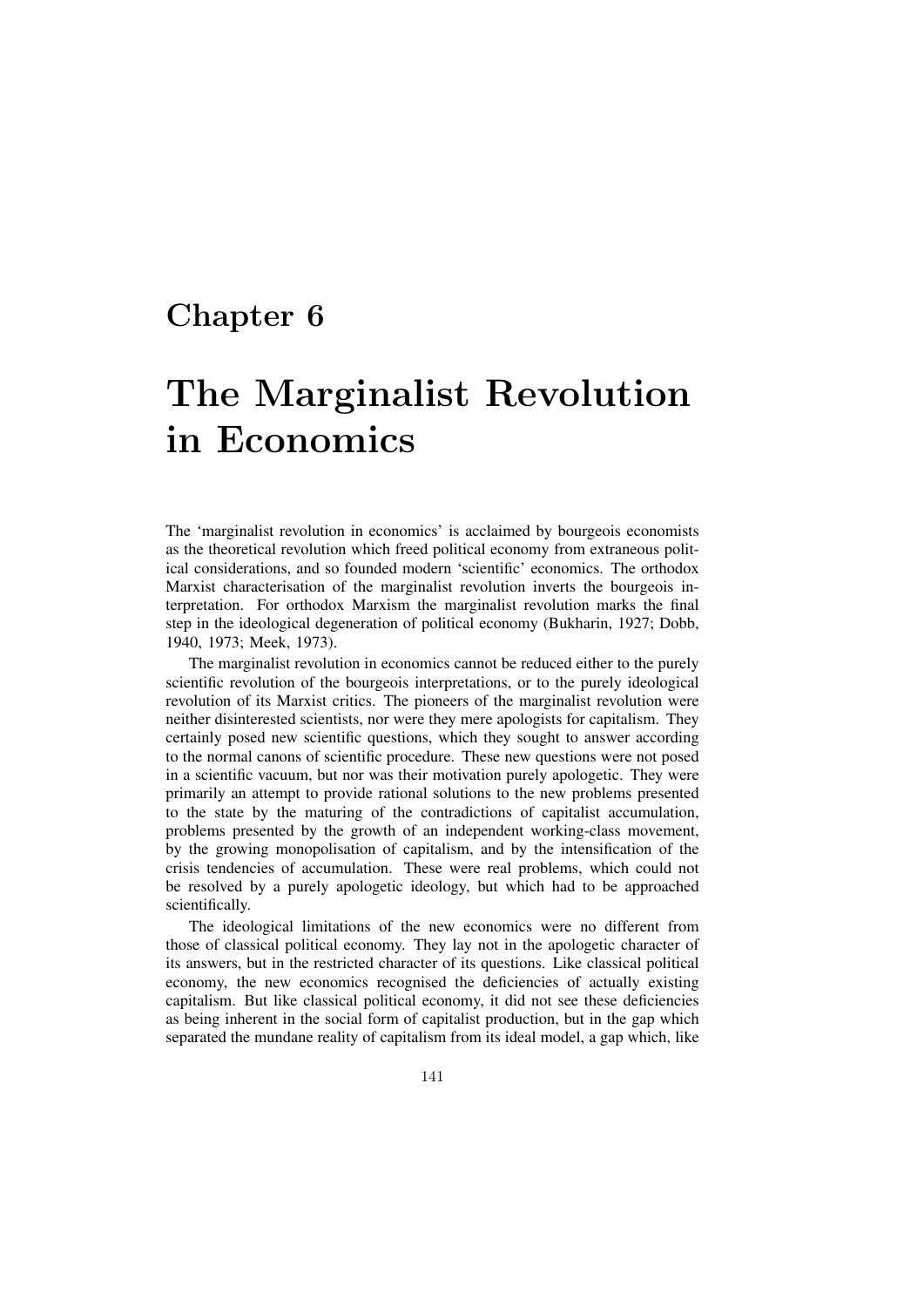# Chapter 6

# The Marginalist Revolution in Economics

The 'marginalist revolution in economics' is acclaimed by bourgeois economists as the theoretical revolution which freed political economy from extraneous political considerations, and so founded modern 'scientific' economics. The orthodox Marxist characterisation of the marginalist revolution inverts the bourgeois interpretation. For orthodox Marxism the marginalist revolution marks the final step in the ideological degeneration of political economy (Bukharin, 1927; Dobb, 1940, 1973; Meek, 1973).

The marginalist revolution in economics cannot be reduced either to the purely scientific revolution of the bourgeois interpretations, or to the purely ideological revolution of its Marxist critics. The pioneers of the marginalist revolution were neither disinterested scientists, nor were they mere apologists for capitalism. They certainly posed new scientific questions, which they sought to answer according to the normal canons of scientific procedure. These new questions were not posed in a scientific vacuum, but nor was their motivation purely apologetic. They were primarily an attempt to provide rational solutions to the new problems presented to the state by the maturing of the contradictions of capitalist accumulation, problems presented by the growth of an independent working-class movement, by the growing monopolisation of capitalism, and by the intensification of the crisis tendencies of accumulation. These were real problems, which could not be resolved by a purely apologetic ideology, but which had to be approached scientifically.

The ideological limitations of the new economics were no different from those of classical political economy. They lay not in the apologetic character of its answers, but in the restricted character of its questions. Like classical political economy, the new economics recognised the deficiencies of actually existing capitalism. But like classical political economy, it did not see these deficiencies as being inherent in the social form of capitalist production, but in the gap which separated the mundane reality of capitalism from its ideal model, a gap which, like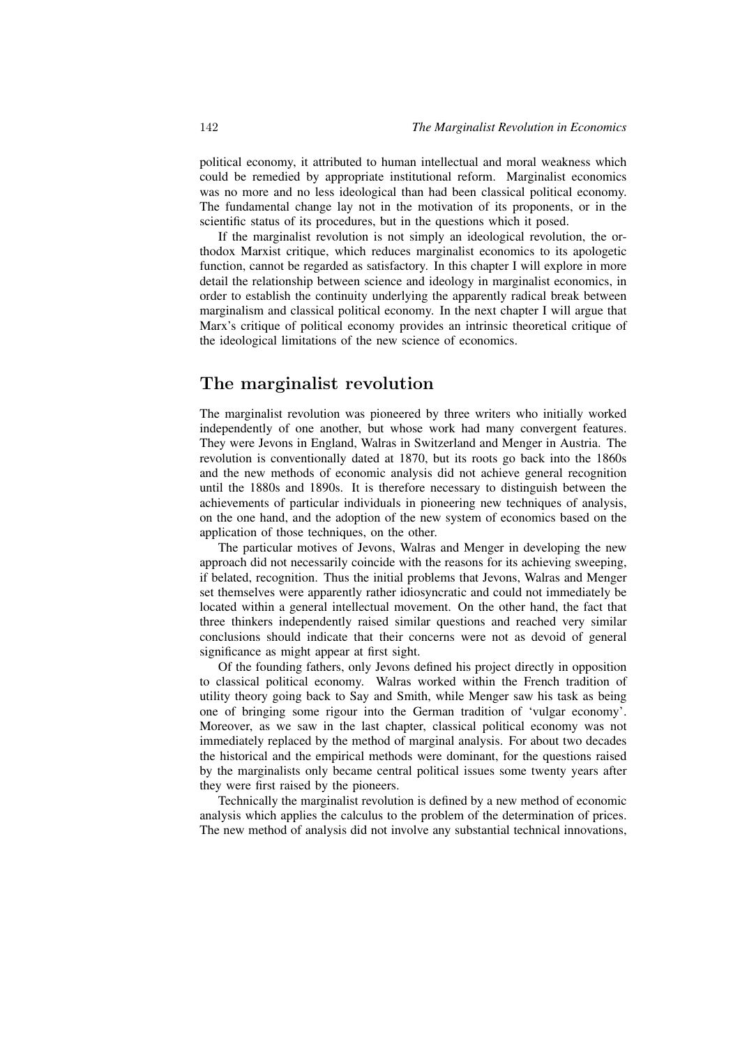political economy, it attributed to human intellectual and moral weakness which could be remedied by appropriate institutional reform. Marginalist economics was no more and no less ideological than had been classical political economy. The fundamental change lay not in the motivation of its proponents, or in the scientific status of its procedures, but in the questions which it posed.

If the marginalist revolution is not simply an ideological revolution, the orthodox Marxist critique, which reduces marginalist economics to its apologetic function, cannot be regarded as satisfactory. In this chapter I will explore in more detail the relationship between science and ideology in marginalist economics, in order to establish the continuity underlying the apparently radical break between marginalism and classical political economy. In the next chapter I will argue that Marx's critique of political economy provides an intrinsic theoretical critique of the ideological limitations of the new science of economics.

## The marginalist revolution

The marginalist revolution was pioneered by three writers who initially worked independently of one another, but whose work had many convergent features. They were Jevons in England, Walras in Switzerland and Menger in Austria. The revolution is conventionally dated at 1870, but its roots go back into the 1860s and the new methods of economic analysis did not achieve general recognition until the 1880s and 1890s. It is therefore necessary to distinguish between the achievements of particular individuals in pioneering new techniques of analysis, on the one hand, and the adoption of the new system of economics based on the application of those techniques, on the other.

The particular motives of Jevons, Walras and Menger in developing the new approach did not necessarily coincide with the reasons for its achieving sweeping, if belated, recognition. Thus the initial problems that Jevons, Walras and Menger set themselves were apparently rather idiosyncratic and could not immediately be located within a general intellectual movement. On the other hand, the fact that three thinkers independently raised similar questions and reached very similar conclusions should indicate that their concerns were not as devoid of general significance as might appear at first sight.

Of the founding fathers, only Jevons defined his project directly in opposition to classical political economy. Walras worked within the French tradition of utility theory going back to Say and Smith, while Menger saw his task as being one of bringing some rigour into the German tradition of 'vulgar economy'. Moreover, as we saw in the last chapter, classical political economy was not immediately replaced by the method of marginal analysis. For about two decades the historical and the empirical methods were dominant, for the questions raised by the marginalists only became central political issues some twenty years after they were first raised by the pioneers.

Technically the marginalist revolution is defined by a new method of economic analysis which applies the calculus to the problem of the determination of prices. The new method of analysis did not involve any substantial technical innovations,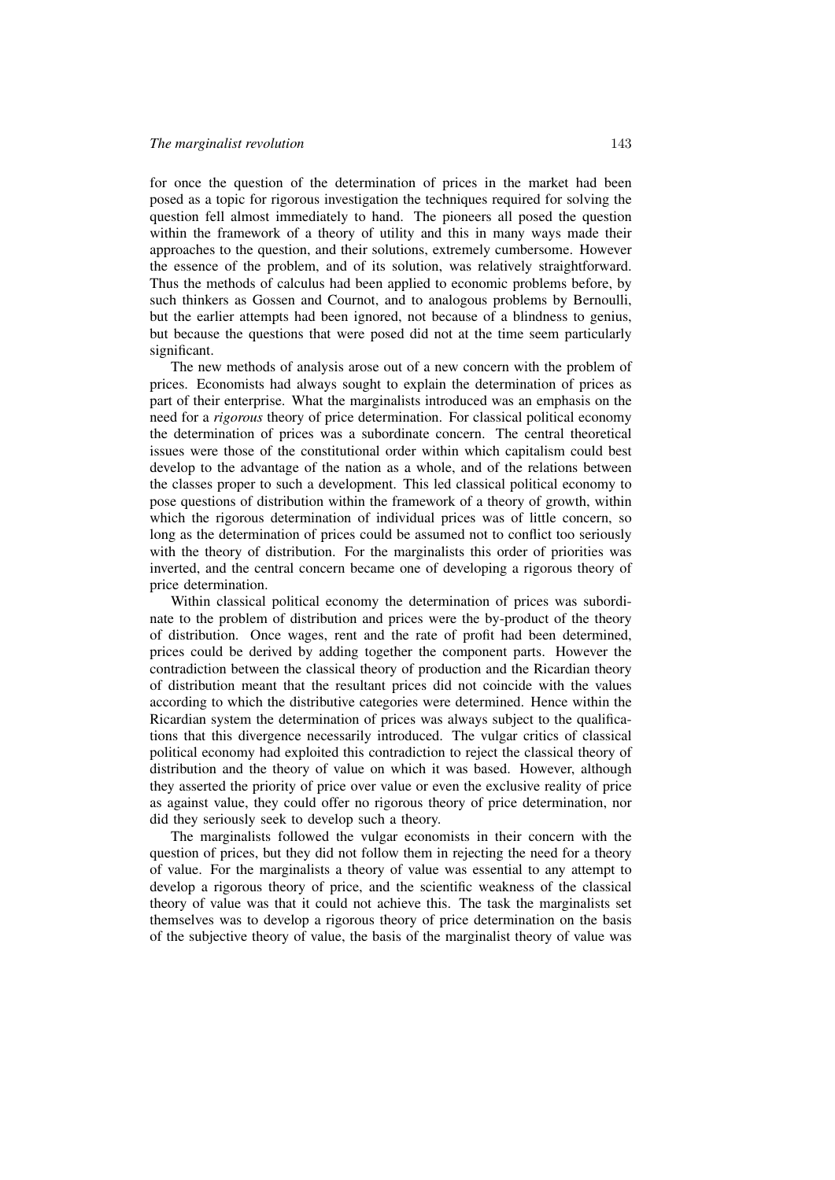for once the question of the determination of prices in the market had been posed as a topic for rigorous investigation the techniques required for solving the question fell almost immediately to hand. The pioneers all posed the question within the framework of a theory of utility and this in many ways made their approaches to the question, and their solutions, extremely cumbersome. However the essence of the problem, and of its solution, was relatively straightforward. Thus the methods of calculus had been applied to economic problems before, by such thinkers as Gossen and Cournot, and to analogous problems by Bernoulli, but the earlier attempts had been ignored, not because of a blindness to genius, but because the questions that were posed did not at the time seem particularly significant.

The new methods of analysis arose out of a new concern with the problem of prices. Economists had always sought to explain the determination of prices as part of their enterprise. What the marginalists introduced was an emphasis on the need for a *rigorous* theory of price determination. For classical political economy the determination of prices was a subordinate concern. The central theoretical issues were those of the constitutional order within which capitalism could best develop to the advantage of the nation as a whole, and of the relations between the classes proper to such a development. This led classical political economy to pose questions of distribution within the framework of a theory of growth, within which the rigorous determination of individual prices was of little concern, so long as the determination of prices could be assumed not to conflict too seriously with the theory of distribution. For the marginalists this order of priorities was inverted, and the central concern became one of developing a rigorous theory of price determination.

Within classical political economy the determination of prices was subordinate to the problem of distribution and prices were the by-product of the theory of distribution. Once wages, rent and the rate of profit had been determined, prices could be derived by adding together the component parts. However the contradiction between the classical theory of production and the Ricardian theory of distribution meant that the resultant prices did not coincide with the values according to which the distributive categories were determined. Hence within the Ricardian system the determination of prices was always subject to the qualifications that this divergence necessarily introduced. The vulgar critics of classical political economy had exploited this contradiction to reject the classical theory of distribution and the theory of value on which it was based. However, although they asserted the priority of price over value or even the exclusive reality of price as against value, they could offer no rigorous theory of price determination, nor did they seriously seek to develop such a theory.

The marginalists followed the vulgar economists in their concern with the question of prices, but they did not follow them in rejecting the need for a theory of value. For the marginalists a theory of value was essential to any attempt to develop a rigorous theory of price, and the scientific weakness of the classical theory of value was that it could not achieve this. The task the marginalists set themselves was to develop a rigorous theory of price determination on the basis of the subjective theory of value, the basis of the marginalist theory of value was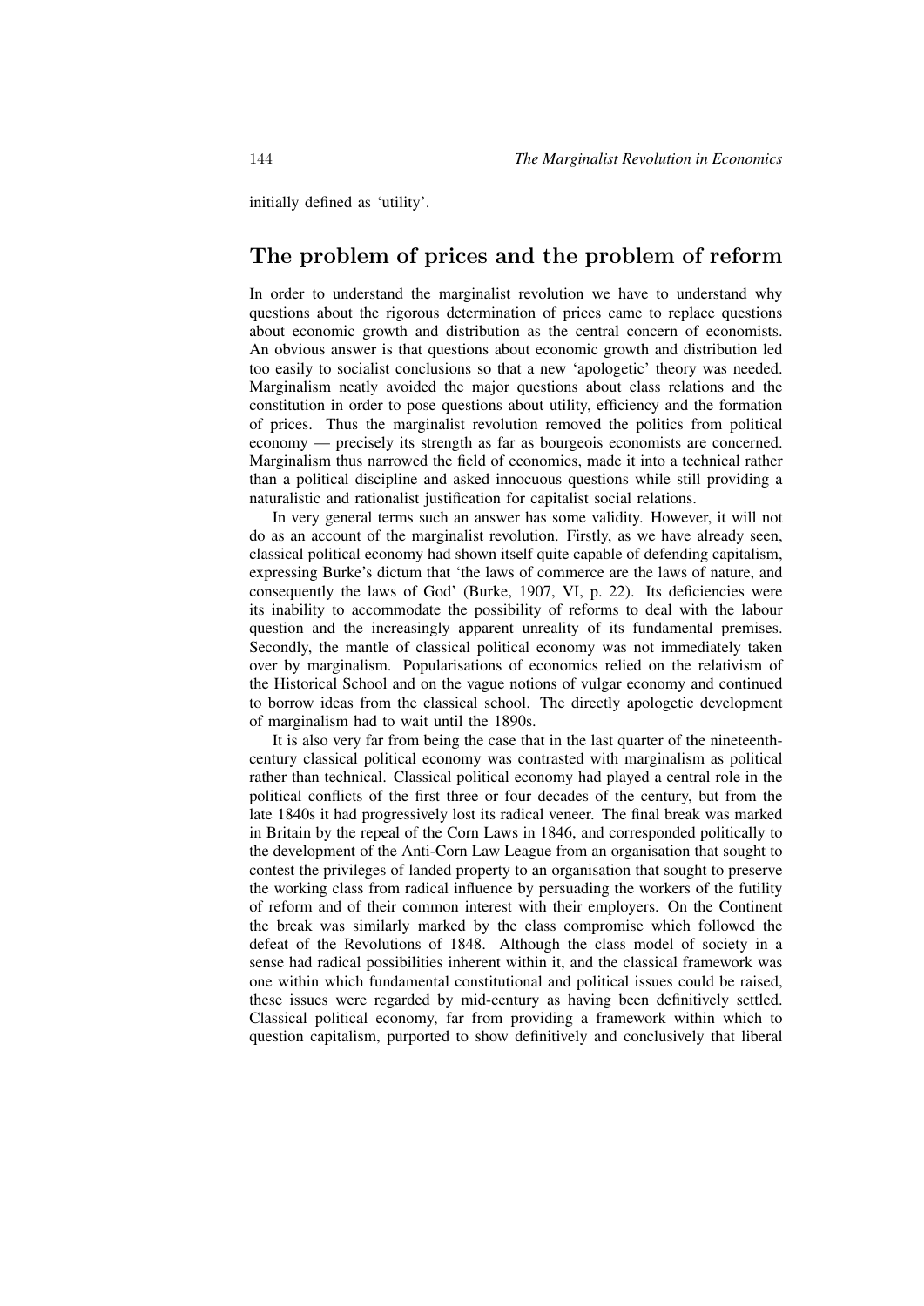initially defined as 'utility'.

## The problem of prices and the problem of reform

In order to understand the marginalist revolution we have to understand why questions about the rigorous determination of prices came to replace questions about economic growth and distribution as the central concern of economists. An obvious answer is that questions about economic growth and distribution led too easily to socialist conclusions so that a new 'apologetic' theory was needed. Marginalism neatly avoided the major questions about class relations and the constitution in order to pose questions about utility, efficiency and the formation of prices. Thus the marginalist revolution removed the politics from political economy — precisely its strength as far as bourgeois economists are concerned. Marginalism thus narrowed the field of economics, made it into a technical rather than a political discipline and asked innocuous questions while still providing a naturalistic and rationalist justification for capitalist social relations.

In very general terms such an answer has some validity. However, it will not do as an account of the marginalist revolution. Firstly, as we have already seen, classical political economy had shown itself quite capable of defending capitalism, expressing Burke's dictum that 'the laws of commerce are the laws of nature, and consequently the laws of God' (Burke, 1907, VI, p. 22). Its deficiencies were its inability to accommodate the possibility of reforms to deal with the labour question and the increasingly apparent unreality of its fundamental premises. Secondly, the mantle of classical political economy was not immediately taken over by marginalism. Popularisations of economics relied on the relativism of the Historical School and on the vague notions of vulgar economy and continued to borrow ideas from the classical school. The directly apologetic development of marginalism had to wait until the 1890s.

It is also very far from being the case that in the last quarter of the nineteenth-century classical political economy was contrasted with marginalism as political rather than technical. Classical political economy had played a central role in the political conflicts of the first three or four decades of the century, but from the late 1840s it had progressively lost its radical veneer. The final break was marked in Britain by the repeal of the Corn Laws in 1846, and corresponded politically to the development of the Anti-Corn Law League from an organisation that sought to contest the privileges of landed property to an organisation that sought to preserve the working class from radical influence by persuading the workers of the futility of reform and of their common interest with their employers. On the Continent the break was similarly marked by the class compromise which followed the defeat of the Revolutions of 1848. Although the class model of society in a sense had radical possibilities inherent within it, and the classical framework was one within which fundamental constitutional and political issues could be raised, these issues were regarded by mid-century as having been definitively settled. Classical political economy, far from providing a framework within which to question capitalism, purported to show definitively and conclusively that liberal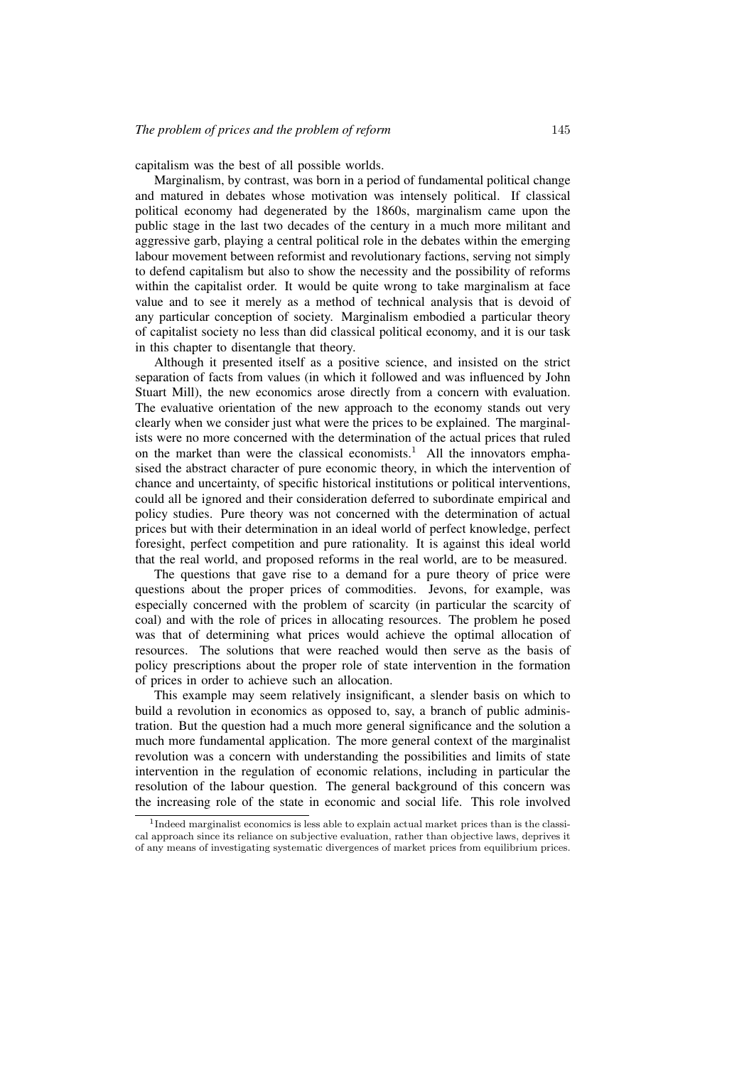capitalism was the best of all possible worlds.

Marginalism, by contrast, was born in a period of fundamental political change and matured in debates whose motivation was intensely political. If classical political economy had degenerated by the 1860s, marginalism came upon the public stage in the last two decades of the century in a much more militant and aggressive garb, playing a central political role in the debates within the emerging labour movement between reformist and revolutionary factions, serving not simply to defend capitalism but also to show the necessity and the possibility of reforms within the capitalist order. It would be quite wrong to take marginalism at face value and to see it merely as a method of technical analysis that is devoid of any particular conception of society. Marginalism embodied a particular theory of capitalist society no less than did classical political economy, and it is our task in this chapter to disentangle that theory.

Although it presented itself as a positive science, and insisted on the strict separation of facts from values (in which it followed and was influenced by John Stuart Mill), the new economics arose directly from a concern with evaluation. The evaluative orientation of the new approach to the economy stands out very clearly when we consider just what were the prices to be explained. The marginalists were no more concerned with the determination of the actual prices that ruled on the market than were the classical economists.[1] All the innovators emphasised the abstract character of pure economic theory, in which the intervention of chance and uncertainty, of specific historical institutions or political interventions, could all be ignored and their consideration deferred to subordinate empirical and policy studies. Pure theory was not concerned with the determination of actual prices but with their determination in an ideal world of perfect knowledge, perfect foresight, perfect competition and pure rationality. It is against this ideal world that the real world, and proposed reforms in the real world, are to be measured.

The questions that gave rise to a demand for a pure theory of price were questions about the proper prices of commodities. Jevons, for example, was especially concerned with the problem of scarcity (in particular the scarcity of coal) and with the role of prices in allocating resources. The problem he posed was that of determining what prices would achieve the optimal allocation of resources. The solutions that were reached would then serve as the basis of policy prescriptions about the proper role of state intervention in the formation of prices in order to achieve such an allocation.

This example may seem relatively insignificant, a slender basis on which to build a revolution in economics as opposed to, say, a branch of public administration. But the question had a much more general significance and the solution a much more fundamental application. The more general context of the marginalist revolution was a concern with understanding the possibilities and limits of state intervention in the regulation of economic relations, including in particular the resolution of the labour question. The general background of this concern was the increasing role of the state in economic and social life. This role involved

[1] Indeed marginalist economics is less able to explain actual market prices than is the classical approach since its reliance on subjective evaluation, rather than objective laws, deprives it of any means of investigating systematic divergences of market prices from equilibrium prices.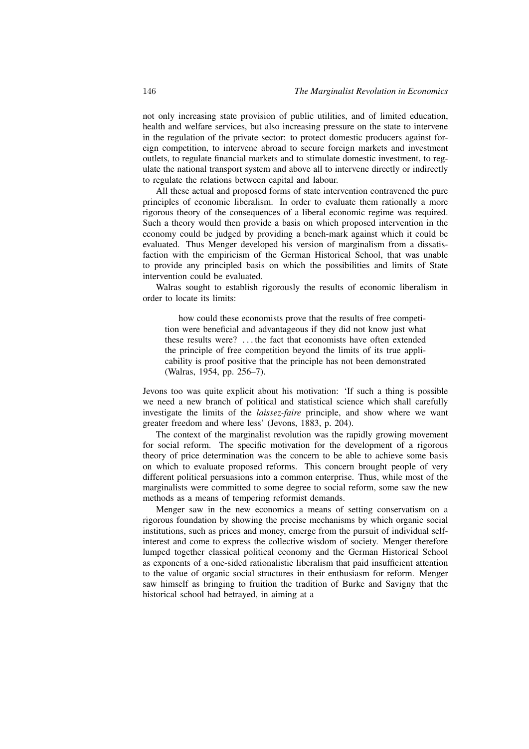not only increasing state provision of public utilities, and of limited education, health and welfare services, but also increasing pressure on the state to intervene in the regulation of the private sector: to protect domestic producers against foreign competition, to intervene abroad to secure foreign markets and investment outlets, to regulate financial markets and to stimulate domestic investment, to regulate the national transport system and above all to intervene directly or indirectly to regulate the relations between capital and labour.

All these actual and proposed forms of state intervention contravened the pure principles of economic liberalism. In order to evaluate them rationally a more rigorous theory of the consequences of a liberal economic regime was required. Such a theory would then provide a basis on which proposed intervention in the economy could be judged by providing a bench-mark against which it could be evaluated. Thus Menger developed his version of marginalism from a dissatisfaction with the empiricism of the German Historical School, that was unable to provide any principled basis on which the possibilities and limits of State intervention could be evaluated.

Walras sought to establish rigorously the results of economic liberalism in order to locate its limits:

> how could these economists prove that the results of free competition were beneficial and advantageous if they did not know just what these results were? . . . the fact that economists have often extended the principle of free competition beyond the limits of its true applicability is proof positive that the principle has not been demonstrated (Walras, 1954, pp. 256–7).

Jevons too was quite explicit about his motivation: 'If such a thing is possible we need a new branch of political and statistical science which shall carefully investigate the limits of the *laissez-faire* principle, and show where we want greater freedom and where less' (Jevons, 1883, p. 204).

The context of the marginalist revolution was the rapidly growing movement for social reform. The specific motivation for the development of a rigorous theory of price determination was the concern to be able to achieve some basis on which to evaluate proposed reforms. This concern brought people of very different political persuasions into a common enterprise. Thus, while most of the marginalists were committed to some degree to social reform, some saw the new methods as a means of tempering reformist demands.

Menger saw in the new economics a means of setting conservatism on a rigorous foundation by showing the precise mechanisms by which organic social institutions, such as prices and money, emerge from the pursuit of individual self-interest and come to express the collective wisdom of society. Menger therefore lumped together classical political economy and the German Historical School as exponents of a one-sided rationalistic liberalism that paid insufficient attention to the value of organic social structures in their enthusiasm for reform. Menger saw himself as bringing to fruition the tradition of Burke and Savigny that the historical school had betrayed, in aiming at a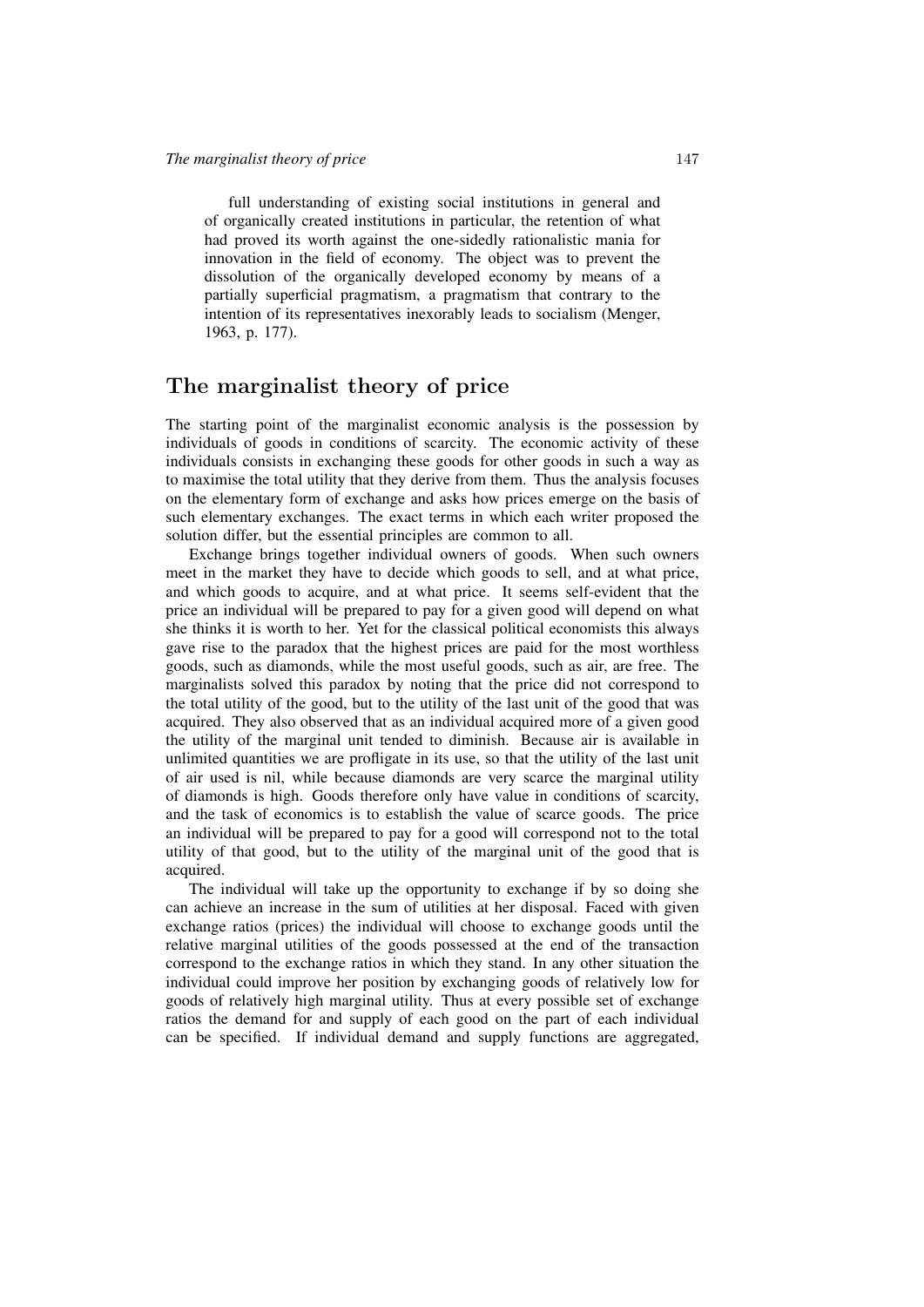full understanding of existing social institutions in general and of organically created institutions in particular, the retention of what had proved its worth against the one-sidedly rationalistic mania for innovation in the field of economy. The object was to prevent the dissolution of the organically developed economy by means of a partially superficial pragmatism, a pragmatism that contrary to the intention of its representatives inexorably leads to socialism (Menger, 1963, p. 177).

## The marginalist theory of price

The starting point of the marginalist economic analysis is the possession by individuals of goods in conditions of scarcity. The economic activity of these individuals consists in exchanging these goods for other goods in such a way as to maximise the total utility that they derive from them. Thus the analysis focuses on the elementary form of exchange and asks how prices emerge on the basis of such elementary exchanges. The exact terms in which each writer proposed the solution differ, but the essential principles are common to all.

Exchange brings together individual owners of goods. When such owners meet in the market they have to decide which goods to sell, and at what price, and which goods to acquire, and at what price. It seems self-evident that the price an individual will be prepared to pay for a given good will depend on what she thinks it is worth to her. Yet for the classical political economists this always gave rise to the paradox that the highest prices are paid for the most worthless goods, such as diamonds, while the most useful goods, such as air, are free. The marginalists solved this paradox by noting that the price did not correspond to the total utility of the good, but to the utility of the last unit of the good that was acquired. They also observed that as an individual acquired more of a given good the utility of the marginal unit tended to diminish. Because air is available in unlimited quantities we are profligate in its use, so that the utility of the last unit of air used is nil, while because diamonds are very scarce the marginal utility of diamonds is high. Goods therefore only have value in conditions of scarcity, and the task of economics is to establish the value of scarce goods. The price an individual will be prepared to pay for a good will correspond not to the total utility of that good, but to the utility of the marginal unit of the good that is acquired.

The individual will take up the opportunity to exchange if by so doing she can achieve an increase in the sum of utilities at her disposal. Faced with given exchange ratios (prices) the individual will choose to exchange goods until the relative marginal utilities of the goods possessed at the end of the transaction correspond to the exchange ratios in which they stand. In any other situation the individual could improve her position by exchanging goods of relatively low for goods of relatively high marginal utility. Thus at every possible set of exchange ratios the demand for and supply of each good on the part of each individual can be specified. If individual demand and supply functions are aggregated,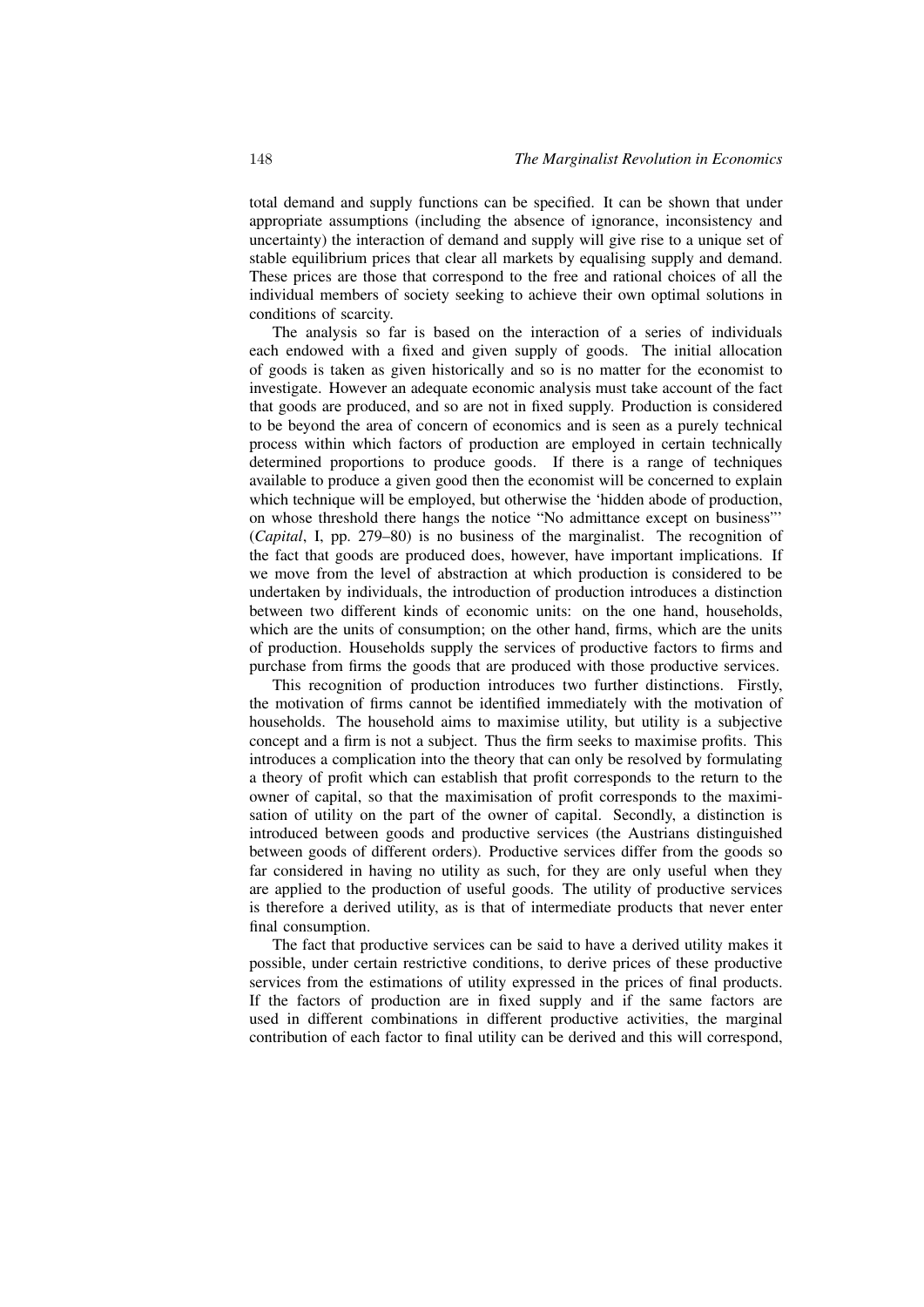total demand and supply functions can be specified. It can be shown that under appropriate assumptions (including the absence of ignorance, inconsistency and uncertainty) the interaction of demand and supply will give rise to a unique set of stable equilibrium prices that clear all markets by equalising supply and demand. These prices are those that correspond to the free and rational choices of all the individual members of society seeking to achieve their own optimal solutions in conditions of scarcity.

The analysis so far is based on the interaction of a series of individuals each endowed with a fixed and given supply of goods. The initial allocation of goods is taken as given historically and so is no matter for the economist to investigate. However an adequate economic analysis must take account of the fact that goods are produced, and so are not in fixed supply. Production is considered to be beyond the area of concern of economics and is seen as a purely technical process within which factors of production are employed in certain technically determined proportions to produce goods. If there is a range of techniques available to produce a given good then the economist will be concerned to explain which technique will be employed, but otherwise the 'hidden abode of production, on whose threshold there hangs the notice "No admittance except on business"' (*Capital*, I, pp. 279–80) is no business of the marginalist. The recognition of the fact that goods are produced does, however, have important implications. If we move from the level of abstraction at which production is considered to be undertaken by individuals, the introduction of production introduces a distinction between two different kinds of economic units: on the one hand, households, which are the units of consumption; on the other hand, firms, which are the units of production. Households supply the services of productive factors to firms and purchase from firms the goods that are produced with those productive services.

This recognition of production introduces two further distinctions. Firstly, the motivation of firms cannot be identified immediately with the motivation of households. The household aims to maximise utility, but utility is a subjective concept and a firm is not a subject. Thus the firm seeks to maximise profits. This introduces a complication into the theory that can only be resolved by formulating a theory of profit which can establish that profit corresponds to the return to the owner of capital, so that the maximisation of profit corresponds to the maximisation of utility on the part of the owner of capital. Secondly, a distinction is introduced between goods and productive services (the Austrians distinguished between goods of different orders). Productive services differ from the goods so far considered in having no utility as such, for they are only useful when they are applied to the production of useful goods. The utility of productive services is therefore a derived utility, as is that of intermediate products that never enter final consumption.

The fact that productive services can be said to have a derived utility makes it possible, under certain restrictive conditions, to derive prices of these productive services from the estimations of utility expressed in the prices of final products. If the factors of production are in fixed supply and if the same factors are used in different combinations in different productive activities, the marginal contribution of each factor to final utility can be derived and this will correspond,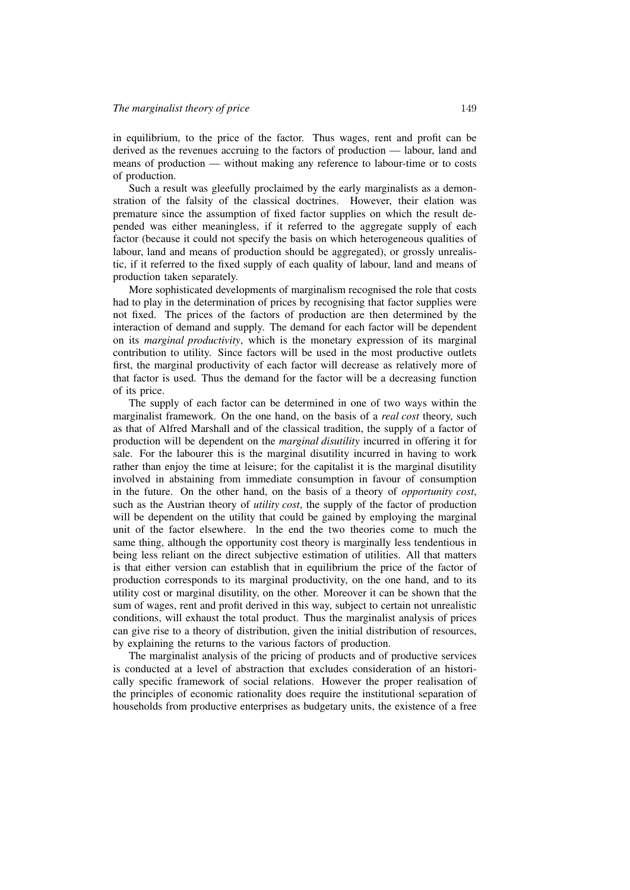in equilibrium, to the price of the factor. Thus wages, rent and profit can be derived as the revenues accruing to the factors of production — labour, land and means of production — without making any reference to labour-time or to costs of production.

Such a result was gleefully proclaimed by the early marginalists as a demonstration of the falsity of the classical doctrines. However, their elation was premature since the assumption of fixed factor supplies on which the result depended was either meaningless, if it referred to the aggregate supply of each factor (because it could not specify the basis on which heterogeneous qualities of labour, land and means of production should be aggregated), or grossly unrealistic, if it referred to the fixed supply of each quality of labour, land and means of production taken separately.

More sophisticated developments of marginalism recognised the role that costs had to play in the determination of prices by recognising that factor supplies were not fixed. The prices of the factors of production are then determined by the interaction of demand and supply. The demand for each factor will be dependent on its *marginal productivity*, which is the monetary expression of its marginal contribution to utility. Since factors will be used in the most productive outlets first, the marginal productivity of each factor will decrease as relatively more of that factor is used. Thus the demand for the factor will be a decreasing function of its price.

The supply of each factor can be determined in one of two ways within the marginalist framework. On the one hand, on the basis of a *real cost* theory, such as that of Alfred Marshall and of the classical tradition, the supply of a factor of production will be dependent on the *marginal disutility* incurred in offering it for sale. For the labourer this is the marginal disutility incurred in having to work rather than enjoy the time at leisure; for the capitalist it is the marginal disutility involved in abstaining from immediate consumption in favour of consumption in the future. On the other hand, on the basis of a theory of *opportunity cost*, such as the Austrian theory of *utility cost*, the supply of the factor of production will be dependent on the utility that could be gained by employing the marginal unit of the factor elsewhere. In the end the two theories come to much the same thing, although the opportunity cost theory is marginally less tendentious in being less reliant on the direct subjective estimation of utilities. All that matters is that either version can establish that in equilibrium the price of the factor of production corresponds to its marginal productivity, on the one hand, and to its utility cost or marginal disutility, on the other. Moreover it can be shown that the sum of wages, rent and profit derived in this way, subject to certain not unrealistic conditions, will exhaust the total product. Thus the marginalist analysis of prices can give rise to a theory of distribution, given the initial distribution of resources, by explaining the returns to the various factors of production.

The marginalist analysis of the pricing of products and of productive services is conducted at a level of abstraction that excludes consideration of an historically specific framework of social relations. However the proper realisation of the principles of economic rationality does require the institutional separation of households from productive enterprises as budgetary units, the existence of a free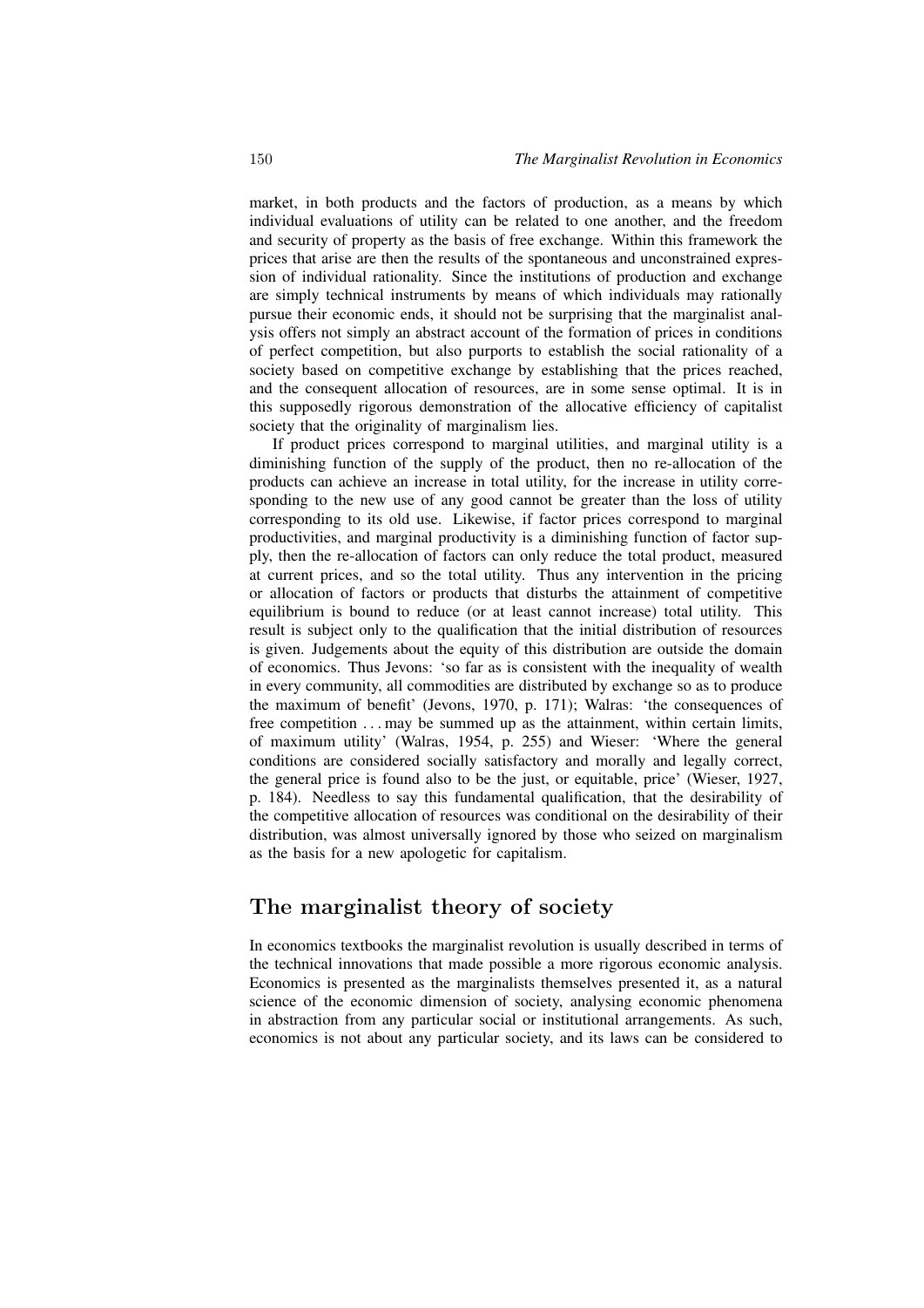market, in both products and the factors of production, as a means by which individual evaluations of utility can be related to one another, and the freedom and security of property as the basis of free exchange. Within this framework the prices that arise are then the results of the spontaneous and unconstrained expression of individual rationality. Since the institutions of production and exchange are simply technical instruments by means of which individuals may rationally pursue their economic ends, it should not be surprising that the marginalist analysis offers not simply an abstract account of the formation of prices in conditions of perfect competition, but also purports to establish the social rationality of a society based on competitive exchange by establishing that the prices reached, and the consequent allocation of resources, are in some sense optimal. It is in this supposedly rigorous demonstration of the allocative efficiency of capitalist society that the originality of marginalism lies.

If product prices correspond to marginal utilities, and marginal utility is a diminishing function of the supply of the product, then no re-allocation of the products can achieve an increase in total utility, for the increase in utility corresponding to the new use of any good cannot be greater than the loss of utility corresponding to its old use. Likewise, if factor prices correspond to marginal productivities, and marginal productivity is a diminishing function of factor supply, then the re-allocation of factors can only reduce the total product, measured at current prices, and so the total utility. Thus any intervention in the pricing or allocation of factors or products that disturbs the attainment of competitive equilibrium is bound to reduce (or at least cannot increase) total utility. This result is subject only to the qualification that the initial distribution of resources is given. Judgements about the equity of this distribution are outside the domain of economics. Thus Jevons: 'so far as is consistent with the inequality of wealth in every community, all commodities are distributed by exchange so as to produce the maximum of benefit' (Jevons, 1970, p. 171); Walras: 'the consequences of free competition ... may be summed up as the attainment, within certain limits, of maximum utility' (Walras, 1954, p. 255) and Wieser: 'Where the general conditions are considered socially satisfactory and morally and legally correct, the general price is found also to be the just, or equitable, price' (Wieser, 1927, p. 184). Needless to say this fundamental qualification, that the desirability of the competitive allocation of resources was conditional on the desirability of their distribution, was almost universally ignored by those who seized on marginalism as the basis for a new apologetic for capitalism.

## The marginalist theory of society

In economics textbooks the marginalist revolution is usually described in terms of the technical innovations that made possible a more rigorous economic analysis. Economics is presented as the marginalists themselves presented it, as a natural science of the economic dimension of society, analysing economic phenomena in abstraction from any particular social or institutional arrangements. As such, economics is not about any particular society, and its laws can be considered to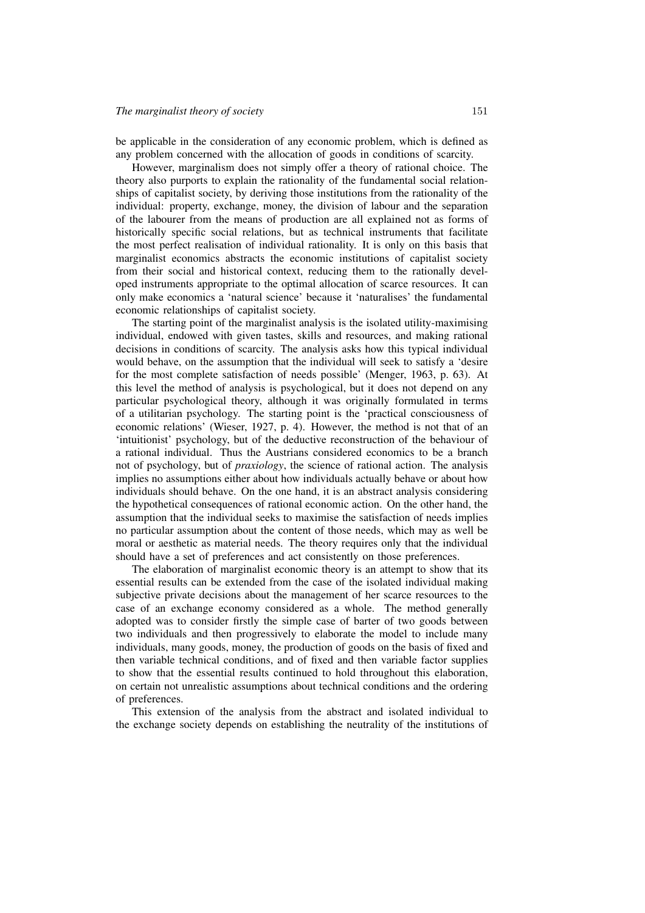be applicable in the consideration of any economic problem, which is defined as any problem concerned with the allocation of goods in conditions of scarcity.

However, marginalism does not simply offer a theory of rational choice. The theory also purports to explain the rationality of the fundamental social relationships of capitalist society, by deriving those institutions from the rationality of the individual: property, exchange, money, the division of labour and the separation of the labourer from the means of production are all explained not as forms of historically specific social relations, but as technical instruments that facilitate the most perfect realisation of individual rationality. It is only on this basis that marginalist economics abstracts the economic institutions of capitalist society from their social and historical context, reducing them to the rationally developed instruments appropriate to the optimal allocation of scarce resources. It can only make economics a 'natural science' because it 'naturalises' the fundamental economic relationships of capitalist society.

The starting point of the marginalist analysis is the isolated utility-maximising individual, endowed with given tastes, skills and resources, and making rational decisions in conditions of scarcity. The analysis asks how this typical individual would behave, on the assumption that the individual will seek to satisfy a 'desire for the most complete satisfaction of needs possible' (Menger, 1963, p. 63). At this level the method of analysis is psychological, but it does not depend on any particular psychological theory, although it was originally formulated in terms of a utilitarian psychology. The starting point is the 'practical consciousness of economic relations' (Wieser, 1927, p. 4). However, the method is not that of an 'intuitionist' psychology, but of the deductive reconstruction of the behaviour of a rational individual. Thus the Austrians considered economics to be a branch not of psychology, but of *praxiology*, the science of rational action. The analysis implies no assumptions either about how individuals actually behave or about how individuals should behave. On the one hand, it is an abstract analysis considering the hypothetical consequences of rational economic action. On the other hand, the assumption that the individual seeks to maximise the satisfaction of needs implies no particular assumption about the content of those needs, which may as well be moral or aesthetic as material needs. The theory requires only that the individual should have a set of preferences and act consistently on those preferences.

The elaboration of marginalist economic theory is an attempt to show that its essential results can be extended from the case of the isolated individual making subjective private decisions about the management of her scarce resources to the case of an exchange economy considered as a whole. The method generally adopted was to consider firstly the simple case of barter of two goods between two individuals and then progressively to elaborate the model to include many individuals, many goods, money, the production of goods on the basis of fixed and then variable technical conditions, and of fixed and then variable factor supplies to show that the essential results continued to hold throughout this elaboration, on certain not unrealistic assumptions about technical conditions and the ordering of preferences.

This extension of the analysis from the abstract and isolated individual to the exchange society depends on establishing the neutrality of the institutions of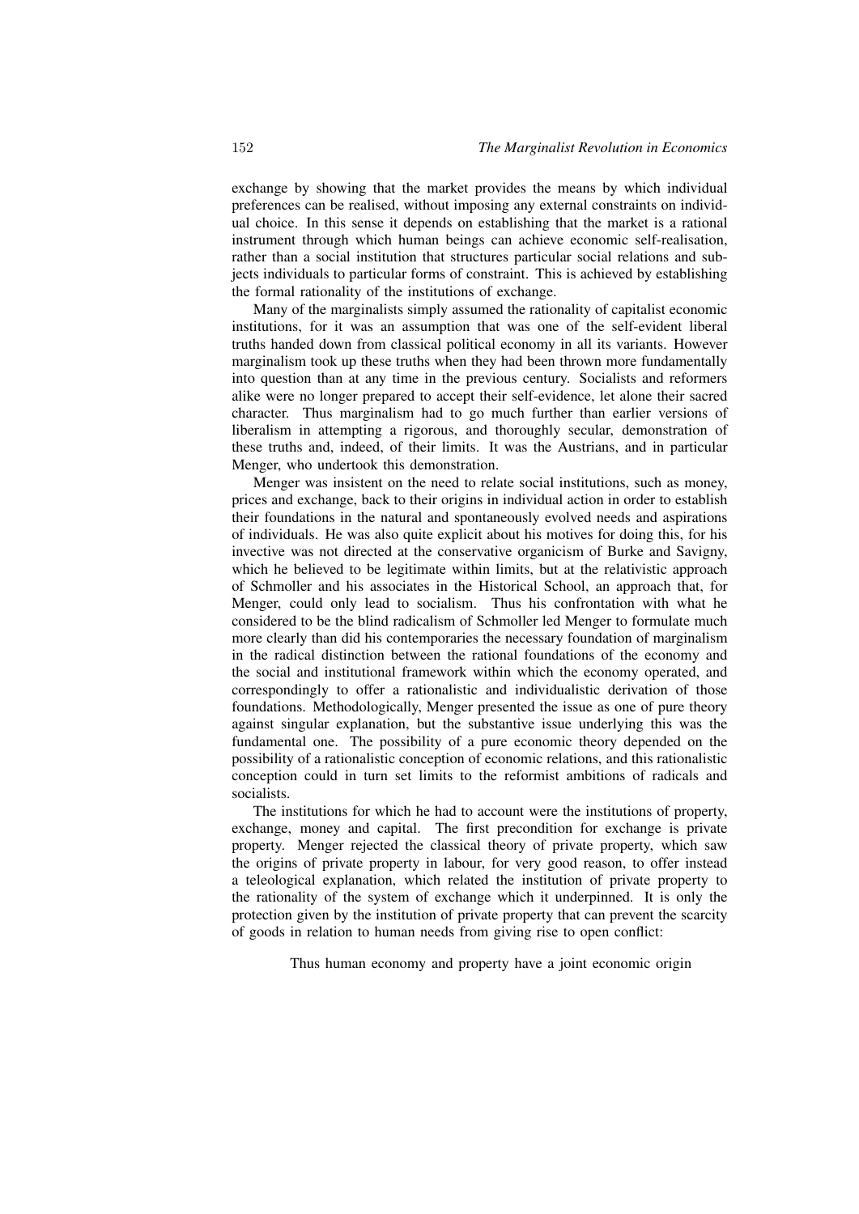exchange by showing that the market provides the means by which individual preferences can be realised, without imposing any external constraints on individual choice. In this sense it depends on establishing that the market is a rational instrument through which human beings can achieve economic self-realisation, rather than a social institution that structures particular social relations and subjects individuals to particular forms of constraint. This is achieved by establishing the formal rationality of the institutions of exchange.

Many of the marginalists simply assumed the rationality of capitalist economic institutions, for it was an assumption that was one of the self-evident liberal truths handed down from classical political economy in all its variants. However marginalism took up these truths when they had been thrown more fundamentally into question than at any time in the previous century. Socialists and reformers alike were no longer prepared to accept their self-evidence, let alone their sacred character. Thus marginalism had to go much further than earlier versions of liberalism in attempting a rigorous, and thoroughly secular, demonstration of these truths and, indeed, of their limits. It was the Austrians, and in particular Menger, who undertook this demonstration.

Menger was insistent on the need to relate social institutions, such as money, prices and exchange, back to their origins in individual action in order to establish their foundations in the natural and spontaneously evolved needs and aspirations of individuals. He was also quite explicit about his motives for doing this, for his invective was not directed at the conservative organicism of Burke and Savigny, which he believed to be legitimate within limits, but at the relativistic approach of Schmoller and his associates in the Historical School, an approach that, for Menger, could only lead to socialism. Thus his confrontation with what he considered to be the blind radicalism of Schmoller led Menger to formulate much more clearly than did his contemporaries the necessary foundation of marginalism in the radical distinction between the rational foundations of the economy and the social and institutional framework within which the economy operated, and correspondingly to offer a rationalistic and individualistic derivation of those foundations. Methodologically, Menger presented the issue as one of pure theory against singular explanation, but the substantive issue underlying this was the fundamental one. The possibility of a pure economic theory depended on the possibility of a rationalistic conception of economic relations, and this rationalistic conception could in turn set limits to the reformist ambitions of radicals and socialists.

The institutions for which he had to account were the institutions of property, exchange, money and capital. The first precondition for exchange is private property. Menger rejected the classical theory of private property, which saw the origins of private property in labour, for very good reason, to offer instead a teleological explanation, which related the institution of private property to the rationality of the system of exchange which it underpinned. It is only the protection given by the institution of private property that can prevent the scarcity of goods in relation to human needs from giving rise to open conflict:

> Thus human economy and property have a joint economic origin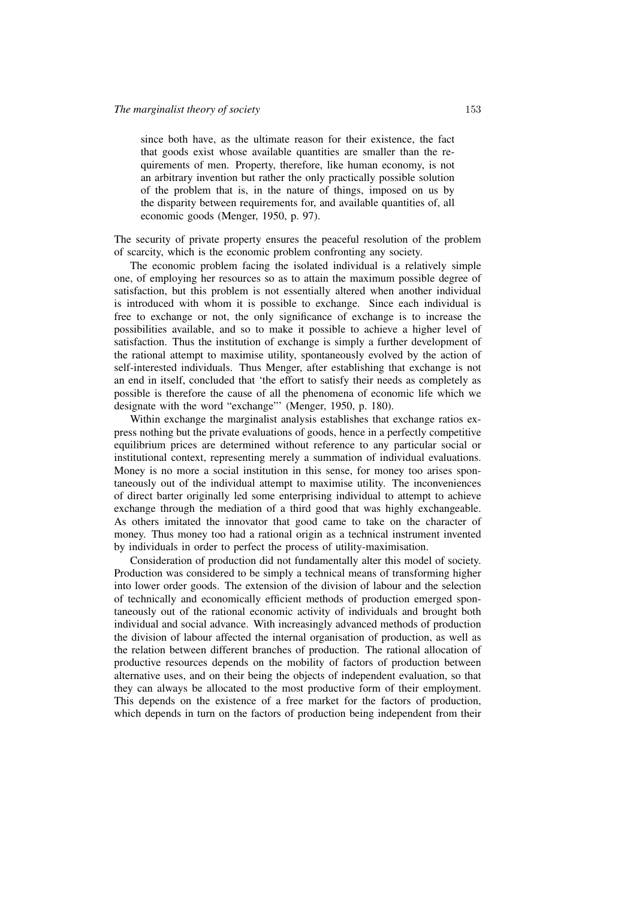> since both have, as the ultimate reason for their existence, the fact that goods exist whose available quantities are smaller than the requirements of men. Property, therefore, like human economy, is not an arbitrary invention but rather the only practically possible solution of the problem that is, in the nature of things, imposed on us by the disparity between requirements for, and available quantities of, all economic goods (Menger, 1950, p. 97).

The security of private property ensures the peaceful resolution of the problem of scarcity, which is the economic problem confronting any society.

The economic problem facing the isolated individual is a relatively simple one, of employing her resources so as to attain the maximum possible degree of satisfaction, but this problem is not essentially altered when another individual is introduced with whom it is possible to exchange. Since each individual is free to exchange or not, the only significance of exchange is to increase the possibilities available, and so to make it possible to achieve a higher level of satisfaction. Thus the institution of exchange is simply a further development of the rational attempt to maximise utility, spontaneously evolved by the action of self-interested individuals. Thus Menger, after establishing that exchange is not an end in itself, concluded that 'the effort to satisfy their needs as completely as possible is therefore the cause of all the phenomena of economic life which we designate with the word "exchange"' (Menger, 1950, p. 180).

Within exchange the marginalist analysis establishes that exchange ratios express nothing but the private evaluations of goods, hence in a perfectly competitive equilibrium prices are determined without reference to any particular social or institutional context, representing merely a summation of individual evaluations. Money is no more a social institution in this sense, for money too arises spontaneously out of the individual attempt to maximise utility. The inconveniences of direct barter originally led some enterprising individual to attempt to achieve exchange through the mediation of a third good that was highly exchangeable. As others imitated the innovator that good came to take on the character of money. Thus money too had a rational origin as a technical instrument invented by individuals in order to perfect the process of utility-maximisation.

Consideration of production did not fundamentally alter this model of society. Production was considered to be simply a technical means of transforming higher into lower order goods. The extension of the division of labour and the selection of technically and economically efficient methods of production emerged spontaneously out of the rational economic activity of individuals and brought both individual and social advance. With increasingly advanced methods of production the division of labour affected the internal organisation of production, as well as the relation between different branches of production. The rational allocation of productive resources depends on the mobility of factors of production between alternative uses, and on their being the objects of independent evaluation, so that they can always be allocated to the most productive form of their employment. This depends on the existence of a free market for the factors of production, which depends in turn on the factors of production being independent from their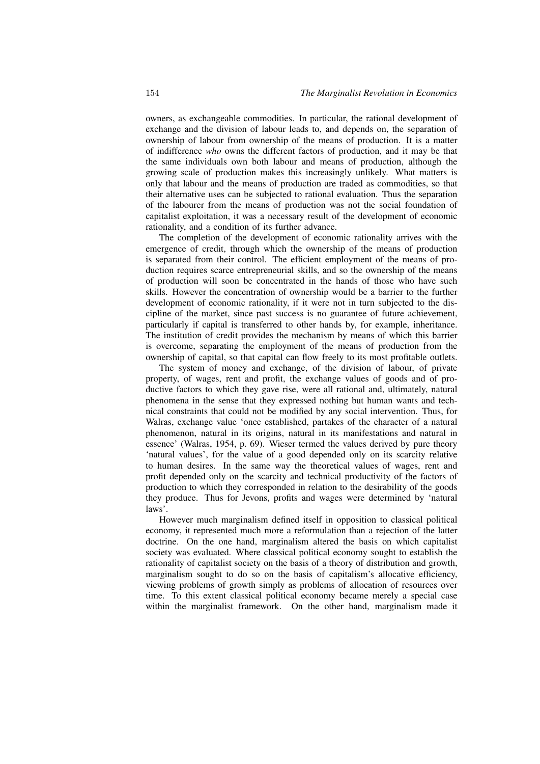owners, as exchangeable commodities. In particular, the rational development of exchange and the division of labour leads to, and depends on, the separation of ownership of labour from ownership of the means of production. It is a matter of indifference *who* owns the different factors of production, and it may be that the same individuals own both labour and means of production, although the growing scale of production makes this increasingly unlikely. What matters is only that labour and the means of production are traded as commodities, so that their alternative uses can be subjected to rational evaluation. Thus the separation of the labourer from the means of production was not the social foundation of capitalist exploitation, it was a necessary result of the development of economic rationality, and a condition of its further advance.

The completion of the development of economic rationality arrives with the emergence of credit, through which the ownership of the means of production is separated from their control. The efficient employment of the means of production requires scarce entrepreneurial skills, and so the ownership of the means of production will soon be concentrated in the hands of those who have such skills. However the concentration of ownership would be a barrier to the further development of economic rationality, if it were not in turn subjected to the discipline of the market, since past success is no guarantee of future achievement, particularly if capital is transferred to other hands by, for example, inheritance. The institution of credit provides the mechanism by means of which this barrier is overcome, separating the employment of the means of production from the ownership of capital, so that capital can flow freely to its most profitable outlets.

The system of money and exchange, of the division of labour, of private property, of wages, rent and profit, the exchange values of goods and of productive factors to which they gave rise, were all rational and, ultimately, natural phenomena in the sense that they expressed nothing but human wants and technical constraints that could not be modified by any social intervention. Thus, for Walras, exchange value 'once established, partakes of the character of a natural phenomenon, natural in its origins, natural in its manifestations and natural in essence' (Walras, 1954, p. 69). Wieser termed the values derived by pure theory 'natural values', for the value of a good depended only on its scarcity relative to human desires. In the same way the theoretical values of wages, rent and profit depended only on the scarcity and technical productivity of the factors of production to which they corresponded in relation to the desirability of the goods they produce. Thus for Jevons, profits and wages were determined by 'natural laws'.

However much marginalism defined itself in opposition to classical political economy, it represented much more a reformulation than a rejection of the latter doctrine. On the one hand, marginalism altered the basis on which capitalist society was evaluated. Where classical political economy sought to establish the rationality of capitalist society on the basis of a theory of distribution and growth, marginalism sought to do so on the basis of capitalism's allocative efficiency, viewing problems of growth simply as problems of allocation of resources over time. To this extent classical political economy became merely a special case within the marginalist framework. On the other hand, marginalism made it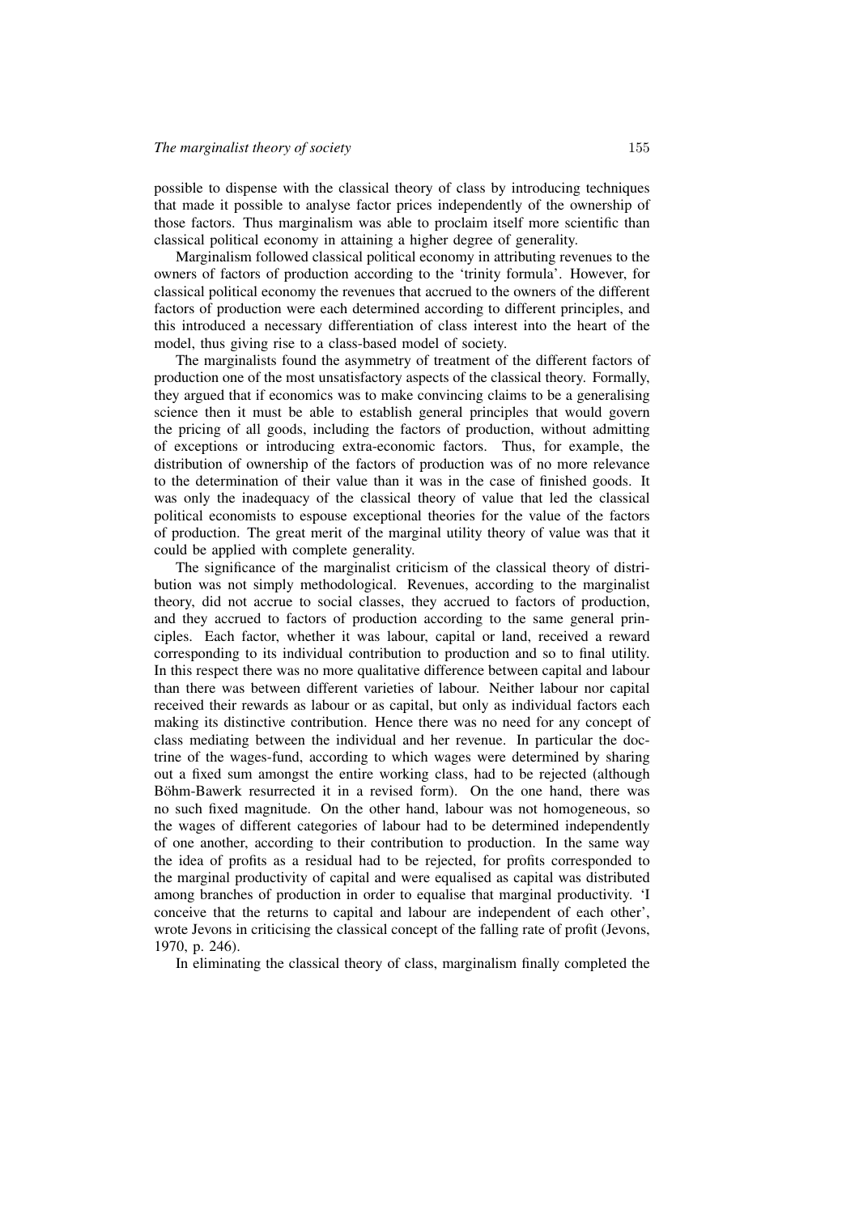possible to dispense with the classical theory of class by introducing techniques that made it possible to analyse factor prices independently of the ownership of those factors. Thus marginalism was able to proclaim itself more scientific than classical political economy in attaining a higher degree of generality.

Marginalism followed classical political economy in attributing revenues to the owners of factors of production according to the 'trinity formula'. However, for classical political economy the revenues that accrued to the owners of the different factors of production were each determined according to different principles, and this introduced a necessary differentiation of class interest into the heart of the model, thus giving rise to a class-based model of society.

The marginalists found the asymmetry of treatment of the different factors of production one of the most unsatisfactory aspects of the classical theory. Formally, they argued that if economics was to make convincing claims to be a generalising science then it must be able to establish general principles that would govern the pricing of all goods, including the factors of production, without admitting of exceptions or introducing extra-economic factors. Thus, for example, the distribution of ownership of the factors of production was of no more relevance to the determination of their value than it was in the case of finished goods. It was only the inadequacy of the classical theory of value that led the classical political economists to espouse exceptional theories for the value of the factors of production. The great merit of the marginal utility theory of value was that it could be applied with complete generality.

The significance of the marginalist criticism of the classical theory of distribution was not simply methodological. Revenues, according to the marginalist theory, did not accrue to social classes, they accrued to factors of production, and they accrued to factors of production according to the same general principles. Each factor, whether it was labour, capital or land, received a reward corresponding to its individual contribution to production and so to final utility. In this respect there was no more qualitative difference between capital and labour than there was between different varieties of labour. Neither labour nor capital received their rewards as labour or as capital, but only as individual factors each making its distinctive contribution. Hence there was no need for any concept of class mediating between the individual and her revenue. In particular the doctrine of the wages-fund, according to which wages were determined by sharing out a fixed sum amongst the entire working class, had to be rejected (although Böhm-Bawerk resurrected it in a revised form). On the one hand, there was no such fixed magnitude. On the other hand, labour was not homogeneous, so the wages of different categories of labour had to be determined independently of one another, according to their contribution to production. In the same way the idea of profits as a residual had to be rejected, for profits corresponded to the marginal productivity of capital and were equalised as capital was distributed among branches of production in order to equalise that marginal productivity. 'I conceive that the returns to capital and labour are independent of each other', wrote Jevons in criticising the classical concept of the falling rate of profit (Jevons, 1970, p. 246).

In eliminating the classical theory of class, marginalism finally completed the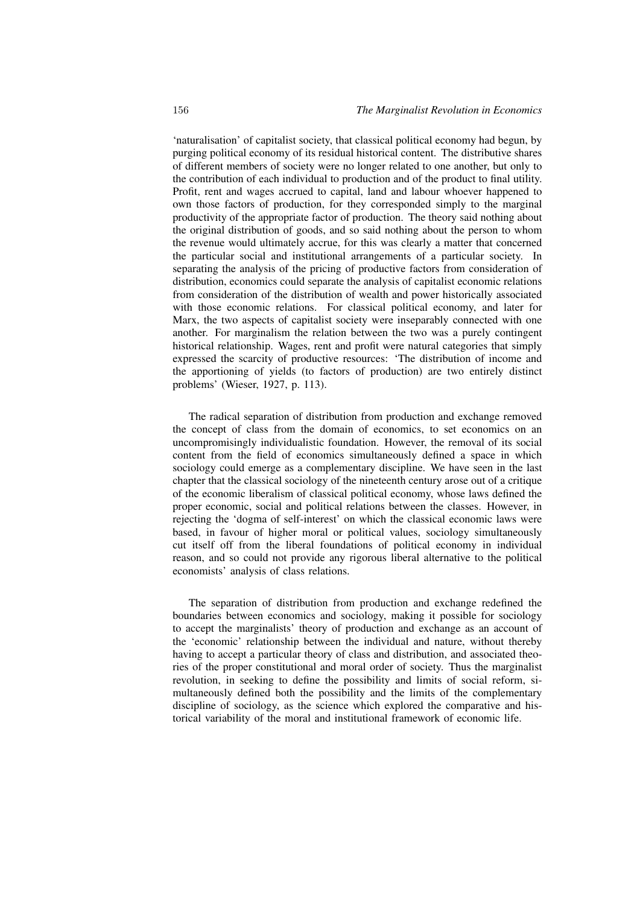'naturalisation' of capitalist society, that classical political economy had begun, by purging political economy of its residual historical content. The distributive shares of different members of society were no longer related to one another, but only to the contribution of each individual to production and of the product to final utility. Profit, rent and wages accrued to capital, land and labour whoever happened to own those factors of production, for they corresponded simply to the marginal productivity of the appropriate factor of production. The theory said nothing about the original distribution of goods, and so said nothing about the person to whom the revenue would ultimately accrue, for this was clearly a matter that concerned the particular social and institutional arrangements of a particular society. In separating the analysis of the pricing of productive factors from consideration of distribution, economics could separate the analysis of capitalist economic relations from consideration of the distribution of wealth and power historically associated with those economic relations. For classical political economy, and later for Marx, the two aspects of capitalist society were inseparably connected with one another. For marginalism the relation between the two was a purely contingent historical relationship. Wages, rent and profit were natural categories that simply expressed the scarcity of productive resources: 'The distribution of income and the apportioning of yields (to factors of production) are two entirely distinct problems' (Wieser, 1927, p. 113).

The radical separation of distribution from production and exchange removed the concept of class from the domain of economics, to set economics on an uncompromisingly individualistic foundation. However, the removal of its social content from the field of economics simultaneously defined a space in which sociology could emerge as a complementary discipline. We have seen in the last chapter that the classical sociology of the nineteenth century arose out of a critique of the economic liberalism of classical political economy, whose laws defined the proper economic, social and political relations between the classes. However, in rejecting the 'dogma of self-interest' on which the classical economic laws were based, in favour of higher moral or political values, sociology simultaneously cut itself off from the liberal foundations of political economy in individual reason, and so could not provide any rigorous liberal alternative to the political economists' analysis of class relations.

The separation of distribution from production and exchange redefined the boundaries between economics and sociology, making it possible for sociology to accept the marginalists' theory of production and exchange as an account of the 'economic' relationship between the individual and nature, without thereby having to accept a particular theory of class and distribution, and associated theories of the proper constitutional and moral order of society. Thus the marginalist revolution, in seeking to define the possibility and limits of social reform, simultaneously defined both the possibility and the limits of the complementary discipline of sociology, as the science which explored the comparative and historical variability of the moral and institutional framework of economic life.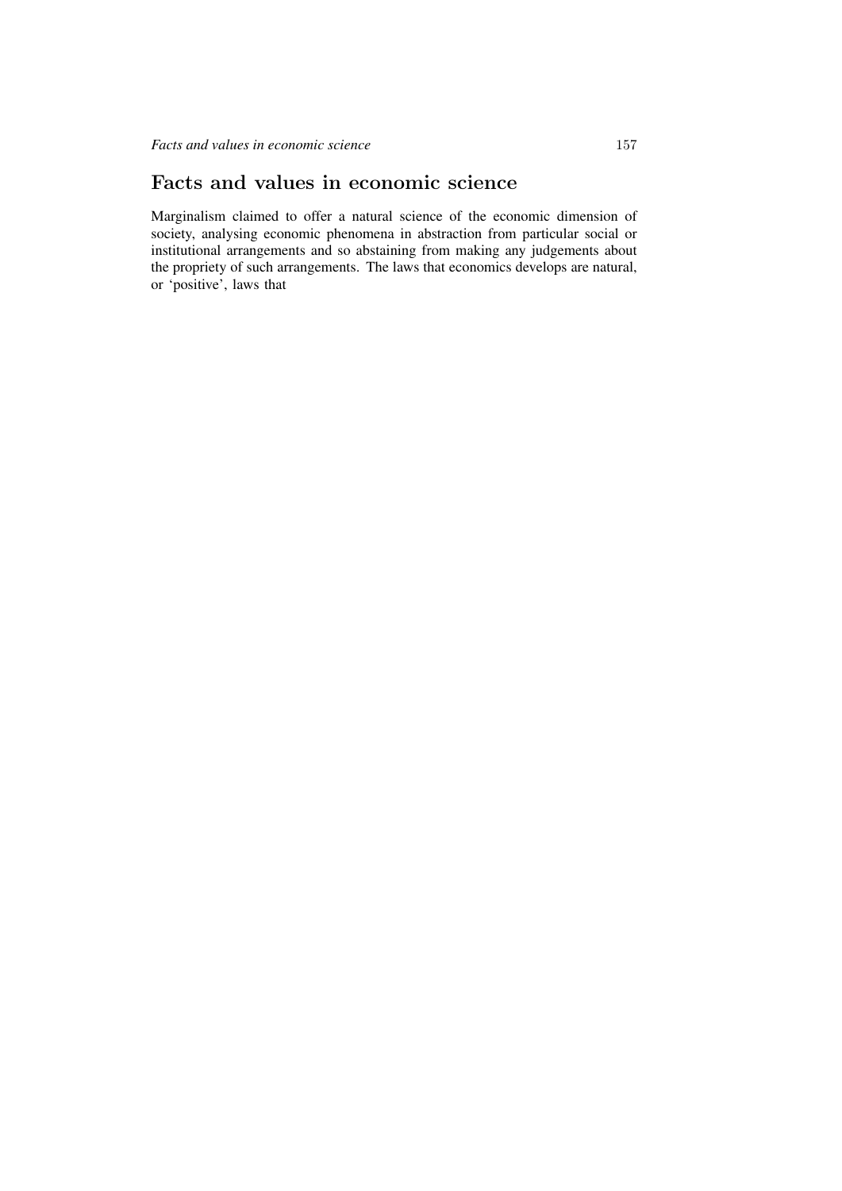## Facts and values in economic science

Marginalism claimed to offer a natural science of the economic dimension of society, analysing economic phenomena in abstraction from particular social or institutional arrangements and so abstaining from making any judgements about the propriety of such arrangements. The laws that economics develops are natural, or 'positive', laws that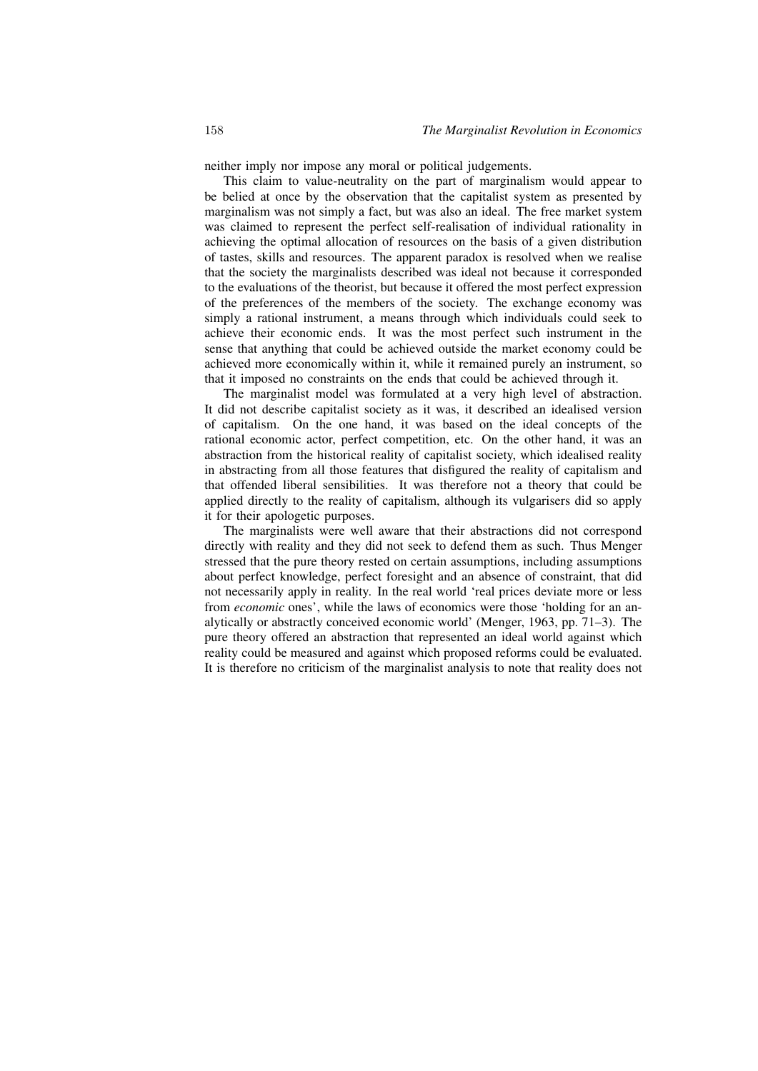neither imply nor impose any moral or political judgements.

This claim to value-neutrality on the part of marginalism would appear to be belied at once by the observation that the capitalist system as presented by marginalism was not simply a fact, but was also an ideal. The free market system was claimed to represent the perfect self-realisation of individual rationality in achieving the optimal allocation of resources on the basis of a given distribution of tastes, skills and resources. The apparent paradox is resolved when we realise that the society the marginalists described was ideal not because it corresponded to the evaluations of the theorist, but because it offered the most perfect expression of the preferences of the members of the society. The exchange economy was simply a rational instrument, a means through which individuals could seek to achieve their economic ends. It was the most perfect such instrument in the sense that anything that could be achieved outside the market economy could be achieved more economically within it, while it remained purely an instrument, so that it imposed no constraints on the ends that could be achieved through it.

The marginalist model was formulated at a very high level of abstraction. It did not describe capitalist society as it was, it described an idealised version of capitalism. On the one hand, it was based on the ideal concepts of the rational economic actor, perfect competition, etc. On the other hand, it was an abstraction from the historical reality of capitalist society, which idealised reality in abstracting from all those features that disfigured the reality of capitalism and that offended liberal sensibilities. It was therefore not a theory that could be applied directly to the reality of capitalism, although its vulgarisers did so apply it for their apologetic purposes.

The marginalists were well aware that their abstractions did not correspond directly with reality and they did not seek to defend them as such. Thus Menger stressed that the pure theory rested on certain assumptions, including assumptions about perfect knowledge, perfect foresight and an absence of constraint, that did not necessarily apply in reality. In the real world 'real prices deviate more or less from *economic* ones', while the laws of economics were those 'holding for an analytically or abstractly conceived economic world' (Menger, 1963, pp. 71–3). The pure theory offered an abstraction that represented an ideal world against which reality could be measured and against which proposed reforms could be evaluated. It is therefore no criticism of the marginalist analysis to note that reality does not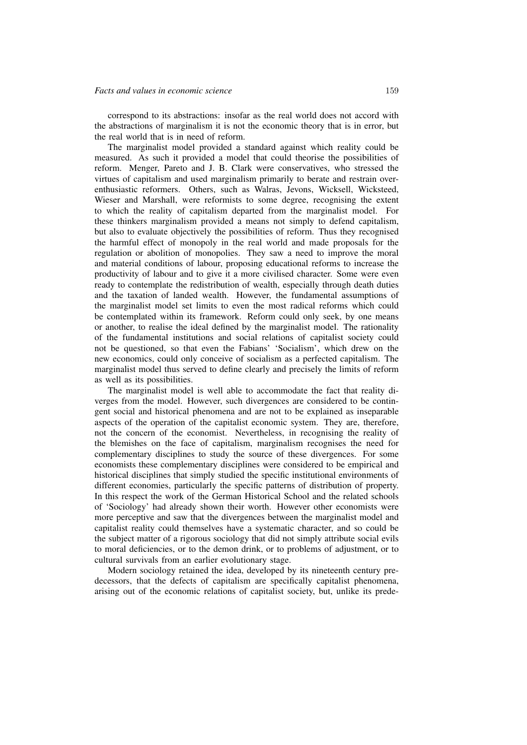correspond to its abstractions: insofar as the real world does not accord with the abstractions of marginalism it is not the economic theory that is in error, but the real world that is in need of reform.

The marginalist model provided a standard against which reality could be measured. As such it provided a model that could theorise the possibilities of reform. Menger, Pareto and J. B. Clark were conservatives, who stressed the virtues of capitalism and used marginalism primarily to berate and restrain over-enthusiastic reformers. Others, such as Walras, Jevons, Wicksell, Wicksteed, Wieser and Marshall, were reformists to some degree, recognising the extent to which the reality of capitalism departed from the marginalist model. For these thinkers marginalism provided a means not simply to defend capitalism, but also to evaluate objectively the possibilities of reform. Thus they recognised the harmful effect of monopoly in the real world and made proposals for the regulation or abolition of monopolies. They saw a need to improve the moral and material conditions of labour, proposing educational reforms to increase the productivity of labour and to give it a more civilised character. Some were even ready to contemplate the redistribution of wealth, especially through death duties and the taxation of landed wealth. However, the fundamental assumptions of the marginalist model set limits to even the most radical reforms which could be contemplated within its framework. Reform could only seek, by one means or another, to realise the ideal defined by the marginalist model. The rationality of the fundamental institutions and social relations of capitalist society could not be questioned, so that even the Fabians' 'Socialism', which drew on the new economics, could only conceive of socialism as a perfected capitalism. The marginalist model thus served to define clearly and precisely the limits of reform as well as its possibilities.

The marginalist model is well able to accommodate the fact that reality diverges from the model. However, such divergences are considered to be contingent social and historical phenomena and are not to be explained as inseparable aspects of the operation of the capitalist economic system. They are, therefore, not the concern of the economist. Nevertheless, in recognising the reality of the blemishes on the face of capitalism, marginalism recognises the need for complementary disciplines to study the source of these divergences. For some economists these complementary disciplines were considered to be empirical and historical disciplines that simply studied the specific institutional environments of different economies, particularly the specific patterns of distribution of property. In this respect the work of the German Historical School and the related schools of 'Sociology' had already shown their worth. However other economists were more perceptive and saw that the divergences between the marginalist model and capitalist reality could themselves have a systematic character, and so could be the subject matter of a rigorous sociology that did not simply attribute social evils to moral deficiencies, or to the demon drink, or to problems of adjustment, or to cultural survivals from an earlier evolutionary stage.

Modern sociology retained the idea, developed by its nineteenth century predecessors, that the defects of capitalism are specifically capitalist phenomena, arising out of the economic relations of capitalist society, but, unlike its prede-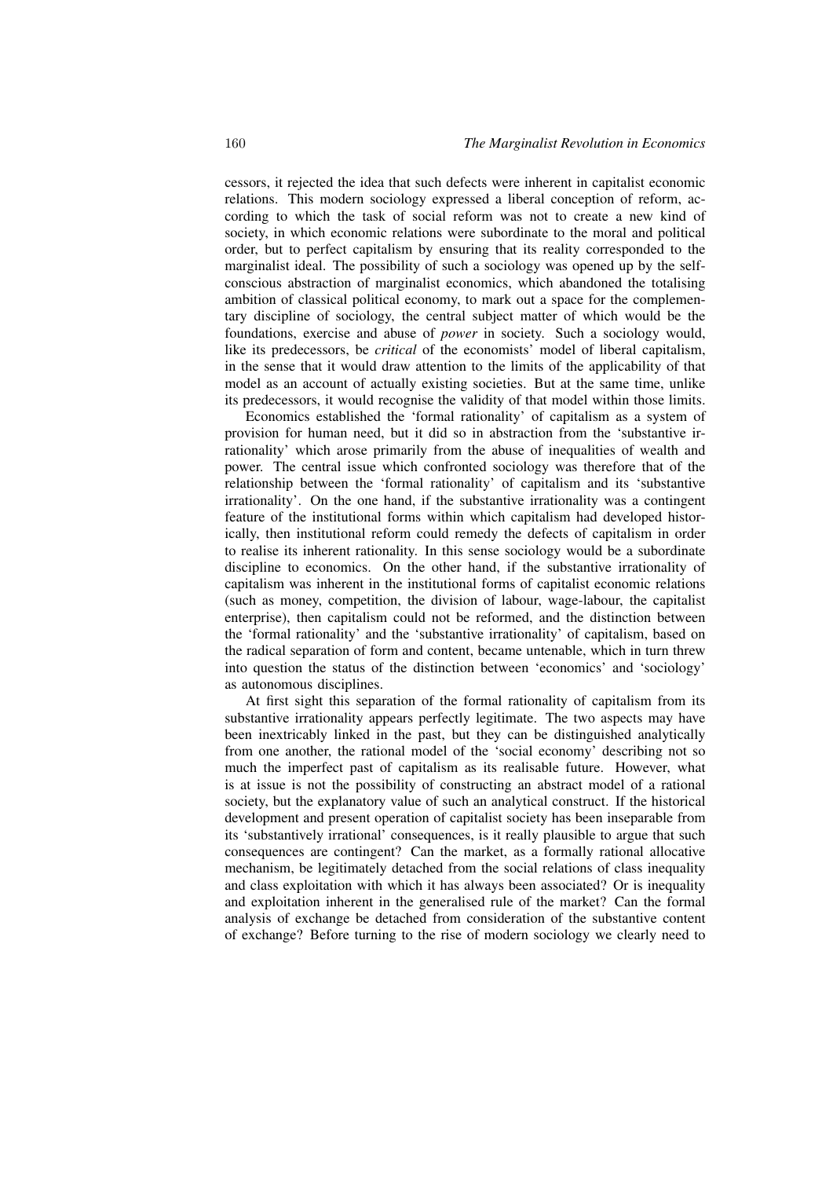cessors, it rejected the idea that such defects were inherent in capitalist economic relations. This modern sociology expressed a liberal conception of reform, according to which the task of social reform was not to create a new kind of society, in which economic relations were subordinate to the moral and political order, but to perfect capitalism by ensuring that its reality corresponded to the marginalist ideal. The possibility of such a sociology was opened up by the self-conscious abstraction of marginalist economics, which abandoned the totalising ambition of classical political economy, to mark out a space for the complementary discipline of sociology, the central subject matter of which would be the foundations, exercise and abuse of *power* in society. Such a sociology would, like its predecessors, be *critical* of the economists' model of liberal capitalism, in the sense that it would draw attention to the limits of the applicability of that model as an account of actually existing societies. But at the same time, unlike its predecessors, it would recognise the validity of that model within those limits.

Economics established the 'formal rationality' of capitalism as a system of provision for human need, but it did so in abstraction from the 'substantive irrationality' which arose primarily from the abuse of inequalities of wealth and power. The central issue which confronted sociology was therefore that of the relationship between the 'formal rationality' of capitalism and its 'substantive irrationality'. On the one hand, if the substantive irrationality was a contingent feature of the institutional forms within which capitalism had developed historically, then institutional reform could remedy the defects of capitalism in order to realise its inherent rationality. In this sense sociology would be a subordinate discipline to economics. On the other hand, if the substantive irrationality of capitalism was inherent in the institutional forms of capitalist economic relations (such as money, competition, the division of labour, wage-labour, the capitalist enterprise), then capitalism could not be reformed, and the distinction between the 'formal rationality' and the 'substantive irrationality' of capitalism, based on the radical separation of form and content, became untenable, which in turn threw into question the status of the distinction between 'economics' and 'sociology' as autonomous disciplines.

At first sight this separation of the formal rationality of capitalism from its substantive irrationality appears perfectly legitimate. The two aspects may have been inextricably linked in the past, but they can be distinguished analytically from one another, the rational model of the 'social economy' describing not so much the imperfect past of capitalism as its realisable future. However, what is at issue is not the possibility of constructing an abstract model of a rational society, but the explanatory value of such an analytical construct. If the historical development and present operation of capitalist society has been inseparable from its 'substantively irrational' consequences, is it really plausible to argue that such consequences are contingent? Can the market, as a formally rational allocative mechanism, be legitimately detached from the social relations of class inequality and class exploitation with which it has always been associated? Or is inequality and exploitation inherent in the generalised rule of the market? Can the formal analysis of exchange be detached from consideration of the substantive content of exchange? Before turning to the rise of modern sociology we clearly need to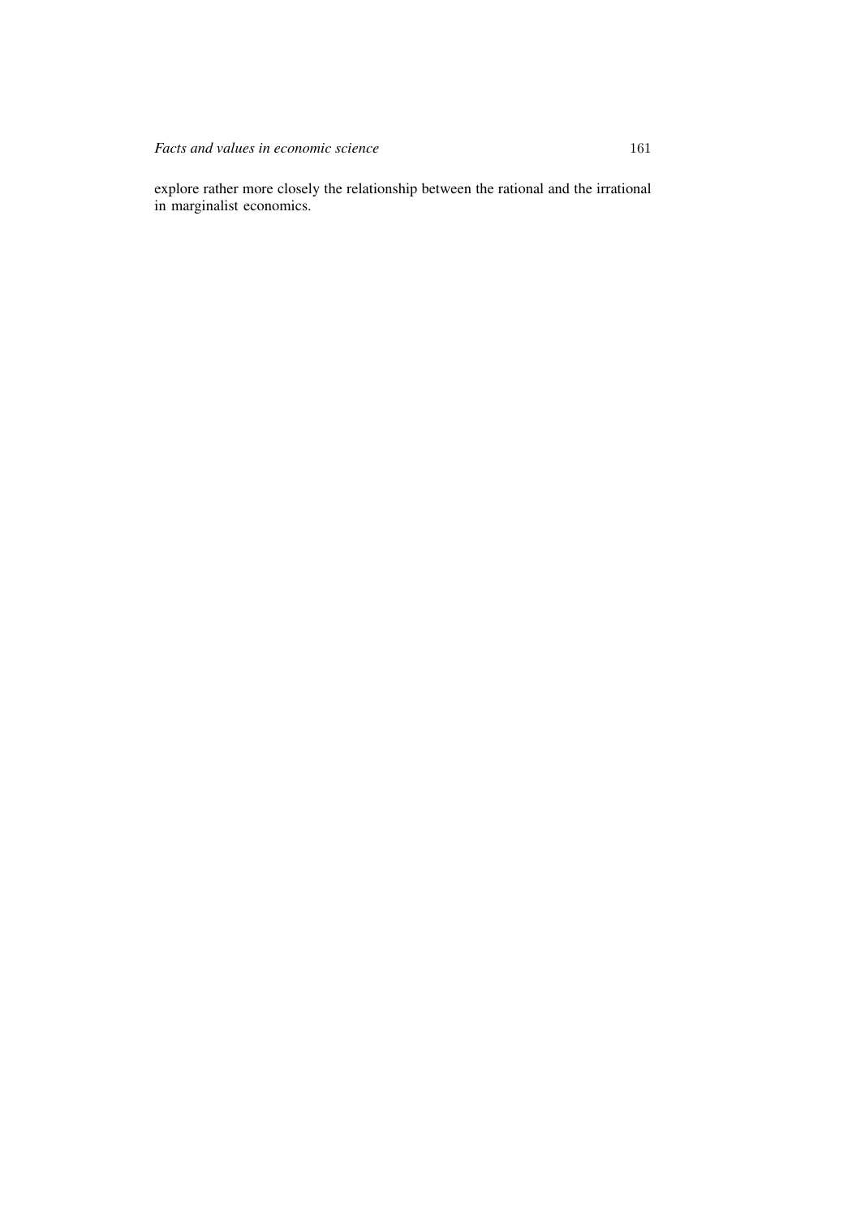explore rather more closely the relationship between the rational and the irrational in marginalist economics.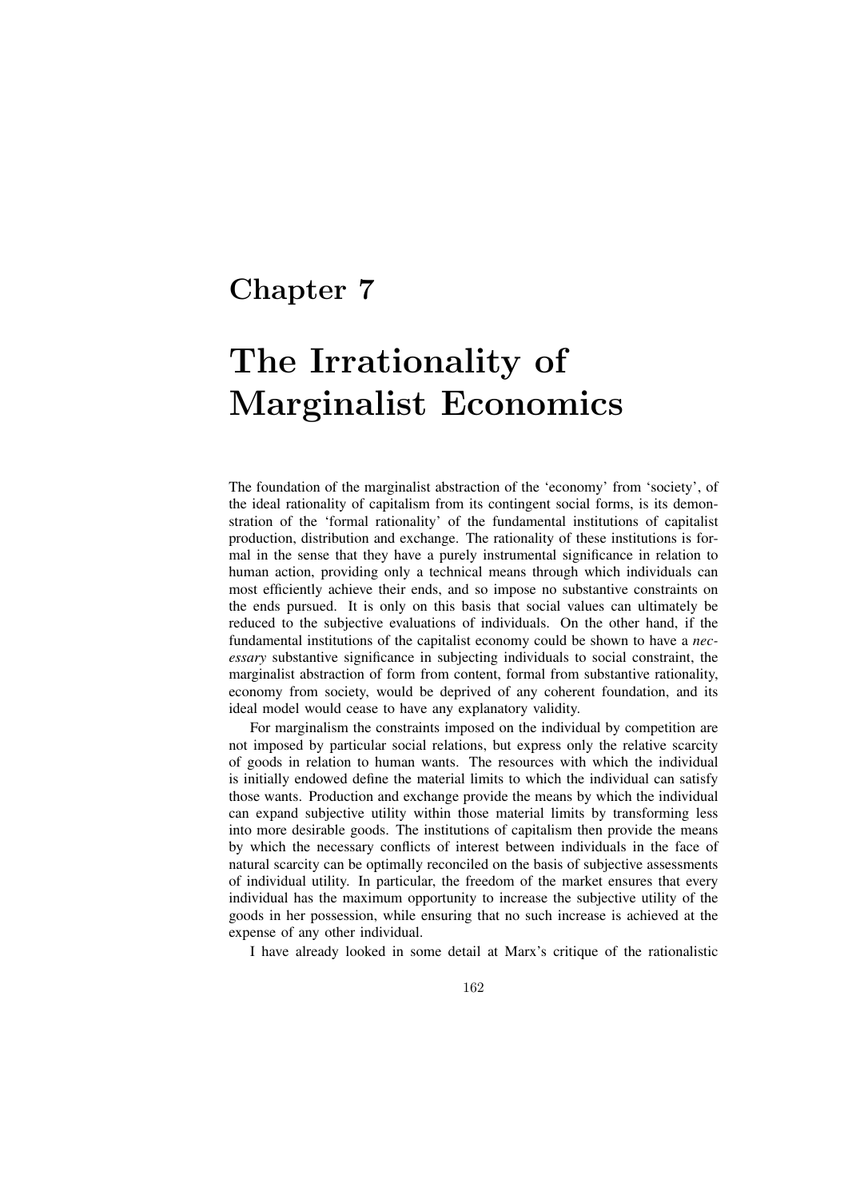# Chapter 7

# The Irrationality of Marginalist Economics

The foundation of the marginalist abstraction of the 'economy' from 'society', of the ideal rationality of capitalism from its contingent social forms, is its demonstration of the 'formal rationality' of the fundamental institutions of capitalist production, distribution and exchange. The rationality of these institutions is formal in the sense that they have a purely instrumental significance in relation to human action, providing only a technical means through which individuals can most efficiently achieve their ends, and so impose no substantive constraints on the ends pursued. It is only on this basis that social values can ultimately be reduced to the subjective evaluations of individuals. On the other hand, if the fundamental institutions of the capitalist economy could be shown to have a *necessary* substantive significance in subjecting individuals to social constraint, the marginalist abstraction of form from content, formal from substantive rationality, economy from society, would be deprived of any coherent foundation, and its ideal model would cease to have any explanatory validity.

For marginalism the constraints imposed on the individual by competition are not imposed by particular social relations, but express only the relative scarcity of goods in relation to human wants. The resources with which the individual is initially endowed define the material limits to which the individual can satisfy those wants. Production and exchange provide the means by which the individual can expand subjective utility within those material limits by transforming less into more desirable goods. The institutions of capitalism then provide the means by which the necessary conflicts of interest between individuals in the face of natural scarcity can be optimally reconciled on the basis of subjective assessments of individual utility. In particular, the freedom of the market ensures that every individual has the maximum opportunity to increase the subjective utility of the goods in her possession, while ensuring that no such increase is achieved at the expense of any other individual.

I have already looked in some detail at Marx's critique of the rationalistic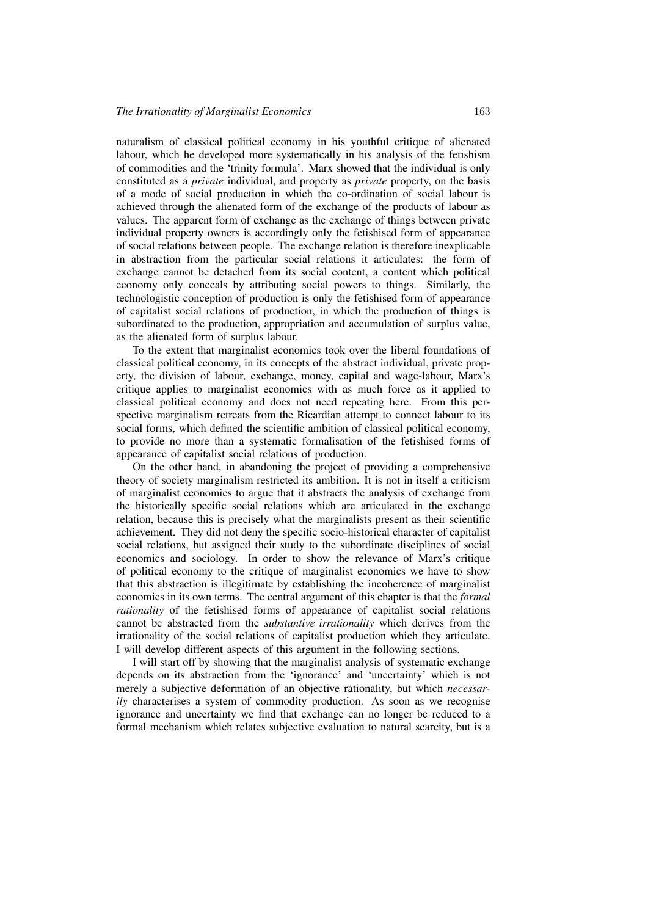naturalism of classical political economy in his youthful critique of alienated labour, which he developed more systematically in his analysis of the fetishism of commodities and the 'trinity formula'. Marx showed that the individual is only constituted as a *private* individual, and property as *private* property, on the basis of a mode of social production in which the co-ordination of social labour is achieved through the alienated form of the exchange of the products of labour as values. The apparent form of exchange as the exchange of things between private individual property owners is accordingly only the fetishised form of appearance of social relations between people. The exchange relation is therefore inexplicable in abstraction from the particular social relations it articulates: the form of exchange cannot be detached from its social content, a content which political economy only conceals by attributing social powers to things. Similarly, the technologistic conception of production is only the fetishised form of appearance of capitalist social relations of production, in which the production of things is subordinated to the production, appropriation and accumulation of surplus value, as the alienated form of surplus labour.

To the extent that marginalist economics took over the liberal foundations of classical political economy, in its concepts of the abstract individual, private property, the division of labour, exchange, money, capital and wage-labour, Marx's critique applies to marginalist economics with as much force as it applied to classical political economy and does not need repeating here. From this perspective marginalism retreats from the Ricardian attempt to connect labour to its social forms, which defined the scientific ambition of classical political economy, to provide no more than a systematic formalisation of the fetishised forms of appearance of capitalist social relations of production.

On the other hand, in abandoning the project of providing a comprehensive theory of society marginalism restricted its ambition. It is not in itself a criticism of marginalist economics to argue that it abstracts the analysis of exchange from the historically specific social relations which are articulated in the exchange relation, because this is precisely what the marginalists present as their scientific achievement. They did not deny the specific socio-historical character of capitalist social relations, but assigned their study to the subordinate disciplines of social economics and sociology. In order to show the relevance of Marx's critique of political economy to the critique of marginalist economics we have to show that this abstraction is illegitimate by establishing the incoherence of marginalist economics in its own terms. The central argument of this chapter is that the *formal rationality* of the fetishised forms of appearance of capitalist social relations cannot be abstracted from the *substantive irrationality* which derives from the irrationality of the social relations of capitalist production which they articulate. I will develop different aspects of this argument in the following sections.

I will start off by showing that the marginalist analysis of systematic exchange depends on its abstraction from the 'ignorance' and 'uncertainty' which is not merely a subjective deformation of an objective rationality, but which *necessarily* characterises a system of commodity production. As soon as we recognise ignorance and uncertainty we find that exchange can no longer be reduced to a formal mechanism which relates subjective evaluation to natural scarcity, but is a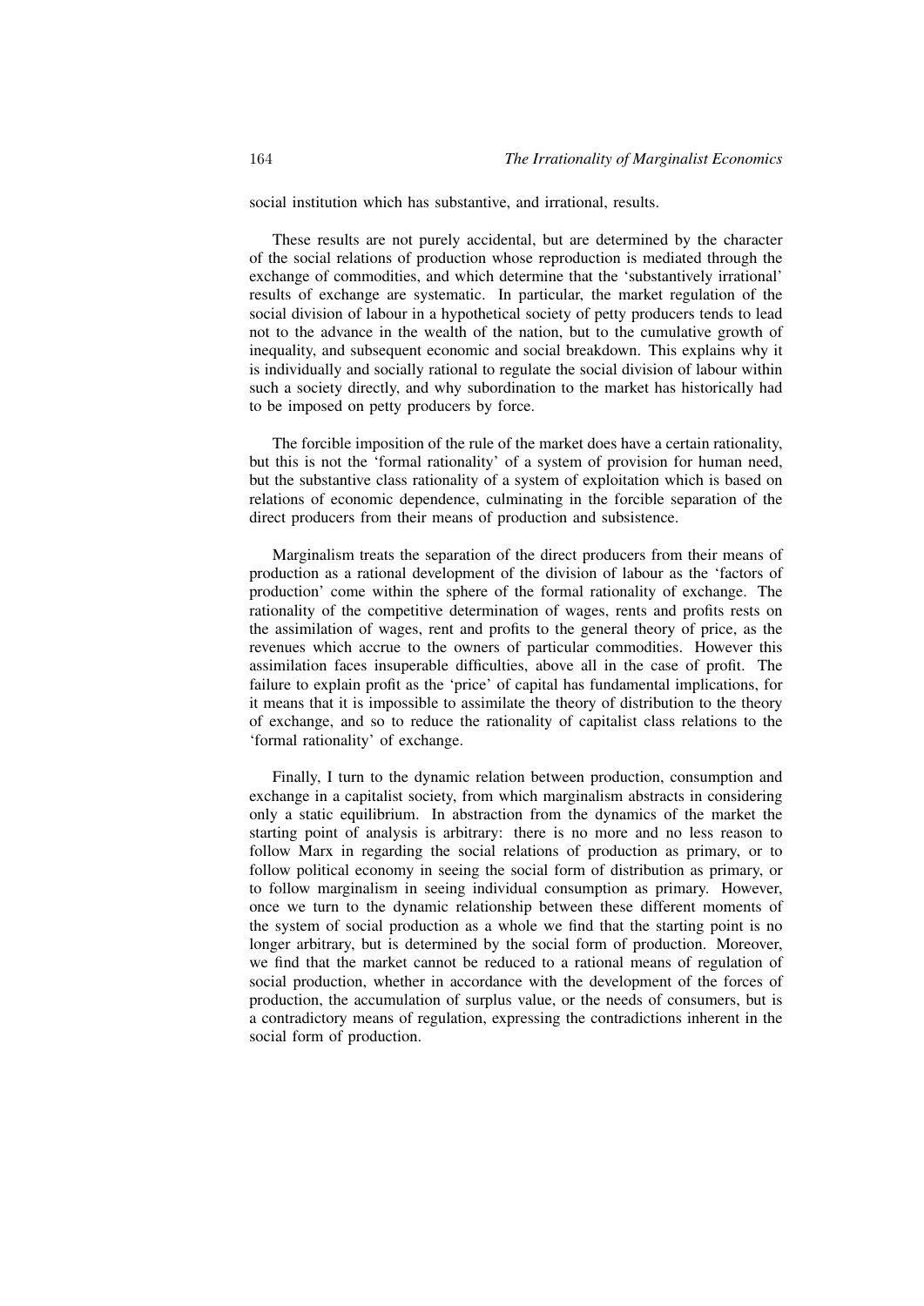social institution which has substantive, and irrational, results.

These results are not purely accidental, but are determined by the character of the social relations of production whose reproduction is mediated through the exchange of commodities, and which determine that the 'substantively irrational' results of exchange are systematic. In particular, the market regulation of the social division of labour in a hypothetical society of petty producers tends to lead not to the advance in the wealth of the nation, but to the cumulative growth of inequality, and subsequent economic and social breakdown. This explains why it is individually and socially rational to regulate the social division of labour within such a society directly, and why subordination to the market has historically had to be imposed on petty producers by force.

The forcible imposition of the rule of the market does have a certain rationality, but this is not the 'formal rationality' of a system of provision for human need, but the substantive class rationality of a system of exploitation which is based on relations of economic dependence, culminating in the forcible separation of the direct producers from their means of production and subsistence.

Marginalism treats the separation of the direct producers from their means of production as a rational development of the division of labour as the 'factors of production' come within the sphere of the formal rationality of exchange. The rationality of the competitive determination of wages, rents and profits rests on the assimilation of wages, rent and profits to the general theory of price, as the revenues which accrue to the owners of particular commodities. However this assimilation faces insuperable difficulties, above all in the case of profit. The failure to explain profit as the 'price' of capital has fundamental implications, for it means that it is impossible to assimilate the theory of distribution to the theory of exchange, and so to reduce the rationality of capitalist class relations to the 'formal rationality' of exchange.

Finally, I turn to the dynamic relation between production, consumption and exchange in a capitalist society, from which marginalism abstracts in considering only a static equilibrium. In abstraction from the dynamics of the market the starting point of analysis is arbitrary: there is no more and no less reason to follow Marx in regarding the social relations of production as primary, or to follow political economy in seeing the social form of distribution as primary, or to follow marginalism in seeing individual consumption as primary. However, once we turn to the dynamic relationship between these different moments of the system of social production as a whole we find that the starting point is no longer arbitrary, but is determined by the social form of production. Moreover, we find that the market cannot be reduced to a rational means of regulation of social production, whether in accordance with the development of the forces of production, the accumulation of surplus value, or the needs of consumers, but is a contradictory means of regulation, expressing the contradictions inherent in the social form of production.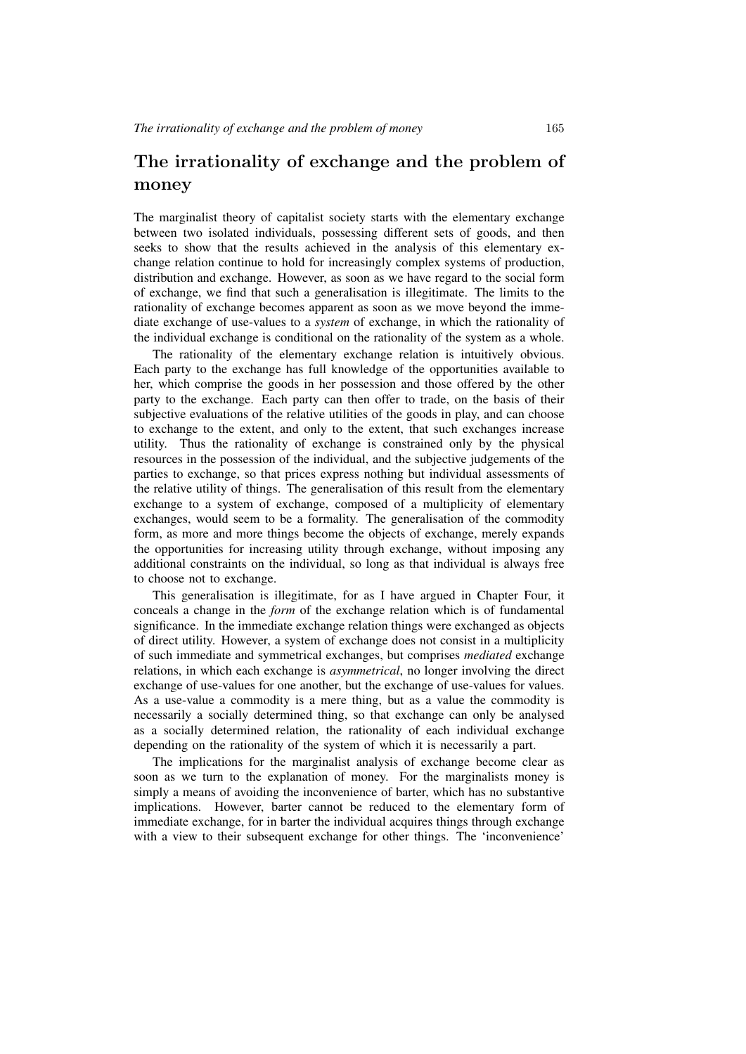## The irrationality of exchange and the problem of money

The marginalist theory of capitalist society starts with the elementary exchange between two isolated individuals, possessing different sets of goods, and then seeks to show that the results achieved in the analysis of this elementary exchange relation continue to hold for increasingly complex systems of production, distribution and exchange. However, as soon as we have regard to the social form of exchange, we find that such a generalisation is illegitimate. The limits to the rationality of exchange becomes apparent as soon as we move beyond the immediate exchange of use-values to a *system* of exchange, in which the rationality of the individual exchange is conditional on the rationality of the system as a whole.

The rationality of the elementary exchange relation is intuitively obvious. Each party to the exchange has full knowledge of the opportunities available to her, which comprise the goods in her possession and those offered by the other party to the exchange. Each party can then offer to trade, on the basis of their subjective evaluations of the relative utilities of the goods in play, and can choose to exchange to the extent, and only to the extent, that such exchanges increase utility. Thus the rationality of exchange is constrained only by the physical resources in the possession of the individual, and the subjective judgements of the parties to exchange, so that prices express nothing but individual assessments of the relative utility of things. The generalisation of this result from the elementary exchange to a system of exchange, composed of a multiplicity of elementary exchanges, would seem to be a formality. The generalisation of the commodity form, as more and more things become the objects of exchange, merely expands the opportunities for increasing utility through exchange, without imposing any additional constraints on the individual, so long as that individual is always free to choose not to exchange.

This generalisation is illegitimate, for as I have argued in Chapter Four, it conceals a change in the *form* of the exchange relation which is of fundamental significance. In the immediate exchange relation things were exchanged as objects of direct utility. However, a system of exchange does not consist in a multiplicity of such immediate and symmetrical exchanges, but comprises *mediated* exchange relations, in which each exchange is *asymmetrical*, no longer involving the direct exchange of use-values for one another, but the exchange of use-values for values. As a use-value a commodity is a mere thing, but as a value the commodity is necessarily a socially determined thing, so that exchange can only be analysed as a socially determined relation, the rationality of each individual exchange depending on the rationality of the system of which it is necessarily a part.

The implications for the marginalist analysis of exchange become clear as soon as we turn to the explanation of money. For the marginalists money is simply a means of avoiding the inconvenience of barter, which has no substantive implications. However, barter cannot be reduced to the elementary form of immediate exchange, for in barter the individual acquires things through exchange with a view to their subsequent exchange for other things. The 'inconvenience'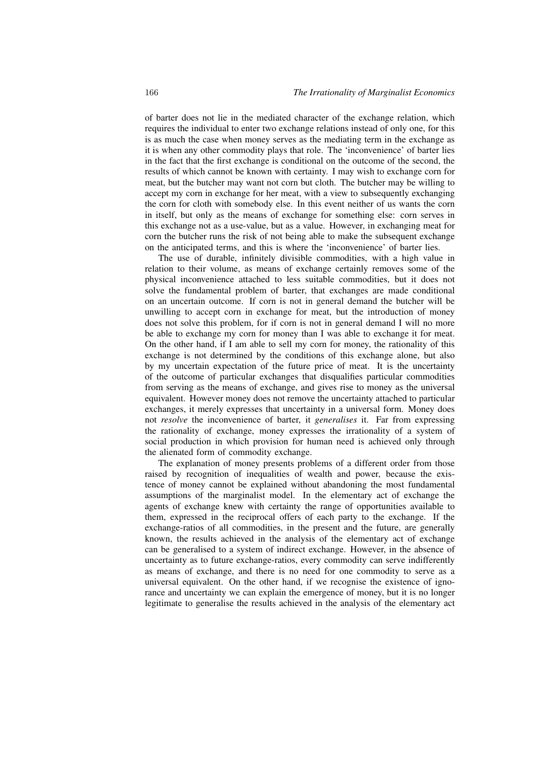of barter does not lie in the mediated character of the exchange relation, which requires the individual to enter two exchange relations instead of only one, for this is as much the case when money serves as the mediating term in the exchange as it is when any other commodity plays that role. The 'inconvenience' of barter lies in the fact that the first exchange is conditional on the outcome of the second, the results of which cannot be known with certainty. I may wish to exchange corn for meat, but the butcher may want not corn but cloth. The butcher may be willing to accept my corn in exchange for her meat, with a view to subsequently exchanging the corn for cloth with somebody else. In this event neither of us wants the corn in itself, but only as the means of exchange for something else: corn serves in this exchange not as a use-value, but as a value. However, in exchanging meat for corn the butcher runs the risk of not being able to make the subsequent exchange on the anticipated terms, and this is where the 'inconvenience' of barter lies.

The use of durable, infinitely divisible commodities, with a high value in relation to their volume, as means of exchange certainly removes some of the physical inconvenience attached to less suitable commodities, but it does not solve the fundamental problem of barter, that exchanges are made conditional on an uncertain outcome. If corn is not in general demand the butcher will be unwilling to accept corn in exchange for meat, but the introduction of money does not solve this problem, for if corn is not in general demand I will no more be able to exchange my corn for money than I was able to exchange it for meat. On the other hand, if I am able to sell my corn for money, the rationality of this exchange is not determined by the conditions of this exchange alone, but also by my uncertain expectation of the future price of meat. It is the uncertainty of the outcome of particular exchanges that disqualifies particular commodities from serving as the means of exchange, and gives rise to money as the universal equivalent. However money does not remove the uncertainty attached to particular exchanges, it merely expresses that uncertainty in a universal form. Money does not *resolve* the inconvenience of barter, it *generalises* it. Far from expressing the rationality of exchange, money expresses the irrationality of a system of social production in which provision for human need is achieved only through the alienated form of commodity exchange.

The explanation of money presents problems of a different order from those raised by recognition of inequalities of wealth and power, because the existence of money cannot be explained without abandoning the most fundamental assumptions of the marginalist model. In the elementary act of exchange the agents of exchange knew with certainty the range of opportunities available to them, expressed in the reciprocal offers of each party to the exchange. If the exchange-ratios of all commodities, in the present and the future, are generally known, the results achieved in the analysis of the elementary act of exchange can be generalised to a system of indirect exchange. However, in the absence of uncertainty as to future exchange-ratios, every commodity can serve indifferently as means of exchange, and there is no need for one commodity to serve as a universal equivalent. On the other hand, if we recognise the existence of ignorance and uncertainty we can explain the emergence of money, but it is no longer legitimate to generalise the results achieved in the analysis of the elementary act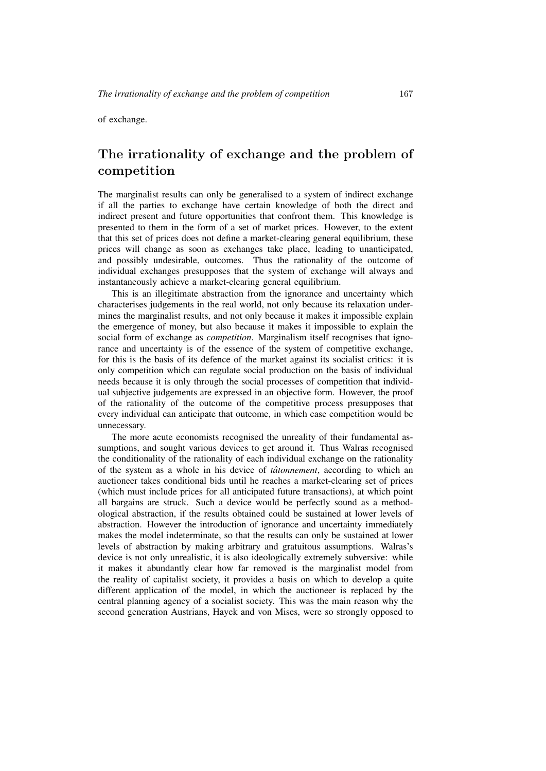of exchange.

## The irrationality of exchange and the problem of competition

The marginalist results can only be generalised to a system of indirect exchange if all the parties to exchange have certain knowledge of both the direct and indirect present and future opportunities that confront them. This knowledge is presented to them in the form of a set of market prices. However, to the extent that this set of prices does not define a market-clearing general equilibrium, these prices will change as soon as exchanges take place, leading to unanticipated, and possibly undesirable, outcomes. Thus the rationality of the outcome of individual exchanges presupposes that the system of exchange will always and instantaneously achieve a market-clearing general equilibrium.

This is an illegitimate abstraction from the ignorance and uncertainty which characterises judgements in the real world, not only because its relaxation undermines the marginalist results, and not only because it makes it impossible explain the emergence of money, but also because it makes it impossible to explain the social form of exchange as *competition*. Marginalism itself recognises that ignorance and uncertainty is of the essence of the system of competitive exchange, for this is the basis of its defence of the market against its socialist critics: it is only competition which can regulate social production on the basis of individual needs because it is only through the social processes of competition that individual subjective judgements are expressed in an objective form. However, the proof of the rationality of the outcome of the competitive process presupposes that every individual can anticipate that outcome, in which case competition would be unnecessary.

The more acute economists recognised the unreality of their fundamental assumptions, and sought various devices to get around it. Thus Walras recognised the conditionality of the rationality of each individual exchange on the rationality of the system as a whole in his device of *tâtonnement*, according to which an auctioneer takes conditional bids until he reaches a market-clearing set of prices (which must include prices for all anticipated future transactions), at which point all bargains are struck. Such a device would be perfectly sound as a methodological abstraction, if the results obtained could be sustained at lower levels of abstraction. However the introduction of ignorance and uncertainty immediately makes the model indeterminate, so that the results can only be sustained at lower levels of abstraction by making arbitrary and gratuitous assumptions. Walras's device is not only unrealistic, it is also ideologically extremely subversive: while it makes it abundantly clear how far removed is the marginalist model from the reality of capitalist society, it provides a basis on which to develop a quite different application of the model, in which the auctioneer is replaced by the central planning agency of a socialist society. This was the main reason why the second generation Austrians, Hayek and von Mises, were so strongly opposed to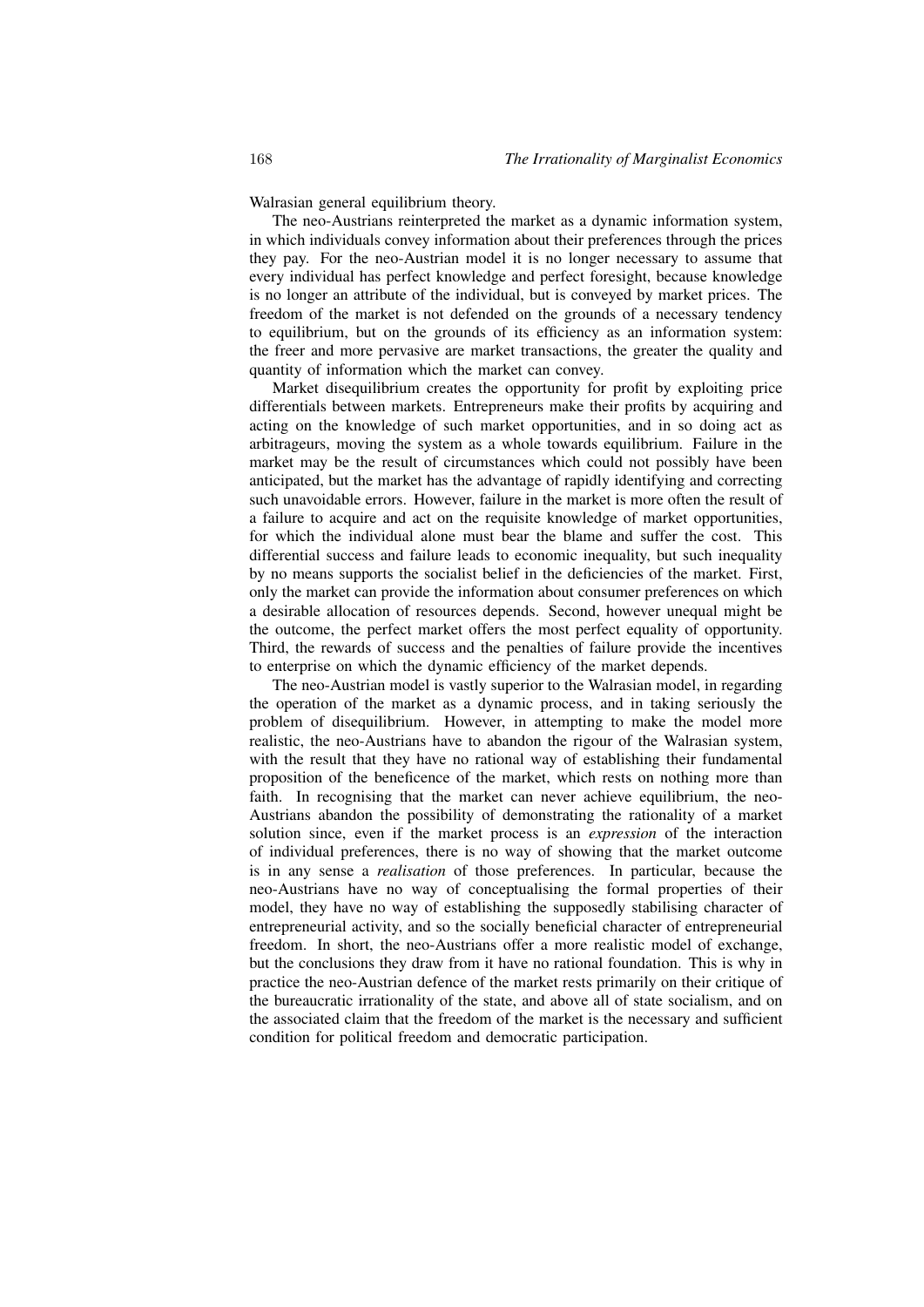Walrasian general equilibrium theory.

The neo-Austrians reinterpreted the market as a dynamic information system, in which individuals convey information about their preferences through the prices they pay. For the neo-Austrian model it is no longer necessary to assume that every individual has perfect knowledge and perfect foresight, because knowledge is no longer an attribute of the individual, but is conveyed by market prices. The freedom of the market is not defended on the grounds of a necessary tendency to equilibrium, but on the grounds of its efficiency as an information system: the freer and more pervasive are market transactions, the greater the quality and quantity of information which the market can convey.

Market disequilibrium creates the opportunity for profit by exploiting price differentials between markets. Entrepreneurs make their profits by acquiring and acting on the knowledge of such market opportunities, and in so doing act as arbitrageurs, moving the system as a whole towards equilibrium. Failure in the market may be the result of circumstances which could not possibly have been anticipated, but the market has the advantage of rapidly identifying and correcting such unavoidable errors. However, failure in the market is more often the result of a failure to acquire and act on the requisite knowledge of market opportunities, for which the individual alone must bear the blame and suffer the cost. This differential success and failure leads to economic inequality, but such inequality by no means supports the socialist belief in the deficiencies of the market. First, only the market can provide the information about consumer preferences on which a desirable allocation of resources depends. Second, however unequal might be the outcome, the perfect market offers the most perfect equality of opportunity. Third, the rewards of success and the penalties of failure provide the incentives to enterprise on which the dynamic efficiency of the market depends.

The neo-Austrian model is vastly superior to the Walrasian model, in regarding the operation of the market as a dynamic process, and in taking seriously the problem of disequilibrium. However, in attempting to make the model more realistic, the neo-Austrians have to abandon the rigour of the Walrasian system, with the result that they have no rational way of establishing their fundamental proposition of the beneficence of the market, which rests on nothing more than faith. In recognising that the market can never achieve equilibrium, the neo-Austrians abandon the possibility of demonstrating the rationality of a market solution since, even if the market process is an *expression* of the interaction of individual preferences, there is no way of showing that the market outcome is in any sense a *realisation* of those preferences. In particular, because the neo-Austrians have no way of conceptualising the formal properties of their model, they have no way of establishing the supposedly stabilising character of entrepreneurial activity, and so the socially beneficial character of entrepreneurial freedom. In short, the neo-Austrians offer a more realistic model of exchange, but the conclusions they draw from it have no rational foundation. This is why in practice the neo-Austrian defence of the market rests primarily on their critique of the bureaucratic irrationality of the state, and above all of state socialism, and on the associated claim that the freedom of the market is the necessary and sufficient condition for political freedom and democratic participation.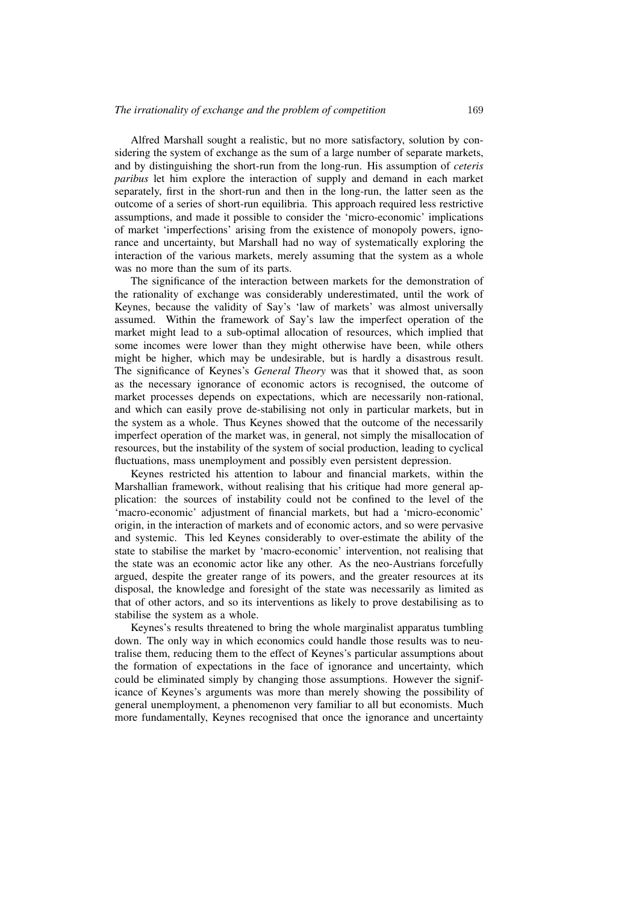Alfred Marshall sought a realistic, but no more satisfactory, solution by considering the system of exchange as the sum of a large number of separate markets, and by distinguishing the short-run from the long-run. His assumption of *ceteris paribus* let him explore the interaction of supply and demand in each market separately, first in the short-run and then in the long-run, the latter seen as the outcome of a series of short-run equilibria. This approach required less restrictive assumptions, and made it possible to consider the 'micro-economic' implications of market 'imperfections' arising from the existence of monopoly powers, ignorance and uncertainty, but Marshall had no way of systematically exploring the interaction of the various markets, merely assuming that the system as a whole was no more than the sum of its parts.

The significance of the interaction between markets for the demonstration of the rationality of exchange was considerably underestimated, until the work of Keynes, because the validity of Say's 'law of markets' was almost universally assumed. Within the framework of Say's law the imperfect operation of the market might lead to a sub-optimal allocation of resources, which implied that some incomes were lower than they might otherwise have been, while others might be higher, which may be undesirable, but is hardly a disastrous result. The significance of Keynes's *General Theory* was that it showed that, as soon as the necessary ignorance of economic actors is recognised, the outcome of market processes depends on expectations, which are necessarily non-rational, and which can easily prove de-stabilising not only in particular markets, but in the system as a whole. Thus Keynes showed that the outcome of the necessarily imperfect operation of the market was, in general, not simply the misallocation of resources, but the instability of the system of social production, leading to cyclical fluctuations, mass unemployment and possibly even persistent depression.

Keynes restricted his attention to labour and financial markets, within the Marshallian framework, without realising that his critique had more general application: the sources of instability could not be confined to the level of the 'macro-economic' adjustment of financial markets, but had a 'micro-economic' origin, in the interaction of markets and of economic actors, and so were pervasive and systemic. This led Keynes considerably to over-estimate the ability of the state to stabilise the market by 'macro-economic' intervention, not realising that the state was an economic actor like any other. As the neo-Austrians forcefully argued, despite the greater range of its powers, and the greater resources at its disposal, the knowledge and foresight of the state was necessarily as limited as that of other actors, and so its interventions as likely to prove destabilising as to stabilise the system as a whole.

Keynes's results threatened to bring the whole marginalist apparatus tumbling down. The only way in which economics could handle those results was to neutralise them, reducing them to the effect of Keynes's particular assumptions about the formation of expectations in the face of ignorance and uncertainty, which could be eliminated simply by changing those assumptions. However the significance of Keynes's arguments was more than merely showing the possibility of general unemployment, a phenomenon very familiar to all but economists. Much more fundamentally, Keynes recognised that once the ignorance and uncertainty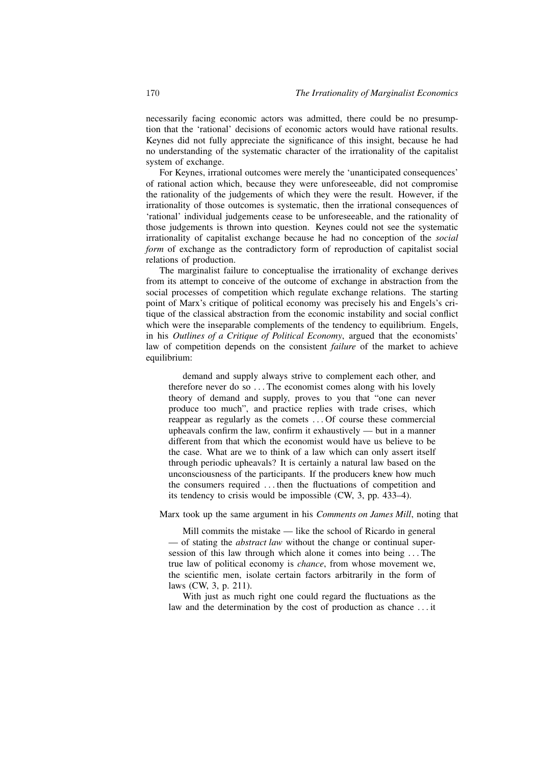necessarily facing economic actors was admitted, there could be no presumption that the 'rational' decisions of economic actors would have rational results. Keynes did not fully appreciate the significance of this insight, because he had no understanding of the systematic character of the irrationality of the capitalist system of exchange.

For Keynes, irrational outcomes were merely the 'unanticipated consequences' of rational action which, because they were unforeseeable, did not compromise the rationality of the judgements of which they were the result. However, if the irrationality of those outcomes is systematic, then the irrational consequences of 'rational' individual judgements cease to be unforeseeable, and the rationality of those judgements is thrown into question. Keynes could not see the systematic irrationality of capitalist exchange because he had no conception of the *social form* of exchange as the contradictory form of reproduction of capitalist social relations of production.

The marginalist failure to conceptualise the irrationality of exchange derives from its attempt to conceive of the outcome of exchange in abstraction from the social processes of competition which regulate exchange relations. The starting point of Marx's critique of political economy was precisely his and Engels's critique of the classical abstraction from the economic instability and social conflict which were the inseparable complements of the tendency to equilibrium. Engels, in his *Outlines of a Critique of Political Economy*, argued that the economists' law of competition depends on the consistent *failure* of the market to achieve equilibrium:

> demand and supply always strive to complement each other, and therefore never do so ... The economist comes along with his lovely theory of demand and supply, proves to you that "one can never produce too much", and practice replies with trade crises, which reappear as regularly as the comets ... Of course these commercial upheavals confirm the law, confirm it exhaustively — but in a manner different from that which the economist would have us believe to be the case. What are we to think of a law which can only assert itself through periodic upheavals? It is certainly a natural law based on the unconsciousness of the participants. If the producers knew how much the consumers required ... then the fluctuations of competition and its tendency to crisis would be impossible (CW, 3, pp. 433–4).

Marx took up the same argument in his *Comments on James Mill*, noting that

> Mill commits the mistake — like the school of Ricardo in general — of stating the *abstract law* without the change or continual supersession of this law through which alone it comes into being ... The true law of political economy is *chance*, from whose movement we, the scientific men, isolate certain factors arbitrarily in the form of laws (CW, 3, p. 211).
>
> With just as much right one could regard the fluctuations as the law and the determination by the cost of production as chance ... it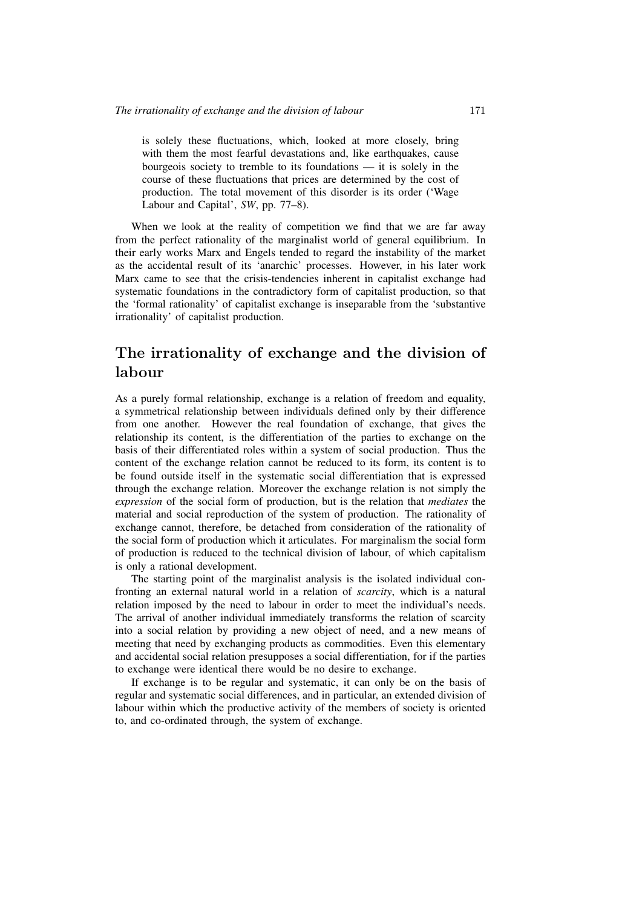> is solely these fluctuations, which, looked at more closely, bring with them the most fearful devastations and, like earthquakes, cause bourgeois society to tremble to its foundations — it is solely in the course of these fluctuations that prices are determined by the cost of production. The total movement of this disorder is its order ('Wage Labour and Capital', *SW*, pp. 77–8).

When we look at the reality of competition we find that we are far away from the perfect rationality of the marginalist world of general equilibrium. In their early works Marx and Engels tended to regard the instability of the market as the accidental result of its 'anarchic' processes. However, in his later work Marx came to see that the crisis-tendencies inherent in capitalist exchange had systematic foundations in the contradictory form of capitalist production, so that the 'formal rationality' of capitalist exchange is inseparable from the 'substantive irrationality' of capitalist production.

## The irrationality of exchange and the division of labour

As a purely formal relationship, exchange is a relation of freedom and equality, a symmetrical relationship between individuals defined only by their difference from one another. However the real foundation of exchange, that gives the relationship its content, is the differentiation of the parties to exchange on the basis of their differentiated roles within a system of social production. Thus the content of the exchange relation cannot be reduced to its form, its content is to be found outside itself in the systematic social differentiation that is expressed through the exchange relation. Moreover the exchange relation is not simply the *expression* of the social form of production, but is the relation that *mediates* the material and social reproduction of the system of production. The rationality of exchange cannot, therefore, be detached from consideration of the rationality of the social form of production which it articulates. For marginalism the social form of production is reduced to the technical division of labour, of which capitalism is only a rational development.

The starting point of the marginalist analysis is the isolated individual confronting an external natural world in a relation of *scarcity*, which is a natural relation imposed by the need to labour in order to meet the individual's needs. The arrival of another individual immediately transforms the relation of scarcity into a social relation by providing a new object of need, and a new means of meeting that need by exchanging products as commodities. Even this elementary and accidental social relation presupposes a social differentiation, for if the parties to exchange were identical there would be no desire to exchange.

If exchange is to be regular and systematic, it can only be on the basis of regular and systematic social differences, and in particular, an extended division of labour within which the productive activity of the members of society is oriented to, and co-ordinated through, the system of exchange.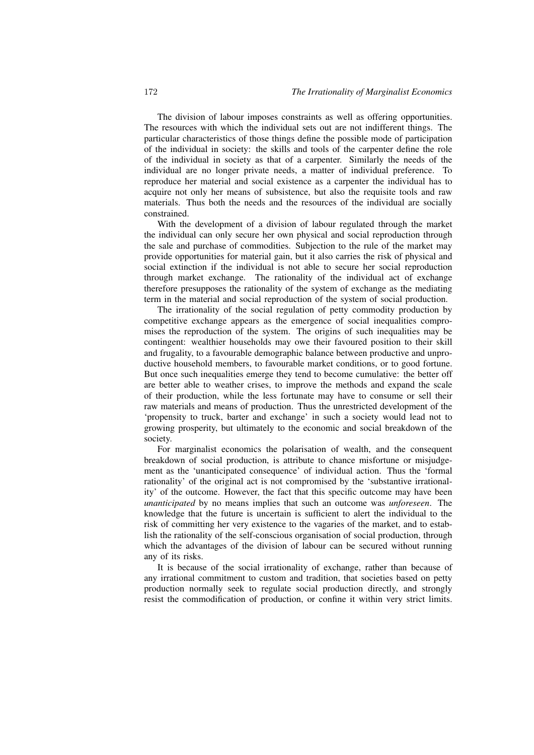The division of labour imposes constraints as well as offering opportunities. The resources with which the individual sets out are not indifferent things. The particular characteristics of those things define the possible mode of participation of the individual in society: the skills and tools of the carpenter define the role of the individual in society as that of a carpenter. Similarly the needs of the individual are no longer private needs, a matter of individual preference. To reproduce her material and social existence as a carpenter the individual has to acquire not only her means of subsistence, but also the requisite tools and raw materials. Thus both the needs and the resources of the individual are socially constrained.

With the development of a division of labour regulated through the market the individual can only secure her own physical and social reproduction through the sale and purchase of commodities. Subjection to the rule of the market may provide opportunities for material gain, but it also carries the risk of physical and social extinction if the individual is not able to secure her social reproduction through market exchange. The rationality of the individual act of exchange therefore presupposes the rationality of the system of exchange as the mediating term in the material and social reproduction of the system of social production.

The irrationality of the social regulation of petty commodity production by competitive exchange appears as the emergence of social inequalities compromises the reproduction of the system. The origins of such inequalities may be contingent: wealthier households may owe their favoured position to their skill and frugality, to a favourable demographic balance between productive and unproductive household members, to favourable market conditions, or to good fortune. But once such inequalities emerge they tend to become cumulative: the better off are better able to weather crises, to improve the methods and expand the scale of their production, while the less fortunate may have to consume or sell their raw materials and means of production. Thus the unrestricted development of the 'propensity to truck, barter and exchange' in such a society would lead not to growing prosperity, but ultimately to the economic and social breakdown of the society.

For marginalist economics the polarisation of wealth, and the consequent breakdown of social production, is attribute to chance misfortune or misjudgement as the 'unanticipated consequence' of individual action. Thus the 'formal rationality' of the original act is not compromised by the 'substantive irrationality' of the outcome. However, the fact that this specific outcome may have been *unanticipated* by no means implies that such an outcome was *unforeseen*. The knowledge that the future is uncertain is sufficient to alert the individual to the risk of committing her very existence to the vagaries of the market, and to establish the rationality of the self-conscious organisation of social production, through which the advantages of the division of labour can be secured without running any of its risks.

It is because of the social irrationality of exchange, rather than because of any irrational commitment to custom and tradition, that societies based on petty production normally seek to regulate social production directly, and strongly resist the commodification of production, or confine it within very strict limits.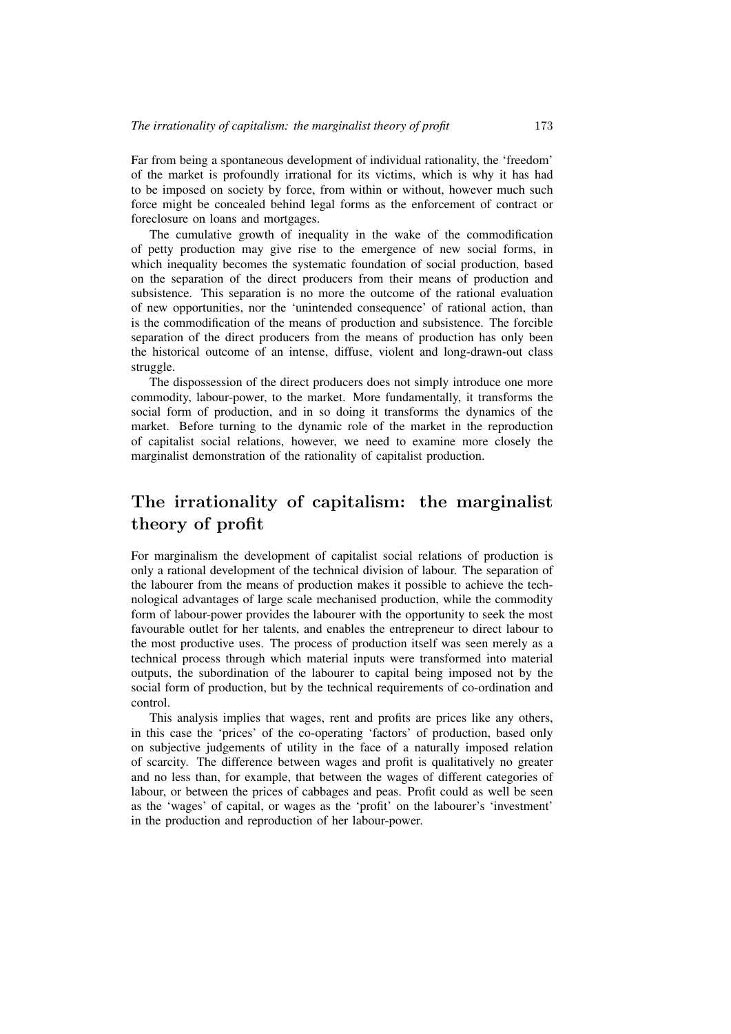Far from being a spontaneous development of individual rationality, the 'freedom' of the market is profoundly irrational for its victims, which is why it has had to be imposed on society by force, from within or without, however much such force might be concealed behind legal forms as the enforcement of contract or foreclosure on loans and mortgages.

The cumulative growth of inequality in the wake of the commodification of petty production may give rise to the emergence of new social forms, in which inequality becomes the systematic foundation of social production, based on the separation of the direct producers from their means of production and subsistence. This separation is no more the outcome of the rational evaluation of new opportunities, nor the 'unintended consequence' of rational action, than is the commodification of the means of production and subsistence. The forcible separation of the direct producers from the means of production has only been the historical outcome of an intense, diffuse, violent and long-drawn-out class struggle.

The dispossession of the direct producers does not simply introduce one more commodity, labour-power, to the market. More fundamentally, it transforms the social form of production, and in so doing it transforms the dynamics of the market. Before turning to the dynamic role of the market in the reproduction of capitalist social relations, however, we need to examine more closely the marginalist demonstration of the rationality of capitalist production.

## The irrationality of capitalism: the marginalist theory of profit

For marginalism the development of capitalist social relations of production is only a rational development of the technical division of labour. The separation of the labourer from the means of production makes it possible to achieve the technological advantages of large scale mechanised production, while the commodity form of labour-power provides the labourer with the opportunity to seek the most favourable outlet for her talents, and enables the entrepreneur to direct labour to the most productive uses. The process of production itself was seen merely as a technical process through which material inputs were transformed into material outputs, the subordination of the labourer to capital being imposed not by the social form of production, but by the technical requirements of co-ordination and control.

This analysis implies that wages, rent and profits are prices like any others, in this case the 'prices' of the co-operating 'factors' of production, based only on subjective judgements of utility in the face of a naturally imposed relation of scarcity. The difference between wages and profit is qualitatively no greater and no less than, for example, that between the wages of different categories of labour, or between the prices of cabbages and peas. Profit could as well be seen as the 'wages' of capital, or wages as the 'profit' on the labourer's 'investment' in the production and reproduction of her labour-power.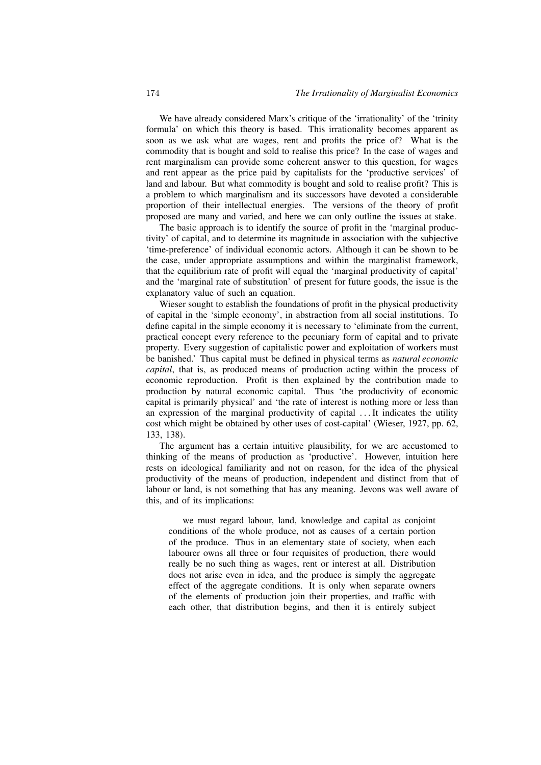We have already considered Marx's critique of the 'irrationality' of the 'trinity formula' on which this theory is based. This irrationality becomes apparent as soon as we ask what are wages, rent and profits the price of? What is the commodity that is bought and sold to realise this price? In the case of wages and rent marginalism can provide some coherent answer to this question, for wages and rent appear as the price paid by capitalists for the 'productive services' of land and labour. But what commodity is bought and sold to realise profit? This is a problem to which marginalism and its successors have devoted a considerable proportion of their intellectual energies. The versions of the theory of profit proposed are many and varied, and here we can only outline the issues at stake.

The basic approach is to identify the source of profit in the 'marginal productivity' of capital, and to determine its magnitude in association with the subjective 'time-preference' of individual economic actors. Although it can be shown to be the case, under appropriate assumptions and within the marginalist framework, that the equilibrium rate of profit will equal the 'marginal productivity of capital' and the 'marginal rate of substitution' of present for future goods, the issue is the explanatory value of such an equation.

Wieser sought to establish the foundations of profit in the physical productivity of capital in the 'simple economy', in abstraction from all social institutions. To define capital in the simple economy it is necessary to 'eliminate from the current, practical concept every reference to the pecuniary form of capital and to private property. Every suggestion of capitalistic power and exploitation of workers must be banished.' Thus capital must be defined in physical terms as *natural economic capital*, that is, as produced means of production acting within the process of economic reproduction. Profit is then explained by the contribution made to production by natural economic capital. Thus 'the productivity of economic capital is primarily physical' and 'the rate of interest is nothing more or less than an expression of the marginal productivity of capital ... It indicates the utility cost which might be obtained by other uses of cost-capital' (Wieser, 1927, pp. 62, 133, 138).

The argument has a certain intuitive plausibility, for we are accustomed to thinking of the means of production as 'productive'. However, intuition here rests on ideological familiarity and not on reason, for the idea of the physical productivity of the means of production, independent and distinct from that of labour or land, is not something that has any meaning. Jevons was well aware of this, and of its implications:

> we must regard labour, land, knowledge and capital as conjoint conditions of the whole produce, not as causes of a certain portion of the produce. Thus in an elementary state of society, when each labourer owns all three or four requisites of production, there would really be no such thing as wages, rent or interest at all. Distribution does not arise even in idea, and the produce is simply the aggregate effect of the aggregate conditions. It is only when separate owners of the elements of production join their properties, and traffic with each other, that distribution begins, and then it is entirely subject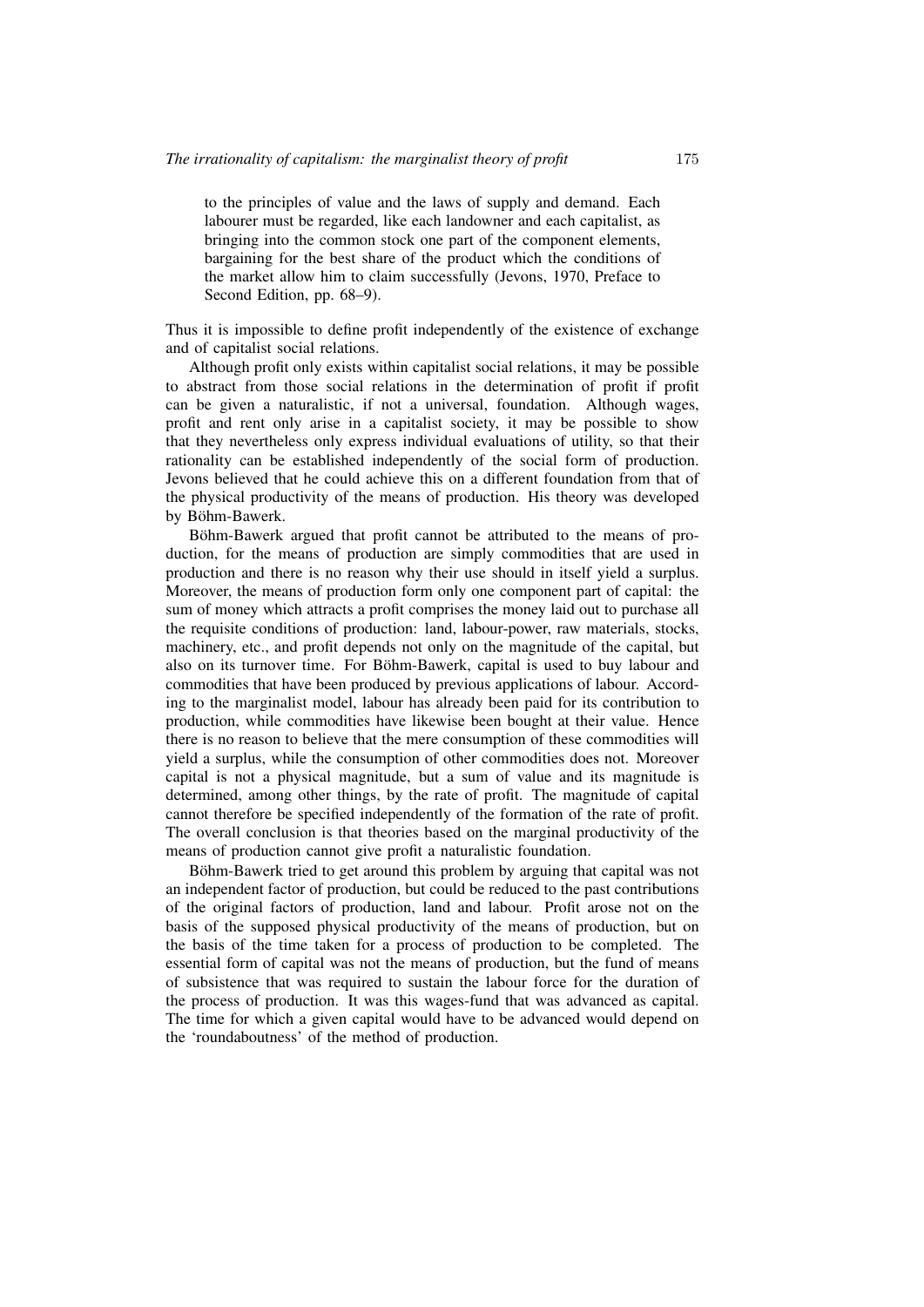> to the principles of value and the laws of supply and demand. Each labourer must be regarded, like each landowner and each capitalist, as bringing into the common stock one part of the component elements, bargaining for the best share of the product which the conditions of the market allow him to claim successfully (Jevons, 1970, Preface to Second Edition, pp. 68–9).

Thus it is impossible to define profit independently of the existence of exchange and of capitalist social relations.

Although profit only exists within capitalist social relations, it may be possible to abstract from those social relations in the determination of profit if profit can be given a naturalistic, if not a universal, foundation. Although wages, profit and rent only arise in a capitalist society, it may be possible to show that they nevertheless only express individual evaluations of utility, so that their rationality can be established independently of the social form of production. Jevons believed that he could achieve this on a different foundation from that of the physical productivity of the means of production. His theory was developed by Böhm-Bawerk.

Böhm-Bawerk argued that profit cannot be attributed to the means of production, for the means of production are simply commodities that are used in production and there is no reason why their use should in itself yield a surplus. Moreover, the means of production form only one component part of capital: the sum of money which attracts a profit comprises the money laid out to purchase all the requisite conditions of production: land, labour-power, raw materials, stocks, machinery, etc., and profit depends not only on the magnitude of the capital, but also on its turnover time. For Böhm-Bawerk, capital is used to buy labour and commodities that have been produced by previous applications of labour. According to the marginalist model, labour has already been paid for its contribution to production, while commodities have likewise been bought at their value. Hence there is no reason to believe that the mere consumption of these commodities will yield a surplus, while the consumption of other commodities does not. Moreover capital is not a physical magnitude, but a sum of value and its magnitude is determined, among other things, by the rate of profit. The magnitude of capital cannot therefore be specified independently of the formation of the rate of profit. The overall conclusion is that theories based on the marginal productivity of the means of production cannot give profit a naturalistic foundation.

Böhm-Bawerk tried to get around this problem by arguing that capital was not an independent factor of production, but could be reduced to the past contributions of the original factors of production, land and labour. Profit arose not on the basis of the supposed physical productivity of the means of production, but on the basis of the time taken for a process of production to be completed. The essential form of capital was not the means of production, but the fund of means of subsistence that was required to sustain the labour force for the duration of the process of production. It was this wages-fund that was advanced as capital. The time for which a given capital would have to be advanced would depend on the 'roundaboutness' of the method of production.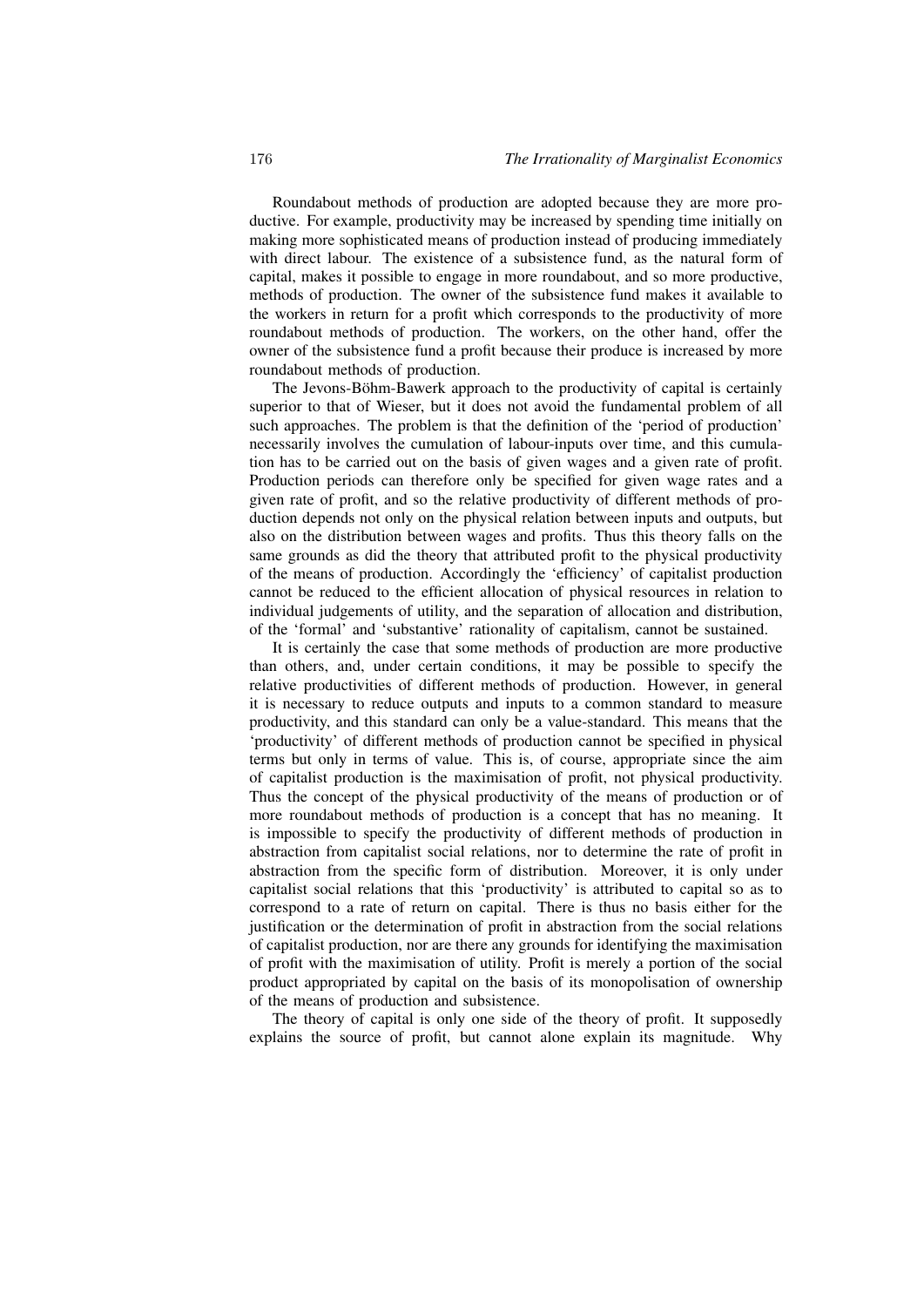Roundabout methods of production are adopted because they are more productive. For example, productivity may be increased by spending time initially on making more sophisticated means of production instead of producing immediately with direct labour. The existence of a subsistence fund, as the natural form of capital, makes it possible to engage in more roundabout, and so more productive, methods of production. The owner of the subsistence fund makes it available to the workers in return for a profit which corresponds to the productivity of more roundabout methods of production. The workers, on the other hand, offer the owner of the subsistence fund a profit because their produce is increased by more roundabout methods of production.

The Jevons-Böhm-Bawerk approach to the productivity of capital is certainly superior to that of Wieser, but it does not avoid the fundamental problem of all such approaches. The problem is that the definition of the 'period of production' necessarily involves the cumulation of labour-inputs over time, and this cumulation has to be carried out on the basis of given wages and a given rate of profit. Production periods can therefore only be specified for given wage rates and a given rate of profit, and so the relative productivity of different methods of production depends not only on the physical relation between inputs and outputs, but also on the distribution between wages and profits. Thus this theory falls on the same grounds as did the theory that attributed profit to the physical productivity of the means of production. Accordingly the 'efficiency' of capitalist production cannot be reduced to the efficient allocation of physical resources in relation to individual judgements of utility, and the separation of allocation and distribution, of the 'formal' and 'substantive' rationality of capitalism, cannot be sustained.

It is certainly the case that some methods of production are more productive than others, and, under certain conditions, it may be possible to specify the relative productivities of different methods of production. However, in general it is necessary to reduce outputs and inputs to a common standard to measure productivity, and this standard can only be a value-standard. This means that the 'productivity' of different methods of production cannot be specified in physical terms but only in terms of value. This is, of course, appropriate since the aim of capitalist production is the maximisation of profit, not physical productivity. Thus the concept of the physical productivity of the means of production or of more roundabout methods of production is a concept that has no meaning. It is impossible to specify the productivity of different methods of production in abstraction from capitalist social relations, nor to determine the rate of profit in abstraction from the specific form of distribution. Moreover, it is only under capitalist social relations that this 'productivity' is attributed to capital so as to correspond to a rate of return on capital. There is thus no basis either for the justification or the determination of profit in abstraction from the social relations of capitalist production, nor are there any grounds for identifying the maximisation of profit with the maximisation of utility. Profit is merely a portion of the social product appropriated by capital on the basis of its monopolisation of ownership of the means of production and subsistence.

The theory of capital is only one side of the theory of profit. It supposedly explains the source of profit, but cannot alone explain its magnitude. Why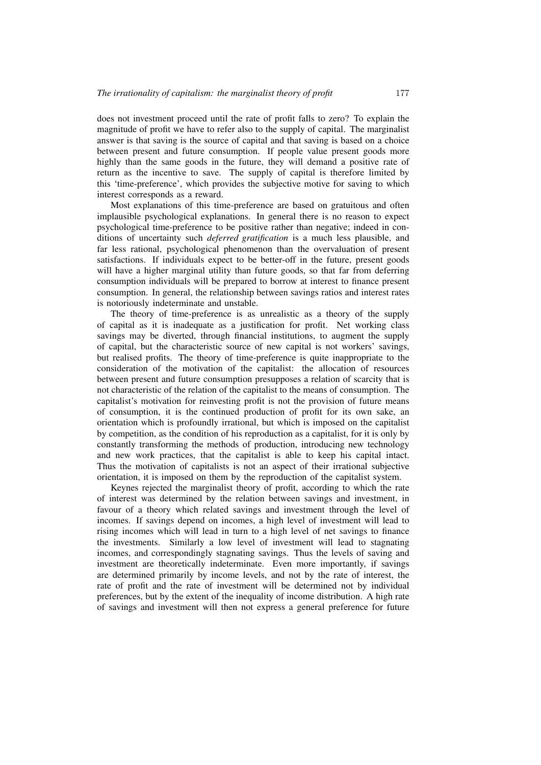does not investment proceed until the rate of profit falls to zero? To explain the magnitude of profit we have to refer also to the supply of capital. The marginalist answer is that saving is the source of capital and that saving is based on a choice between present and future consumption. If people value present goods more highly than the same goods in the future, they will demand a positive rate of return as the incentive to save. The supply of capital is therefore limited by this 'time-preference', which provides the subjective motive for saving to which interest corresponds as a reward.

Most explanations of this time-preference are based on gratuitous and often implausible psychological explanations. In general there is no reason to expect psychological time-preference to be positive rather than negative; indeed in conditions of uncertainty such *deferred gratification* is a much less plausible, and far less rational, psychological phenomenon than the overvaluation of present satisfactions. If individuals expect to be better-off in the future, present goods will have a higher marginal utility than future goods, so that far from deferring consumption individuals will be prepared to borrow at interest to finance present consumption. In general, the relationship between savings ratios and interest rates is notoriously indeterminate and unstable.

The theory of time-preference is as unrealistic as a theory of the supply of capital as it is inadequate as a justification for profit. Net working class savings may be diverted, through financial institutions, to augment the supply of capital, but the characteristic source of new capital is not workers' savings, but realised profits. The theory of time-preference is quite inappropriate to the consideration of the motivation of the capitalist: the allocation of resources between present and future consumption presupposes a relation of scarcity that is not characteristic of the relation of the capitalist to the means of consumption. The capitalist's motivation for reinvesting profit is not the provision of future means of consumption, it is the continued production of profit for its own sake, an orientation which is profoundly irrational, but which is imposed on the capitalist by competition, as the condition of his reproduction as a capitalist, for it is only by constantly transforming the methods of production, introducing new technology and new work practices, that the capitalist is able to keep his capital intact. Thus the motivation of capitalists is not an aspect of their irrational subjective orientation, it is imposed on them by the reproduction of the capitalist system.

Keynes rejected the marginalist theory of profit, according to which the rate of interest was determined by the relation between savings and investment, in favour of a theory which related savings and investment through the level of incomes. If savings depend on incomes, a high level of investment will lead to rising incomes which will lead in turn to a high level of net savings to finance the investments. Similarly a low level of investment will lead to stagnating incomes, and correspondingly stagnating savings. Thus the levels of saving and investment are theoretically indeterminate. Even more importantly, if savings are determined primarily by income levels, and not by the rate of interest, the rate of profit and the rate of investment will be determined not by individual preferences, but by the extent of the inequality of income distribution. A high rate of savings and investment will then not express a general preference for future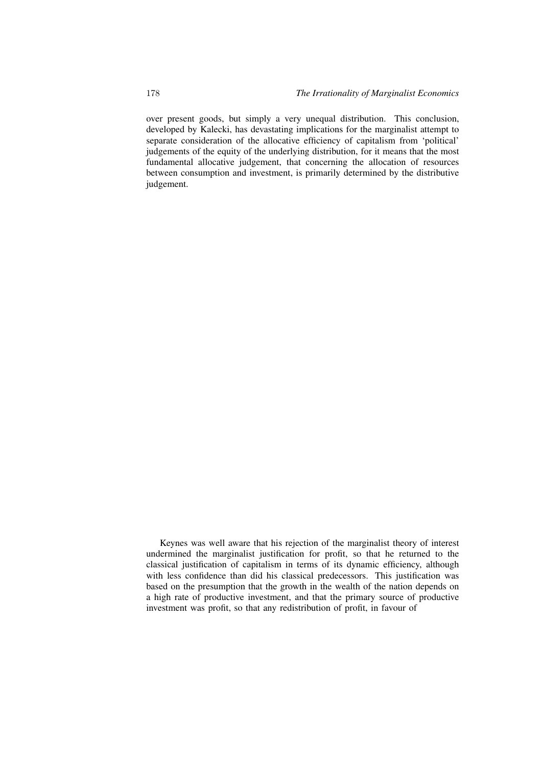over present goods, but simply a very unequal distribution. This conclusion, developed by Kalecki, has devastating implications for the marginalist attempt to separate consideration of the allocative efficiency of capitalism from 'political' judgements of the equity of the underlying distribution, for it means that the most fundamental allocative judgement, that concerning the allocation of resources between consumption and investment, is primarily determined by the distributive judgement.

Keynes was well aware that his rejection of the marginalist theory of interest undermined the marginalist justification for profit, so that he returned to the classical justification of capitalism in terms of its dynamic efficiency, although with less confidence than did his classical predecessors. This justification was based on the presumption that the growth in the wealth of the nation depends on a high rate of productive investment, and that the primary source of productive investment was profit, so that any redistribution of profit, in favour of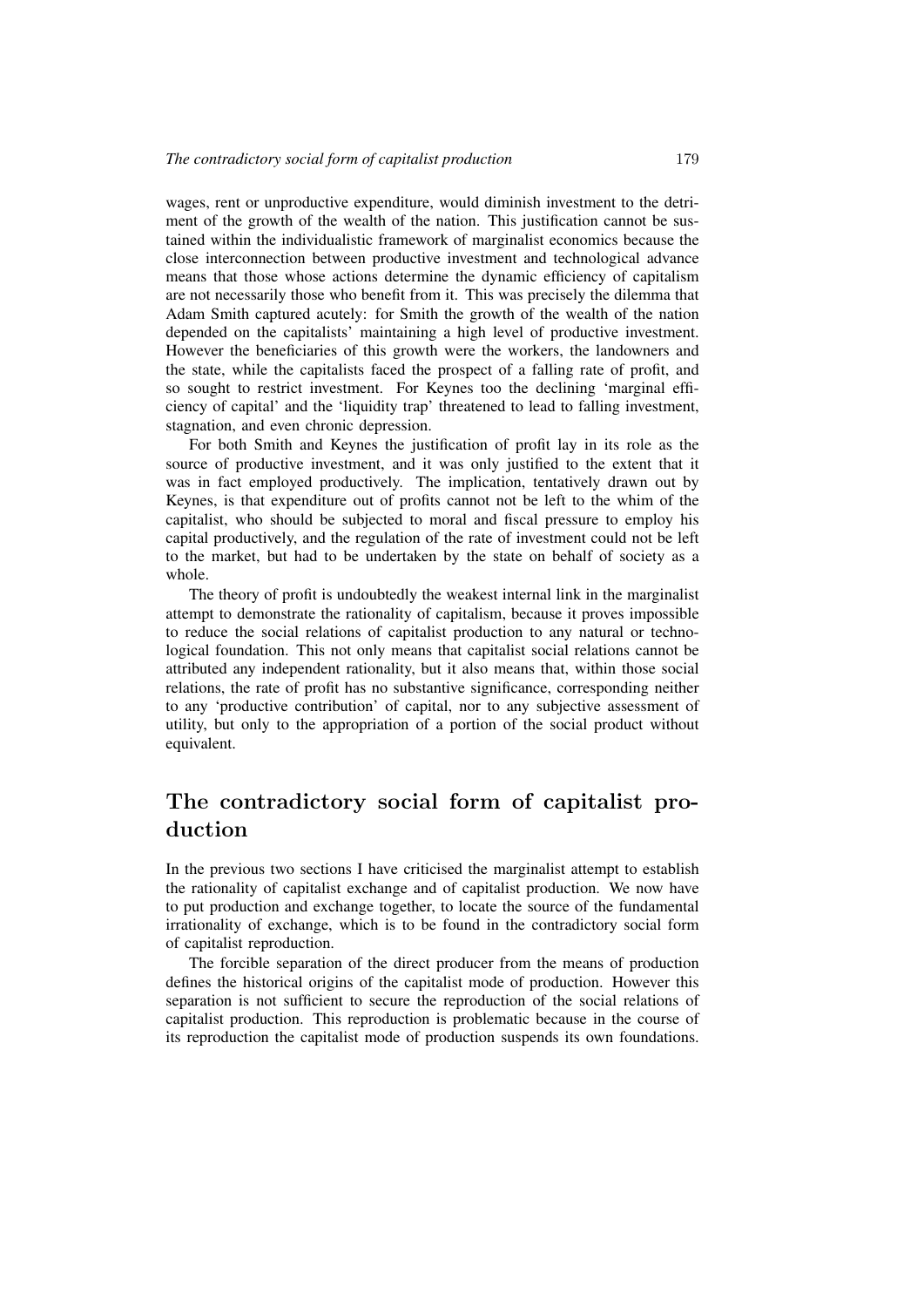wages, rent or unproductive expenditure, would diminish investment to the detriment of the growth of the wealth of the nation. This justification cannot be sustained within the individualistic framework of marginalist economics because the close interconnection between productive investment and technological advance means that those whose actions determine the dynamic efficiency of capitalism are not necessarily those who benefit from it. This was precisely the dilemma that Adam Smith captured acutely: for Smith the growth of the wealth of the nation depended on the capitalists' maintaining a high level of productive investment. However the beneficiaries of this growth were the workers, the landowners and the state, while the capitalists faced the prospect of a falling rate of profit, and so sought to restrict investment. For Keynes too the declining 'marginal efficiency of capital' and the 'liquidity trap' threatened to lead to falling investment, stagnation, and even chronic depression.

For both Smith and Keynes the justification of profit lay in its role as the source of productive investment, and it was only justified to the extent that it was in fact employed productively. The implication, tentatively drawn out by Keynes, is that expenditure out of profits cannot not be left to the whim of the capitalist, who should be subjected to moral and fiscal pressure to employ his capital productively, and the regulation of the rate of investment could not be left to the market, but had to be undertaken by the state on behalf of society as a whole.

The theory of profit is undoubtedly the weakest internal link in the marginalist attempt to demonstrate the rationality of capitalism, because it proves impossible to reduce the social relations of capitalist production to any natural or technological foundation. This not only means that capitalist social relations cannot be attributed any independent rationality, but it also means that, within those social relations, the rate of profit has no substantive significance, corresponding neither to any 'productive contribution' of capital, nor to any subjective assessment of utility, but only to the appropriation of a portion of the social product without equivalent.

## The contradictory social form of capitalist production

In the previous two sections I have criticised the marginalist attempt to establish the rationality of capitalist exchange and of capitalist production. We now have to put production and exchange together, to locate the source of the fundamental irrationality of exchange, which is to be found in the contradictory social form of capitalist reproduction.

The forcible separation of the direct producer from the means of production defines the historical origins of the capitalist mode of production. However this separation is not sufficient to secure the reproduction of the social relations of capitalist production. This reproduction is problematic because in the course of its reproduction the capitalist mode of production suspends its own foundations.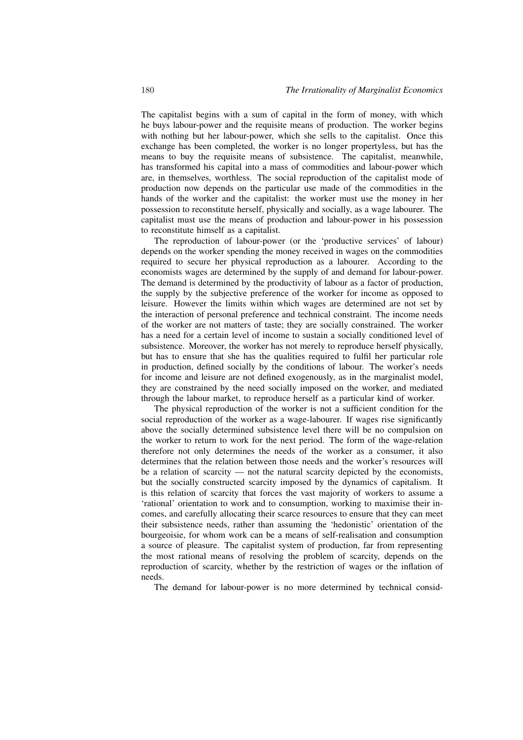The capitalist begins with a sum of capital in the form of money, with which he buys labour-power and the requisite means of production. The worker begins with nothing but her labour-power, which she sells to the capitalist. Once this exchange has been completed, the worker is no longer propertyless, but has the means to buy the requisite means of subsistence. The capitalist, meanwhile, has transformed his capital into a mass of commodities and labour-power which are, in themselves, worthless. The social reproduction of the capitalist mode of production now depends on the particular use made of the commodities in the hands of the worker and the capitalist: the worker must use the money in her possession to reconstitute herself, physically and socially, as a wage labourer. The capitalist must use the means of production and labour-power in his possession to reconstitute himself as a capitalist.

The reproduction of labour-power (or the 'productive services' of labour) depends on the worker spending the money received in wages on the commodities required to secure her physical reproduction as a labourer. According to the economists wages are determined by the supply of and demand for labour-power. The demand is determined by the productivity of labour as a factor of production, the supply by the subjective preference of the worker for income as opposed to leisure. However the limits within which wages are determined are not set by the interaction of personal preference and technical constraint. The income needs of the worker are not matters of taste; they are socially constrained. The worker has a need for a certain level of income to sustain a socially conditioned level of subsistence. Moreover, the worker has not merely to reproduce herself physically, but has to ensure that she has the qualities required to fulfil her particular role in production, defined socially by the conditions of labour. The worker's needs for income and leisure are not defined exogenously, as in the marginalist model, they are constrained by the need socially imposed on the worker, and mediated through the labour market, to reproduce herself as a particular kind of worker.

The physical reproduction of the worker is not a sufficient condition for the social reproduction of the worker as a wage-labourer. If wages rise significantly above the socially determined subsistence level there will be no compulsion on the worker to return to work for the next period. The form of the wage-relation therefore not only determines the needs of the worker as a consumer, it also determines that the relation between those needs and the worker's resources will be a relation of scarcity — not the natural scarcity depicted by the economists, but the socially constructed scarcity imposed by the dynamics of capitalism. It is this relation of scarcity that forces the vast majority of workers to assume a 'rational' orientation to work and to consumption, working to maximise their incomes, and carefully allocating their scarce resources to ensure that they can meet their subsistence needs, rather than assuming the 'hedonistic' orientation of the bourgeoisie, for whom work can be a means of self-realisation and consumption a source of pleasure. The capitalist system of production, far from representing the most rational means of resolving the problem of scarcity, depends on the reproduction of scarcity, whether by the restriction of wages or the inflation of needs.

The demand for labour-power is no more determined by technical consid-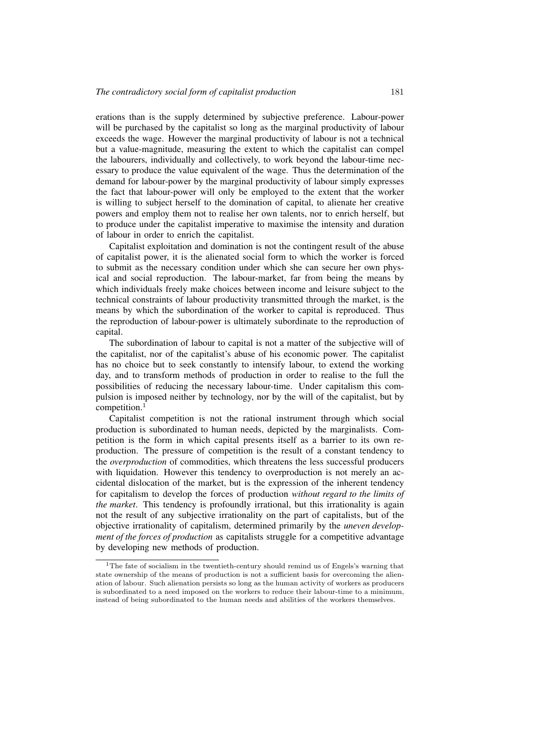erations than is the supply determined by subjective preference. Labour-power will be purchased by the capitalist so long as the marginal productivity of labour exceeds the wage. However the marginal productivity of labour is not a technical but a value-magnitude, measuring the extent to which the capitalist can compel the labourers, individually and collectively, to work beyond the labour-time necessary to produce the value equivalent of the wage. Thus the determination of the demand for labour-power by the marginal productivity of labour simply expresses the fact that labour-power will only be employed to the extent that the worker is willing to subject herself to the domination of capital, to alienate her creative powers and employ them not to realise her own talents, nor to enrich herself, but to produce under the capitalist imperative to maximise the intensity and duration of labour in order to enrich the capitalist.

Capitalist exploitation and domination is not the contingent result of the abuse of capitalist power, it is the alienated social form to which the worker is forced to submit as the necessary condition under which she can secure her own physical and social reproduction. The labour-market, far from being the means by which individuals freely make choices between income and leisure subject to the technical constraints of labour productivity transmitted through the market, is the means by which the subordination of the worker to capital is reproduced. Thus the reproduction of labour-power is ultimately subordinate to the reproduction of capital.

The subordination of labour to capital is not a matter of the subjective will of the capitalist, nor of the capitalist's abuse of his economic power. The capitalist has no choice but to seek constantly to intensify labour, to extend the working day, and to transform methods of production in order to realise to the full the possibilities of reducing the necessary labour-time. Under capitalism this compulsion is imposed neither by technology, nor by the will of the capitalist, but by competition.[1]

Capitalist competition is not the rational instrument through which social production is subordinated to human needs, depicted by the marginalists. Competition is the form in which capital presents itself as a barrier to its own reproduction. The pressure of competition is the result of a constant tendency to the *overproduction* of commodities, which threatens the less successful producers with liquidation. However this tendency to overproduction is not merely an accidental dislocation of the market, but is the expression of the inherent tendency for capitalism to develop the forces of production *without regard to the limits of the market*. This tendency is profoundly irrational, but this irrationality is again not the result of any subjective irrationality on the part of capitalists, but of the objective irrationality of capitalism, determined primarily by the *uneven development of the forces of production* as capitalists struggle for a competitive advantage by developing new methods of production.

---

[1] The fate of socialism in the twentieth-century should remind us of Engels's warning that state ownership of the means of production is not a sufficient basis for overcoming the alienation of labour. Such alienation persists so long as the human activity of workers as producers is subordinated to a need imposed on the workers to reduce their labour-time to a minimum, instead of being subordinated to the human needs and abilities of the workers themselves.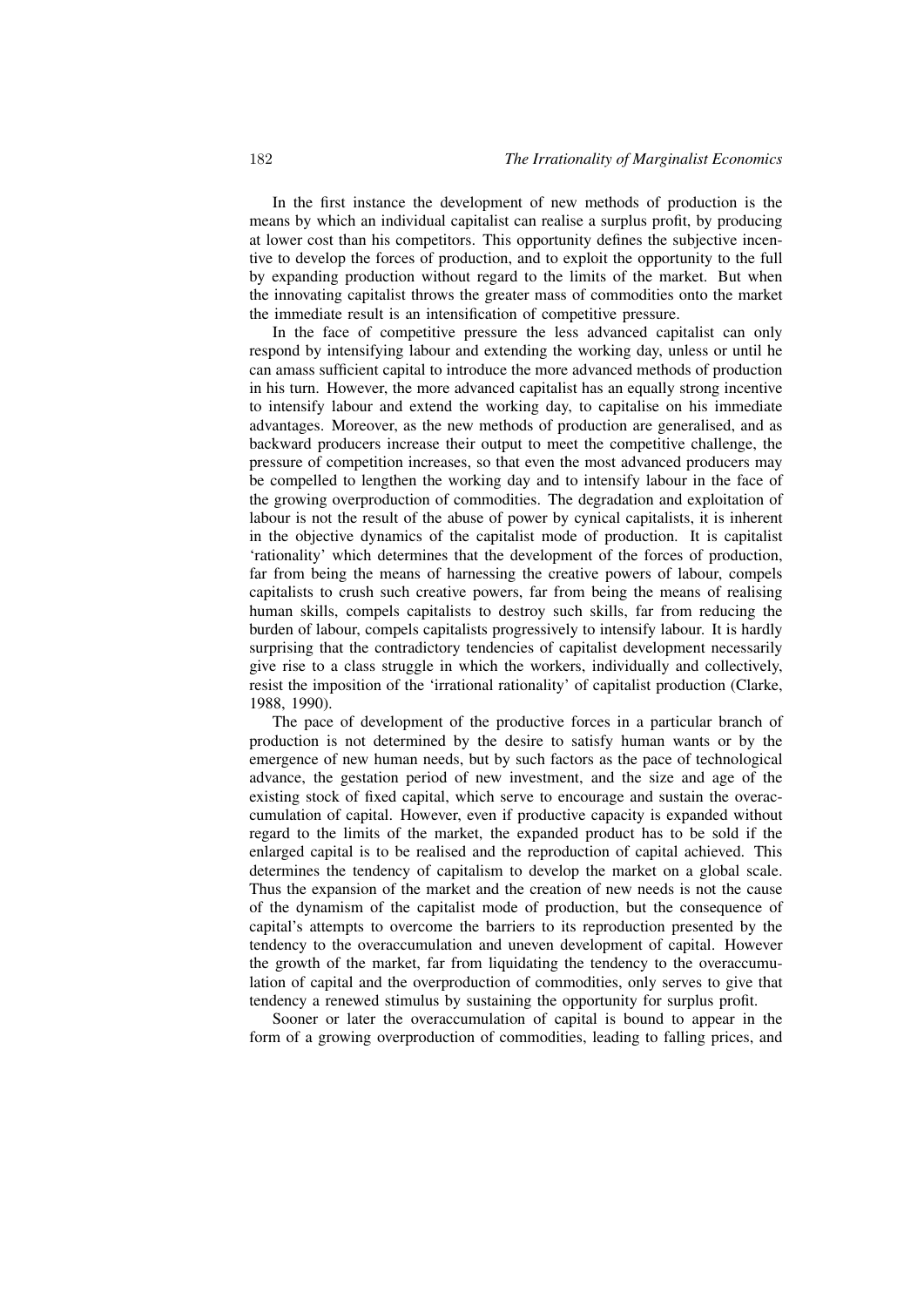In the first instance the development of new methods of production is the means by which an individual capitalist can realise a surplus profit, by producing at lower cost than his competitors. This opportunity defines the subjective incentive to develop the forces of production, and to exploit the opportunity to the full by expanding production without regard to the limits of the market. But when the innovating capitalist throws the greater mass of commodities onto the market the immediate result is an intensification of competitive pressure.

In the face of competitive pressure the less advanced capitalist can only respond by intensifying labour and extending the working day, unless or until he can amass sufficient capital to introduce the more advanced methods of production in his turn. However, the more advanced capitalist has an equally strong incentive to intensify labour and extend the working day, to capitalise on his immediate advantages. Moreover, as the new methods of production are generalised, and as backward producers increase their output to meet the competitive challenge, the pressure of competition increases, so that even the most advanced producers may be compelled to lengthen the working day and to intensify labour in the face of the growing overproduction of commodities. The degradation and exploitation of labour is not the result of the abuse of power by cynical capitalists, it is inherent in the objective dynamics of the capitalist mode of production. It is capitalist 'rationality' which determines that the development of the forces of production, far from being the means of harnessing the creative powers of labour, compels capitalists to crush such creative powers, far from being the means of realising human skills, compels capitalists to destroy such skills, far from reducing the burden of labour, compels capitalists progressively to intensify labour. It is hardly surprising that the contradictory tendencies of capitalist development necessarily give rise to a class struggle in which the workers, individually and collectively, resist the imposition of the 'irrational rationality' of capitalist production (Clarke, 1988, 1990).

The pace of development of the productive forces in a particular branch of production is not determined by the desire to satisfy human wants or by the emergence of new human needs, but by such factors as the pace of technological advance, the gestation period of new investment, and the size and age of the existing stock of fixed capital, which serve to encourage and sustain the overaccumulation of capital. However, even if productive capacity is expanded without regard to the limits of the market, the expanded product has to be sold if the enlarged capital is to be realised and the reproduction of capital achieved. This determines the tendency of capitalism to develop the market on a global scale. Thus the expansion of the market and the creation of new needs is not the cause of the dynamism of the capitalist mode of production, but the consequence of capital's attempts to overcome the barriers to its reproduction presented by the tendency to the overaccumulation and uneven development of capital. However the growth of the market, far from liquidating the tendency to the overaccumulation of capital and the overproduction of commodities, only serves to give that tendency a renewed stimulus by sustaining the opportunity for surplus profit.

Sooner or later the overaccumulation of capital is bound to appear in the form of a growing overproduction of commodities, leading to falling prices, and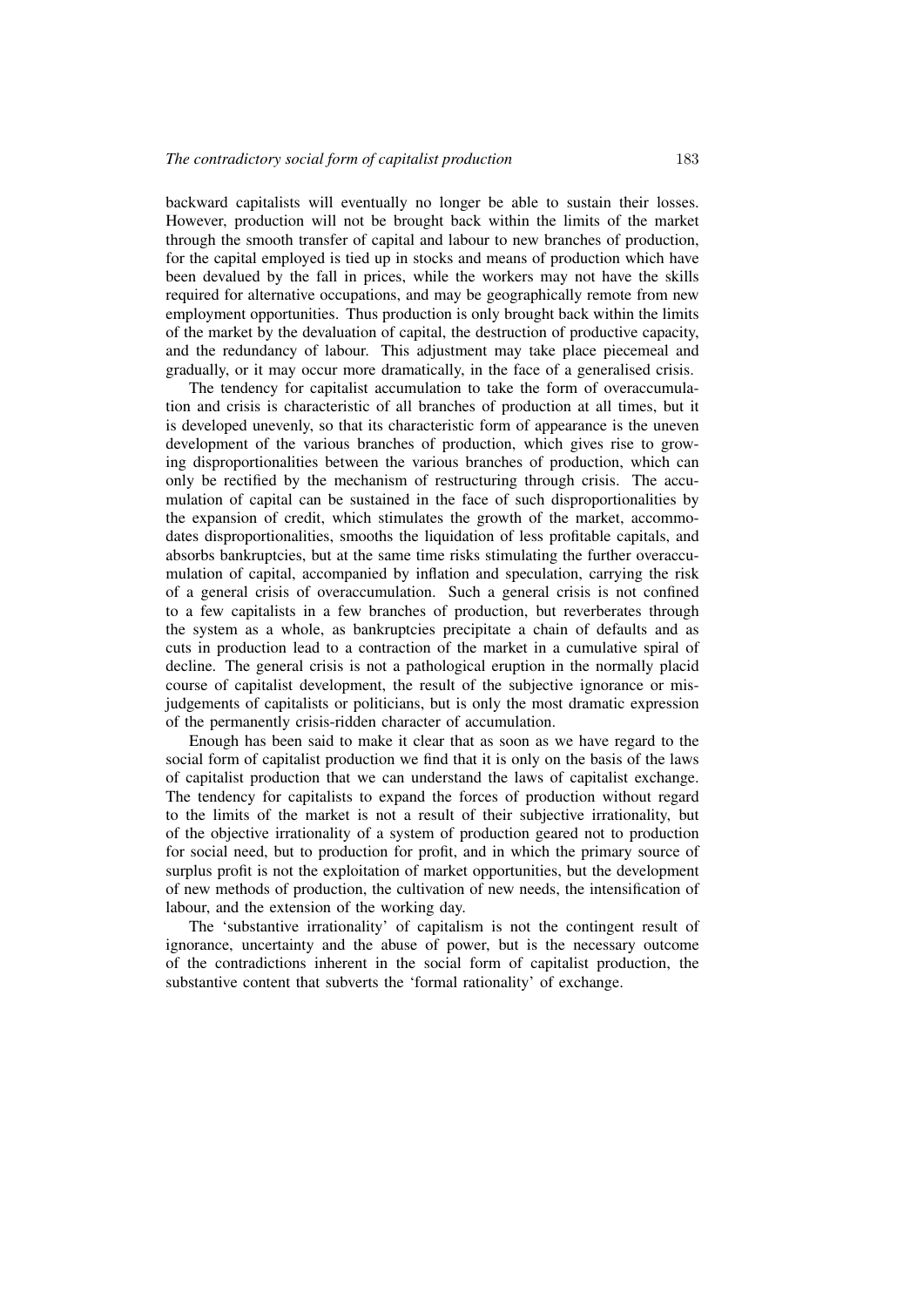backward capitalists will eventually no longer be able to sustain their losses. However, production will not be brought back within the limits of the market through the smooth transfer of capital and labour to new branches of production, for the capital employed is tied up in stocks and means of production which have been devalued by the fall in prices, while the workers may not have the skills required for alternative occupations, and may be geographically remote from new employment opportunities. Thus production is only brought back within the limits of the market by the devaluation of capital, the destruction of productive capacity, and the redundancy of labour. This adjustment may take place piecemeal and gradually, or it may occur more dramatically, in the face of a generalised crisis.

The tendency for capitalist accumulation to take the form of overaccumulation and crisis is characteristic of all branches of production at all times, but it is developed unevenly, so that its characteristic form of appearance is the uneven development of the various branches of production, which gives rise to growing disproportionalities between the various branches of production, which can only be rectified by the mechanism of restructuring through crisis. The accumulation of capital can be sustained in the face of such disproportionalities by the expansion of credit, which stimulates the growth of the market, accommodates disproportionalities, smooths the liquidation of less profitable capitals, and absorbs bankruptcies, but at the same time risks stimulating the further overaccumulation of capital, accompanied by inflation and speculation, carrying the risk of a general crisis of overaccumulation. Such a general crisis is not confined to a few capitalists in a few branches of production, but reverberates through the system as a whole, as bankruptcies precipitate a chain of defaults and as cuts in production lead to a contraction of the market in a cumulative spiral of decline. The general crisis is not a pathological eruption in the normally placid course of capitalist development, the result of the subjective ignorance or misjudgements of capitalists or politicians, but is only the most dramatic expression of the permanently crisis-ridden character of accumulation.

Enough has been said to make it clear that as soon as we have regard to the social form of capitalist production we find that it is only on the basis of the laws of capitalist production that we can understand the laws of capitalist exchange. The tendency for capitalists to expand the forces of production without regard to the limits of the market is not a result of their subjective irrationality, but of the objective irrationality of a system of production geared not to production for social need, but to production for profit, and in which the primary source of surplus profit is not the exploitation of market opportunities, but the development of new methods of production, the cultivation of new needs, the intensification of labour, and the extension of the working day.

The 'substantive irrationality' of capitalism is not the contingent result of ignorance, uncertainty and the abuse of power, but is the necessary outcome of the contradictions inherent in the social form of capitalist production, the substantive content that subverts the 'formal rationality' of exchange.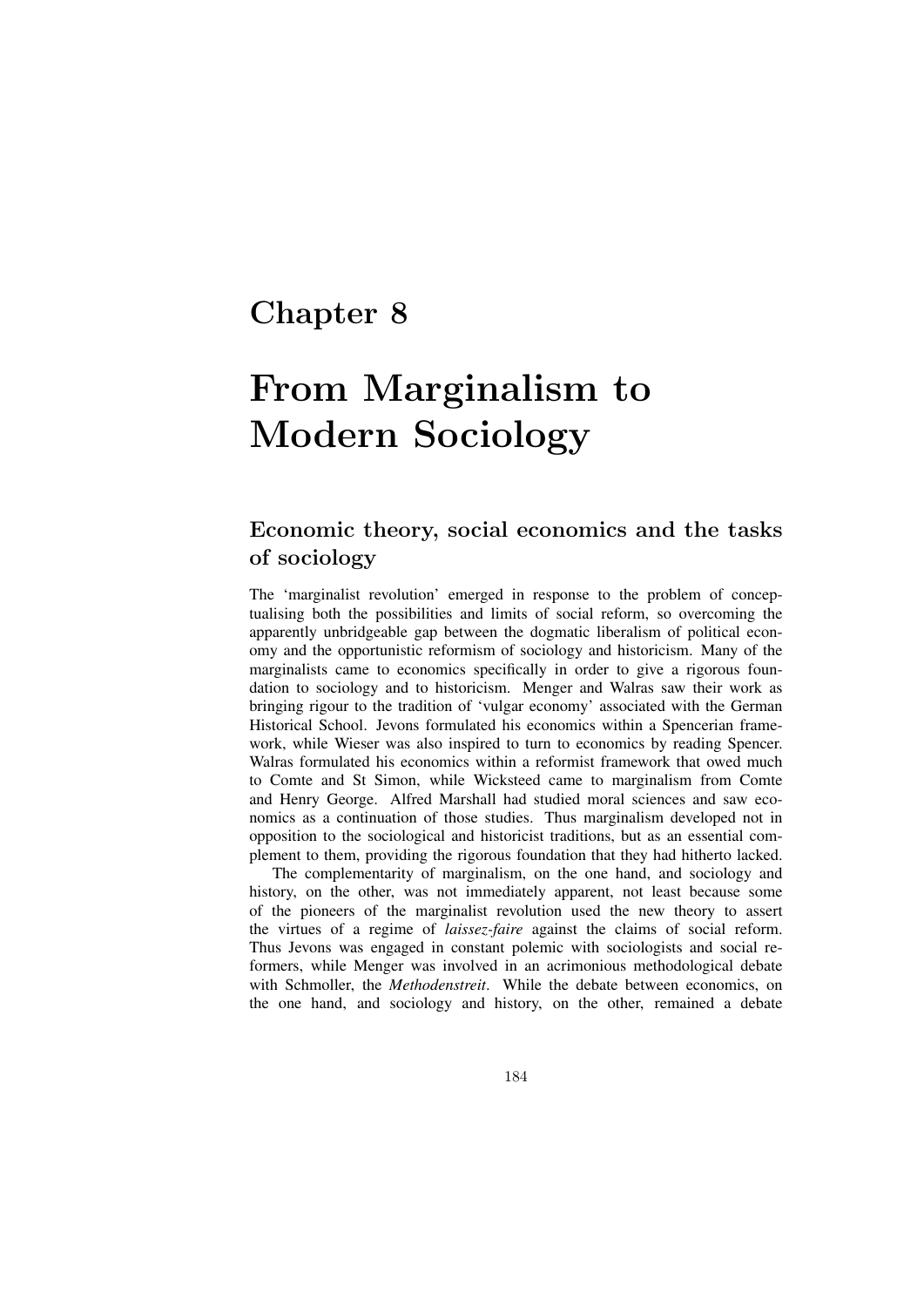# Chapter 8

# From Marginalism to Modern Sociology

## Economic theory, social economics and the tasks of sociology

The 'marginalist revolution' emerged in response to the problem of conceptualising both the possibilities and limits of social reform, so overcoming the apparently unbridgeable gap between the dogmatic liberalism of political economy and the opportunistic reformism of sociology and historicism. Many of the marginalists came to economics specifically in order to give a rigorous foundation to sociology and to historicism. Menger and Walras saw their work as bringing rigour to the tradition of 'vulgar economy' associated with the German Historical School. Jevons formulated his economics within a Spencerian framework, while Wieser was also inspired to turn to economics by reading Spencer. Walras formulated his economics within a reformist framework that owed much to Comte and St Simon, while Wicksteed came to marginalism from Comte and Henry George. Alfred Marshall had studied moral sciences and saw economics as a continuation of those studies. Thus marginalism developed not in opposition to the sociological and historicist traditions, but as an essential complement to them, providing the rigorous foundation that they had hitherto lacked.

The complementarity of marginalism, on the one hand, and sociology and history, on the other, was not immediately apparent, not least because some of the pioneers of the marginalist revolution used the new theory to assert the virtues of a regime of *laissez-faire* against the claims of social reform. Thus Jevons was engaged in constant polemic with sociologists and social reformers, while Menger was involved in an acrimonious methodological debate with Schmoller, the *Methodenstreit*. While the debate between economics, on the one hand, and sociology and history, on the other, remained a debate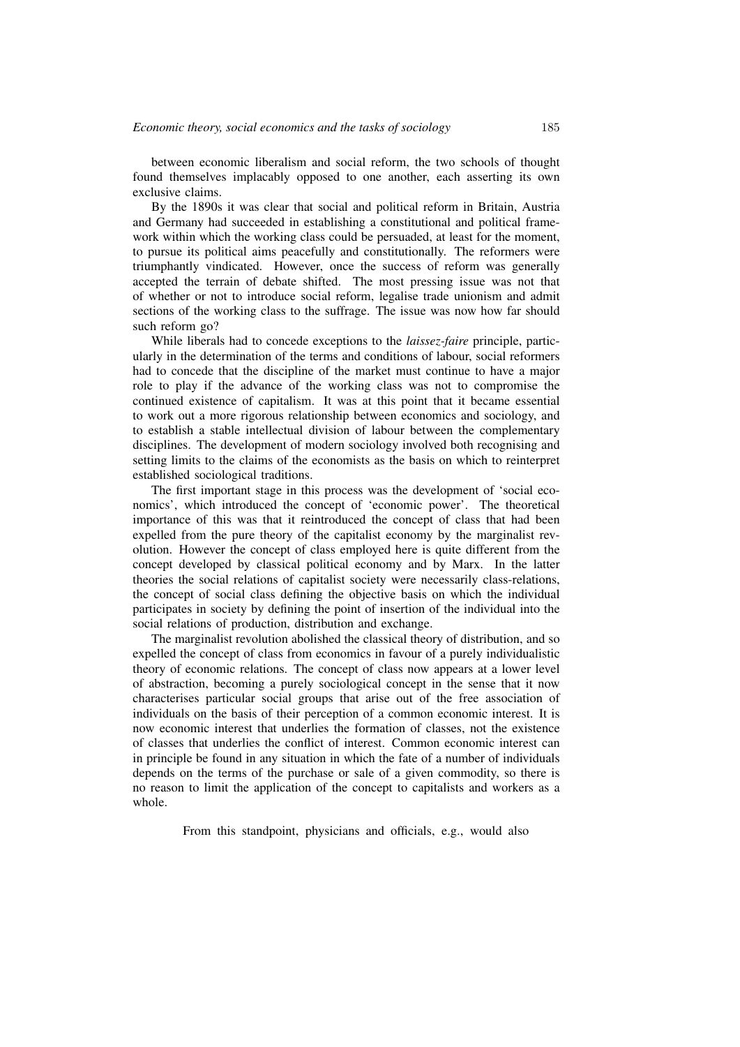between economic liberalism and social reform, the two schools of thought found themselves implacably opposed to one another, each asserting its own exclusive claims.

By the 1890s it was clear that social and political reform in Britain, Austria and Germany had succeeded in establishing a constitutional and political framework within which the working class could be persuaded, at least for the moment, to pursue its political aims peacefully and constitutionally. The reformers were triumphantly vindicated. However, once the success of reform was generally accepted the terrain of debate shifted. The most pressing issue was not that of whether or not to introduce social reform, legalise trade unionism and admit sections of the working class to the suffrage. The issue was now how far should such reform go?

While liberals had to concede exceptions to the *laissez-faire* principle, particularly in the determination of the terms and conditions of labour, social reformers had to concede that the discipline of the market must continue to have a major role to play if the advance of the working class was not to compromise the continued existence of capitalism. It was at this point that it became essential to work out a more rigorous relationship between economics and sociology, and to establish a stable intellectual division of labour between the complementary disciplines. The development of modern sociology involved both recognising and setting limits to the claims of the economists as the basis on which to reinterpret established sociological traditions.

The first important stage in this process was the development of 'social economics', which introduced the concept of 'economic power'. The theoretical importance of this was that it reintroduced the concept of class that had been expelled from the pure theory of the capitalist economy by the marginalist revolution. However the concept of class employed here is quite different from the concept developed by classical political economy and by Marx. In the latter theories the social relations of capitalist society were necessarily class-relations, the concept of social class defining the objective basis on which the individual participates in society by defining the point of insertion of the individual into the social relations of production, distribution and exchange.

The marginalist revolution abolished the classical theory of distribution, and so expelled the concept of class from economics in favour of a purely individualistic theory of economic relations. The concept of class now appears at a lower level of abstraction, becoming a purely sociological concept in the sense that it now characterises particular social groups that arise out of the free association of individuals on the basis of their perception of a common economic interest. It is now economic interest that underlies the formation of classes, not the existence of classes that underlies the conflict of interest. Common economic interest can in principle be found in any situation in which the fate of a number of individuals depends on the terms of the purchase or sale of a given commodity, so there is no reason to limit the application of the concept to capitalists and workers as a whole.

> From this standpoint, physicians and officials, e.g., would also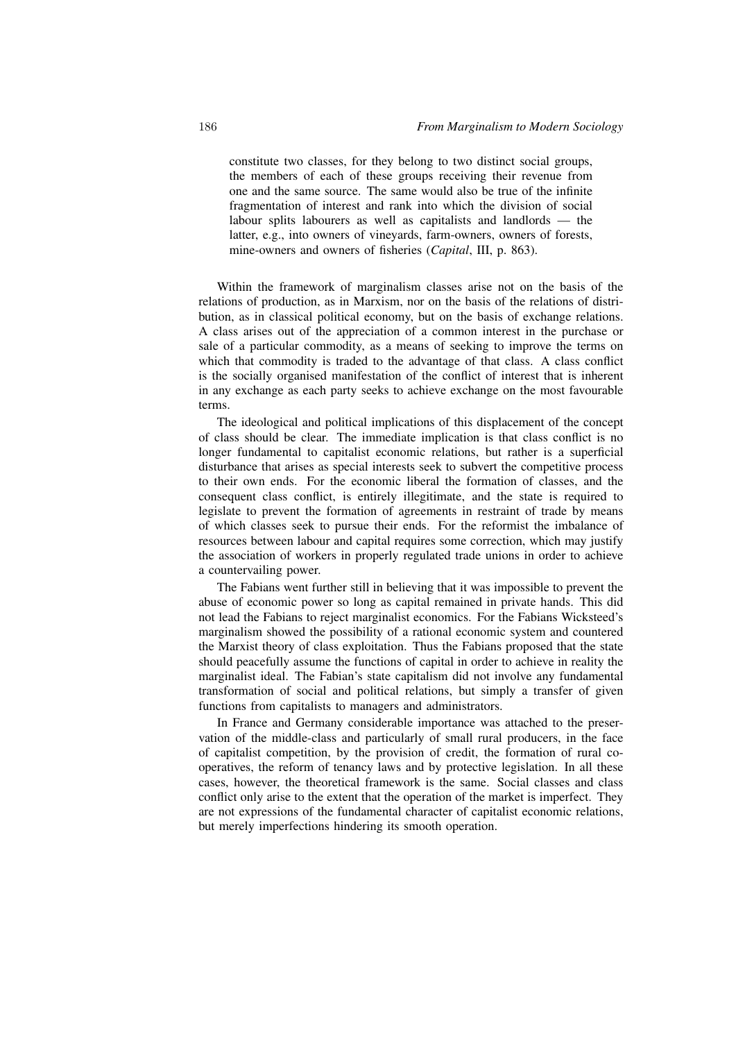> constitute two classes, for they belong to two distinct social groups, the members of each of these groups receiving their revenue from one and the same source. The same would also be true of the infinite fragmentation of interest and rank into which the division of social labour splits labourers as well as capitalists and landlords — the latter, e.g., into owners of vineyards, farm-owners, owners of forests, mine-owners and owners of fisheries (*Capital*, III, p. 863).

Within the framework of marginalism classes arise not on the basis of the relations of production, as in Marxism, nor on the basis of the relations of distribution, as in classical political economy, but on the basis of exchange relations. A class arises out of the appreciation of a common interest in the purchase or sale of a particular commodity, as a means of seeking to improve the terms on which that commodity is traded to the advantage of that class. A class conflict is the socially organised manifestation of the conflict of interest that is inherent in any exchange as each party seeks to achieve exchange on the most favourable terms.

The ideological and political implications of this displacement of the concept of class should be clear. The immediate implication is that class conflict is no longer fundamental to capitalist economic relations, but rather is a superficial disturbance that arises as special interests seek to subvert the competitive process to their own ends. For the economic liberal the formation of classes, and the consequent class conflict, is entirely illegitimate, and the state is required to legislate to prevent the formation of agreements in restraint of trade by means of which classes seek to pursue their ends. For the reformist the imbalance of resources between labour and capital requires some correction, which may justify the association of workers in properly regulated trade unions in order to achieve a countervailing power.

The Fabians went further still in believing that it was impossible to prevent the abuse of economic power so long as capital remained in private hands. This did not lead the Fabians to reject marginalist economics. For the Fabians Wicksteed's marginalism showed the possibility of a rational economic system and countered the Marxist theory of class exploitation. Thus the Fabians proposed that the state should peacefully assume the functions of capital in order to achieve in reality the marginalist ideal. The Fabian's state capitalism did not involve any fundamental transformation of social and political relations, but simply a transfer of given functions from capitalists to managers and administrators.

In France and Germany considerable importance was attached to the preservation of the middle-class and particularly of small rural producers, in the face of capitalist competition, by the provision of credit, the formation of rural co-operatives, the reform of tenancy laws and by protective legislation. In all these cases, however, the theoretical framework is the same. Social classes and class conflict only arise to the extent that the operation of the market is imperfect. They are not expressions of the fundamental character of capitalist economic relations, but merely imperfections hindering its smooth operation.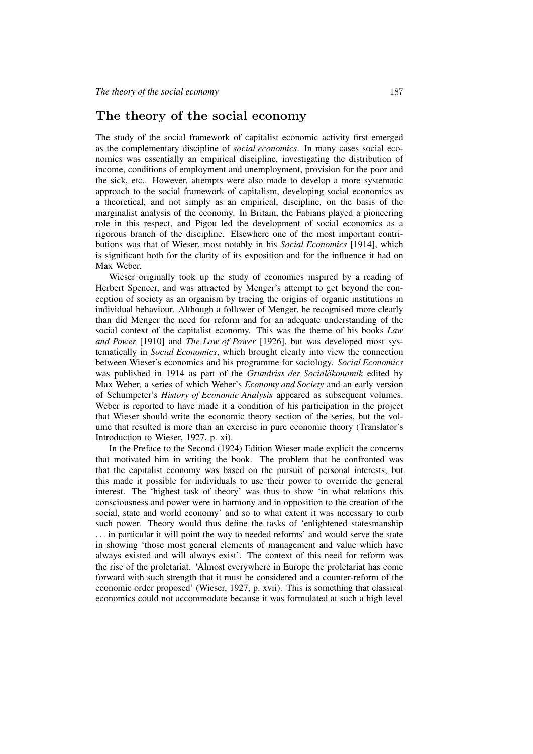## The theory of the social economy

The study of the social framework of capitalist economic activity first emerged as the complementary discipline of *social economics*. In many cases social economics was essentially an empirical discipline, investigating the distribution of income, conditions of employment and unemployment, provision for the poor and the sick, etc.. However, attempts were also made to develop a more systematic approach to the social framework of capitalism, developing social economics as a theoretical, and not simply as an empirical, discipline, on the basis of the marginalist analysis of the economy. In Britain, the Fabians played a pioneering role in this respect, and Pigou led the development of social economics as a rigorous branch of the discipline. Elsewhere one of the most important contributions was that of Wieser, most notably in his *Social Economics* [1914], which is significant both for the clarity of its exposition and for the influence it had on Max Weber.

Wieser originally took up the study of economics inspired by a reading of Herbert Spencer, and was attracted by Menger's attempt to get beyond the conception of society as an organism by tracing the origins of organic institutions in individual behaviour. Although a follower of Menger, he recognised more clearly than did Menger the need for reform and for an adequate understanding of the social context of the capitalist economy. This was the theme of his books *Law and Power* [1910] and *The Law of Power* [1926], but was developed most systematically in *Social Economics*, which brought clearly into view the connection between Wieser's economics and his programme for sociology. *Social Economics* was published in 1914 as part of the *Grundriss der Socialökonomik* edited by Max Weber, a series of which Weber's *Economy and Society* and an early version of Schumpeter's *History of Economic Analysis* appeared as subsequent volumes. Weber is reported to have made it a condition of his participation in the project that Wieser should write the economic theory section of the series, but the volume that resulted is more than an exercise in pure economic theory (Translator's Introduction to Wieser, 1927, p. xi).

In the Preface to the Second (1924) Edition Wieser made explicit the concerns that motivated him in writing the book. The problem that he confronted was that the capitalist economy was based on the pursuit of personal interests, but this made it possible for individuals to use their power to override the general interest. The 'highest task of theory' was thus to show 'in what relations this consciousness and power were in harmony and in opposition to the creation of the social, state and world economy' and so to what extent it was necessary to curb such power. Theory would thus define the tasks of 'enlightened statesmanship ... in particular it will point the way to needed reforms' and would serve the state in showing 'those most general elements of management and value which have always existed and will always exist'. The context of this need for reform was the rise of the proletariat. 'Almost everywhere in Europe the proletariat has come forward with such strength that it must be considered and a counter-reform of the economic order proposed' (Wieser, 1927, p. xvii). This is something that classical economics could not accommodate because it was formulated at such a high level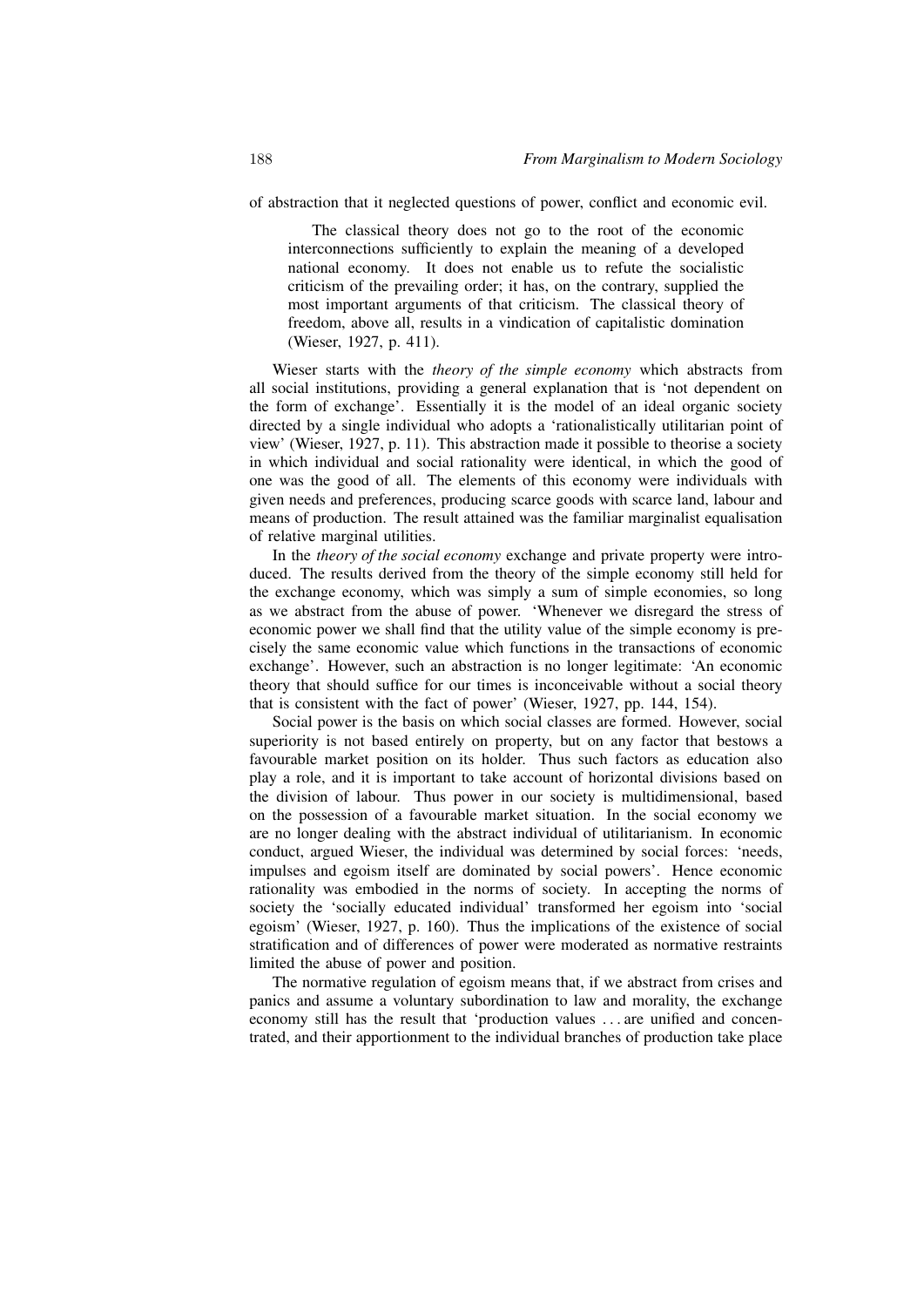of abstraction that it neglected questions of power, conflict and economic evil.

> The classical theory does not go to the root of the economic interconnections sufficiently to explain the meaning of a developed national economy. It does not enable us to refute the socialistic criticism of the prevailing order; it has, on the contrary, supplied the most important arguments of that criticism. The classical theory of freedom, above all, results in a vindication of capitalistic domination (Wieser, 1927, p. 411).

Wieser starts with the *theory of the simple economy* which abstracts from all social institutions, providing a general explanation that is 'not dependent on the form of exchange'. Essentially it is the model of an ideal organic society directed by a single individual who adopts a 'rationalistically utilitarian point of view' (Wieser, 1927, p. 11). This abstraction made it possible to theorise a society in which individual and social rationality were identical, in which the good of one was the good of all. The elements of this economy were individuals with given needs and preferences, producing scarce goods with scarce land, labour and means of production. The result attained was the familiar marginalist equalisation of relative marginal utilities.

In the *theory of the social economy* exchange and private property were introduced. The results derived from the theory of the simple economy still held for the exchange economy, which was simply a sum of simple economies, so long as we abstract from the abuse of power. 'Whenever we disregard the stress of economic power we shall find that the utility value of the simple economy is precisely the same economic value which functions in the transactions of economic exchange'. However, such an abstraction is no longer legitimate: 'An economic theory that should suffice for our times is inconceivable without a social theory that is consistent with the fact of power' (Wieser, 1927, pp. 144, 154).

Social power is the basis on which social classes are formed. However, social superiority is not based entirely on property, but on any factor that bestows a favourable market position on its holder. Thus such factors as education also play a role, and it is important to take account of horizontal divisions based on the division of labour. Thus power in our society is multidimensional, based on the possession of a favourable market situation. In the social economy we are no longer dealing with the abstract individual of utilitarianism. In economic conduct, argued Wieser, the individual was determined by social forces: 'needs, impulses and egoism itself are dominated by social powers'. Hence economic rationality was embodied in the norms of society. In accepting the norms of society the 'socially educated individual' transformed her egoism into 'social egoism' (Wieser, 1927, p. 160). Thus the implications of the existence of social stratification and of differences of power were moderated as normative restraints limited the abuse of power and position.

The normative regulation of egoism means that, if we abstract from crises and panics and assume a voluntary subordination to law and morality, the exchange economy still has the result that 'production values . . . are unified and concentrated, and their apportionment to the individual branches of production take place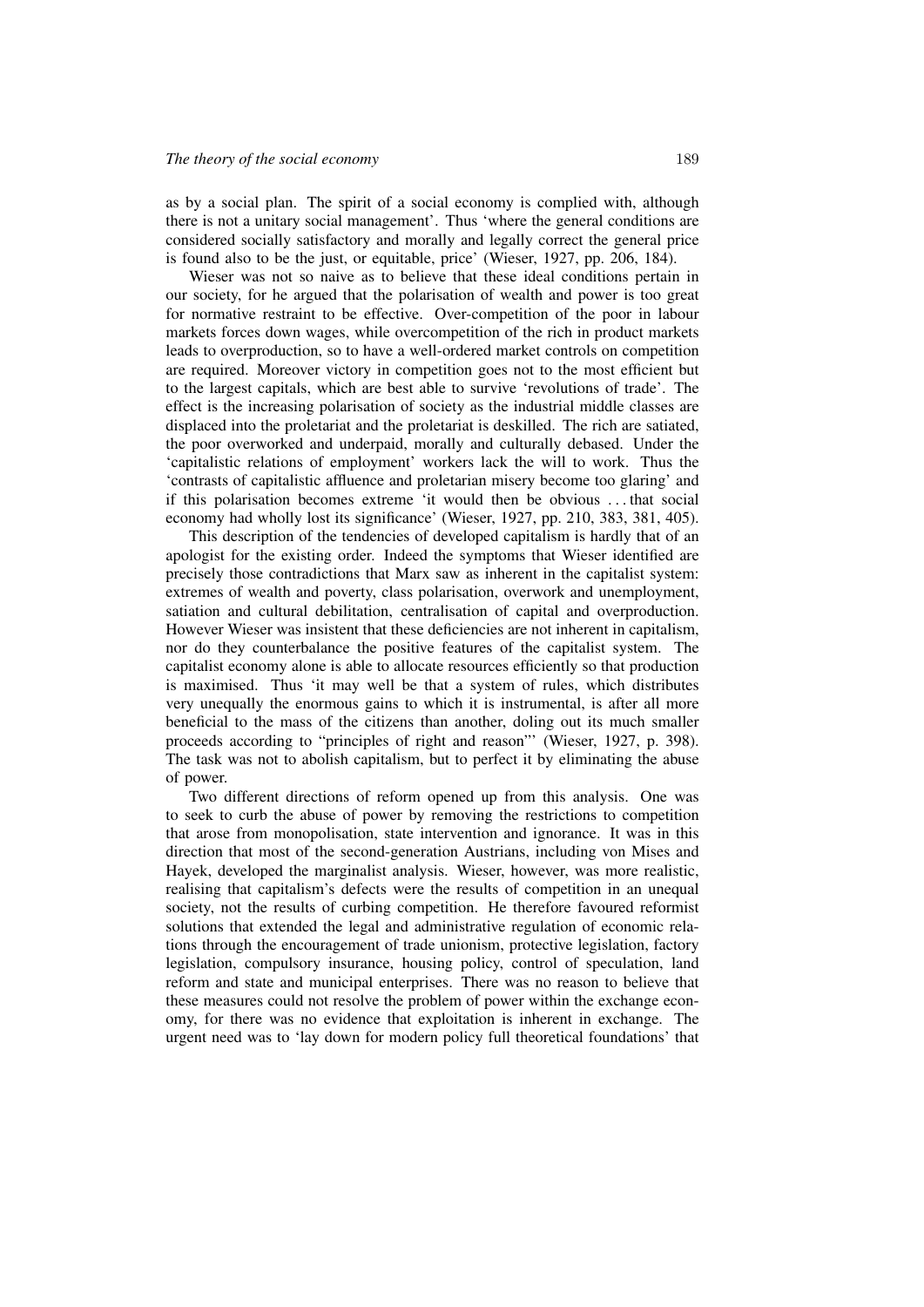as by a social plan. The spirit of a social economy is complied with, although there is not a unitary social management'. Thus 'where the general conditions are considered socially satisfactory and morally and legally correct the general price is found also to be the just, or equitable, price' (Wieser, 1927, pp. 206, 184).

Wieser was not so naive as to believe that these ideal conditions pertain in our society, for he argued that the polarisation of wealth and power is too great for normative restraint to be effective. Over-competition of the poor in labour markets forces down wages, while overcompetition of the rich in product markets leads to overproduction, so to have a well-ordered market controls on competition are required. Moreover victory in competition goes not to the most efficient but to the largest capitals, which are best able to survive 'revolutions of trade'. The effect is the increasing polarisation of society as the industrial middle classes are displaced into the proletariat and the proletariat is deskilled. The rich are satiated, the poor overworked and underpaid, morally and culturally debased. Under the 'capitalistic relations of employment' workers lack the will to work. Thus the 'contrasts of capitalistic affluence and proletarian misery become too glaring' and if this polarisation becomes extreme 'it would then be obvious . . . that social economy had wholly lost its significance' (Wieser, 1927, pp. 210, 383, 381, 405).

This description of the tendencies of developed capitalism is hardly that of an apologist for the existing order. Indeed the symptoms that Wieser identified are precisely those contradictions that Marx saw as inherent in the capitalist system: extremes of wealth and poverty, class polarisation, overwork and unemployment, satiation and cultural debilitation, centralisation of capital and overproduction. However Wieser was insistent that these deficiencies are not inherent in capitalism, nor do they counterbalance the positive features of the capitalist system. The capitalist economy alone is able to allocate resources efficiently so that production is maximised. Thus 'it may well be that a system of rules, which distributes very unequally the enormous gains to which it is instrumental, is after all more beneficial to the mass of the citizens than another, doling out its much smaller proceeds according to "principles of right and reason"' (Wieser, 1927, p. 398). The task was not to abolish capitalism, but to perfect it by eliminating the abuse of power.

Two different directions of reform opened up from this analysis. One was to seek to curb the abuse of power by removing the restrictions to competition that arose from monopolisation, state intervention and ignorance. It was in this direction that most of the second-generation Austrians, including von Mises and Hayek, developed the marginalist analysis. Wieser, however, was more realistic, realising that capitalism's defects were the results of competition in an unequal society, not the results of curbing competition. He therefore favoured reformist solutions that extended the legal and administrative regulation of economic relations through the encouragement of trade unionism, protective legislation, factory legislation, compulsory insurance, housing policy, control of speculation, land reform and state and municipal enterprises. There was no reason to believe that these measures could not resolve the problem of power within the exchange economy, for there was no evidence that exploitation is inherent in exchange. The urgent need was to 'lay down for modern policy full theoretical foundations' that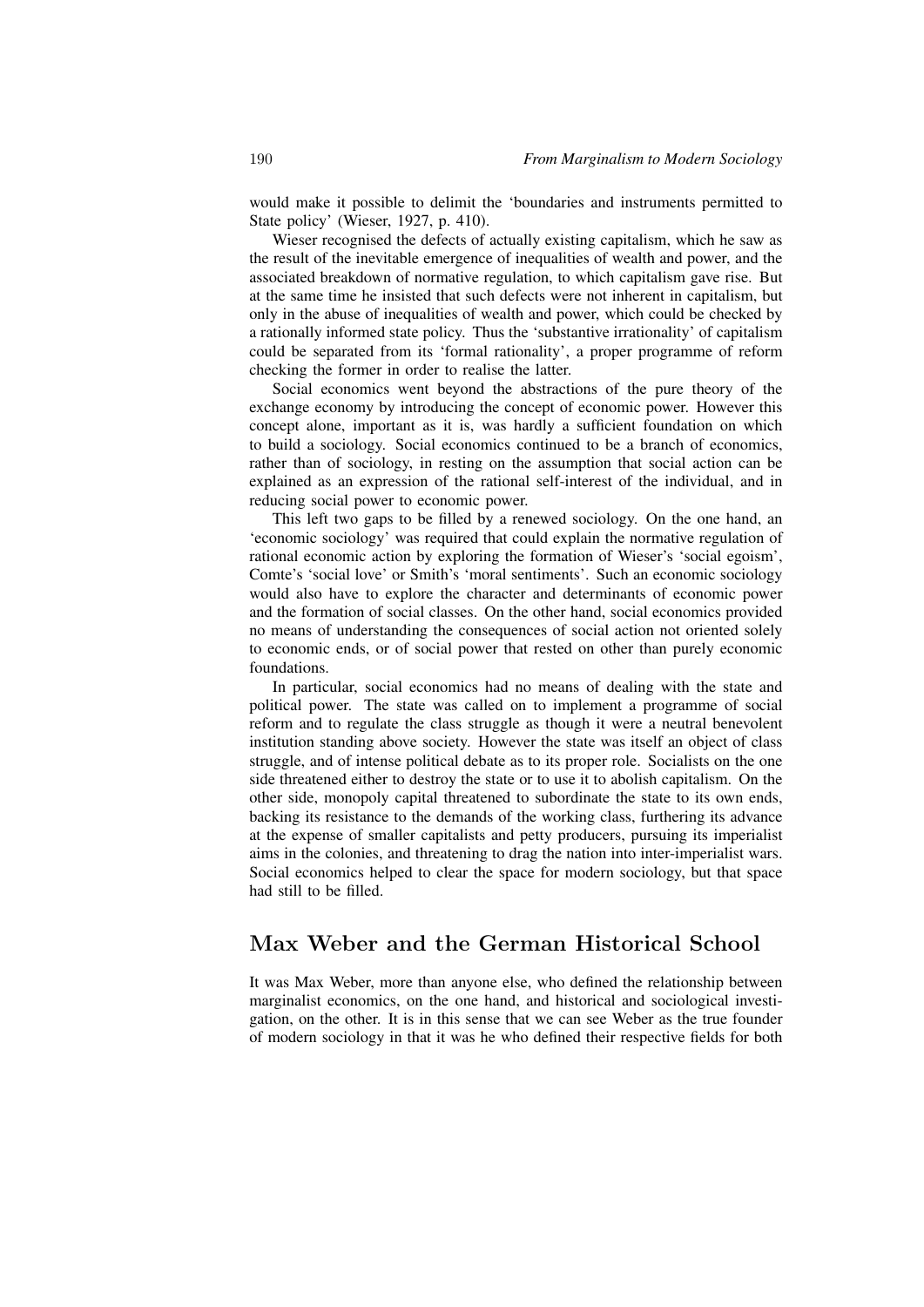would make it possible to delimit the 'boundaries and instruments permitted to State policy' (Wieser, 1927, p. 410).

Wieser recognised the defects of actually existing capitalism, which he saw as the result of the inevitable emergence of inequalities of wealth and power, and the associated breakdown of normative regulation, to which capitalism gave rise. But at the same time he insisted that such defects were not inherent in capitalism, but only in the abuse of inequalities of wealth and power, which could be checked by a rationally informed state policy. Thus the 'substantive irrationality' of capitalism could be separated from its 'formal rationality', a proper programme of reform checking the former in order to realise the latter.

Social economics went beyond the abstractions of the pure theory of the exchange economy by introducing the concept of economic power. However this concept alone, important as it is, was hardly a sufficient foundation on which to build a sociology. Social economics continued to be a branch of economics, rather than of sociology, in resting on the assumption that social action can be explained as an expression of the rational self-interest of the individual, and in reducing social power to economic power.

This left two gaps to be filled by a renewed sociology. On the one hand, an 'economic sociology' was required that could explain the normative regulation of rational economic action by exploring the formation of Wieser's 'social egoism', Comte's 'social love' or Smith's 'moral sentiments'. Such an economic sociology would also have to explore the character and determinants of economic power and the formation of social classes. On the other hand, social economics provided no means of understanding the consequences of social action not oriented solely to economic ends, or of social power that rested on other than purely economic foundations.

In particular, social economics had no means of dealing with the state and political power. The state was called on to implement a programme of social reform and to regulate the class struggle as though it were a neutral benevolent institution standing above society. However the state was itself an object of class struggle, and of intense political debate as to its proper role. Socialists on the one side threatened either to destroy the state or to use it to abolish capitalism. On the other side, monopoly capital threatened to subordinate the state to its own ends, backing its resistance to the demands of the working class, furthering its advance at the expense of smaller capitalists and petty producers, pursuing its imperialist aims in the colonies, and threatening to drag the nation into inter-imperialist wars. Social economics helped to clear the space for modern sociology, but that space had still to be filled.

## Max Weber and the German Historical School

It was Max Weber, more than anyone else, who defined the relationship between marginalist economics, on the one hand, and historical and sociological investigation, on the other. It is in this sense that we can see Weber as the true founder of modern sociology in that it was he who defined their respective fields for both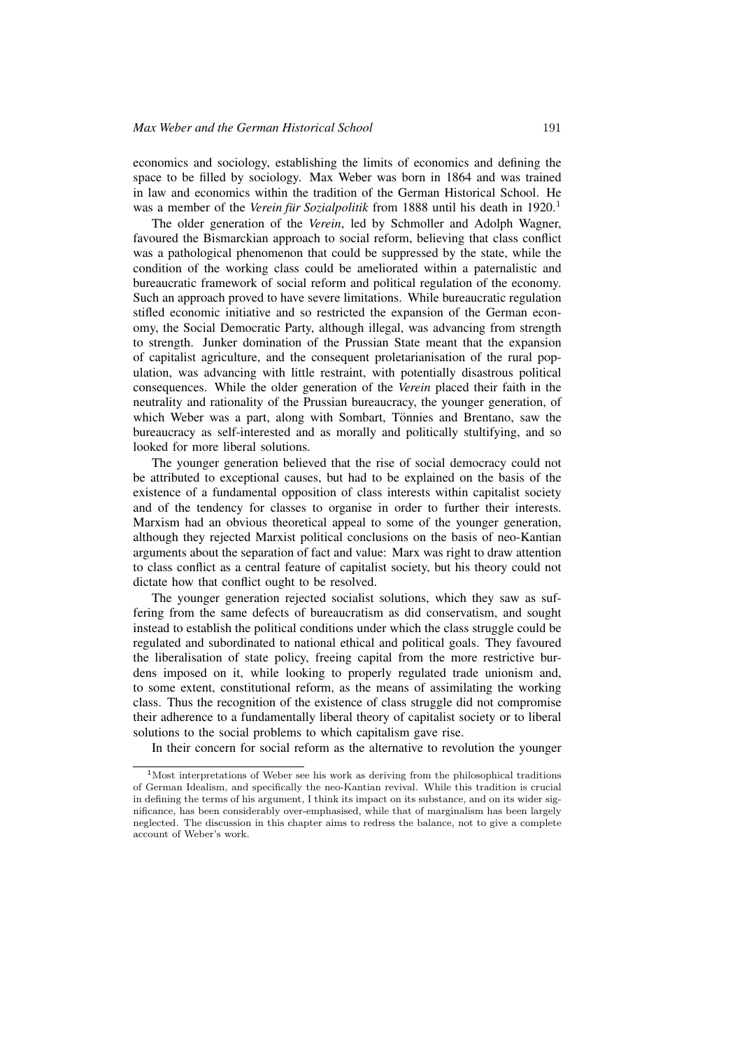economics and sociology, establishing the limits of economics and defining the space to be filled by sociology. Max Weber was born in 1864 and was trained in law and economics within the tradition of the German Historical School. He was a member of the *Verein für Sozialpolitik* from 1888 until his death in 1920.[1]

The older generation of the *Verein*, led by Schmoller and Adolph Wagner, favoured the Bismarckian approach to social reform, believing that class conflict was a pathological phenomenon that could be suppressed by the state, while the condition of the working class could be ameliorated within a paternalistic and bureaucratic framework of social reform and political regulation of the economy. Such an approach proved to have severe limitations. While bureaucratic regulation stifled economic initiative and so restricted the expansion of the German economy, the Social Democratic Party, although illegal, was advancing from strength to strength. Junker domination of the Prussian State meant that the expansion of capitalist agriculture, and the consequent proletarianisation of the rural population, was advancing with little restraint, with potentially disastrous political consequences. While the older generation of the *Verein* placed their faith in the neutrality and rationality of the Prussian bureaucracy, the younger generation, of which Weber was a part, along with Sombart, Tönnies and Brentano, saw the bureaucracy as self-interested and as morally and politically stultifying, and so looked for more liberal solutions.

The younger generation believed that the rise of social democracy could not be attributed to exceptional causes, but had to be explained on the basis of the existence of a fundamental opposition of class interests within capitalist society and of the tendency for classes to organise in order to further their interests. Marxism had an obvious theoretical appeal to some of the younger generation, although they rejected Marxist political conclusions on the basis of neo-Kantian arguments about the separation of fact and value: Marx was right to draw attention to class conflict as a central feature of capitalist society, but his theory could not dictate how that conflict ought to be resolved.

The younger generation rejected socialist solutions, which they saw as suffering from the same defects of bureaucratism as did conservatism, and sought instead to establish the political conditions under which the class struggle could be regulated and subordinated to national ethical and political goals. They favoured the liberalisation of state policy, freeing capital from the more restrictive burdens imposed on it, while looking to properly regulated trade unionism and, to some extent, constitutional reform, as the means of assimilating the working class. Thus the recognition of the existence of class struggle did not compromise their adherence to a fundamentally liberal theory of capitalist society or to liberal solutions to the social problems to which capitalism gave rise.

In their concern for social reform as the alternative to revolution the younger

[1] Most interpretations of Weber see his work as deriving from the philosophical traditions of German Idealism, and specifically the neo-Kantian revival. While this tradition is crucial in defining the terms of his argument, I think its impact on its substance, and on its wider significance, has been considerably over-emphasised, while that of marginalism has been largely neglected. The discussion in this chapter aims to redress the balance, not to give a complete account of Weber's work.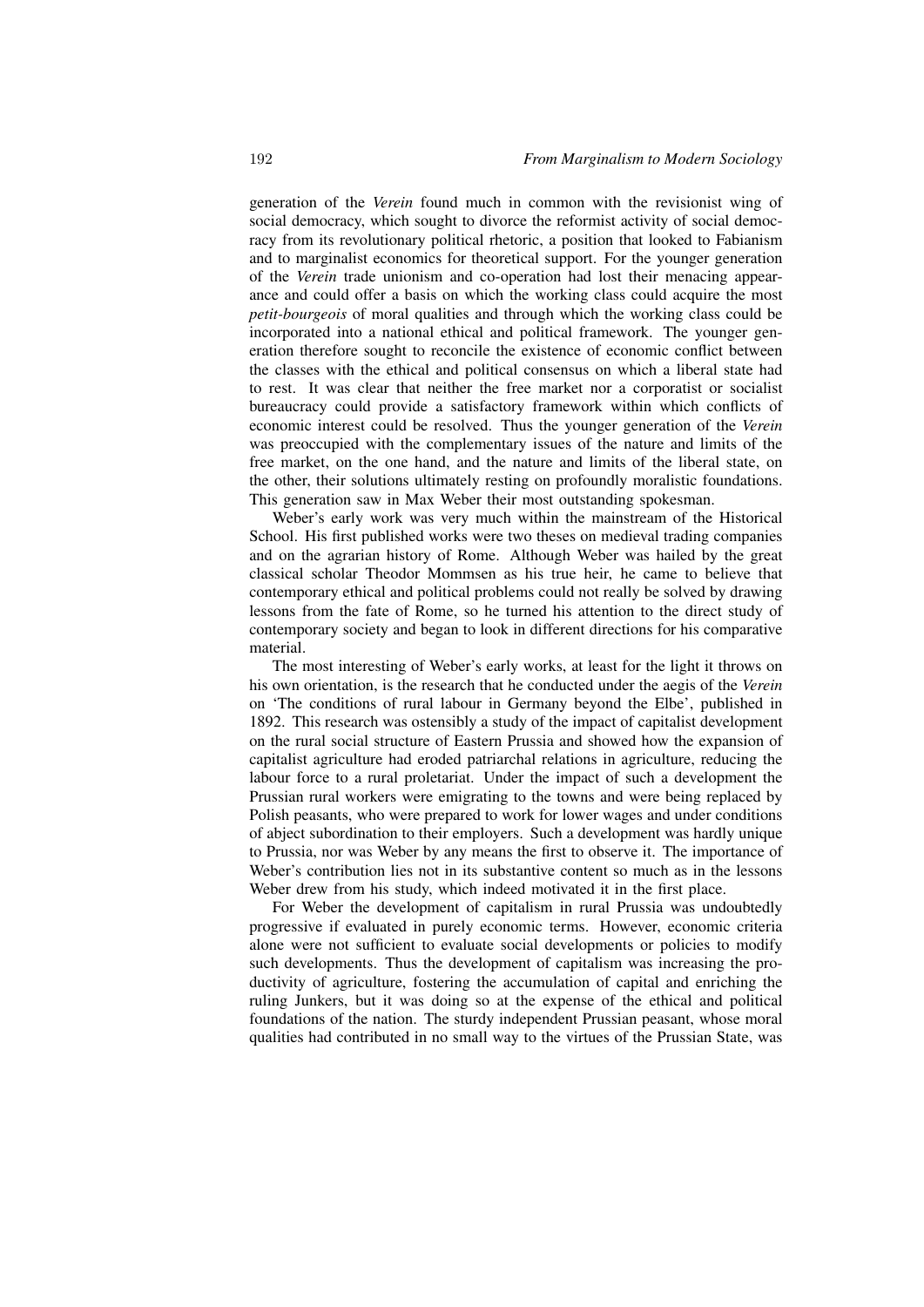generation of the *Verein* found much in common with the revisionist wing of social democracy, which sought to divorce the reformist activity of social democracy from its revolutionary political rhetoric, a position that looked to Fabianism and to marginalist economics for theoretical support. For the younger generation of the *Verein* trade unionism and co-operation had lost their menacing appearance and could offer a basis on which the working class could acquire the most *petit-bourgeois* of moral qualities and through which the working class could be incorporated into a national ethical and political framework. The younger generation therefore sought to reconcile the existence of economic conflict between the classes with the ethical and political consensus on which a liberal state had to rest. It was clear that neither the free market nor a corporatist or socialist bureaucracy could provide a satisfactory framework within which conflicts of economic interest could be resolved. Thus the younger generation of the *Verein* was preoccupied with the complementary issues of the nature and limits of the free market, on the one hand, and the nature and limits of the liberal state, on the other, their solutions ultimately resting on profoundly moralistic foundations. This generation saw in Max Weber their most outstanding spokesman.

Weber's early work was very much within the mainstream of the Historical School. His first published works were two theses on medieval trading companies and on the agrarian history of Rome. Although Weber was hailed by the great classical scholar Theodor Mommsen as his true heir, he came to believe that contemporary ethical and political problems could not really be solved by drawing lessons from the fate of Rome, so he turned his attention to the direct study of contemporary society and began to look in different directions for his comparative material.

The most interesting of Weber's early works, at least for the light it throws on his own orientation, is the research that he conducted under the aegis of the *Verein* on 'The conditions of rural labour in Germany beyond the Elbe', published in 1892. This research was ostensibly a study of the impact of capitalist development on the rural social structure of Eastern Prussia and showed how the expansion of capitalist agriculture had eroded patriarchal relations in agriculture, reducing the labour force to a rural proletariat. Under the impact of such a development the Prussian rural workers were emigrating to the towns and were being replaced by Polish peasants, who were prepared to work for lower wages and under conditions of abject subordination to their employers. Such a development was hardly unique to Prussia, nor was Weber by any means the first to observe it. The importance of Weber's contribution lies not in its substantive content so much as in the lessons Weber drew from his study, which indeed motivated it in the first place.

For Weber the development of capitalism in rural Prussia was undoubtedly progressive if evaluated in purely economic terms. However, economic criteria alone were not sufficient to evaluate social developments or policies to modify such developments. Thus the development of capitalism was increasing the productivity of agriculture, fostering the accumulation of capital and enriching the ruling Junkers, but it was doing so at the expense of the ethical and political foundations of the nation. The sturdy independent Prussian peasant, whose moral qualities had contributed in no small way to the virtues of the Prussian State, was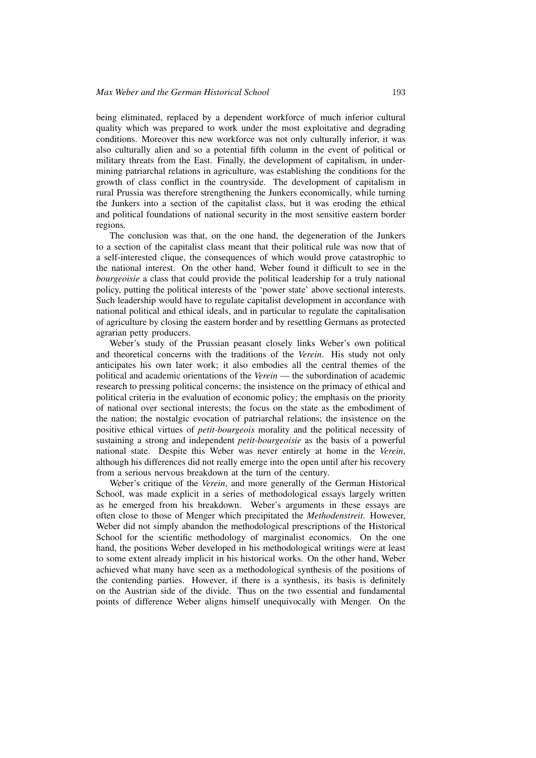being eliminated, replaced by a dependent workforce of much inferior cultural quality which was prepared to work under the most exploitative and degrading conditions. Moreover this new workforce was not only culturally inferior, it was also culturally alien and so a potential fifth column in the event of political or military threats from the East. Finally, the development of capitalism, in undermining patriarchal relations in agriculture, was establishing the conditions for the growth of class conflict in the countryside. The development of capitalism in rural Prussia was therefore strengthening the Junkers economically, while turning the Junkers into a section of the capitalist class, but it was eroding the ethical and political foundations of national security in the most sensitive eastern border regions.

The conclusion was that, on the one hand, the degeneration of the Junkers to a section of the capitalist class meant that their political rule was now that of a self-interested clique, the consequences of which would prove catastrophic to the national interest. On the other hand, Weber found it difficult to see in the *bourgeoisie* a class that could provide the political leadership for a truly national policy, putting the political interests of the 'power state' above sectional interests. Such leadership would have to regulate capitalist development in accordance with national political and ethical ideals, and in particular to regulate the capitalisation of agriculture by closing the eastern border and by resettling Germans as protected agrarian petty producers.

Weber's study of the Prussian peasant closely links Weber's own political and theoretical concerns with the traditions of the *Verein*. His study not only anticipates his own later work; it also embodies all the central themes of the political and academic orientations of the *Verein* — the subordination of academic research to pressing political concerns; the insistence on the primacy of ethical and political criteria in the evaluation of economic policy; the emphasis on the priority of national over sectional interests; the focus on the state as the embodiment of the nation; the nostalgic evocation of patriarchal relations; the insistence on the positive ethical virtues of *petit-bourgeois* morality and the political necessity of sustaining a strong and independent *petit-bourgeoisie* as the basis of a powerful national state. Despite this Weber was never entirely at home in the *Verein*, although his differences did not really emerge into the open until after his recovery from a serious nervous breakdown at the turn of the century.

Weber's critique of the *Verein*, and more generally of the German Historical School, was made explicit in a series of methodological essays largely written as he emerged from his breakdown. Weber's arguments in these essays are often close to those of Menger which precipitated the *Methodenstreit*. However, Weber did not simply abandon the methodological prescriptions of the Historical School for the scientific methodology of marginalist economics. On the one hand, the positions Weber developed in his methodological writings were at least to some extent already implicit in his historical works. On the other hand, Weber achieved what many have seen as a methodological synthesis of the positions of the contending parties. However, if there is a synthesis, its basis is definitely on the Austrian side of the divide. Thus on the two essential and fundamental points of difference Weber aligns himself unequivocally with Menger. On the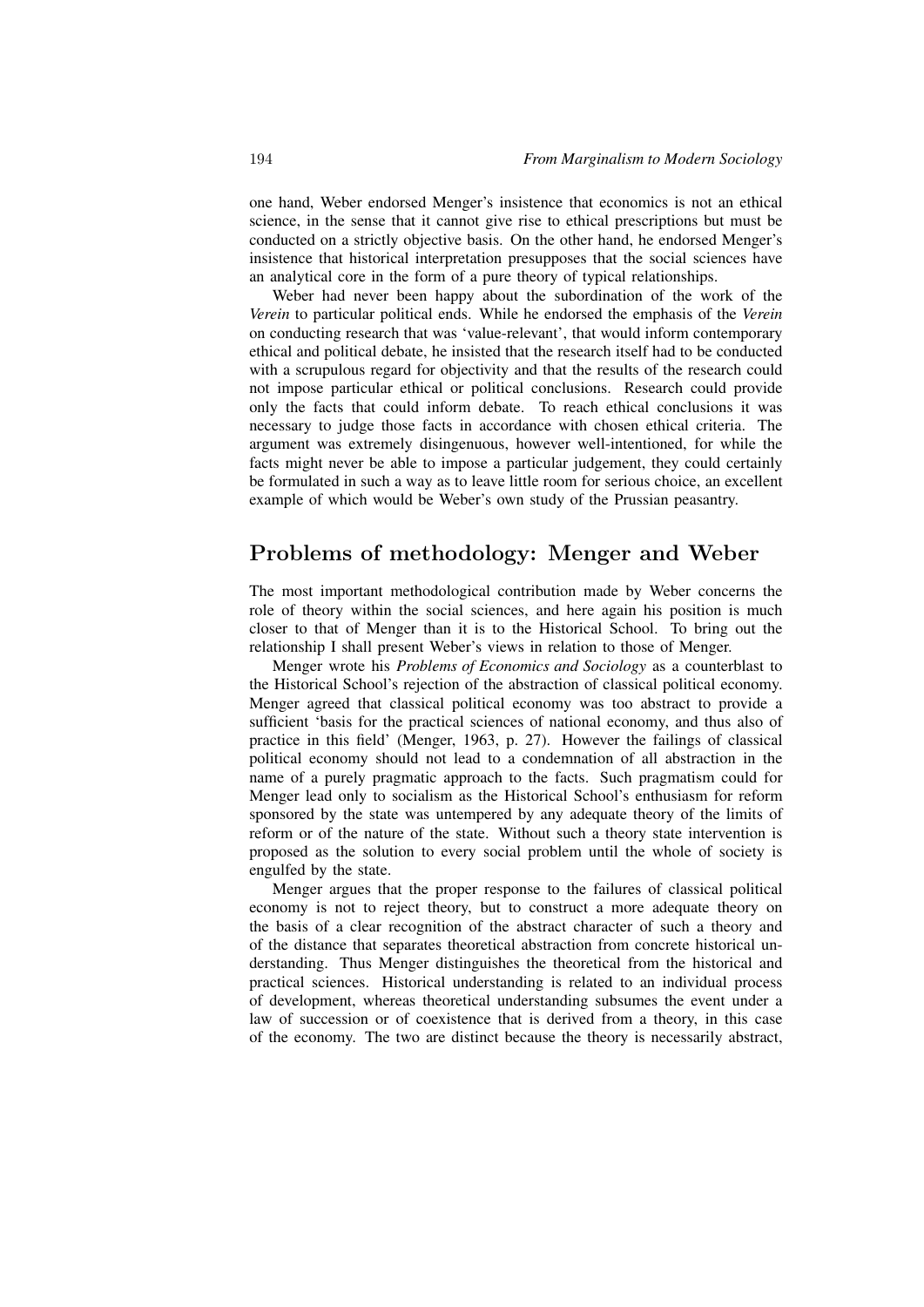one hand, Weber endorsed Menger's insistence that economics is not an ethical science, in the sense that it cannot give rise to ethical prescriptions but must be conducted on a strictly objective basis. On the other hand, he endorsed Menger's insistence that historical interpretation presupposes that the social sciences have an analytical core in the form of a pure theory of typical relationships.

Weber had never been happy about the subordination of the work of the *Verein* to particular political ends. While he endorsed the emphasis of the *Verein* on conducting research that was 'value-relevant', that would inform contemporary ethical and political debate, he insisted that the research itself had to be conducted with a scrupulous regard for objectivity and that the results of the research could not impose particular ethical or political conclusions. Research could provide only the facts that could inform debate. To reach ethical conclusions it was necessary to judge those facts in accordance with chosen ethical criteria. The argument was extremely disingenuous, however well-intentioned, for while the facts might never be able to impose a particular judgement, they could certainly be formulated in such a way as to leave little room for serious choice, an excellent example of which would be Weber's own study of the Prussian peasantry.

## Problems of methodology: Menger and Weber

The most important methodological contribution made by Weber concerns the role of theory within the social sciences, and here again his position is much closer to that of Menger than it is to the Historical School. To bring out the relationship I shall present Weber's views in relation to those of Menger.

Menger wrote his *Problems of Economics and Sociology* as a counterblast to the Historical School's rejection of the abstraction of classical political economy. Menger agreed that classical political economy was too abstract to provide a sufficient 'basis for the practical sciences of national economy, and thus also of practice in this field' (Menger, 1963, p. 27). However the failings of classical political economy should not lead to a condemnation of all abstraction in the name of a purely pragmatic approach to the facts. Such pragmatism could for Menger lead only to socialism as the Historical School's enthusiasm for reform sponsored by the state was untempered by any adequate theory of the limits of reform or of the nature of the state. Without such a theory state intervention is proposed as the solution to every social problem until the whole of society is engulfed by the state.

Menger argues that the proper response to the failures of classical political economy is not to reject theory, but to construct a more adequate theory on the basis of a clear recognition of the abstract character of such a theory and of the distance that separates theoretical abstraction from concrete historical understanding. Thus Menger distinguishes the theoretical from the historical and practical sciences. Historical understanding is related to an individual process of development, whereas theoretical understanding subsumes the event under a law of succession or of coexistence that is derived from a theory, in this case of the economy. The two are distinct because the theory is necessarily abstract,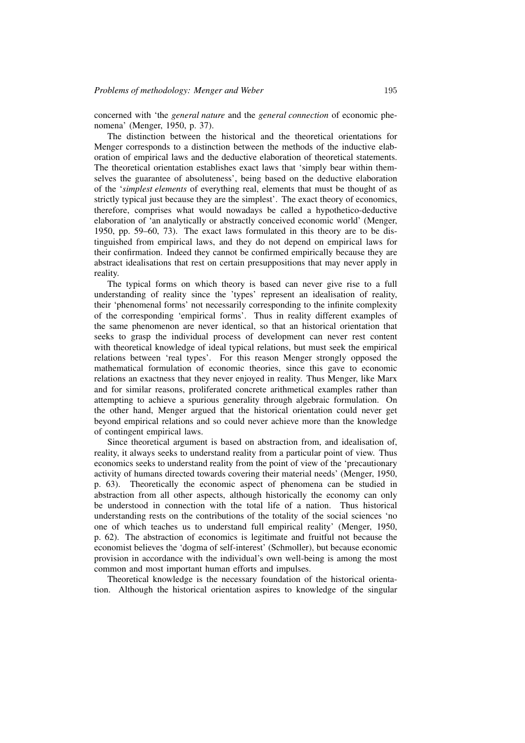concerned with 'the *general nature* and the *general connection* of economic phenomena' (Menger, 1950, p. 37).

The distinction between the historical and the theoretical orientations for Menger corresponds to a distinction between the methods of the inductive elaboration of empirical laws and the deductive elaboration of theoretical statements. The theoretical orientation establishes exact laws that 'simply bear within themselves the guarantee of absoluteness', being based on the deductive elaboration of the '*simplest elements* of everything real, elements that must be thought of as strictly typical just because they are the simplest'. The exact theory of economics, therefore, comprises what would nowadays be called a hypothetico-deductive elaboration of 'an analytically or abstractly conceived economic world' (Menger, 1950, pp. 59–60, 73). The exact laws formulated in this theory are to be distinguished from empirical laws, and they do not depend on empirical laws for their confirmation. Indeed they cannot be confirmed empirically because they are abstract idealisations that rest on certain presuppositions that may never apply in reality.

The typical forms on which theory is based can never give rise to a full understanding of reality since the 'types' represent an idealisation of reality, their 'phenomenal forms' not necessarily corresponding to the infinite complexity of the corresponding 'empirical forms'. Thus in reality different examples of the same phenomenon are never identical, so that an historical orientation that seeks to grasp the individual process of development can never rest content with theoretical knowledge of ideal typical relations, but must seek the empirical relations between 'real types'. For this reason Menger strongly opposed the mathematical formulation of economic theories, since this gave to economic relations an exactness that they never enjoyed in reality. Thus Menger, like Marx and for similar reasons, proliferated concrete arithmetical examples rather than attempting to achieve a spurious generality through algebraic formulation. On the other hand, Menger argued that the historical orientation could never get beyond empirical relations and so could never achieve more than the knowledge of contingent empirical laws.

Since theoretical argument is based on abstraction from, and idealisation of, reality, it always seeks to understand reality from a particular point of view. Thus economics seeks to understand reality from the point of view of the 'precautionary activity of humans directed towards covering their material needs' (Menger, 1950, p. 63). Theoretically the economic aspect of phenomena can be studied in abstraction from all other aspects, although historically the economy can only be understood in connection with the total life of a nation. Thus historical understanding rests on the contributions of the totality of the social sciences 'no one of which teaches us to understand full empirical reality' (Menger, 1950, p. 62). The abstraction of economics is legitimate and fruitful not because the economist believes the 'dogma of self-interest' (Schmoller), but because economic provision in accordance with the individual's own well-being is among the most common and most important human efforts and impulses.

Theoretical knowledge is the necessary foundation of the historical orientation. Although the historical orientation aspires to knowledge of the singular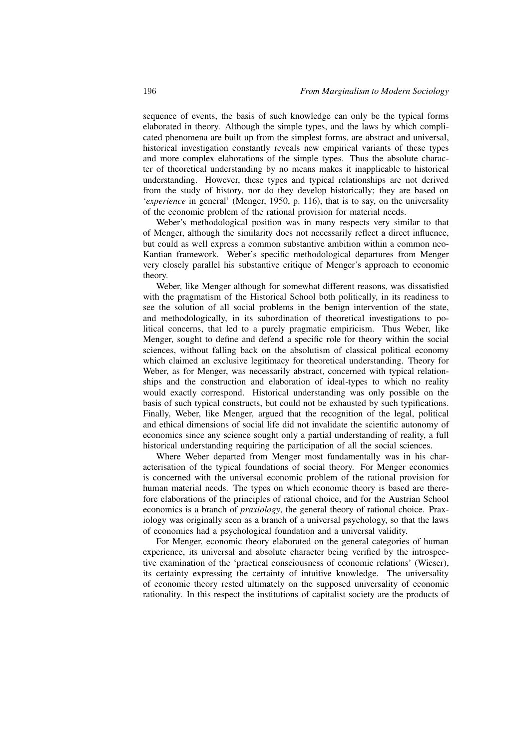sequence of events, the basis of such knowledge can only be the typical forms elaborated in theory. Although the simple types, and the laws by which complicated phenomena are built up from the simplest forms, are abstract and universal, historical investigation constantly reveals new empirical variants of these types and more complex elaborations of the simple types. Thus the absolute character of theoretical understanding by no means makes it inapplicable to historical understanding. However, these types and typical relationships are not derived from the study of history, nor do they develop historically; they are based on '*experience* in general' (Menger, 1950, p. 116), that is to say, on the universality of the economic problem of the rational provision for material needs.

Weber's methodological position was in many respects very similar to that of Menger, although the similarity does not necessarily reflect a direct influence, but could as well express a common substantive ambition within a common neo-Kantian framework. Weber's specific methodological departures from Menger very closely parallel his substantive critique of Menger's approach to economic theory.

Weber, like Menger although for somewhat different reasons, was dissatisfied with the pragmatism of the Historical School both politically, in its readiness to see the solution of all social problems in the benign intervention of the state, and methodologically, in its subordination of theoretical investigations to political concerns, that led to a purely pragmatic empiricism. Thus Weber, like Menger, sought to define and defend a specific role for theory within the social sciences, without falling back on the absolutism of classical political economy which claimed an exclusive legitimacy for theoretical understanding. Theory for Weber, as for Menger, was necessarily abstract, concerned with typical relationships and the construction and elaboration of ideal-types to which no reality would exactly correspond. Historical understanding was only possible on the basis of such typical constructs, but could not be exhausted by such typifications. Finally, Weber, like Menger, argued that the recognition of the legal, political and ethical dimensions of social life did not invalidate the scientific autonomy of economics since any science sought only a partial understanding of reality, a full historical understanding requiring the participation of all the social sciences.

Where Weber departed from Menger most fundamentally was in his characterisation of the typical foundations of social theory. For Menger economics is concerned with the universal economic problem of the rational provision for human material needs. The types on which economic theory is based are therefore elaborations of the principles of rational choice, and for the Austrian School economics is a branch of *praxiology*, the general theory of rational choice. Praxiology was originally seen as a branch of a universal psychology, so that the laws of economics had a psychological foundation and a universal validity.

For Menger, economic theory elaborated on the general categories of human experience, its universal and absolute character being verified by the introspective examination of the 'practical consciousness of economic relations' (Wieser), its certainty expressing the certainty of intuitive knowledge. The universality of economic theory rested ultimately on the supposed universality of economic rationality. In this respect the institutions of capitalist society are the products of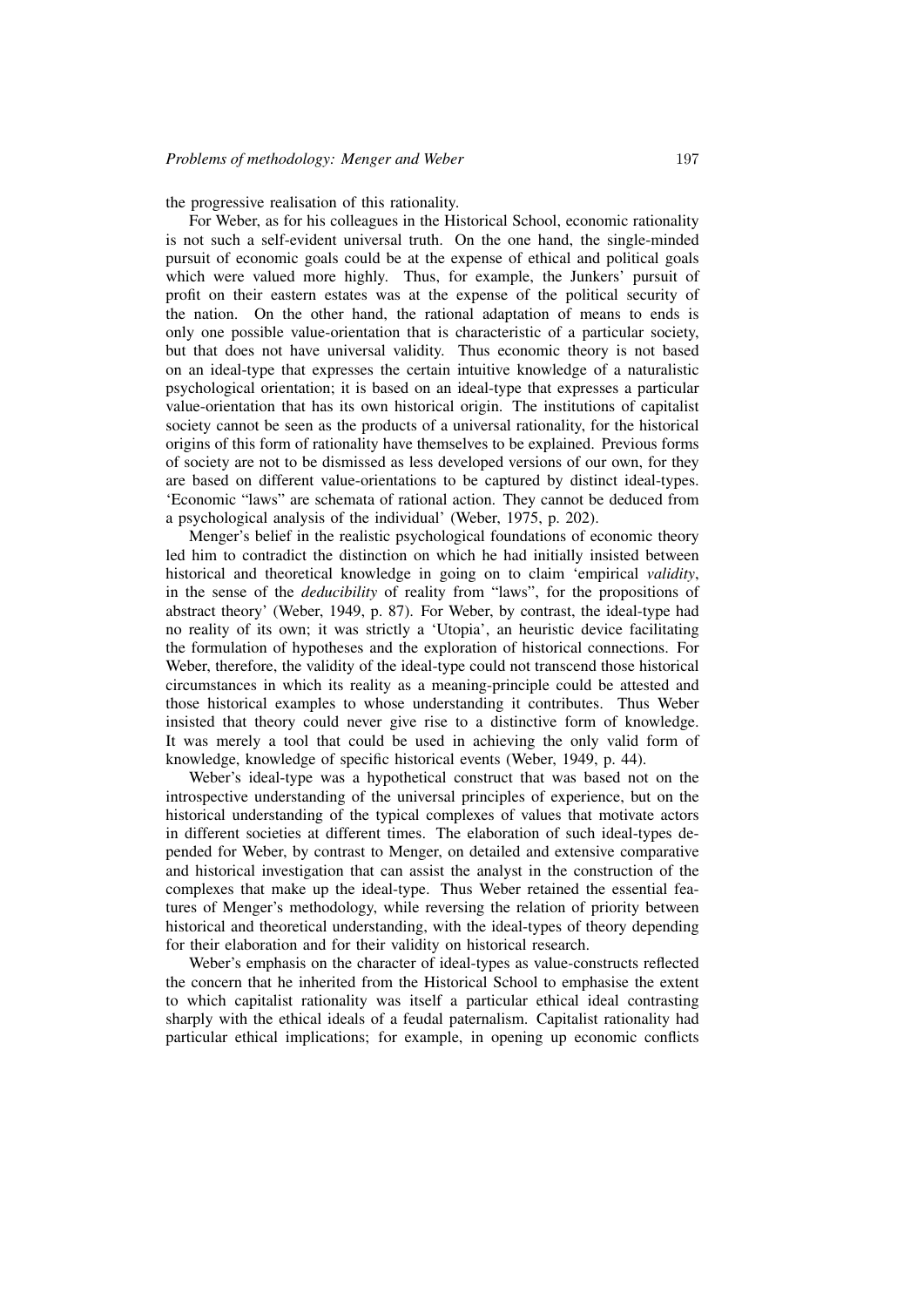the progressive realisation of this rationality.

For Weber, as for his colleagues in the Historical School, economic rationality is not such a self-evident universal truth. On the one hand, the single-minded pursuit of economic goals could be at the expense of ethical and political goals which were valued more highly. Thus, for example, the Junkers' pursuit of profit on their eastern estates was at the expense of the political security of the nation. On the other hand, the rational adaptation of means to ends is only one possible value-orientation that is characteristic of a particular society, but that does not have universal validity. Thus economic theory is not based on an ideal-type that expresses the certain intuitive knowledge of a naturalistic psychological orientation; it is based on an ideal-type that expresses a particular value-orientation that has its own historical origin. The institutions of capitalist society cannot be seen as the products of a universal rationality, for the historical origins of this form of rationality have themselves to be explained. Previous forms of society are not to be dismissed as less developed versions of our own, for they are based on different value-orientations to be captured by distinct ideal-types. 'Economic "laws" are schemata of rational action. They cannot be deduced from a psychological analysis of the individual' (Weber, 1975, p. 202).

Menger's belief in the realistic psychological foundations of economic theory led him to contradict the distinction on which he had initially insisted between historical and theoretical knowledge in going on to claim 'empirical *validity*, in the sense of the *deducibility* of reality from "laws", for the propositions of abstract theory' (Weber, 1949, p. 87). For Weber, by contrast, the ideal-type had no reality of its own; it was strictly a 'Utopia', an heuristic device facilitating the formulation of hypotheses and the exploration of historical connections. For Weber, therefore, the validity of the ideal-type could not transcend those historical circumstances in which its reality as a meaning-principle could be attested and those historical examples to whose understanding it contributes. Thus Weber insisted that theory could never give rise to a distinctive form of knowledge. It was merely a tool that could be used in achieving the only valid form of knowledge, knowledge of specific historical events (Weber, 1949, p. 44).

Weber's ideal-type was a hypothetical construct that was based not on the introspective understanding of the universal principles of experience, but on the historical understanding of the typical complexes of values that motivate actors in different societies at different times. The elaboration of such ideal-types depended for Weber, by contrast to Menger, on detailed and extensive comparative and historical investigation that can assist the analyst in the construction of the complexes that make up the ideal-type. Thus Weber retained the essential features of Menger's methodology, while reversing the relation of priority between historical and theoretical understanding, with the ideal-types of theory depending for their elaboration and for their validity on historical research.

Weber's emphasis on the character of ideal-types as value-constructs reflected the concern that he inherited from the Historical School to emphasise the extent to which capitalist rationality was itself a particular ethical ideal contrasting sharply with the ethical ideals of a feudal paternalism. Capitalist rationality had particular ethical implications; for example, in opening up economic conflicts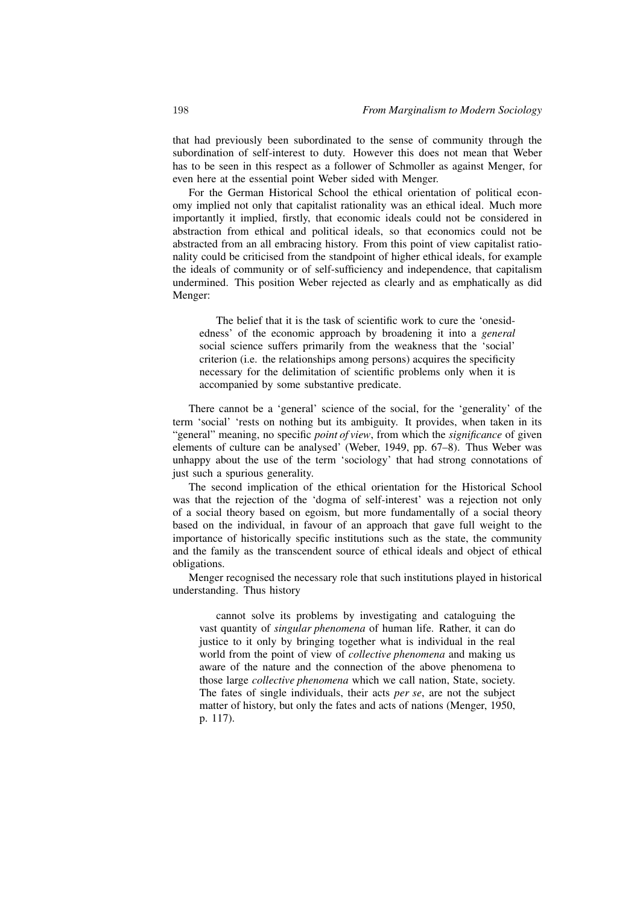that had previously been subordinated to the sense of community through the subordination of self-interest to duty. However this does not mean that Weber has to be seen in this respect as a follower of Schmoller as against Menger, for even here at the essential point Weber sided with Menger.

For the German Historical School the ethical orientation of political economy implied not only that capitalist rationality was an ethical ideal. Much more importantly it implied, firstly, that economic ideals could not be considered in abstraction from ethical and political ideals, so that economics could not be abstracted from an all embracing history. From this point of view capitalist rationality could be criticised from the standpoint of higher ethical ideals, for example the ideals of community or of self-sufficiency and independence, that capitalism undermined. This position Weber rejected as clearly and as emphatically as did Menger:

> The belief that it is the task of scientific work to cure the 'onesidedness' of the economic approach by broadening it into a *general* social science suffers primarily from the weakness that the 'social' criterion (i.e. the relationships among persons) acquires the specificity necessary for the delimitation of scientific problems only when it is accompanied by some substantive predicate.

There cannot be a 'general' science of the social, for the 'generality' of the term 'social' 'rests on nothing but its ambiguity. It provides, when taken in its "general" meaning, no specific *point of view*, from which the *significance* of given elements of culture can be analysed' (Weber, 1949, pp. 67–8). Thus Weber was unhappy about the use of the term 'sociology' that had strong connotations of just such a spurious generality.

The second implication of the ethical orientation for the Historical School was that the rejection of the 'dogma of self-interest' was a rejection not only of a social theory based on egoism, but more fundamentally of a social theory based on the individual, in favour of an approach that gave full weight to the importance of historically specific institutions such as the state, the community and the family as the transcendent source of ethical ideals and object of ethical obligations.

Menger recognised the necessary role that such institutions played in historical understanding. Thus history

> cannot solve its problems by investigating and cataloguing the vast quantity of *singular phenomena* of human life. Rather, it can do justice to it only by bringing together what is individual in the real world from the point of view of *collective phenomena* and making us aware of the nature and the connection of the above phenomena to those large *collective phenomena* which we call nation, State, society. The fates of single individuals, their acts *per se*, are not the subject matter of history, but only the fates and acts of nations (Menger, 1950, p. 117).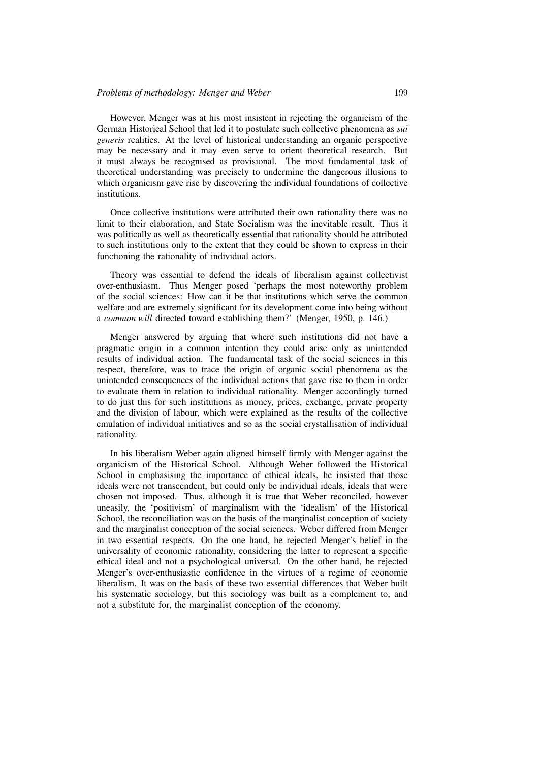However, Menger was at his most insistent in rejecting the organicism of the German Historical School that led it to postulate such collective phenomena as *sui generis* realities. At the level of historical understanding an organic perspective may be necessary and it may even serve to orient theoretical research. But it must always be recognised as provisional. The most fundamental task of theoretical understanding was precisely to undermine the dangerous illusions to which organicism gave rise by discovering the individual foundations of collective institutions.

Once collective institutions were attributed their own rationality there was no limit to their elaboration, and State Socialism was the inevitable result. Thus it was politically as well as theoretically essential that rationality should be attributed to such institutions only to the extent that they could be shown to express in their functioning the rationality of individual actors.

Theory was essential to defend the ideals of liberalism against collectivist over-enthusiasm. Thus Menger posed 'perhaps the most noteworthy problem of the social sciences: How can it be that institutions which serve the common welfare and are extremely significant for its development come into being without a *common will* directed toward establishing them?' (Menger, 1950, p. 146.)

Menger answered by arguing that where such institutions did not have a pragmatic origin in a common intention they could arise only as unintended results of individual action. The fundamental task of the social sciences in this respect, therefore, was to trace the origin of organic social phenomena as the unintended consequences of the individual actions that gave rise to them in order to evaluate them in relation to individual rationality. Menger accordingly turned to do just this for such institutions as money, prices, exchange, private property and the division of labour, which were explained as the results of the collective emulation of individual initiatives and so as the social crystallisation of individual rationality.

In his liberalism Weber again aligned himself firmly with Menger against the organicism of the Historical School. Although Weber followed the Historical School in emphasising the importance of ethical ideals, he insisted that those ideals were not transcendent, but could only be individual ideals, ideals that were chosen not imposed. Thus, although it is true that Weber reconciled, however uneasily, the 'positivism' of marginalism with the 'idealism' of the Historical School, the reconciliation was on the basis of the marginalist conception of society and the marginalist conception of the social sciences. Weber differed from Menger in two essential respects. On the one hand, he rejected Menger's belief in the universality of economic rationality, considering the latter to represent a specific ethical ideal and not a psychological universal. On the other hand, he rejected Menger's over-enthusiastic confidence in the virtues of a regime of economic liberalism. It was on the basis of these two essential differences that Weber built his systematic sociology, but this sociology was built as a complement to, and not a substitute for, the marginalist conception of the economy.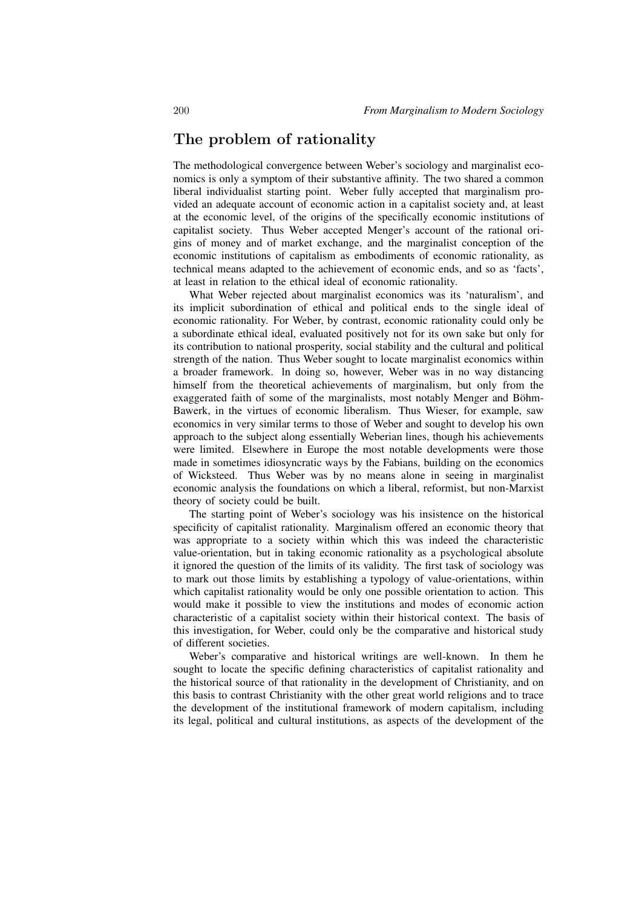## The problem of rationality

The methodological convergence between Weber's sociology and marginalist economics is only a symptom of their substantive affinity. The two shared a common liberal individualist starting point. Weber fully accepted that marginalism provided an adequate account of economic action in a capitalist society and, at least at the economic level, of the origins of the specifically economic institutions of capitalist society. Thus Weber accepted Menger's account of the rational origins of money and of market exchange, and the marginalist conception of the economic institutions of capitalism as embodiments of economic rationality, as technical means adapted to the achievement of economic ends, and so as 'facts', at least in relation to the ethical ideal of economic rationality.

What Weber rejected about marginalist economics was its 'naturalism', and its implicit subordination of ethical and political ends to the single ideal of economic rationality. For Weber, by contrast, economic rationality could only be a subordinate ethical ideal, evaluated positively not for its own sake but only for its contribution to national prosperity, social stability and the cultural and political strength of the nation. Thus Weber sought to locate marginalist economics within a broader framework. In doing so, however, Weber was in no way distancing himself from the theoretical achievements of marginalism, but only from the exaggerated faith of some of the marginalists, most notably Menger and Böhm-Bawerk, in the virtues of economic liberalism. Thus Wieser, for example, saw economics in very similar terms to those of Weber and sought to develop his own approach to the subject along essentially Weberian lines, though his achievements were limited. Elsewhere in Europe the most notable developments were those made in sometimes idiosyncratic ways by the Fabians, building on the economics of Wicksteed. Thus Weber was by no means alone in seeing in marginalist economic analysis the foundations on which a liberal, reformist, but non-Marxist theory of society could be built.

The starting point of Weber's sociology was his insistence on the historical specificity of capitalist rationality. Marginalism offered an economic theory that was appropriate to a society within which this was indeed the characteristic value-orientation, but in taking economic rationality as a psychological absolute it ignored the question of the limits of its validity. The first task of sociology was to mark out those limits by establishing a typology of value-orientations, within which capitalist rationality would be only one possible orientation to action. This would make it possible to view the institutions and modes of economic action characteristic of a capitalist society within their historical context. The basis of this investigation, for Weber, could only be the comparative and historical study of different societies.

Weber's comparative and historical writings are well-known. In them he sought to locate the specific defining characteristics of capitalist rationality and the historical source of that rationality in the development of Christianity, and on this basis to contrast Christianity with the other great world religions and to trace the development of the institutional framework of modern capitalism, including its legal, political and cultural institutions, as aspects of the development of the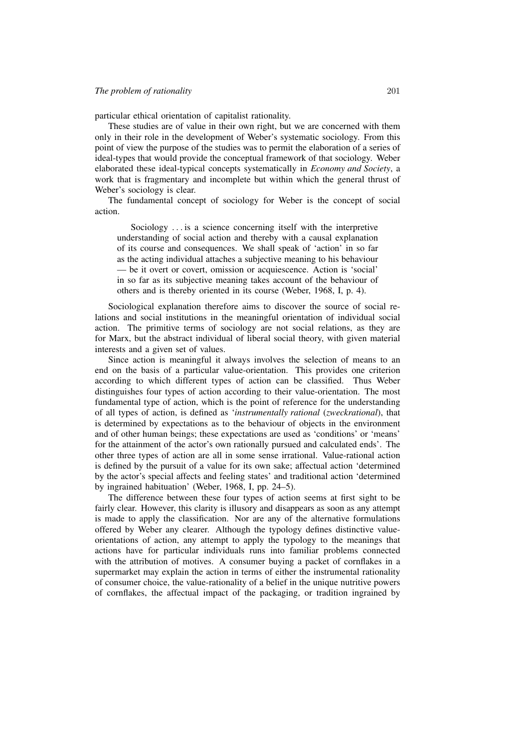particular ethical orientation of capitalist rationality.

These studies are of value in their own right, but we are concerned with them only in their role in the development of Weber's systematic sociology. From this point of view the purpose of the studies was to permit the elaboration of a series of ideal-types that would provide the conceptual framework of that sociology. Weber elaborated these ideal-typical concepts systematically in *Economy and Society*, a work that is fragmentary and incomplete but within which the general thrust of Weber's sociology is clear.

The fundamental concept of sociology for Weber is the concept of social action.

> Sociology . . . is a science concerning itself with the interpretive understanding of social action and thereby with a causal explanation of its course and consequences. We shall speak of 'action' in so far as the acting individual attaches a subjective meaning to his behaviour — be it overt or covert, omission or acquiescence. Action is 'social' in so far as its subjective meaning takes account of the behaviour of others and is thereby oriented in its course (Weber, 1968, I, p. 4).

Sociological explanation therefore aims to discover the source of social relations and social institutions in the meaningful orientation of individual social action. The primitive terms of sociology are not social relations, as they are for Marx, but the abstract individual of liberal social theory, with given material interests and a given set of values.

Since action is meaningful it always involves the selection of means to an end on the basis of a particular value-orientation. This provides one criterion according to which different types of action can be classified. Thus Weber distinguishes four types of action according to their value-orientation. The most fundamental type of action, which is the point of reference for the understanding of all types of action, is defined as '*instrumentally rational* (*zweckrational*), that is determined by expectations as to the behaviour of objects in the environment and of other human beings; these expectations are used as 'conditions' or 'means' for the attainment of the actor's own rationally pursued and calculated ends'. The other three types of action are all in some sense irrational. Value-rational action is defined by the pursuit of a value for its own sake; affectual action 'determined by the actor's special affects and feeling states' and traditional action 'determined by ingrained habituation' (Weber, 1968, I, pp. 24–5).

The difference between these four types of action seems at first sight to be fairly clear. However, this clarity is illusory and disappears as soon as any attempt is made to apply the classification. Nor are any of the alternative formulations offered by Weber any clearer. Although the typology defines distinctive value-orientations of action, any attempt to apply the typology to the meanings that actions have for particular individuals runs into familiar problems connected with the attribution of motives. A consumer buying a packet of cornflakes in a supermarket may explain the action in terms of either the instrumental rationality of consumer choice, the value-rationality of a belief in the unique nutritive powers of cornflakes, the affectual impact of the packaging, or tradition ingrained by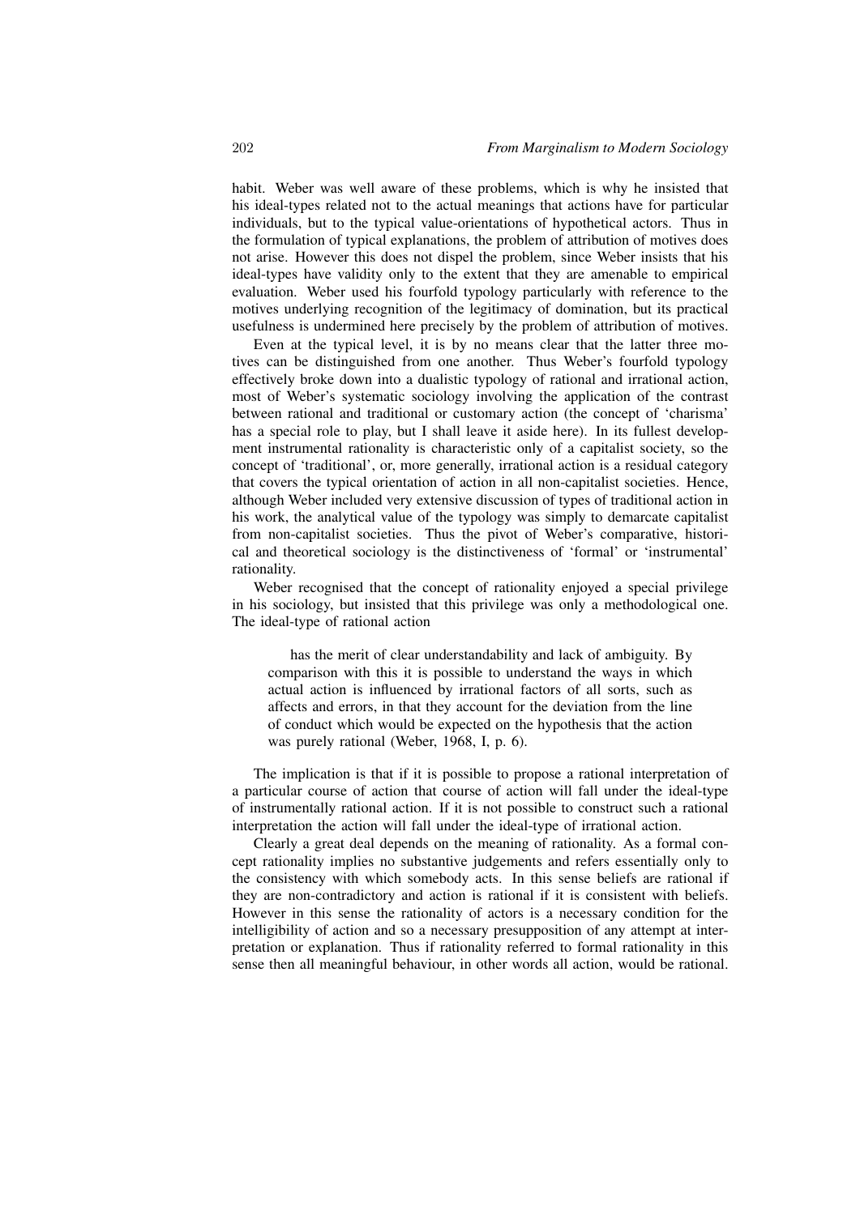habit. Weber was well aware of these problems, which is why he insisted that his ideal-types related not to the actual meanings that actions have for particular individuals, but to the typical value-orientations of hypothetical actors. Thus in the formulation of typical explanations, the problem of attribution of motives does not arise. However this does not dispel the problem, since Weber insists that his ideal-types have validity only to the extent that they are amenable to empirical evaluation. Weber used his fourfold typology particularly with reference to the motives underlying recognition of the legitimacy of domination, but its practical usefulness is undermined here precisely by the problem of attribution of motives.

Even at the typical level, it is by no means clear that the latter three motives can be distinguished from one another. Thus Weber's fourfold typology effectively broke down into a dualistic typology of rational and irrational action, most of Weber's systematic sociology involving the application of the contrast between rational and traditional or customary action (the concept of 'charisma' has a special role to play, but I shall leave it aside here). In its fullest development instrumental rationality is characteristic only of a capitalist society, so the concept of 'traditional', or, more generally, irrational action is a residual category that covers the typical orientation of action in all non-capitalist societies. Hence, although Weber included very extensive discussion of types of traditional action in his work, the analytical value of the typology was simply to demarcate capitalist from non-capitalist societies. Thus the pivot of Weber's comparative, historical and theoretical sociology is the distinctiveness of 'formal' or 'instrumental' rationality.

Weber recognised that the concept of rationality enjoyed a special privilege in his sociology, but insisted that this privilege was only a methodological one. The ideal-type of rational action

> has the merit of clear understandability and lack of ambiguity. By comparison with this it is possible to understand the ways in which actual action is influenced by irrational factors of all sorts, such as affects and errors, in that they account for the deviation from the line of conduct which would be expected on the hypothesis that the action was purely rational (Weber, 1968, I, p. 6).

The implication is that if it is possible to propose a rational interpretation of a particular course of action that course of action will fall under the ideal-type of instrumentally rational action. If it is not possible to construct such a rational interpretation the action will fall under the ideal-type of irrational action.

Clearly a great deal depends on the meaning of rationality. As a formal concept rationality implies no substantive judgements and refers essentially only to the consistency with which somebody acts. In this sense beliefs are rational if they are non-contradictory and action is rational if it is consistent with beliefs. However in this sense the rationality of actors is a necessary condition for the intelligibility of action and so a necessary presupposition of any attempt at interpretation or explanation. Thus if rationality referred to formal rationality in this sense then all meaningful behaviour, in other words all action, would be rational.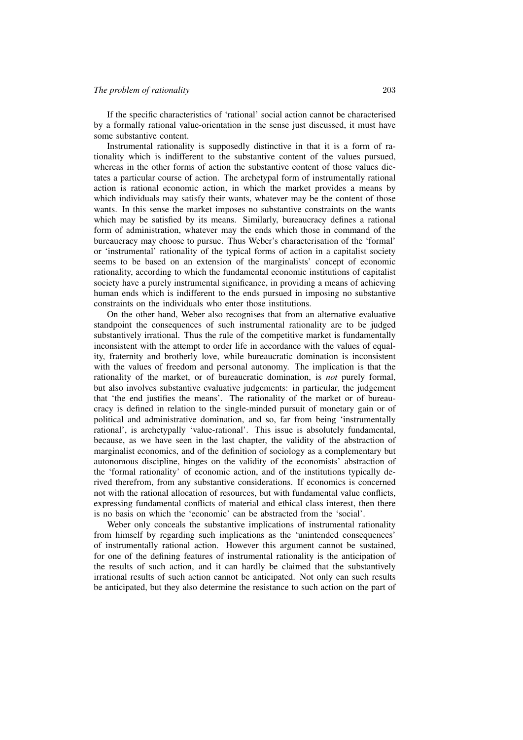If the specific characteristics of 'rational' social action cannot be characterised by a formally rational value-orientation in the sense just discussed, it must have some substantive content.

Instrumental rationality is supposedly distinctive in that it is a form of rationality which is indifferent to the substantive content of the values pursued, whereas in the other forms of action the substantive content of those values dictates a particular course of action. The archetypal form of instrumentally rational action is rational economic action, in which the market provides a means by which individuals may satisfy their wants, whatever may be the content of those wants. In this sense the market imposes no substantive constraints on the wants which may be satisfied by its means. Similarly, bureaucracy defines a rational form of administration, whatever may the ends which those in command of the bureaucracy may choose to pursue. Thus Weber's characterisation of the 'formal' or 'instrumental' rationality of the typical forms of action in a capitalist society seems to be based on an extension of the marginalists' concept of economic rationality, according to which the fundamental economic institutions of capitalist society have a purely instrumental significance, in providing a means of achieving human ends which is indifferent to the ends pursued in imposing no substantive constraints on the individuals who enter those institutions.

On the other hand, Weber also recognises that from an alternative evaluative standpoint the consequences of such instrumental rationality are to be judged substantively irrational. Thus the rule of the competitive market is fundamentally inconsistent with the attempt to order life in accordance with the values of equality, fraternity and brotherly love, while bureaucratic domination is inconsistent with the values of freedom and personal autonomy. The implication is that the rationality of the market, or of bureaucratic domination, is *not* purely formal, but also involves substantive evaluative judgements: in particular, the judgement that 'the end justifies the means'. The rationality of the market or of bureaucracy is defined in relation to the single-minded pursuit of monetary gain or of political and administrative domination, and so, far from being 'instrumentally rational', is archetypally 'value-rational'. This issue is absolutely fundamental, because, as we have seen in the last chapter, the validity of the abstraction of marginalist economics, and of the definition of sociology as a complementary but autonomous discipline, hinges on the validity of the economists' abstraction of the 'formal rationality' of economic action, and of the institutions typically derived therefrom, from any substantive considerations. If economics is concerned not with the rational allocation of resources, but with fundamental value conflicts, expressing fundamental conflicts of material and ethical class interest, then there is no basis on which the 'economic' can be abstracted from the 'social'.

Weber only conceals the substantive implications of instrumental rationality from himself by regarding such implications as the 'unintended consequences' of instrumentally rational action. However this argument cannot be sustained, for one of the defining features of instrumental rationality is the anticipation of the results of such action, and it can hardly be claimed that the substantively irrational results of such action cannot be anticipated. Not only can such results be anticipated, but they also determine the resistance to such action on the part of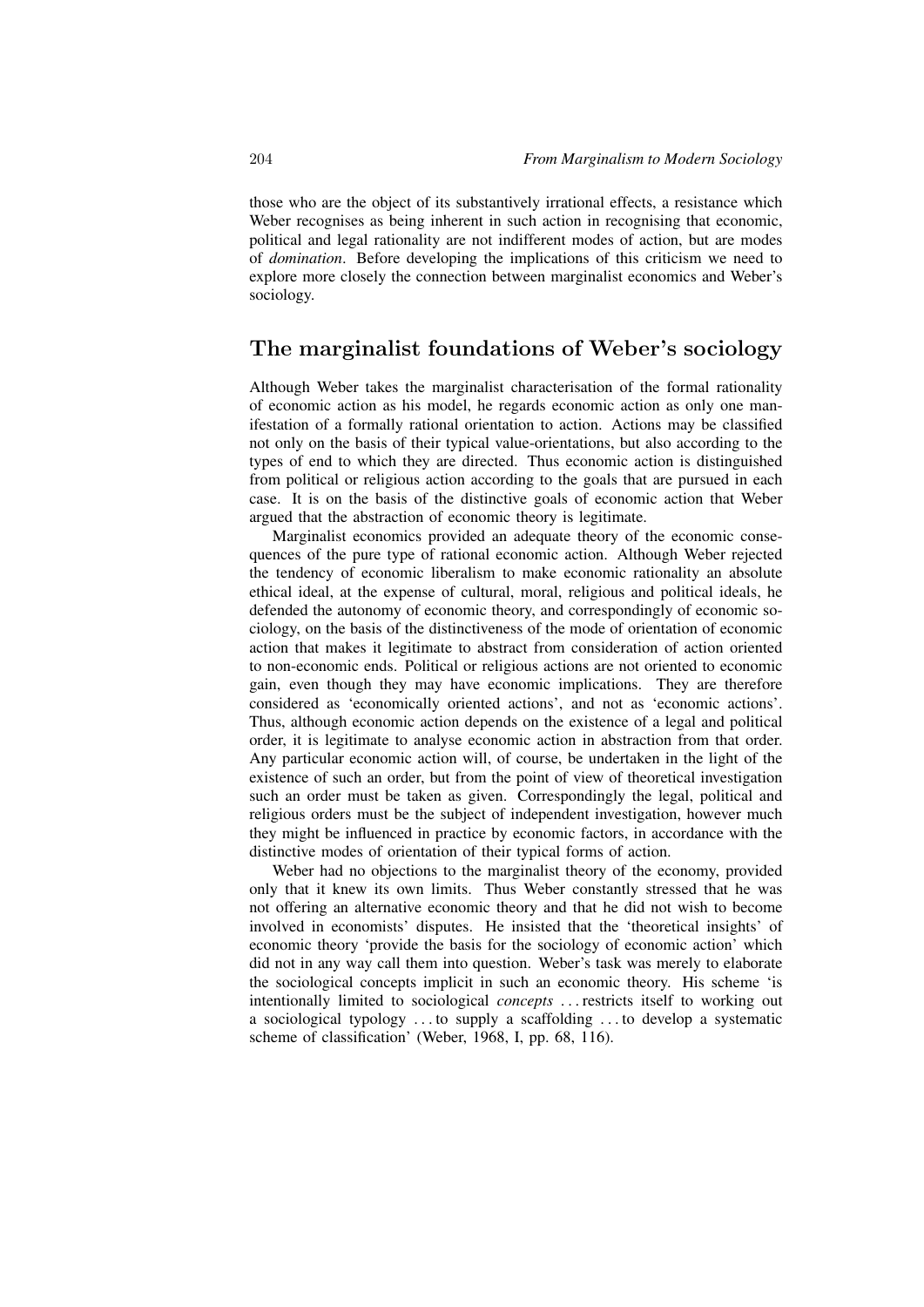those who are the object of its substantively irrational effects, a resistance which Weber recognises as being inherent in such action in recognising that economic, political and legal rationality are not indifferent modes of action, but are modes of *domination*. Before developing the implications of this criticism we need to explore more closely the connection between marginalist economics and Weber's sociology.

## The marginalist foundations of Weber's sociology

Although Weber takes the marginalist characterisation of the formal rationality of economic action as his model, he regards economic action as only one manifestation of a formally rational orientation to action. Actions may be classified not only on the basis of their typical value-orientations, but also according to the types of end to which they are directed. Thus economic action is distinguished from political or religious action according to the goals that are pursued in each case. It is on the basis of the distinctive goals of economic action that Weber argued that the abstraction of economic theory is legitimate.

Marginalist economics provided an adequate theory of the economic consequences of the pure type of rational economic action. Although Weber rejected the tendency of economic liberalism to make economic rationality an absolute ethical ideal, at the expense of cultural, moral, religious and political ideals, he defended the autonomy of economic theory, and correspondingly of economic sociology, on the basis of the distinctiveness of the mode of orientation of economic action that makes it legitimate to abstract from consideration of action oriented to non-economic ends. Political or religious actions are not oriented to economic gain, even though they may have economic implications. They are therefore considered as 'economically oriented actions', and not as 'economic actions'. Thus, although economic action depends on the existence of a legal and political order, it is legitimate to analyse economic action in abstraction from that order. Any particular economic action will, of course, be undertaken in the light of the existence of such an order, but from the point of view of theoretical investigation such an order must be taken as given. Correspondingly the legal, political and religious orders must be the subject of independent investigation, however much they might be influenced in practice by economic factors, in accordance with the distinctive modes of orientation of their typical forms of action.

Weber had no objections to the marginalist theory of the economy, provided only that it knew its own limits. Thus Weber constantly stressed that he was not offering an alternative economic theory and that he did not wish to become involved in economists' disputes. He insisted that the 'theoretical insights' of economic theory 'provide the basis for the sociology of economic action' which did not in any way call them into question. Weber's task was merely to elaborate the sociological concepts implicit in such an economic theory. His scheme 'is intentionally limited to sociological *concepts* . . . restricts itself to working out a sociological typology . . . to supply a scaffolding . . . to develop a systematic scheme of classification' (Weber, 1968, I, pp. 68, 116).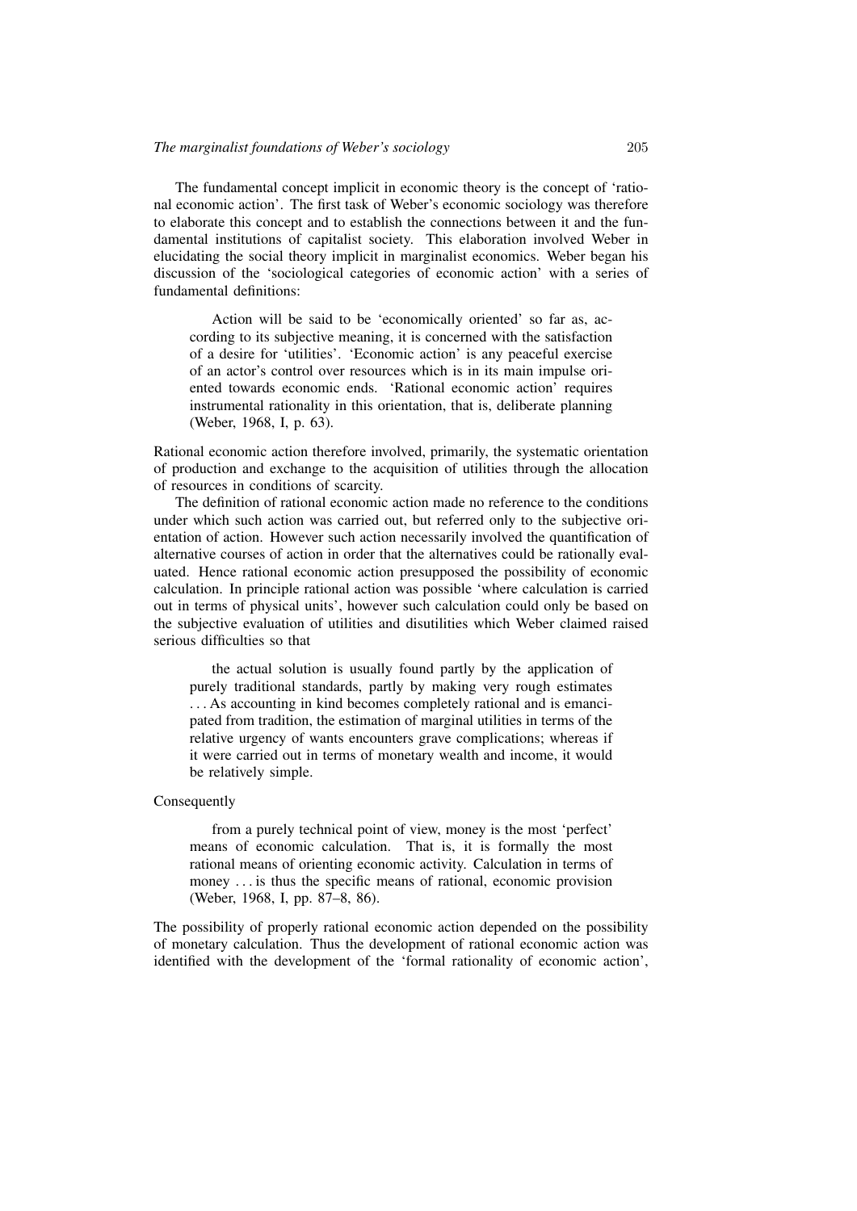The fundamental concept implicit in economic theory is the concept of 'rational economic action'. The first task of Weber's economic sociology was therefore to elaborate this concept and to establish the connections between it and the fundamental institutions of capitalist society. This elaboration involved Weber in elucidating the social theory implicit in marginalist economics. Weber began his discussion of the 'sociological categories of economic action' with a series of fundamental definitions:

> Action will be said to be 'economically oriented' so far as, according to its subjective meaning, it is concerned with the satisfaction of a desire for 'utilities'. 'Economic action' is any peaceful exercise of an actor's control over resources which is in its main impulse oriented towards economic ends. 'Rational economic action' requires instrumental rationality in this orientation, that is, deliberate planning (Weber, 1968, I, p. 63).

Rational economic action therefore involved, primarily, the systematic orientation of production and exchange to the acquisition of utilities through the allocation of resources in conditions of scarcity.

The definition of rational economic action made no reference to the conditions under which such action was carried out, but referred only to the subjective orientation of action. However such action necessarily involved the quantification of alternative courses of action in order that the alternatives could be rationally evaluated. Hence rational economic action presupposed the possibility of economic calculation. In principle rational action was possible 'where calculation is carried out in terms of physical units', however such calculation could only be based on the subjective evaluation of utilities and disutilities which Weber claimed raised serious difficulties so that

> the actual solution is usually found partly by the application of purely traditional standards, partly by making very rough estimates . . . As accounting in kind becomes completely rational and is emancipated from tradition, the estimation of marginal utilities in terms of the relative urgency of wants encounters grave complications; whereas if it were carried out in terms of monetary wealth and income, it would be relatively simple.

Consequently

> from a purely technical point of view, money is the most 'perfect' means of economic calculation. That is, it is formally the most rational means of orienting economic activity. Calculation in terms of money . . . is thus the specific means of rational, economic provision (Weber, 1968, I, pp. 87–8, 86).

The possibility of properly rational economic action depended on the possibility of monetary calculation. Thus the development of rational economic action was identified with the development of the 'formal rationality of economic action',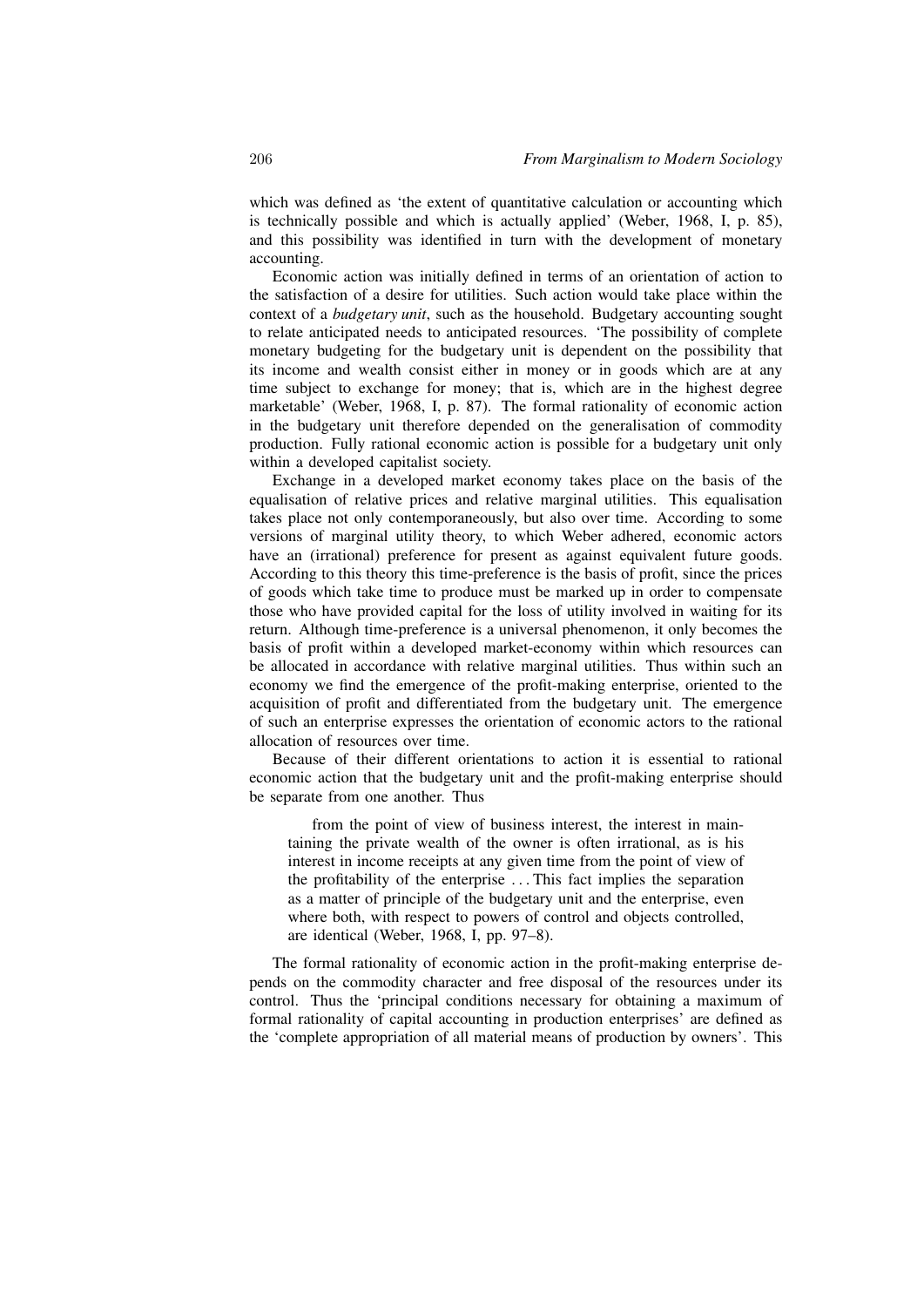which was defined as 'the extent of quantitative calculation or accounting which is technically possible and which is actually applied' (Weber, 1968, I, p. 85), and this possibility was identified in turn with the development of monetary accounting.

Economic action was initially defined in terms of an orientation of action to the satisfaction of a desire for utilities. Such action would take place within the context of a *budgetary unit*, such as the household. Budgetary accounting sought to relate anticipated needs to anticipated resources. 'The possibility of complete monetary budgeting for the budgetary unit is dependent on the possibility that its income and wealth consist either in money or in goods which are at any time subject to exchange for money; that is, which are in the highest degree marketable' (Weber, 1968, I, p. 87). The formal rationality of economic action in the budgetary unit therefore depended on the generalisation of commodity production. Fully rational economic action is possible for a budgetary unit only within a developed capitalist society.

Exchange in a developed market economy takes place on the basis of the equalisation of relative prices and relative marginal utilities. This equalisation takes place not only contemporaneously, but also over time. According to some versions of marginal utility theory, to which Weber adhered, economic actors have an (irrational) preference for present as against equivalent future goods. According to this theory this time-preference is the basis of profit, since the prices of goods which take time to produce must be marked up in order to compensate those who have provided capital for the loss of utility involved in waiting for its return. Although time-preference is a universal phenomenon, it only becomes the basis of profit within a developed market-economy within which resources can be allocated in accordance with relative marginal utilities. Thus within such an economy we find the emergence of the profit-making enterprise, oriented to the acquisition of profit and differentiated from the budgetary unit. The emergence of such an enterprise expresses the orientation of economic actors to the rational allocation of resources over time.

Because of their different orientations to action it is essential to rational economic action that the budgetary unit and the profit-making enterprise should be separate from one another. Thus

> from the point of view of business interest, the interest in maintaining the private wealth of the owner is often irrational, as is his interest in income receipts at any given time from the point of view of the profitability of the enterprise . . . This fact implies the separation as a matter of principle of the budgetary unit and the enterprise, even where both, with respect to powers of control and objects controlled, are identical (Weber, 1968, I, pp. 97–8).

The formal rationality of economic action in the profit-making enterprise depends on the commodity character and free disposal of the resources under its control. Thus the 'principal conditions necessary for obtaining a maximum of formal rationality of capital accounting in production enterprises' are defined as the 'complete appropriation of all material means of production by owners'. This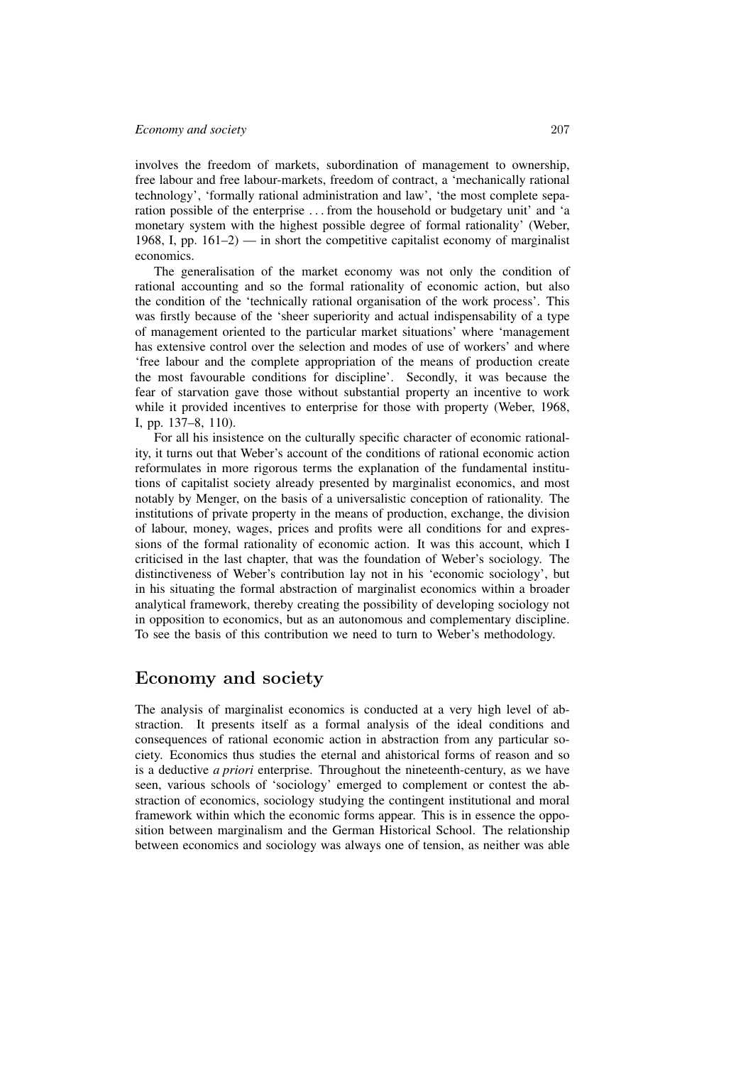involves the freedom of markets, subordination of management to ownership, free labour and free labour-markets, freedom of contract, a 'mechanically rational technology', 'formally rational administration and law', 'the most complete separation possible of the enterprise . . . from the household or budgetary unit' and 'a monetary system with the highest possible degree of formal rationality' (Weber, 1968, I, pp. 161–2) — in short the competitive capitalist economy of marginalist economics.

The generalisation of the market economy was not only the condition of rational accounting and so the formal rationality of economic action, but also the condition of the 'technically rational organisation of the work process'. This was firstly because of the 'sheer superiority and actual indispensability of a type of management oriented to the particular market situations' where 'management has extensive control over the selection and modes of use of workers' and where 'free labour and the complete appropriation of the means of production create the most favourable conditions for discipline'. Secondly, it was because the fear of starvation gave those without substantial property an incentive to work while it provided incentives to enterprise for those with property (Weber, 1968, I, pp. 137–8, 110).

For all his insistence on the culturally specific character of economic rationality, it turns out that Weber's account of the conditions of rational economic action reformulates in more rigorous terms the explanation of the fundamental institutions of capitalist society already presented by marginalist economics, and most notably by Menger, on the basis of a universalistic conception of rationality. The institutions of private property in the means of production, exchange, the division of labour, money, wages, prices and profits were all conditions for and expressions of the formal rationality of economic action. It was this account, which I criticised in the last chapter, that was the foundation of Weber's sociology. The distinctiveness of Weber's contribution lay not in his 'economic sociology', but in his situating the formal abstraction of marginalist economics within a broader analytical framework, thereby creating the possibility of developing sociology not in opposition to economics, but as an autonomous and complementary discipline. To see the basis of this contribution we need to turn to Weber's methodology.

## Economy and society

The analysis of marginalist economics is conducted at a very high level of abstraction. It presents itself as a formal analysis of the ideal conditions and consequences of rational economic action in abstraction from any particular society. Economics thus studies the eternal and ahistorical forms of reason and so is a deductive *a priori* enterprise. Throughout the nineteenth-century, as we have seen, various schools of 'sociology' emerged to complement or contest the abstraction of economics, sociology studying the contingent institutional and moral framework within which the economic forms appear. This is in essence the opposition between marginalism and the German Historical School. The relationship between economics and sociology was always one of tension, as neither was able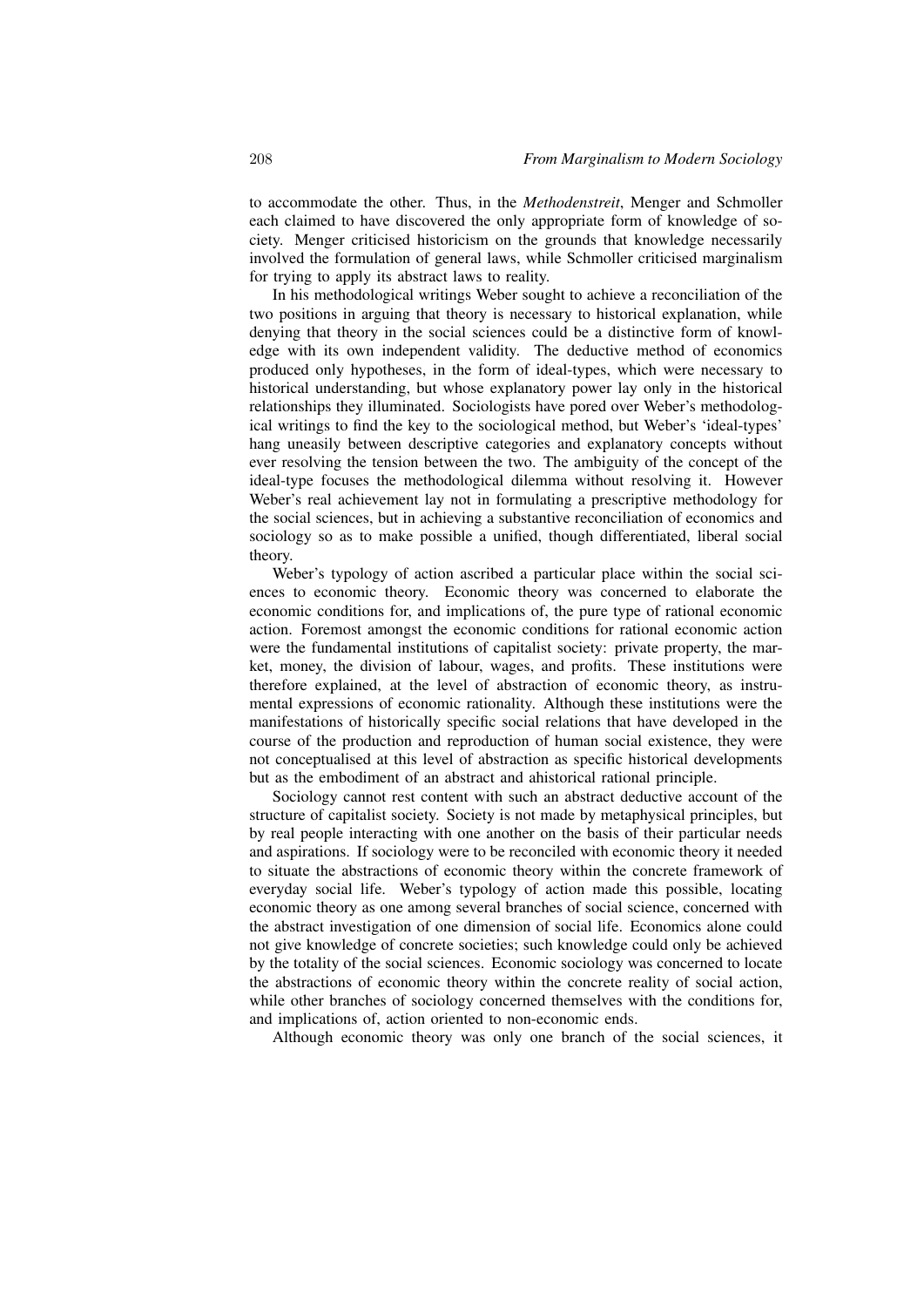to accommodate the other. Thus, in the *Methodenstreit*, Menger and Schmoller each claimed to have discovered the only appropriate form of knowledge of society. Menger criticised historicism on the grounds that knowledge necessarily involved the formulation of general laws, while Schmoller criticised marginalism for trying to apply its abstract laws to reality.

In his methodological writings Weber sought to achieve a reconciliation of the two positions in arguing that theory is necessary to historical explanation, while denying that theory in the social sciences could be a distinctive form of knowledge with its own independent validity. The deductive method of economics produced only hypotheses, in the form of ideal-types, which were necessary to historical understanding, but whose explanatory power lay only in the historical relationships they illuminated. Sociologists have pored over Weber's methodological writings to find the key to the sociological method, but Weber's 'ideal-types' hang uneasily between descriptive categories and explanatory concepts without ever resolving the tension between the two. The ambiguity of the concept of the ideal-type focuses the methodological dilemma without resolving it. However Weber's real achievement lay not in formulating a prescriptive methodology for the social sciences, but in achieving a substantive reconciliation of economics and sociology so as to make possible a unified, though differentiated, liberal social theory.

Weber's typology of action ascribed a particular place within the social sciences to economic theory. Economic theory was concerned to elaborate the economic conditions for, and implications of, the pure type of rational economic action. Foremost amongst the economic conditions for rational economic action were the fundamental institutions of capitalist society: private property, the market, money, the division of labour, wages, and profits. These institutions were therefore explained, at the level of abstraction of economic theory, as instrumental expressions of economic rationality. Although these institutions were the manifestations of historically specific social relations that have developed in the course of the production and reproduction of human social existence, they were not conceptualised at this level of abstraction as specific historical developments but as the embodiment of an abstract and ahistorical rational principle.

Sociology cannot rest content with such an abstract deductive account of the structure of capitalist society. Society is not made by metaphysical principles, but by real people interacting with one another on the basis of their particular needs and aspirations. If sociology were to be reconciled with economic theory it needed to situate the abstractions of economic theory within the concrete framework of everyday social life. Weber's typology of action made this possible, locating economic theory as one among several branches of social science, concerned with the abstract investigation of one dimension of social life. Economics alone could not give knowledge of concrete societies; such knowledge could only be achieved by the totality of the social sciences. Economic sociology was concerned to locate the abstractions of economic theory within the concrete reality of social action, while other branches of sociology concerned themselves with the conditions for, and implications of, action oriented to non-economic ends.

Although economic theory was only one branch of the social sciences, it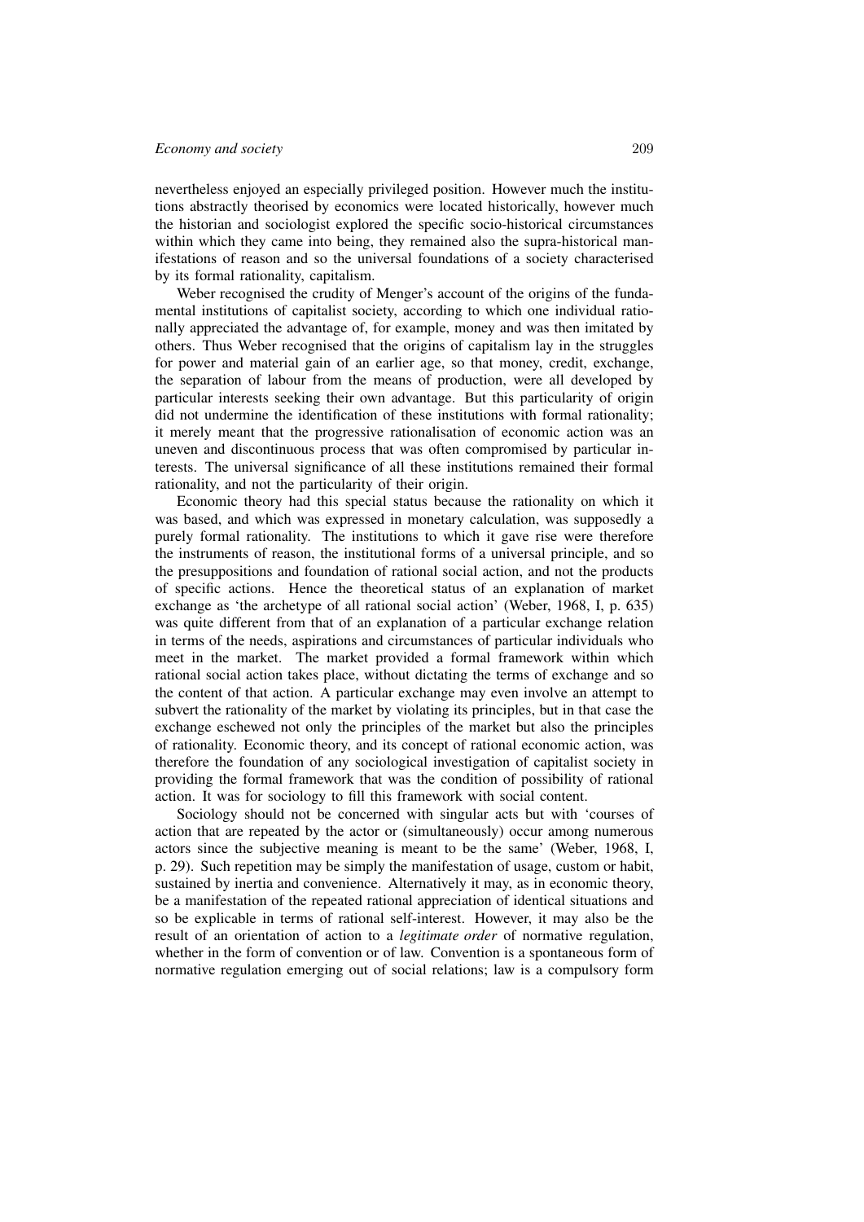nevertheless enjoyed an especially privileged position. However much the institutions abstractly theorised by economics were located historically, however much the historian and sociologist explored the specific socio-historical circumstances within which they came into being, they remained also the supra-historical manifestations of reason and so the universal foundations of a society characterised by its formal rationality, capitalism.

Weber recognised the crudity of Menger's account of the origins of the fundamental institutions of capitalist society, according to which one individual rationally appreciated the advantage of, for example, money and was then imitated by others. Thus Weber recognised that the origins of capitalism lay in the struggles for power and material gain of an earlier age, so that money, credit, exchange, the separation of labour from the means of production, were all developed by particular interests seeking their own advantage. But this particularity of origin did not undermine the identification of these institutions with formal rationality; it merely meant that the progressive rationalisation of economic action was an uneven and discontinuous process that was often compromised by particular interests. The universal significance of all these institutions remained their formal rationality, and not the particularity of their origin.

Economic theory had this special status because the rationality on which it was based, and which was expressed in monetary calculation, was supposedly a purely formal rationality. The institutions to which it gave rise were therefore the instruments of reason, the institutional forms of a universal principle, and so the presuppositions and foundation of rational social action, and not the products of specific actions. Hence the theoretical status of an explanation of market exchange as 'the archetype of all rational social action' (Weber, 1968, I, p. 635) was quite different from that of an explanation of a particular exchange relation in terms of the needs, aspirations and circumstances of particular individuals who meet in the market. The market provided a formal framework within which rational social action takes place, without dictating the terms of exchange and so the content of that action. A particular exchange may even involve an attempt to subvert the rationality of the market by violating its principles, but in that case the exchange eschewed not only the principles of the market but also the principles of rationality. Economic theory, and its concept of rational economic action, was therefore the foundation of any sociological investigation of capitalist society in providing the formal framework that was the condition of possibility of rational action. It was for sociology to fill this framework with social content.

Sociology should not be concerned with singular acts but with 'courses of action that are repeated by the actor or (simultaneously) occur among numerous actors since the subjective meaning is meant to be the same' (Weber, 1968, I, p. 29). Such repetition may be simply the manifestation of usage, custom or habit, sustained by inertia and convenience. Alternatively it may, as in economic theory, be a manifestation of the repeated rational appreciation of identical situations and so be explicable in terms of rational self-interest. However, it may also be the result of an orientation of action to a *legitimate order* of normative regulation, whether in the form of convention or of law. Convention is a spontaneous form of normative regulation emerging out of social relations; law is a compulsory form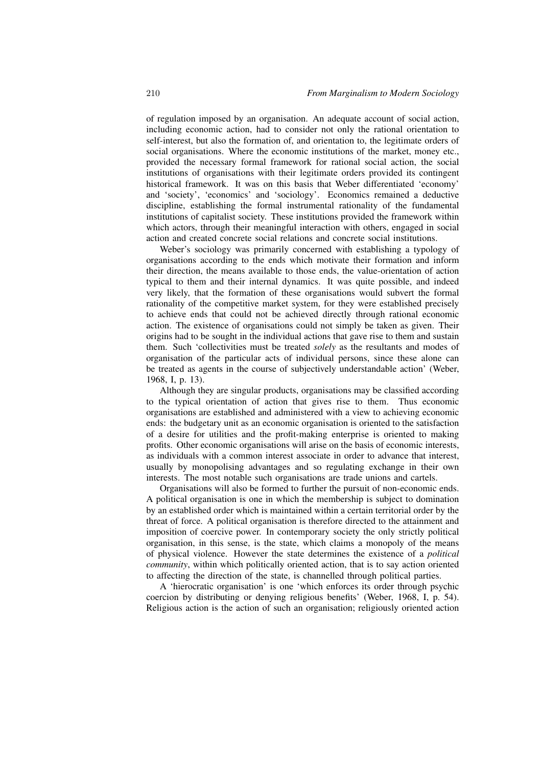of regulation imposed by an organisation. An adequate account of social action, including economic action, had to consider not only the rational orientation to self-interest, but also the formation of, and orientation to, the legitimate orders of social organisations. Where the economic institutions of the market, money etc., provided the necessary formal framework for rational social action, the social institutions of organisations with their legitimate orders provided its contingent historical framework. It was on this basis that Weber differentiated 'economy' and 'society', 'economics' and 'sociology'. Economics remained a deductive discipline, establishing the formal instrumental rationality of the fundamental institutions of capitalist society. These institutions provided the framework within which actors, through their meaningful interaction with others, engaged in social action and created concrete social relations and concrete social institutions.

Weber's sociology was primarily concerned with establishing a typology of organisations according to the ends which motivate their formation and inform their direction, the means available to those ends, the value-orientation of action typical to them and their internal dynamics. It was quite possible, and indeed very likely, that the formation of these organisations would subvert the formal rationality of the competitive market system, for they were established precisely to achieve ends that could not be achieved directly through rational economic action. The existence of organisations could not simply be taken as given. Their origins had to be sought in the individual actions that gave rise to them and sustain them. Such 'collectivities must be treated *solely* as the resultants and modes of organisation of the particular acts of individual persons, since these alone can be treated as agents in the course of subjectively understandable action' (Weber, 1968, I, p. 13).

Although they are singular products, organisations may be classified according to the typical orientation of action that gives rise to them. Thus economic organisations are established and administered with a view to achieving economic ends: the budgetary unit as an economic organisation is oriented to the satisfaction of a desire for utilities and the profit-making enterprise is oriented to making profits. Other economic organisations will arise on the basis of economic interests, as individuals with a common interest associate in order to advance that interest, usually by monopolising advantages and so regulating exchange in their own interests. The most notable such organisations are trade unions and cartels.

Organisations will also be formed to further the pursuit of non-economic ends. A political organisation is one in which the membership is subject to domination by an established order which is maintained within a certain territorial order by the threat of force. A political organisation is therefore directed to the attainment and imposition of coercive power. In contemporary society the only strictly political organisation, in this sense, is the state, which claims a monopoly of the means of physical violence. However the state determines the existence of a *political community*, within which politically oriented action, that is to say action oriented to affecting the direction of the state, is channelled through political parties.

A 'hierocratic organisation' is one 'which enforces its order through psychic coercion by distributing or denying religious benefits' (Weber, 1968, I, p. 54). Religious action is the action of such an organisation; religiously oriented action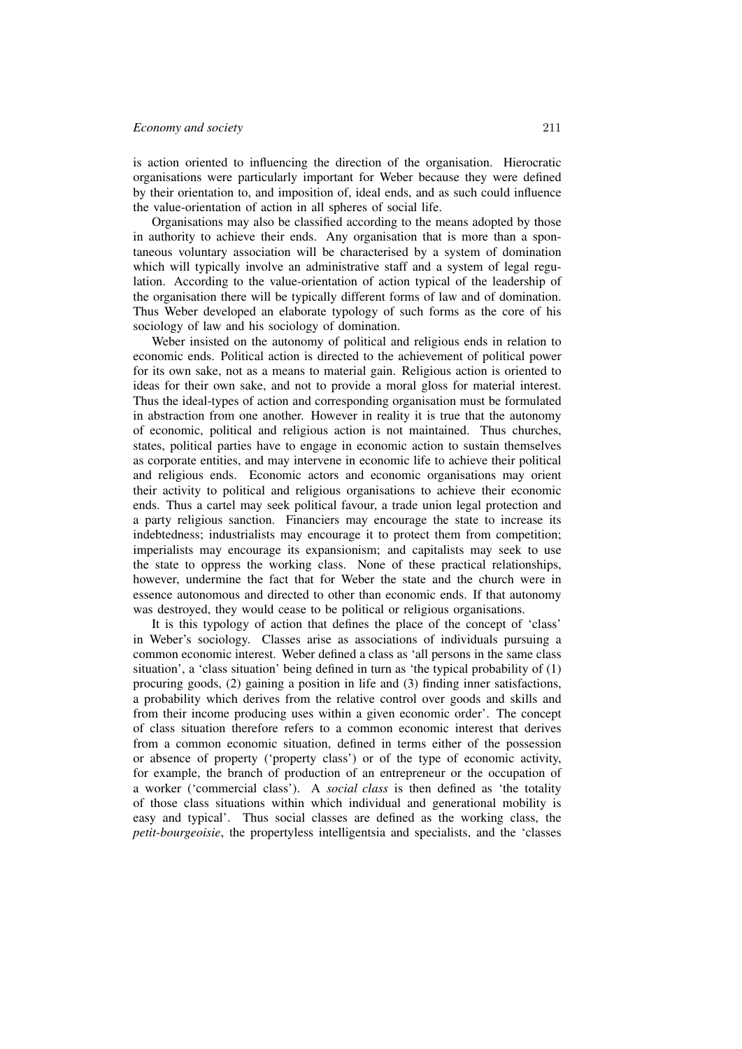is action oriented to influencing the direction of the organisation. Hierocratic organisations were particularly important for Weber because they were defined by their orientation to, and imposition of, ideal ends, and as such could influence the value-orientation of action in all spheres of social life.

Organisations may also be classified according to the means adopted by those in authority to achieve their ends. Any organisation that is more than a spontaneous voluntary association will be characterised by a system of domination which will typically involve an administrative staff and a system of legal regulation. According to the value-orientation of action typical of the leadership of the organisation there will be typically different forms of law and of domination. Thus Weber developed an elaborate typology of such forms as the core of his sociology of law and his sociology of domination.

Weber insisted on the autonomy of political and religious ends in relation to economic ends. Political action is directed to the achievement of political power for its own sake, not as a means to material gain. Religious action is oriented to ideas for their own sake, and not to provide a moral gloss for material interest. Thus the ideal-types of action and corresponding organisation must be formulated in abstraction from one another. However in reality it is true that the autonomy of economic, political and religious action is not maintained. Thus churches, states, political parties have to engage in economic action to sustain themselves as corporate entities, and may intervene in economic life to achieve their political and religious ends. Economic actors and economic organisations may orient their activity to political and religious organisations to achieve their economic ends. Thus a cartel may seek political favour, a trade union legal protection and a party religious sanction. Financiers may encourage the state to increase its indebtedness; industrialists may encourage it to protect them from competition; imperialists may encourage its expansionism; and capitalists may seek to use the state to oppress the working class. None of these practical relationships, however, undermine the fact that for Weber the state and the church were in essence autonomous and directed to other than economic ends. If that autonomy was destroyed, they would cease to be political or religious organisations.

It is this typology of action that defines the place of the concept of 'class' in Weber's sociology. Classes arise as associations of individuals pursuing a common economic interest. Weber defined a class as 'all persons in the same class situation', a 'class situation' being defined in turn as 'the typical probability of (1) procuring goods, (2) gaining a position in life and (3) finding inner satisfactions, a probability which derives from the relative control over goods and skills and from their income producing uses within a given economic order'. The concept of class situation therefore refers to a common economic interest that derives from a common economic situation, defined in terms either of the possession or absence of property ('property class') or of the type of economic activity, for example, the branch of production of an entrepreneur or the occupation of a worker ('commercial class'). A *social class* is then defined as 'the totality of those class situations within which individual and generational mobility is easy and typical'. Thus social classes are defined as the working class, the *petit-bourgeoisie*, the propertyless intelligentsia and specialists, and the 'classes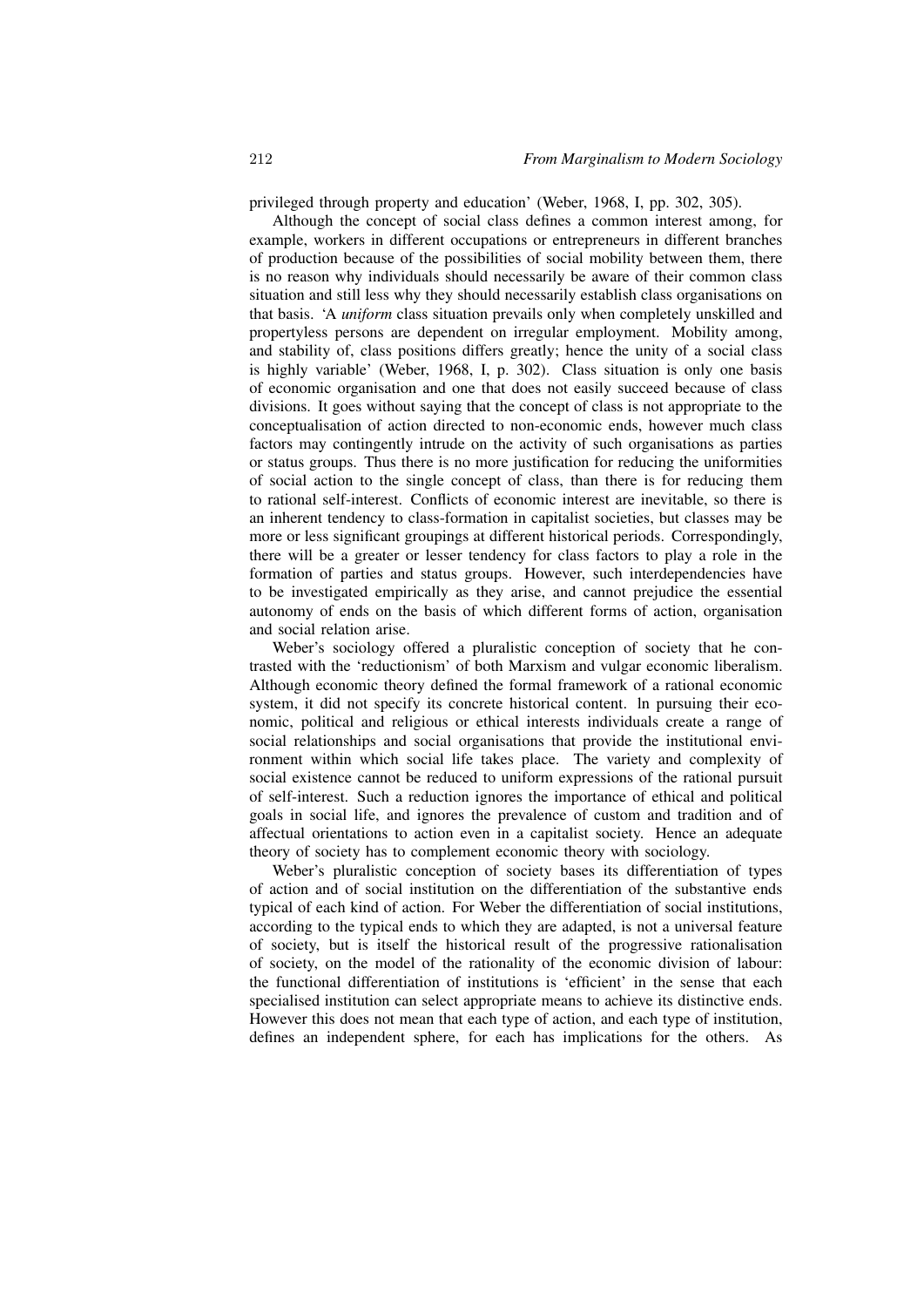privileged through property and education' (Weber, 1968, I, pp. 302, 305).

Although the concept of social class defines a common interest among, for example, workers in different occupations or entrepreneurs in different branches of production because of the possibilities of social mobility between them, there is no reason why individuals should necessarily be aware of their common class situation and still less why they should necessarily establish class organisations on that basis. 'A *uniform* class situation prevails only when completely unskilled and propertyless persons are dependent on irregular employment. Mobility among, and stability of, class positions differs greatly; hence the unity of a social class is highly variable' (Weber, 1968, I, p. 302). Class situation is only one basis of economic organisation and one that does not easily succeed because of class divisions. It goes without saying that the concept of class is not appropriate to the conceptualisation of action directed to non-economic ends, however much class factors may contingently intrude on the activity of such organisations as parties or status groups. Thus there is no more justification for reducing the uniformities of social action to the single concept of class, than there is for reducing them to rational self-interest. Conflicts of economic interest are inevitable, so there is an inherent tendency to class-formation in capitalist societies, but classes may be more or less significant groupings at different historical periods. Correspondingly, there will be a greater or lesser tendency for class factors to play a role in the formation of parties and status groups. However, such interdependencies have to be investigated empirically as they arise, and cannot prejudice the essential autonomy of ends on the basis of which different forms of action, organisation and social relation arise.

Weber's sociology offered a pluralistic conception of society that he contrasted with the 'reductionism' of both Marxism and vulgar economic liberalism. Although economic theory defined the formal framework of a rational economic system, it did not specify its concrete historical content. ln pursuing their economic, political and religious or ethical interests individuals create a range of social relationships and social organisations that provide the institutional environment within which social life takes place. The variety and complexity of social existence cannot be reduced to uniform expressions of the rational pursuit of self-interest. Such a reduction ignores the importance of ethical and political goals in social life, and ignores the prevalence of custom and tradition and of affectual orientations to action even in a capitalist society. Hence an adequate theory of society has to complement economic theory with sociology.

Weber's pluralistic conception of society bases its differentiation of types of action and of social institution on the differentiation of the substantive ends typical of each kind of action. For Weber the differentiation of social institutions, according to the typical ends to which they are adapted, is not a universal feature of society, but is itself the historical result of the progressive rationalisation of society, on the model of the rationality of the economic division of labour: the functional differentiation of institutions is 'efficient' in the sense that each specialised institution can select appropriate means to achieve its distinctive ends. However this does not mean that each type of action, and each type of institution, defines an independent sphere, for each has implications for the others. As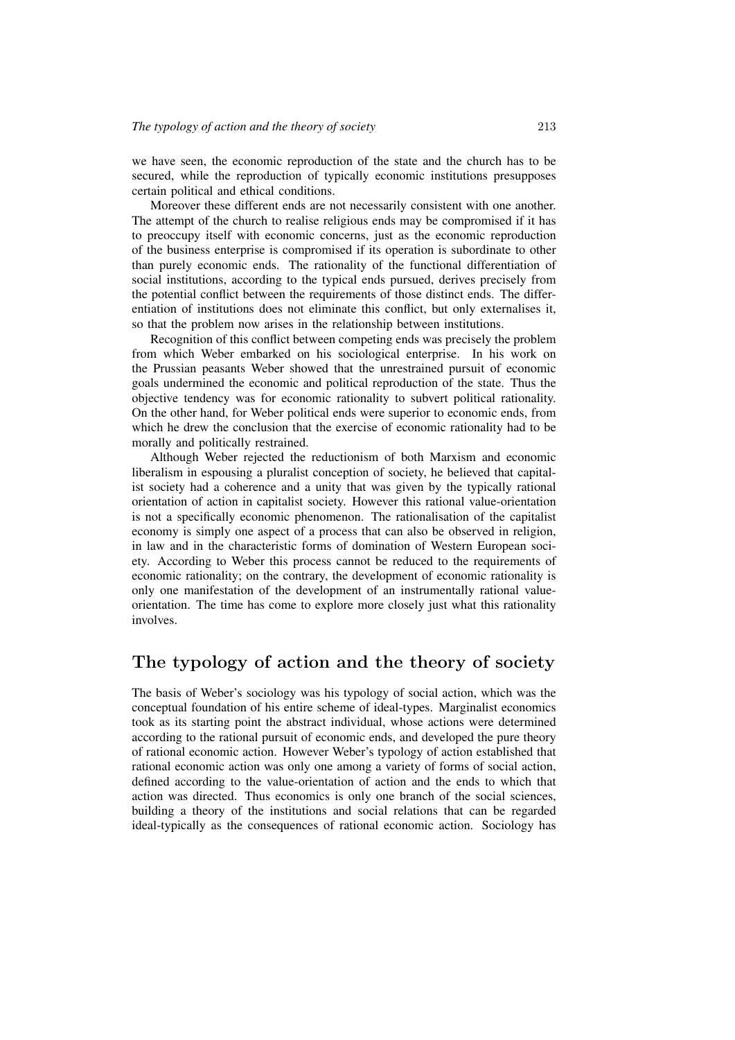we have seen, the economic reproduction of the state and the church has to be secured, while the reproduction of typically economic institutions presupposes certain political and ethical conditions.

Moreover these different ends are not necessarily consistent with one another. The attempt of the church to realise religious ends may be compromised if it has to preoccupy itself with economic concerns, just as the economic reproduction of the business enterprise is compromised if its operation is subordinate to other than purely economic ends. The rationality of the functional differentiation of social institutions, according to the typical ends pursued, derives precisely from the potential conflict between the requirements of those distinct ends. The differentiation of institutions does not eliminate this conflict, but only externalises it, so that the problem now arises in the relationship between institutions.

Recognition of this conflict between competing ends was precisely the problem from which Weber embarked on his sociological enterprise. In his work on the Prussian peasants Weber showed that the unrestrained pursuit of economic goals undermined the economic and political reproduction of the state. Thus the objective tendency was for economic rationality to subvert political rationality. On the other hand, for Weber political ends were superior to economic ends, from which he drew the conclusion that the exercise of economic rationality had to be morally and politically restrained.

Although Weber rejected the reductionism of both Marxism and economic liberalism in espousing a pluralist conception of society, he believed that capitalist society had a coherence and a unity that was given by the typically rational orientation of action in capitalist society. However this rational value-orientation is not a specifically economic phenomenon. The rationalisation of the capitalist economy is simply one aspect of a process that can also be observed in religion, in law and in the characteristic forms of domination of Western European society. According to Weber this process cannot be reduced to the requirements of economic rationality; on the contrary, the development of economic rationality is only one manifestation of the development of an instrumentally rational value-orientation. The time has come to explore more closely just what this rationality involves.

## The typology of action and the theory of society

The basis of Weber's sociology was his typology of social action, which was the conceptual foundation of his entire scheme of ideal-types. Marginalist economics took as its starting point the abstract individual, whose actions were determined according to the rational pursuit of economic ends, and developed the pure theory of rational economic action. However Weber's typology of action established that rational economic action was only one among a variety of forms of social action, defined according to the value-orientation of action and the ends to which that action was directed. Thus economics is only one branch of the social sciences, building a theory of the institutions and social relations that can be regarded ideal-typically as the consequences of rational economic action. Sociology has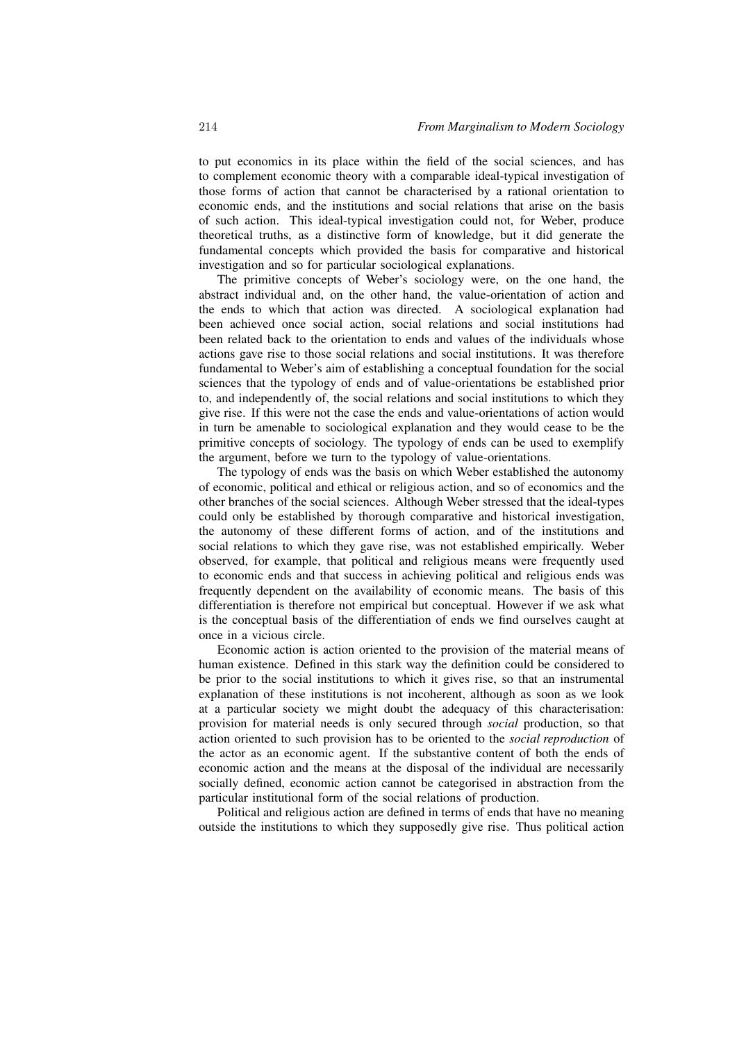to put economics in its place within the field of the social sciences, and has to complement economic theory with a comparable ideal-typical investigation of those forms of action that cannot be characterised by a rational orientation to economic ends, and the institutions and social relations that arise on the basis of such action. This ideal-typical investigation could not, for Weber, produce theoretical truths, as a distinctive form of knowledge, but it did generate the fundamental concepts which provided the basis for comparative and historical investigation and so for particular sociological explanations.

The primitive concepts of Weber's sociology were, on the one hand, the abstract individual and, on the other hand, the value-orientation of action and the ends to which that action was directed. A sociological explanation had been achieved once social action, social relations and social institutions had been related back to the orientation to ends and values of the individuals whose actions gave rise to those social relations and social institutions. It was therefore fundamental to Weber's aim of establishing a conceptual foundation for the social sciences that the typology of ends and of value-orientations be established prior to, and independently of, the social relations and social institutions to which they give rise. If this were not the case the ends and value-orientations of action would in turn be amenable to sociological explanation and they would cease to be the primitive concepts of sociology. The typology of ends can be used to exemplify the argument, before we turn to the typology of value-orientations.

The typology of ends was the basis on which Weber established the autonomy of economic, political and ethical or religious action, and so of economics and the other branches of the social sciences. Although Weber stressed that the ideal-types could only be established by thorough comparative and historical investigation, the autonomy of these different forms of action, and of the institutions and social relations to which they gave rise, was not established empirically. Weber observed, for example, that political and religious means were frequently used to economic ends and that success in achieving political and religious ends was frequently dependent on the availability of economic means. The basis of this differentiation is therefore not empirical but conceptual. However if we ask what is the conceptual basis of the differentiation of ends we find ourselves caught at once in a vicious circle.

Economic action is action oriented to the provision of the material means of human existence. Defined in this stark way the definition could be considered to be prior to the social institutions to which it gives rise, so that an instrumental explanation of these institutions is not incoherent, although as soon as we look at a particular society we might doubt the adequacy of this characterisation: provision for material needs is only secured through *social* production, so that action oriented to such provision has to be oriented to the *social reproduction* of the actor as an economic agent. If the substantive content of both the ends of economic action and the means at the disposal of the individual are necessarily socially defined, economic action cannot be categorised in abstraction from the particular institutional form of the social relations of production.

Political and religious action are defined in terms of ends that have no meaning outside the institutions to which they supposedly give rise. Thus political action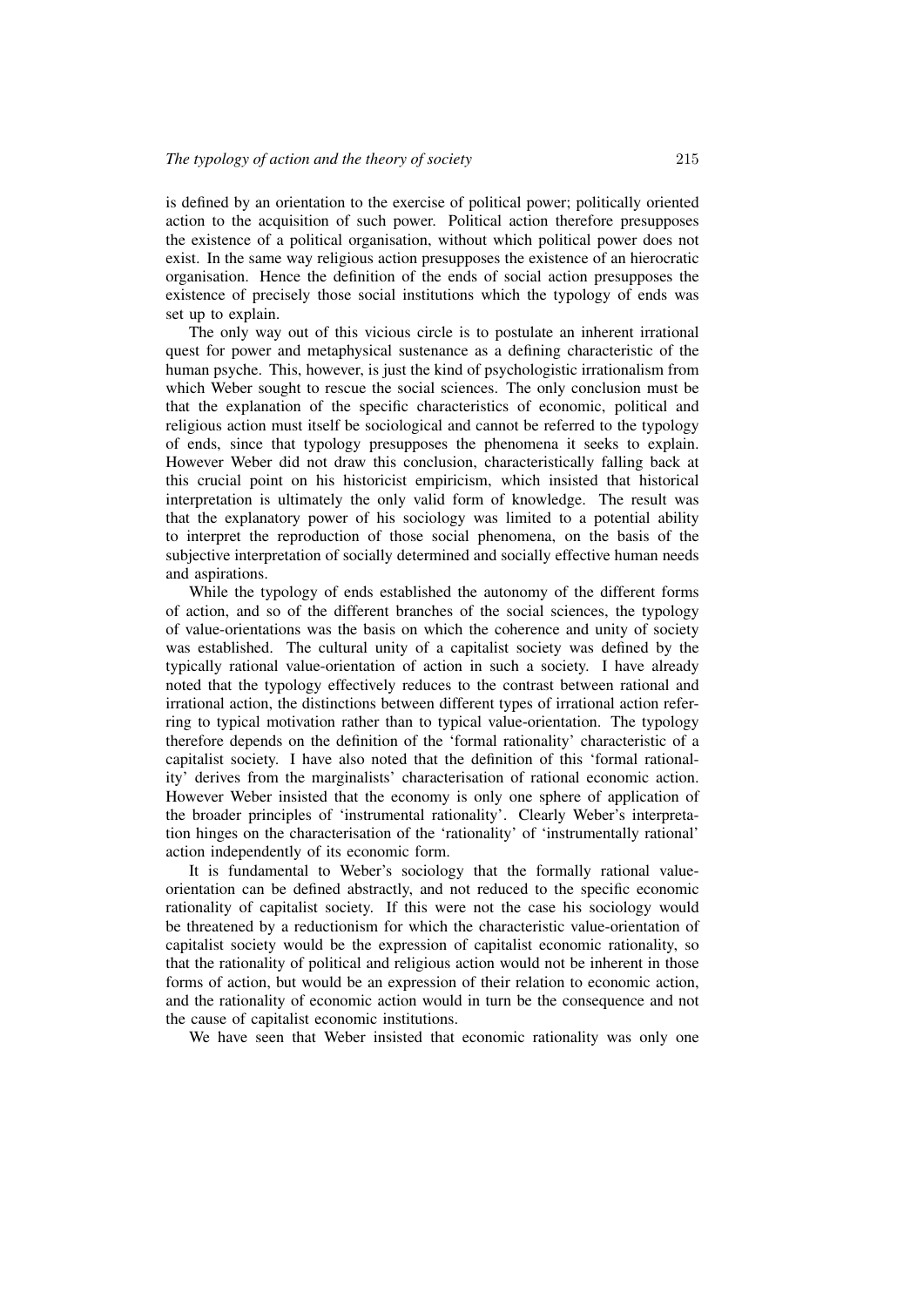is defined by an orientation to the exercise of political power; politically oriented action to the acquisition of such power. Political action therefore presupposes the existence of a political organisation, without which political power does not exist. In the same way religious action presupposes the existence of an hierocratic organisation. Hence the definition of the ends of social action presupposes the existence of precisely those social institutions which the typology of ends was set up to explain.

The only way out of this vicious circle is to postulate an inherent irrational quest for power and metaphysical sustenance as a defining characteristic of the human psyche. This, however, is just the kind of psychologistic irrationalism from which Weber sought to rescue the social sciences. The only conclusion must be that the explanation of the specific characteristics of economic, political and religious action must itself be sociological and cannot be referred to the typology of ends, since that typology presupposes the phenomena it seeks to explain. However Weber did not draw this conclusion, characteristically falling back at this crucial point on his historicist empiricism, which insisted that historical interpretation is ultimately the only valid form of knowledge. The result was that the explanatory power of his sociology was limited to a potential ability to interpret the reproduction of those social phenomena, on the basis of the subjective interpretation of socially determined and socially effective human needs and aspirations.

While the typology of ends established the autonomy of the different forms of action, and so of the different branches of the social sciences, the typology of value-orientations was the basis on which the coherence and unity of society was established. The cultural unity of a capitalist society was defined by the typically rational value-orientation of action in such a society. I have already noted that the typology effectively reduces to the contrast between rational and irrational action, the distinctions between different types of irrational action referring to typical motivation rather than to typical value-orientation. The typology therefore depends on the definition of the 'formal rationality' characteristic of a capitalist society. I have also noted that the definition of this 'formal rationality' derives from the marginalists' characterisation of rational economic action. However Weber insisted that the economy is only one sphere of application of the broader principles of 'instrumental rationality'. Clearly Weber's interpretation hinges on the characterisation of the 'rationality' of 'instrumentally rational' action independently of its economic form.

It is fundamental to Weber's sociology that the formally rational value-orientation can be defined abstractly, and not reduced to the specific economic rationality of capitalist society. If this were not the case his sociology would be threatened by a reductionism for which the characteristic value-orientation of capitalist society would be the expression of capitalist economic rationality, so that the rationality of political and religious action would not be inherent in those forms of action, but would be an expression of their relation to economic action, and the rationality of economic action would in turn be the consequence and not the cause of capitalist economic institutions.

We have seen that Weber insisted that economic rationality was only one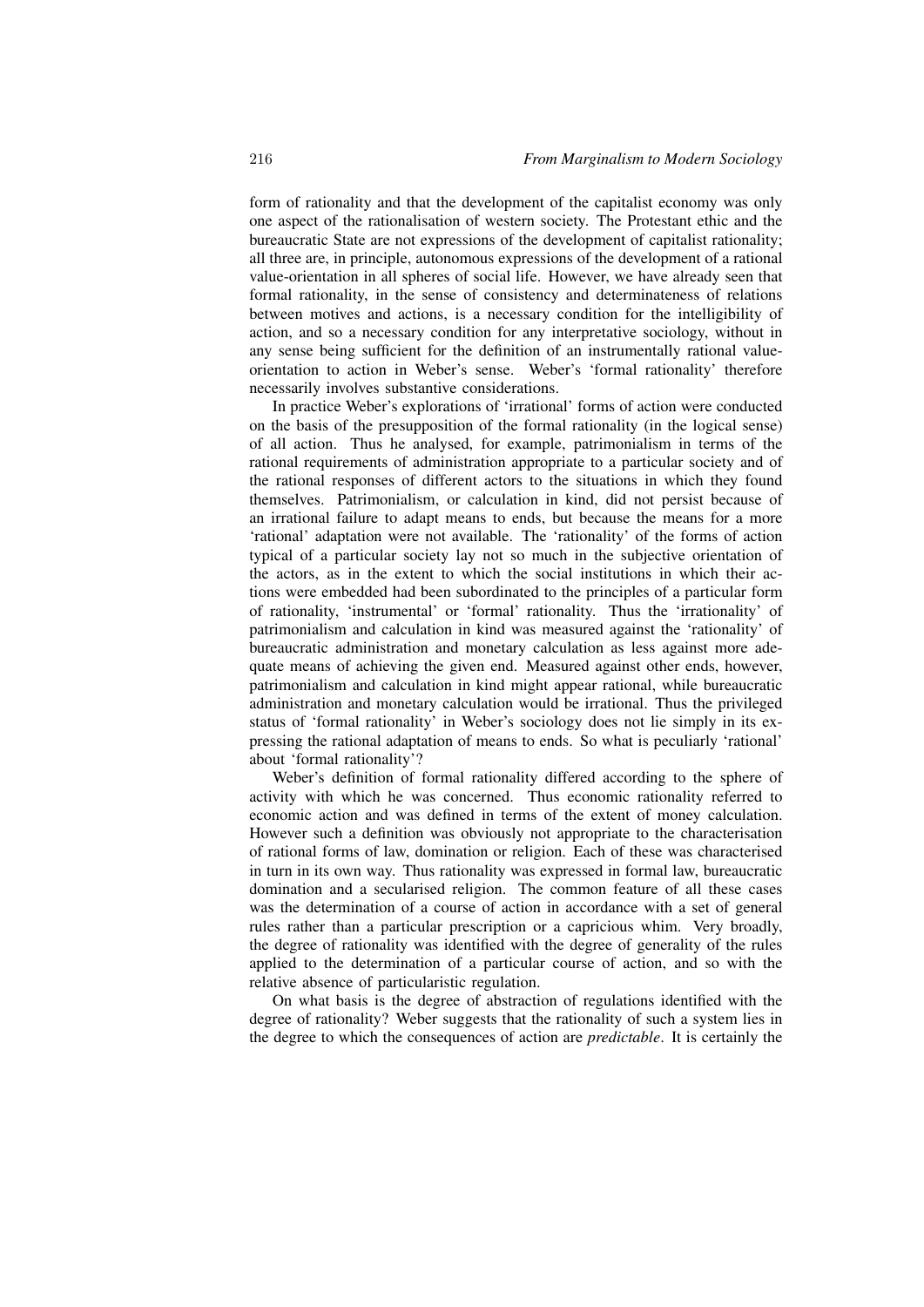form of rationality and that the development of the capitalist economy was only one aspect of the rationalisation of western society. The Protestant ethic and the bureaucratic State are not expressions of the development of capitalist rationality; all three are, in principle, autonomous expressions of the development of a rational value-orientation in all spheres of social life. However, we have already seen that formal rationality, in the sense of consistency and determinateness of relations between motives and actions, is a necessary condition for the intelligibility of action, and so a necessary condition for any interpretative sociology, without in any sense being sufficient for the definition of an instrumentally rational value-orientation to action in Weber's sense. Weber's 'formal rationality' therefore necessarily involves substantive considerations.

In practice Weber's explorations of 'irrational' forms of action were conducted on the basis of the presupposition of the formal rationality (in the logical sense) of all action. Thus he analysed, for example, patrimonialism in terms of the rational requirements of administration appropriate to a particular society and of the rational responses of different actors to the situations in which they found themselves. Patrimonialism, or calculation in kind, did not persist because of an irrational failure to adapt means to ends, but because the means for a more 'rational' adaptation were not available. The 'rationality' of the forms of action typical of a particular society lay not so much in the subjective orientation of the actors, as in the extent to which the social institutions in which their actions were embedded had been subordinated to the principles of a particular form of rationality, 'instrumental' or 'formal' rationality. Thus the 'irrationality' of patrimonialism and calculation in kind was measured against the 'rationality' of bureaucratic administration and monetary calculation as less against more adequate means of achieving the given end. Measured against other ends, however, patrimonialism and calculation in kind might appear rational, while bureaucratic administration and monetary calculation would be irrational. Thus the privileged status of 'formal rationality' in Weber's sociology does not lie simply in its expressing the rational adaptation of means to ends. So what is peculiarly 'rational' about 'formal rationality'?

Weber's definition of formal rationality differed according to the sphere of activity with which he was concerned. Thus economic rationality referred to economic action and was defined in terms of the extent of money calculation. However such a definition was obviously not appropriate to the characterisation of rational forms of law, domination or religion. Each of these was characterised in turn in its own way. Thus rationality was expressed in formal law, bureaucratic domination and a secularised religion. The common feature of all these cases was the determination of a course of action in accordance with a set of general rules rather than a particular prescription or a capricious whim. Very broadly, the degree of rationality was identified with the degree of generality of the rules applied to the determination of a particular course of action, and so with the relative absence of particularistic regulation.

On what basis is the degree of abstraction of regulations identified with the degree of rationality? Weber suggests that the rationality of such a system lies in the degree to which the consequences of action are *predictable*. It is certainly the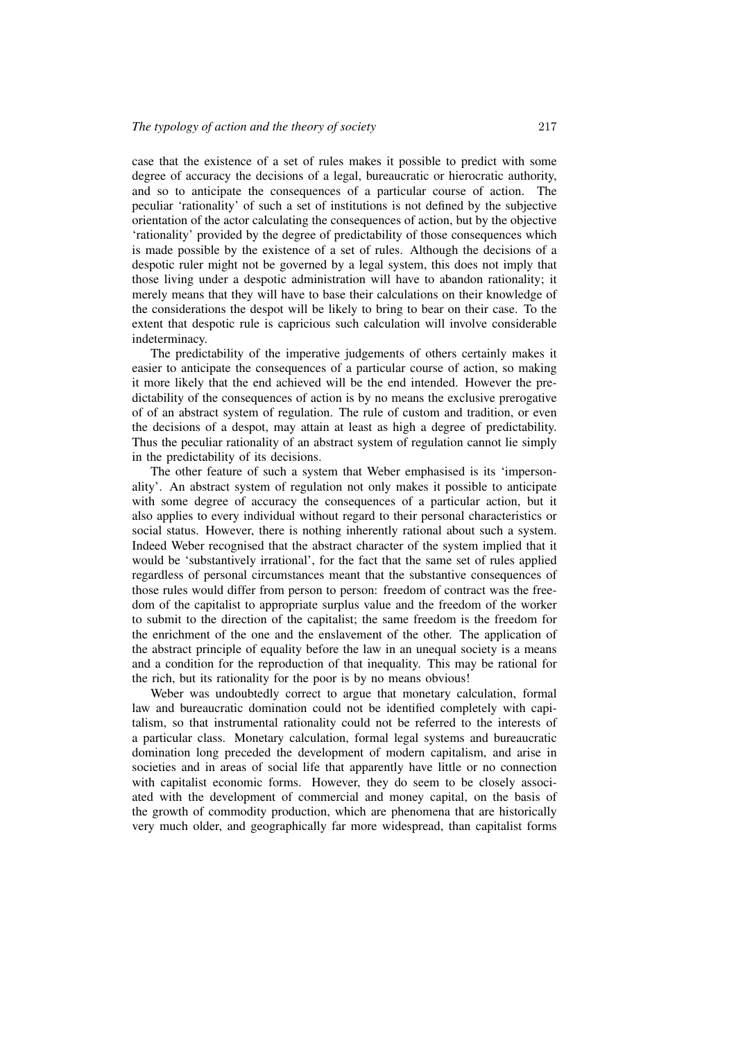case that the existence of a set of rules makes it possible to predict with some degree of accuracy the decisions of a legal, bureaucratic or hierocratic authority, and so to anticipate the consequences of a particular course of action. The peculiar 'rationality' of such a set of institutions is not defined by the subjective orientation of the actor calculating the consequences of action, but by the objective 'rationality' provided by the degree of predictability of those consequences which is made possible by the existence of a set of rules. Although the decisions of a despotic ruler might not be governed by a legal system, this does not imply that those living under a despotic administration will have to abandon rationality; it merely means that they will have to base their calculations on their knowledge of the considerations the despot will be likely to bring to bear on their case. To the extent that despotic rule is capricious such calculation will involve considerable indeterminacy.

The predictability of the imperative judgements of others certainly makes it easier to anticipate the consequences of a particular course of action, so making it more likely that the end achieved will be the end intended. However the predictability of the consequences of action is by no means the exclusive prerogative of of an abstract system of regulation. The rule of custom and tradition, or even the decisions of a despot, may attain at least as high a degree of predictability. Thus the peculiar rationality of an abstract system of regulation cannot lie simply in the predictability of its decisions.

The other feature of such a system that Weber emphasised is its 'impersonality'. An abstract system of regulation not only makes it possible to anticipate with some degree of accuracy the consequences of a particular action, but it also applies to every individual without regard to their personal characteristics or social status. However, there is nothing inherently rational about such a system. Indeed Weber recognised that the abstract character of the system implied that it would be 'substantively irrational', for the fact that the same set of rules applied regardless of personal circumstances meant that the substantive consequences of those rules would differ from person to person: freedom of contract was the freedom of the capitalist to appropriate surplus value and the freedom of the worker to submit to the direction of the capitalist; the same freedom is the freedom for the enrichment of the one and the enslavement of the other. The application of the abstract principle of equality before the law in an unequal society is a means and a condition for the reproduction of that inequality. This may be rational for the rich, but its rationality for the poor is by no means obvious!

Weber was undoubtedly correct to argue that monetary calculation, formal law and bureaucratic domination could not be identified completely with capitalism, so that instrumental rationality could not be referred to the interests of a particular class. Monetary calculation, formal legal systems and bureaucratic domination long preceded the development of modern capitalism, and arise in societies and in areas of social life that apparently have little or no connection with capitalist economic forms. However, they do seem to be closely associated with the development of commercial and money capital, on the basis of the growth of commodity production, which are phenomena that are historically very much older, and geographically far more widespread, than capitalist forms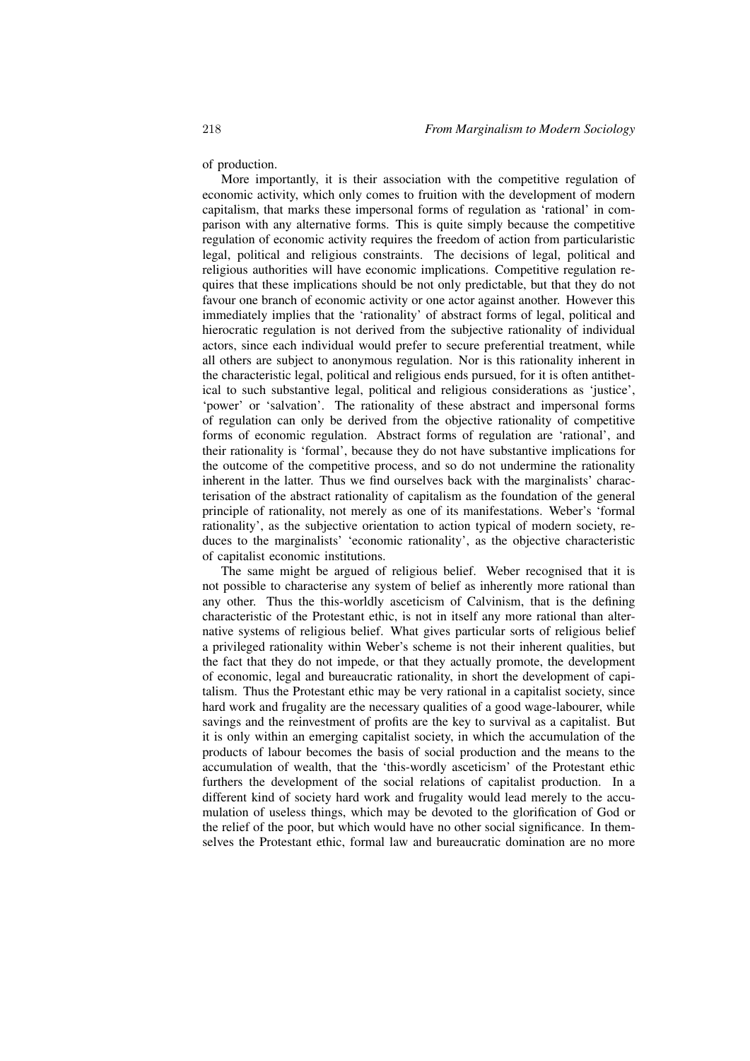of production.

More importantly, it is their association with the competitive regulation of economic activity, which only comes to fruition with the development of modern capitalism, that marks these impersonal forms of regulation as 'rational' in comparison with any alternative forms. This is quite simply because the competitive regulation of economic activity requires the freedom of action from particularistic legal, political and religious constraints. The decisions of legal, political and religious authorities will have economic implications. Competitive regulation requires that these implications should be not only predictable, but that they do not favour one branch of economic activity or one actor against another. However this immediately implies that the 'rationality' of abstract forms of legal, political and hierocratic regulation is not derived from the subjective rationality of individual actors, since each individual would prefer to secure preferential treatment, while all others are subject to anonymous regulation. Nor is this rationality inherent in the characteristic legal, political and religious ends pursued, for it is often antithetical to such substantive legal, political and religious considerations as 'justice', 'power' or 'salvation'. The rationality of these abstract and impersonal forms of regulation can only be derived from the objective rationality of competitive forms of economic regulation. Abstract forms of regulation are 'rational', and their rationality is 'formal', because they do not have substantive implications for the outcome of the competitive process, and so do not undermine the rationality inherent in the latter. Thus we find ourselves back with the marginalists' characterisation of the abstract rationality of capitalism as the foundation of the general principle of rationality, not merely as one of its manifestations. Weber's 'formal rationality', as the subjective orientation to action typical of modern society, reduces to the marginalists' 'economic rationality', as the objective characteristic of capitalist economic institutions.

The same might be argued of religious belief. Weber recognised that it is not possible to characterise any system of belief as inherently more rational than any other. Thus the this-worldly asceticism of Calvinism, that is the defining characteristic of the Protestant ethic, is not in itself any more rational than alternative systems of religious belief. What gives particular sorts of religious belief a privileged rationality within Weber's scheme is not their inherent qualities, but the fact that they do not impede, or that they actually promote, the development of economic, legal and bureaucratic rationality, in short the development of capitalism. Thus the Protestant ethic may be very rational in a capitalist society, since hard work and frugality are the necessary qualities of a good wage-labourer, while savings and the reinvestment of profits are the key to survival as a capitalist. But it is only within an emerging capitalist society, in which the accumulation of the products of labour becomes the basis of social production and the means to the accumulation of wealth, that the 'this-wordly asceticism' of the Protestant ethic furthers the development of the social relations of capitalist production. In a different kind of society hard work and frugality would lead merely to the accumulation of useless things, which may be devoted to the glorification of God or the relief of the poor, but which would have no other social significance. In themselves the Protestant ethic, formal law and bureaucratic domination are no more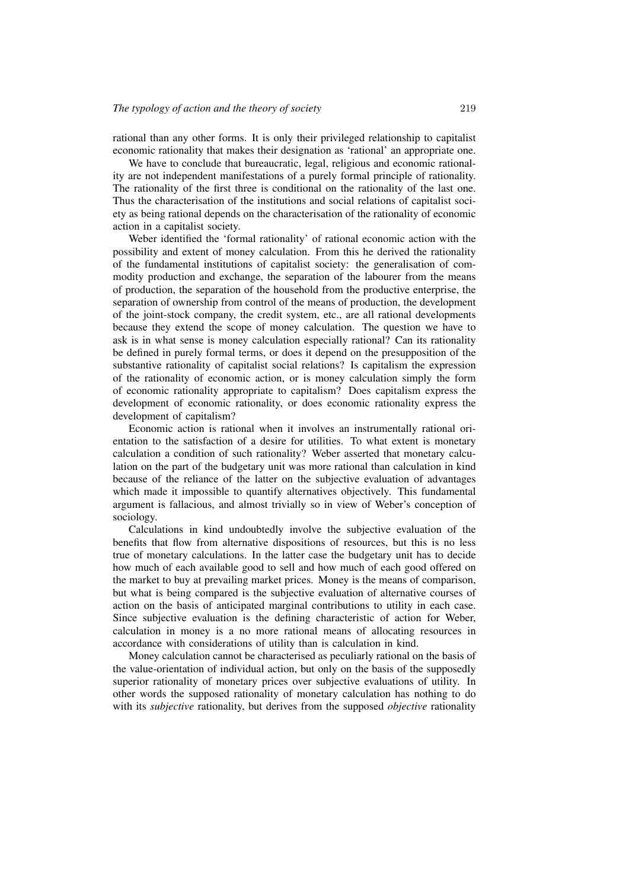rational than any other forms. It is only their privileged relationship to capitalist economic rationality that makes their designation as 'rational' an appropriate one.

We have to conclude that bureaucratic, legal, religious and economic rationality are not independent manifestations of a purely formal principle of rationality. The rationality of the first three is conditional on the rationality of the last one. Thus the characterisation of the institutions and social relations of capitalist society as being rational depends on the characterisation of the rationality of economic action in a capitalist society.

Weber identified the 'formal rationality' of rational economic action with the possibility and extent of money calculation. From this he derived the rationality of the fundamental institutions of capitalist society: the generalisation of commodity production and exchange, the separation of the labourer from the means of production, the separation of the household from the productive enterprise, the separation of ownership from control of the means of production, the development of the joint-stock company, the credit system, etc., are all rational developments because they extend the scope of money calculation. The question we have to ask is in what sense is money calculation especially rational? Can its rationality be defined in purely formal terms, or does it depend on the presupposition of the substantive rationality of capitalist social relations? Is capitalism the expression of the rationality of economic action, or is money calculation simply the form of economic rationality appropriate to capitalism? Does capitalism express the development of economic rationality, or does economic rationality express the development of capitalism?

Economic action is rational when it involves an instrumentally rational orientation to the satisfaction of a desire for utilities. To what extent is monetary calculation a condition of such rationality? Weber asserted that monetary calculation on the part of the budgetary unit was more rational than calculation in kind because of the reliance of the latter on the subjective evaluation of advantages which made it impossible to quantify alternatives objectively. This fundamental argument is fallacious, and almost trivially so in view of Weber's conception of sociology.

Calculations in kind undoubtedly involve the subjective evaluation of the benefits that flow from alternative dispositions of resources, but this is no less true of monetary calculations. In the latter case the budgetary unit has to decide how much of each available good to sell and how much of each good offered on the market to buy at prevailing market prices. Money is the means of comparison, but what is being compared is the subjective evaluation of alternative courses of action on the basis of anticipated marginal contributions to utility in each case. Since subjective evaluation is the defining characteristic of action for Weber, calculation in money is a no more rational means of allocating resources in accordance with considerations of utility than is calculation in kind.

Money calculation cannot be characterised as peculiarly rational on the basis of the value-orientation of individual action, but only on the basis of the supposedly superior rationality of monetary prices over subjective evaluations of utility. In other words the supposed rationality of monetary calculation has nothing to do with its *subjective* rationality, but derives from the supposed *objective* rationality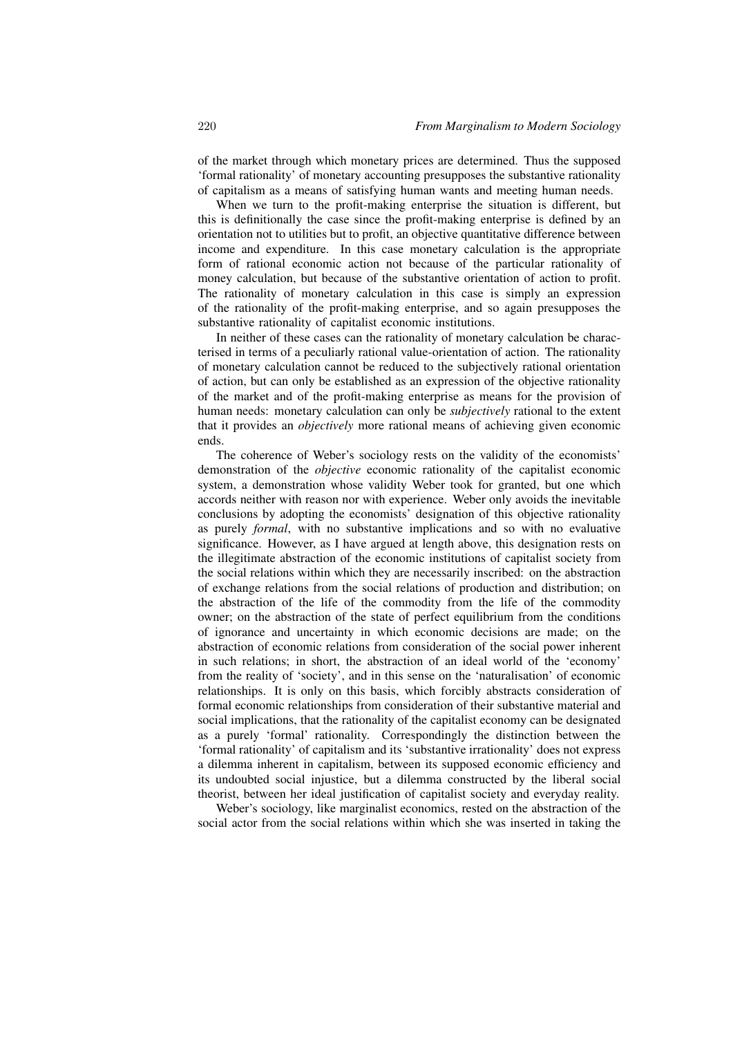of the market through which monetary prices are determined. Thus the supposed 'formal rationality' of monetary accounting presupposes the substantive rationality of capitalism as a means of satisfying human wants and meeting human needs.

When we turn to the profit-making enterprise the situation is different, but this is definitionally the case since the profit-making enterprise is defined by an orientation not to utilities but to profit, an objective quantitative difference between income and expenditure. In this case monetary calculation is the appropriate form of rational economic action not because of the particular rationality of money calculation, but because of the substantive orientation of action to profit. The rationality of monetary calculation in this case is simply an expression of the rationality of the profit-making enterprise, and so again presupposes the substantive rationality of capitalist economic institutions.

In neither of these cases can the rationality of monetary calculation be characterised in terms of a peculiarly rational value-orientation of action. The rationality of monetary calculation cannot be reduced to the subjectively rational orientation of action, but can only be established as an expression of the objective rationality of the market and of the profit-making enterprise as means for the provision of human needs: monetary calculation can only be *subjectively* rational to the extent that it provides an *objectively* more rational means of achieving given economic ends.

The coherence of Weber's sociology rests on the validity of the economists' demonstration of the *objective* economic rationality of the capitalist economic system, a demonstration whose validity Weber took for granted, but one which accords neither with reason nor with experience. Weber only avoids the inevitable conclusions by adopting the economists' designation of this objective rationality as purely *formal*, with no substantive implications and so with no evaluative significance. However, as I have argued at length above, this designation rests on the illegitimate abstraction of the economic institutions of capitalist society from the social relations within which they are necessarily inscribed: on the abstraction of exchange relations from the social relations of production and distribution; on the abstraction of the life of the commodity from the life of the commodity owner; on the abstraction of the state of perfect equilibrium from the conditions of ignorance and uncertainty in which economic decisions are made; on the abstraction of economic relations from consideration of the social power inherent in such relations; in short, the abstraction of an ideal world of the 'economy' from the reality of 'society', and in this sense on the 'naturalisation' of economic relationships. It is only on this basis, which forcibly abstracts consideration of formal economic relationships from consideration of their substantive material and social implications, that the rationality of the capitalist economy can be designated as a purely 'formal' rationality. Correspondingly the distinction between the 'formal rationality' of capitalism and its 'substantive irrationality' does not express a dilemma inherent in capitalism, between its supposed economic efficiency and its undoubted social injustice, but a dilemma constructed by the liberal social theorist, between her ideal justification of capitalist society and everyday reality.

Weber's sociology, like marginalist economics, rested on the abstraction of the social actor from the social relations within which she was inserted in taking the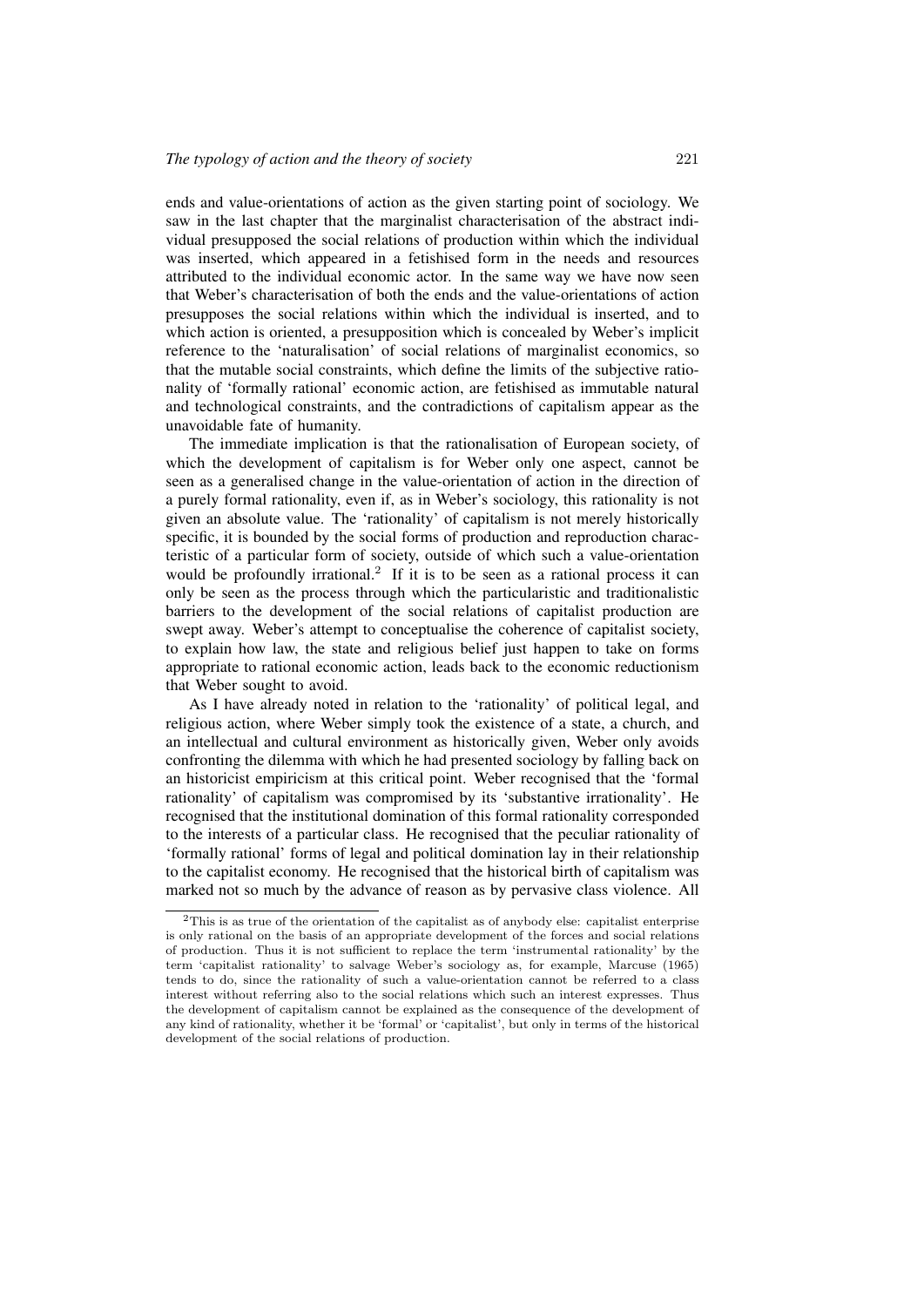ends and value-orientations of action as the given starting point of sociology. We saw in the last chapter that the marginalist characterisation of the abstract individual presupposed the social relations of production within which the individual was inserted, which appeared in a fetishised form in the needs and resources attributed to the individual economic actor. In the same way we have now seen that Weber's characterisation of both the ends and the value-orientations of action presupposes the social relations within which the individual is inserted, and to which action is oriented, a presupposition which is concealed by Weber's implicit reference to the 'naturalisation' of social relations of marginalist economics, so that the mutable social constraints, which define the limits of the subjective rationality of 'formally rational' economic action, are fetishised as immutable natural and technological constraints, and the contradictions of capitalism appear as the unavoidable fate of humanity.

The immediate implication is that the rationalisation of European society, of which the development of capitalism is for Weber only one aspect, cannot be seen as a generalised change in the value-orientation of action in the direction of a purely formal rationality, even if, as in Weber's sociology, this rationality is not given an absolute value. The 'rationality' of capitalism is not merely historically specific, it is bounded by the social forms of production and reproduction characteristic of a particular form of society, outside of which such a value-orientation would be profoundly irrational.[2] If it is to be seen as a rational process it can only be seen as the process through which the particularistic and traditionalistic barriers to the development of the social relations of capitalist production are swept away. Weber's attempt to conceptualise the coherence of capitalist society, to explain how law, the state and religious belief just happen to take on forms appropriate to rational economic action, leads back to the economic reductionism that Weber sought to avoid.

As I have already noted in relation to the 'rationality' of political legal, and religious action, where Weber simply took the existence of a state, a church, and an intellectual and cultural environment as historically given, Weber only avoids confronting the dilemma with which he had presented sociology by falling back on an historicist empiricism at this critical point. Weber recognised that the 'formal rationality' of capitalism was compromised by its 'substantive irrationality'. He recognised that the institutional domination of this formal rationality corresponded to the interests of a particular class. He recognised that the peculiar rationality of 'formally rational' forms of legal and political domination lay in their relationship to the capitalist economy. He recognised that the historical birth of capitalism was marked not so much by the advance of reason as by pervasive class violence. All

[2] This is as true of the orientation of the capitalist as of anybody else: capitalist enterprise is only rational on the basis of an appropriate development of the forces and social relations of production. Thus it is not sufficient to replace the term 'instrumental rationality' by the term 'capitalist rationality' to salvage Weber's sociology as, for example, Marcuse (1965) tends to do, since the rationality of such a value-orientation cannot be referred to a class interest without referring also to the social relations which such an interest expresses. Thus the development of capitalism cannot be explained as the consequence of the development of any kind of rationality, whether it be 'formal' or 'capitalist', but only in terms of the historical development of the social relations of production.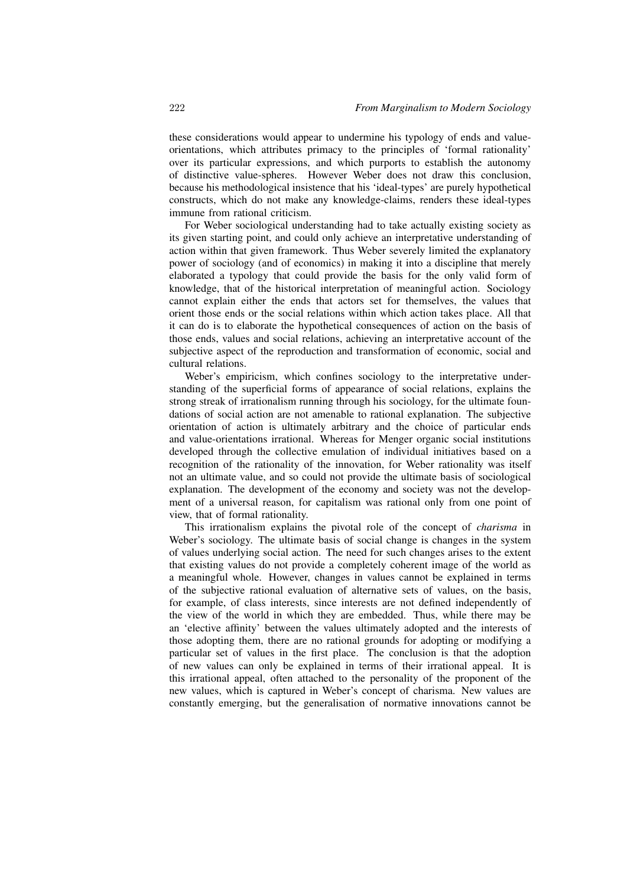these considerations would appear to undermine his typology of ends and value-orientations, which attributes primacy to the principles of 'formal rationality' over its particular expressions, and which purports to establish the autonomy of distinctive value-spheres. However Weber does not draw this conclusion, because his methodological insistence that his 'ideal-types' are purely hypothetical constructs, which do not make any knowledge-claims, renders these ideal-types immune from rational criticism.

For Weber sociological understanding had to take actually existing society as its given starting point, and could only achieve an interpretative understanding of action within that given framework. Thus Weber severely limited the explanatory power of sociology (and of economics) in making it into a discipline that merely elaborated a typology that could provide the basis for the only valid form of knowledge, that of the historical interpretation of meaningful action. Sociology cannot explain either the ends that actors set for themselves, the values that orient those ends or the social relations within which action takes place. All that it can do is to elaborate the hypothetical consequences of action on the basis of those ends, values and social relations, achieving an interpretative account of the subjective aspect of the reproduction and transformation of economic, social and cultural relations.

Weber's empiricism, which confines sociology to the interpretative understanding of the superficial forms of appearance of social relations, explains the strong streak of irrationalism running through his sociology, for the ultimate foundations of social action are not amenable to rational explanation. The subjective orientation of action is ultimately arbitrary and the choice of particular ends and value-orientations irrational. Whereas for Menger organic social institutions developed through the collective emulation of individual initiatives based on a recognition of the rationality of the innovation, for Weber rationality was itself not an ultimate value, and so could not provide the ultimate basis of sociological explanation. The development of the economy and society was not the development of a universal reason, for capitalism was rational only from one point of view, that of formal rationality.

This irrationalism explains the pivotal role of the concept of *charisma* in Weber's sociology. The ultimate basis of social change is changes in the system of values underlying social action. The need for such changes arises to the extent that existing values do not provide a completely coherent image of the world as a meaningful whole. However, changes in values cannot be explained in terms of the subjective rational evaluation of alternative sets of values, on the basis, for example, of class interests, since interests are not defined independently of the view of the world in which they are embedded. Thus, while there may be an 'elective affinity' between the values ultimately adopted and the interests of those adopting them, there are no rational grounds for adopting or modifying a particular set of values in the first place. The conclusion is that the adoption of new values can only be explained in terms of their irrational appeal. It is this irrational appeal, often attached to the personality of the proponent of the new values, which is captured in Weber's concept of charisma. New values are constantly emerging, but the generalisation of normative innovations cannot be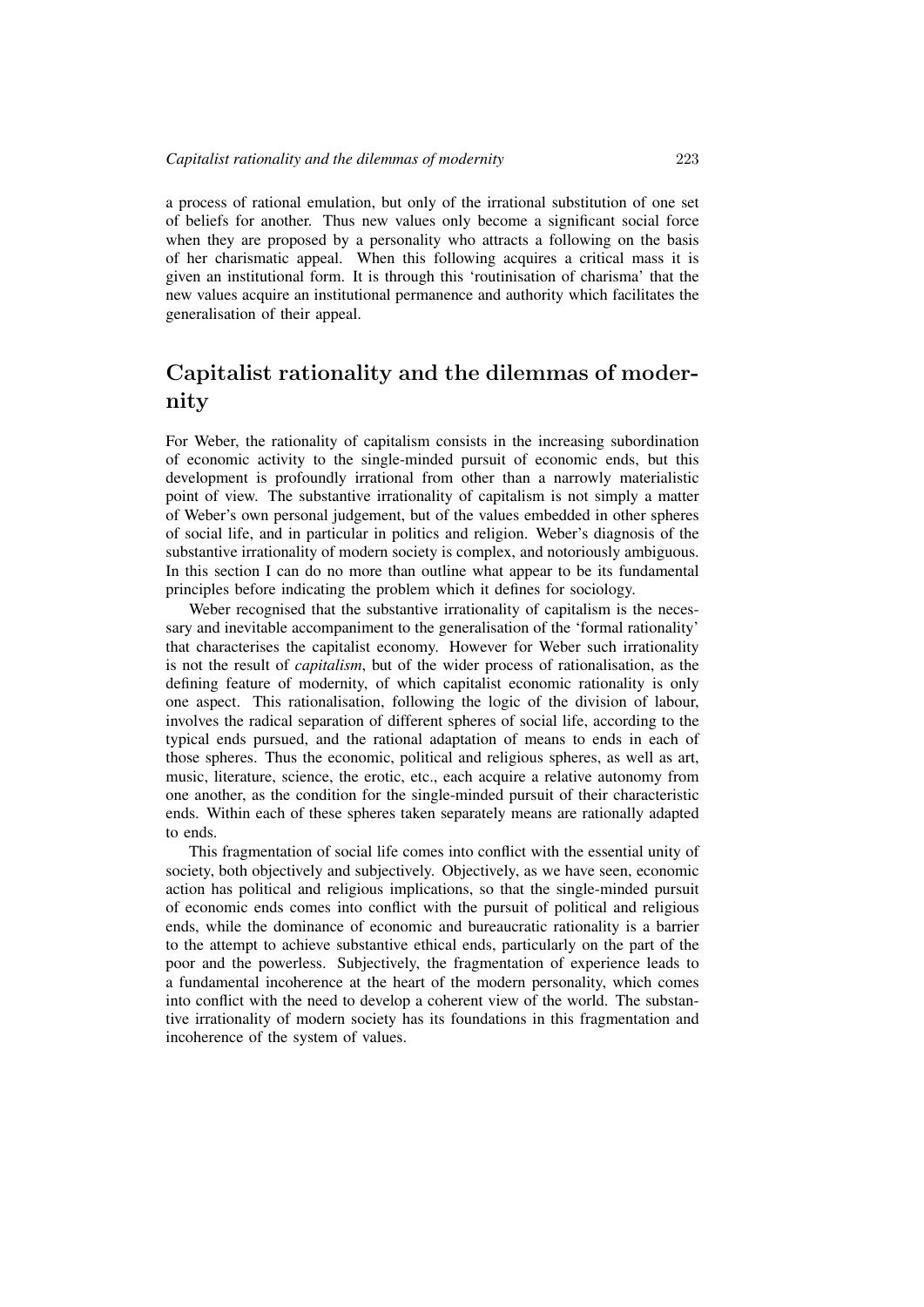a process of rational emulation, but only of the irrational substitution of one set of beliefs for another. Thus new values only become a significant social force when they are proposed by a personality who attracts a following on the basis of her charismatic appeal. When this following acquires a critical mass it is given an institutional form. It is through this 'routinisation of charisma' that the new values acquire an institutional permanence and authority which facilitates the generalisation of their appeal.

## Capitalist rationality and the dilemmas of modernity

For Weber, the rationality of capitalism consists in the increasing subordination of economic activity to the single-minded pursuit of economic ends, but this development is profoundly irrational from other than a narrowly materialistic point of view. The substantive irrationality of capitalism is not simply a matter of Weber's own personal judgement, but of the values embedded in other spheres of social life, and in particular in politics and religion. Weber's diagnosis of the substantive irrationality of modern society is complex, and notoriously ambiguous. In this section I can do no more than outline what appear to be its fundamental principles before indicating the problem which it defines for sociology.

Weber recognised that the substantive irrationality of capitalism is the necessary and inevitable accompaniment to the generalisation of the 'formal rationality' that characterises the capitalist economy. However for Weber such irrationality is not the result of *capitalism*, but of the wider process of rationalisation, as the defining feature of modernity, of which capitalist economic rationality is only one aspect. This rationalisation, following the logic of the division of labour, involves the radical separation of different spheres of social life, according to the typical ends pursued, and the rational adaptation of means to ends in each of those spheres. Thus the economic, political and religious spheres, as well as art, music, literature, science, the erotic, etc., each acquire a relative autonomy from one another, as the condition for the single-minded pursuit of their characteristic ends. Within each of these spheres taken separately means are rationally adapted to ends.

This fragmentation of social life comes into conflict with the essential unity of society, both objectively and subjectively. Objectively, as we have seen, economic action has political and religious implications, so that the single-minded pursuit of economic ends comes into conflict with the pursuit of political and religious ends, while the dominance of economic and bureaucratic rationality is a barrier to the attempt to achieve substantive ethical ends, particularly on the part of the poor and the powerless. Subjectively, the fragmentation of experience leads to a fundamental incoherence at the heart of the modern personality, which comes into conflict with the need to develop a coherent view of the world. The substantive irrationality of modern society has its foundations in this fragmentation and incoherence of the system of values.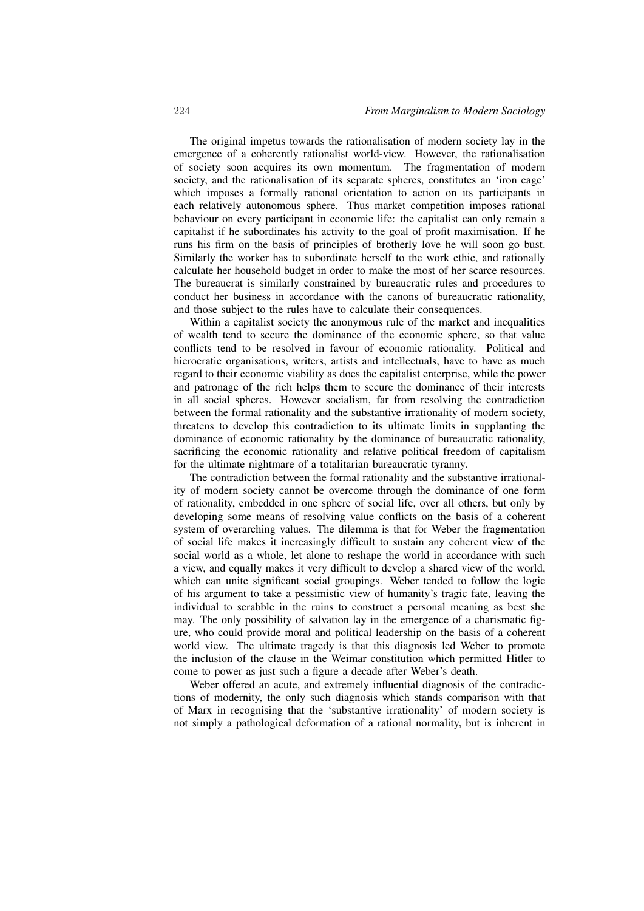The original impetus towards the rationalisation of modern society lay in the emergence of a coherently rationalist world-view. However, the rationalisation of society soon acquires its own momentum. The fragmentation of modern society, and the rationalisation of its separate spheres, constitutes an 'iron cage' which imposes a formally rational orientation to action on its participants in each relatively autonomous sphere. Thus market competition imposes rational behaviour on every participant in economic life: the capitalist can only remain a capitalist if he subordinates his activity to the goal of profit maximisation. If he runs his firm on the basis of principles of brotherly love he will soon go bust. Similarly the worker has to subordinate herself to the work ethic, and rationally calculate her household budget in order to make the most of her scarce resources. The bureaucrat is similarly constrained by bureaucratic rules and procedures to conduct her business in accordance with the canons of bureaucratic rationality, and those subject to the rules have to calculate their consequences.

Within a capitalist society the anonymous rule of the market and inequalities of wealth tend to secure the dominance of the economic sphere, so that value conflicts tend to be resolved in favour of economic rationality. Political and hierocratic organisations, writers, artists and intellectuals, have to have as much regard to their economic viability as does the capitalist enterprise, while the power and patronage of the rich helps them to secure the dominance of their interests in all social spheres. However socialism, far from resolving the contradiction between the formal rationality and the substantive irrationality of modern society, threatens to develop this contradiction to its ultimate limits in supplanting the dominance of economic rationality by the dominance of bureaucratic rationality, sacrificing the economic rationality and relative political freedom of capitalism for the ultimate nightmare of a totalitarian bureaucratic tyranny.

The contradiction between the formal rationality and the substantive irrationality of modern society cannot be overcome through the dominance of one form of rationality, embedded in one sphere of social life, over all others, but only by developing some means of resolving value conflicts on the basis of a coherent system of overarching values. The dilemma is that for Weber the fragmentation of social life makes it increasingly difficult to sustain any coherent view of the social world as a whole, let alone to reshape the world in accordance with such a view, and equally makes it very difficult to develop a shared view of the world, which can unite significant social groupings. Weber tended to follow the logic of his argument to take a pessimistic view of humanity's tragic fate, leaving the individual to scrabble in the ruins to construct a personal meaning as best she may. The only possibility of salvation lay in the emergence of a charismatic figure, who could provide moral and political leadership on the basis of a coherent world view. The ultimate tragedy is that this diagnosis led Weber to promote the inclusion of the clause in the Weimar constitution which permitted Hitler to come to power as just such a figure a decade after Weber's death.

Weber offered an acute, and extremely influential diagnosis of the contradictions of modernity, the only such diagnosis which stands comparison with that of Marx in recognising that the 'substantive irrationality' of modern society is not simply a pathological deformation of a rational normality, but is inherent in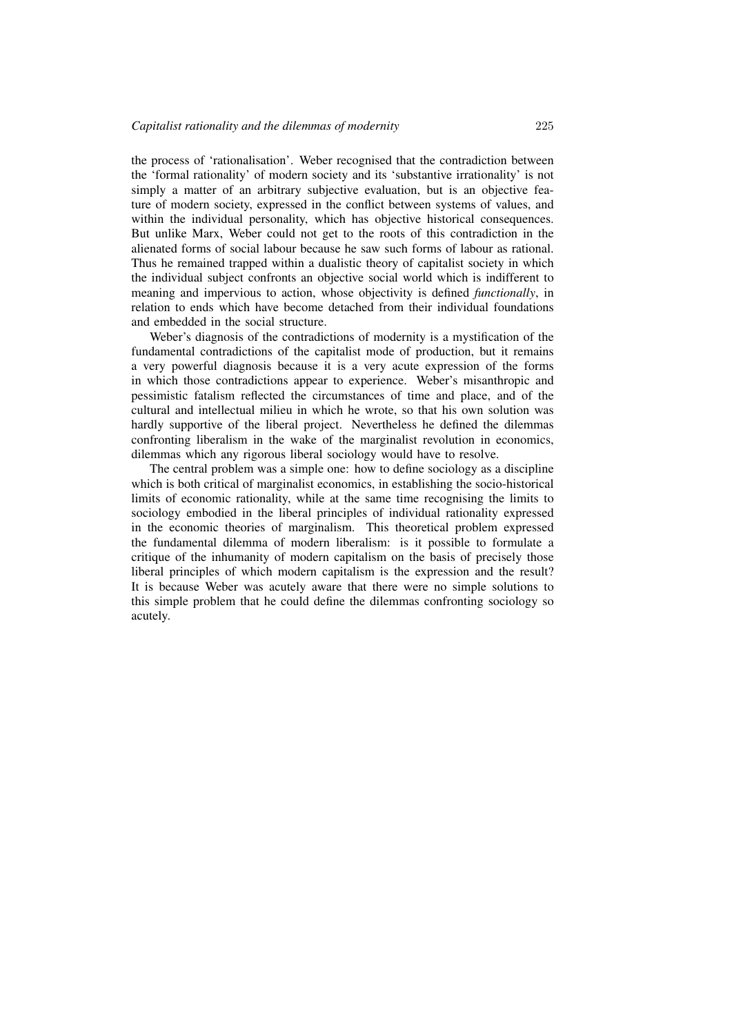the process of 'rationalisation'. Weber recognised that the contradiction between the 'formal rationality' of modern society and its 'substantive irrationality' is not simply a matter of an arbitrary subjective evaluation, but is an objective feature of modern society, expressed in the conflict between systems of values, and within the individual personality, which has objective historical consequences. But unlike Marx, Weber could not get to the roots of this contradiction in the alienated forms of social labour because he saw such forms of labour as rational. Thus he remained trapped within a dualistic theory of capitalist society in which the individual subject confronts an objective social world which is indifferent to meaning and impervious to action, whose objectivity is defined *functionally*, in relation to ends which have become detached from their individual foundations and embedded in the social structure.

Weber's diagnosis of the contradictions of modernity is a mystification of the fundamental contradictions of the capitalist mode of production, but it remains a very powerful diagnosis because it is a very acute expression of the forms in which those contradictions appear to experience. Weber's misanthropic and pessimistic fatalism reflected the circumstances of time and place, and of the cultural and intellectual milieu in which he wrote, so that his own solution was hardly supportive of the liberal project. Nevertheless he defined the dilemmas confronting liberalism in the wake of the marginalist revolution in economics, dilemmas which any rigorous liberal sociology would have to resolve.

The central problem was a simple one: how to define sociology as a discipline which is both critical of marginalist economics, in establishing the socio-historical limits of economic rationality, while at the same time recognising the limits to sociology embodied in the liberal principles of individual rationality expressed in the economic theories of marginalism. This theoretical problem expressed the fundamental dilemma of modern liberalism: is it possible to formulate a critique of the inhumanity of modern capitalism on the basis of precisely those liberal principles of which modern capitalism is the expression and the result? It is because Weber was acutely aware that there were no simple solutions to this simple problem that he could define the dilemmas confronting sociology so acutely.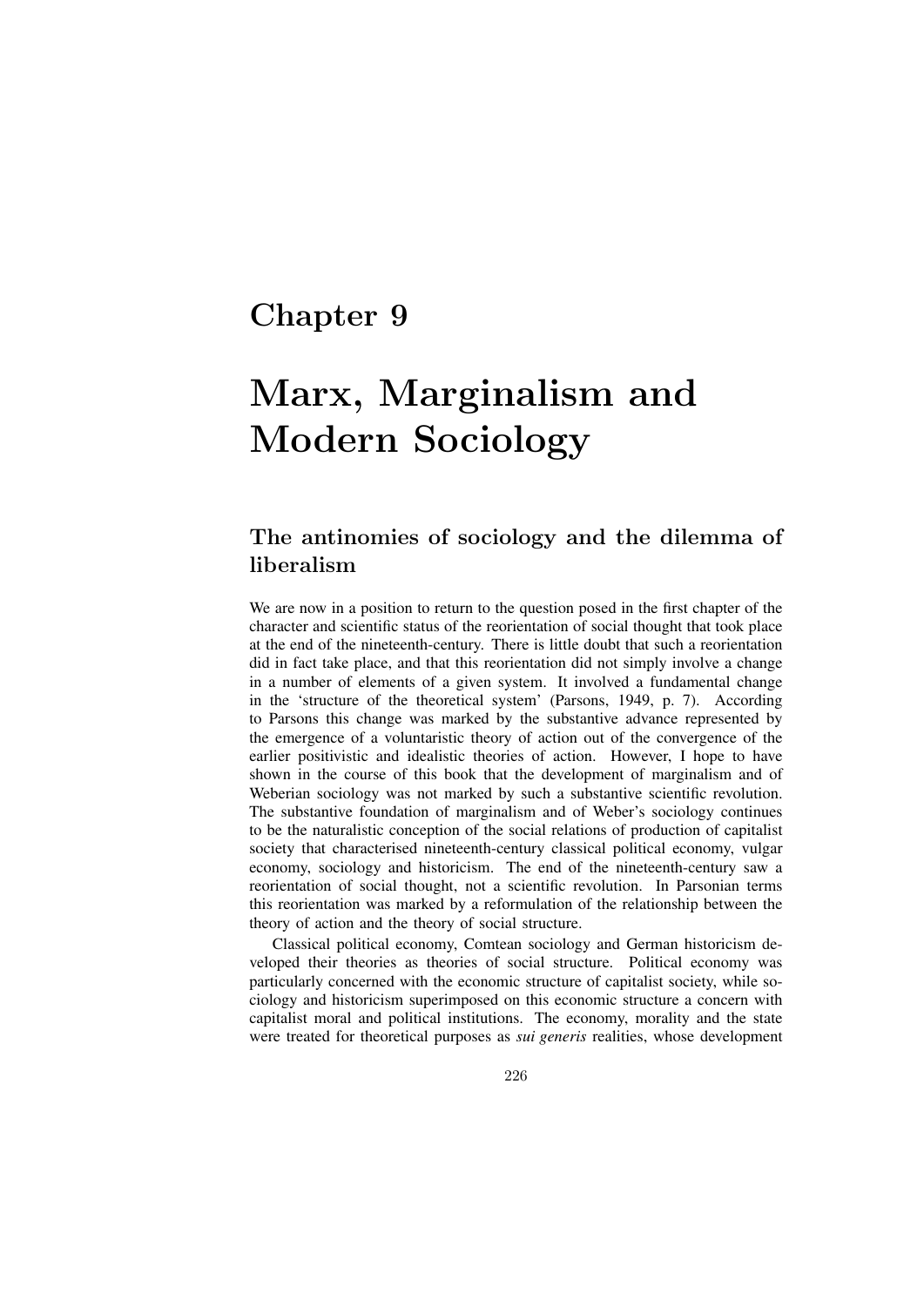# Chapter 9

# Marx, Marginalism and Modern Sociology

## The antinomies of sociology and the dilemma of liberalism

We are now in a position to return to the question posed in the first chapter of the character and scientific status of the reorientation of social thought that took place at the end of the nineteenth-century. There is little doubt that such a reorientation did in fact take place, and that this reorientation did not simply involve a change in a number of elements of a given system. It involved a fundamental change in the 'structure of the theoretical system' (Parsons, 1949, p. 7). According to Parsons this change was marked by the substantive advance represented by the emergence of a voluntaristic theory of action out of the convergence of the earlier positivistic and idealistic theories of action. However, I hope to have shown in the course of this book that the development of marginalism and of Weberian sociology was not marked by such a substantive scientific revolution. The substantive foundation of marginalism and of Weber's sociology continues to be the naturalistic conception of the social relations of production of capitalist society that characterised nineteenth-century classical political economy, vulgar economy, sociology and historicism. The end of the nineteenth-century saw a reorientation of social thought, not a scientific revolution. In Parsonian terms this reorientation was marked by a reformulation of the relationship between the theory of action and the theory of social structure.

Classical political economy, Comtean sociology and German historicism developed their theories as theories of social structure. Political economy was particularly concerned with the economic structure of capitalist society, while sociology and historicism superimposed on this economic structure a concern with capitalist moral and political institutions. The economy, morality and the state were treated for theoretical purposes as *sui generis* realities, whose development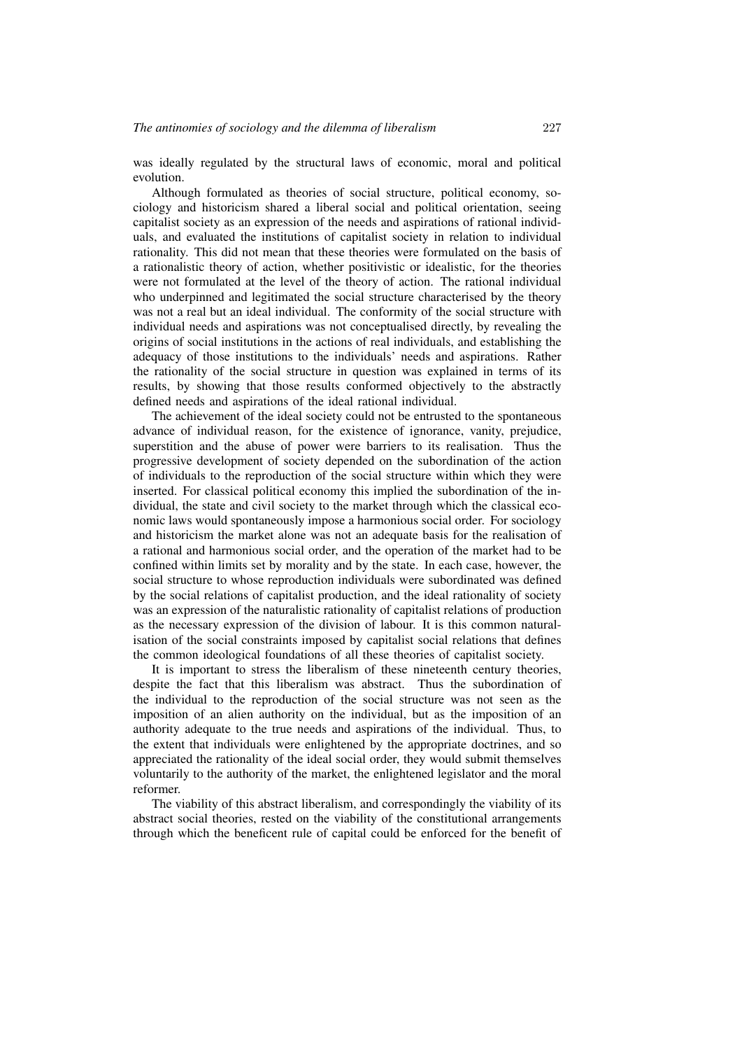was ideally regulated by the structural laws of economic, moral and political evolution.

Although formulated as theories of social structure, political economy, sociology and historicism shared a liberal social and political orientation, seeing capitalist society as an expression of the needs and aspirations of rational individuals, and evaluated the institutions of capitalist society in relation to individual rationality. This did not mean that these theories were formulated on the basis of a rationalistic theory of action, whether positivistic or idealistic, for the theories were not formulated at the level of the theory of action. The rational individual who underpinned and legitimated the social structure characterised by the theory was not a real but an ideal individual. The conformity of the social structure with individual needs and aspirations was not conceptualised directly, by revealing the origins of social institutions in the actions of real individuals, and establishing the adequacy of those institutions to the individuals' needs and aspirations. Rather the rationality of the social structure in question was explained in terms of its results, by showing that those results conformed objectively to the abstractly defined needs and aspirations of the ideal rational individual.

The achievement of the ideal society could not be entrusted to the spontaneous advance of individual reason, for the existence of ignorance, vanity, prejudice, superstition and the abuse of power were barriers to its realisation. Thus the progressive development of society depended on the subordination of the action of individuals to the reproduction of the social structure within which they were inserted. For classical political economy this implied the subordination of the individual, the state and civil society to the market through which the classical economic laws would spontaneously impose a harmonious social order. For sociology and historicism the market alone was not an adequate basis for the realisation of a rational and harmonious social order, and the operation of the market had to be confined within limits set by morality and by the state. In each case, however, the social structure to whose reproduction individuals were subordinated was defined by the social relations of capitalist production, and the ideal rationality of society was an expression of the naturalistic rationality of capitalist relations of production as the necessary expression of the division of labour. It is this common naturalisation of the social constraints imposed by capitalist social relations that defines the common ideological foundations of all these theories of capitalist society.

It is important to stress the liberalism of these nineteenth century theories, despite the fact that this liberalism was abstract. Thus the subordination of the individual to the reproduction of the social structure was not seen as the imposition of an alien authority on the individual, but as the imposition of an authority adequate to the true needs and aspirations of the individual. Thus, to the extent that individuals were enlightened by the appropriate doctrines, and so appreciated the rationality of the ideal social order, they would submit themselves voluntarily to the authority of the market, the enlightened legislator and the moral reformer.

The viability of this abstract liberalism, and correspondingly the viability of its abstract social theories, rested on the viability of the constitutional arrangements through which the beneficent rule of capital could be enforced for the benefit of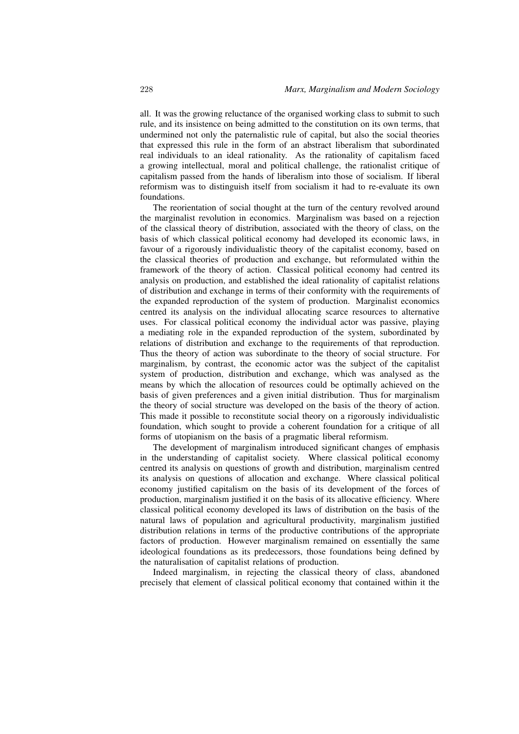all. It was the growing reluctance of the organised working class to submit to such rule, and its insistence on being admitted to the constitution on its own terms, that undermined not only the paternalistic rule of capital, but also the social theories that expressed this rule in the form of an abstract liberalism that subordinated real individuals to an ideal rationality. As the rationality of capitalism faced a growing intellectual, moral and political challenge, the rationalist critique of capitalism passed from the hands of liberalism into those of socialism. If liberal reformism was to distinguish itself from socialism it had to re-evaluate its own foundations.

The reorientation of social thought at the turn of the century revolved around the marginalist revolution in economics. Marginalism was based on a rejection of the classical theory of distribution, associated with the theory of class, on the basis of which classical political economy had developed its economic laws, in favour of a rigorously individualistic theory of the capitalist economy, based on the classical theories of production and exchange, but reformulated within the framework of the theory of action. Classical political economy had centred its analysis on production, and established the ideal rationality of capitalist relations of distribution and exchange in terms of their conformity with the requirements of the expanded reproduction of the system of production. Marginalist economics centred its analysis on the individual allocating scarce resources to alternative uses. For classical political economy the individual actor was passive, playing a mediating role in the expanded reproduction of the system, subordinated by relations of distribution and exchange to the requirements of that reproduction. Thus the theory of action was subordinate to the theory of social structure. For marginalism, by contrast, the economic actor was the subject of the capitalist system of production, distribution and exchange, which was analysed as the means by which the allocation of resources could be optimally achieved on the basis of given preferences and a given initial distribution. Thus for marginalism the theory of social structure was developed on the basis of the theory of action. This made it possible to reconstitute social theory on a rigorously individualistic foundation, which sought to provide a coherent foundation for a critique of all forms of utopianism on the basis of a pragmatic liberal reformism.

The development of marginalism introduced significant changes of emphasis in the understanding of capitalist society. Where classical political economy centred its analysis on questions of growth and distribution, marginalism centred its analysis on questions of allocation and exchange. Where classical political economy justified capitalism on the basis of its development of the forces of production, marginalism justified it on the basis of its allocative efficiency. Where classical political economy developed its laws of distribution on the basis of the natural laws of population and agricultural productivity, marginalism justified distribution relations in terms of the productive contributions of the appropriate factors of production. However marginalism remained on essentially the same ideological foundations as its predecessors, those foundations being defined by the naturalisation of capitalist relations of production.

Indeed marginalism, in rejecting the classical theory of class, abandoned precisely that element of classical political economy that contained within it the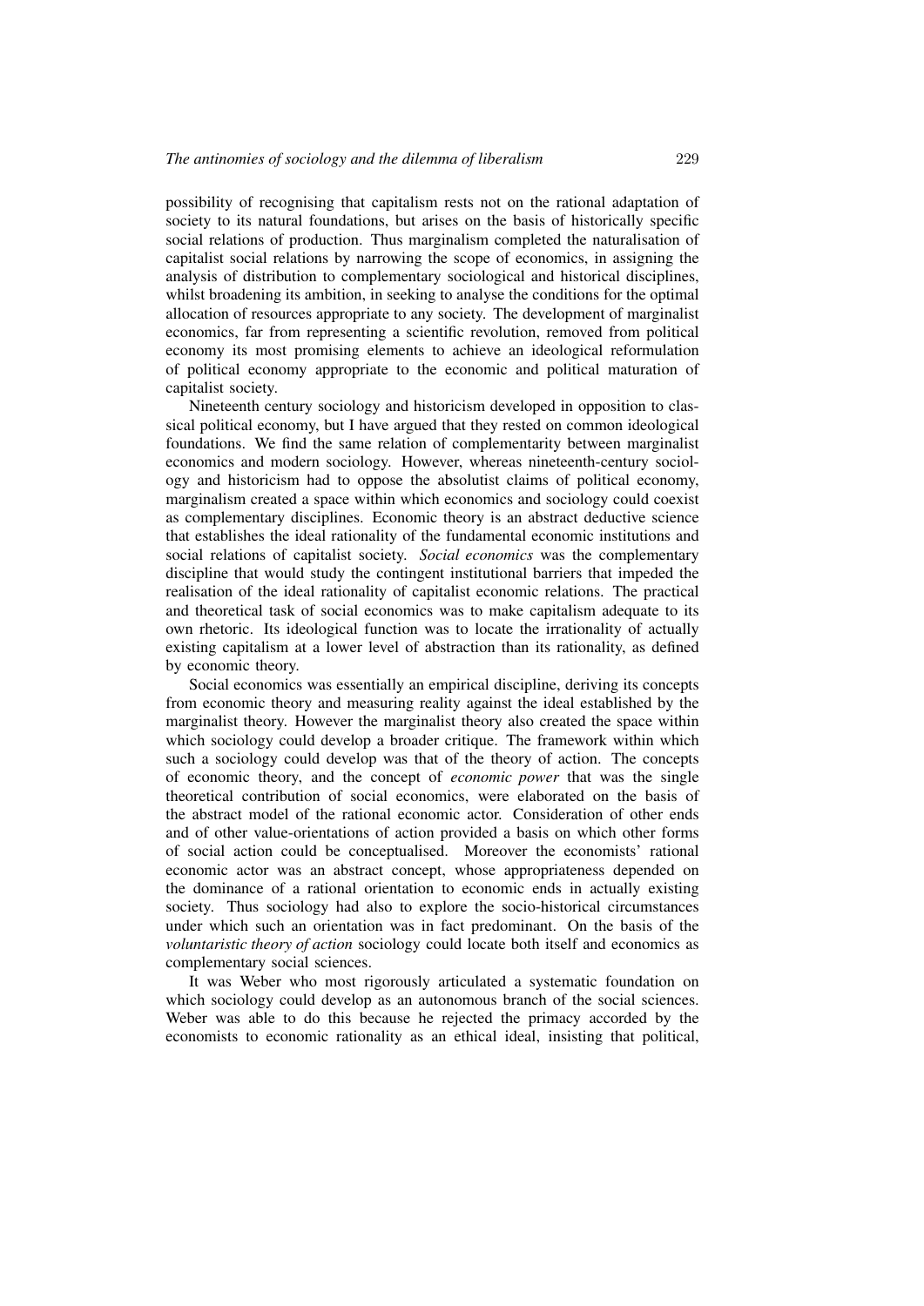possibility of recognising that capitalism rests not on the rational adaptation of society to its natural foundations, but arises on the basis of historically specific social relations of production. Thus marginalism completed the naturalisation of capitalist social relations by narrowing the scope of economics, in assigning the analysis of distribution to complementary sociological and historical disciplines, whilst broadening its ambition, in seeking to analyse the conditions for the optimal allocation of resources appropriate to any society. The development of marginalist economics, far from representing a scientific revolution, removed from political economy its most promising elements to achieve an ideological reformulation of political economy appropriate to the economic and political maturation of capitalist society.

Nineteenth century sociology and historicism developed in opposition to classical political economy, but I have argued that they rested on common ideological foundations. We find the same relation of complementarity between marginalist economics and modern sociology. However, whereas nineteenth-century sociology and historicism had to oppose the absolutist claims of political economy, marginalism created a space within which economics and sociology could coexist as complementary disciplines. Economic theory is an abstract deductive science that establishes the ideal rationality of the fundamental economic institutions and social relations of capitalist society. *Social economics* was the complementary discipline that would study the contingent institutional barriers that impeded the realisation of the ideal rationality of capitalist economic relations. The practical and theoretical task of social economics was to make capitalism adequate to its own rhetoric. Its ideological function was to locate the irrationality of actually existing capitalism at a lower level of abstraction than its rationality, as defined by economic theory.

Social economics was essentially an empirical discipline, deriving its concepts from economic theory and measuring reality against the ideal established by the marginalist theory. However the marginalist theory also created the space within which sociology could develop a broader critique. The framework within which such a sociology could develop was that of the theory of action. The concepts of economic theory, and the concept of *economic power* that was the single theoretical contribution of social economics, were elaborated on the basis of the abstract model of the rational economic actor. Consideration of other ends and of other value-orientations of action provided a basis on which other forms of social action could be conceptualised. Moreover the economists' rational economic actor was an abstract concept, whose appropriateness depended on the dominance of a rational orientation to economic ends in actually existing society. Thus sociology had also to explore the socio-historical circumstances under which such an orientation was in fact predominant. On the basis of the *voluntaristic theory of action* sociology could locate both itself and economics as complementary social sciences.

It was Weber who most rigorously articulated a systematic foundation on which sociology could develop as an autonomous branch of the social sciences. Weber was able to do this because he rejected the primacy accorded by the economists to economic rationality as an ethical ideal, insisting that political,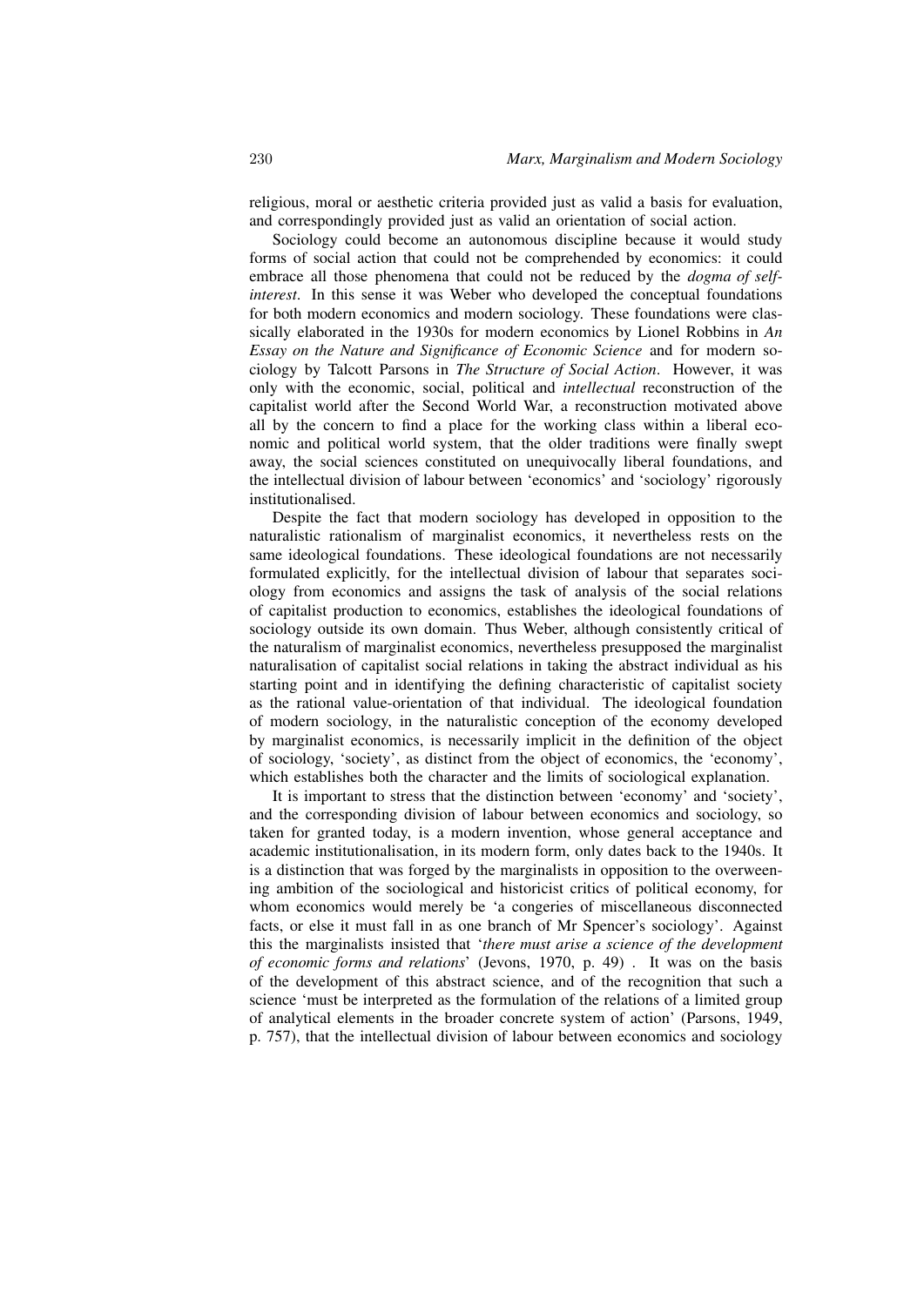religious, moral or aesthetic criteria provided just as valid a basis for evaluation, and correspondingly provided just as valid an orientation of social action.

Sociology could become an autonomous discipline because it would study forms of social action that could not be comprehended by economics: it could embrace all those phenomena that could not be reduced by the *dogma of self-interest*. In this sense it was Weber who developed the conceptual foundations for both modern economics and modern sociology. These foundations were classically elaborated in the 1930s for modern economics by Lionel Robbins in *An Essay on the Nature and Significance of Economic Science* and for modern sociology by Talcott Parsons in *The Structure of Social Action*. However, it was only with the economic, social, political and *intellectual* reconstruction of the capitalist world after the Second World War, a reconstruction motivated above all by the concern to find a place for the working class within a liberal economic and political world system, that the older traditions were finally swept away, the social sciences constituted on unequivocally liberal foundations, and the intellectual division of labour between 'economics' and 'sociology' rigorously institutionalised.

Despite the fact that modern sociology has developed in opposition to the naturalistic rationalism of marginalist economics, it nevertheless rests on the same ideological foundations. These ideological foundations are not necessarily formulated explicitly, for the intellectual division of labour that separates sociology from economics and assigns the task of analysis of the social relations of capitalist production to economics, establishes the ideological foundations of sociology outside its own domain. Thus Weber, although consistently critical of the naturalism of marginalist economics, nevertheless presupposed the marginalist naturalisation of capitalist social relations in taking the abstract individual as his starting point and in identifying the defining characteristic of capitalist society as the rational value-orientation of that individual. The ideological foundation of modern sociology, in the naturalistic conception of the economy developed by marginalist economics, is necessarily implicit in the definition of the object of sociology, 'society', as distinct from the object of economics, the 'economy', which establishes both the character and the limits of sociological explanation.

It is important to stress that the distinction between 'economy' and 'society', and the corresponding division of labour between economics and sociology, so taken for granted today, is a modern invention, whose general acceptance and academic institutionalisation, in its modern form, only dates back to the 1940s. It is a distinction that was forged by the marginalists in opposition to the overweening ambition of the sociological and historicist critics of political economy, for whom economics would merely be 'a congeries of miscellaneous disconnected facts, or else it must fall in as one branch of Mr Spencer's sociology'. Against this the marginalists insisted that '*there must arise a science of the development of economic forms and relations*' (Jevons, 1970, p. 49) . It was on the basis of the development of this abstract science, and of the recognition that such a science 'must be interpreted as the formulation of the relations of a limited group of analytical elements in the broader concrete system of action' (Parsons, 1949, p. 757), that the intellectual division of labour between economics and sociology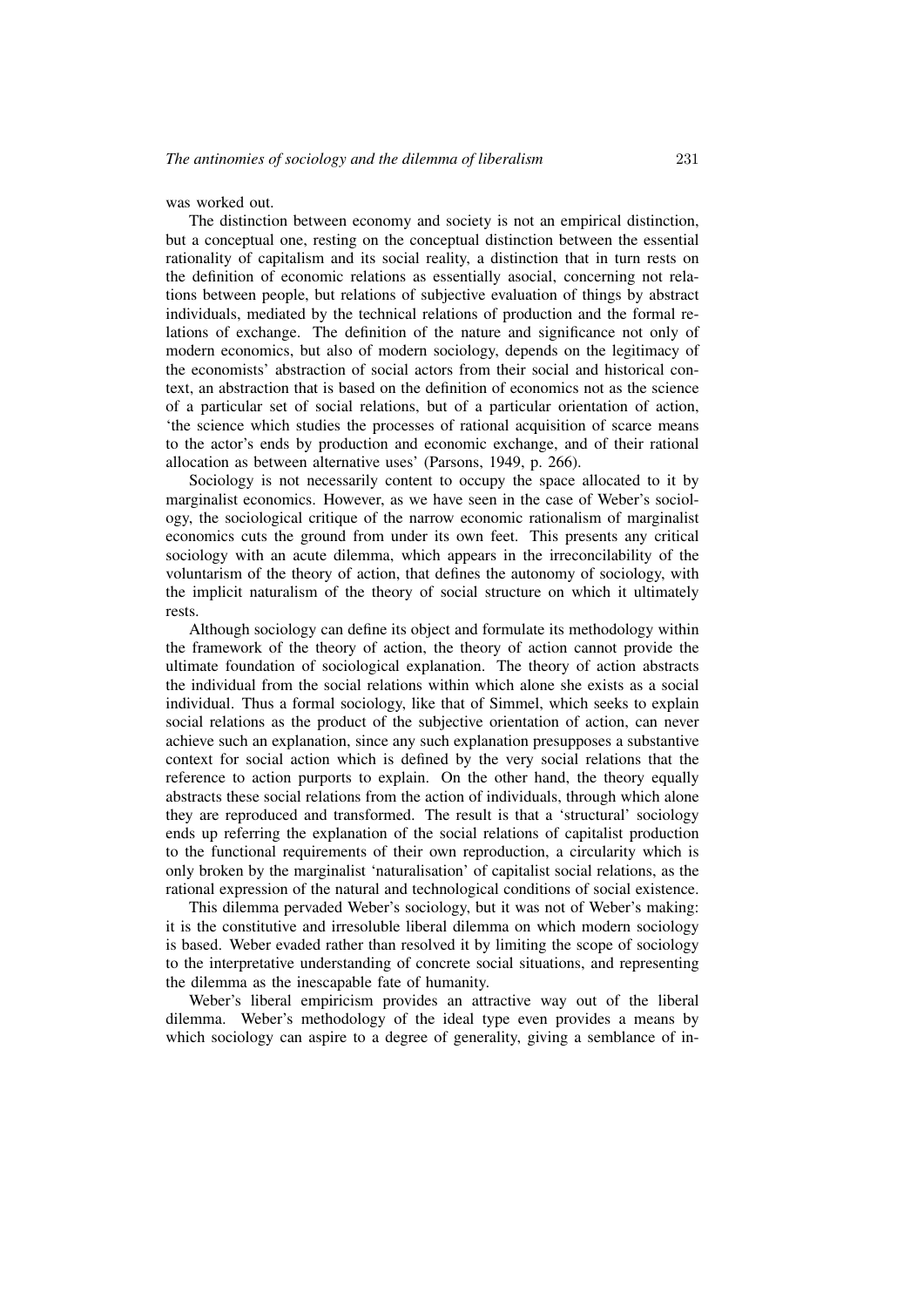was worked out.

The distinction between economy and society is not an empirical distinction, but a conceptual one, resting on the conceptual distinction between the essential rationality of capitalism and its social reality, a distinction that in turn rests on the definition of economic relations as essentially asocial, concerning not relations between people, but relations of subjective evaluation of things by abstract individuals, mediated by the technical relations of production and the formal relations of exchange. The definition of the nature and significance not only of modern economics, but also of modern sociology, depends on the legitimacy of the economists' abstraction of social actors from their social and historical context, an abstraction that is based on the definition of economics not as the science of a particular set of social relations, but of a particular orientation of action, 'the science which studies the processes of rational acquisition of scarce means to the actor's ends by production and economic exchange, and of their rational allocation as between alternative uses' (Parsons, 1949, p. 266).

Sociology is not necessarily content to occupy the space allocated to it by marginalist economics. However, as we have seen in the case of Weber's sociology, the sociological critique of the narrow economic rationalism of marginalist economics cuts the ground from under its own feet. This presents any critical sociology with an acute dilemma, which appears in the irreconcilability of the voluntarism of the theory of action, that defines the autonomy of sociology, with the implicit naturalism of the theory of social structure on which it ultimately rests.

Although sociology can define its object and formulate its methodology within the framework of the theory of action, the theory of action cannot provide the ultimate foundation of sociological explanation. The theory of action abstracts the individual from the social relations within which alone she exists as a social individual. Thus a formal sociology, like that of Simmel, which seeks to explain social relations as the product of the subjective orientation of action, can never achieve such an explanation, since any such explanation presupposes a substantive context for social action which is defined by the very social relations that the reference to action purports to explain. On the other hand, the theory equally abstracts these social relations from the action of individuals, through which alone they are reproduced and transformed. The result is that a 'structural' sociology ends up referring the explanation of the social relations of capitalist production to the functional requirements of their own reproduction, a circularity which is only broken by the marginalist 'naturalisation' of capitalist social relations, as the rational expression of the natural and technological conditions of social existence.

This dilemma pervaded Weber's sociology, but it was not of Weber's making: it is the constitutive and irresoluble liberal dilemma on which modern sociology is based. Weber evaded rather than resolved it by limiting the scope of sociology to the interpretative understanding of concrete social situations, and representing the dilemma as the inescapable fate of humanity.

Weber's liberal empiricism provides an attractive way out of the liberal dilemma. Weber's methodology of the ideal type even provides a means by which sociology can aspire to a degree of generality, giving a semblance of in-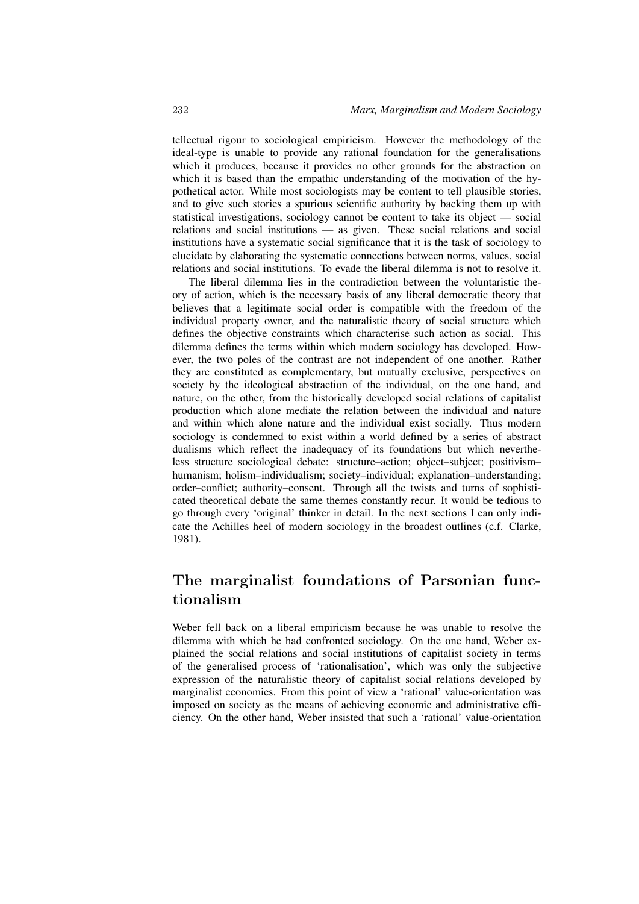tellectual rigour to sociological empiricism. However the methodology of the ideal-type is unable to provide any rational foundation for the generalisations which it produces, because it provides no other grounds for the abstraction on which it is based than the empathic understanding of the motivation of the hypothetical actor. While most sociologists may be content to tell plausible stories, and to give such stories a spurious scientific authority by backing them up with statistical investigations, sociology cannot be content to take its object — social relations and social institutions — as given. These social relations and social institutions have a systematic social significance that it is the task of sociology to elucidate by elaborating the systematic connections between norms, values, social relations and social institutions. To evade the liberal dilemma is not to resolve it.

The liberal dilemma lies in the contradiction between the voluntaristic theory of action, which is the necessary basis of any liberal democratic theory that believes that a legitimate social order is compatible with the freedom of the individual property owner, and the naturalistic theory of social structure which defines the objective constraints which characterise such action as social. This dilemma defines the terms within which modern sociology has developed. However, the two poles of the contrast are not independent of one another. Rather they are constituted as complementary, but mutually exclusive, perspectives on society by the ideological abstraction of the individual, on the one hand, and nature, on the other, from the historically developed social relations of capitalist production which alone mediate the relation between the individual and nature and within which alone nature and the individual exist socially. Thus modern sociology is condemned to exist within a world defined by a series of abstract dualisms which reflect the inadequacy of its foundations but which nevertheless structure sociological debate: structure–action; object–subject; positivism–humanism; holism–individualism; society–individual; explanation–understanding; order–conflict; authority–consent. Through all the twists and turns of sophisticated theoretical debate the same themes constantly recur. It would be tedious to go through every 'original' thinker in detail. In the next sections I can only indicate the Achilles heel of modern sociology in the broadest outlines (c.f. Clarke, 1981).

## The marginalist foundations of Parsonian functionalism

Weber fell back on a liberal empiricism because he was unable to resolve the dilemma with which he had confronted sociology. On the one hand, Weber explained the social relations and social institutions of capitalist society in terms of the generalised process of 'rationalisation', which was only the subjective expression of the naturalistic theory of capitalist social relations developed by marginalist economies. From this point of view a 'rational' value-orientation was imposed on society as the means of achieving economic and administrative efficiency. On the other hand, Weber insisted that such a 'rational' value-orientation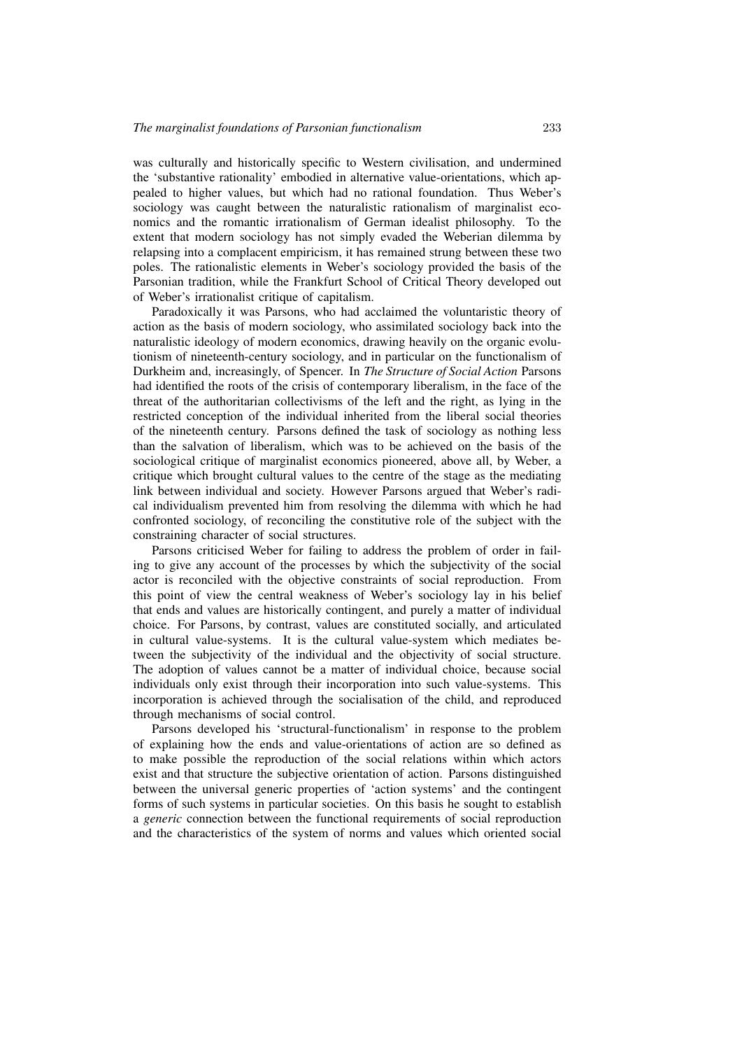was culturally and historically specific to Western civilisation, and undermined the 'substantive rationality' embodied in alternative value-orientations, which appealed to higher values, but which had no rational foundation. Thus Weber's sociology was caught between the naturalistic rationalism of marginalist economics and the romantic irrationalism of German idealist philosophy. To the extent that modern sociology has not simply evaded the Weberian dilemma by relapsing into a complacent empiricism, it has remained strung between these two poles. The rationalistic elements in Weber's sociology provided the basis of the Parsonian tradition, while the Frankfurt School of Critical Theory developed out of Weber's irrationalist critique of capitalism.

Paradoxically it was Parsons, who had acclaimed the voluntaristic theory of action as the basis of modern sociology, who assimilated sociology back into the naturalistic ideology of modern economics, drawing heavily on the organic evolutionism of nineteenth-century sociology, and in particular on the functionalism of Durkheim and, increasingly, of Spencer. In *The Structure of Social Action* Parsons had identified the roots of the crisis of contemporary liberalism, in the face of the threat of the authoritarian collectivisms of the left and the right, as lying in the restricted conception of the individual inherited from the liberal social theories of the nineteenth century. Parsons defined the task of sociology as nothing less than the salvation of liberalism, which was to be achieved on the basis of the sociological critique of marginalist economics pioneered, above all, by Weber, a critique which brought cultural values to the centre of the stage as the mediating link between individual and society. However Parsons argued that Weber's radical individualism prevented him from resolving the dilemma with which he had confronted sociology, of reconciling the constitutive role of the subject with the constraining character of social structures.

Parsons criticised Weber for failing to address the problem of order in failing to give any account of the processes by which the subjectivity of the social actor is reconciled with the objective constraints of social reproduction. From this point of view the central weakness of Weber's sociology lay in his belief that ends and values are historically contingent, and purely a matter of individual choice. For Parsons, by contrast, values are constituted socially, and articulated in cultural value-systems. It is the cultural value-system which mediates between the subjectivity of the individual and the objectivity of social structure. The adoption of values cannot be a matter of individual choice, because social individuals only exist through their incorporation into such value-systems. This incorporation is achieved through the socialisation of the child, and reproduced through mechanisms of social control.

Parsons developed his 'structural-functionalism' in response to the problem of explaining how the ends and value-orientations of action are so defined as to make possible the reproduction of the social relations within which actors exist and that structure the subjective orientation of action. Parsons distinguished between the universal generic properties of 'action systems' and the contingent forms of such systems in particular societies. On this basis he sought to establish a *generic* connection between the functional requirements of social reproduction and the characteristics of the system of norms and values which oriented social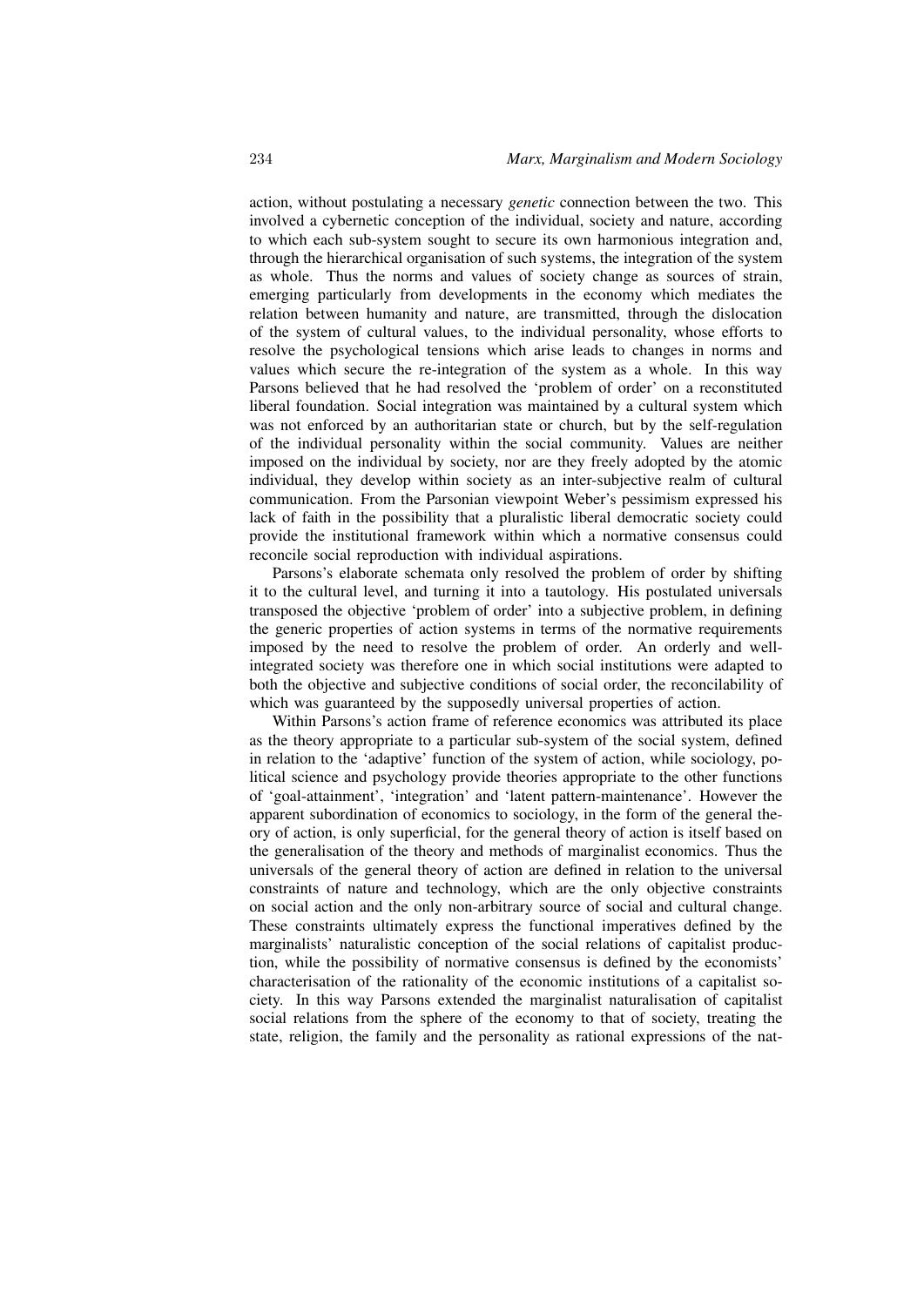action, without postulating a necessary *genetic* connection between the two. This involved a cybernetic conception of the individual, society and nature, according to which each sub-system sought to secure its own harmonious integration and, through the hierarchical organisation of such systems, the integration of the system as whole. Thus the norms and values of society change as sources of strain, emerging particularly from developments in the economy which mediates the relation between humanity and nature, are transmitted, through the dislocation of the system of cultural values, to the individual personality, whose efforts to resolve the psychological tensions which arise leads to changes in norms and values which secure the re-integration of the system as a whole. In this way Parsons believed that he had resolved the 'problem of order' on a reconstituted liberal foundation. Social integration was maintained by a cultural system which was not enforced by an authoritarian state or church, but by the self-regulation of the individual personality within the social community. Values are neither imposed on the individual by society, nor are they freely adopted by the atomic individual, they develop within society as an inter-subjective realm of cultural communication. From the Parsonian viewpoint Weber's pessimism expressed his lack of faith in the possibility that a pluralistic liberal democratic society could provide the institutional framework within which a normative consensus could reconcile social reproduction with individual aspirations.

Parsons's elaborate schemata only resolved the problem of order by shifting it to the cultural level, and turning it into a tautology. His postulated universals transposed the objective 'problem of order' into a subjective problem, in defining the generic properties of action systems in terms of the normative requirements imposed by the need to resolve the problem of order. An orderly and well-integrated society was therefore one in which social institutions were adapted to both the objective and subjective conditions of social order, the reconcilability of which was guaranteed by the supposedly universal properties of action.

Within Parsons's action frame of reference economics was attributed its place as the theory appropriate to a particular sub-system of the social system, defined in relation to the 'adaptive' function of the system of action, while sociology, political science and psychology provide theories appropriate to the other functions of 'goal-attainment', 'integration' and 'latent pattern-maintenance'. However the apparent subordination of economics to sociology, in the form of the general theory of action, is only superficial, for the general theory of action is itself based on the generalisation of the theory and methods of marginalist economics. Thus the universals of the general theory of action are defined in relation to the universal constraints of nature and technology, which are the only objective constraints on social action and the only non-arbitrary source of social and cultural change. These constraints ultimately express the functional imperatives defined by the marginalists' naturalistic conception of the social relations of capitalist production, while the possibility of normative consensus is defined by the economists' characterisation of the rationality of the economic institutions of a capitalist society. In this way Parsons extended the marginalist naturalisation of capitalist social relations from the sphere of the economy to that of society, treating the state, religion, the family and the personality as rational expressions of the nat-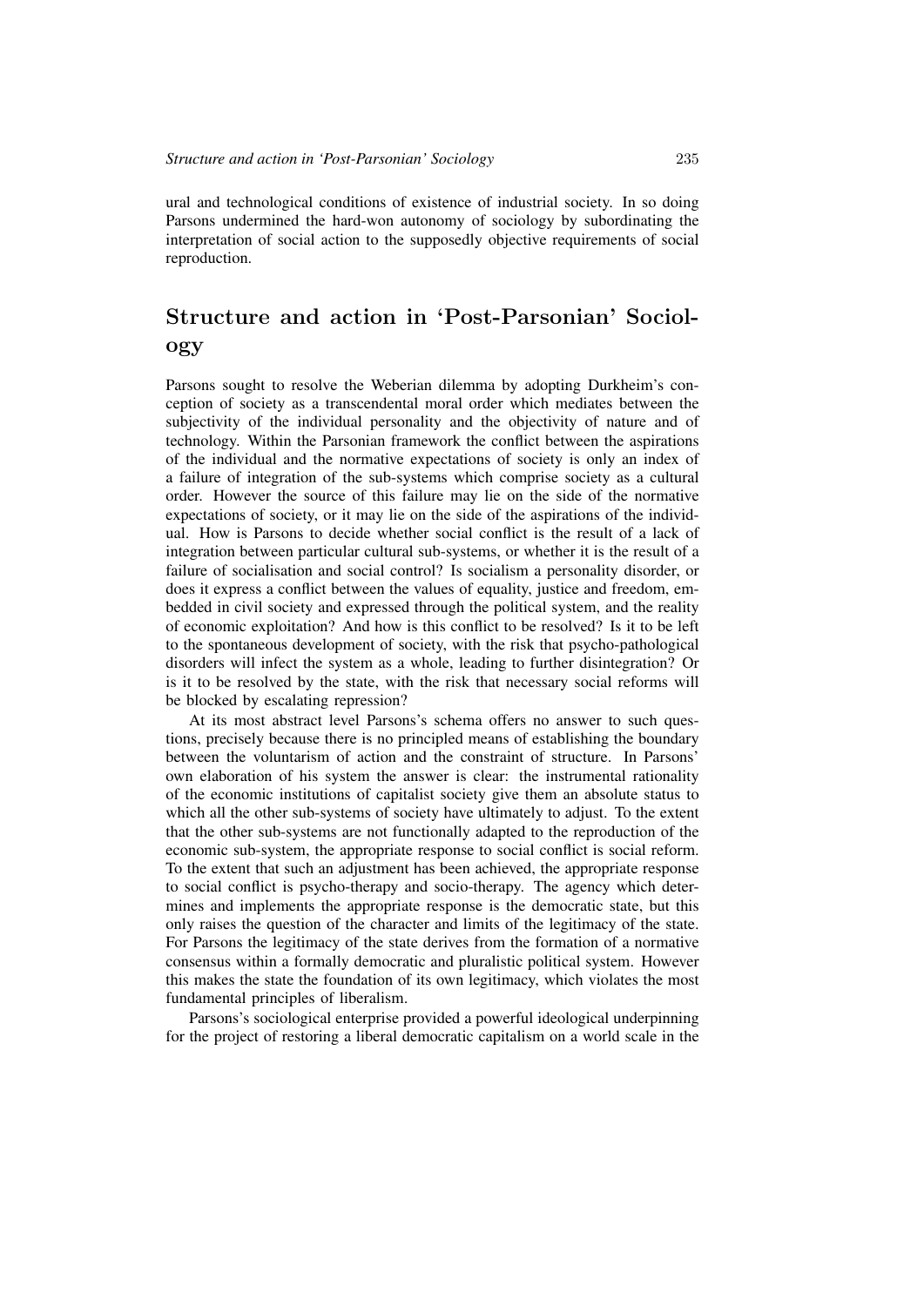ural and technological conditions of existence of industrial society. In so doing Parsons undermined the hard-won autonomy of sociology by subordinating the interpretation of social action to the supposedly objective requirements of social reproduction.

## Structure and action in 'Post-Parsonian' Sociology

Parsons sought to resolve the Weberian dilemma by adopting Durkheim's conception of society as a transcendental moral order which mediates between the subjectivity of the individual personality and the objectivity of nature and of technology. Within the Parsonian framework the conflict between the aspirations of the individual and the normative expectations of society is only an index of a failure of integration of the sub-systems which comprise society as a cultural order. However the source of this failure may lie on the side of the normative expectations of society, or it may lie on the side of the aspirations of the individual. How is Parsons to decide whether social conflict is the result of a lack of integration between particular cultural sub-systems, or whether it is the result of a failure of socialisation and social control? Is socialism a personality disorder, or does it express a conflict between the values of equality, justice and freedom, embedded in civil society and expressed through the political system, and the reality of economic exploitation? And how is this conflict to be resolved? Is it to be left to the spontaneous development of society, with the risk that psycho-pathological disorders will infect the system as a whole, leading to further disintegration? Or is it to be resolved by the state, with the risk that necessary social reforms will be blocked by escalating repression?

At its most abstract level Parsons's schema offers no answer to such questions, precisely because there is no principled means of establishing the boundary between the voluntarism of action and the constraint of structure. In Parsons' own elaboration of his system the answer is clear: the instrumental rationality of the economic institutions of capitalist society give them an absolute status to which all the other sub-systems of society have ultimately to adjust. To the extent that the other sub-systems are not functionally adapted to the reproduction of the economic sub-system, the appropriate response to social conflict is social reform. To the extent that such an adjustment has been achieved, the appropriate response to social conflict is psycho-therapy and socio-therapy. The agency which determines and implements the appropriate response is the democratic state, but this only raises the question of the character and limits of the legitimacy of the state. For Parsons the legitimacy of the state derives from the formation of a normative consensus within a formally democratic and pluralistic political system. However this makes the state the foundation of its own legitimacy, which violates the most fundamental principles of liberalism.

Parsons's sociological enterprise provided a powerful ideological underpinning for the project of restoring a liberal democratic capitalism on a world scale in the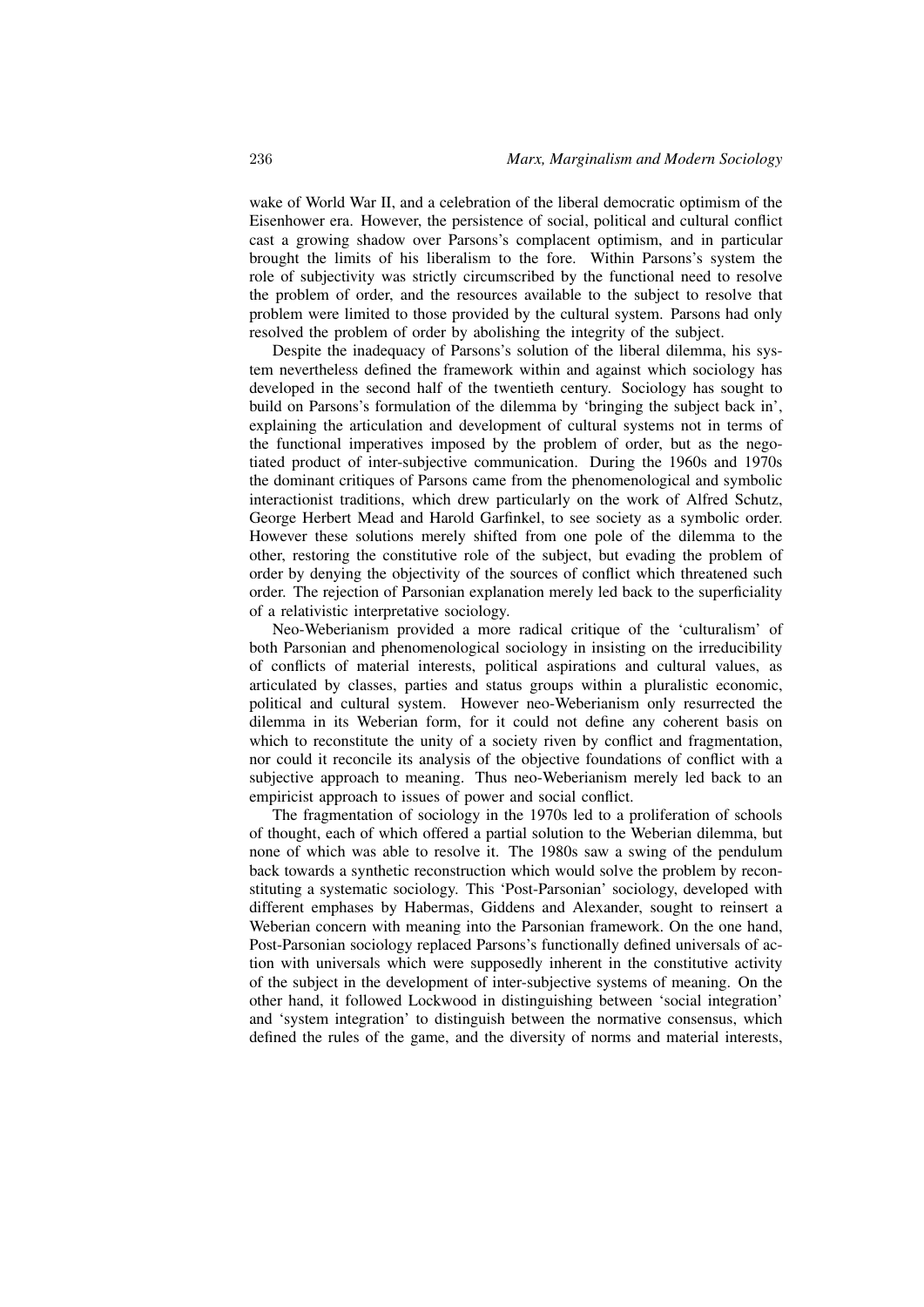wake of World War II, and a celebration of the liberal democratic optimism of the Eisenhower era. However, the persistence of social, political and cultural conflict cast a growing shadow over Parsons's complacent optimism, and in particular brought the limits of his liberalism to the fore. Within Parsons's system the role of subjectivity was strictly circumscribed by the functional need to resolve the problem of order, and the resources available to the subject to resolve that problem were limited to those provided by the cultural system. Parsons had only resolved the problem of order by abolishing the integrity of the subject.

Despite the inadequacy of Parsons's solution of the liberal dilemma, his system nevertheless defined the framework within and against which sociology has developed in the second half of the twentieth century. Sociology has sought to build on Parsons's formulation of the dilemma by 'bringing the subject back in', explaining the articulation and development of cultural systems not in terms of the functional imperatives imposed by the problem of order, but as the negotiated product of inter-subjective communication. During the 1960s and 1970s the dominant critiques of Parsons came from the phenomenological and symbolic interactionist traditions, which drew particularly on the work of Alfred Schutz, George Herbert Mead and Harold Garfinkel, to see society as a symbolic order. However these solutions merely shifted from one pole of the dilemma to the other, restoring the constitutive role of the subject, but evading the problem of order by denying the objectivity of the sources of conflict which threatened such order. The rejection of Parsonian explanation merely led back to the superficiality of a relativistic interpretative sociology.

Neo-Weberianism provided a more radical critique of the 'culturalism' of both Parsonian and phenomenological sociology in insisting on the irreducibility of conflicts of material interests, political aspirations and cultural values, as articulated by classes, parties and status groups within a pluralistic economic, political and cultural system. However neo-Weberianism only resurrected the dilemma in its Weberian form, for it could not define any coherent basis on which to reconstitute the unity of a society riven by conflict and fragmentation, nor could it reconcile its analysis of the objective foundations of conflict with a subjective approach to meaning. Thus neo-Weberianism merely led back to an empiricist approach to issues of power and social conflict.

The fragmentation of sociology in the 1970s led to a proliferation of schools of thought, each of which offered a partial solution to the Weberian dilemma, but none of which was able to resolve it. The 1980s saw a swing of the pendulum back towards a synthetic reconstruction which would solve the problem by reconstituting a systematic sociology. This 'Post-Parsonian' sociology, developed with different emphases by Habermas, Giddens and Alexander, sought to reinsert a Weberian concern with meaning into the Parsonian framework. On the one hand, Post-Parsonian sociology replaced Parsons's functionally defined universals of action with universals which were supposedly inherent in the constitutive activity of the subject in the development of inter-subjective systems of meaning. On the other hand, it followed Lockwood in distinguishing between 'social integration' and 'system integration' to distinguish between the normative consensus, which defined the rules of the game, and the diversity of norms and material interests,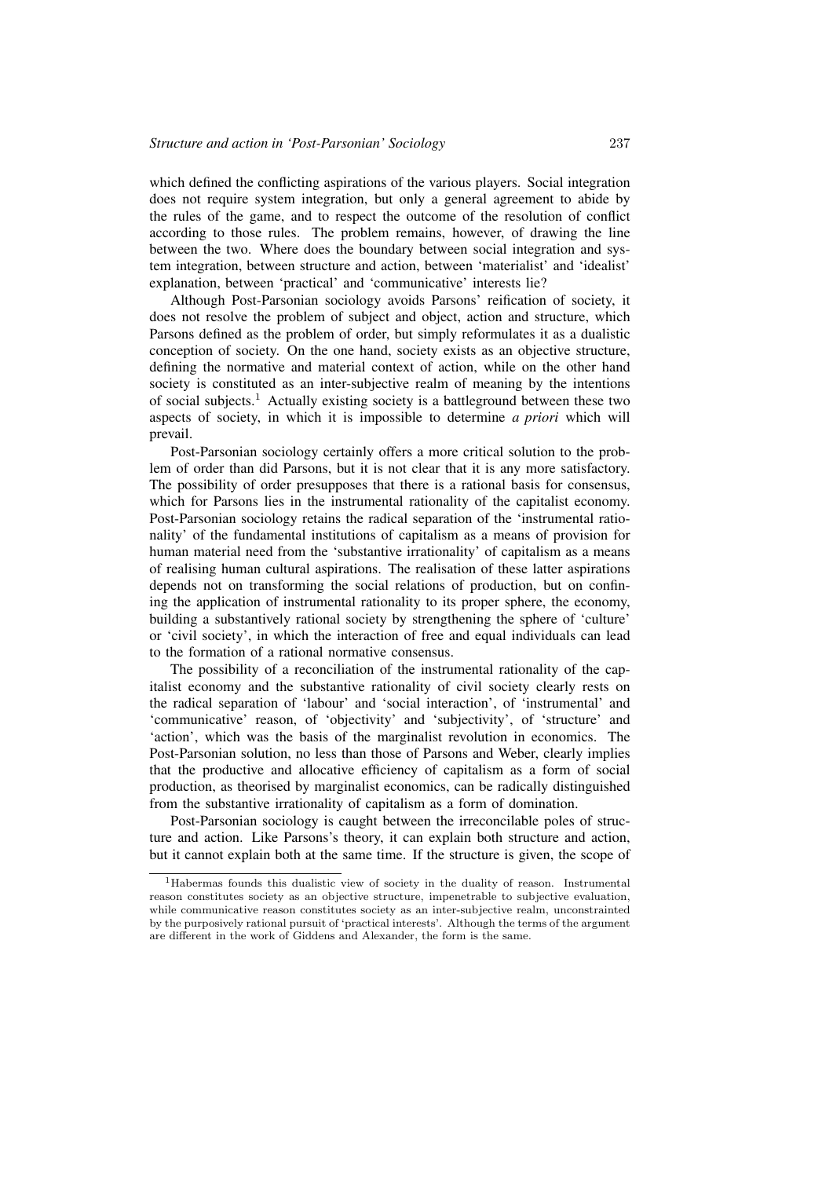which defined the conflicting aspirations of the various players. Social integration does not require system integration, but only a general agreement to abide by the rules of the game, and to respect the outcome of the resolution of conflict according to those rules. The problem remains, however, of drawing the line between the two. Where does the boundary between social integration and system integration, between structure and action, between 'materialist' and 'idealist' explanation, between 'practical' and 'communicative' interests lie?

Although Post-Parsonian sociology avoids Parsons' reification of society, it does not resolve the problem of subject and object, action and structure, which Parsons defined as the problem of order, but simply reformulates it as a dualistic conception of society. On the one hand, society exists as an objective structure, defining the normative and material context of action, while on the other hand society is constituted as an inter-subjective realm of meaning by the intentions of social subjects.[1] Actually existing society is a battleground between these two aspects of society, in which it is impossible to determine *a priori* which will prevail.

Post-Parsonian sociology certainly offers a more critical solution to the problem of order than did Parsons, but it is not clear that it is any more satisfactory. The possibility of order presupposes that there is a rational basis for consensus, which for Parsons lies in the instrumental rationality of the capitalist economy. Post-Parsonian sociology retains the radical separation of the 'instrumental rationality' of the fundamental institutions of capitalism as a means of provision for human material need from the 'substantive irrationality' of capitalism as a means of realising human cultural aspirations. The realisation of these latter aspirations depends not on transforming the social relations of production, but on confining the application of instrumental rationality to its proper sphere, the economy, building a substantively rational society by strengthening the sphere of 'culture' or 'civil society', in which the interaction of free and equal individuals can lead to the formation of a rational normative consensus.

The possibility of a reconciliation of the instrumental rationality of the capitalist economy and the substantive rationality of civil society clearly rests on the radical separation of 'labour' and 'social interaction', of 'instrumental' and 'communicative' reason, of 'objectivity' and 'subjectivity', of 'structure' and 'action', which was the basis of the marginalist revolution in economics. The Post-Parsonian solution, no less than those of Parsons and Weber, clearly implies that the productive and allocative efficiency of capitalism as a form of social production, as theorised by marginalist economics, can be radically distinguished from the substantive irrationality of capitalism as a form of domination.

Post-Parsonian sociology is caught between the irreconcilable poles of structure and action. Like Parsons's theory, it can explain both structure and action, but it cannot explain both at the same time. If the structure is given, the scope of

[1] Habermas founds this dualistic view of society in the duality of reason. Instrumental reason constitutes society as an objective structure, impenetrable to subjective evaluation, while communicative reason constitutes society as an inter-subjective realm, unconstrainted by the purposively rational pursuit of 'practical interests'. Although the terms of the argument are different in the work of Giddens and Alexander, the form is the same.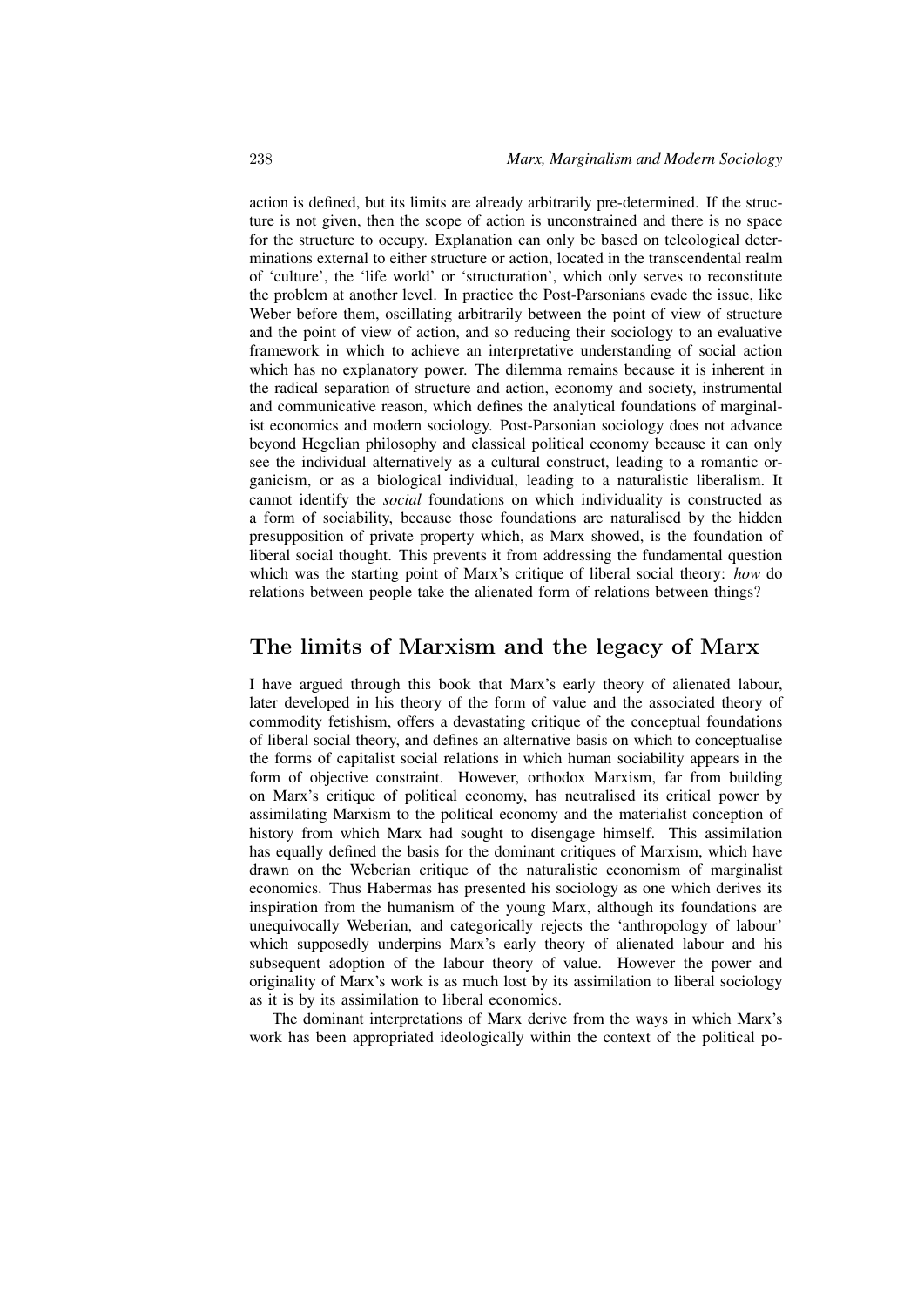action is defined, but its limits are already arbitrarily pre-determined. If the structure is not given, then the scope of action is unconstrained and there is no space for the structure to occupy. Explanation can only be based on teleological determinations external to either structure or action, located in the transcendental realm of 'culture', the 'life world' or 'structuration', which only serves to reconstitute the problem at another level. In practice the Post-Parsonians evade the issue, like Weber before them, oscillating arbitrarily between the point of view of structure and the point of view of action, and so reducing their sociology to an evaluative framework in which to achieve an interpretative understanding of social action which has no explanatory power. The dilemma remains because it is inherent in the radical separation of structure and action, economy and society, instrumental and communicative reason, which defines the analytical foundations of marginalist economics and modern sociology. Post-Parsonian sociology does not advance beyond Hegelian philosophy and classical political economy because it can only see the individual alternatively as a cultural construct, leading to a romantic organicism, or as a biological individual, leading to a naturalistic liberalism. It cannot identify the *social* foundations on which individuality is constructed as a form of sociability, because those foundations are naturalised by the hidden presupposition of private property which, as Marx showed, is the foundation of liberal social thought. This prevents it from addressing the fundamental question which was the starting point of Marx's critique of liberal social theory: *how* do relations between people take the alienated form of relations between things?

## The limits of Marxism and the legacy of Marx

I have argued through this book that Marx's early theory of alienated labour, later developed in his theory of the form of value and the associated theory of commodity fetishism, offers a devastating critique of the conceptual foundations of liberal social theory, and defines an alternative basis on which to conceptualise the forms of capitalist social relations in which human sociability appears in the form of objective constraint. However, orthodox Marxism, far from building on Marx's critique of political economy, has neutralised its critical power by assimilating Marxism to the political economy and the materialist conception of history from which Marx had sought to disengage himself. This assimilation has equally defined the basis for the dominant critiques of Marxism, which have drawn on the Weberian critique of the naturalistic economism of marginalist economics. Thus Habermas has presented his sociology as one which derives its inspiration from the humanism of the young Marx, although its foundations are unequivocally Weberian, and categorically rejects the 'anthropology of labour' which supposedly underpins Marx's early theory of alienated labour and his subsequent adoption of the labour theory of value. However the power and originality of Marx's work is as much lost by its assimilation to liberal sociology as it is by its assimilation to liberal economics.

The dominant interpretations of Marx derive from the ways in which Marx's work has been appropriated ideologically within the context of the political po-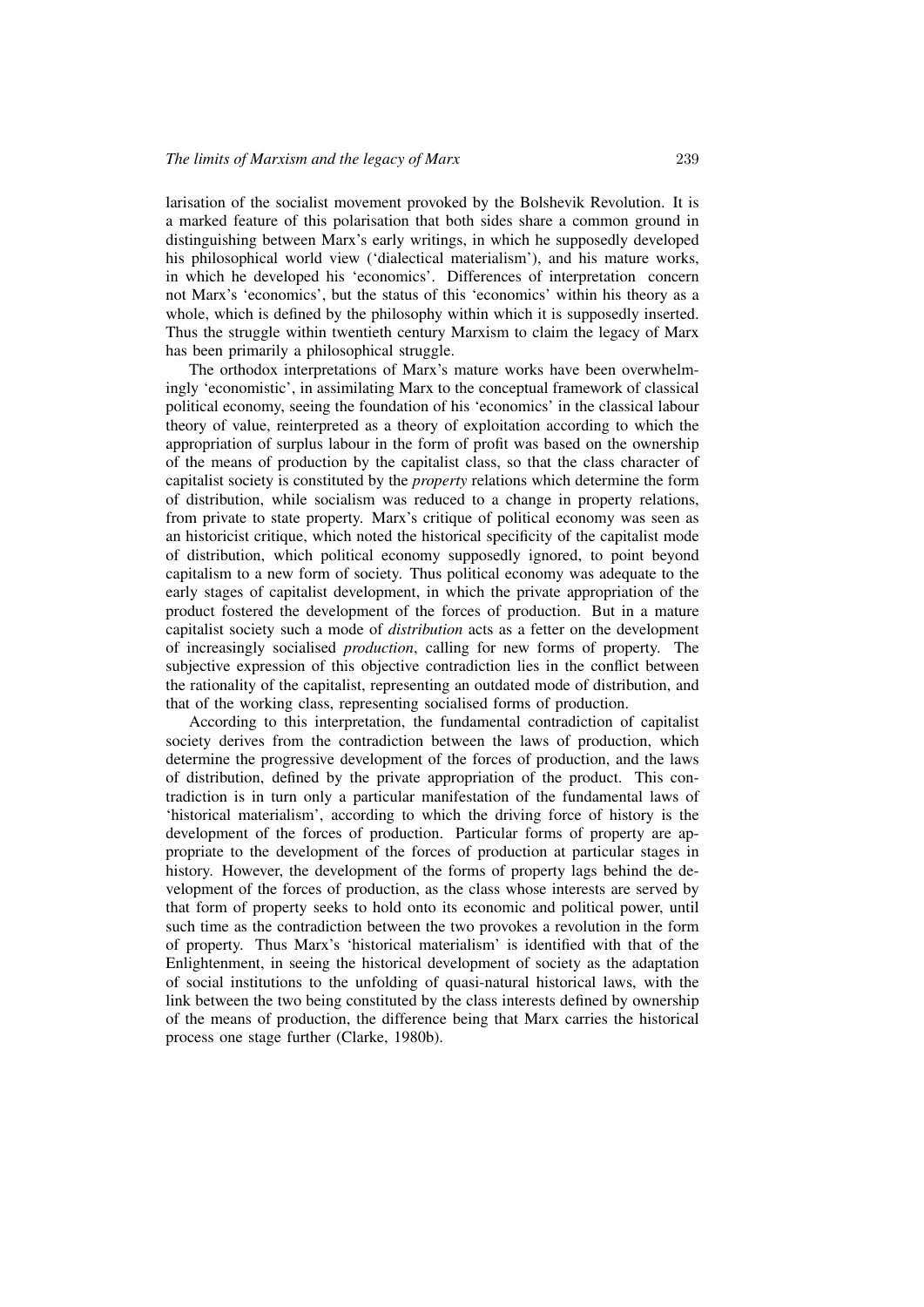larisation of the socialist movement provoked by the Bolshevik Revolution. It is a marked feature of this polarisation that both sides share a common ground in distinguishing between Marx's early writings, in which he supposedly developed his philosophical world view ('dialectical materialism'), and his mature works, in which he developed his 'economics'. Differences of interpretation concern not Marx's 'economics', but the status of this 'economics' within his theory as a whole, which is defined by the philosophy within which it is supposedly inserted. Thus the struggle within twentieth century Marxism to claim the legacy of Marx has been primarily a philosophical struggle.

The orthodox interpretations of Marx's mature works have been overwhelmingly 'economistic', in assimilating Marx to the conceptual framework of classical political economy, seeing the foundation of his 'economics' in the classical labour theory of value, reinterpreted as a theory of exploitation according to which the appropriation of surplus labour in the form of profit was based on the ownership of the means of production by the capitalist class, so that the class character of capitalist society is constituted by the *property* relations which determine the form of distribution, while socialism was reduced to a change in property relations, from private to state property. Marx's critique of political economy was seen as an historicist critique, which noted the historical specificity of the capitalist mode of distribution, which political economy supposedly ignored, to point beyond capitalism to a new form of society. Thus political economy was adequate to the early stages of capitalist development, in which the private appropriation of the product fostered the development of the forces of production. But in a mature capitalist society such a mode of *distribution* acts as a fetter on the development of increasingly socialised *production*, calling for new forms of property. The subjective expression of this objective contradiction lies in the conflict between the rationality of the capitalist, representing an outdated mode of distribution, and that of the working class, representing socialised forms of production.

According to this interpretation, the fundamental contradiction of capitalist society derives from the contradiction between the laws of production, which determine the progressive development of the forces of production, and the laws of distribution, defined by the private appropriation of the product. This contradiction is in turn only a particular manifestation of the fundamental laws of 'historical materialism', according to which the driving force of history is the development of the forces of production. Particular forms of property are appropriate to the development of the forces of production at particular stages in history. However, the development of the forms of property lags behind the development of the forces of production, as the class whose interests are served by that form of property seeks to hold onto its economic and political power, until such time as the contradiction between the two provokes a revolution in the form of property. Thus Marx's 'historical materialism' is identified with that of the Enlightenment, in seeing the historical development of society as the adaptation of social institutions to the unfolding of quasi-natural historical laws, with the link between the two being constituted by the class interests defined by ownership of the means of production, the difference being that Marx carries the historical process one stage further (Clarke, 1980b).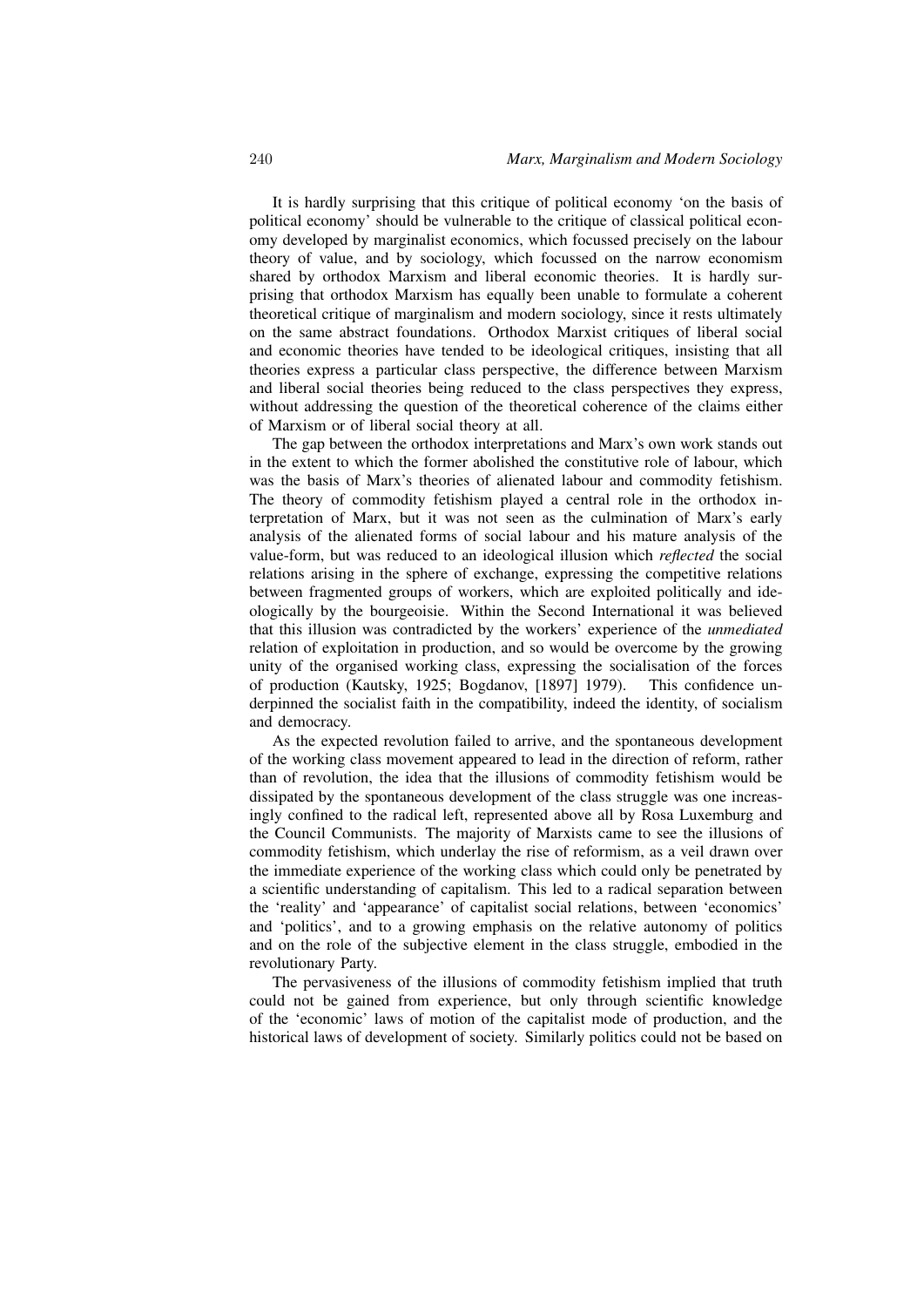It is hardly surprising that this critique of political economy 'on the basis of political economy' should be vulnerable to the critique of classical political economy developed by marginalist economics, which focussed precisely on the labour theory of value, and by sociology, which focussed on the narrow economism shared by orthodox Marxism and liberal economic theories. It is hardly surprising that orthodox Marxism has equally been unable to formulate a coherent theoretical critique of marginalism and modern sociology, since it rests ultimately on the same abstract foundations. Orthodox Marxist critiques of liberal social and economic theories have tended to be ideological critiques, insisting that all theories express a particular class perspective, the difference between Marxism and liberal social theories being reduced to the class perspectives they express, without addressing the question of the theoretical coherence of the claims either of Marxism or of liberal social theory at all.

The gap between the orthodox interpretations and Marx's own work stands out in the extent to which the former abolished the constitutive role of labour, which was the basis of Marx's theories of alienated labour and commodity fetishism. The theory of commodity fetishism played a central role in the orthodox interpretation of Marx, but it was not seen as the culmination of Marx's early analysis of the alienated forms of social labour and his mature analysis of the value-form, but was reduced to an ideological illusion which *reflected* the social relations arising in the sphere of exchange, expressing the competitive relations between fragmented groups of workers, which are exploited politically and ideologically by the bourgeoisie. Within the Second International it was believed that this illusion was contradicted by the workers' experience of the *unmediated* relation of exploitation in production, and so would be overcome by the growing unity of the organised working class, expressing the socialisation of the forces of production (Kautsky, 1925; Bogdanov, [1897] 1979). This confidence underpinned the socialist faith in the compatibility, indeed the identity, of socialism and democracy.

As the expected revolution failed to arrive, and the spontaneous development of the working class movement appeared to lead in the direction of reform, rather than of revolution, the idea that the illusions of commodity fetishism would be dissipated by the spontaneous development of the class struggle was one increasingly confined to the radical left, represented above all by Rosa Luxemburg and the Council Communists. The majority of Marxists came to see the illusions of commodity fetishism, which underlay the rise of reformism, as a veil drawn over the immediate experience of the working class which could only be penetrated by a scientific understanding of capitalism. This led to a radical separation between the 'reality' and 'appearance' of capitalist social relations, between 'economics' and 'politics', and to a growing emphasis on the relative autonomy of politics and on the role of the subjective element in the class struggle, embodied in the revolutionary Party.

The pervasiveness of the illusions of commodity fetishism implied that truth could not be gained from experience, but only through scientific knowledge of the 'economic' laws of motion of the capitalist mode of production, and the historical laws of development of society. Similarly politics could not be based on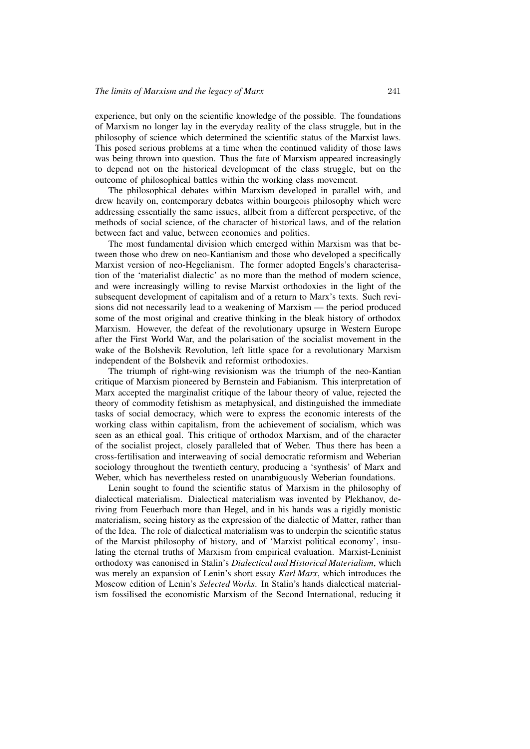experience, but only on the scientific knowledge of the possible. The foundations of Marxism no longer lay in the everyday reality of the class struggle, but in the philosophy of science which determined the scientific status of the Marxist laws. This posed serious problems at a time when the continued validity of those laws was being thrown into question. Thus the fate of Marxism appeared increasingly to depend not on the historical development of the class struggle, but on the outcome of philosophical battles within the working class movement.

The philosophical debates within Marxism developed in parallel with, and drew heavily on, contemporary debates within bourgeois philosophy which were addressing essentially the same issues, allbeit from a different perspective, of the methods of social science, of the character of historical laws, and of the relation between fact and value, between economics and politics.

The most fundamental division which emerged within Marxism was that between those who drew on neo-Kantianism and those who developed a specifically Marxist version of neo-Hegelianism. The former adopted Engels's characterisation of the 'materialist dialectic' as no more than the method of modern science, and were increasingly willing to revise Marxist orthodoxies in the light of the subsequent development of capitalism and of a return to Marx's texts. Such revisions did not necessarily lead to a weakening of Marxism — the period produced some of the most original and creative thinking in the bleak history of orthodox Marxism. However, the defeat of the revolutionary upsurge in Western Europe after the First World War, and the polarisation of the socialist movement in the wake of the Bolshevik Revolution, left little space for a revolutionary Marxism independent of the Bolshevik and reformist orthodoxies.

The triumph of right-wing revisionism was the triumph of the neo-Kantian critique of Marxism pioneered by Bernstein and Fabianism. This interpretation of Marx accepted the marginalist critique of the labour theory of value, rejected the theory of commodity fetishism as metaphysical, and distinguished the immediate tasks of social democracy, which were to express the economic interests of the working class within capitalism, from the achievement of socialism, which was seen as an ethical goal. This critique of orthodox Marxism, and of the character of the socialist project, closely paralleled that of Weber. Thus there has been a cross-fertilisation and interweaving of social democratic reformism and Weberian sociology throughout the twentieth century, producing a 'synthesis' of Marx and Weber, which has nevertheless rested on unambiguously Weberian foundations.

Lenin sought to found the scientific status of Marxism in the philosophy of dialectical materialism. Dialectical materialism was invented by Plekhanov, deriving from Feuerbach more than Hegel, and in his hands was a rigidly monistic materialism, seeing history as the expression of the dialectic of Matter, rather than of the Idea. The role of dialectical materialism was to underpin the scientific status of the Marxist philosophy of history, and of 'Marxist political economy', insulating the eternal truths of Marxism from empirical evaluation. Marxist-Leninist orthodoxy was canonised in Stalin's *Dialectical and Historical Materialism*, which was merely an expansion of Lenin's short essay *Karl Marx*, which introduces the Moscow edition of Lenin's *Selected Works*. In Stalin's hands dialectical materialism fossilised the economistic Marxism of the Second International, reducing it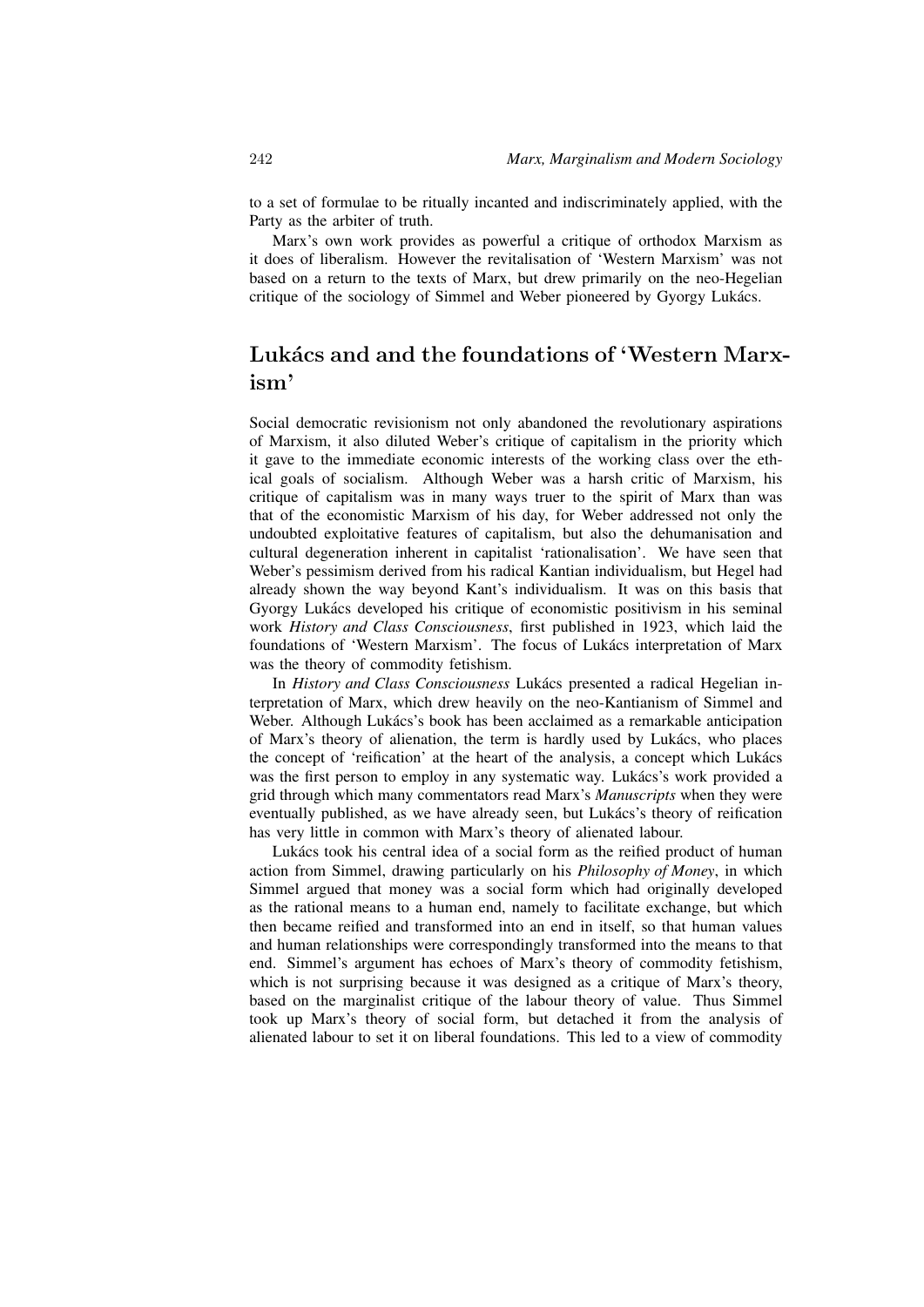to a set of formulae to be ritually incanted and indiscriminately applied, with the Party as the arbiter of truth.

Marx's own work provides as powerful a critique of orthodox Marxism as it does of liberalism. However the revitalisation of 'Western Marxism' was not based on a return to the texts of Marx, but drew primarily on the neo-Hegelian critique of the sociology of Simmel and Weber pioneered by Gyorgy Lukács.

## Lukács and and the foundations of 'Western Marxism'

Social democratic revisionism not only abandoned the revolutionary aspirations of Marxism, it also diluted Weber's critique of capitalism in the priority which it gave to the immediate economic interests of the working class over the ethical goals of socialism. Although Weber was a harsh critic of Marxism, his critique of capitalism was in many ways truer to the spirit of Marx than was that of the economistic Marxism of his day, for Weber addressed not only the undoubted exploitative features of capitalism, but also the dehumanisation and cultural degeneration inherent in capitalist 'rationalisation'. We have seen that Weber's pessimism derived from his radical Kantian individualism, but Hegel had already shown the way beyond Kant's individualism. It was on this basis that Gyorgy Lukács developed his critique of economistic positivism in his seminal work *History and Class Consciousness*, first published in 1923, which laid the foundations of 'Western Marxism'. The focus of Lukács interpretation of Marx was the theory of commodity fetishism.

In *History and Class Consciousness* Lukács presented a radical Hegelian interpretation of Marx, which drew heavily on the neo-Kantianism of Simmel and Weber. Although Lukács's book has been acclaimed as a remarkable anticipation of Marx's theory of alienation, the term is hardly used by Lukács, who places the concept of 'reification' at the heart of the analysis, a concept which Lukács was the first person to employ in any systematic way. Lukács's work provided a grid through which many commentators read Marx's *Manuscripts* when they were eventually published, as we have already seen, but Lukács's theory of reification has very little in common with Marx's theory of alienated labour.

Lukács took his central idea of a social form as the reified product of human action from Simmel, drawing particularly on his *Philosophy of Money*, in which Simmel argued that money was a social form which had originally developed as the rational means to a human end, namely to facilitate exchange, but which then became reified and transformed into an end in itself, so that human values and human relationships were correspondingly transformed into the means to that end. Simmel's argument has echoes of Marx's theory of commodity fetishism, which is not surprising because it was designed as a critique of Marx's theory, based on the marginalist critique of the labour theory of value. Thus Simmel took up Marx's theory of social form, but detached it from the analysis of alienated labour to set it on liberal foundations. This led to a view of commodity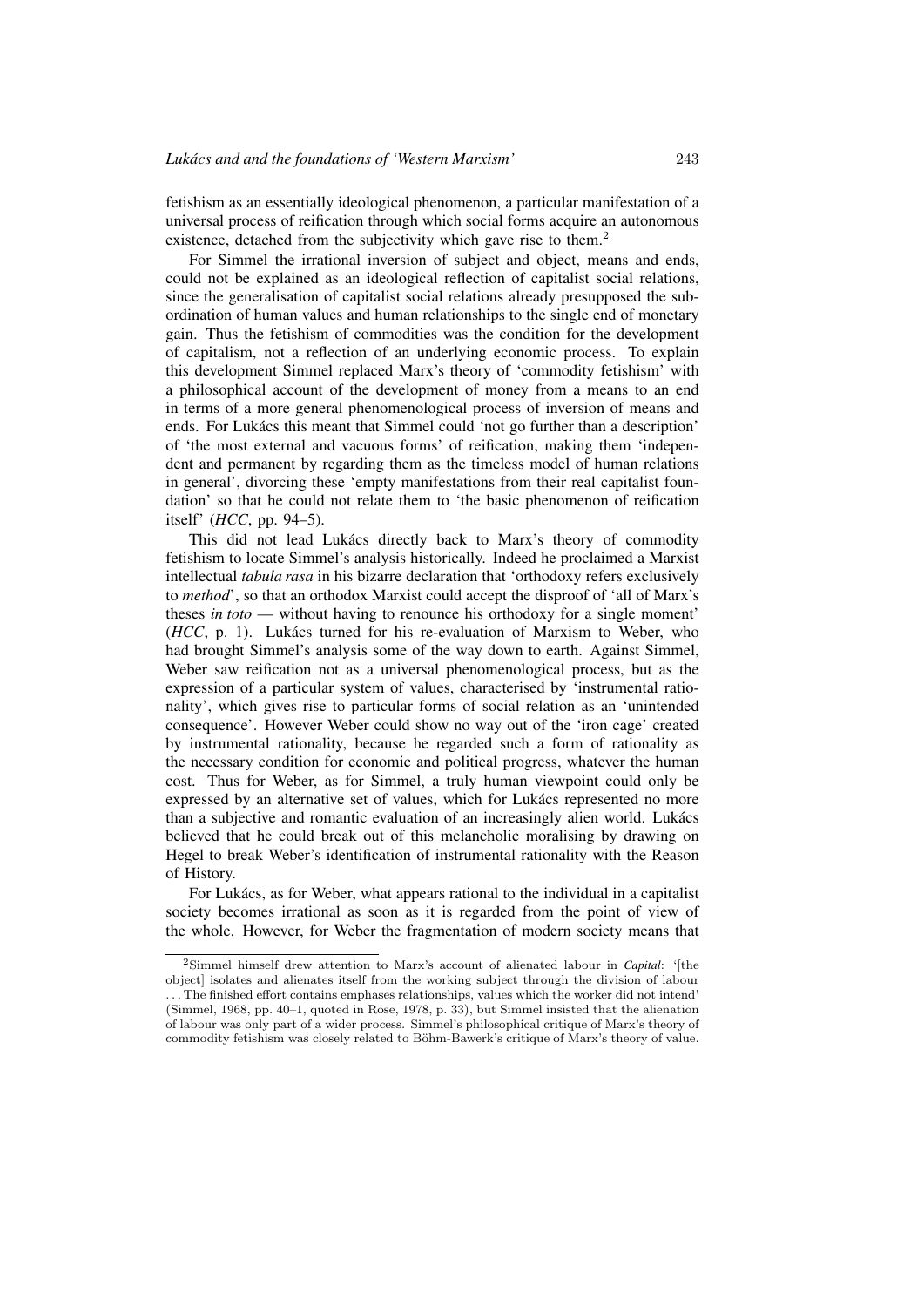fetishism as an essentially ideological phenomenon, a particular manifestation of a universal process of reification through which social forms acquire an autonomous existence, detached from the subjectivity which gave rise to them.[2]

For Simmel the irrational inversion of subject and object, means and ends, could not be explained as an ideological reflection of capitalist social relations, since the generalisation of capitalist social relations already presupposed the subordination of human values and human relationships to the single end of monetary gain. Thus the fetishism of commodities was the condition for the development of capitalism, not a reflection of an underlying economic process. To explain this development Simmel replaced Marx's theory of 'commodity fetishism' with a philosophical account of the development of money from a means to an end in terms of a more general phenomenological process of inversion of means and ends. For Lukács this meant that Simmel could 'not go further than a description' of 'the most external and vacuous forms' of reification, making them 'independent and permanent by regarding them as the timeless model of human relations in general', divorcing these 'empty manifestations from their real capitalist foundation' so that he could not relate them to 'the basic phenomenon of reification itself' (*HCC*, pp. 94–5).

This did not lead Lukács directly back to Marx's theory of commodity fetishism to locate Simmel's analysis historically. Indeed he proclaimed a Marxist intellectual *tabula rasa* in his bizarre declaration that 'orthodoxy refers exclusively to *method*', so that an orthodox Marxist could accept the disproof of 'all of Marx's theses *in toto* — without having to renounce his orthodoxy for a single moment' (*HCC*, p. 1). Lukács turned for his re-evaluation of Marxism to Weber, who had brought Simmel's analysis some of the way down to earth. Against Simmel, Weber saw reification not as a universal phenomenological process, but as the expression of a particular system of values, characterised by 'instrumental rationality', which gives rise to particular forms of social relation as an 'unintended consequence'. However Weber could show no way out of the 'iron cage' created by instrumental rationality, because he regarded such a form of rationality as the necessary condition for economic and political progress, whatever the human cost. Thus for Weber, as for Simmel, a truly human viewpoint could only be expressed by an alternative set of values, which for Lukács represented no more than a subjective and romantic evaluation of an increasingly alien world. Lukács believed that he could break out of this melancholic moralising by drawing on Hegel to break Weber's identification of instrumental rationality with the Reason of History.

For Lukács, as for Weber, what appears rational to the individual in a capitalist society becomes irrational as soon as it is regarded from the point of view of the whole. However, for Weber the fragmentation of modern society means that

---

[2] Simmel himself drew attention to Marx's account of alienated labour in *Capital*: '[the object] isolates and alienates itself from the working subject through the division of labour ... The finished effort contains emphases relationships, values which the worker did not intend' (Simmel, 1968, pp. 40–1, quoted in Rose, 1978, p. 33), but Simmel insisted that the alienation of labour was only part of a wider process. Simmel's philosophical critique of Marx's theory of commodity fetishism was closely related to Böhm-Bawerk's critique of Marx's theory of value.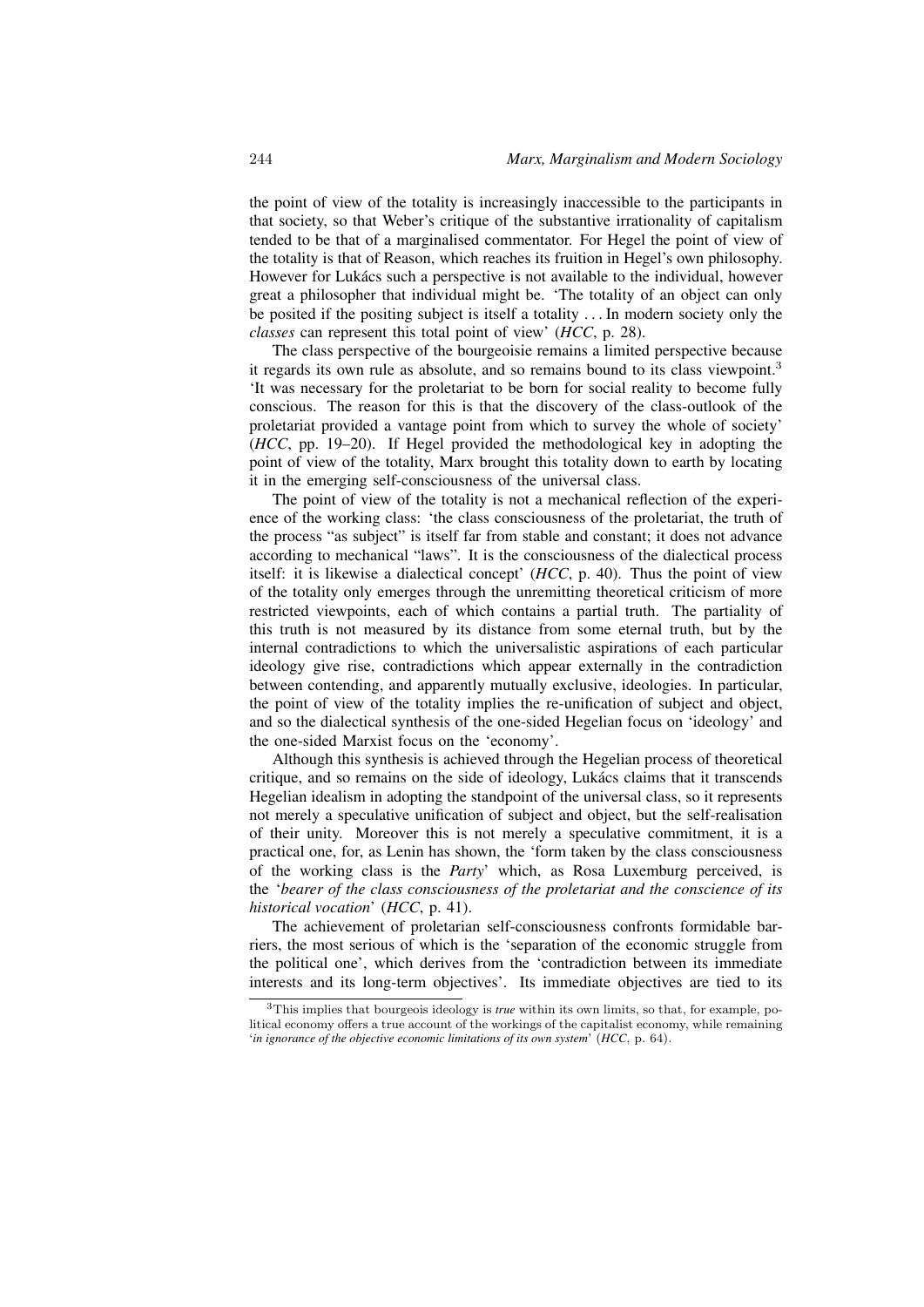the point of view of the totality is increasingly inaccessible to the participants in that society, so that Weber's critique of the substantive irrationality of capitalism tended to be that of a marginalised commentator. For Hegel the point of view of the totality is that of Reason, which reaches its fruition in Hegel's own philosophy. However for Lukács such a perspective is not available to the individual, however great a philosopher that individual might be. 'The totality of an object can only be posited if the positing subject is itself a totality . . . In modern society only the *classes* can represent this total point of view' (*HCC*, p. 28).

The class perspective of the bourgeoisie remains a limited perspective because it regards its own rule as absolute, and so remains bound to its class viewpoint.[3] 'It was necessary for the proletariat to be born for social reality to become fully conscious. The reason for this is that the discovery of the class-outlook of the proletariat provided a vantage point from which to survey the whole of society' (*HCC*, pp. 19–20). If Hegel provided the methodological key in adopting the point of view of the totality, Marx brought this totality down to earth by locating it in the emerging self-consciousness of the universal class.

The point of view of the totality is not a mechanical reflection of the experience of the working class: 'the class consciousness of the proletariat, the truth of the process "as subject" is itself far from stable and constant; it does not advance according to mechanical "laws". It is the consciousness of the dialectical process itself: it is likewise a dialectical concept' (*HCC*, p. 40). Thus the point of view of the totality only emerges through the unremitting theoretical criticism of more restricted viewpoints, each of which contains a partial truth. The partiality of this truth is not measured by its distance from some eternal truth, but by the internal contradictions to which the universalistic aspirations of each particular ideology give rise, contradictions which appear externally in the contradiction between contending, and apparently mutually exclusive, ideologies. In particular, the point of view of the totality implies the re-unification of subject and object, and so the dialectical synthesis of the one-sided Hegelian focus on 'ideology' and the one-sided Marxist focus on the 'economy'.

Although this synthesis is achieved through the Hegelian process of theoretical critique, and so remains on the side of ideology, Lukács claims that it transcends Hegelian idealism in adopting the standpoint of the universal class, so it represents not merely a speculative unification of subject and object, but the self-realisation of their unity. Moreover this is not merely a speculative commitment, it is a practical one, for, as Lenin has shown, the 'form taken by the class consciousness of the working class is the *Party*' which, as Rosa Luxemburg perceived, is the '*bearer of the class consciousness of the proletariat and the conscience of its historical vocation*' (*HCC*, p. 41).

The achievement of proletarian self-consciousness confronts formidable barriers, the most serious of which is the 'separation of the economic struggle from the political one', which derives from the 'contradiction between its immediate interests and its long-term objectives'. Its immediate objectives are tied to its

[3] This implies that bourgeois ideology is *true* within its own limits, so that, for example, political economy offers a true account of the workings of the capitalist economy, while remaining '*in ignorance of the objective economic limitations of its own system*' (*HCC*, p. 64).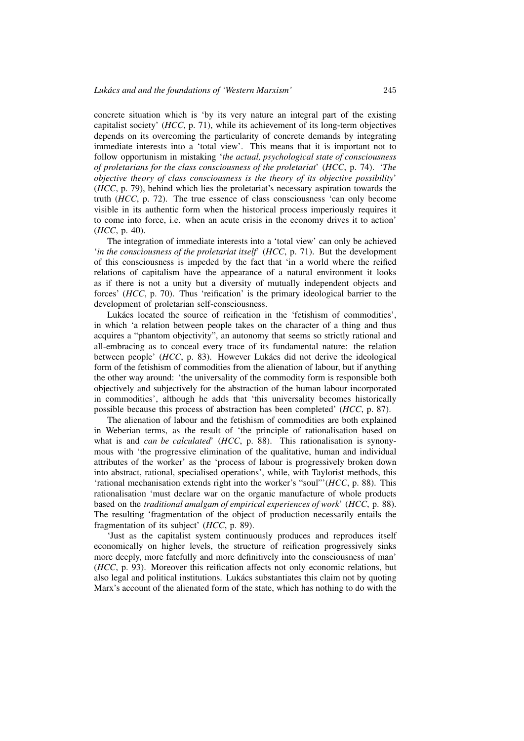concrete situation which is 'by its very nature an integral part of the existing capitalist society' (*HCC*, p. 71), while its achievement of its long-term objectives depends on its overcoming the particularity of concrete demands by integrating immediate interests into a 'total view'. This means that it is important not to follow opportunism in mistaking '*the actual, psychological state of consciousness of proletarians for the class consciousness of the proletariat*' (*HCC*, p. 74). '*The objective theory of class consciousness is the theory of its objective possibility*' (*HCC*, p. 79), behind which lies the proletariat's necessary aspiration towards the truth (*HCC*, p. 72). The true essence of class consciousness 'can only become visible in its authentic form when the historical process imperiously requires it to come into force, i.e. when an acute crisis in the economy drives it to action' (*HCC*, p. 40).

The integration of immediate interests into a 'total view' can only be achieved '*in the consciousness of the proletariat itself*' (*HCC*, p. 71). But the development of this consciousness is impeded by the fact that 'in a world where the reified relations of capitalism have the appearance of a natural environment it looks as if there is not a unity but a diversity of mutually independent objects and forces' (*HCC*, p. 70). Thus 'reification' is the primary ideological barrier to the development of proletarian self-consciousness.

Lukács located the source of reification in the 'fetishism of commodities', in which 'a relation between people takes on the character of a thing and thus acquires a "phantom objectivity", an autonomy that seems so strictly rational and all-embracing as to conceal every trace of its fundamental nature: the relation between people' (*HCC*, p. 83). However Lukács did not derive the ideological form of the fetishism of commodities from the alienation of labour, but if anything the other way around: 'the universality of the commodity form is responsible both objectively and subjectively for the abstraction of the human labour incorporated in commodities', although he adds that 'this universality becomes historically possible because this process of abstraction has been completed' (*HCC*, p. 87).

The alienation of labour and the fetishism of commodities are both explained in Weberian terms, as the result of 'the principle of rationalisation based on what is and *can be calculated*' (*HCC*, p. 88). This rationalisation is synonymous with 'the progressive elimination of the qualitative, human and individual attributes of the worker' as the 'process of labour is progressively broken down into abstract, rational, specialised operations', while, with Taylorist methods, this 'rational mechanisation extends right into the worker's "soul"' (*HCC*, p. 88). This rationalisation 'must declare war on the organic manufacture of whole products based on the *traditional amalgam of empirical experiences of work*' (*HCC*, p. 88). The resulting 'fragmentation of the object of production necessarily entails the fragmentation of its subject' (*HCC*, p. 89).

'Just as the capitalist system continuously produces and reproduces itself economically on higher levels, the structure of reification progressively sinks more deeply, more fatefully and more definitively into the consciousness of man' (*HCC*, p. 93). Moreover this reification affects not only economic relations, but also legal and political institutions. Lukács substantiates this claim not by quoting Marx's account of the alienated form of the state, which has nothing to do with the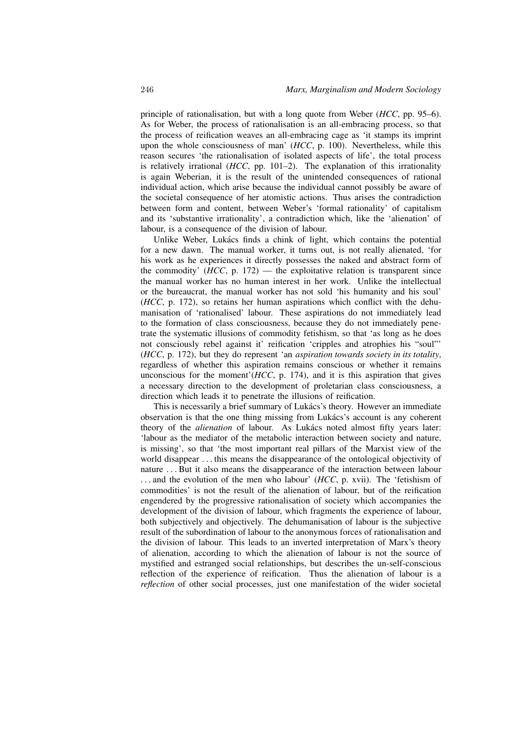principle of rationalisation, but with a long quote from Weber (*HCC*, pp. 95–6). As for Weber, the process of rationalisation is an all-embracing process, so that the process of reification weaves an all-embracing cage as 'it stamps its imprint upon the whole consciousness of man' (*HCC*, p. 100). Nevertheless, while this reason secures 'the rationalisation of isolated aspects of life', the total process is relatively irrational (*HCC*, pp. 101–2). The explanation of this irrationality is again Weberian, it is the result of the unintended consequences of rational individual action, which arise because the individual cannot possibly be aware of the societal consequence of her atomistic actions. Thus arises the contradiction between form and content, between Weber's 'formal rationality' of capitalism and its 'substantive irrationality', a contradiction which, like the 'alienation' of labour, is a consequence of the division of labour.

Unlike Weber, Lukács finds a chink of light, which contains the potential for a new dawn. The manual worker, it turns out, is not really alienated, 'for his work as he experiences it directly possesses the naked and abstract form of the commodity' (*HCC*, p. 172) — the exploitative relation is transparent since the manual worker has no human interest in her work. Unlike the intellectual or the bureaucrat, the manual worker has not sold 'his humanity and his soul' (*HCC*, p. 172), so retains her human aspirations which conflict with the dehumanisation of 'rationalised' labour. These aspirations do not immediately lead to the formation of class consciousness, because they do not immediately penetrate the systematic illusions of commodity fetishism, so that 'as long as he does not consciously rebel against it' reification 'cripples and atrophies his "soul"' (*HCC*, p. 172), but they do represent 'an *aspiration towards society in its totality*, regardless of whether this aspiration remains conscious or whether it remains unconscious for the moment'(*HCC*, p. 174), and it is this aspiration that gives a necessary direction to the development of proletarian class consciousness, a direction which leads it to penetrate the illusions of reification.

This is necessarily a brief summary of Lukács's theory. However an immediate observation is that the one thing missing from Lukács's account is any coherent theory of the *alienation* of labour. As Lukács noted almost fifty years later: 'labour as the mediator of the metabolic interaction between society and nature, is missing', so that 'the most important real pillars of the Marxist view of the world disappear . . . this means the disappearance of the ontological objectivity of nature . . . But it also means the disappearance of the interaction between labour . . . and the evolution of the men who labour' (*HCC*, p. xvii). The 'fetishism of commodities' is not the result of the alienation of labour, but of the reification engendered by the progressive rationalisation of society which accompanies the development of the division of labour, which fragments the experience of labour, both subjectively and objectively. The dehumanisation of labour is the subjective result of the subordination of labour to the anonymous forces of rationalisation and the division of labour. This leads to an inverted interpretation of Marx's theory of alienation, according to which the alienation of labour is not the source of mystified and estranged social relationships, but describes the un-self-conscious reflection of the experience of reification. Thus the alienation of labour is a *reflection* of other social processes, just one manifestation of the wider societal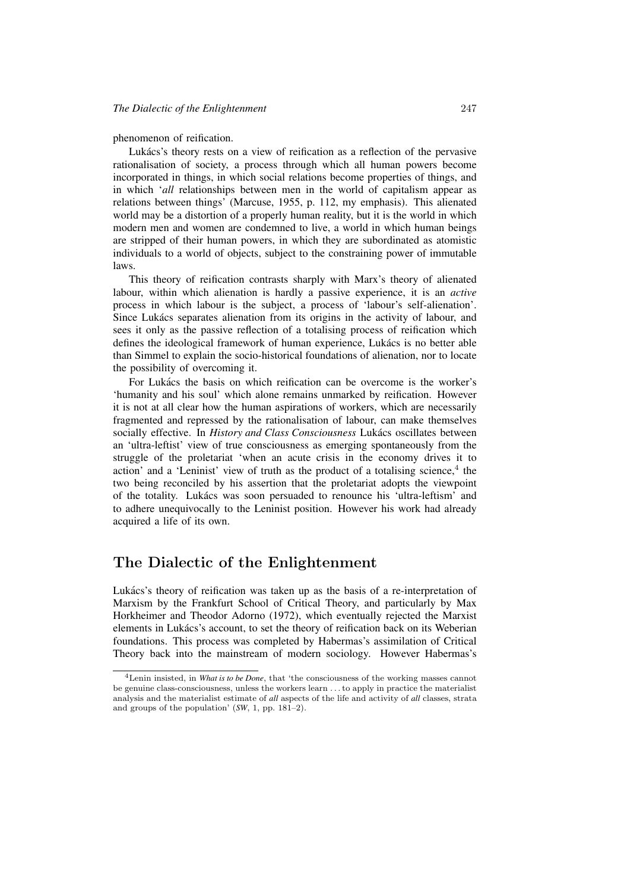phenomenon of reification.

Lukács's theory rests on a view of reification as a reflection of the pervasive rationalisation of society, a process through which all human powers become incorporated in things, in which social relations become properties of things, and in which '*all* relationships between men in the world of capitalism appear as relations between things' (Marcuse, 1955, p. 112, my emphasis). This alienated world may be a distortion of a properly human reality, but it is the world in which modern men and women are condemned to live, a world in which human beings are stripped of their human powers, in which they are subordinated as atomistic individuals to a world of objects, subject to the constraining power of immutable laws.

This theory of reification contrasts sharply with Marx's theory of alienated labour, within which alienation is hardly a passive experience, it is an *active* process in which labour is the subject, a process of 'labour's self-alienation'. Since Lukács separates alienation from its origins in the activity of labour, and sees it only as the passive reflection of a totalising process of reification which defines the ideological framework of human experience, Lukács is no better able than Simmel to explain the socio-historical foundations of alienation, nor to locate the possibility of overcoming it.

For Lukács the basis on which reification can be overcome is the worker's 'humanity and his soul' which alone remains unmarked by reification. However it is not at all clear how the human aspirations of workers, which are necessarily fragmented and repressed by the rationalisation of labour, can make themselves socially effective. In *History and Class Consciousness* Lukács oscillates between an 'ultra-leftist' view of true consciousness as emerging spontaneously from the struggle of the proletariat 'when an acute crisis in the economy drives it to action' and a 'Leninist' view of truth as the product of a totalising science,[4] the two being reconciled by his assertion that the proletariat adopts the viewpoint of the totality. Lukács was soon persuaded to renounce his 'ultra-leftism' and to adhere unequivocally to the Leninist position. However his work had already acquired a life of its own.

## The Dialectic of the Enlightenment

Lukács's theory of reification was taken up as the basis of a re-interpretation of Marxism by the Frankfurt School of Critical Theory, and particularly by Max Horkheimer and Theodor Adorno (1972), which eventually rejected the Marxist elements in Lukács's account, to set the theory of reification back on its Weberian foundations. This process was completed by Habermas's assimilation of Critical Theory back into the mainstream of modern sociology. However Habermas's

---

[4] Lenin insisted, in *What is to be Done*, that 'the consciousness of the working masses cannot be genuine class-consciousness, unless the workers learn . . . to apply in practice the materialist analysis and the materialist estimate of *all* aspects of the life and activity of *all* classes, strata and groups of the population' (*SW*, 1, pp. 181–2).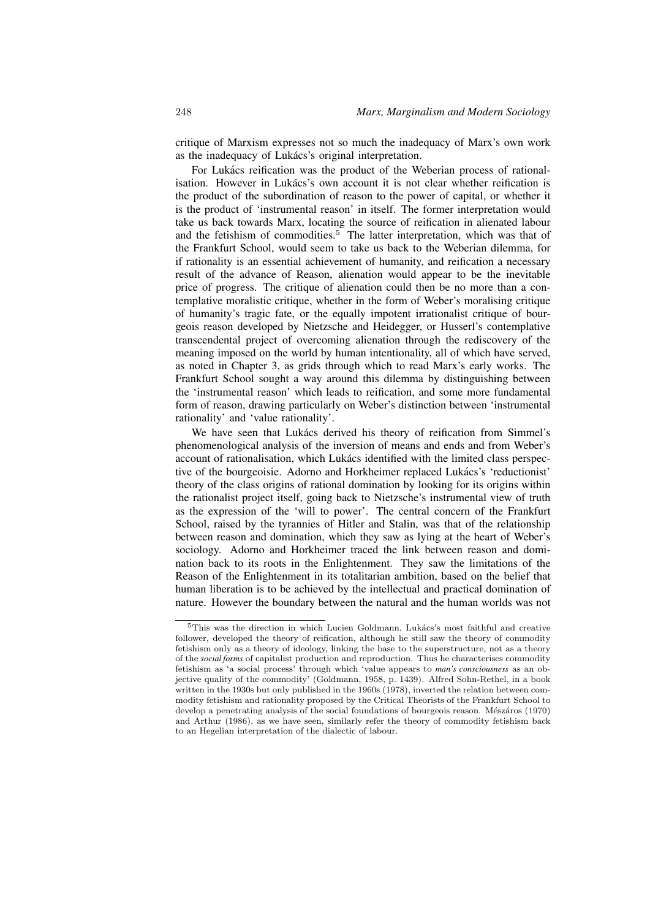critique of Marxism expresses not so much the inadequacy of Marx's own work as the inadequacy of Lukács's original interpretation.

For Lukács reification was the product of the Weberian process of rationalisation. However in Lukács's own account it is not clear whether reification is the product of the subordination of reason to the power of capital, or whether it is the product of 'instrumental reason' in itself. The former interpretation would take us back towards Marx, locating the source of reification in alienated labour and the fetishism of commodities.[5] The latter interpretation, which was that of the Frankfurt School, would seem to take us back to the Weberian dilemma, for if rationality is an essential achievement of humanity, and reification a necessary result of the advance of Reason, alienation would appear to be the inevitable price of progress. The critique of alienation could then be no more than a contemplative moralistic critique, whether in the form of Weber's moralising critique of humanity's tragic fate, or the equally impotent irrationalist critique of bourgeois reason developed by Nietzsche and Heidegger, or Husserl's contemplative transcendental project of overcoming alienation through the rediscovery of the meaning imposed on the world by human intentionality, all of which have served, as noted in Chapter 3, as grids through which to read Marx's early works. The Frankfurt School sought a way around this dilemma by distinguishing between the 'instrumental reason' which leads to reification, and some more fundamental form of reason, drawing particularly on Weber's distinction between 'instrumental rationality' and 'value rationality'.

We have seen that Lukács derived his theory of reification from Simmel's phenomenological analysis of the inversion of means and ends and from Weber's account of rationalisation, which Lukács identified with the limited class perspective of the bourgeoisie. Adorno and Horkheimer replaced Lukács's 'reductionist' theory of the class origins of rational domination by looking for its origins within the rationalist project itself, going back to Nietzsche's instrumental view of truth as the expression of the 'will to power'. The central concern of the Frankfurt School, raised by the tyrannies of Hitler and Stalin, was that of the relationship between reason and domination, which they saw as lying at the heart of Weber's sociology. Adorno and Horkheimer traced the link between reason and domination back to its roots in the Enlightenment. They saw the limitations of the Reason of the Enlightenment in its totalitarian ambition, based on the belief that human liberation is to be achieved by the intellectual and practical domination of nature. However the boundary between the natural and the human worlds was not

---

[5] This was the direction in which Lucien Goldmann, Lukács's most faithful and creative follower, developed the theory of reification, although he still saw the theory of commodity fetishism only as a theory of ideology, linking the base to the superstructure, not as a theory of the *social forms* of capitalist production and reproduction. Thus he characterises commodity fetishism as 'a social process' through which 'value appears to *man's consciousness* as an objective quality of the commodity' (Goldmann, 1958, p. 1439). Alfred Sohn-Rethel, in a book written in the 1930s but only published in the 1960s (1978), inverted the relation between commodity fetishism and rationality proposed by the Critical Theorists of the Frankfurt School to develop a penetrating analysis of the social foundations of bourgeois reason. Mészáros (1970) and Arthur (1986), as we have seen, similarly refer the theory of commodity fetishism back to an Hegelian interpretation of the dialectic of labour.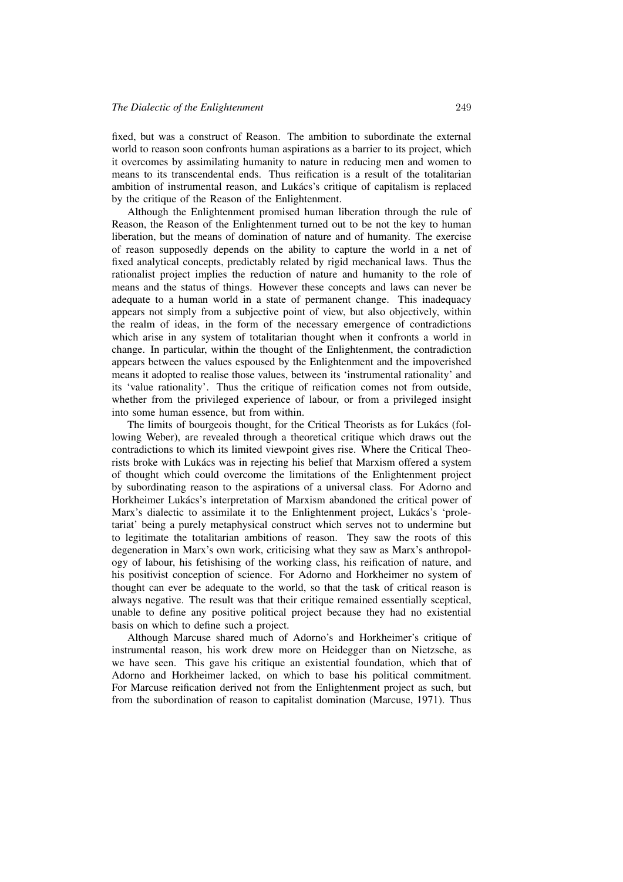fixed, but was a construct of Reason. The ambition to subordinate the external world to reason soon confronts human aspirations as a barrier to its project, which it overcomes by assimilating humanity to nature in reducing men and women to means to its transcendental ends. Thus reification is a result of the totalitarian ambition of instrumental reason, and Lukács's critique of capitalism is replaced by the critique of the Reason of the Enlightenment.

Although the Enlightenment promised human liberation through the rule of Reason, the Reason of the Enlightenment turned out to be not the key to human liberation, but the means of domination of nature and of humanity. The exercise of reason supposedly depends on the ability to capture the world in a net of fixed analytical concepts, predictably related by rigid mechanical laws. Thus the rationalist project implies the reduction of nature and humanity to the role of means and the status of things. However these concepts and laws can never be adequate to a human world in a state of permanent change. This inadequacy appears not simply from a subjective point of view, but also objectively, within the realm of ideas, in the form of the necessary emergence of contradictions which arise in any system of totalitarian thought when it confronts a world in change. In particular, within the thought of the Enlightenment, the contradiction appears between the values espoused by the Enlightenment and the impoverished means it adopted to realise those values, between its 'instrumental rationality' and its 'value rationality'. Thus the critique of reification comes not from outside, whether from the privileged experience of labour, or from a privileged insight into some human essence, but from within.

The limits of bourgeois thought, for the Critical Theorists as for Lukács (following Weber), are revealed through a theoretical critique which draws out the contradictions to which its limited viewpoint gives rise. Where the Critical Theorists broke with Lukács was in rejecting his belief that Marxism offered a system of thought which could overcome the limitations of the Enlightenment project by subordinating reason to the aspirations of a universal class. For Adorno and Horkheimer Lukács's interpretation of Marxism abandoned the critical power of Marx's dialectic to assimilate it to the Enlightenment project, Lukács's 'proletariat' being a purely metaphysical construct which serves not to undermine but to legitimate the totalitarian ambitions of reason. They saw the roots of this degeneration in Marx's own work, criticising what they saw as Marx's anthropology of labour, his fetishising of the working class, his reification of nature, and his positivist conception of science. For Adorno and Horkheimer no system of thought can ever be adequate to the world, so that the task of critical reason is always negative. The result was that their critique remained essentially sceptical, unable to define any positive political project because they had no existential basis on which to define such a project.

Although Marcuse shared much of Adorno's and Horkheimer's critique of instrumental reason, his work drew more on Heidegger than on Nietzsche, as we have seen. This gave his critique an existential foundation, which that of Adorno and Horkheimer lacked, on which to base his political commitment. For Marcuse reification derived not from the Enlightenment project as such, but from the subordination of reason to capitalist domination (Marcuse, 1971). Thus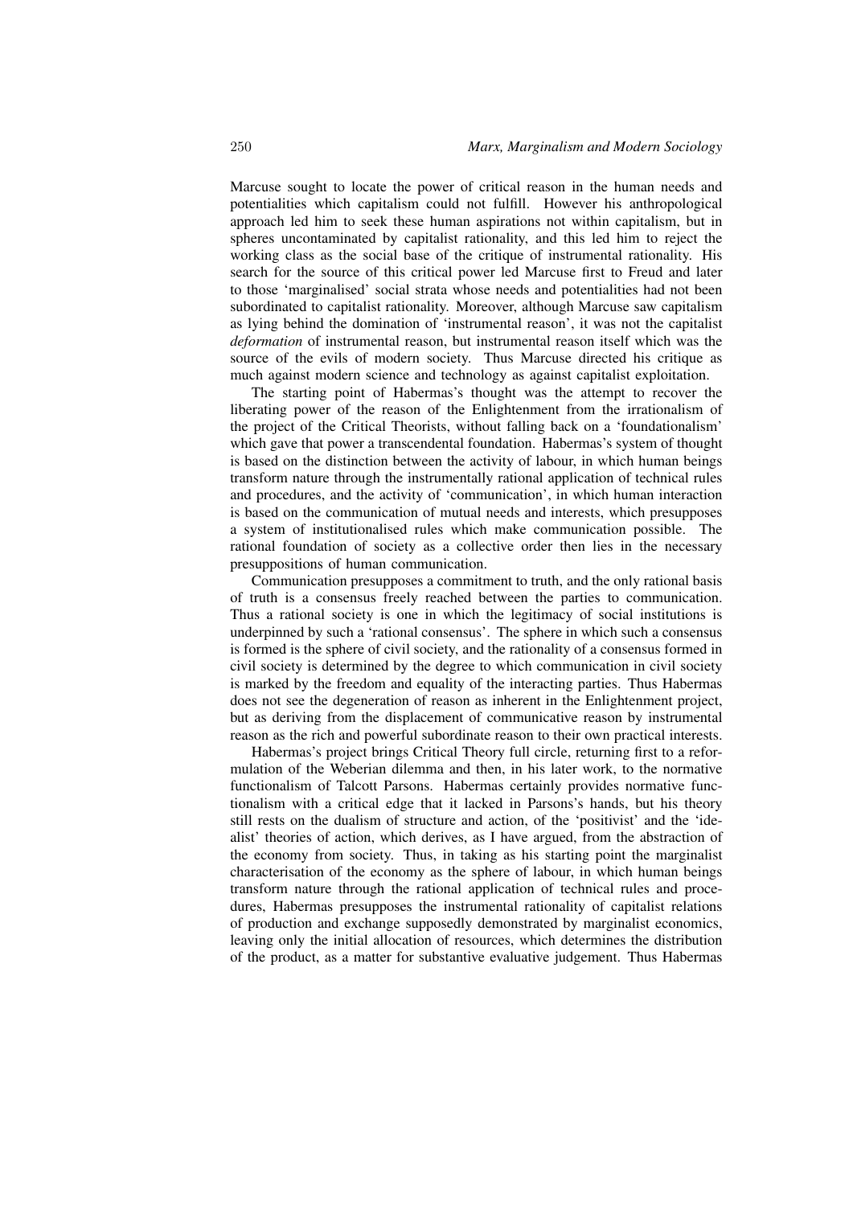Marcuse sought to locate the power of critical reason in the human needs and potentialities which capitalism could not fulfill. However his anthropological approach led him to seek these human aspirations not within capitalism, but in spheres uncontaminated by capitalist rationality, and this led him to reject the working class as the social base of the critique of instrumental rationality. His search for the source of this critical power led Marcuse first to Freud and later to those 'marginalised' social strata whose needs and potentialities had not been subordinated to capitalist rationality. Moreover, although Marcuse saw capitalism as lying behind the domination of 'instrumental reason', it was not the capitalist *deformation* of instrumental reason, but instrumental reason itself which was the source of the evils of modern society. Thus Marcuse directed his critique as much against modern science and technology as against capitalist exploitation.

The starting point of Habermas's thought was the attempt to recover the liberating power of the reason of the Enlightenment from the irrationalism of the project of the Critical Theorists, without falling back on a 'foundationalism' which gave that power a transcendental foundation. Habermas's system of thought is based on the distinction between the activity of labour, in which human beings transform nature through the instrumentally rational application of technical rules and procedures, and the activity of 'communication', in which human interaction is based on the communication of mutual needs and interests, which presupposes a system of institutionalised rules which make communication possible. The rational foundation of society as a collective order then lies in the necessary presuppositions of human communication.

Communication presupposes a commitment to truth, and the only rational basis of truth is a consensus freely reached between the parties to communication. Thus a rational society is one in which the legitimacy of social institutions is underpinned by such a 'rational consensus'. The sphere in which such a consensus is formed is the sphere of civil society, and the rationality of a consensus formed in civil society is determined by the degree to which communication in civil society is marked by the freedom and equality of the interacting parties. Thus Habermas does not see the degeneration of reason as inherent in the Enlightenment project, but as deriving from the displacement of communicative reason by instrumental reason as the rich and powerful subordinate reason to their own practical interests.

Habermas's project brings Critical Theory full circle, returning first to a reformulation of the Weberian dilemma and then, in his later work, to the normative functionalism of Talcott Parsons. Habermas certainly provides normative functionalism with a critical edge that it lacked in Parsons's hands, but his theory still rests on the dualism of structure and action, of the 'positivist' and the 'idealist' theories of action, which derives, as I have argued, from the abstraction of the economy from society. Thus, in taking as his starting point the marginalist characterisation of the economy as the sphere of labour, in which human beings transform nature through the rational application of technical rules and procedures, Habermas presupposes the instrumental rationality of capitalist relations of production and exchange supposedly demonstrated by marginalist economics, leaving only the initial allocation of resources, which determines the distribution of the product, as a matter for substantive evaluative judgement. Thus Habermas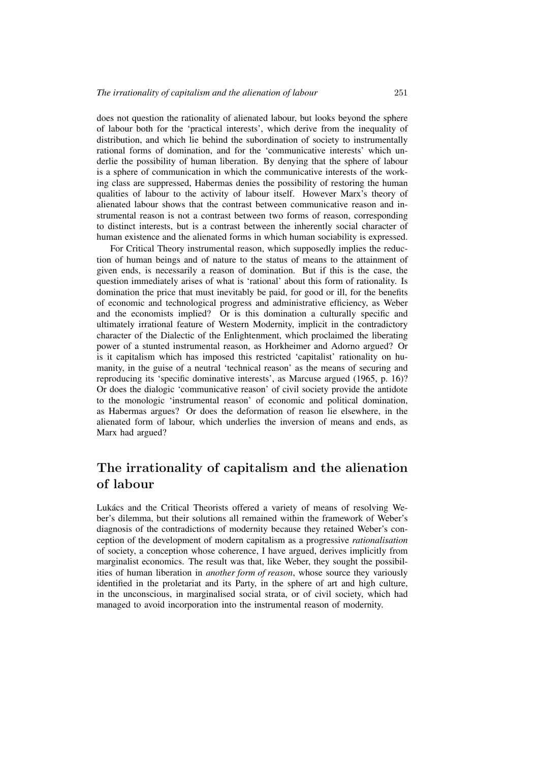does not question the rationality of alienated labour, but looks beyond the sphere of labour both for the 'practical interests', which derive from the inequality of distribution, and which lie behind the subordination of society to instrumentally rational forms of domination, and for the 'communicative interests' which underlie the possibility of human liberation. By denying that the sphere of labour is a sphere of communication in which the communicative interests of the working class are suppressed, Habermas denies the possibility of restoring the human qualities of labour to the activity of labour itself. However Marx's theory of alienated labour shows that the contrast between communicative reason and instrumental reason is not a contrast between two forms of reason, corresponding to distinct interests, but is a contrast between the inherently social character of human existence and the alienated forms in which human sociability is expressed.

For Critical Theory instrumental reason, which supposedly implies the reduction of human beings and of nature to the status of means to the attainment of given ends, is necessarily a reason of domination. But if this is the case, the question immediately arises of what is 'rational' about this form of rationality. Is domination the price that must inevitably be paid, for good or ill, for the benefits of economic and technological progress and administrative efficiency, as Weber and the economists implied? Or is this domination a culturally specific and ultimately irrational feature of Western Modernity, implicit in the contradictory character of the Dialectic of the Enlightenment, which proclaimed the liberating power of a stunted instrumental reason, as Horkheimer and Adorno argued? Or is it capitalism which has imposed this restricted 'capitalist' rationality on humanity, in the guise of a neutral 'technical reason' as the means of securing and reproducing its 'specific dominative interests', as Marcuse argued (1965, p. 16)? Or does the dialogic 'communicative reason' of civil society provide the antidote to the monologic 'instrumental reason' of economic and political domination, as Habermas argues? Or does the deformation of reason lie elsewhere, in the alienated form of labour, which underlies the inversion of means and ends, as Marx had argued?

## The irrationality of capitalism and the alienation of labour

Lukács and the Critical Theorists offered a variety of means of resolving Weber's dilemma, but their solutions all remained within the framework of Weber's diagnosis of the contradictions of modernity because they retained Weber's conception of the development of modern capitalism as a progressive *rationalisation* of society, a conception whose coherence, I have argued, derives implicitly from marginalist economics. The result was that, like Weber, they sought the possibilities of human liberation in *another form of reason*, whose source they variously identified in the proletariat and its Party, in the sphere of art and high culture, in the unconscious, in marginalised social strata, or of civil society, which had managed to avoid incorporation into the instrumental reason of modernity.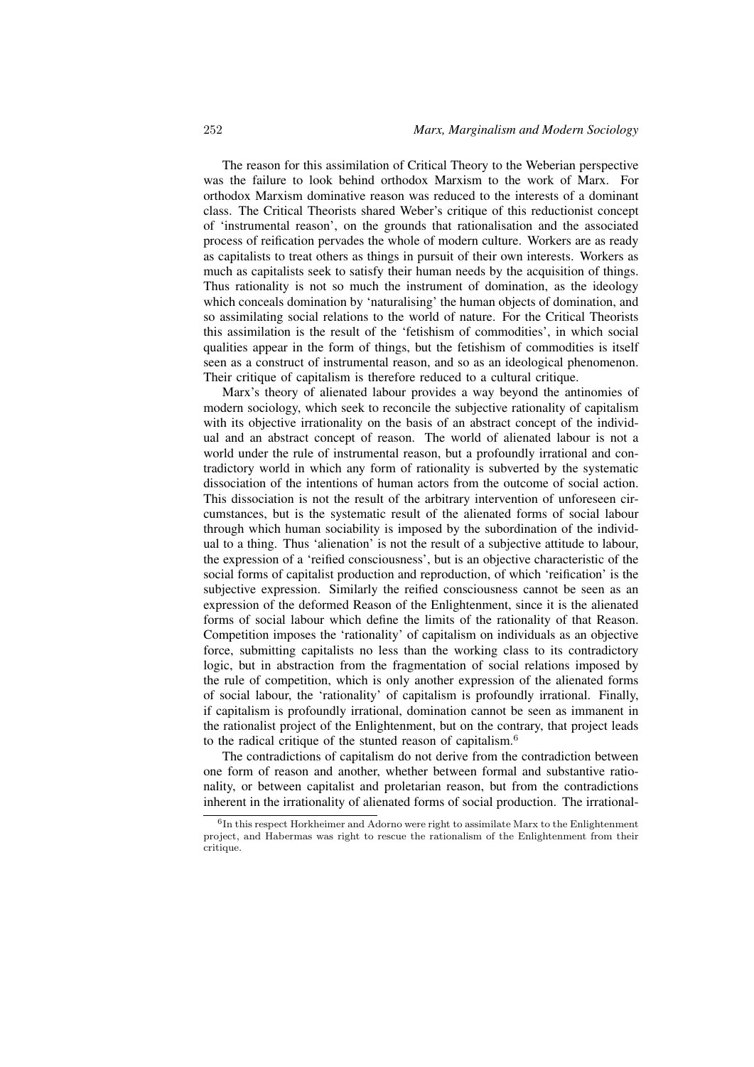The reason for this assimilation of Critical Theory to the Weberian perspective was the failure to look behind orthodox Marxism to the work of Marx. For orthodox Marxism dominative reason was reduced to the interests of a dominant class. The Critical Theorists shared Weber's critique of this reductionist concept of 'instrumental reason', on the grounds that rationalisation and the associated process of reification pervades the whole of modern culture. Workers are as ready as capitalists to treat others as things in pursuit of their own interests. Workers as much as capitalists seek to satisfy their human needs by the acquisition of things. Thus rationality is not so much the instrument of domination, as the ideology which conceals domination by 'naturalising' the human objects of domination, and so assimilating social relations to the world of nature. For the Critical Theorists this assimilation is the result of the 'fetishism of commodities', in which social qualities appear in the form of things, but the fetishism of commodities is itself seen as a construct of instrumental reason, and so as an ideological phenomenon. Their critique of capitalism is therefore reduced to a cultural critique.

Marx's theory of alienated labour provides a way beyond the antinomies of modern sociology, which seek to reconcile the subjective rationality of capitalism with its objective irrationality on the basis of an abstract concept of the individual and an abstract concept of reason. The world of alienated labour is not a world under the rule of instrumental reason, but a profoundly irrational and contradictory world in which any form of rationality is subverted by the systematic dissociation of the intentions of human actors from the outcome of social action. This dissociation is not the result of the arbitrary intervention of unforeseen circumstances, but is the systematic result of the alienated forms of social labour through which human sociability is imposed by the subordination of the individual to a thing. Thus 'alienation' is not the result of a subjective attitude to labour, the expression of a 'reified consciousness', but is an objective characteristic of the social forms of capitalist production and reproduction, of which 'reification' is the subjective expression. Similarly the reified consciousness cannot be seen as an expression of the deformed Reason of the Enlightenment, since it is the alienated forms of social labour which define the limits of the rationality of that Reason. Competition imposes the 'rationality' of capitalism on individuals as an objective force, submitting capitalists no less than the working class to its contradictory logic, but in abstraction from the fragmentation of social relations imposed by the rule of competition, which is only another expression of the alienated forms of social labour, the 'rationality' of capitalism is profoundly irrational. Finally, if capitalism is profoundly irrational, domination cannot be seen as immanent in the rationalist project of the Enlightenment, but on the contrary, that project leads to the radical critique of the stunted reason of capitalism.[6]

The contradictions of capitalism do not derive from the contradiction between one form of reason and another, whether between formal and substantive rationality, or between capitalist and proletarian reason, but from the contradictions inherent in the irrationality of alienated forms of social production. The irrational-

[6] In this respect Horkheimer and Adorno were right to assimilate Marx to the Enlightenment project, and Habermas was right to rescue the rationalism of the Enlightenment from their critique.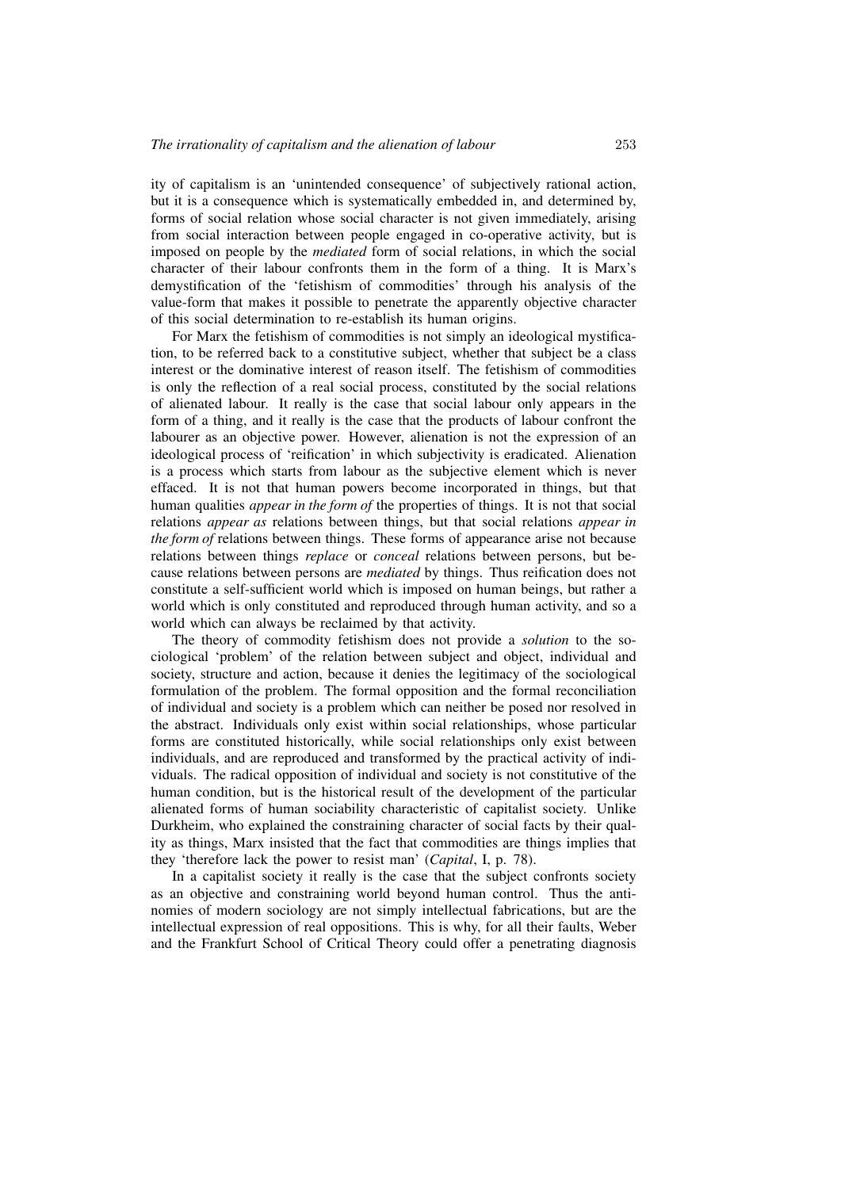ity of capitalism is an 'unintended consequence' of subjectively rational action, but it is a consequence which is systematically embedded in, and determined by, forms of social relation whose social character is not given immediately, arising from social interaction between people engaged in co-operative activity, but is imposed on people by the *mediated* form of social relations, in which the social character of their labour confronts them in the form of a thing. It is Marx's demystification of the 'fetishism of commodities' through his analysis of the value-form that makes it possible to penetrate the apparently objective character of this social determination to re-establish its human origins.

For Marx the fetishism of commodities is not simply an ideological mystification, to be referred back to a constitutive subject, whether that subject be a class interest or the dominative interest of reason itself. The fetishism of commodities is only the reflection of a real social process, constituted by the social relations of alienated labour. It really is the case that social labour only appears in the form of a thing, and it really is the case that the products of labour confront the labourer as an objective power. However, alienation is not the expression of an ideological process of 'reification' in which subjectivity is eradicated. Alienation is a process which starts from labour as the subjective element which is never effaced. It is not that human powers become incorporated in things, but that human qualities *appear in the form of* the properties of things. It is not that social relations *appear as* relations between things, but that social relations *appear in the form of* relations between things. These forms of appearance arise not because relations between things *replace* or *conceal* relations between persons, but because relations between persons are *mediated* by things. Thus reification does not constitute a self-sufficient world which is imposed on human beings, but rather a world which is only constituted and reproduced through human activity, and so a world which can always be reclaimed by that activity.

The theory of commodity fetishism does not provide a *solution* to the sociological 'problem' of the relation between subject and object, individual and society, structure and action, because it denies the legitimacy of the sociological formulation of the problem. The formal opposition and the formal reconciliation of individual and society is a problem which can neither be posed nor resolved in the abstract. Individuals only exist within social relationships, whose particular forms are constituted historically, while social relationships only exist between individuals, and are reproduced and transformed by the practical activity of individuals. The radical opposition of individual and society is not constitutive of the human condition, but is the historical result of the development of the particular alienated forms of human sociability characteristic of capitalist society. Unlike Durkheim, who explained the constraining character of social facts by their quality as things, Marx insisted that the fact that commodities are things implies that they 'therefore lack the power to resist man' (*Capital*, I, p. 78).

In a capitalist society it really is the case that the subject confronts society as an objective and constraining world beyond human control. Thus the antinomies of modern sociology are not simply intellectual fabrications, but are the intellectual expression of real oppositions. This is why, for all their faults, Weber and the Frankfurt School of Critical Theory could offer a penetrating diagnosis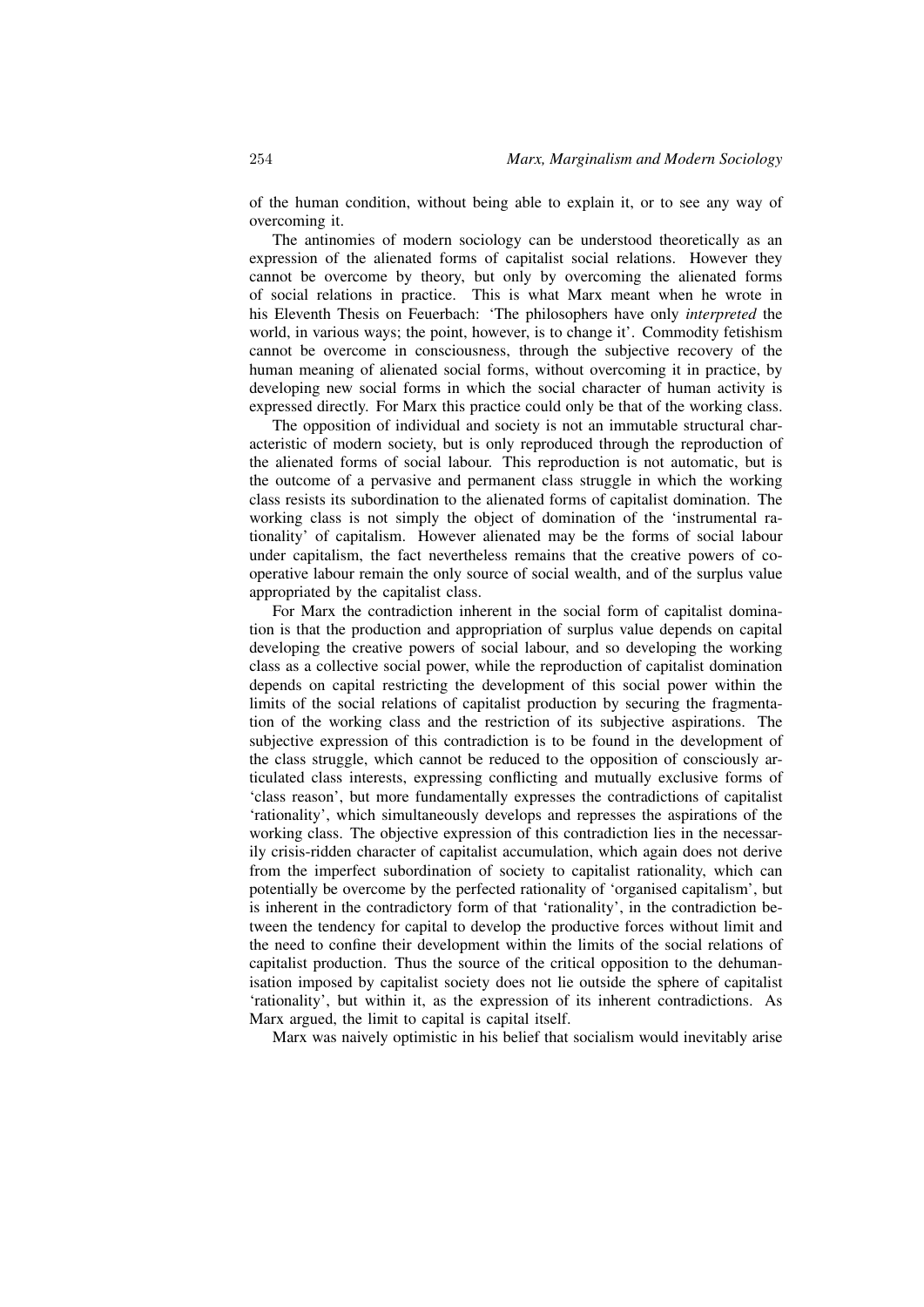of the human condition, without being able to explain it, or to see any way of overcoming it.

The antinomies of modern sociology can be understood theoretically as an expression of the alienated forms of capitalist social relations. However they cannot be overcome by theory, but only by overcoming the alienated forms of social relations in practice. This is what Marx meant when he wrote in his Eleventh Thesis on Feuerbach: 'The philosophers have only *interpreted* the world, in various ways; the point, however, is to change it'. Commodity fetishism cannot be overcome in consciousness, through the subjective recovery of the human meaning of alienated social forms, without overcoming it in practice, by developing new social forms in which the social character of human activity is expressed directly. For Marx this practice could only be that of the working class.

The opposition of individual and society is not an immutable structural characteristic of modern society, but is only reproduced through the reproduction of the alienated forms of social labour. This reproduction is not automatic, but is the outcome of a pervasive and permanent class struggle in which the working class resists its subordination to the alienated forms of capitalist domination. The working class is not simply the object of domination of the 'instrumental rationality' of capitalism. However alienated may be the forms of social labour under capitalism, the fact nevertheless remains that the creative powers of cooperative labour remain the only source of social wealth, and of the surplus value appropriated by the capitalist class.

For Marx the contradiction inherent in the social form of capitalist domination is that the production and appropriation of surplus value depends on capital developing the creative powers of social labour, and so developing the working class as a collective social power, while the reproduction of capitalist domination depends on capital restricting the development of this social power within the limits of the social relations of capitalist production by securing the fragmentation of the working class and the restriction of its subjective aspirations. The subjective expression of this contradiction is to be found in the development of the class struggle, which cannot be reduced to the opposition of consciously articulated class interests, expressing conflicting and mutually exclusive forms of 'class reason', but more fundamentally expresses the contradictions of capitalist 'rationality', which simultaneously develops and represses the aspirations of the working class. The objective expression of this contradiction lies in the necessarily crisis-ridden character of capitalist accumulation, which again does not derive from the imperfect subordination of society to capitalist rationality, which can potentially be overcome by the perfected rationality of 'organised capitalism', but is inherent in the contradictory form of that 'rationality', in the contradiction between the tendency for capital to develop the productive forces without limit and the need to confine their development within the limits of the social relations of capitalist production. Thus the source of the critical opposition to the dehumanisation imposed by capitalist society does not lie outside the sphere of capitalist 'rationality', but within it, as the expression of its inherent contradictions. As Marx argued, the limit to capital is capital itself.

Marx was naively optimistic in his belief that socialism would inevitably arise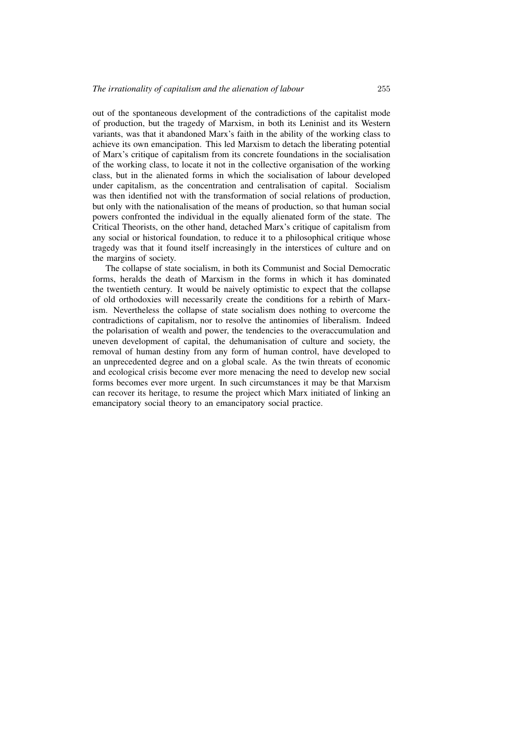out of the spontaneous development of the contradictions of the capitalist mode of production, but the tragedy of Marxism, in both its Leninist and its Western variants, was that it abandoned Marx's faith in the ability of the working class to achieve its own emancipation. This led Marxism to detach the liberating potential of Marx's critique of capitalism from its concrete foundations in the socialisation of the working class, to locate it not in the collective organisation of the working class, but in the alienated forms in which the socialisation of labour developed under capitalism, as the concentration and centralisation of capital. Socialism was then identified not with the transformation of social relations of production, but only with the nationalisation of the means of production, so that human social powers confronted the individual in the equally alienated form of the state. The Critical Theorists, on the other hand, detached Marx's critique of capitalism from any social or historical foundation, to reduce it to a philosophical critique whose tragedy was that it found itself increasingly in the interstices of culture and on the margins of society.

The collapse of state socialism, in both its Communist and Social Democratic forms, heralds the death of Marxism in the forms in which it has dominated the twentieth century. It would be naively optimistic to expect that the collapse of old orthodoxies will necessarily create the conditions for a rebirth of Marxism. Nevertheless the collapse of state socialism does nothing to overcome the contradictions of capitalism, nor to resolve the antinomies of liberalism. Indeed the polarisation of wealth and power, the tendencies to the overaccumulation and uneven development of capital, the dehumanisation of culture and society, the removal of human destiny from any form of human control, have developed to an unprecedented degree and on a global scale. As the twin threats of economic and ecological crisis become ever more menacing the need to develop new social forms becomes ever more urgent. In such circumstances it may be that Marxism can recover its heritage, to resume the project which Marx initiated of linking an emancipatory social theory to an emancipatory social practice.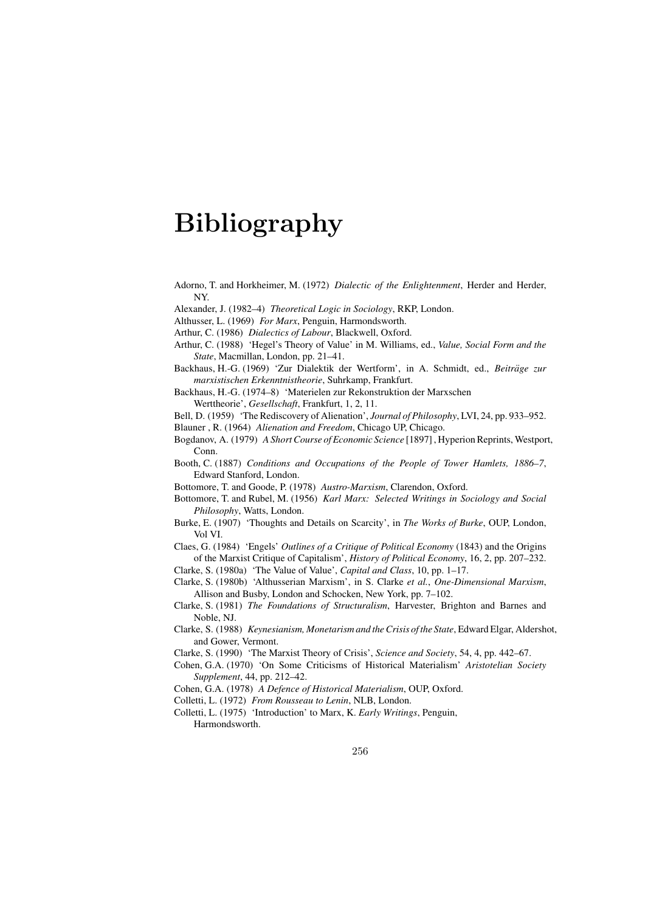# Bibliography

Adorno, T. and Horkheimer, M. (1972) *Dialectic of the Enlightenment*, Herder and Herder, NY.

Alexander, J. (1982–4) *Theoretical Logic in Sociology*, RKP, London.

Althusser, L. (1969) *For Marx*, Penguin, Harmondsworth.

Arthur, C. (1986) *Dialectics of Labour*, Blackwell, Oxford.

Arthur, C. (1988) 'Hegel's Theory of Value' in M. Williams, ed., *Value, Social Form and the State*, Macmillan, London, pp. 21–41.

Backhaus, H.-G. (1969) 'Zur Dialektik der Wertform', in A. Schmidt, ed., *Beiträge zur marxistischen Erkenntnistheorie*, Suhrkamp, Frankfurt.

Backhaus, H.-G. (1974–8) 'Materielen zur Rekonstruktion der Marxschen Werttheorie', *Gesellschaft*, Frankfurt, 1, 2, 11.

Bell, D. (1959) 'The Rediscovery of Alienation', *Journal of Philosophy*, LVI, 24, pp. 933–952.

Blauner , R. (1964) *Alienation and Freedom*, Chicago UP, Chicago.

Bogdanov, A. (1979) *A Short Course of Economic Science* [1897] , Hyperion Reprints, Westport, Conn.

Booth, C. (1887) *Conditions and Occupations of the People of Tower Hamlets, 1886–7*, Edward Stanford, London.

Bottomore, T. and Goode, P. (1978) *Austro-Marxism*, Clarendon, Oxford.

Bottomore, T. and Rubel, M. (1956) *Karl Marx: Selected Writings in Sociology and Social Philosophy*, Watts, London.

Burke, E. (1907) 'Thoughts and Details on Scarcity', in *The Works of Burke*, OUP, London, Vol VI.

Claes, G. (1984) 'Engels' *Outlines of a Critique of Political Economy* (1843) and the Origins of the Marxist Critique of Capitalism', *History of Political Economy*, 16, 2, pp. 207–232.

Clarke, S. (1980a) 'The Value of Value', *Capital and Class*, 10, pp. 1–17.

Clarke, S. (1980b) 'Althusserian Marxism', in S. Clarke *et al.*, *One-Dimensional Marxism*, Allison and Busby, London and Schocken, New York, pp. 7–102.

Clarke, S. (1981) *The Foundations of Structuralism*, Harvester, Brighton and Barnes and Noble, NJ.

Clarke, S. (1988) *Keynesianism, Monetarism and the Crisis of the State*, Edward Elgar, Aldershot, and Gower, Vermont.

Clarke, S. (1990) 'The Marxist Theory of Crisis', *Science and Society*, 54, 4, pp. 442–67.

Cohen, G.A. (1970) 'On Some Criticisms of Historical Materialism' *Aristotelian Society Supplement*, 44, pp. 212–42.

Cohen, G.A. (1978) *A Defence of Historical Materialism*, OUP, Oxford.

Colletti, L. (1972) *From Rousseau to Lenin*, NLB, London.

Colletti, L. (1975) 'Introduction' to Marx, K. *Early Writings*, Penguin, Harmondsworth.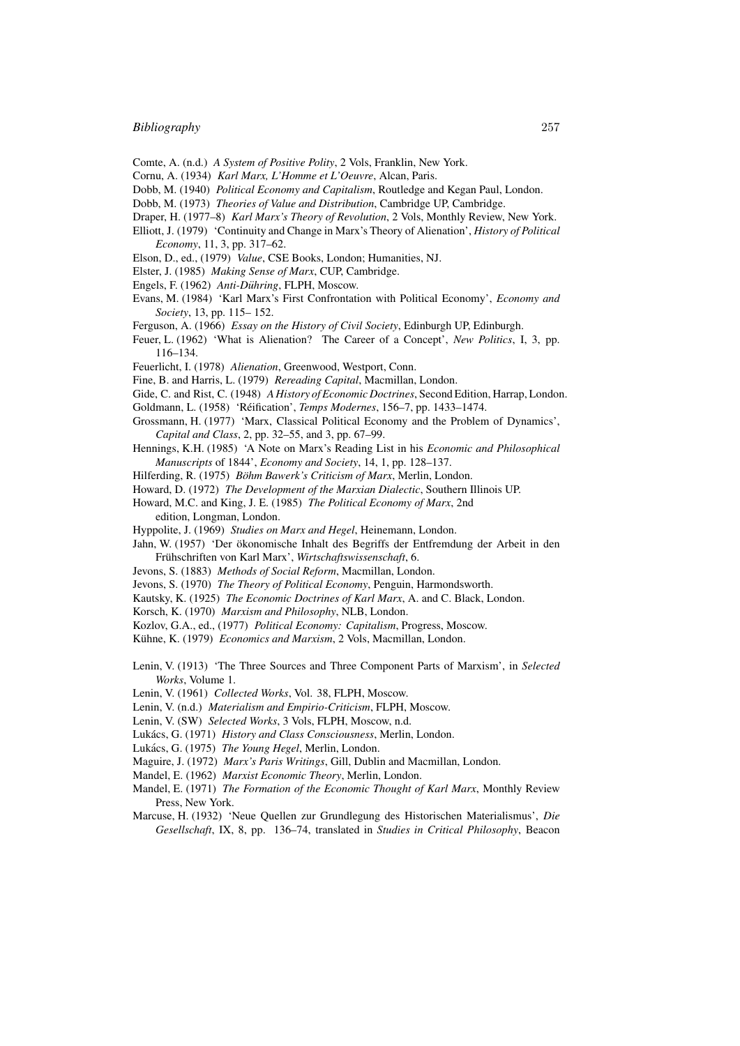Comte, A. (n.d.) *A System of Positive Polity*, 2 Vols, Franklin, New York.

Cornu, A. (1934) *Karl Marx, L'Homme et L'Oeuvre*, Alcan, Paris.

Dobb, M. (1940) *Political Economy and Capitalism*, Routledge and Kegan Paul, London.

Dobb, M. (1973) *Theories of Value and Distribution*, Cambridge UP, Cambridge.

Draper, H. (1977–8) *Karl Marx's Theory of Revolution*, 2 Vols, Monthly Review, New York.

Elliott, J. (1979) 'Continuity and Change in Marx's Theory of Alienation', *History of Political Economy*, 11, 3, pp. 317–62.

Elson, D., ed., (1979) *Value*, CSE Books, London; Humanities, NJ.

Elster, J. (1985) *Making Sense of Marx*, CUP, Cambridge.

Engels, F. (1962) *Anti-Dühring*, FLPH, Moscow.

Evans, M. (1984) 'Karl Marx's First Confrontation with Political Economy', *Economy and Society*, 13, pp. 115– 152.

Ferguson, A. (1966) *Essay on the History of Civil Society*, Edinburgh UP, Edinburgh.

Feuer, L. (1962) 'What is Alienation? The Career of a Concept', *New Politics*, I, 3, pp. 116–134.

Feuerlicht, I. (1978) *Alienation*, Greenwood, Westport, Conn.

Fine, B. and Harris, L. (1979) *Rereading Capital*, Macmillan, London.

Gide, C. and Rist, C. (1948) *A History of Economic Doctrines*, Second Edition, Harrap, London.

Goldmann, L. (1958) 'Réification', *Temps Modernes*, 156–7, pp. 1433–1474.

Grossmann, H. (1977) 'Marx, Classical Political Economy and the Problem of Dynamics', *Capital and Class*, 2, pp. 32–55, and 3, pp. 67–99.

Hennings, K.H. (1985) 'A Note on Marx's Reading List in his *Economic and Philosophical Manuscripts* of 1844', *Economy and Society*, 14, 1, pp. 128–137.

Hilferding, R. (1975) *Böhm Bawerk's Criticism of Marx*, Merlin, London.

Howard, D. (1972) *The Development of the Marxian Dialectic*, Southern Illinois UP.

Howard, M.C. and King, J. E. (1985) *The Political Economy of Marx*, 2nd edition, Longman, London.

Hyppolite, J. (1969) *Studies on Marx and Hegel*, Heinemann, London.

Jahn, W. (1957) 'Der ökonomische Inhalt des Begriffs der Entfremdung der Arbeit in den Frühschriften von Karl Marx', *Wirtschaftswissenschaft*, 6.

Jevons, S. (1883) *Methods of Social Reform*, Macmillan, London.

Jevons, S. (1970) *The Theory of Political Economy*, Penguin, Harmondsworth.

Kautsky, K. (1925) *The Economic Doctrines of Karl Marx*, A. and C. Black, London.

Korsch, K. (1970) *Marxism and Philosophy*, NLB, London.

Kozlov, G.A., ed., (1977) *Political Economy: Capitalism*, Progress, Moscow.

Kühne, K. (1979) *Economics and Marxism*, 2 Vols, Macmillan, London.

Lenin, V. (1913) 'The Three Sources and Three Component Parts of Marxism', in *Selected Works*, Volume 1.

Lenin, V. (1961) *Collected Works*, Vol. 38, FLPH, Moscow.

Lenin, V. (n.d.) *Materialism and Empirio-Criticism*, FLPH, Moscow.

Lenin, V. (SW) *Selected Works*, 3 Vols, FLPH, Moscow, n.d.

Lukács, G. (1971) *History and Class Consciousness*, Merlin, London.

Lukács, G. (1975) *The Young Hegel*, Merlin, London.

Maguire, J. (1972) *Marx's Paris Writings*, Gill, Dublin and Macmillan, London.

Mandel, E. (1962) *Marxist Economic Theory*, Merlin, London.

Mandel, E. (1971) *The Formation of the Economic Thought of Karl Marx*, Monthly Review Press, New York.

Marcuse, H. (1932) 'Neue Quellen zur Grundlegung des Historischen Materialismus', *Die Gesellschaft*, IX, 8, pp. 136–74, translated in *Studies in Critical Philosophy*, Beacon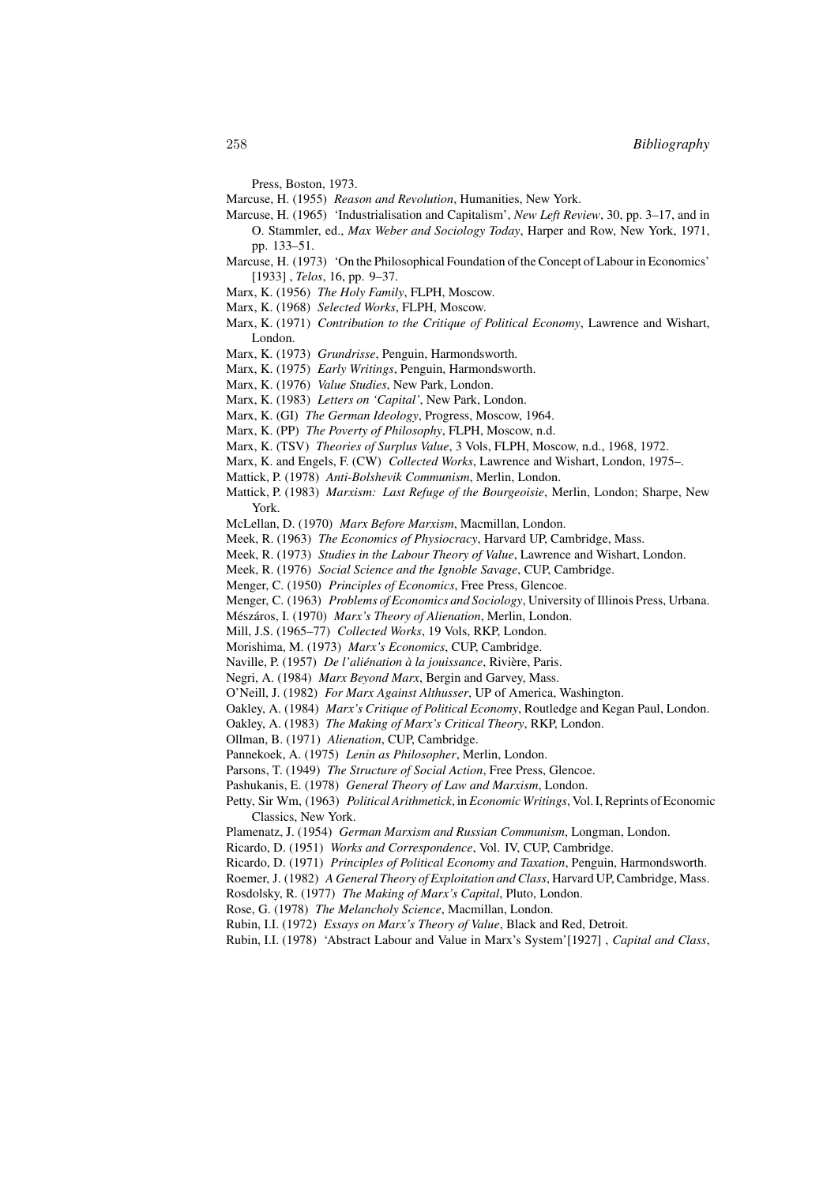Press, Boston, 1973.

Marcuse, H. (1955) *Reason and Revolution*, Humanities, New York.

Marcuse, H. (1965) 'Industrialisation and Capitalism', *New Left Review*, 30, pp. 3–17, and in O. Stammler, ed., *Max Weber and Sociology Today*, Harper and Row, New York, 1971, pp. 133–51.

Marcuse, H. (1973) 'On the Philosophical Foundation of the Concept of Labour in Economics' [1933] , *Telos*, 16, pp. 9–37.

Marx, K. (1956) *The Holy Family*, FLPH, Moscow.

Marx, K. (1968) *Selected Works*, FLPH, Moscow.

Marx, K. (1971) *Contribution to the Critique of Political Economy*, Lawrence and Wishart, London.

Marx, K. (1973) *Grundrisse*, Penguin, Harmondsworth.

Marx, K. (1975) *Early Writings*, Penguin, Harmondsworth.

Marx, K. (1976) *Value Studies*, New Park, London.

Marx, K. (1983) *Letters on 'Capital'*, New Park, London.

Marx, K. (GI) *The German Ideology*, Progress, Moscow, 1964.

Marx, K. (PP) *The Poverty of Philosophy*, FLPH, Moscow, n.d.

Marx, K. (TSV) *Theories of Surplus Value*, 3 Vols, FLPH, Moscow, n.d., 1968, 1972.

Marx, K. and Engels, F. (CW) *Collected Works*, Lawrence and Wishart, London, 1975–.

Mattick, P. (1978) *Anti-Bolshevik Communism*, Merlin, London.

Mattick, P. (1983) *Marxism: Last Refuge of the Bourgeoisie*, Merlin, London; Sharpe, New York.

McLellan, D. (1970) *Marx Before Marxism*, Macmillan, London.

Meek, R. (1963) *The Economics of Physiocracy*, Harvard UP, Cambridge, Mass.

Meek, R. (1973) *Studies in the Labour Theory of Value*, Lawrence and Wishart, London.

Meek, R. (1976) *Social Science and the Ignoble Savage*, CUP, Cambridge.

Menger, C. (1950) *Principles of Economics*, Free Press, Glencoe.

Menger, C. (1963) *Problems of Economics and Sociology*, University of Illinois Press, Urbana.

Mészáros, I. (1970) *Marx's Theory of Alienation*, Merlin, London.

Mill, J.S. (1965–77) *Collected Works*, 19 Vols, RKP, London.

Morishima, M. (1973) *Marx's Economics*, CUP, Cambridge.

Naville, P. (1957) *De l'aliénation à la jouissance*, Rivière, Paris.

Negri, A. (1984) *Marx Beyond Marx*, Bergin and Garvey, Mass.

O'Neill, J. (1982) *For Marx Against Althusser*, UP of America, Washington.

Oakley, A. (1984) *Marx's Critique of Political Economy*, Routledge and Kegan Paul, London.

Oakley, A. (1983) *The Making of Marx's Critical Theory*, RKP, London.

Ollman, B. (1971) *Alienation*, CUP, Cambridge.

Pannekoek, A. (1975) *Lenin as Philosopher*, Merlin, London.

Parsons, T. (1949) *The Structure of Social Action*, Free Press, Glencoe.

Pashukanis, E. (1978) *General Theory of Law and Marxism*, London.

Petty, Sir Wm, (1963) *Political Arithmetick*, in *Economic Writings*, Vol. I, Reprints of Economic Classics, New York.

Plamenatz, J. (1954) *German Marxism and Russian Communism*, Longman, London.

Ricardo, D. (1951) *Works and Correspondence*, Vol. IV, CUP, Cambridge.

Ricardo, D. (1971) *Principles of Political Economy and Taxation*, Penguin, Harmondsworth.

Roemer, J. (1982) *A General Theory of Exploitation and Class*, Harvard UP, Cambridge, Mass.

Rosdolsky, R. (1977) *The Making of Marx's Capital*, Pluto, London.

Rose, G. (1978) *The Melancholy Science*, Macmillan, London.

Rubin, I.I. (1972) *Essays on Marx's Theory of Value*, Black and Red, Detroit.

Rubin, I.I. (1978) 'Abstract Labour and Value in Marx's System'[1927] , *Capital and Class*,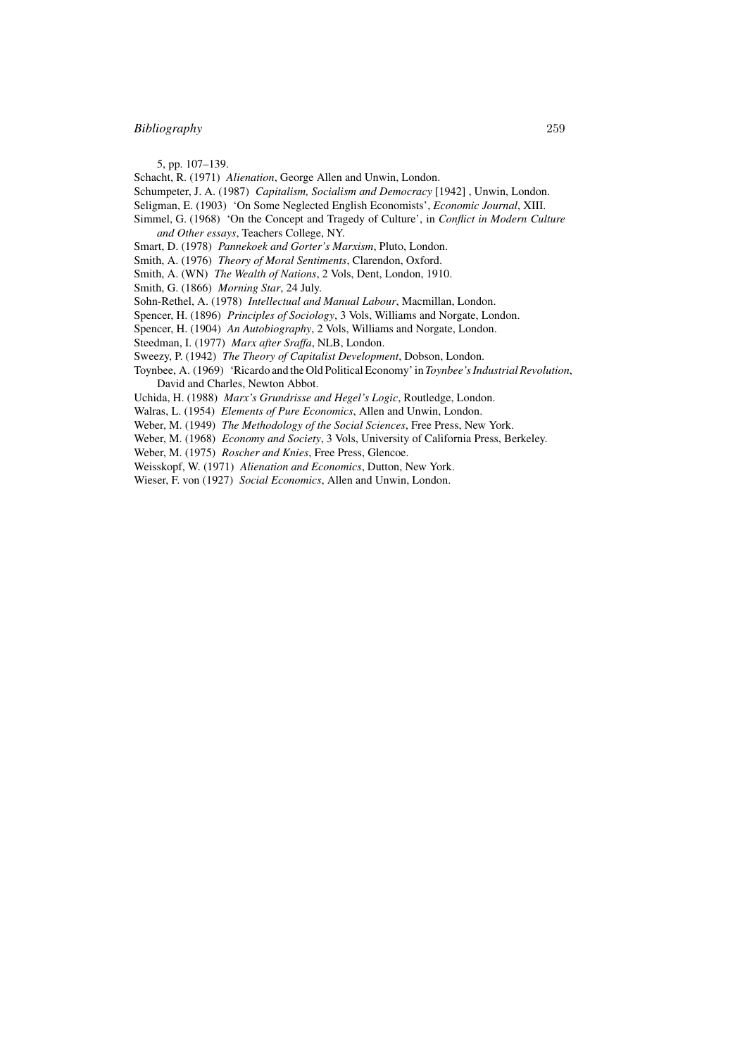5, pp. 107–139.

Schacht, R. (1971) *Alienation*, George Allen and Unwin, London.

Schumpeter, J. A. (1987) *Capitalism, Socialism and Democracy* [1942] , Unwin, London.

Seligman, E. (1903) 'On Some Neglected English Economists', *Economic Journal*, XIII.

Simmel, G. (1968) 'On the Concept and Tragedy of Culture', in *Conflict in Modern Culture and Other essays*, Teachers College, NY.

Smart, D. (1978) *Pannekoek and Gorter's Marxism*, Pluto, London.

Smith, A. (1976) *Theory of Moral Sentiments*, Clarendon, Oxford.

Smith, A. (WN) *The Wealth of Nations*, 2 Vols, Dent, London, 1910.

Smith, G. (1866) *Morning Star*, 24 July.

Sohn-Rethel, A. (1978) *Intellectual and Manual Labour*, Macmillan, London.

Spencer, H. (1896) *Principles of Sociology*, 3 Vols, Williams and Norgate, London.

Spencer, H. (1904) *An Autobiography*, 2 Vols, Williams and Norgate, London.

Steedman, I. (1977) *Marx after Sraffa*, NLB, London.

Sweezy, P. (1942) *The Theory of Capitalist Development*, Dobson, London.

Toynbee, A. (1969) 'Ricardo and the Old Political Economy' in *Toynbee's Industrial Revolution*, David and Charles, Newton Abbot.

Uchida, H. (1988) *Marx's Grundrisse and Hegel's Logic*, Routledge, London.

Walras, L. (1954) *Elements of Pure Economics*, Allen and Unwin, London.

Weber, M. (1949) *The Methodology of the Social Sciences*, Free Press, New York.

Weber, M. (1968) *Economy and Society*, 3 Vols, University of California Press, Berkeley.

Weber, M. (1975) *Roscher and Knies*, Free Press, Glencoe.

Weisskopf, W. (1971) *Alienation and Economics*, Dutton, New York.

Wieser, F. von (1927) *Social Economics*, Allen and Unwin, London.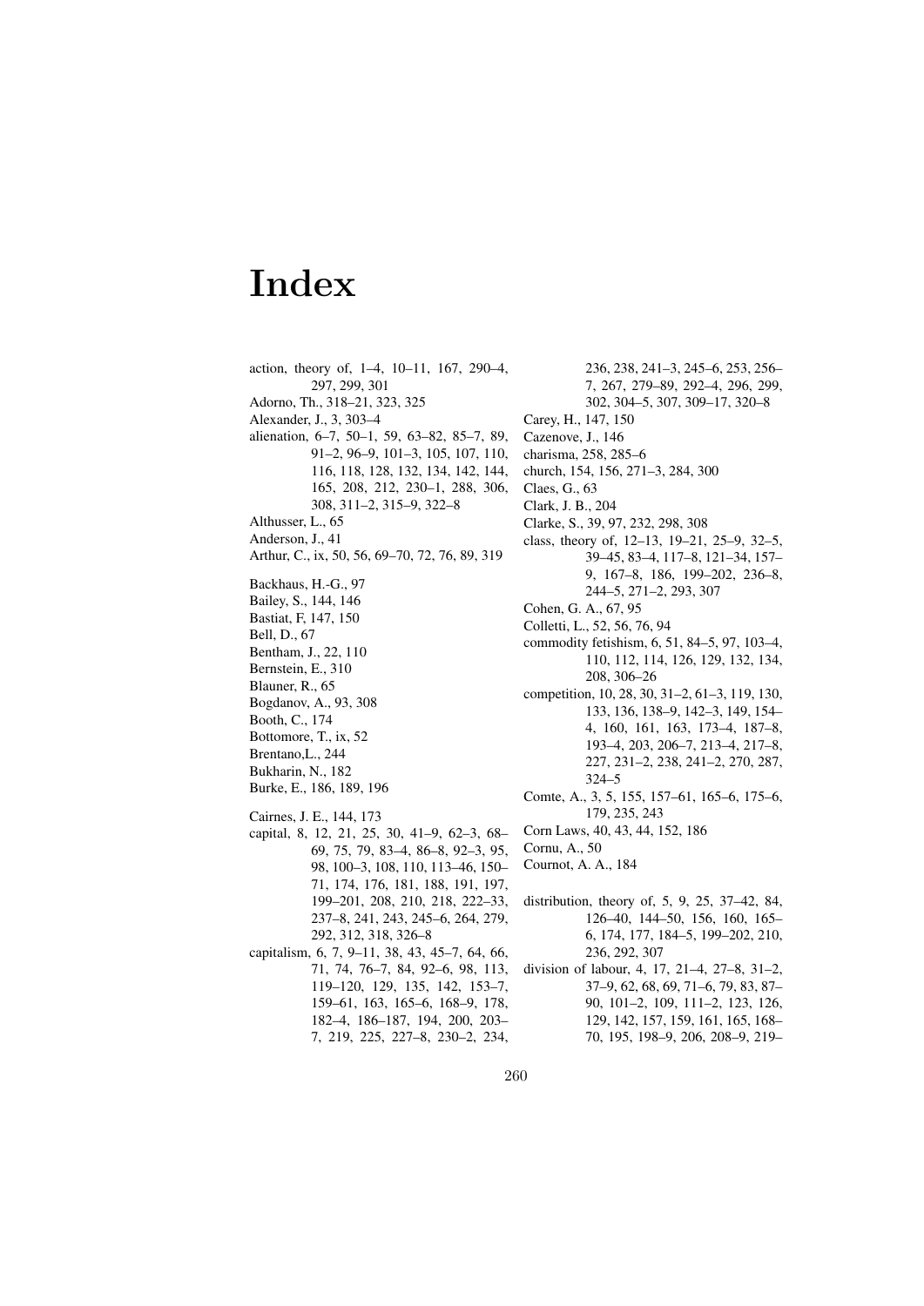# Index

action, theory of, 1–4, 10–11, 167, 290–4, 297, 299, 301
Adorno, Th., 318–21, 323, 325
Alexander, J., 3, 303–4
alienation, 6–7, 50–1, 59, 63–82, 85–7, 89, 91–2, 96–9, 101–3, 105, 107, 110, 116, 118, 128, 132, 134, 142, 144, 165, 208, 212, 230–1, 288, 306, 308, 311–2, 315–9, 322–8
Althusser, L., 65
Anderson, J., 41
Arthur, C., ix, 50, 56, 69–70, 72, 76, 89, 319

Backhaus, H.-G., 97
Bailey, S., 144, 146
Bastiat, F, 147, 150
Bell, D., 67
Bentham, J., 22, 110
Bernstein, E., 310
Blauner, R., 65
Bogdanov, A., 93, 308
Booth, C., 174
Bottomore, T., ix, 52
Brentano,L., 244
Bukharin, N., 182
Burke, E., 186, 189, 196

Cairnes, J. E., 144, 173
capital, 8, 12, 21, 25, 30, 41–9, 62–3, 68–69, 75, 79, 83–4, 86–8, 92–3, 95, 98, 100–3, 108, 110, 113–46, 150–71, 174, 176, 181, 188, 191, 197, 199–201, 208, 210, 218, 222–33, 237–8, 241, 243, 245–6, 264, 279, 292, 312, 318, 326–8
capitalism, 6, 7, 9–11, 38, 43, 45–7, 64, 66, 71, 74, 76–7, 84, 92–6, 98, 113, 119–120, 129, 135, 142, 153–7, 159–61, 163, 165–6, 168–9, 178, 182–4, 186–187, 194, 200, 203–7, 219, 225, 227–8, 230–2, 234, 236, 238, 241–3, 245–6, 253, 256–7, 267, 279–89, 292–4, 296, 299, 302, 304–5, 307, 309–17, 320–8
Carey, H., 147, 150
Cazenove, J., 146
charisma, 258, 285–6
church, 154, 156, 271–3, 284, 300
Claes, G., 63
Clark, J. B., 204
Clarke, S., 39, 97, 232, 298, 308
class, theory of, 12–13, 19–21, 25–9, 32–5, 39–45, 83–4, 117–8, 121–34, 157–9, 167–8, 186, 199–202, 236–8, 244–5, 271–2, 293, 307
Cohen, G. A., 67, 95
Colletti L., 52, 56, 76, 94
commodity fetishism, 6, 51, 84–5, 97, 103–4, 110, 112, 114, 126, 129, 132, 134, 208, 306–26
competition, 10, 28, 30, 31–2, 61–3, 119, 130, 133, 136, 138–9, 142–3, 149, 154–4, 160, 161, 163, 173–4, 187–8, 193–4, 203, 206–7, 213–4, 217–8, 227, 231–2, 238, 241–2, 270, 287, 324–5
Comte, A., 3, 5, 155, 157–61, 165–6, 175–6, 179, 235, 243
Corn Laws, 40, 43, 44, 152, 186
Cornu, A., 50
Cournot, A. A., 184

distribution, theory of, 5, 9, 25, 37–42, 84, 126–40, 144–50, 156, 160, 165–6, 174, 177, 184–5, 199–202, 210, 236, 292, 307
division of labour, 4, 17, 21–4, 27–8, 31–2, 37–9, 62, 68, 69, 71–6, 79, 83, 87–90, 101–2, 109, 111–2, 123, 126, 129, 142, 157, 159, 161, 165, 168–70, 195, 198–9, 206, 208–9, 219–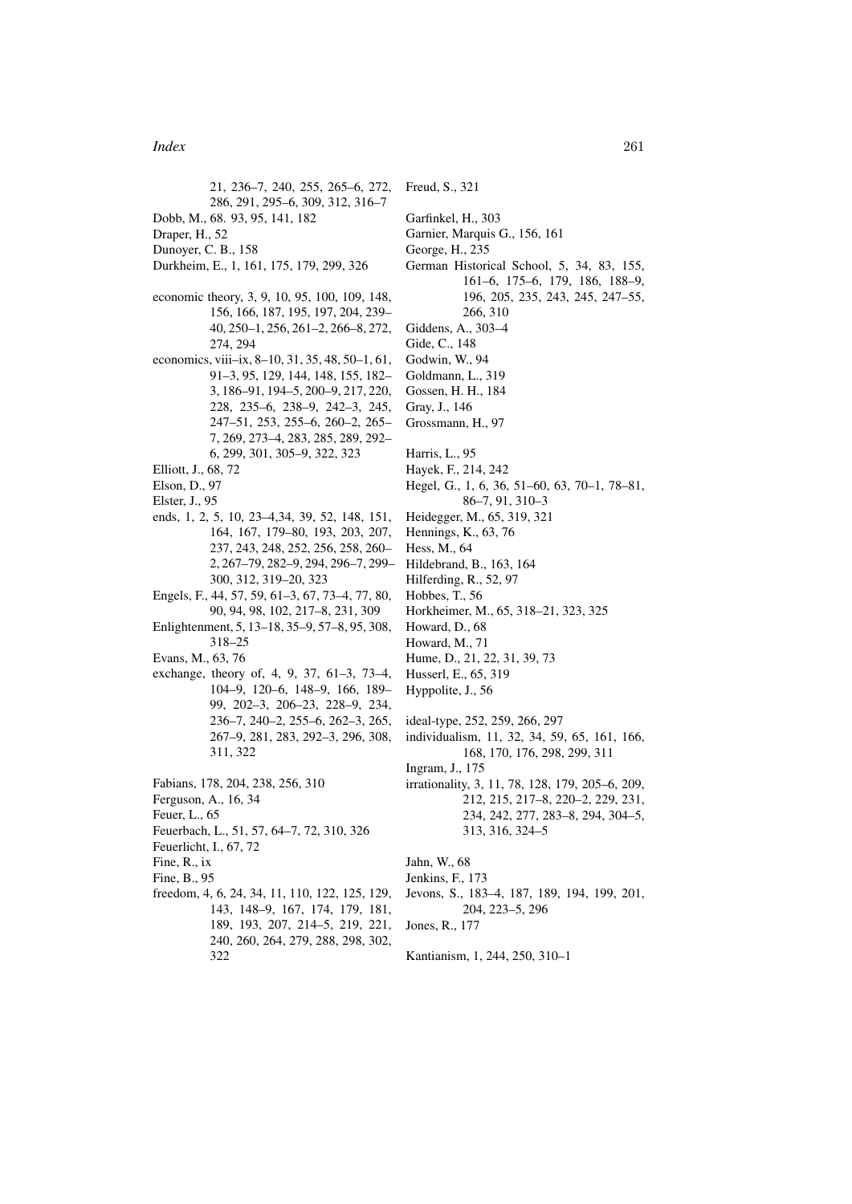21, 236–7, 240, 255, 265–6, 272, 286, 291, 295–6, 309, 312, 316–7

Dobb, M., 68. 93, 95, 141, 182

Draper, H., 52

Dunoyer, C. B., 158

Durkheim, E., 1, 161, 175, 179, 299, 326

economic theory, 3, 9, 10, 95, 100, 109, 148, 156, 166, 187, 195, 197, 204, 239–40, 250–1, 256, 261–2, 266–8, 272, 274, 294

economics, viii–ix, 8–10, 31, 35, 48, 50–1, 61, 91–3, 95, 129, 144, 148, 155, 182–3, 186–91, 194–5, 200–9, 217, 220, 228, 235–6, 238–9, 242–3, 245, 247–51, 253, 255–6, 260–2, 265–7, 269, 273–4, 283, 285, 289, 292–6, 299, 301, 305–9, 322, 323

Elliott, J., 68, 72

Elson, D., 97

Elster, J., 95

ends, 1, 2, 5, 10, 23–4,34, 39, 52, 148, 151, 164, 167, 179–80, 193, 203, 207, 237, 243, 248, 252, 256, 258, 260–2, 267–79, 282–9, 294, 296–7, 299–300, 312, 319–20, 323

Engels, F., 44, 57, 59, 61–3, 67, 73–4, 77, 80, 90, 94, 98, 102, 217–8, 231, 309

Enlightenment, 5, 13–18, 35–9, 57–8, 95, 308, 318–25

Evans, M., 63, 76

exchange, theory of, 4, 9, 37, 61–3, 73–4, 104–9, 120–6, 148–9, 166, 189–99, 202–3, 206–23, 228–9, 234, 236–7, 240–2, 255–6, 262–3, 265, 267–9, 281, 283, 292–3, 296, 308, 311, 322

Fabians, 178, 204, 238, 256, 310

Ferguson, A., 16, 34

Feuer, L., 65

Feuerbach, L., 51, 57, 64–7, 72, 310, 326

Feuerlicht, I., 67, 72

Fine, R., ix

Fine, B., 95

freedom, 4, 6, 24, 34, 11, 110, 122, 125, 129, 143, 148–9, 167, 174, 179, 181, 189, 193, 207, 214–5, 219, 221, 240, 260, 264, 279, 288, 298, 302, 322

Freud, S., 321

Garfinkel, H., 303

Garnier, Marquis G., 156, 161

George, H., 235

German Historical School, 5, 34, 83, 155, 161–6, 175–6, 179, 186, 188–9, 196, 205, 235, 243, 245, 247–55, 266, 310

Giddens, A., 303–4

Gide, C., 148

Godwin, W., 94

Goldmann, L., 319

Gossen, H. H., 184

Gray, J., 146

Grossmann, H., 97

Harris, L., 95

Hayek, F., 214, 242

Hegel, G., 1, 6, 36, 51–60, 63, 70–1, 78–81, 86–7, 91, 310–3

Heidegger, M., 65, 319, 321

Hennings, K., 63, 76

Hess, M., 64

Hildebrand, B., 163, 164

Hilferding, R., 52, 97

Hobbes, T., 56

Horkheimer, M., 65, 318–21, 323, 325

Howard, D., 68

Howard, M., 71

Hume, D., 21, 22, 31, 39, 73

Husserl, E., 65, 319

Hyppolite, J., 56

ideal-type, 252, 259, 266, 297

individualism, 11, 32, 34, 59, 65, 161, 166, 168, 170, 176, 298, 299, 311

Ingram, J., 175

irrationality, 3, 11, 78, 128, 179, 205–6, 209, 212, 215, 217–8, 220–2, 229, 231, 234, 242, 277, 283–8, 294, 304–5, 313, 316, 324–5

Jahn, W., 68

Jenkins, F., 173

Jevons, S., 183–4, 187, 189, 194, 199, 201, 204, 223–5, 296

Jones, R., 177

Kantianism, 1, 244, 250, 310–1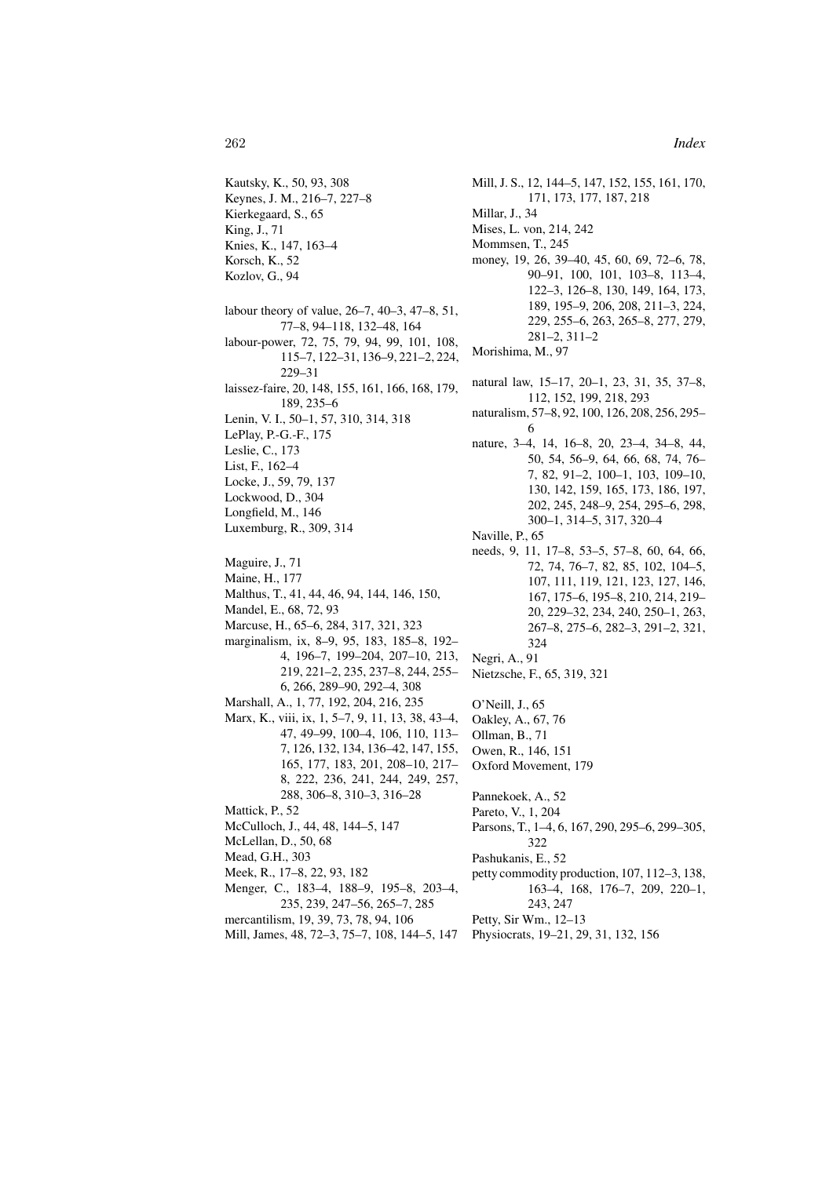Kautsky, K., 50, 93, 308
Keynes, J. M., 216–7, 227–8
Kierkegaard, S., 65
King, J., 71
Knies, K., 147, 163–4
Korsch, K., 52
Kozlov, G., 94

labour theory of value, 26–7, 40–3, 47–8, 51, 77–8, 94–118, 132–48, 164
labour-power, 72, 75, 79, 94, 99, 101, 108, 115–7, 122–31, 136–9, 221–2, 224, 229–31
laissez-faire, 20, 148, 155, 161, 166, 168, 179, 189, 235–6
Lenin, V. I., 50–1, 57, 310, 314, 318
LePlay, P.-G.-F., 175
Leslie, C., 173
List, F., 162–4
Locke, J., 59, 79, 137
Lockwood, D., 304
Longfield, M., 146
Luxemburg, R., 309, 314

Maguire, J., 71
Maine, H., 177
Malthus, T., 41, 44, 46, 94, 144, 146, 150,
Mandel, E., 68, 72, 93
Marcuse, H., 65–6, 284, 317, 321, 323
marginalism, ix, 8–9, 95, 183, 185–8, 192–4, 196–7, 199–204, 207–10, 213, 219, 221–2, 235, 237–8, 244, 255–6, 266, 289–90, 292–4, 308
Marshall, A., 1, 77, 192, 204, 216, 235
Marx, K., viii, ix, 1, 5–7, 9, 11, 13, 38, 43–4, 47, 49–99, 100–4, 106, 110, 113–7, 126, 132, 134, 136–42, 147, 155, 165, 177, 183, 201, 208–10, 217–8, 222, 236, 241, 244, 249, 257, 288, 306–8, 310–3, 316–28
Mattick, P., 52
McCulloch, J., 44, 48, 144–5, 147
McLellan, D., 50, 68
Mead, G.H., 303
Meek, R., 17–8, 22, 93, 182
Menger, C., 183–4, 188–9, 195–8, 203–4, 235, 239, 247–56, 265–7, 285
mercantilism, 19, 39, 73, 78, 94, 106
Mill, James, 48, 72–3, 75–7, 108, 144–5, 147
Mill, J. S., 12, 144–5, 147, 152, 155, 161, 170, 171, 173, 177, 187, 218
Millar, J., 34
Mises, L. von, 214, 242
Mommsen, T., 245
money, 19, 26, 39–40, 45, 60, 69, 72–6, 78, 90–91, 100, 101, 103–8, 113–4, 122–3, 126–8, 130, 149, 164, 173, 189, 195–9, 206, 208, 211–3, 224, 229, 255–6, 263, 265–8, 277, 279, 281–2, 311–2
Morishima, M., 97

natural law, 15–17, 20–1, 23, 31, 35, 37–8, 112, 152, 199, 218, 293
naturalism, 57–8, 92, 100, 126, 208, 256, 295–6
nature, 3–4, 14, 16–8, 20, 23–4, 34–8, 44, 50, 54, 56–9, 64, 66, 68, 74, 76–7, 82, 91–2, 100–1, 103, 109–10, 130, 142, 159, 165, 173, 186, 197, 202, 245, 248–9, 254, 295–6, 298, 300–1, 314–5, 317, 320–4
Naville, P., 65
needs, 9, 11, 17–8, 53–5, 57–8, 60, 64, 66, 72, 74, 76–7, 82, 85, 102, 104–5, 107, 111, 119, 121, 123, 127, 146, 167, 175–6, 195–8, 210, 214, 219–20, 229–32, 234, 240, 250–1, 263, 267–8, 275–6, 282–3, 291–2, 321, 324
Negri, A., 91
Nietzsche, F., 65, 319, 321

O'Neill, J., 65
Oakley, A., 67, 76
Ollman, B., 71
Owen, R., 146, 151
Oxford Movement, 179

Pannekoek, A., 52
Pareto, V., 1, 204
Parsons, T., 1–4, 6, 167, 290, 295–6, 299–305, 322
Pashukanis, E., 52
petty commodity production, 107, 112–3, 138, 163–4, 168, 176–7, 209, 220–1, 243, 247
Petty, Sir Wm., 12–13
Physiocrats, 19–21, 29, 31, 132, 156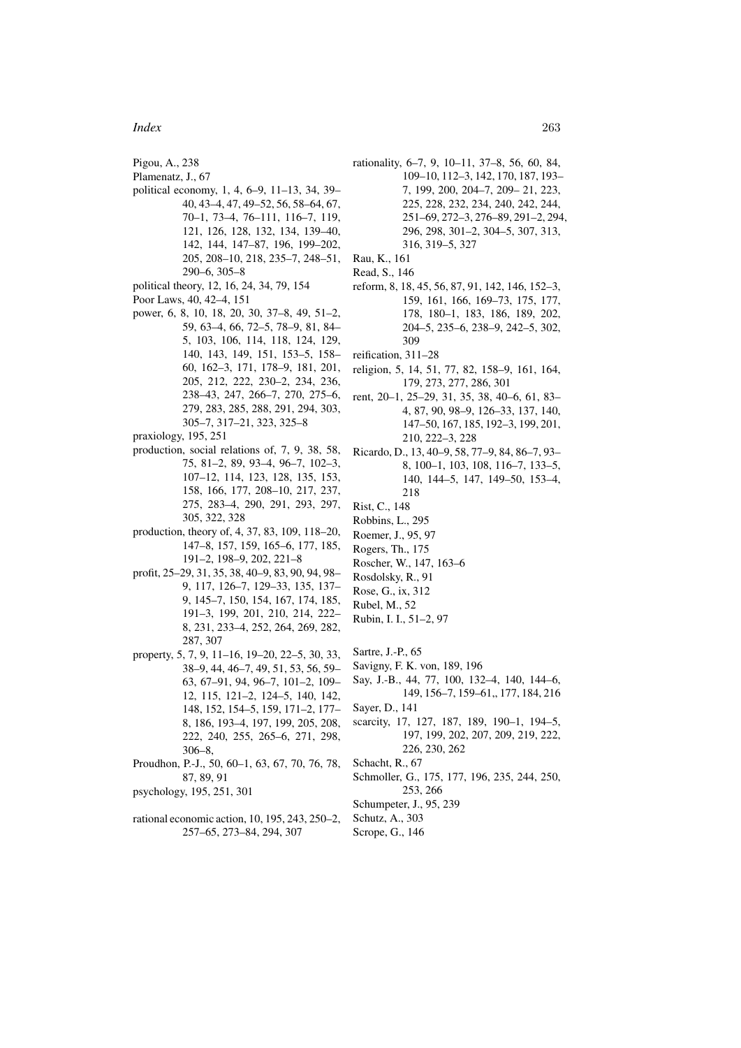Pigou, A., 238
Plamenatz, J., 67
political economy, 1, 4, 6–9, 11–13, 34, 39–40, 43–4, 47, 49–52, 56, 58–64, 67, 70–1, 73–4, 76–111, 116–7, 119, 121, 126, 128, 132, 134, 139–40, 142, 144, 147–87, 196, 199–202, 205, 208–10, 218, 235–7, 248–51, 290–6, 305–8
political theory, 12, 16, 24, 34, 79, 154
Poor Laws, 40, 42–4, 151
power, 6, 8, 10, 18, 20, 30, 37–8, 49, 51–2, 59, 63–4, 66, 72–5, 78–9, 81, 84–5, 103, 106, 114, 118, 124, 129, 140, 143, 149, 151, 153–5, 158–60, 162–3, 171, 178–9, 181, 201, 205, 212, 222, 230–2, 234, 236, 238–43, 247, 266–7, 270, 275–6, 279, 283, 285, 288, 291, 294, 303, 305–7, 317–21, 323, 325–8
praxiology, 195, 251
production, social relations of, 7, 9, 38, 58, 75, 81–2, 89, 93–4, 96–7, 102–3, 107–12, 114, 123, 128, 135, 153, 158, 166, 177, 208–10, 217, 237, 275, 283–4, 290, 291, 293, 297, 305, 322, 328
production, theory of, 4, 37, 83, 109, 118–20, 147–8, 157, 159, 165–6, 177, 185, 191–2, 198–9, 202, 221–8
profit, 25–29, 31, 35, 38, 40–9, 83, 90, 94, 98–9, 117, 126–7, 129–33, 135, 137–9, 145–7, 150, 154, 167, 174, 185, 191–3, 199, 201, 210, 214, 222–8, 231, 233–4, 252, 264, 269, 282, 287, 307
property, 5, 7, 9, 11–16, 19–20, 22–5, 30, 33, 38–9, 44, 46–7, 49, 51, 53, 56, 59–63, 67–91, 94, 96–7, 101–2, 109–12, 115, 121–2, 124–5, 140, 142, 148, 152, 154–5, 159, 171–2, 177–8, 186, 193–4, 197, 199, 205, 208, 222, 240, 255, 265–6, 271, 298, 306–8,
Proudhon, P.-J., 50, 60–1, 63, 67, 70, 76, 78, 87, 89, 91
psychology, 195, 251, 301

rational economic action, 10, 195, 243, 250–2, 257–65, 273–84, 294, 307
rationality, 6–7, 9, 10–11, 37–8, 56, 60, 84, 109–10, 112–3, 142, 170, 187, 193–7, 199, 200, 204–7, 209–21, 223, 225, 228, 232, 234, 240, 242, 244, 251–69, 272–3, 276–89, 291–2, 294, 296, 298, 301–2, 304–5, 307, 313, 316, 319–5, 327
Rau, K., 161
Read, S., 146
reform, 8, 18, 45, 56, 87, 91, 142, 146, 152–3, 159, 161, 166, 169–73, 175, 177, 178, 180–1, 183, 186, 189, 202, 204–5, 235–6, 238–9, 242–5, 302, 309
reification, 311–28
religion, 5, 14, 51, 77, 82, 158–9, 161, 164, 179, 273, 277, 286, 301
rent, 20–1, 25–29, 31, 35, 38, 40–6, 61, 83–4, 87, 90, 98–9, 126–33, 137, 140, 147–50, 167, 185, 192–3, 199, 201, 210, 222–3, 228
Ricardo, D., 13, 40–9, 58, 77–9, 84, 86–7, 93–8, 100–1, 103, 108, 116–7, 133–5, 140, 144–5, 147, 149–50, 153–4, 218
Rist, C., 148
Robbins, L., 295
Roemer, J., 95, 97
Rogers, Th., 175
Roscher, W., 147, 163–6
Rosdolsky, R., 91
Rose, G., ix, 312
Rubel, M., 52
Rubin, I. I., 51–2, 97

Sartre, J.-P., 65
Savigny, F. K. von, 189, 196
Say, J.-B., 44, 77, 100, 132–4, 140, 144–6, 149, 156–7, 159–61,, 177, 184, 216
Sayer, D., 141
scarcity, 17, 127, 187, 189, 190–1, 194–5, 197, 199, 202, 207, 209, 219, 222, 226, 230, 262
Schacht, R., 67
Schmoller, G., 175, 177, 196, 235, 244, 250, 253, 266
Schumpeter, J., 95, 239
Schutz, A., 303
Scrope, G., 146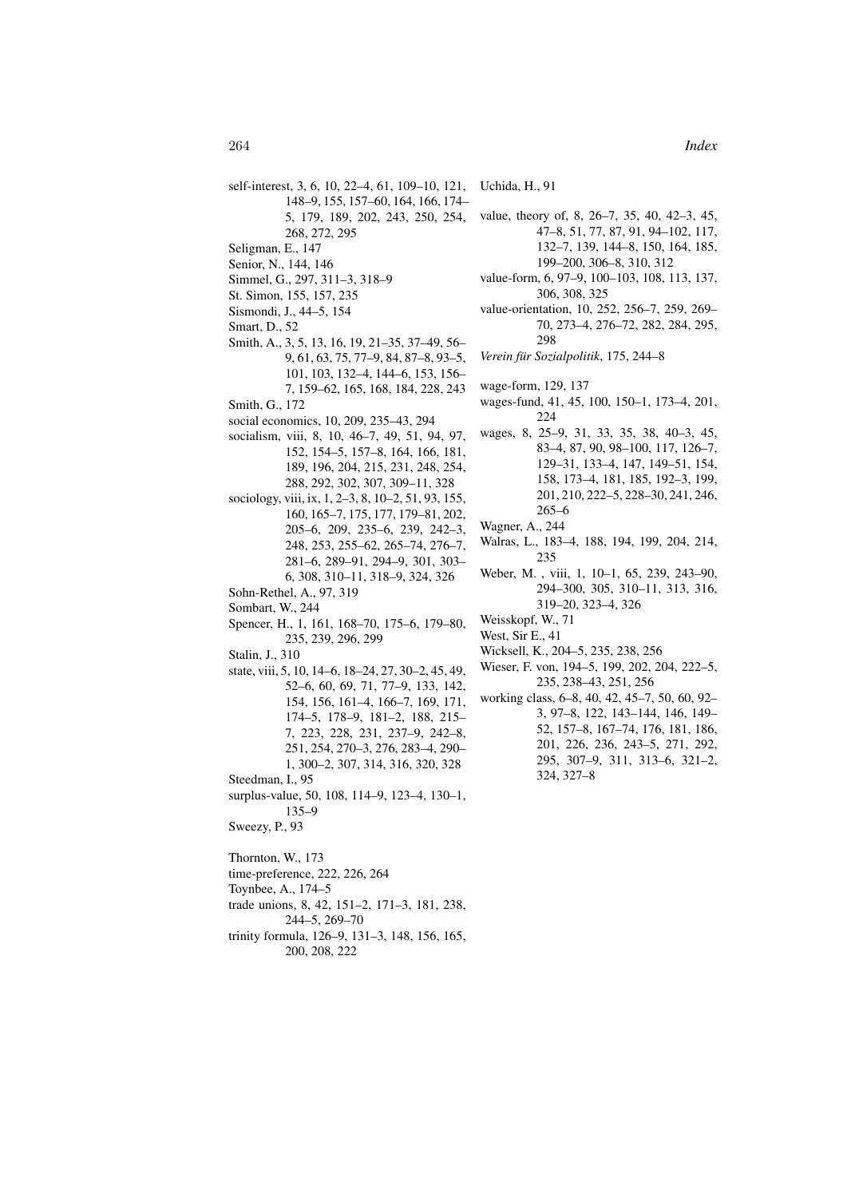self-interest, 3, 6, 10, 22–4, 61, 109–10, 121, 148–9, 155, 157–60, 164, 166, 174–5, 179, 189, 202, 243, 250, 254, 268, 272, 295
Seligman, E., 147
Senior, N., 144, 146
Simmel, G., 297, 311–3, 318–9
St. Simon, 155, 157, 235
Sismondi, J., 44–5, 154
Smart, D., 52
Smith, A., 3, 5, 13, 16, 19, 21–35, 37–49, 56–9, 61, 63, 75, 77–9, 84, 87–8, 93–5, 101, 103, 132–4, 144–6, 153, 156–7, 159–62, 165, 168, 184, 228, 243
Smith, G., 172
social economics, 10, 209, 235–43, 294
socialism, viii, 8, 10, 46–7, 49, 51, 94, 97, 152, 154–5, 157–8, 164, 166, 181, 189, 196, 204, 215, 231, 248, 254, 288, 292, 302, 307, 309–11, 328
sociology, viii, ix, 1, 2–3, 8, 10–2, 51, 93, 155, 160, 165–7, 175, 177, 179–81, 202, 205–6, 209, 235–6, 239, 242–3, 248, 253, 255–62, 265–74, 276–7, 281–6, 289–91, 294–9, 301, 303–6, 308, 310–11, 318–9, 324, 326
Sohn-Rethel, A., 97, 319
Sombart, W., 244
Spencer, H., 1, 161, 168–70, 175–6, 179–80, 235, 239, 296, 299
Stalin, J., 310
state, viii, 5, 10, 14–6, 18–24, 27, 30–2, 45, 49, 52–6, 60, 69, 71, 77–9, 133, 142, 154, 156, 161–4, 166–7, 169, 171, 174–5, 178–9, 181–2, 188, 215–7, 223, 228, 231, 237–9, 242–8, 251, 254, 270–3, 276, 283–4, 290–1, 300–2, 307, 314, 316, 320, 328
Steedman, I., 95
surplus-value, 50, 108, 114–9, 123–4, 130–1, 135–9
Sweezy, P., 93

Thornton, W., 173
time-preference, 222, 226, 264
Toynbee, A., 174–5
trade unions, 8, 42, 151–2, 171–3, 181, 238, 244–5, 269–70
trinity formula, 126–9, 131–3, 148, 156, 165, 200, 208, 222

Uchida, H., 91

value, theory of, 8, 26–7, 35, 40, 42–3, 45, 47–8, 51, 77, 87, 91, 94–102, 117, 132–7, 139, 144–8, 150, 164, 185, 199–200, 306–8, 310, 312
value-form, 6, 97–9, 100–103, 108, 113, 137, 306, 308, 325
value-orientation, 10, 252, 256–7, 259, 269–70, 273–4, 276–72, 282, 284, 295, 298
*Verein für Sozialpolitik*, 175, 244–8

wage-form, 129, 137
wages-fund, 41, 45, 100, 150–1, 173–4, 201, 224
wages, 8, 25–9, 31, 33, 35, 38, 40–3, 45, 83–4, 87, 90, 98–100, 117, 126–7, 129–31, 133–4, 147, 149–51, 154, 158, 173–4, 181, 185, 192–3, 199, 201, 210, 222–5, 228–30, 241, 246, 265–6
Wagner, A., 244
Walras, L., 183–4, 188, 194, 199, 204, 214, 235
Weber, M. , viii, 1, 10–1, 65, 239, 243–90, 294–300, 305, 310–11, 313, 316, 319–20, 323–4, 326
Weisskopf, W., 71
West, Sir E., 41
Wicksell, K., 204–5, 235, 238, 256
Wieser, F. von, 194–5, 199, 202, 204, 222–5, 235, 238–43, 251, 256
working class, 6–8, 40, 42, 45–7, 50, 60, 92–3, 97–8, 122, 143–144, 146, 149–52, 157–8, 167–74, 176, 181, 186, 201, 226, 236, 243–5, 271, 292, 295, 307–9, 311, 313–6, 321–2, 324, 327–8